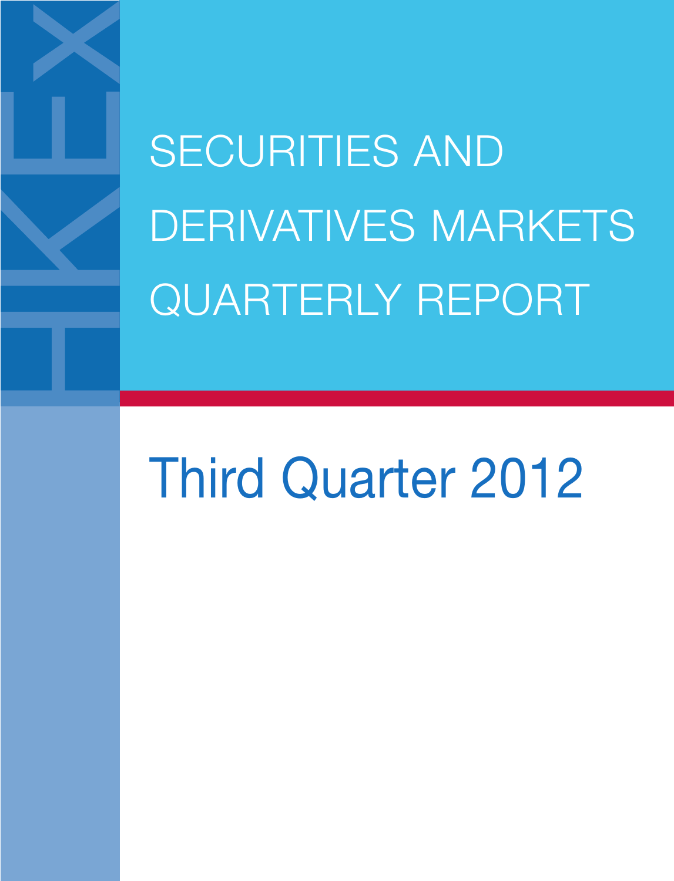# SECURITIES AND DERIVATIVES MARKETS QUARTERLY REPORT

## Third Quarter 2012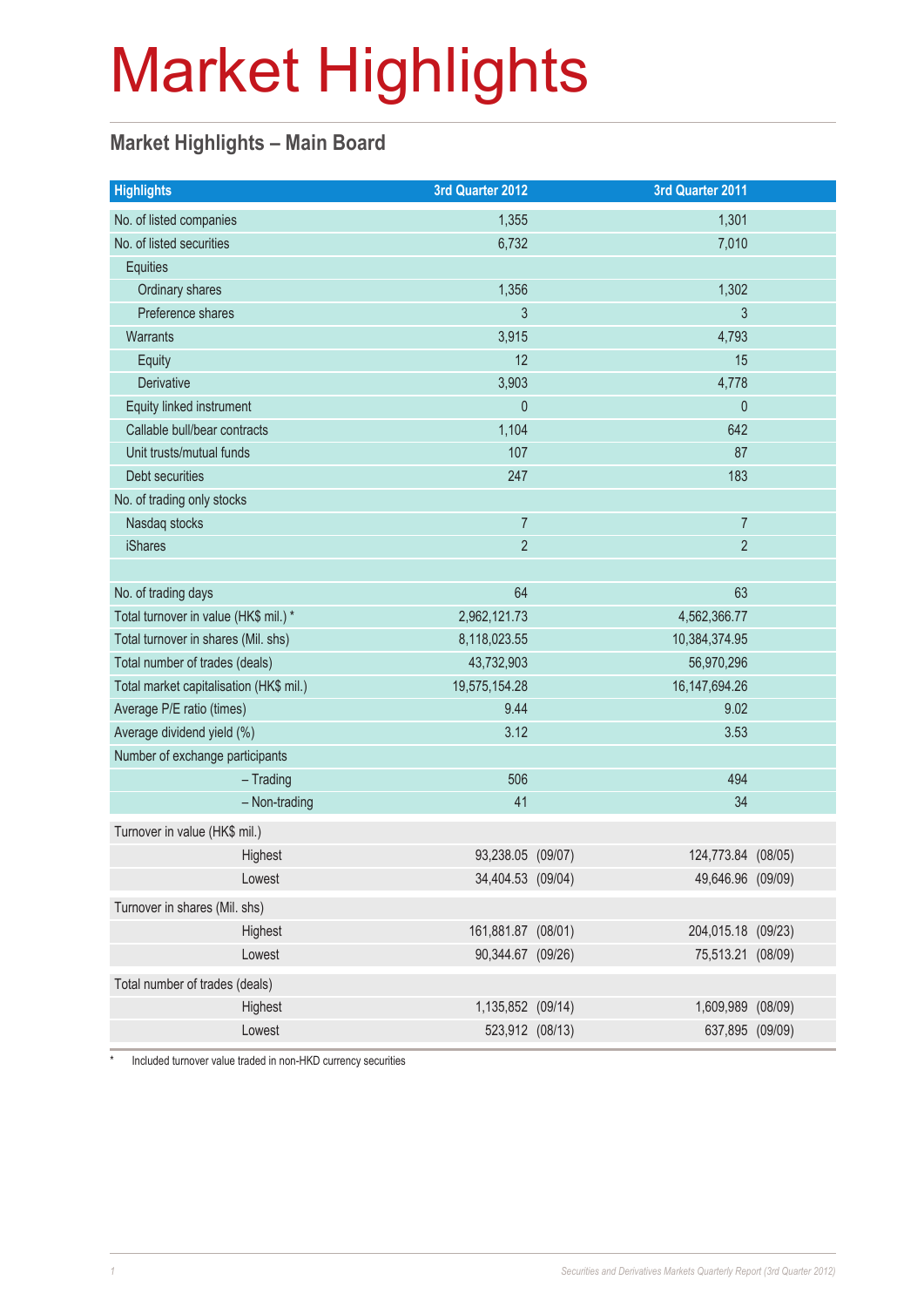# Market Highlights

## Market Highlights – Main Board

| Highlights | 3rd Quarter 2012 | | 3rd Quarter 2011 | |
|---|---|---|---|---|
| No. of listed companies | 1,355 | | 1,301 | |
| No. of listed securities | 6,732 | | 7,010 | |
| Equities | | | | |
| Ordinary shares | 1,356 | | 1,302 | |
| Preference shares | 3 | | 3 | |
| Warrants | 3,915 | | 4,793 | |
| Equity | 12 | | 15 | |
| Derivative | 3,903 | | 4,778 | |
| Equity linked instrument | 0 | | 0 | |
| Callable bull/bear contracts | 1,104 | | 642 | |
| Unit trusts/mutual funds | 107 | | 87 | |
| Debt securities | 247 | | 183 | |
| No. of trading only stocks | | | | |
| Nasdaq stocks | 7 | | 7 | |
| iShares | 2 | | 2 | |
| | | | | |
| No. of trading days | 64 | | 63 | |
| Total turnover in value (HK$ mil.) * | 2,962,121.73 | | 4,562,366.77 | |
| Total turnover in shares (Mil. shs) | 8,118,023.55 | | 10,384,374.95 | |
| Total number of trades (deals) | 43,732,903 | | 56,970,296 | |
| Total market capitalisation (HK$ mil.) | 19,575,154.28 | | 16,147,694.26 | |
| Average P/E ratio (times) | 9.44 | | 9.02 | |
| Average dividend yield (%) | 3.12 | | 3.53 | |
| Number of exchange participants | | | | |
| – Trading | 506 | | 494 | |
| – Non-trading | 41 | | 34 | |
| Turnover in value (HK$ mil.) | | | | |
| Highest | 93,238.05 | (09/07) | 124,773.84 | (08/05) |
| Lowest | 34,404.53 | (09/04) | 49,646.96 | (09/09) |
| Turnover in shares (Mil. shs) | | | | |
| Highest | 161,881.87 | (08/01) | 204,015.18 | (09/23) |
| Lowest | 90,344.67 | (09/26) | 75,513.21 | (08/09) |
| Total number of trades (deals) | | | | |
| Highest | 1,135,852 | (09/14) | 1,609,989 | (08/09) |
| Lowest | 523,912 | (08/13) | 637,895 | (09/09) |

\* Included turnover value traded in non-HKD currency securities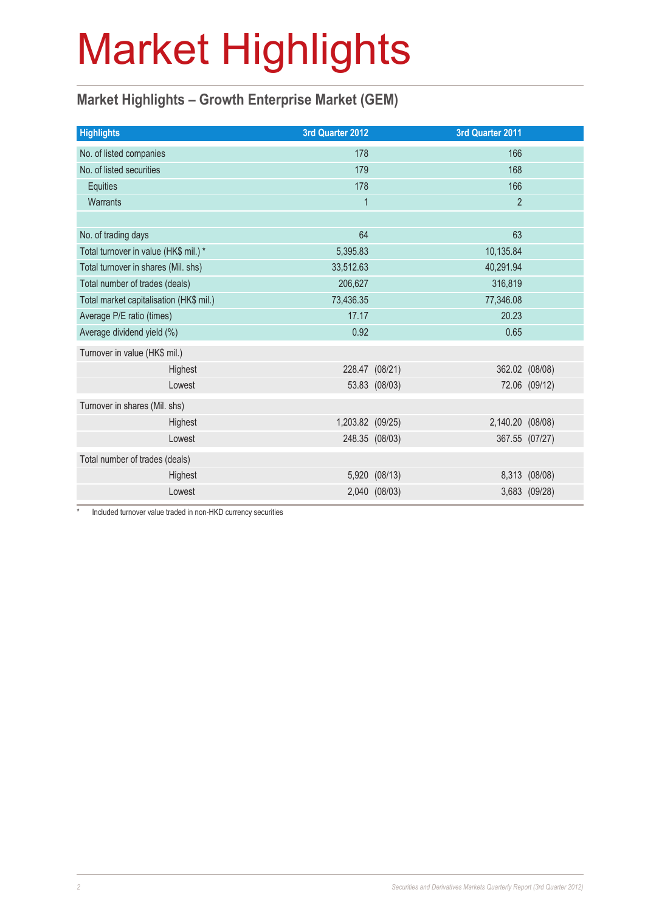# Market Highlights

## Market Highlights – Growth Enterprise Market (GEM)

| Highlights | 3rd Quarter 2012 | | 3rd Quarter 2011 | |
|---|---|---|---|---|
| No. of listed companies | 178 | | 166 | |
| No. of listed securities | 179 | | 168 | |
| Equities | 178 | | 166 | |
| Warrants | 1 | | 2 | |
| | | | | |
| No. of trading days | 64 | | 63 | |
| Total turnover in value (HK$ mil.) * | 5,395.83 | | 10,135.84 | |
| Total turnover in shares (Mil. shs) | 33,512.63 | | 40,291.94 | |
| Total number of trades (deals) | 206,627 | | 316,819 | |
| Total market capitalisation (HK$ mil.) | 73,436.35 | | 77,346.08 | |
| Average P/E ratio (times) | 17.17 | | 20.23 | |
| Average dividend yield (%) | 0.92 | | 0.65 | |
| Turnover in value (HK$ mil.) | | | | |
| Highest | 228.47 | (08/21) | 362.02 | (08/08) |
| Lowest | 53.83 | (08/03) | 72.06 | (09/12) |
| Turnover in shares (Mil. shs) | | | | |
| Highest | 1,203.82 | (09/25) | 2,140.20 | (08/08) |
| Lowest | 248.35 | (08/03) | 367.55 | (07/27) |
| Total number of trades (deals) | | | | |
| Highest | 5,920 | (08/13) | 8,313 | (08/08) |
| Lowest | 2,040 | (08/03) | 3,683 | (09/28) |

* Included turnover value traded in non-HKD currency securities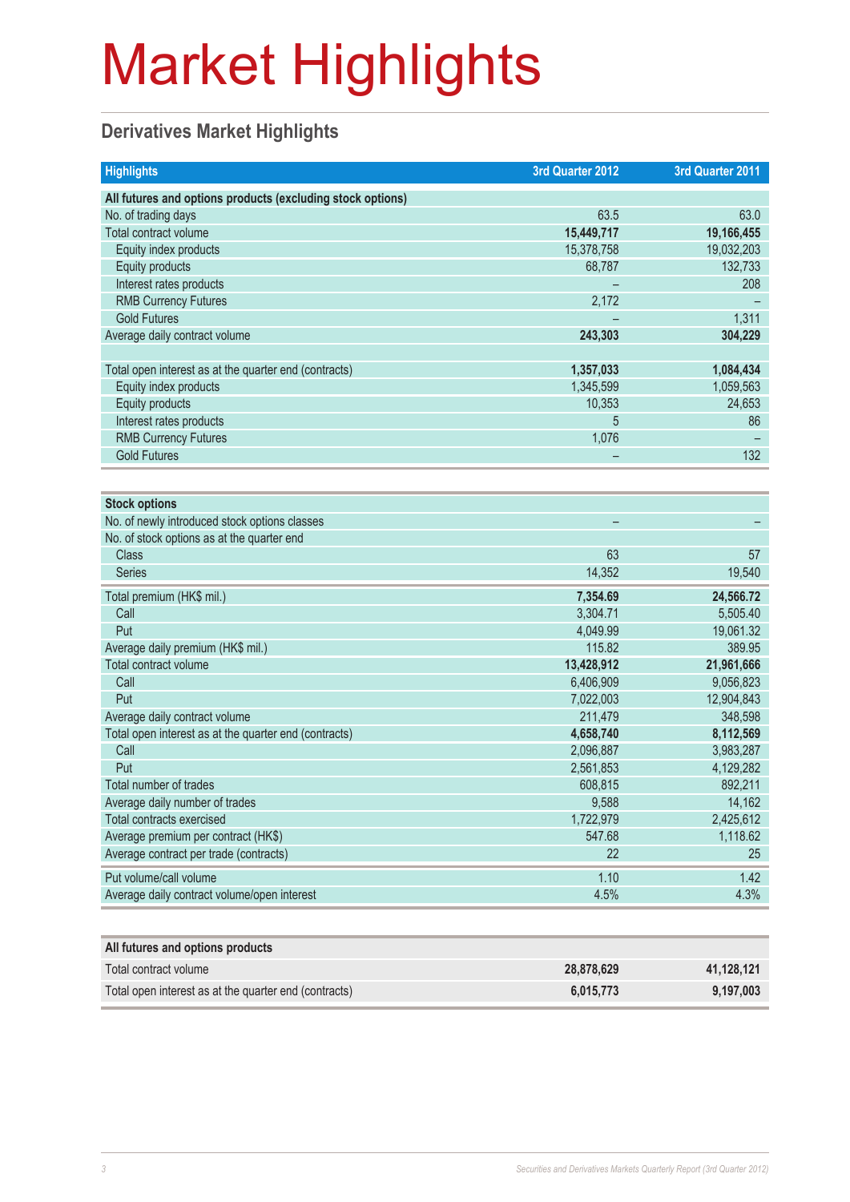# Market Highlights

## Derivatives Market Highlights

| Highlights | 3rd Quarter 2012 | 3rd Quarter 2011 |
|---|---|---|
| **All futures and options products (excluding stock options)** | | |
| No. of trading days | 63.5 | 63.0 |
| Total contract volume | **15,449,717** | **19,166,455** |
| Equity index products | 15,378,758 | 19,032,203 |
| Equity products | 68,787 | 132,733 |
| Interest rates products | – | 208 |
| RMB Currency Futures | 2,172 | – |
| Gold Futures | – | 1,311 |
| Average daily contract volume | **243,303** | **304,229** |
| | | |
| Total open interest as at the quarter end (contracts) | **1,357,033** | **1,084,434** |
| Equity index products | 1,345,599 | 1,059,563 |
| Equity products | 10,353 | 24,653 |
| Interest rates products | 5 | 86 |
| RMB Currency Futures | 1,076 | – |
| Gold Futures | – | 132 |

| | 3rd Quarter 2012 | 3rd Quarter 2011 |
|---|---|---|
| **Stock options** | | |
| No. of newly introduced stock options classes | – | – |
| No. of stock options as at the quarter end | | |
| Class | 63 | 57 |
| Series | 14,352 | 19,540 |
| Total premium (HK$ mil.) | **7,354.69** | **24,566.72** |
| Call | 3,304.71 | 5,505.40 |
| Put | 4,049.99 | 19,061.32 |
| Average daily premium (HK$ mil.) | 115.82 | 389.95 |
| Total contract volume | **13,428,912** | **21,961,666** |
| Call | 6,406,909 | 9,056,823 |
| Put | 7,022,003 | 12,904,843 |
| Average daily contract volume | 211,479 | 348,598 |
| Total open interest as at the quarter end (contracts) | **4,658,740** | **8,112,569** |
| Call | 2,096,887 | 3,983,287 |
| Put | 2,561,853 | 4,129,282 |
| Total number of trades | 608,815 | 892,211 |
| Average daily number of trades | 9,588 | 14,162 |
| Total contracts exercised | 1,722,979 | 2,425,612 |
| Average premium per contract (HK$) | 547.68 | 1,118.62 |
| Average contract per trade (contracts) | 22 | 25 |
| Put volume/call volume | 1.10 | 1.42 |
| Average daily contract volume/open interest | 4.5% | 4.3% |

| | 3rd Quarter 2012 | 3rd Quarter 2011 |
|---|---|---|
| **All futures and options products** | | |
| Total contract volume | **28,878,629** | **41,128,121** |
| Total open interest as at the quarter end (contracts) | **6,015,773** | **9,197,003** |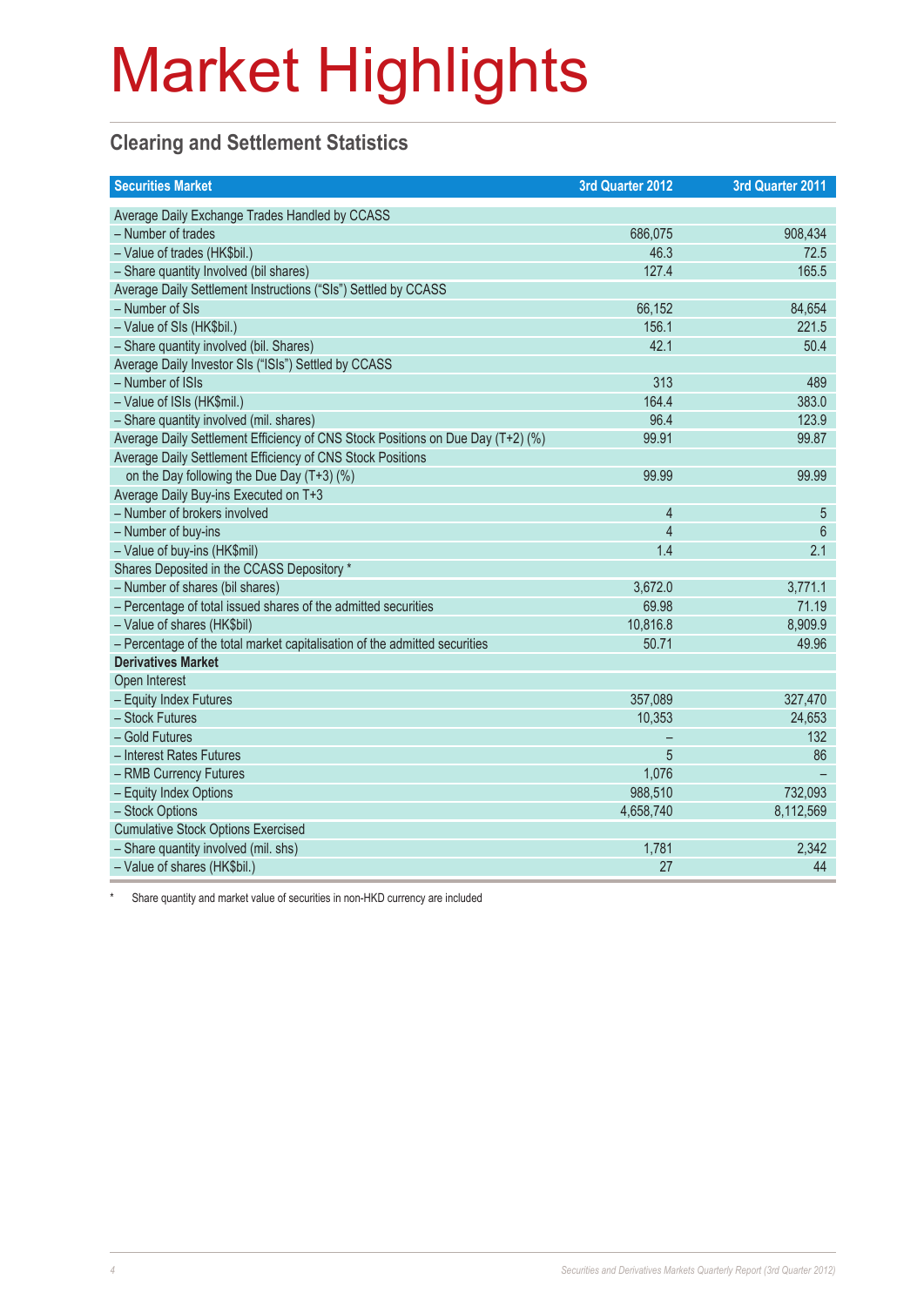# Market Highlights

## Clearing and Settlement Statistics

| Securities Market | 3rd Quarter 2012 | 3rd Quarter 2011 |
|---|---|---|
| Average Daily Exchange Trades Handled by CCASS | | |
| – Number of trades | 686,075 | 908,434 |
| – Value of trades (HK$bil.) | 46.3 | 72.5 |
| – Share quantity Involved (bil shares) | 127.4 | 165.5 |
| Average Daily Settlement Instructions ("SIs") Settled by CCASS | | |
| – Number of SIs | 66,152 | 84,654 |
| – Value of SIs (HK$bil.) | 156.1 | 221.5 |
| – Share quantity involved (bil. Shares) | 42.1 | 50.4 |
| Average Daily Investor SIs ("ISIs") Settled by CCASS | | |
| – Number of ISIs | 313 | 489 |
| – Value of ISIs (HK$mil.) | 164.4 | 383.0 |
| – Share quantity involved (mil. shares) | 96.4 | 123.9 |
| Average Daily Settlement Efficiency of CNS Stock Positions on Due Day (T+2) (%) | 99.91 | 99.87 |
| Average Daily Settlement Efficiency of CNS Stock Positions on the Day following the Due Day (T+3) (%) | 99.99 | 99.99 |
| Average Daily Buy-ins Executed on T+3 | | |
| – Number of brokers involved | 4 | 5 |
| – Number of buy-ins | 4 | 6 |
| – Value of buy-ins (HK$mil) | 1.4 | 2.1 |
| Shares Deposited in the CCASS Depository * | | |
| – Number of shares (bil shares) | 3,672.0 | 3,771.1 |
| – Percentage of total issued shares of the admitted securities | 69.98 | 71.19 |
| – Value of shares (HK$bil) | 10,816.8 | 8,909.9 |
| – Percentage of the total market capitalisation of the admitted securities | 50.71 | 49.96 |
| **Derivatives Market** | | |
| Open Interest | | |
| – Equity Index Futures | 357,089 | 327,470 |
| – Stock Futures | 10,353 | 24,653 |
| – Gold Futures | – | 132 |
| – Interest Rates Futures | 5 | 86 |
| – RMB Currency Futures | 1,076 | – |
| – Equity Index Options | 988,510 | 732,093 |
| – Stock Options | 4,658,740 | 8,112,569 |
| Cumulative Stock Options Exercised | | |
| – Share quantity involved (mil. shs) | 1,781 | 2,342 |
| – Value of shares (HK$bil.) | 27 | 44 |

\* Share quantity and market value of securities in non-HKD currency are included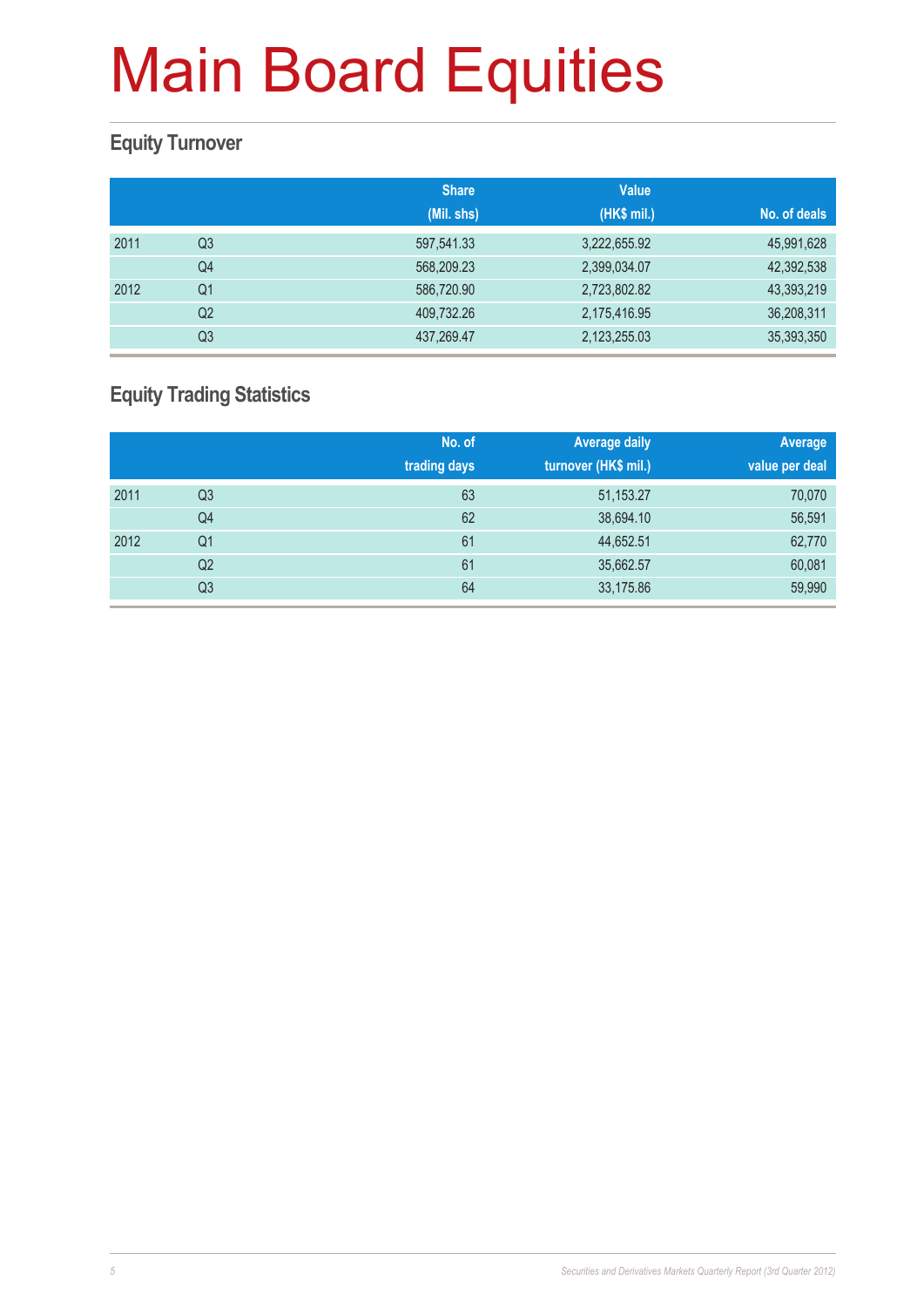# Main Board Equities

## Equity Turnover

| | | Share (Mil. shs) | Value (HK$ mil.) | No. of deals |
|---|---|---|---|---|
| 2011 | Q3 | 597,541.33 | 3,222,655.92 | 45,991,628 |
| | Q4 | 568,209.23 | 2,399,034.07 | 42,392,538 |
| 2012 | Q1 | 586,720.90 | 2,723,802.82 | 43,393,219 |
| | Q2 | 409,732.26 | 2,175,416.95 | 36,208,311 |
| | Q3 | 437,269.47 | 2,123,255.03 | 35,393,350 |

## Equity Trading Statistics

| | | No. of trading days | Average daily turnover (HK$ mil.) | Average value per deal |
|---|---|---|---|---|
| 2011 | Q3 | 63 | 51,153.27 | 70,070 |
| | Q4 | 62 | 38,694.10 | 56,591 |
| 2012 | Q1 | 61 | 44,652.51 | 62,770 |
| | Q2 | 61 | 35,662.57 | 60,081 |
| | Q3 | 64 | 33,175.86 | 59,990 |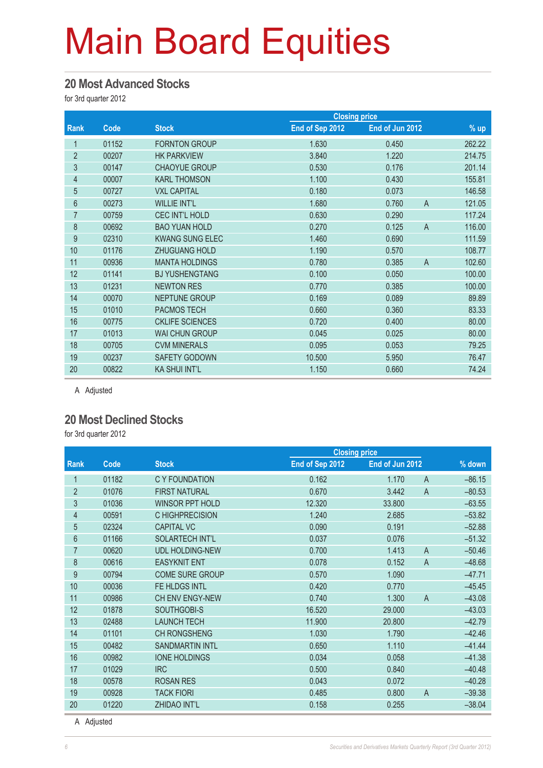# Main Board Equities

## 20 Most Advanced Stocks

for 3rd quarter 2012

| Rank | Code | Stock | Closing price | | | % up |
|---|---|---|---|---|---|---|
| | | | End of Sep 2012 | End of Jun 2012 | | |
| 1 | 01152 | FORNTON GROUP | 1.630 | 0.450 | | 262.22 |
| 2 | 00207 | HK PARKVIEW | 3.840 | 1.220 | | 214.75 |
| 3 | 00147 | CHAOYUE GROUP | 0.530 | 0.176 | | 201.14 |
| 4 | 00007 | KARL THOMSON | 1.100 | 0.430 | | 155.81 |
| 5 | 00727 | VXL CAPITAL | 0.180 | 0.073 | | 146.58 |
| 6 | 00273 | WILLIE INT'L | 1.680 | 0.760 | A | 121.05 |
| 7 | 00759 | CEC INT'L HOLD | 0.630 | 0.290 | | 117.24 |
| 8 | 00692 | BAO YUAN HOLD | 0.270 | 0.125 | A | 116.00 |
| 9 | 02310 | KWANG SUNG ELEC | 1.460 | 0.690 | | 111.59 |
| 10 | 01176 | ZHUGUANG HOLD | 1.190 | 0.570 | | 108.77 |
| 11 | 00936 | MANTA HOLDINGS | 0.780 | 0.385 | A | 102.60 |
| 12 | 01141 | BJ YUSHENGTANG | 0.100 | 0.050 | | 100.00 |
| 13 | 01231 | NEWTON RES | 0.770 | 0.385 | | 100.00 |
| 14 | 00070 | NEPTUNE GROUP | 0.169 | 0.089 | | 89.89 |
| 15 | 01010 | PACMOS TECH | 0.660 | 0.360 | | 83.33 |
| 16 | 00775 | CKLIFE SCIENCES | 0.720 | 0.400 | | 80.00 |
| 17 | 01013 | WAI CHUN GROUP | 0.045 | 0.025 | | 80.00 |
| 18 | 00705 | CVM MINERALS | 0.095 | 0.053 | | 79.25 |
| 19 | 00237 | SAFETY GODOWN | 10.500 | 5.950 | | 76.47 |
| 20 | 00822 | KA SHUI INT'L | 1.150 | 0.660 | | 74.24 |

A Adjusted

## 20 Most Declined Stocks

for 3rd quarter 2012

| Rank | Code | Stock | Closing price | | | % down |
|---|---|---|---|---|---|---|
| | | | End of Sep 2012 | End of Jun 2012 | | |
| 1 | 01182 | C Y FOUNDATION | 0.162 | 1.170 | A | –86.15 |
| 2 | 01076 | FIRST NATURAL | 0.670 | 3.442 | A | –80.53 |
| 3 | 01036 | WINSOR PPT HOLD | 12.320 | 33.800 | | –63.55 |
| 4 | 00591 | C HIGHPRECISION | 1.240 | 2.685 | | –53.82 |
| 5 | 02324 | CAPITAL VC | 0.090 | 0.191 | | –52.88 |
| 6 | 01166 | SOLARTECH INT'L | 0.037 | 0.076 | | –51.32 |
| 7 | 00620 | UDL HOLDING-NEW | 0.700 | 1.413 | A | –50.46 |
| 8 | 00616 | EASYKNIT ENT | 0.078 | 0.152 | A | –48.68 |
| 9 | 00794 | COME SURE GROUP | 0.570 | 1.090 | | –47.71 |
| 10 | 00036 | FE HLDGS INTL | 0.420 | 0.770 | | –45.45 |
| 11 | 00986 | CH ENV ENGY-NEW | 0.740 | 1.300 | A | –43.08 |
| 12 | 01878 | SOUTHGOBI-S | 16.520 | 29.000 | | –43.03 |
| 13 | 02488 | LAUNCH TECH | 11.900 | 20.800 | | –42.79 |
| 14 | 01101 | CH RONGSHENG | 1.030 | 1.790 | | –42.46 |
| 15 | 00482 | SANDMARTIN INTL | 0.650 | 1.110 | | –41.44 |
| 16 | 00982 | IONE HOLDINGS | 0.034 | 0.058 | | –41.38 |
| 17 | 01029 | IRC | 0.500 | 0.840 | | –40.48 |
| 18 | 00578 | ROSAN RES | 0.043 | 0.072 | | –40.28 |
| 19 | 00928 | TACK FIORI | 0.485 | 0.800 | A | –39.38 |
| 20 | 01220 | ZHIDAO INT'L | 0.158 | 0.255 | | –38.04 |

A Adjusted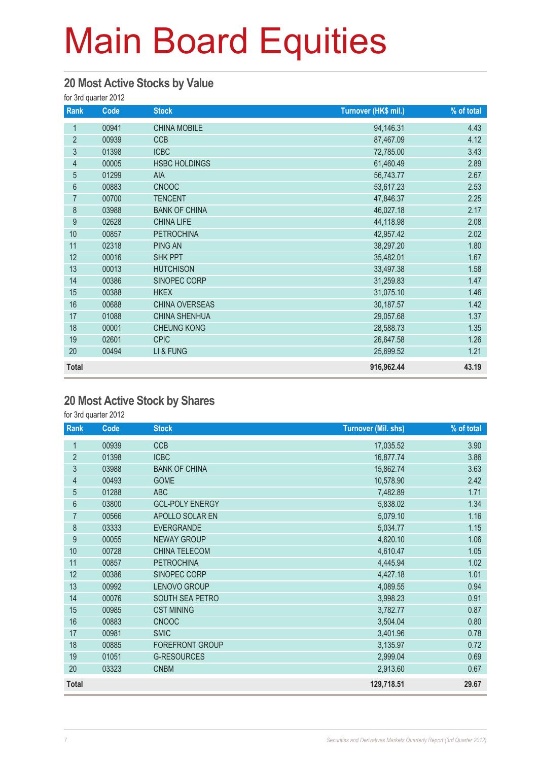# Main Board Equities

## 20 Most Active Stocks by Value

for 3rd quarter 2012

| Rank | Code | Stock | Turnover (HK$ mil.) | % of total |
|---|---|---|---|---|
| 1 | 00941 | CHINA MOBILE | 94,146.31 | 4.43 |
| 2 | 00939 | CCB | 87,467.09 | 4.12 |
| 3 | 01398 | ICBC | 72,785.00 | 3.43 |
| 4 | 00005 | HSBC HOLDINGS | 61,460.49 | 2.89 |
| 5 | 01299 | AIA | 56,743.77 | 2.67 |
| 6 | 00883 | CNOOC | 53,617.23 | 2.53 |
| 7 | 00700 | TENCENT | 47,846.37 | 2.25 |
| 8 | 03988 | BANK OF CHINA | 46,027.18 | 2.17 |
| 9 | 02628 | CHINA LIFE | 44,118.98 | 2.08 |
| 10 | 00857 | PETROCHINA | 42,957.42 | 2.02 |
| 11 | 02318 | PING AN | 38,297.20 | 1.80 |
| 12 | 00016 | SHK PPT | 35,482.01 | 1.67 |
| 13 | 00013 | HUTCHISON | 33,497.38 | 1.58 |
| 14 | 00386 | SINOPEC CORP | 31,259.83 | 1.47 |
| 15 | 00388 | HKEX | 31,075.10 | 1.46 |
| 16 | 00688 | CHINA OVERSEAS | 30,187.57 | 1.42 |
| 17 | 01088 | CHINA SHENHUA | 29,057.68 | 1.37 |
| 18 | 00001 | CHEUNG KONG | 28,588.73 | 1.35 |
| 19 | 02601 | CPIC | 26,647.58 | 1.26 |
| 20 | 00494 | LI & FUNG | 25,699.52 | 1.21 |
| **Total** | | | **916,962.44** | **43.19** |

## 20 Most Active Stock by Shares

for 3rd quarter 2012

| Rank | Code | Stock | Turnover (Mil. shs) | % of total |
|---|---|---|---|---|
| 1 | 00939 | CCB | 17,035.52 | 3.90 |
| 2 | 01398 | ICBC | 16,877.74 | 3.86 |
| 3 | 03988 | BANK OF CHINA | 15,862.74 | 3.63 |
| 4 | 00493 | GOME | 10,578.90 | 2.42 |
| 5 | 01288 | ABC | 7,482.89 | 1.71 |
| 6 | 03800 | GCL-POLY ENERGY | 5,838.02 | 1.34 |
| 7 | 00566 | APOLLO SOLAR EN | 5,079.10 | 1.16 |
| 8 | 03333 | EVERGRANDE | 5,034.77 | 1.15 |
| 9 | 00055 | NEWAY GROUP | 4,620.10 | 1.06 |
| 10 | 00728 | CHINA TELECOM | 4,610.47 | 1.05 |
| 11 | 00857 | PETROCHINA | 4,445.94 | 1.02 |
| 12 | 00386 | SINOPEC CORP | 4,427.18 | 1.01 |
| 13 | 00992 | LENOVO GROUP | 4,089.55 | 0.94 |
| 14 | 00076 | SOUTH SEA PETRO | 3,998.23 | 0.91 |
| 15 | 00985 | CST MINING | 3,782.77 | 0.87 |
| 16 | 00883 | CNOOC | 3,504.04 | 0.80 |
| 17 | 00981 | SMIC | 3,401.96 | 0.78 |
| 18 | 00885 | FOREFRONT GROUP | 3,135.97 | 0.72 |
| 19 | 01051 | G-RESOURCES | 2,999.04 | 0.69 |
| 20 | 03323 | CNBM | 2,913.60 | 0.67 |
| **Total** | | | **129,718.51** | **29.67** |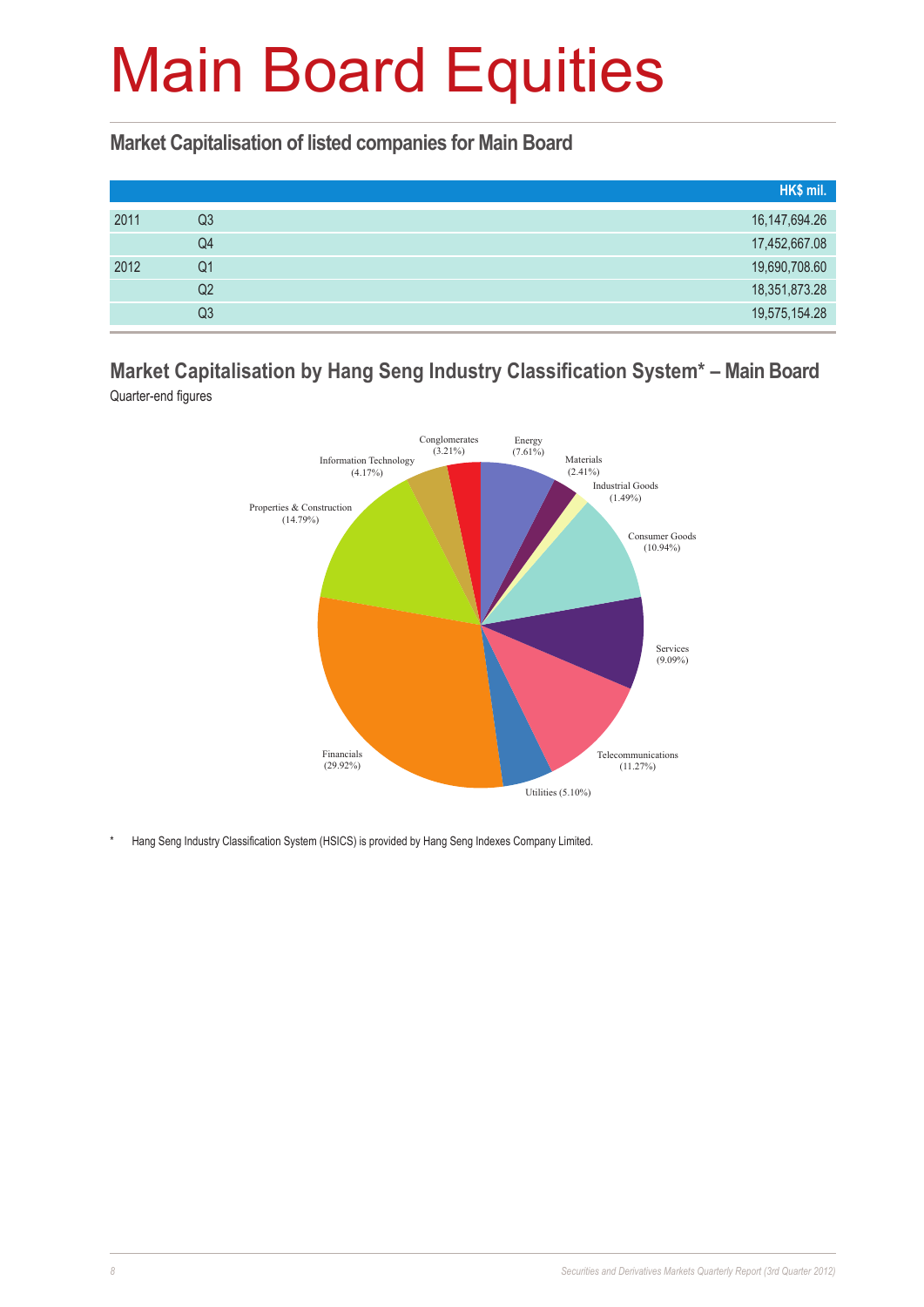# Main Board Equities

## Market Capitalisation of listed companies for Main Board

| | | HK$ mil. |
|---|---|---|
| 2011 | Q3 | 16,147,694.26 |
| | Q4 | 17,452,667.08 |
| 2012 | Q1 | 19,690,708.60 |
| | Q2 | 18,351,873.28 |
| | Q3 | 19,575,154.28 |

## Market Capitalisation by Hang Seng Industry Classification System* – Main Board

Quarter-end figures

Conglomerates (3.21%)
Energy (7.61%)
Materials (2.41%)
Industrial Goods (1.49%)
Consumer Goods (10.94%)
Services (9.09%)
Telecommunications (11.27%)
Utilities (5.10%)
Financials (29.92%)
Properties & Construction (14.79%)
Information Technology (4.17%)

\* Hang Seng Industry Classification System (HSICS) is provided by Hang Seng Indexes Company Limited.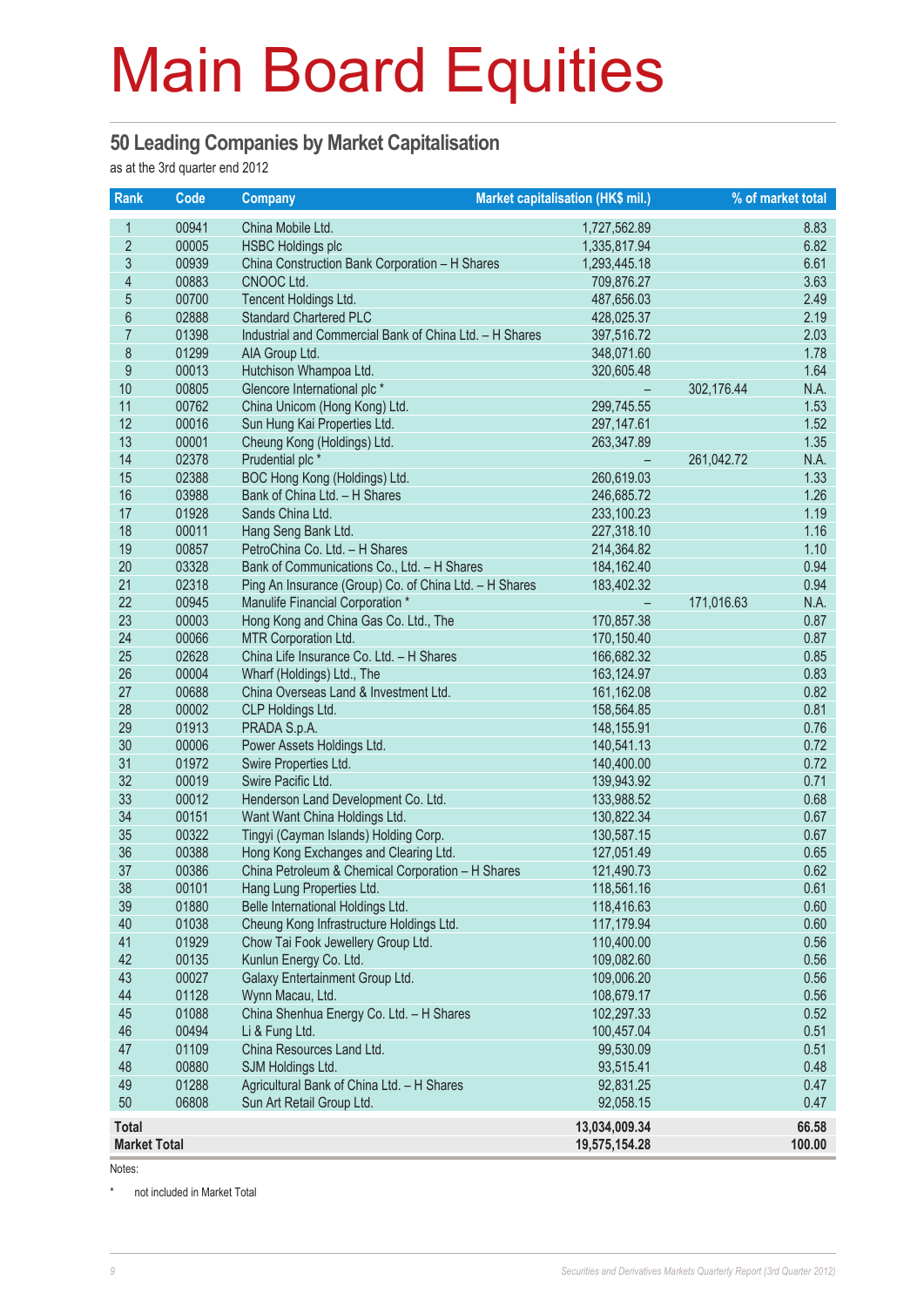# Main Board Equities

## 50 Leading Companies by Market Capitalisation

as at the 3rd quarter end 2012

| Rank | Code | Company | Market capitalisation (HK$ mil.) | | % of market total |
|---|---|---|---|---|---|
| 1 | 00941 | China Mobile Ltd. | 1,727,562.89 | | 8.83 |
| 2 | 00005 | HSBC Holdings plc | 1,335,817.94 | | 6.82 |
| 3 | 00939 | China Construction Bank Corporation – H Shares | 1,293,445.18 | | 6.61 |
| 4 | 00883 | CNOOC Ltd. | 709,876.27 | | 3.63 |
| 5 | 00700 | Tencent Holdings Ltd. | 487,656.03 | | 2.49 |
| 6 | 02888 | Standard Chartered PLC | 428,025.37 | | 2.19 |
| 7 | 01398 | Industrial and Commercial Bank of China Ltd. – H Shares | 397,516.72 | | 2.03 |
| 8 | 01299 | AIA Group Ltd. | 348,071.60 | | 1.78 |
| 9 | 00013 | Hutchison Whampoa Ltd. | 320,605.48 | | 1.64 |
| 10 | 00805 | Glencore International plc * | – | 302,176.44 | N.A. |
| 11 | 00762 | China Unicom (Hong Kong) Ltd. | 299,745.55 | | 1.53 |
| 12 | 00016 | Sun Hung Kai Properties Ltd. | 297,147.61 | | 1.52 |
| 13 | 00001 | Cheung Kong (Holdings) Ltd. | 263,347.89 | | 1.35 |
| 14 | 02378 | Prudential plc * | – | 261,042.72 | N.A. |
| 15 | 02388 | BOC Hong Kong (Holdings) Ltd. | 260,619.03 | | 1.33 |
| 16 | 03988 | Bank of China Ltd. – H Shares | 246,685.72 | | 1.26 |
| 17 | 01928 | Sands China Ltd. | 233,100.23 | | 1.19 |
| 18 | 00011 | Hang Seng Bank Ltd. | 227,318.10 | | 1.16 |
| 19 | 00857 | PetroChina Co. Ltd. – H Shares | 214,364.82 | | 1.10 |
| 20 | 03328 | Bank of Communications Co., Ltd. – H Shares | 184,162.40 | | 0.94 |
| 21 | 02318 | Ping An Insurance (Group) Co. of China Ltd. – H Shares | 183,402.32 | | 0.94 |
| 22 | 00945 | Manulife Financial Corporation * | – | 171,016.63 | N.A. |
| 23 | 00003 | Hong Kong and China Gas Co. Ltd., The | 170,857.38 | | 0.87 |
| 24 | 00066 | MTR Corporation Ltd. | 170,150.40 | | 0.87 |
| 25 | 02628 | China Life Insurance Co. Ltd. – H Shares | 166,682.32 | | 0.85 |
| 26 | 00004 | Wharf (Holdings) Ltd., The | 163,124.97 | | 0.83 |
| 27 | 00688 | China Overseas Land & Investment Ltd. | 161,162.08 | | 0.82 |
| 28 | 00002 | CLP Holdings Ltd. | 158,564.85 | | 0.81 |
| 29 | 01913 | PRADA S.p.A. | 148,155.91 | | 0.76 |
| 30 | 00006 | Power Assets Holdings Ltd. | 140,541.13 | | 0.72 |
| 31 | 01972 | Swire Properties Ltd. | 140,400.00 | | 0.72 |
| 32 | 00019 | Swire Pacific Ltd. | 139,943.92 | | 0.71 |
| 33 | 00012 | Henderson Land Development Co. Ltd. | 133,988.52 | | 0.68 |
| 34 | 00151 | Want Want China Holdings Ltd. | 130,822.34 | | 0.67 |
| 35 | 00322 | Tingyi (Cayman Islands) Holding Corp. | 130,587.15 | | 0.67 |
| 36 | 00388 | Hong Kong Exchanges and Clearing Ltd. | 127,051.49 | | 0.65 |
| 37 | 00386 | China Petroleum & Chemical Corporation – H Shares | 121,490.73 | | 0.62 |
| 38 | 00101 | Hang Lung Properties Ltd. | 118,561.16 | | 0.61 |
| 39 | 01880 | Belle International Holdings Ltd. | 118,416.63 | | 0.60 |
| 40 | 01038 | Cheung Kong Infrastructure Holdings Ltd. | 117,179.94 | | 0.60 |
| 41 | 01929 | Chow Tai Fook Jewellery Group Ltd. | 110,400.00 | | 0.56 |
| 42 | 00135 | Kunlun Energy Co. Ltd. | 109,082.60 | | 0.56 |
| 43 | 00027 | Galaxy Entertainment Group Ltd. | 109,006.20 | | 0.56 |
| 44 | 01128 | Wynn Macau, Ltd. | 108,679.17 | | 0.56 |
| 45 | 01088 | China Shenhua Energy Co. Ltd. – H Shares | 102,297.33 | | 0.52 |
| 46 | 00494 | Li & Fung Ltd. | 100,457.04 | | 0.51 |
| 47 | 01109 | China Resources Land Ltd. | 99,530.09 | | 0.51 |
| 48 | 00880 | SJM Holdings Ltd. | 93,515.41 | | 0.48 |
| 49 | 01288 | Agricultural Bank of China Ltd. – H Shares | 92,831.25 | | 0.47 |
| 50 | 06808 | Sun Art Retail Group Ltd. | 92,058.15 | | 0.47 |
| **Total** | | | **13,034,009.34** | | **66.58** |
| **Market Total** | | | **19,575,154.28** | | **100.00** |

Notes:

\* not included in Market Total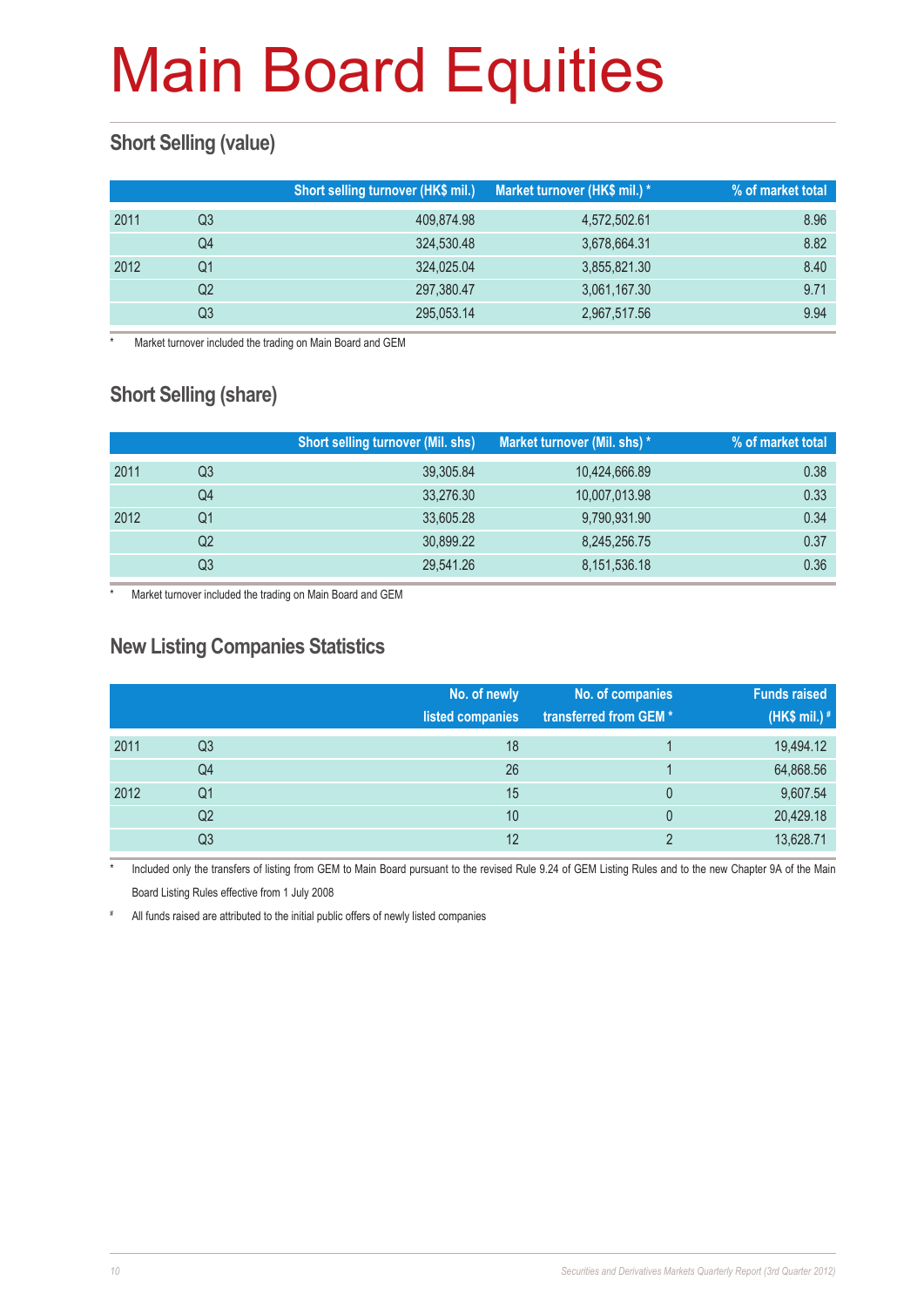# Main Board Equities

## Short Selling (value)

| | | Short selling turnover (HK$ mil.) | Market turnover (HK$ mil.) * | % of market total |
|---|---|---|---|---|
| 2011 | Q3 | 409,874.98 | 4,572,502.61 | 8.96 |
| | Q4 | 324,530.48 | 3,678,664.31 | 8.82 |
| 2012 | Q1 | 324,025.04 | 3,855,821.30 | 8.40 |
| | Q2 | 297,380.47 | 3,061,167.30 | 9.71 |
| | Q3 | 295,053.14 | 2,967,517.56 | 9.94 |

\* Market turnover included the trading on Main Board and GEM

## Short Selling (share)

| | | Short selling turnover (Mil. shs) | Market turnover (Mil. shs) * | % of market total |
|---|---|---|---|---|
| 2011 | Q3 | 39,305.84 | 10,424,666.89 | 0.38 |
| | Q4 | 33,276.30 | 10,007,013.98 | 0.33 |
| 2012 | Q1 | 33,605.28 | 9,790,931.90 | 0.34 |
| | Q2 | 30,899.22 | 8,245,256.75 | 0.37 |
| | Q3 | 29,541.26 | 8,151,536.18 | 0.36 |

\* Market turnover included the trading on Main Board and GEM

## New Listing Companies Statistics

| | | No. of newly listed companies | No. of companies transferred from GEM * | Funds raised (HK$ mil.) # |
|---|---|---|---|---|
| 2011 | Q3 | 18 | 1 | 19,494.12 |
| | Q4 | 26 | 1 | 64,868.56 |
| 2012 | Q1 | 15 | 0 | 9,607.54 |
| | Q2 | 10 | 0 | 20,429.18 |
| | Q3 | 12 | 2 | 13,628.71 |

\* Included only the transfers of listing from GEM to Main Board pursuant to the revised Rule 9.24 of GEM Listing Rules and to the new Chapter 9A of the Main Board Listing Rules effective from 1 July 2008

\# All funds raised are attributed to the initial public offers of newly listed companies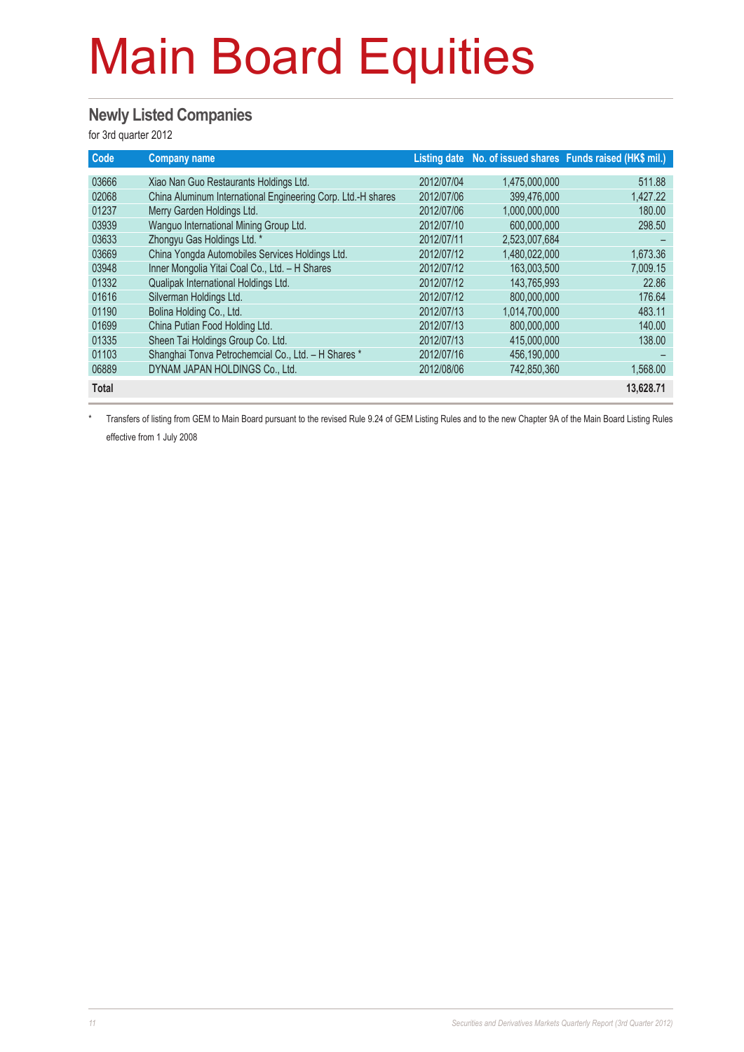# Main Board Equities

## Newly Listed Companies

for 3rd quarter 2012

| Code | Company name | Listing date | No. of issued shares | Funds raised (HK$ mil.) |
|---|---|---|---|---|
| 03666 | Xiao Nan Guo Restaurants Holdings Ltd. | 2012/07/04 | 1,475,000,000 | 511.88 |
| 02068 | China Aluminum International Engineering Corp. Ltd.-H shares | 2012/07/06 | 399,476,000 | 1,427.22 |
| 01237 | Merry Garden Holdings Ltd. | 2012/07/06 | 1,000,000,000 | 180.00 |
| 03939 | Wanguo International Mining Group Ltd. | 2012/07/10 | 600,000,000 | 298.50 |
| 03633 | Zhongyu Gas Holdings Ltd. * | 2012/07/11 | 2,523,007,684 | – |
| 03669 | China Yongda Automobiles Services Holdings Ltd. | 2012/07/12 | 1,480,022,000 | 1,673.36 |
| 03948 | Inner Mongolia Yitai Coal Co., Ltd. – H Shares | 2012/07/12 | 163,003,500 | 7,009.15 |
| 01332 | Qualipak International Holdings Ltd. | 2012/07/12 | 143,765,993 | 22.86 |
| 01616 | Silverman Holdings Ltd. | 2012/07/12 | 800,000,000 | 176.64 |
| 01190 | Bolina Holding Co., Ltd. | 2012/07/13 | 1,014,700,000 | 483.11 |
| 01699 | China Putian Food Holding Ltd. | 2012/07/13 | 800,000,000 | 140.00 |
| 01335 | Sheen Tai Holdings Group Co. Ltd. | 2012/07/13 | 415,000,000 | 138.00 |
| 01103 | Shanghai Tonva Petrochemcial Co., Ltd. – H Shares * | 2012/07/16 | 456,190,000 | – |
| 06889 | DYNAM JAPAN HOLDINGS Co., Ltd. | 2012/08/06 | 742,850,360 | 1,568.00 |
| **Total** | | | | **13,628.71** |

\* Transfers of listing from GEM to Main Board pursuant to the revised Rule 9.24 of GEM Listing Rules and to the new Chapter 9A of the Main Board Listing Rules effective from 1 July 2008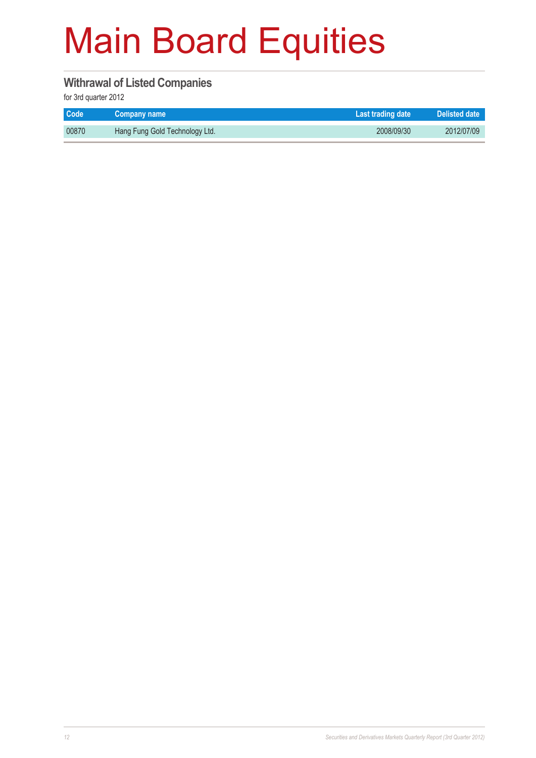# Main Board Equities

## Withrawal of Listed Companies

for 3rd quarter 2012

| Code | Company name | Last trading date | Delisted date |
|---|---|---|---|
| 00870 | Hang Fung Gold Technology Ltd. | 2008/09/30 | 2012/07/09 |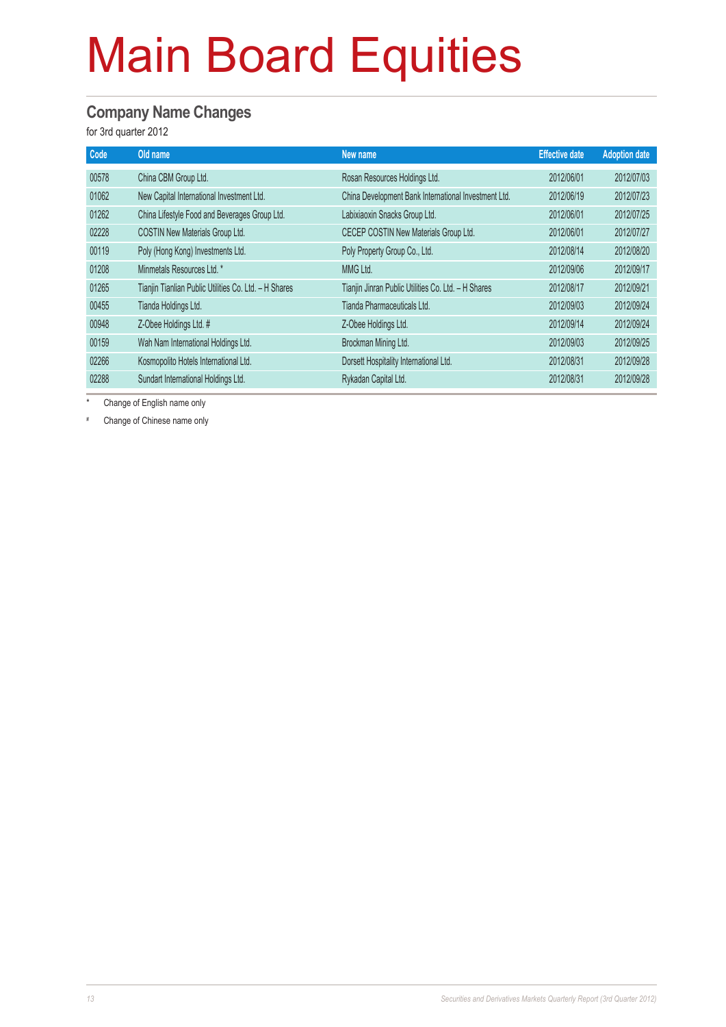# Main Board Equities

## Company Name Changes

for 3rd quarter 2012

| Code | Old name | New name | Effective date | Adoption date |
|---|---|---|---|---|
| 00578 | China CBM Group Ltd. | Rosan Resources Holdings Ltd. | 2012/06/01 | 2012/07/03 |
| 01062 | New Capital International Investment Ltd. | China Development Bank International Investment Ltd. | 2012/06/19 | 2012/07/23 |
| 01262 | China Lifestyle Food and Beverages Group Ltd. | Labixiaoxin Snacks Group Ltd. | 2012/06/01 | 2012/07/25 |
| 02228 | COSTIN New Materials Group Ltd. | CECEP COSTIN New Materials Group Ltd. | 2012/06/01 | 2012/07/27 |
| 00119 | Poly (Hong Kong) Investments Ltd. | Poly Property Group Co., Ltd. | 2012/08/14 | 2012/08/20 |
| 01208 | Minmetals Resources Ltd. * | MMG Ltd. | 2012/09/06 | 2012/09/17 |
| 01265 | Tianjin Tianlian Public Utilities Co. Ltd. – H Shares | Tianjin Jinran Public Utilities Co. Ltd. – H Shares | 2012/08/17 | 2012/09/21 |
| 00455 | Tianda Holdings Ltd. | Tianda Pharmaceuticals Ltd. | 2012/09/03 | 2012/09/24 |
| 00948 | Z-Obee Holdings Ltd. # | Z-Obee Holdings Ltd. | 2012/09/14 | 2012/09/24 |
| 00159 | Wah Nam International Holdings Ltd. | Brockman Mining Ltd. | 2012/09/03 | 2012/09/25 |
| 02266 | Kosmopolito Hotels International Ltd. | Dorsett Hospitality International Ltd. | 2012/08/31 | 2012/09/28 |
| 02288 | Sundart International Holdings Ltd. | Rykadan Capital Ltd. | 2012/08/31 | 2012/09/28 |

\* Change of English name only

\# Change of Chinese name only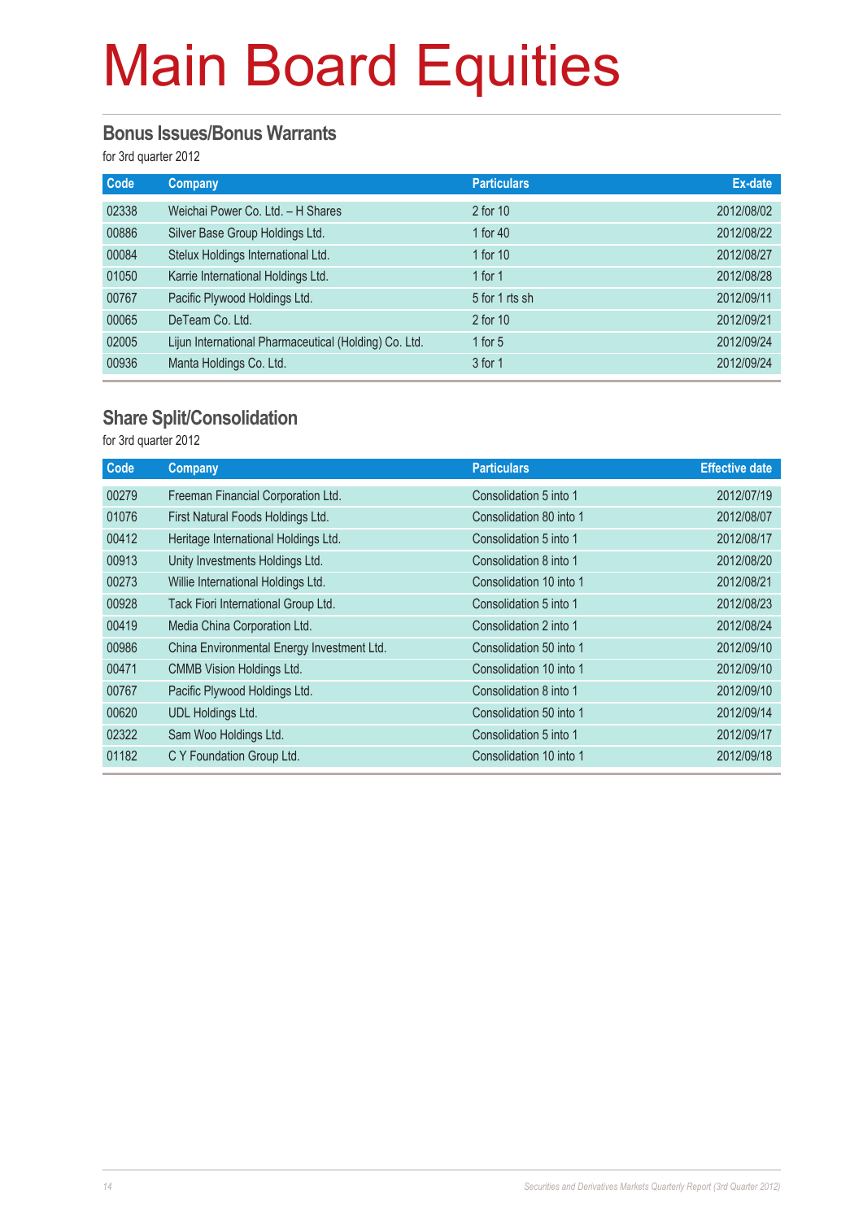# Main Board Equities

## Bonus Issues/Bonus Warrants

for 3rd quarter 2012

| Code | Company | Particulars | Ex-date |
|---|---|---|---|
| 02338 | Weichai Power Co. Ltd. – H Shares | 2 for 10 | 2012/08/02 |
| 00886 | Silver Base Group Holdings Ltd. | 1 for 40 | 2012/08/22 |
| 00084 | Stelux Holdings International Ltd. | 1 for 10 | 2012/08/27 |
| 01050 | Karrie International Holdings Ltd. | 1 for 1 | 2012/08/28 |
| 00767 | Pacific Plywood Holdings Ltd. | 5 for 1 rts sh | 2012/09/11 |
| 00065 | DeTeam Co. Ltd. | 2 for 10 | 2012/09/21 |
| 02005 | Lijun International Pharmaceutical (Holding) Co. Ltd. | 1 for 5 | 2012/09/24 |
| 00936 | Manta Holdings Co. Ltd. | 3 for 1 | 2012/09/24 |

## Share Split/Consolidation

for 3rd quarter 2012

| Code | Company | Particulars | Effective date |
|---|---|---|---|
| 00279 | Freeman Financial Corporation Ltd. | Consolidation 5 into 1 | 2012/07/19 |
| 01076 | First Natural Foods Holdings Ltd. | Consolidation 80 into 1 | 2012/08/07 |
| 00412 | Heritage International Holdings Ltd. | Consolidation 5 into 1 | 2012/08/17 |
| 00913 | Unity Investments Holdings Ltd. | Consolidation 8 into 1 | 2012/08/20 |
| 00273 | Willie International Holdings Ltd. | Consolidation 10 into 1 | 2012/08/21 |
| 00928 | Tack Fiori International Group Ltd. | Consolidation 5 into 1 | 2012/08/23 |
| 00419 | Media China Corporation Ltd. | Consolidation 2 into 1 | 2012/08/24 |
| 00986 | China Environmental Energy Investment Ltd. | Consolidation 50 into 1 | 2012/09/10 |
| 00471 | CMMB Vision Holdings Ltd. | Consolidation 10 into 1 | 2012/09/10 |
| 00767 | Pacific Plywood Holdings Ltd. | Consolidation 8 into 1 | 2012/09/10 |
| 00620 | UDL Holdings Ltd. | Consolidation 50 into 1 | 2012/09/14 |
| 02322 | Sam Woo Holdings Ltd. | Consolidation 5 into 1 | 2012/09/17 |
| 01182 | C Y Foundation Group Ltd. | Consolidation 10 into 1 | 2012/09/18 |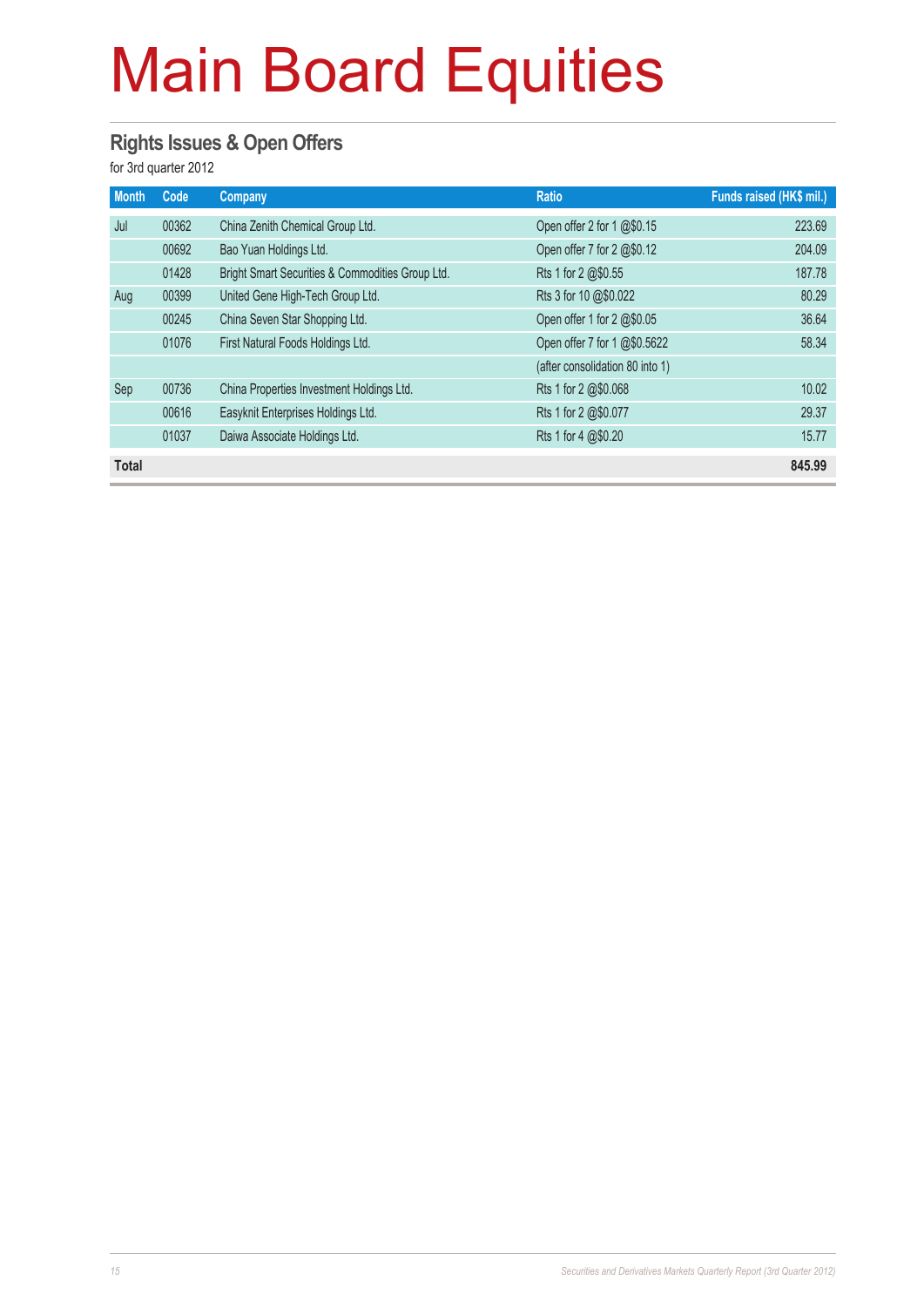# Main Board Equities

## Rights Issues & Open Offers

for 3rd quarter 2012

| Month | Code | Company | Ratio | Funds raised (HK$ mil.) |
|---|---|---|---|---|
| Jul | 00362 | China Zenith Chemical Group Ltd. | Open offer 2 for 1 @$0.15 | 223.69 |
| | 00692 | Bao Yuan Holdings Ltd. | Open offer 7 for 2 @$0.12 | 204.09 |
| | 01428 | Bright Smart Securities & Commodities Group Ltd. | Rts 1 for 2 @$0.55 | 187.78 |
| Aug | 00399 | United Gene High-Tech Group Ltd. | Rts 3 for 10 @$0.022 | 80.29 |
| | 00245 | China Seven Star Shopping Ltd. | Open offer 1 for 2 @$0.05 | 36.64 |
| | 01076 | First Natural Foods Holdings Ltd. | Open offer 7 for 1 @$0.5622 | 58.34 |
| | | | (after consolidation 80 into 1) | |
| Sep | 00736 | China Properties Investment Holdings Ltd. | Rts 1 for 2 @$0.068 | 10.02 |
| | 00616 | Easyknit Enterprises Holdings Ltd. | Rts 1 for 2 @$0.077 | 29.37 |
| | 01037 | Daiwa Associate Holdings Ltd. | Rts 1 for 4 @$0.20 | 15.77 |
| **Total** | | | | **845.99** |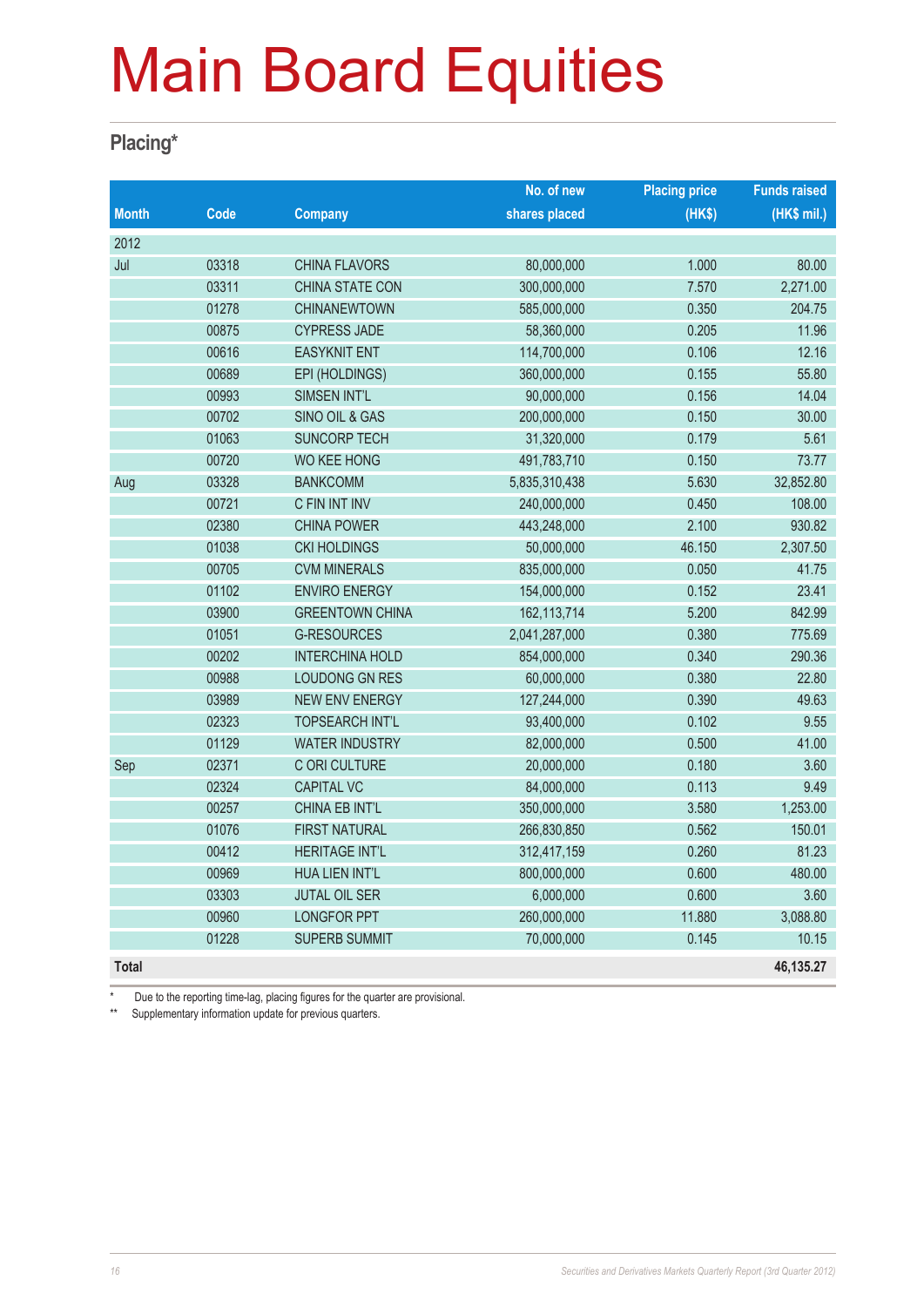# Main Board Equities

## Placing*

| Month | Code | Company | No. of new shares placed | Placing price (HK$) | Funds raised (HK$ mil.) |
|---|---|---|---|---|---|
| 2012 | | | | | |
| Jul | 03318 | CHINA FLAVORS | 80,000,000 | 1.000 | 80.00 |
| | 03311 | CHINA STATE CON | 300,000,000 | 7.570 | 2,271.00 |
| | 01278 | CHINANEWTOWN | 585,000,000 | 0.350 | 204.75 |
| | 00875 | CYPRESS JADE | 58,360,000 | 0.205 | 11.96 |
| | 00616 | EASYKNIT ENT | 114,700,000 | 0.106 | 12.16 |
| | 00689 | EPI (HOLDINGS) | 360,000,000 | 0.155 | 55.80 |
| | 00993 | SIMSEN INT'L | 90,000,000 | 0.156 | 14.04 |
| | 00702 | SINO OIL & GAS | 200,000,000 | 0.150 | 30.00 |
| | 01063 | SUNCORP TECH | 31,320,000 | 0.179 | 5.61 |
| | 00720 | WO KEE HONG | 491,783,710 | 0.150 | 73.77 |
| Aug | 03328 | BANKCOMM | 5,835,310,438 | 5.630 | 32,852.80 |
| | 00721 | C FIN INT INV | 240,000,000 | 0.450 | 108.00 |
| | 02380 | CHINA POWER | 443,248,000 | 2.100 | 930.82 |
| | 01038 | CKI HOLDINGS | 50,000,000 | 46.150 | 2,307.50 |
| | 00705 | CVM MINERALS | 835,000,000 | 0.050 | 41.75 |
| | 01102 | ENVIRO ENERGY | 154,000,000 | 0.152 | 23.41 |
| | 03900 | GREENTOWN CHINA | 162,113,714 | 5.200 | 842.99 |
| | 01051 | G-RESOURCES | 2,041,287,000 | 0.380 | 775.69 |
| | 00202 | INTERCHINA HOLD | 854,000,000 | 0.340 | 290.36 |
| | 00988 | LOUDONG GN RES | 60,000,000 | 0.380 | 22.80 |
| | 03989 | NEW ENV ENERGY | 127,244,000 | 0.390 | 49.63 |
| | 02323 | TOPSEARCH INT'L | 93,400,000 | 0.102 | 9.55 |
| | 01129 | WATER INDUSTRY | 82,000,000 | 0.500 | 41.00 |
| Sep | 02371 | C ORI CULTURE | 20,000,000 | 0.180 | 3.60 |
| | 02324 | CAPITAL VC | 84,000,000 | 0.113 | 9.49 |
| | 00257 | CHINA EB INT'L | 350,000,000 | 3.580 | 1,253.00 |
| | 01076 | FIRST NATURAL | 266,830,850 | 0.562 | 150.01 |
| | 00412 | HERITAGE INT'L | 312,417,159 | 0.260 | 81.23 |
| | 00969 | HUA LIEN INT'L | 800,000,000 | 0.600 | 480.00 |
| | 03303 | JUTAL OIL SER | 6,000,000 | 0.600 | 3.60 |
| | 00960 | LONGFOR PPT | 260,000,000 | 11.880 | 3,088.80 |
| | 01228 | SUPERB SUMMIT | 70,000,000 | 0.145 | 10.15 |
| **Total** | | | | | **46,135.27** |

\* Due to the reporting time-lag, placing figures for the quarter are provisional.

\** Supplementary information update for previous quarters.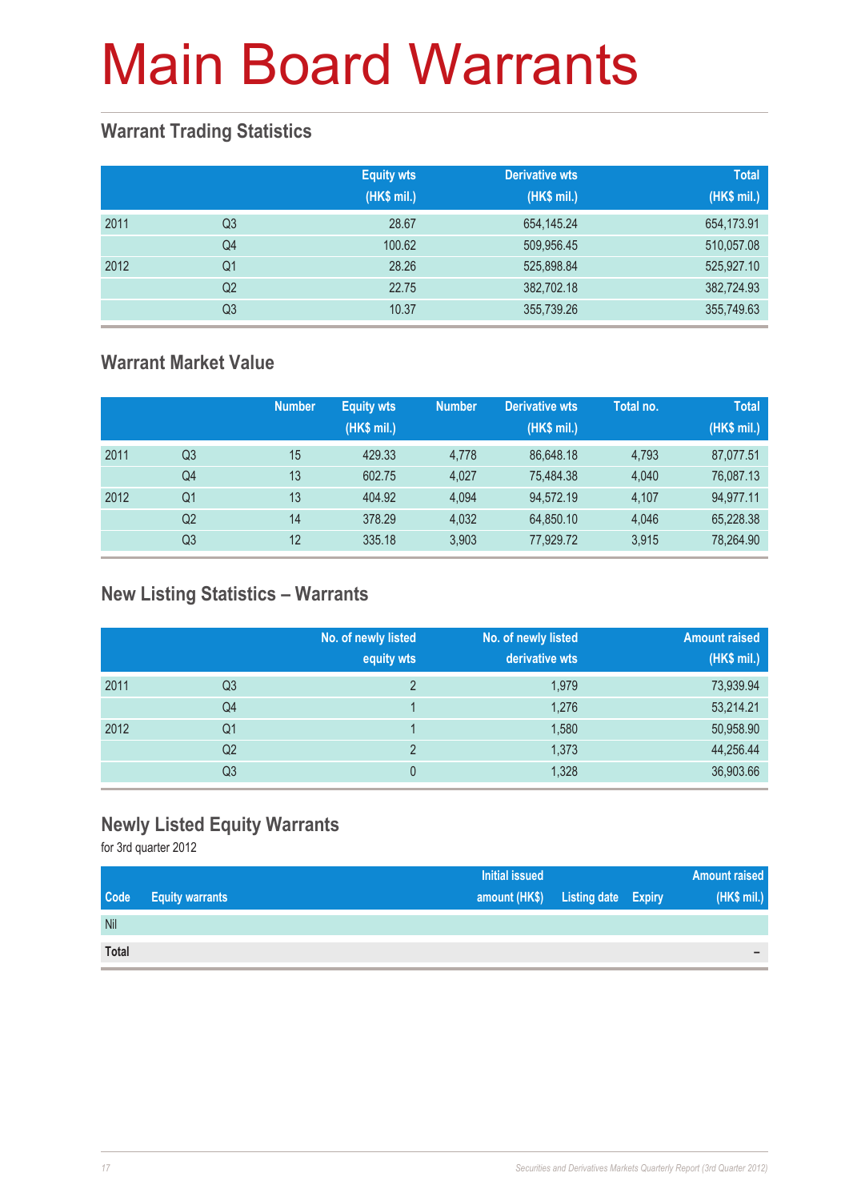# Main Board Warrants

## Warrant Trading Statistics

| | | Equity wts (HK$ mil.) | Derivative wts (HK$ mil.) | Total (HK$ mil.) |
|---|---|---|---|---|
| 2011 | Q3 | 28.67 | 654,145.24 | 654,173.91 |
| | Q4 | 100.62 | 509,956.45 | 510,057.08 |
| 2012 | Q1 | 28.26 | 525,898.84 | 525,927.10 |
| | Q2 | 22.75 | 382,702.18 | 382,724.93 |
| | Q3 | 10.37 | 355,739.26 | 355,749.63 |

## Warrant Market Value

| | | Number | Equity wts (HK$ mil.) | Number | Derivative wts (HK$ mil.) | Total no. | Total (HK$ mil.) |
|---|---|---|---|---|---|---|---|
| 2011 | Q3 | 15 | 429.33 | 4,778 | 86,648.18 | 4,793 | 87,077.51 |
| | Q4 | 13 | 602.75 | 4,027 | 75,484.38 | 4,040 | 76,087.13 |
| 2012 | Q1 | 13 | 404.92 | 4,094 | 94,572.19 | 4,107 | 94,977.11 |
| | Q2 | 14 | 378.29 | 4,032 | 64,850.10 | 4,046 | 65,228.38 |
| | Q3 | 12 | 335.18 | 3,903 | 77,929.72 | 3,915 | 78,264.90 |

## New Listing Statistics – Warrants

| | | No. of newly listed equity wts | No. of newly listed derivative wts | Amount raised (HK$ mil.) |
|---|---|---|---|---|
| 2011 | Q3 | 2 | 1,979 | 73,939.94 |
| | Q4 | 1 | 1,276 | 53,214.21 |
| 2012 | Q1 | 1 | 1,580 | 50,958.90 |
| | Q2 | 2 | 1,373 | 44,256.44 |
| | Q3 | 0 | 1,328 | 36,903.66 |

## Newly Listed Equity Warrants

for 3rd quarter 2012

| Code | Equity warrants | Initial issued amount (HK$) | Listing date | Expiry | Amount raised (HK$ mil.) |
|---|---|---|---|---|---|
| Nil | | | | | |
| **Total** | | | | | – |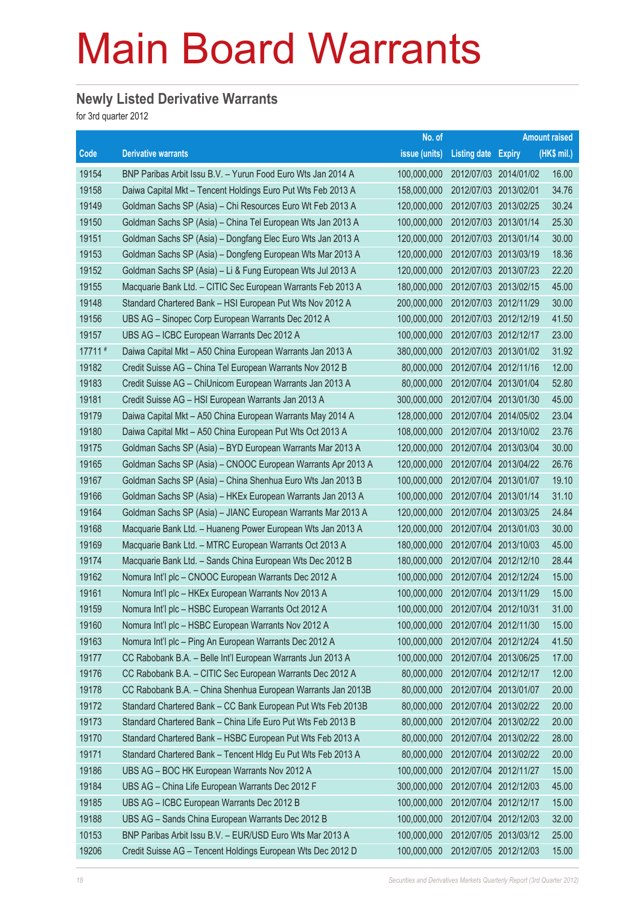# Main Board Warrants

## Newly Listed Derivative Warrants

for 3rd quarter 2012

| Code | Derivative warrants | No. of issue (units) | Listing date | Expiry | Amount raised (HK$ mil.) |
|---|---|---|---|---|---|
| 19154 | BNP Paribas Arbit Issu B.V. – Yurun Food Euro Wts Jan 2014 A | 100,000,000 | 2012/07/03 | 2014/01/02 | 16.00 |
| 19158 | Daiwa Capital Mkt – Tencent Holdings Euro Put Wts Feb 2013 A | 158,000,000 | 2012/07/03 | 2013/02/01 | 34.76 |
| 19149 | Goldman Sachs SP (Asia) – Chi Resources Euro Wt Feb 2013 A | 120,000,000 | 2012/07/03 | 2013/02/25 | 30.24 |
| 19150 | Goldman Sachs SP (Asia) – China Tel European Wts Jan 2013 A | 100,000,000 | 2012/07/03 | 2013/01/14 | 25.30 |
| 19151 | Goldman Sachs SP (Asia) – Dongfang Elec Euro Wts Jan 2013 A | 120,000,000 | 2012/07/03 | 2013/01/14 | 30.00 |
| 19153 | Goldman Sachs SP (Asia) – Dongfeng European Wts Mar 2013 A | 120,000,000 | 2012/07/03 | 2013/03/19 | 18.36 |
| 19152 | Goldman Sachs SP (Asia) – Li & Fung European Wts Jul 2013 A | 120,000,000 | 2012/07/03 | 2013/07/23 | 22.20 |
| 19155 | Macquarie Bank Ltd. – CITIC Sec European Warrants Feb 2013 A | 180,000,000 | 2012/07/03 | 2013/02/15 | 45.00 |
| 19148 | Standard Chartered Bank – HSI European Put Wts Nov 2012 A | 200,000,000 | 2012/07/03 | 2012/11/29 | 30.00 |
| 19156 | UBS AG – Sinopec Corp European Warrants Dec 2012 A | 100,000,000 | 2012/07/03 | 2012/12/19 | 41.50 |
| 19157 | UBS AG – ICBC European Warrants Dec 2012 A | 100,000,000 | 2012/07/03 | 2012/12/17 | 23.00 |
| 17711 # | Daiwa Capital Mkt – A50 China European Warrants Jan 2013 A | 380,000,000 | 2012/07/03 | 2013/01/02 | 31.92 |
| 19182 | Credit Suisse AG – China Tel European Warrants Nov 2012 B | 80,000,000 | 2012/07/04 | 2012/11/16 | 12.00 |
| 19183 | Credit Suisse AG – ChiUnicom European Warrants Jan 2013 A | 80,000,000 | 2012/07/04 | 2013/01/04 | 52.80 |
| 19181 | Credit Suisse AG – HSI European Warrants Jan 2013 A | 300,000,000 | 2012/07/04 | 2013/01/30 | 45.00 |
| 19179 | Daiwa Capital Mkt – A50 China European Warrants May 2014 A | 128,000,000 | 2012/07/04 | 2014/05/02 | 23.04 |
| 19180 | Daiwa Capital Mkt – A50 China European Put Wts Oct 2013 A | 108,000,000 | 2012/07/04 | 2013/10/02 | 23.76 |
| 19175 | Goldman Sachs SP (Asia) – BYD European Warrants Mar 2013 A | 120,000,000 | 2012/07/04 | 2013/03/04 | 30.00 |
| 19165 | Goldman Sachs SP (Asia) – CNOOC European Warrants Apr 2013 A | 120,000,000 | 2012/07/04 | 2013/04/22 | 26.76 |
| 19167 | Goldman Sachs SP (Asia) – China Shenhua Euro Wts Jan 2013 B | 100,000,000 | 2012/07/04 | 2013/01/07 | 19.10 |
| 19166 | Goldman Sachs SP (Asia) – HKEx European Warrants Jan 2013 A | 100,000,000 | 2012/07/04 | 2013/01/14 | 31.10 |
| 19164 | Goldman Sachs SP (Asia) – JIANC European Warrants Mar 2013 A | 120,000,000 | 2012/07/04 | 2013/03/25 | 24.84 |
| 19168 | Macquarie Bank Ltd. – Huaneng Power European Wts Jan 2013 A | 120,000,000 | 2012/07/04 | 2013/01/03 | 30.00 |
| 19169 | Macquarie Bank Ltd. – MTRC European Warrants Oct 2013 A | 180,000,000 | 2012/07/04 | 2013/10/03 | 45.00 |
| 19174 | Macquarie Bank Ltd. – Sands China European Wts Dec 2012 B | 180,000,000 | 2012/07/04 | 2012/12/10 | 28.44 |
| 19162 | Nomura Int'l plc – CNOOC European Warrants Dec 2012 A | 100,000,000 | 2012/07/04 | 2012/12/24 | 15.00 |
| 19161 | Nomura Int'l plc – HKEx European Warrants Nov 2013 A | 100,000,000 | 2012/07/04 | 2013/11/29 | 15.00 |
| 19159 | Nomura Int'l plc – HSBC European Warrants Oct 2012 A | 100,000,000 | 2012/07/04 | 2012/10/31 | 31.00 |
| 19160 | Nomura Int'l plc – HSBC European Warrants Nov 2012 A | 100,000,000 | 2012/07/04 | 2012/11/30 | 15.00 |
| 19163 | Nomura Int'l plc – Ping An European Warrants Dec 2012 A | 100,000,000 | 2012/07/04 | 2012/12/24 | 41.50 |
| 19177 | CC Rabobank B.A. – Belle Int'l European Warrants Jun 2013 A | 100,000,000 | 2012/07/04 | 2013/06/25 | 17.00 |
| 19176 | CC Rabobank B.A. – CITIC Sec European Warrants Dec 2012 A | 80,000,000 | 2012/07/04 | 2012/12/17 | 12.00 |
| 19178 | CC Rabobank B.A. – China Shenhua European Warrants Jan 2013B | 80,000,000 | 2012/07/04 | 2013/01/07 | 20.00 |
| 19172 | Standard Chartered Bank – CC Bank European Put Wts Feb 2013B | 80,000,000 | 2012/07/04 | 2013/02/22 | 20.00 |
| 19173 | Standard Chartered Bank – China Life Euro Put Wts Feb 2013 B | 80,000,000 | 2012/07/04 | 2013/02/22 | 20.00 |
| 19170 | Standard Chartered Bank – HSBC European Put Wts Feb 2013 A | 80,000,000 | 2012/07/04 | 2013/02/22 | 28.00 |
| 19171 | Standard Chartered Bank – Tencent Hldg Eu Put Wts Feb 2013 A | 80,000,000 | 2012/07/04 | 2013/02/22 | 20.00 |
| 19186 | UBS AG – BOC HK European Warrants Nov 2012 A | 100,000,000 | 2012/07/04 | 2012/11/27 | 15.00 |
| 19184 | UBS AG – China Life European Warrants Dec 2012 F | 300,000,000 | 2012/07/04 | 2012/12/03 | 45.00 |
| 19185 | UBS AG – ICBC European Warrants Dec 2012 B | 100,000,000 | 2012/07/04 | 2012/12/17 | 15.00 |
| 19188 | UBS AG – Sands China European Warrants Dec 2012 B | 100,000,000 | 2012/07/04 | 2012/12/03 | 32.00 |
| 10153 | BNP Paribas Arbit Issu B.V. – EUR/USD Euro Wts Mar 2013 A | 100,000,000 | 2012/07/05 | 2013/03/12 | 25.00 |
| 19206 | Credit Suisse AG – Tencent Holdings European Wts Dec 2012 D | 100,000,000 | 2012/07/05 | 2012/12/03 | 15.00 |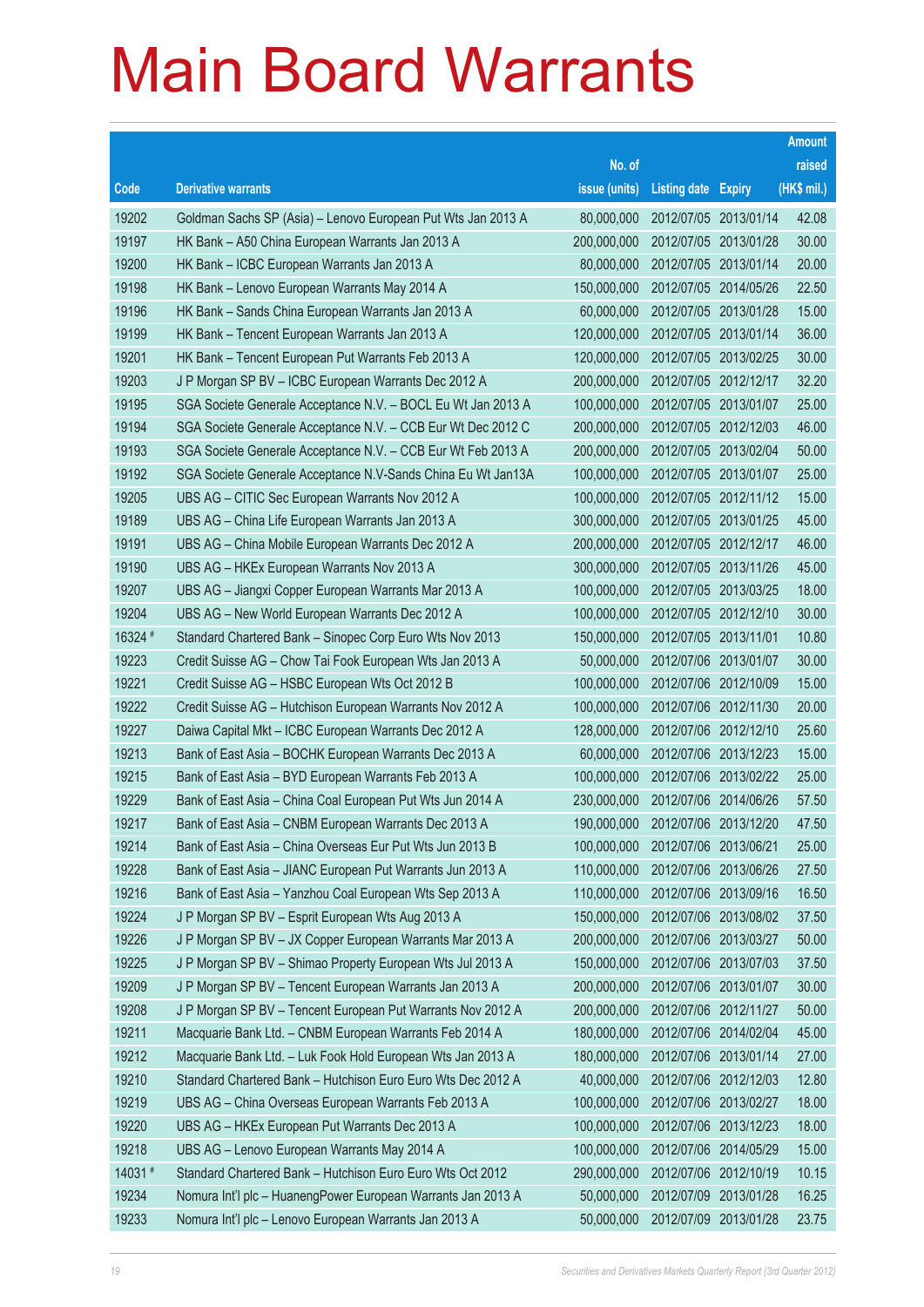# Main Board Warrants

| Code | Derivative warrants | No. of issue (units) | Listing date | Expiry | Amount raised (HK$ mil.) |
|---|---|---|---|---|---|
| 19202 | Goldman Sachs SP (Asia) – Lenovo European Put Wts Jan 2013 A | 80,000,000 | 2012/07/05 | 2013/01/14 | 42.08 |
| 19197 | HK Bank – A50 China European Warrants Jan 2013 A | 200,000,000 | 2012/07/05 | 2013/01/28 | 30.00 |
| 19200 | HK Bank – ICBC European Warrants Jan 2013 A | 80,000,000 | 2012/07/05 | 2013/01/14 | 20.00 |
| 19198 | HK Bank – Lenovo European Warrants May 2014 A | 150,000,000 | 2012/07/05 | 2014/05/26 | 22.50 |
| 19196 | HK Bank – Sands China European Warrants Jan 2013 A | 60,000,000 | 2012/07/05 | 2013/01/28 | 15.00 |
| 19199 | HK Bank – Tencent European Warrants Jan 2013 A | 120,000,000 | 2012/07/05 | 2013/01/14 | 36.00 |
| 19201 | HK Bank – Tencent European Put Warrants Feb 2013 A | 120,000,000 | 2012/07/05 | 2013/02/25 | 30.00 |
| 19203 | J P Morgan SP BV – ICBC European Warrants Dec 2012 A | 200,000,000 | 2012/07/05 | 2012/12/17 | 32.20 |
| 19195 | SGA Societe Generale Acceptance N.V. – BOCL Eu Wt Jan 2013 A | 100,000,000 | 2012/07/05 | 2013/01/07 | 25.00 |
| 19194 | SGA Societe Generale Acceptance N.V. – CCB Eur Wt Dec 2012 C | 200,000,000 | 2012/07/05 | 2012/12/03 | 46.00 |
| 19193 | SGA Societe Generale Acceptance N.V. – CCB Eur Wt Feb 2013 A | 200,000,000 | 2012/07/05 | 2013/02/04 | 50.00 |
| 19192 | SGA Societe Generale Acceptance N.V-Sands China Eu Wt Jan13A | 100,000,000 | 2012/07/05 | 2013/01/07 | 25.00 |
| 19205 | UBS AG – CITIC Sec European Warrants Nov 2012 A | 100,000,000 | 2012/07/05 | 2012/11/12 | 15.00 |
| 19189 | UBS AG – China Life European Warrants Jan 2013 A | 300,000,000 | 2012/07/05 | 2013/01/25 | 45.00 |
| 19191 | UBS AG – China Mobile European Warrants Dec 2012 A | 200,000,000 | 2012/07/05 | 2012/12/17 | 46.00 |
| 19190 | UBS AG – HKEx European Warrants Nov 2013 A | 300,000,000 | 2012/07/05 | 2013/11/26 | 45.00 |
| 19207 | UBS AG – Jiangxi Copper European Warrants Mar 2013 A | 100,000,000 | 2012/07/05 | 2013/03/25 | 18.00 |
| 19204 | UBS AG – New World European Warrants Dec 2012 A | 100,000,000 | 2012/07/05 | 2012/12/10 | 30.00 |
| 16324 # | Standard Chartered Bank – Sinopec Corp Euro Wts Nov 2013 | 150,000,000 | 2012/07/05 | 2013/11/01 | 10.80 |
| 19223 | Credit Suisse AG – Chow Tai Fook European Wts Jan 2013 A | 50,000,000 | 2012/07/06 | 2013/01/07 | 30.00 |
| 19221 | Credit Suisse AG – HSBC European Wts Oct 2012 B | 100,000,000 | 2012/07/06 | 2012/10/09 | 15.00 |
| 19222 | Credit Suisse AG – Hutchison European Warrants Nov 2012 A | 100,000,000 | 2012/07/06 | 2012/11/30 | 20.00 |
| 19227 | Daiwa Capital Mkt – ICBC European Warrants Dec 2012 A | 128,000,000 | 2012/07/06 | 2012/12/10 | 25.60 |
| 19213 | Bank of East Asia – BOCHK European Warrants Dec 2013 A | 60,000,000 | 2012/07/06 | 2013/12/23 | 15.00 |
| 19215 | Bank of East Asia – BYD European Warrants Feb 2013 A | 100,000,000 | 2012/07/06 | 2013/02/22 | 25.00 |
| 19229 | Bank of East Asia – China Coal European Put Wts Jun 2014 A | 230,000,000 | 2012/07/06 | 2014/06/26 | 57.50 |
| 19217 | Bank of East Asia – CNBM European Warrants Dec 2013 A | 190,000,000 | 2012/07/06 | 2013/12/20 | 47.50 |
| 19214 | Bank of East Asia – China Overseas Eur Put Wts Jun 2013 B | 100,000,000 | 2012/07/06 | 2013/06/21 | 25.00 |
| 19228 | Bank of East Asia – JIANC European Put Warrants Jun 2013 A | 110,000,000 | 2012/07/06 | 2013/06/26 | 27.50 |
| 19216 | Bank of East Asia – Yanzhou Coal European Wts Sep 2013 A | 110,000,000 | 2012/07/06 | 2013/09/16 | 16.50 |
| 19224 | J P Morgan SP BV – Esprit European Wts Aug 2013 A | 150,000,000 | 2012/07/06 | 2013/08/02 | 37.50 |
| 19226 | J P Morgan SP BV – JX Copper European Warrants Mar 2013 A | 200,000,000 | 2012/07/06 | 2013/03/27 | 50.00 |
| 19225 | J P Morgan SP BV – Shimao Property European Wts Jul 2013 A | 150,000,000 | 2012/07/06 | 2013/07/03 | 37.50 |
| 19209 | J P Morgan SP BV – Tencent European Warrants Jan 2013 A | 200,000,000 | 2012/07/06 | 2013/01/07 | 30.00 |
| 19208 | J P Morgan SP BV – Tencent European Put Warrants Nov 2012 A | 200,000,000 | 2012/07/06 | 2012/11/27 | 50.00 |
| 19211 | Macquarie Bank Ltd. – CNBM European Warrants Feb 2014 A | 180,000,000 | 2012/07/06 | 2014/02/04 | 45.00 |
| 19212 | Macquarie Bank Ltd. – Luk Fook Hold European Wts Jan 2013 A | 180,000,000 | 2012/07/06 | 2013/01/14 | 27.00 |
| 19210 | Standard Chartered Bank – Hutchison Euro Euro Wts Dec 2012 A | 40,000,000 | 2012/07/06 | 2012/12/03 | 12.80 |
| 19219 | UBS AG – China Overseas European Warrants Feb 2013 A | 100,000,000 | 2012/07/06 | 2013/02/27 | 18.00 |
| 19220 | UBS AG – HKEx European Put Warrants Dec 2013 A | 100,000,000 | 2012/07/06 | 2013/12/23 | 18.00 |
| 19218 | UBS AG – Lenovo European Warrants May 2014 A | 100,000,000 | 2012/07/06 | 2014/05/29 | 15.00 |
| 14031 # | Standard Chartered Bank – Hutchison Euro Euro Wts Oct 2012 | 290,000,000 | 2012/07/06 | 2012/10/19 | 10.15 |
| 19234 | Nomura Int'l plc – HuanengPower European Warrants Jan 2013 A | 50,000,000 | 2012/07/09 | 2013/01/28 | 16.25 |
| 19233 | Nomura Int'l plc – Lenovo European Warrants Jan 2013 A | 50,000,000 | 2012/07/09 | 2013/01/28 | 23.75 |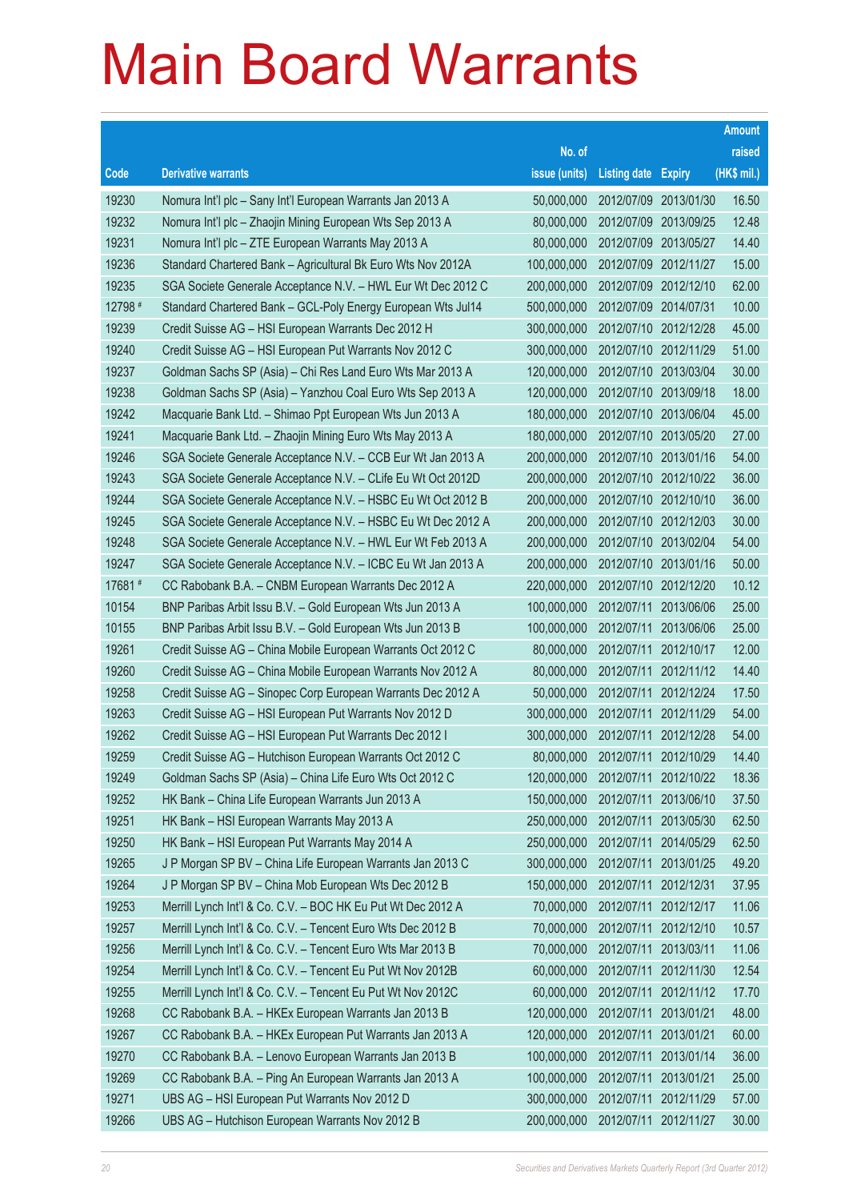# Main Board Warrants

| Code | Derivative warrants | No. of issue (units) | Listing date | Expiry | Amount raised (HK$ mil.) |
|---|---|---|---|---|---|
| 19230 | Nomura Int'l plc – Sany Int'l European Warrants Jan 2013 A | 50,000,000 | 2012/07/09 | 2013/01/30 | 16.50 |
| 19232 | Nomura Int'l plc – Zhaojin Mining European Wts Sep 2013 A | 80,000,000 | 2012/07/09 | 2013/09/25 | 12.48 |
| 19231 | Nomura Int'l plc – ZTE European Warrants May 2013 A | 80,000,000 | 2012/07/09 | 2013/05/27 | 14.40 |
| 19236 | Standard Chartered Bank – Agricultural Bk Euro Wts Nov 2012A | 100,000,000 | 2012/07/09 | 2012/11/27 | 15.00 |
| 19235 | SGA Societe Generale Acceptance N.V. – HWL Eur Wt Dec 2012 C | 200,000,000 | 2012/07/09 | 2012/12/10 | 62.00 |
| 12798 # | Standard Chartered Bank – GCL-Poly Energy European Wts Jul14 | 500,000,000 | 2012/07/09 | 2014/07/31 | 10.00 |
| 19239 | Credit Suisse AG – HSI European Warrants Dec 2012 H | 300,000,000 | 2012/07/10 | 2012/12/28 | 45.00 |
| 19240 | Credit Suisse AG – HSI European Put Warrants Nov 2012 C | 300,000,000 | 2012/07/10 | 2012/11/29 | 51.00 |
| 19237 | Goldman Sachs SP (Asia) – Chi Res Land Euro Wts Mar 2013 A | 120,000,000 | 2012/07/10 | 2013/03/04 | 30.00 |
| 19238 | Goldman Sachs SP (Asia) – Yanzhou Coal Euro Wts Sep 2013 A | 120,000,000 | 2012/07/10 | 2013/09/18 | 18.00 |
| 19242 | Macquarie Bank Ltd. – Shimao Ppt European Wts Jun 2013 A | 180,000,000 | 2012/07/10 | 2013/06/04 | 45.00 |
| 19241 | Macquarie Bank Ltd. – Zhaojin Mining Euro Wts May 2013 A | 180,000,000 | 2012/07/10 | 2013/05/20 | 27.00 |
| 19246 | SGA Societe Generale Acceptance N.V. – CCB Eur Wt Jan 2013 A | 200,000,000 | 2012/07/10 | 2013/01/16 | 54.00 |
| 19243 | SGA Societe Generale Acceptance N.V. – CLife Eu Wt Oct 2012D | 200,000,000 | 2012/07/10 | 2012/10/22 | 36.00 |
| 19244 | SGA Societe Generale Acceptance N.V. – HSBC Eu Wt Oct 2012 B | 200,000,000 | 2012/07/10 | 2012/10/10 | 36.00 |
| 19245 | SGA Societe Generale Acceptance N.V. – HSBC Eu Wt Dec 2012 A | 200,000,000 | 2012/07/10 | 2012/12/03 | 30.00 |
| 19248 | SGA Societe Generale Acceptance N.V. – HWL Eur Wt Feb 2013 A | 200,000,000 | 2012/07/10 | 2013/02/04 | 54.00 |
| 19247 | SGA Societe Generale Acceptance N.V. – ICBC Eu Wt Jan 2013 A | 200,000,000 | 2012/07/10 | 2013/01/16 | 50.00 |
| 17681 # | CC Rabobank B.A. – CNBM European Warrants Dec 2012 A | 220,000,000 | 2012/07/10 | 2012/12/20 | 10.12 |
| 10154 | BNP Paribas Arbit Issu B.V. – Gold European Wts Jun 2013 A | 100,000,000 | 2012/07/11 | 2013/06/06 | 25.00 |
| 10155 | BNP Paribas Arbit Issu B.V. – Gold European Wts Jun 2013 B | 100,000,000 | 2012/07/11 | 2013/06/06 | 25.00 |
| 19261 | Credit Suisse AG – China Mobile European Warrants Oct 2012 C | 80,000,000 | 2012/07/11 | 2012/10/17 | 12.00 |
| 19260 | Credit Suisse AG – China Mobile European Warrants Nov 2012 A | 80,000,000 | 2012/07/11 | 2012/11/12 | 14.40 |
| 19258 | Credit Suisse AG – Sinopec Corp European Warrants Dec 2012 A | 50,000,000 | 2012/07/11 | 2012/12/24 | 17.50 |
| 19263 | Credit Suisse AG – HSI European Put Warrants Nov 2012 D | 300,000,000 | 2012/07/11 | 2012/11/29 | 54.00 |
| 19262 | Credit Suisse AG – HSI European Put Warrants Dec 2012 I | 300,000,000 | 2012/07/11 | 2012/12/28 | 54.00 |
| 19259 | Credit Suisse AG – Hutchison European Warrants Oct 2012 C | 80,000,000 | 2012/07/11 | 2012/10/29 | 14.40 |
| 19249 | Goldman Sachs SP (Asia) – China Life Euro Wts Oct 2012 C | 120,000,000 | 2012/07/11 | 2012/10/22 | 18.36 |
| 19252 | HK Bank – China Life European Warrants Jun 2013 A | 150,000,000 | 2012/07/11 | 2013/06/10 | 37.50 |
| 19251 | HK Bank – HSI European Warrants May 2013 A | 250,000,000 | 2012/07/11 | 2013/05/30 | 62.50 |
| 19250 | HK Bank – HSI European Put Warrants May 2014 A | 250,000,000 | 2012/07/11 | 2014/05/29 | 62.50 |
| 19265 | J P Morgan SP BV – China Life European Warrants Jan 2013 C | 300,000,000 | 2012/07/11 | 2013/01/25 | 49.20 |
| 19264 | J P Morgan SP BV – China Mob European Wts Dec 2012 B | 150,000,000 | 2012/07/11 | 2012/12/31 | 37.95 |
| 19253 | Merrill Lynch Int'l & Co. C.V. – BOC HK Eu Put Wt Dec 2012 A | 70,000,000 | 2012/07/11 | 2012/12/17 | 11.06 |
| 19257 | Merrill Lynch Int'l & Co. C.V. – Tencent Euro Wts Dec 2012 B | 70,000,000 | 2012/07/11 | 2012/12/10 | 10.57 |
| 19256 | Merrill Lynch Int'l & Co. C.V. – Tencent Euro Wts Mar 2013 B | 70,000,000 | 2012/07/11 | 2013/03/11 | 11.06 |
| 19254 | Merrill Lynch Int'l & Co. C.V. – Tencent Eu Put Wt Nov 2012B | 60,000,000 | 2012/07/11 | 2012/11/30 | 12.54 |
| 19255 | Merrill Lynch Int'l & Co. C.V. – Tencent Eu Put Wt Nov 2012C | 60,000,000 | 2012/07/11 | 2012/11/12 | 17.70 |
| 19268 | CC Rabobank B.A. – HKEx European Warrants Jan 2013 B | 120,000,000 | 2012/07/11 | 2013/01/21 | 48.00 |
| 19267 | CC Rabobank B.A. – HKEx European Put Warrants Jan 2013 A | 120,000,000 | 2012/07/11 | 2013/01/21 | 60.00 |
| 19270 | CC Rabobank B.A. – Lenovo European Warrants Jan 2013 B | 100,000,000 | 2012/07/11 | 2013/01/14 | 36.00 |
| 19269 | CC Rabobank B.A. – Ping An European Warrants Jan 2013 A | 100,000,000 | 2012/07/11 | 2013/01/21 | 25.00 |
| 19271 | UBS AG – HSI European Put Warrants Nov 2012 D | 300,000,000 | 2012/07/11 | 2012/11/29 | 57.00 |
| 19266 | UBS AG – Hutchison European Warrants Nov 2012 B | 200,000,000 | 2012/07/11 | 2012/11/27 | 30.00 |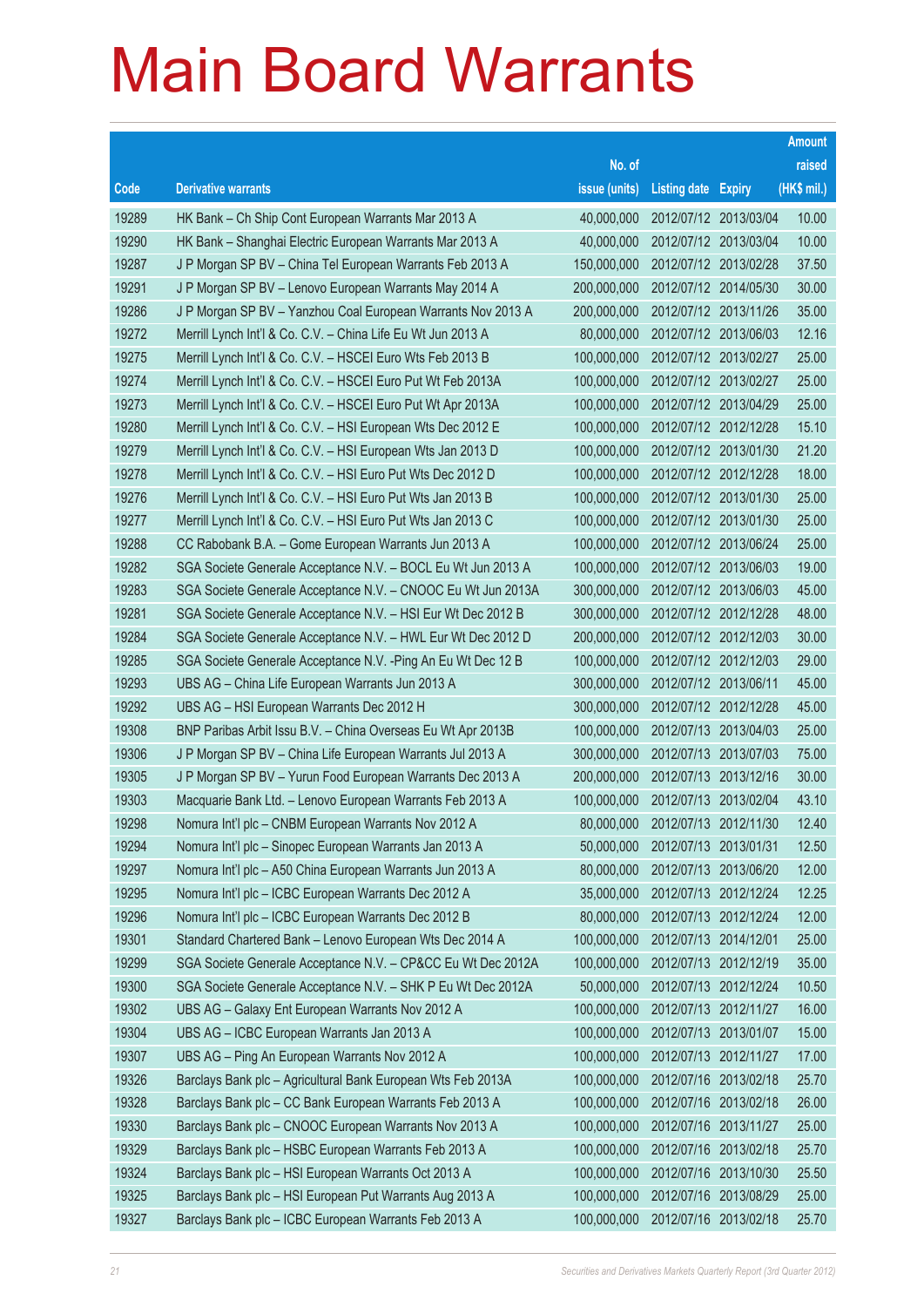# Main Board Warrants

| Code | Derivative warrants | No. of issue (units) | Listing date | Expiry | Amount raised (HK$ mil.) |
|---|---|---|---|---|---|
| 19289 | HK Bank – Ch Ship Cont European Warrants Mar 2013 A | 40,000,000 | 2012/07/12 | 2013/03/04 | 10.00 |
| 19290 | HK Bank – Shanghai Electric European Warrants Mar 2013 A | 40,000,000 | 2012/07/12 | 2013/03/04 | 10.00 |
| 19287 | J P Morgan SP BV – China Tel European Warrants Feb 2013 A | 150,000,000 | 2012/07/12 | 2013/02/28 | 37.50 |
| 19291 | J P Morgan SP BV – Lenovo European Warrants May 2014 A | 200,000,000 | 2012/07/12 | 2014/05/30 | 30.00 |
| 19286 | J P Morgan SP BV – Yanzhou Coal European Warrants Nov 2013 A | 200,000,000 | 2012/07/12 | 2013/11/26 | 35.00 |
| 19272 | Merrill Lynch Int'l & Co. C.V. – China Life Eu Wt Jun 2013 A | 80,000,000 | 2012/07/12 | 2013/06/03 | 12.16 |
| 19275 | Merrill Lynch Int'l & Co. C.V. – HSCEI Euro Wts Feb 2013 B | 100,000,000 | 2012/07/12 | 2013/02/27 | 25.00 |
| 19274 | Merrill Lynch Int'l & Co. C.V. – HSCEI Euro Put Wt Feb 2013A | 100,000,000 | 2012/07/12 | 2013/02/27 | 25.00 |
| 19273 | Merrill Lynch Int'l & Co. C.V. – HSCEI Euro Put Wt Apr 2013A | 100,000,000 | 2012/07/12 | 2013/04/29 | 25.00 |
| 19280 | Merrill Lynch Int'l & Co. C.V. – HSI European Wts Dec 2012 E | 100,000,000 | 2012/07/12 | 2012/12/28 | 15.10 |
| 19279 | Merrill Lynch Int'l & Co. C.V. – HSI European Wts Jan 2013 D | 100,000,000 | 2012/07/12 | 2013/01/30 | 21.20 |
| 19278 | Merrill Lynch Int'l & Co. C.V. – HSI Euro Put Wts Dec 2012 D | 100,000,000 | 2012/07/12 | 2012/12/28 | 18.00 |
| 19276 | Merrill Lynch Int'l & Co. C.V. – HSI Euro Put Wts Jan 2013 B | 100,000,000 | 2012/07/12 | 2013/01/30 | 25.00 |
| 19277 | Merrill Lynch Int'l & Co. C.V. – HSI Euro Put Wts Jan 2013 C | 100,000,000 | 2012/07/12 | 2013/01/30 | 25.00 |
| 19288 | CC Rabobank B.A. – Gome European Warrants Jun 2013 A | 100,000,000 | 2012/07/12 | 2013/06/24 | 25.00 |
| 19282 | SGA Societe Generale Acceptance N.V. – BOCL Eu Wt Jun 2013 A | 100,000,000 | 2012/07/12 | 2013/06/03 | 19.00 |
| 19283 | SGA Societe Generale Acceptance N.V. – CNOOC Eu Wt Jun 2013A | 300,000,000 | 2012/07/12 | 2013/06/03 | 45.00 |
| 19281 | SGA Societe Generale Acceptance N.V. – HSI Eur Wt Dec 2012 B | 300,000,000 | 2012/07/12 | 2012/12/28 | 48.00 |
| 19284 | SGA Societe Generale Acceptance N.V. – HWL Eur Wt Dec 2012 D | 200,000,000 | 2012/07/12 | 2012/12/03 | 30.00 |
| 19285 | SGA Societe Generale Acceptance N.V. -Ping An Eu Wt Dec 12 B | 100,000,000 | 2012/07/12 | 2012/12/03 | 29.00 |
| 19293 | UBS AG – China Life European Warrants Jun 2013 A | 300,000,000 | 2012/07/12 | 2013/06/11 | 45.00 |
| 19292 | UBS AG – HSI European Warrants Dec 2012 H | 300,000,000 | 2012/07/12 | 2012/12/28 | 45.00 |
| 19308 | BNP Paribas Arbit Issu B.V. – China Overseas Eu Wt Apr 2013B | 100,000,000 | 2012/07/13 | 2013/04/03 | 25.00 |
| 19306 | J P Morgan SP BV – China Life European Warrants Jul 2013 A | 300,000,000 | 2012/07/13 | 2013/07/03 | 75.00 |
| 19305 | J P Morgan SP BV – Yurun Food European Warrants Dec 2013 A | 200,000,000 | 2012/07/13 | 2013/12/16 | 30.00 |
| 19303 | Macquarie Bank Ltd. – Lenovo European Warrants Feb 2013 A | 100,000,000 | 2012/07/13 | 2013/02/04 | 43.10 |
| 19298 | Nomura Int'l plc – CNBM European Warrants Nov 2012 A | 80,000,000 | 2012/07/13 | 2012/11/30 | 12.40 |
| 19294 | Nomura Int'l plc – Sinopec European Warrants Jan 2013 A | 50,000,000 | 2012/07/13 | 2013/01/31 | 12.50 |
| 19297 | Nomura Int'l plc – A50 China European Warrants Jun 2013 A | 80,000,000 | 2012/07/13 | 2013/06/20 | 12.00 |
| 19295 | Nomura Int'l plc – ICBC European Warrants Dec 2012 A | 35,000,000 | 2012/07/13 | 2012/12/24 | 12.25 |
| 19296 | Nomura Int'l plc – ICBC European Warrants Dec 2012 B | 80,000,000 | 2012/07/13 | 2012/12/24 | 12.00 |
| 19301 | Standard Chartered Bank – Lenovo European Wts Dec 2014 A | 100,000,000 | 2012/07/13 | 2014/12/01 | 25.00 |
| 19299 | SGA Societe Generale Acceptance N.V. – CP&CC Eu Wt Dec 2012A | 100,000,000 | 2012/07/13 | 2012/12/19 | 35.00 |
| 19300 | SGA Societe Generale Acceptance N.V. – SHK P Eu Wt Dec 2012A | 50,000,000 | 2012/07/13 | 2012/12/24 | 10.50 |
| 19302 | UBS AG – Galaxy Ent European Warrants Nov 2012 A | 100,000,000 | 2012/07/13 | 2012/11/27 | 16.00 |
| 19304 | UBS AG – ICBC European Warrants Jan 2013 A | 100,000,000 | 2012/07/13 | 2013/01/07 | 15.00 |
| 19307 | UBS AG – Ping An European Warrants Nov 2012 A | 100,000,000 | 2012/07/13 | 2012/11/27 | 17.00 |
| 19326 | Barclays Bank plc – Agricultural Bank European Wts Feb 2013A | 100,000,000 | 2012/07/16 | 2013/02/18 | 25.70 |
| 19328 | Barclays Bank plc – CC Bank European Warrants Feb 2013 A | 100,000,000 | 2012/07/16 | 2013/02/18 | 26.00 |
| 19330 | Barclays Bank plc – CNOOC European Warrants Nov 2013 A | 100,000,000 | 2012/07/16 | 2013/11/27 | 25.00 |
| 19329 | Barclays Bank plc – HSBC European Warrants Feb 2013 A | 100,000,000 | 2012/07/16 | 2013/02/18 | 25.70 |
| 19324 | Barclays Bank plc – HSI European Warrants Oct 2013 A | 100,000,000 | 2012/07/16 | 2013/10/30 | 25.50 |
| 19325 | Barclays Bank plc – HSI European Put Warrants Aug 2013 A | 100,000,000 | 2012/07/16 | 2013/08/29 | 25.00 |
| 19327 | Barclays Bank plc – ICBC European Warrants Feb 2013 A | 100,000,000 | 2012/07/16 | 2013/02/18 | 25.70 |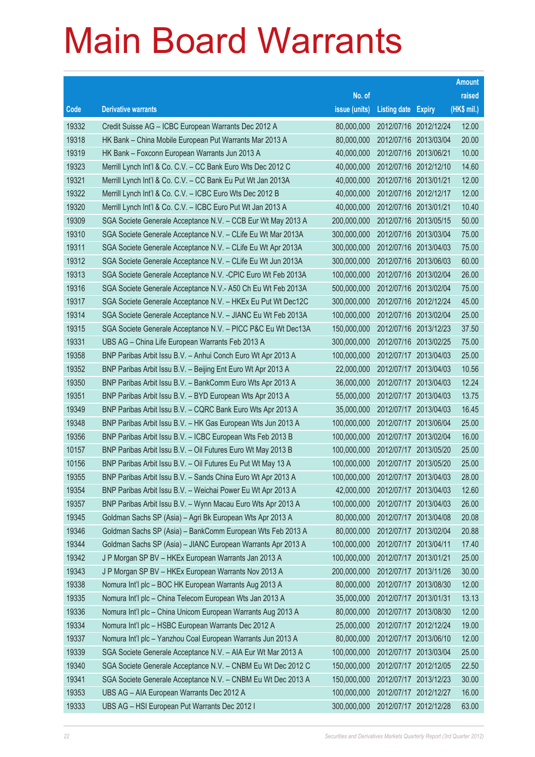# Main Board Warrants

| Code | Derivative warrants | No. of issue (units) | Listing date | Expiry | Amount raised (HK$ mil.) |
|---|---|---|---|---|---|
| 19332 | Credit Suisse AG – ICBC European Warrants Dec 2012 A | 80,000,000 | 2012/07/16 | 2012/12/24 | 12.00 |
| 19318 | HK Bank – China Mobile European Put Warrants Mar 2013 A | 80,000,000 | 2012/07/16 | 2013/03/04 | 20.00 |
| 19319 | HK Bank – Foxconn European Warrants Jun 2013 A | 40,000,000 | 2012/07/16 | 2013/06/21 | 10.00 |
| 19323 | Merrill Lynch Int'l & Co. C.V. – CC Bank Euro Wts Dec 2012 C | 40,000,000 | 2012/07/16 | 2012/12/10 | 14.60 |
| 19321 | Merrill Lynch Int'l & Co. C.V. – CC Bank Eu Put Wt Jan 2013A | 40,000,000 | 2012/07/16 | 2013/01/21 | 12.00 |
| 19322 | Merrill Lynch Int'l & Co. C.V. – ICBC Euro Wts Dec 2012 B | 40,000,000 | 2012/07/16 | 2012/12/17 | 12.00 |
| 19320 | Merrill Lynch Int'l & Co. C.V. – ICBC Euro Put Wt Jan 2013 A | 40,000,000 | 2012/07/16 | 2013/01/21 | 10.40 |
| 19309 | SGA Societe Generale Acceptance N.V. – CCB Eur Wt May 2013 A | 200,000,000 | 2012/07/16 | 2013/05/15 | 50.00 |
| 19310 | SGA Societe Generale Acceptance N.V. – CLife Eu Wt Mar 2013A | 300,000,000 | 2012/07/16 | 2013/03/04 | 75.00 |
| 19311 | SGA Societe Generale Acceptance N.V. – CLife Eu Wt Apr 2013A | 300,000,000 | 2012/07/16 | 2013/04/03 | 75.00 |
| 19312 | SGA Societe Generale Acceptance N.V. – CLife Eu Wt Jun 2013A | 300,000,000 | 2012/07/16 | 2013/06/03 | 60.00 |
| 19313 | SGA Societe Generale Acceptance N.V. -CPIC Euro Wt Feb 2013A | 100,000,000 | 2012/07/16 | 2013/02/04 | 26.00 |
| 19316 | SGA Societe Generale Acceptance N.V.- A50 Ch Eu Wt Feb 2013A | 500,000,000 | 2012/07/16 | 2013/02/04 | 75.00 |
| 19317 | SGA Societe Generale Acceptance N.V. – HKEx Eu Put Wt Dec12C | 300,000,000 | 2012/07/16 | 2012/12/24 | 45.00 |
| 19314 | SGA Societe Generale Acceptance N.V. – JIANC Eu Wt Feb 2013A | 100,000,000 | 2012/07/16 | 2013/02/04 | 25.00 |
| 19315 | SGA Societe Generale Acceptance N.V. – PICC P&C Eu Wt Dec13A | 150,000,000 | 2012/07/16 | 2013/12/23 | 37.50 |
| 19331 | UBS AG – China Life European Warrants Feb 2013 A | 300,000,000 | 2012/07/16 | 2013/02/25 | 75.00 |
| 19358 | BNP Paribas Arbit Issu B.V. – Anhui Conch Euro Wt Apr 2013 A | 100,000,000 | 2012/07/17 | 2013/04/03 | 25.00 |
| 19352 | BNP Paribas Arbit Issu B.V. – Beijing Ent Euro Wt Apr 2013 A | 22,000,000 | 2012/07/17 | 2013/04/03 | 10.56 |
| 19350 | BNP Paribas Arbit Issu B.V. – BankComm Euro Wts Apr 2013 A | 36,000,000 | 2012/07/17 | 2013/04/03 | 12.24 |
| 19351 | BNP Paribas Arbit Issu B.V. – BYD European Wts Apr 2013 A | 55,000,000 | 2012/07/17 | 2013/04/03 | 13.75 |
| 19349 | BNP Paribas Arbit Issu B.V. – CQRC Bank Euro Wts Apr 2013 A | 35,000,000 | 2012/07/17 | 2013/04/03 | 16.45 |
| 19348 | BNP Paribas Arbit Issu B.V. – HK Gas European Wts Jun 2013 A | 100,000,000 | 2012/07/17 | 2013/06/04 | 25.00 |
| 19356 | BNP Paribas Arbit Issu B.V. – ICBC European Wts Feb 2013 B | 100,000,000 | 2012/07/17 | 2013/02/04 | 16.00 |
| 10157 | BNP Paribas Arbit Issu B.V. – Oil Futures Euro Wt May 2013 B | 100,000,000 | 2012/07/17 | 2013/05/20 | 25.00 |
| 10156 | BNP Paribas Arbit Issu B.V. – Oil Futures Eu Put Wt May 13 A | 100,000,000 | 2012/07/17 | 2013/05/20 | 25.00 |
| 19355 | BNP Paribas Arbit Issu B.V. – Sands China Euro Wt Apr 2013 A | 100,000,000 | 2012/07/17 | 2013/04/03 | 28.00 |
| 19354 | BNP Paribas Arbit Issu B.V. – Weichai Power Eu Wt Apr 2013 A | 42,000,000 | 2012/07/17 | 2013/04/03 | 12.60 |
| 19357 | BNP Paribas Arbit Issu B.V. – Wynn Macau Euro Wts Apr 2013 A | 100,000,000 | 2012/07/17 | 2013/04/03 | 26.00 |
| 19345 | Goldman Sachs SP (Asia) – Agri Bk European Wts Apr 2013 A | 80,000,000 | 2012/07/17 | 2013/04/08 | 20.08 |
| 19346 | Goldman Sachs SP (Asia) – BankComm European Wts Feb 2013 A | 80,000,000 | 2012/07/17 | 2013/02/04 | 20.88 |
| 19344 | Goldman Sachs SP (Asia) – JIANC European Warrants Apr 2013 A | 100,000,000 | 2012/07/17 | 2013/04/11 | 17.40 |
| 19342 | J P Morgan SP BV – HKEx European Warrants Jan 2013 A | 100,000,000 | 2012/07/17 | 2013/01/21 | 25.00 |
| 19343 | J P Morgan SP BV – HKEx European Warrants Nov 2013 A | 200,000,000 | 2012/07/17 | 2013/11/26 | 30.00 |
| 19338 | Nomura Int'l plc – BOC HK European Warrants Aug 2013 A | 80,000,000 | 2012/07/17 | 2013/08/30 | 12.00 |
| 19335 | Nomura Int'l plc – China Telecom European Wts Jan 2013 A | 35,000,000 | 2012/07/17 | 2013/01/31 | 13.13 |
| 19336 | Nomura Int'l plc – China Unicom European Warrants Aug 2013 A | 80,000,000 | 2012/07/17 | 2013/08/30 | 12.00 |
| 19334 | Nomura Int'l plc – HSBC European Warrants Dec 2012 A | 25,000,000 | 2012/07/17 | 2012/12/24 | 19.00 |
| 19337 | Nomura Int'l plc – Yanzhou Coal European Warrants Jun 2013 A | 80,000,000 | 2012/07/17 | 2013/06/10 | 12.00 |
| 19339 | SGA Societe Generale Acceptance N.V. – AIA Eur Wt Mar 2013 A | 100,000,000 | 2012/07/17 | 2013/03/04 | 25.00 |
| 19340 | SGA Societe Generale Acceptance N.V. – CNBM Eu Wt Dec 2012 C | 150,000,000 | 2012/07/17 | 2012/12/05 | 22.50 |
| 19341 | SGA Societe Generale Acceptance N.V. – CNBM Eu Wt Dec 2013 A | 150,000,000 | 2012/07/17 | 2013/12/23 | 30.00 |
| 19353 | UBS AG – AIA European Warrants Dec 2012 A | 100,000,000 | 2012/07/17 | 2012/12/27 | 16.00 |
| 19333 | UBS AG – HSI European Put Warrants Dec 2012 I | 300,000,000 | 2012/07/17 | 2012/12/28 | 63.00 |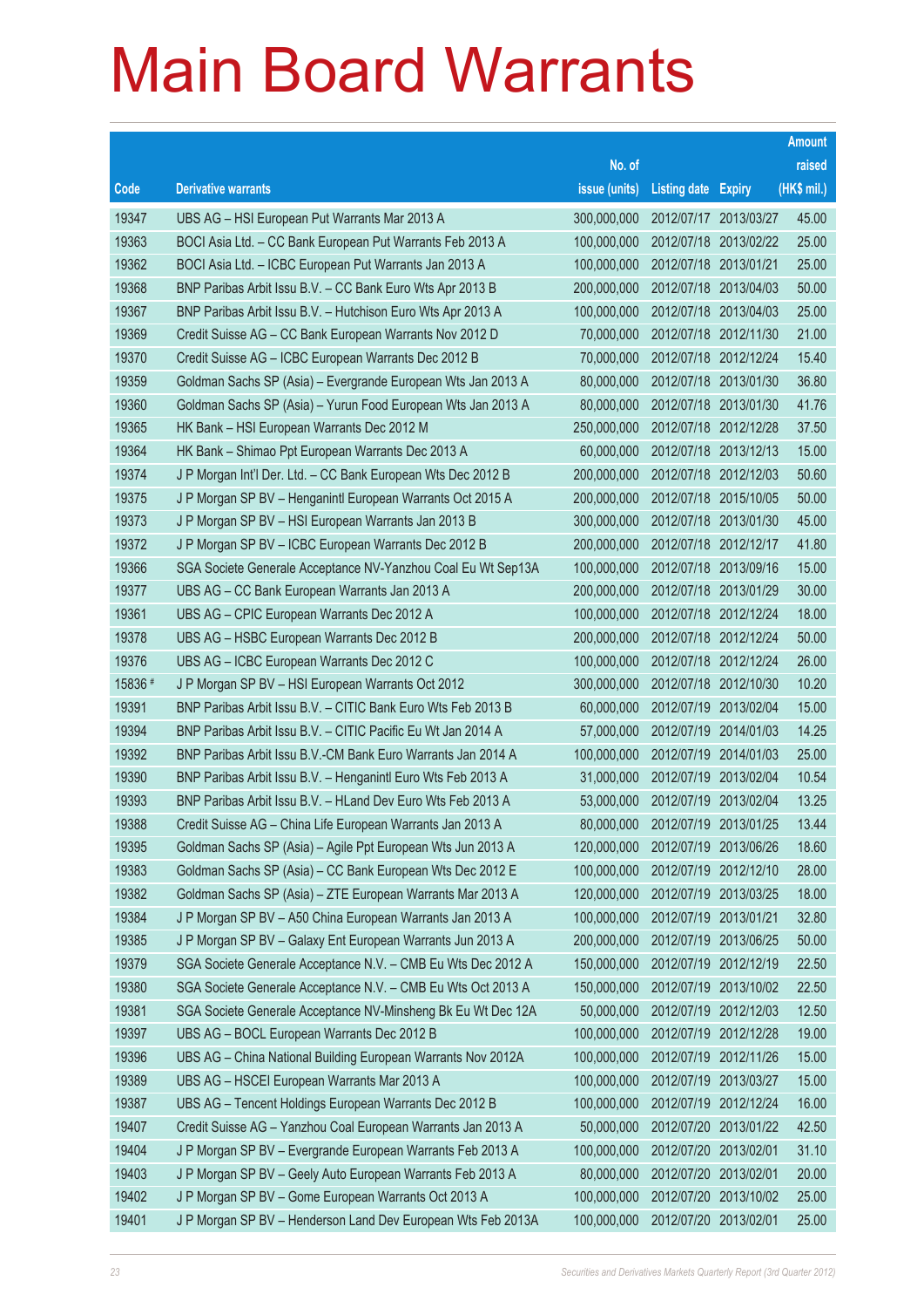# Main Board Warrants

| Code | Derivative warrants | No. of issue (units) | Listing date | Expiry | Amount raised (HK$ mil.) |
|---|---|---|---|---|---|
| 19347 | UBS AG – HSI European Put Warrants Mar 2013 A | 300,000,000 | 2012/07/17 | 2013/03/27 | 45.00 |
| 19363 | BOCI Asia Ltd. – CC Bank European Put Warrants Feb 2013 A | 100,000,000 | 2012/07/18 | 2013/02/22 | 25.00 |
| 19362 | BOCI Asia Ltd. – ICBC European Put Warrants Jan 2013 A | 100,000,000 | 2012/07/18 | 2013/01/21 | 25.00 |
| 19368 | BNP Paribas Arbit Issu B.V. – CC Bank Euro Wts Apr 2013 B | 200,000,000 | 2012/07/18 | 2013/04/03 | 50.00 |
| 19367 | BNP Paribas Arbit Issu B.V. – Hutchison Euro Wts Apr 2013 A | 100,000,000 | 2012/07/18 | 2013/04/03 | 25.00 |
| 19369 | Credit Suisse AG – CC Bank European Warrants Nov 2012 D | 70,000,000 | 2012/07/18 | 2012/11/30 | 21.00 |
| 19370 | Credit Suisse AG – ICBC European Warrants Dec 2012 B | 70,000,000 | 2012/07/18 | 2012/12/24 | 15.40 |
| 19359 | Goldman Sachs SP (Asia) – Evergrande European Wts Jan 2013 A | 80,000,000 | 2012/07/18 | 2013/01/30 | 36.80 |
| 19360 | Goldman Sachs SP (Asia) – Yurun Food European Wts Jan 2013 A | 80,000,000 | 2012/07/18 | 2013/01/30 | 41.76 |
| 19365 | HK Bank – HSI European Warrants Dec 2012 M | 250,000,000 | 2012/07/18 | 2012/12/28 | 37.50 |
| 19364 | HK Bank – Shimao Ppt European Warrants Dec 2013 A | 60,000,000 | 2012/07/18 | 2013/12/13 | 15.00 |
| 19374 | J P Morgan Int'l Der. Ltd. – CC Bank European Wts Dec 2012 B | 200,000,000 | 2012/07/18 | 2012/12/03 | 50.60 |
| 19375 | J P Morgan SP BV – Henganintl European Warrants Oct 2015 A | 200,000,000 | 2012/07/18 | 2015/10/05 | 50.00 |
| 19373 | J P Morgan SP BV – HSI European Warrants Jan 2013 B | 300,000,000 | 2012/07/18 | 2013/01/30 | 45.00 |
| 19372 | J P Morgan SP BV – ICBC European Warrants Dec 2012 B | 200,000,000 | 2012/07/18 | 2012/12/17 | 41.80 |
| 19366 | SGA Societe Generale Acceptance NV-Yanzhou Coal Eu Wt Sep13A | 100,000,000 | 2012/07/18 | 2013/09/16 | 15.00 |
| 19377 | UBS AG – CC Bank European Warrants Jan 2013 A | 200,000,000 | 2012/07/18 | 2013/01/29 | 30.00 |
| 19361 | UBS AG – CPIC European Warrants Dec 2012 A | 100,000,000 | 2012/07/18 | 2012/12/24 | 18.00 |
| 19378 | UBS AG – HSBC European Warrants Dec 2012 B | 200,000,000 | 2012/07/18 | 2012/12/24 | 50.00 |
| 19376 | UBS AG – ICBC European Warrants Dec 2012 C | 100,000,000 | 2012/07/18 | 2012/12/24 | 26.00 |
| 15836 # | J P Morgan SP BV – HSI European Warrants Oct 2012 | 300,000,000 | 2012/07/18 | 2012/10/30 | 10.20 |
| 19391 | BNP Paribas Arbit Issu B.V. – CITIC Bank Euro Wts Feb 2013 B | 60,000,000 | 2012/07/19 | 2013/02/04 | 15.00 |
| 19394 | BNP Paribas Arbit Issu B.V. – CITIC Pacific Eu Wt Jan 2014 A | 57,000,000 | 2012/07/19 | 2014/01/03 | 14.25 |
| 19392 | BNP Paribas Arbit Issu B.V.-CM Bank Euro Warrants Jan 2014 A | 100,000,000 | 2012/07/19 | 2014/01/03 | 25.00 |
| 19390 | BNP Paribas Arbit Issu B.V. – Henganintl Euro Wts Feb 2013 A | 31,000,000 | 2012/07/19 | 2013/02/04 | 10.54 |
| 19393 | BNP Paribas Arbit Issu B.V. – HLand Dev Euro Wts Feb 2013 A | 53,000,000 | 2012/07/19 | 2013/02/04 | 13.25 |
| 19388 | Credit Suisse AG – China Life European Warrants Jan 2013 A | 80,000,000 | 2012/07/19 | 2013/01/25 | 13.44 |
| 19395 | Goldman Sachs SP (Asia) – Agile Ppt European Wts Jun 2013 A | 120,000,000 | 2012/07/19 | 2013/06/26 | 18.60 |
| 19383 | Goldman Sachs SP (Asia) – CC Bank European Wts Dec 2012 E | 100,000,000 | 2012/07/19 | 2012/12/10 | 28.00 |
| 19382 | Goldman Sachs SP (Asia) – ZTE European Warrants Mar 2013 A | 120,000,000 | 2012/07/19 | 2013/03/25 | 18.00 |
| 19384 | J P Morgan SP BV – A50 China European Warrants Jan 2013 A | 100,000,000 | 2012/07/19 | 2013/01/21 | 32.80 |
| 19385 | J P Morgan SP BV – Galaxy Ent European Warrants Jun 2013 A | 200,000,000 | 2012/07/19 | 2013/06/25 | 50.00 |
| 19379 | SGA Societe Generale Acceptance N.V. – CMB Eu Wts Dec 2012 A | 150,000,000 | 2012/07/19 | 2012/12/19 | 22.50 |
| 19380 | SGA Societe Generale Acceptance N.V. – CMB Eu Wts Oct 2013 A | 150,000,000 | 2012/07/19 | 2013/10/02 | 22.50 |
| 19381 | SGA Societe Generale Acceptance NV-Minsheng Bk Eu Wt Dec 12A | 50,000,000 | 2012/07/19 | 2012/12/03 | 12.50 |
| 19397 | UBS AG – BOCL European Warrants Dec 2012 B | 100,000,000 | 2012/07/19 | 2012/12/28 | 19.00 |
| 19396 | UBS AG – China National Building European Warrants Nov 2012A | 100,000,000 | 2012/07/19 | 2012/11/26 | 15.00 |
| 19389 | UBS AG – HSCEI European Warrants Mar 2013 A | 100,000,000 | 2012/07/19 | 2013/03/27 | 15.00 |
| 19387 | UBS AG – Tencent Holdings European Warrants Dec 2012 B | 100,000,000 | 2012/07/19 | 2012/12/24 | 16.00 |
| 19407 | Credit Suisse AG – Yanzhou Coal European Warrants Jan 2013 A | 50,000,000 | 2012/07/20 | 2013/01/22 | 42.50 |
| 19404 | J P Morgan SP BV – Evergrande European Warrants Feb 2013 A | 100,000,000 | 2012/07/20 | 2013/02/01 | 31.10 |
| 19403 | J P Morgan SP BV – Geely Auto European Warrants Feb 2013 A | 80,000,000 | 2012/07/20 | 2013/02/01 | 20.00 |
| 19402 | J P Morgan SP BV – Gome European Warrants Oct 2013 A | 100,000,000 | 2012/07/20 | 2013/10/02 | 25.00 |
| 19401 | J P Morgan SP BV – Henderson Land Dev European Wts Feb 2013A | 100,000,000 | 2012/07/20 | 2013/02/01 | 25.00 |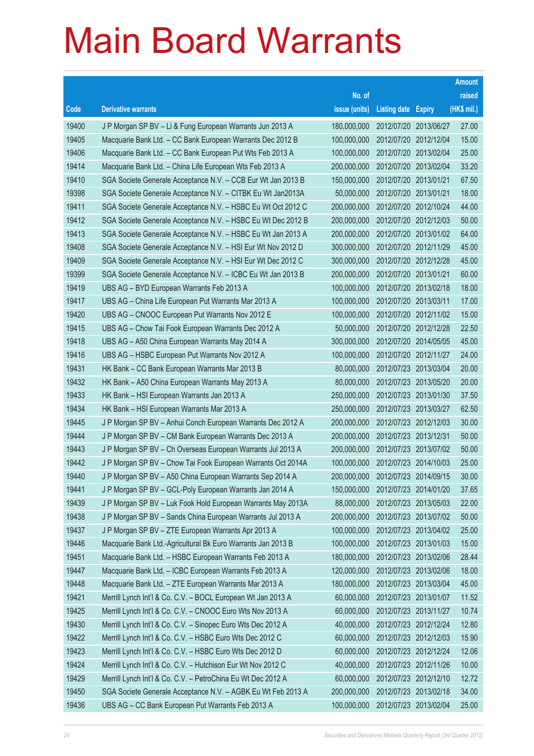# Main Board Warrants

| Code | Derivative warrants | No. of issue (units) | Listing date | Expiry | Amount raised (HK$ mil.) |
|---|---|---|---|---|---|
| 19400 | J P Morgan SP BV – Li & Fung European Warrants Jun 2013 A | 180,000,000 | 2012/07/20 | 2013/06/27 | 27.00 |
| 19405 | Macquarie Bank Ltd. – CC Bank European Warrants Dec 2012 B | 100,000,000 | 2012/07/20 | 2012/12/04 | 15.00 |
| 19406 | Macquarie Bank Ltd. – CC Bank European Put Wts Feb 2013 A | 100,000,000 | 2012/07/20 | 2013/02/04 | 25.00 |
| 19414 | Macquarie Bank Ltd. – China Life European Wts Feb 2013 A | 200,000,000 | 2012/07/20 | 2013/02/04 | 33.20 |
| 19410 | SGA Societe Generale Acceptance N.V. – CCB Eur Wt Jan 2013 B | 150,000,000 | 2012/07/20 | 2013/01/21 | 67.50 |
| 19398 | SGA Societe Generale Acceptance N.V. – CITBK Eu Wt Jan2013A | 50,000,000 | 2012/07/20 | 2013/01/21 | 18.00 |
| 19411 | SGA Societe Generale Acceptance N.V. – HSBC Eu Wt Oct 2012 C | 200,000,000 | 2012/07/20 | 2012/10/24 | 44.00 |
| 19412 | SGA Societe Generale Acceptance N.V. – HSBC Eu Wt Dec 2012 B | 200,000,000 | 2012/07/20 | 2012/12/03 | 50.00 |
| 19413 | SGA Societe Generale Acceptance N.V. – HSBC Eu Wt Jan 2013 A | 200,000,000 | 2012/07/20 | 2013/01/02 | 64.00 |
| 19408 | SGA Societe Generale Acceptance N.V. – HSI Eur Wt Nov 2012 D | 300,000,000 | 2012/07/20 | 2012/11/29 | 45.00 |
| 19409 | SGA Societe Generale Acceptance N.V. – HSI Eur Wt Dec 2012 C | 300,000,000 | 2012/07/20 | 2012/12/28 | 45.00 |
| 19399 | SGA Societe Generale Acceptance N.V. – ICBC Eu Wt Jan 2013 B | 200,000,000 | 2012/07/20 | 2013/01/21 | 60.00 |
| 19419 | UBS AG – BYD European Warrants Feb 2013 A | 100,000,000 | 2012/07/20 | 2013/02/18 | 18.00 |
| 19417 | UBS AG – China Life European Put Warrants Mar 2013 A | 100,000,000 | 2012/07/20 | 2013/03/11 | 17.00 |
| 19420 | UBS AG – CNOOC European Put Warrants Nov 2012 E | 100,000,000 | 2012/07/20 | 2012/11/02 | 15.00 |
| 19415 | UBS AG – Chow Tai Fook European Warrants Dec 2012 A | 50,000,000 | 2012/07/20 | 2012/12/28 | 22.50 |
| 19418 | UBS AG – A50 China European Warrants May 2014 A | 300,000,000 | 2012/07/20 | 2014/05/05 | 45.00 |
| 19416 | UBS AG – HSBC European Put Warrants Nov 2012 A | 100,000,000 | 2012/07/20 | 2012/11/27 | 24.00 |
| 19431 | HK Bank – CC Bank European Warrants Mar 2013 B | 80,000,000 | 2012/07/23 | 2013/03/04 | 20.00 |
| 19432 | HK Bank – A50 China European Warrants May 2013 A | 80,000,000 | 2012/07/23 | 2013/05/20 | 20.00 |
| 19433 | HK Bank – HSI European Warrants Jan 2013 A | 250,000,000 | 2012/07/23 | 2013/01/30 | 37.50 |
| 19434 | HK Bank – HSI European Warrants Mar 2013 A | 250,000,000 | 2012/07/23 | 2013/03/27 | 62.50 |
| 19445 | J P Morgan SP BV – Anhui Conch European Warrants Dec 2012 A | 200,000,000 | 2012/07/23 | 2012/12/03 | 30.00 |
| 19444 | J P Morgan SP BV – CM Bank European Warrants Dec 2013 A | 200,000,000 | 2012/07/23 | 2013/12/31 | 50.00 |
| 19443 | J P Morgan SP BV – Ch Overseas European Warrants Jul 2013 A | 200,000,000 | 2012/07/23 | 2013/07/02 | 50.00 |
| 19442 | J P Morgan SP BV – Chow Tai Fook European Warrants Oct 2014A | 100,000,000 | 2012/07/23 | 2014/10/03 | 25.00 |
| 19440 | J P Morgan SP BV – A50 China European Warrants Sep 2014 A | 200,000,000 | 2012/07/23 | 2014/09/15 | 30.00 |
| 19441 | J P Morgan SP BV – GCL-Poly European Warrants Jan 2014 A | 150,000,000 | 2012/07/23 | 2014/01/20 | 37.65 |
| 19439 | J P Morgan SP BV – Luk Fook Hold European Warrants May 2013A | 88,000,000 | 2012/07/23 | 2013/05/03 | 22.00 |
| 19438 | J P Morgan SP BV – Sands China European Warrants Jul 2013 A | 200,000,000 | 2012/07/23 | 2013/07/02 | 50.00 |
| 19437 | J P Morgan SP BV – ZTE European Warrants Apr 2013 A | 100,000,000 | 2012/07/23 | 2013/04/02 | 25.00 |
| 19446 | Macquarie Bank Ltd.-Agricultural Bk Euro Warrants Jan 2013 B | 100,000,000 | 2012/07/23 | 2013/01/03 | 15.00 |
| 19451 | Macquarie Bank Ltd. – HSBC European Warrants Feb 2013 A | 180,000,000 | 2012/07/23 | 2013/02/06 | 28.44 |
| 19447 | Macquarie Bank Ltd. – ICBC European Warrants Feb 2013 A | 120,000,000 | 2012/07/23 | 2013/02/06 | 18.00 |
| 19448 | Macquarie Bank Ltd. – ZTE European Warrants Mar 2013 A | 180,000,000 | 2012/07/23 | 2013/03/04 | 45.00 |
| 19421 | Merrill Lynch Int'l & Co. C.V. – BOCL European Wt Jan 2013 A | 60,000,000 | 2012/07/23 | 2013/01/07 | 11.52 |
| 19425 | Merrill Lynch Int'l & Co. C.V. – CNOOC Euro Wts Nov 2013 A | 60,000,000 | 2012/07/23 | 2013/11/27 | 10.74 |
| 19430 | Merrill Lynch Int'l & Co. C.V. – Sinopec Euro Wts Dec 2012 A | 40,000,000 | 2012/07/23 | 2012/12/24 | 12.80 |
| 19422 | Merrill Lynch Int'l & Co. C.V. – HSBC Euro Wts Dec 2012 C | 60,000,000 | 2012/07/23 | 2012/12/03 | 15.90 |
| 19423 | Merrill Lynch Int'l & Co. C.V. – HSBC Euro Wts Dec 2012 D | 60,000,000 | 2012/07/23 | 2012/12/24 | 12.06 |
| 19424 | Merrill Lynch Int'l & Co. C.V. – Hutchison Eur Wt Nov 2012 C | 40,000,000 | 2012/07/23 | 2012/11/26 | 10.00 |
| 19429 | Merrill Lynch Int'l & Co. C.V. – PetroChina Eu Wt Dec 2012 A | 60,000,000 | 2012/07/23 | 2012/12/10 | 12.72 |
| 19450 | SGA Societe Generale Acceptance N.V. – AGBK Eu Wt Feb 2013 A | 200,000,000 | 2012/07/23 | 2013/02/18 | 34.00 |
| 19436 | UBS AG – CC Bank European Put Warrants Feb 2013 A | 100,000,000 | 2012/07/23 | 2013/02/04 | 25.00 |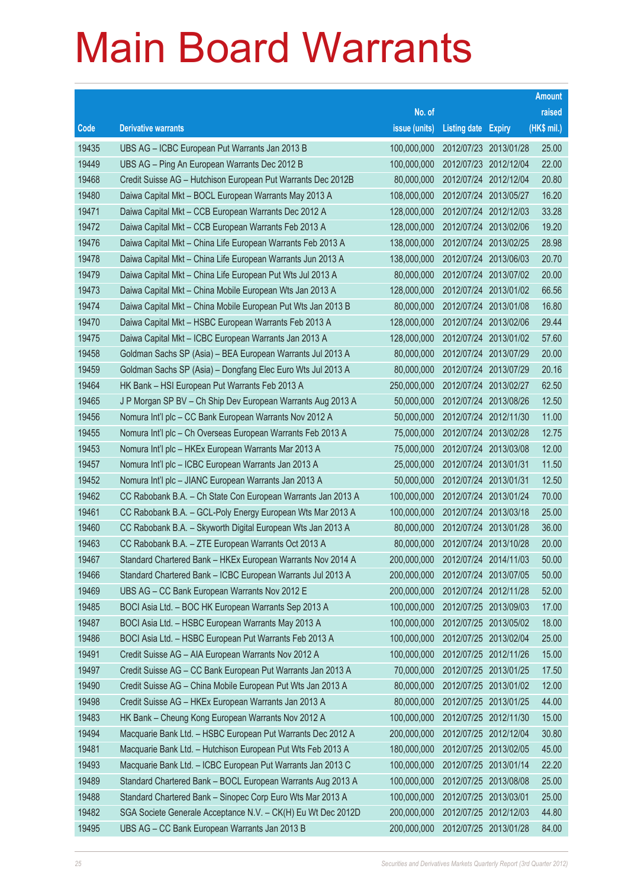# Main Board Warrants

| Code | Derivative warrants | No. of issue (units) | Listing date | Expiry | Amount raised (HK$ mil.) |
|---|---|---|---|---|---|
| 19435 | UBS AG – ICBC European Put Warrants Jan 2013 B | 100,000,000 | 2012/07/23 | 2013/01/28 | 25.00 |
| 19449 | UBS AG – Ping An European Warrants Dec 2012 B | 100,000,000 | 2012/07/23 | 2012/12/04 | 22.00 |
| 19468 | Credit Suisse AG – Hutchison European Put Warrants Dec 2012B | 80,000,000 | 2012/07/24 | 2012/12/04 | 20.80 |
| 19480 | Daiwa Capital Mkt – BOCL European Warrants May 2013 A | 108,000,000 | 2012/07/24 | 2013/05/27 | 16.20 |
| 19471 | Daiwa Capital Mkt – CCB European Warrants Dec 2012 A | 128,000,000 | 2012/07/24 | 2012/12/03 | 33.28 |
| 19472 | Daiwa Capital Mkt – CCB European Warrants Feb 2013 A | 128,000,000 | 2012/07/24 | 2013/02/06 | 19.20 |
| 19476 | Daiwa Capital Mkt – China Life European Warrants Feb 2013 A | 138,000,000 | 2012/07/24 | 2013/02/25 | 28.98 |
| 19478 | Daiwa Capital Mkt – China Life European Warrants Jun 2013 A | 138,000,000 | 2012/07/24 | 2013/06/03 | 20.70 |
| 19479 | Daiwa Capital Mkt – China Life European Put Wts Jul 2013 A | 80,000,000 | 2012/07/24 | 2013/07/02 | 20.00 |
| 19473 | Daiwa Capital Mkt – China Mobile European Wts Jan 2013 A | 128,000,000 | 2012/07/24 | 2013/01/02 | 66.56 |
| 19474 | Daiwa Capital Mkt – China Mobile European Put Wts Jan 2013 B | 80,000,000 | 2012/07/24 | 2013/01/08 | 16.80 |
| 19470 | Daiwa Capital Mkt – HSBC European Warrants Feb 2013 A | 128,000,000 | 2012/07/24 | 2013/02/06 | 29.44 |
| 19475 | Daiwa Capital Mkt – ICBC European Warrants Jan 2013 A | 128,000,000 | 2012/07/24 | 2013/01/02 | 57.60 |
| 19458 | Goldman Sachs SP (Asia) – BEA European Warrants Jul 2013 A | 80,000,000 | 2012/07/24 | 2013/07/29 | 20.00 |
| 19459 | Goldman Sachs SP (Asia) – Dongfang Elec Euro Wts Jul 2013 A | 80,000,000 | 2012/07/24 | 2013/07/29 | 20.16 |
| 19464 | HK Bank – HSI European Put Warrants Feb 2013 A | 250,000,000 | 2012/07/24 | 2013/02/27 | 62.50 |
| 19465 | J P Morgan SP BV – Ch Ship Dev European Warrants Aug 2013 A | 50,000,000 | 2012/07/24 | 2013/08/26 | 12.50 |
| 19456 | Nomura Int'l plc – CC Bank European Warrants Nov 2012 A | 50,000,000 | 2012/07/24 | 2012/11/30 | 11.00 |
| 19455 | Nomura Int'l plc – Ch Overseas European Warrants Feb 2013 A | 75,000,000 | 2012/07/24 | 2013/02/28 | 12.75 |
| 19453 | Nomura Int'l plc – HKEx European Warrants Mar 2013 A | 75,000,000 | 2012/07/24 | 2013/03/08 | 12.00 |
| 19457 | Nomura Int'l plc – ICBC European Warrants Jan 2013 A | 25,000,000 | 2012/07/24 | 2013/01/31 | 11.50 |
| 19452 | Nomura Int'l plc – JIANC European Warrants Jan 2013 A | 50,000,000 | 2012/07/24 | 2013/01/31 | 12.50 |
| 19462 | CC Rabobank B.A. – Ch State Con European Warrants Jan 2013 A | 100,000,000 | 2012/07/24 | 2013/01/24 | 70.00 |
| 19461 | CC Rabobank B.A. – GCL-Poly Energy European Wts Mar 2013 A | 100,000,000 | 2012/07/24 | 2013/03/18 | 25.00 |
| 19460 | CC Rabobank B.A. – Skyworth Digital European Wts Jan 2013 A | 80,000,000 | 2012/07/24 | 2013/01/28 | 36.00 |
| 19463 | CC Rabobank B.A. – ZTE European Warrants Oct 2013 A | 80,000,000 | 2012/07/24 | 2013/10/28 | 20.00 |
| 19467 | Standard Chartered Bank – HKEx European Warrants Nov 2014 A | 200,000,000 | 2012/07/24 | 2014/11/03 | 50.00 |
| 19466 | Standard Chartered Bank – ICBC European Warrants Jul 2013 A | 200,000,000 | 2012/07/24 | 2013/07/05 | 50.00 |
| 19469 | UBS AG – CC Bank European Warrants Nov 2012 E | 200,000,000 | 2012/07/24 | 2012/11/28 | 52.00 |
| 19485 | BOCI Asia Ltd. – BOC HK European Warrants Sep 2013 A | 100,000,000 | 2012/07/25 | 2013/09/03 | 17.00 |
| 19487 | BOCI Asia Ltd. – HSBC European Warrants May 2013 A | 100,000,000 | 2012/07/25 | 2013/05/02 | 18.00 |
| 19486 | BOCI Asia Ltd. – HSBC European Put Warrants Feb 2013 A | 100,000,000 | 2012/07/25 | 2013/02/04 | 25.00 |
| 19491 | Credit Suisse AG – AIA European Warrants Nov 2012 A | 100,000,000 | 2012/07/25 | 2012/11/26 | 15.00 |
| 19497 | Credit Suisse AG – CC Bank European Put Warrants Jan 2013 A | 70,000,000 | 2012/07/25 | 2013/01/25 | 17.50 |
| 19490 | Credit Suisse AG – China Mobile European Put Wts Jan 2013 A | 80,000,000 | 2012/07/25 | 2013/01/02 | 12.00 |
| 19498 | Credit Suisse AG – HKEx European Warrants Jan 2013 A | 80,000,000 | 2012/07/25 | 2013/01/25 | 44.00 |
| 19483 | HK Bank – Cheung Kong European Warrants Nov 2012 A | 100,000,000 | 2012/07/25 | 2012/11/30 | 15.00 |
| 19494 | Macquarie Bank Ltd. – HSBC European Put Warrants Dec 2012 A | 200,000,000 | 2012/07/25 | 2012/12/04 | 30.80 |
| 19481 | Macquarie Bank Ltd. – Hutchison European Put Wts Feb 2013 A | 180,000,000 | 2012/07/25 | 2013/02/05 | 45.00 |
| 19493 | Macquarie Bank Ltd. – ICBC European Put Warrants Jan 2013 C | 100,000,000 | 2012/07/25 | 2013/01/14 | 22.20 |
| 19489 | Standard Chartered Bank – BOCL European Warrants Aug 2013 A | 100,000,000 | 2012/07/25 | 2013/08/08 | 25.00 |
| 19488 | Standard Chartered Bank – Sinopec Corp Euro Wts Mar 2013 A | 100,000,000 | 2012/07/25 | 2013/03/01 | 25.00 |
| 19482 | SGA Societe Generale Acceptance N.V. – CK(H) Eu Wt Dec 2012D | 200,000,000 | 2012/07/25 | 2012/12/03 | 44.80 |
| 19495 | UBS AG – CC Bank European Warrants Jan 2013 B | 200,000,000 | 2012/07/25 | 2013/01/28 | 84.00 |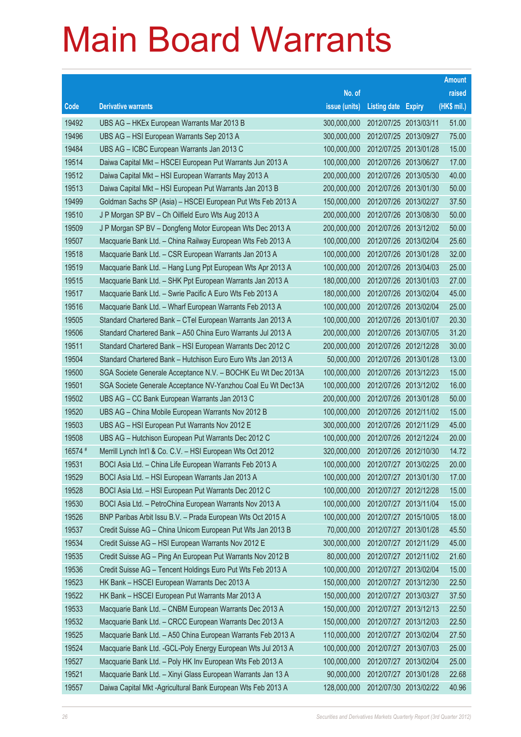# Main Board Warrants

| Code | Derivative warrants | No. of issue (units) | Listing date | Expiry | Amount raised (HK$ mil.) |
|---|---|---|---|---|---|
| 19492 | UBS AG – HKEx European Warrants Mar 2013 B | 300,000,000 | 2012/07/25 | 2013/03/11 | 51.00 |
| 19496 | UBS AG – HSI European Warrants Sep 2013 A | 300,000,000 | 2012/07/25 | 2013/09/27 | 75.00 |
| 19484 | UBS AG – ICBC European Warrants Jan 2013 C | 100,000,000 | 2012/07/25 | 2013/01/28 | 15.00 |
| 19514 | Daiwa Capital Mkt – HSCEI European Put Warrants Jun 2013 A | 100,000,000 | 2012/07/26 | 2013/06/27 | 17.00 |
| 19512 | Daiwa Capital Mkt – HSI European Warrants May 2013 A | 200,000,000 | 2012/07/26 | 2013/05/30 | 40.00 |
| 19513 | Daiwa Capital Mkt – HSI European Put Warrants Jan 2013 B | 200,000,000 | 2012/07/26 | 2013/01/30 | 50.00 |
| 19499 | Goldman Sachs SP (Asia) – HSCEI European Put Wts Feb 2013 A | 150,000,000 | 2012/07/26 | 2013/02/27 | 37.50 |
| 19510 | J P Morgan SP BV – Ch Oilfield Euro Wts Aug 2013 A | 200,000,000 | 2012/07/26 | 2013/08/30 | 50.00 |
| 19509 | J P Morgan SP BV – Dongfeng Motor European Wts Dec 2013 A | 200,000,000 | 2012/07/26 | 2013/12/02 | 50.00 |
| 19507 | Macquarie Bank Ltd. – China Railway European Wts Feb 2013 A | 100,000,000 | 2012/07/26 | 2013/02/04 | 25.60 |
| 19518 | Macquarie Bank Ltd. – CSR European Warrants Jan 2013 A | 100,000,000 | 2012/07/26 | 2013/01/28 | 32.00 |
| 19519 | Macquarie Bank Ltd. – Hang Lung Ppt European Wts Apr 2013 A | 100,000,000 | 2012/07/26 | 2013/04/03 | 25.00 |
| 19515 | Macquarie Bank Ltd. – SHK Ppt European Warrants Jan 2013 A | 180,000,000 | 2012/07/26 | 2013/01/03 | 27.00 |
| 19517 | Macquarie Bank Ltd. – Swrie Pacific A Euro Wts Feb 2013 A | 180,000,000 | 2012/07/26 | 2013/02/04 | 45.00 |
| 19516 | Macquarie Bank Ltd. – Wharf European Warrants Feb 2013 A | 100,000,000 | 2012/07/26 | 2013/02/04 | 25.00 |
| 19505 | Standard Chartered Bank – CTel European Warrants Jan 2013 A | 100,000,000 | 2012/07/26 | 2013/01/07 | 20.30 |
| 19506 | Standard Chartered Bank – A50 China Euro Warrants Jul 2013 A | 200,000,000 | 2012/07/26 | 2013/07/05 | 31.20 |
| 19511 | Standard Chartered Bank – HSI European Warrants Dec 2012 C | 200,000,000 | 2012/07/26 | 2012/12/28 | 30.00 |
| 19504 | Standard Chartered Bank – Hutchison Euro Euro Wts Jan 2013 A | 50,000,000 | 2012/07/26 | 2013/01/28 | 13.00 |
| 19500 | SGA Societe Generale Acceptance N.V. – BOCHK Eu Wt Dec 2013A | 100,000,000 | 2012/07/26 | 2013/12/23 | 15.00 |
| 19501 | SGA Societe Generale Acceptance NV-Yanzhou Coal Eu Wt Dec13A | 100,000,000 | 2012/07/26 | 2013/12/02 | 16.00 |
| 19502 | UBS AG – CC Bank European Warrants Jan 2013 C | 200,000,000 | 2012/07/26 | 2013/01/28 | 50.00 |
| 19520 | UBS AG – China Mobile European Warrants Nov 2012 B | 100,000,000 | 2012/07/26 | 2012/11/02 | 15.00 |
| 19503 | UBS AG – HSI European Put Warrants Nov 2012 E | 300,000,000 | 2012/07/26 | 2012/11/29 | 45.00 |
| 19508 | UBS AG – Hutchison European Put Warrants Dec 2012 C | 100,000,000 | 2012/07/26 | 2012/12/24 | 20.00 |
| 16574 # | Merrill Lynch Int'l & Co. C.V. – HSI European Wts Oct 2012 | 320,000,000 | 2012/07/26 | 2012/10/30 | 14.72 |
| 19531 | BOCI Asia Ltd. – China Life European Warrants Feb 2013 A | 100,000,000 | 2012/07/27 | 2013/02/25 | 20.00 |
| 19529 | BOCI Asia Ltd. – HSI European Warrants Jan 2013 A | 100,000,000 | 2012/07/27 | 2013/01/30 | 17.00 |
| 19528 | BOCI Asia Ltd. – HSI European Put Warrants Dec 2012 C | 100,000,000 | 2012/07/27 | 2012/12/28 | 15.00 |
| 19530 | BOCI Asia Ltd. – PetroChina European Warrants Nov 2013 A | 100,000,000 | 2012/07/27 | 2013/11/04 | 15.00 |
| 19526 | BNP Paribas Arbit Issu B.V. – Prada European Wts Oct 2015 A | 100,000,000 | 2012/07/27 | 2015/10/05 | 18.00 |
| 19537 | Credit Suisse AG – China Unicom European Put Wts Jan 2013 B | 70,000,000 | 2012/07/27 | 2013/01/28 | 45.50 |
| 19534 | Credit Suisse AG – HSI European Warrants Nov 2012 E | 300,000,000 | 2012/07/27 | 2012/11/29 | 45.00 |
| 19535 | Credit Suisse AG – Ping An European Put Warrants Nov 2012 B | 80,000,000 | 2012/07/27 | 2012/11/02 | 21.60 |
| 19536 | Credit Suisse AG – Tencent Holdings Euro Put Wts Feb 2013 A | 100,000,000 | 2012/07/27 | 2013/02/04 | 15.00 |
| 19523 | HK Bank – HSCEI European Warrants Dec 2013 A | 150,000,000 | 2012/07/27 | 2013/12/30 | 22.50 |
| 19522 | HK Bank – HSCEI European Put Warrants Mar 2013 A | 150,000,000 | 2012/07/27 | 2013/03/27 | 37.50 |
| 19533 | Macquarie Bank Ltd. – CNBM European Warrants Dec 2013 A | 150,000,000 | 2012/07/27 | 2013/12/13 | 22.50 |
| 19532 | Macquarie Bank Ltd. – CRCC European Warrants Dec 2013 A | 150,000,000 | 2012/07/27 | 2013/12/03 | 22.50 |
| 19525 | Macquarie Bank Ltd. – A50 China European Warrants Feb 2013 A | 110,000,000 | 2012/07/27 | 2013/02/04 | 27.50 |
| 19524 | Macquarie Bank Ltd. -GCL-Poly Energy European Wts Jul 2013 A | 100,000,000 | 2012/07/27 | 2013/07/03 | 25.00 |
| 19527 | Macquarie Bank Ltd. – Poly HK Inv European Wts Feb 2013 A | 100,000,000 | 2012/07/27 | 2013/02/04 | 25.00 |
| 19521 | Macquarie Bank Ltd. – Xinyi Glass European Warrants Jan 13 A | 90,000,000 | 2012/07/27 | 2013/01/28 | 22.68 |
| 19557 | Daiwa Capital Mkt -Agricultural Bank European Wts Feb 2013 A | 128,000,000 | 2012/07/30 | 2013/02/22 | 40.96 |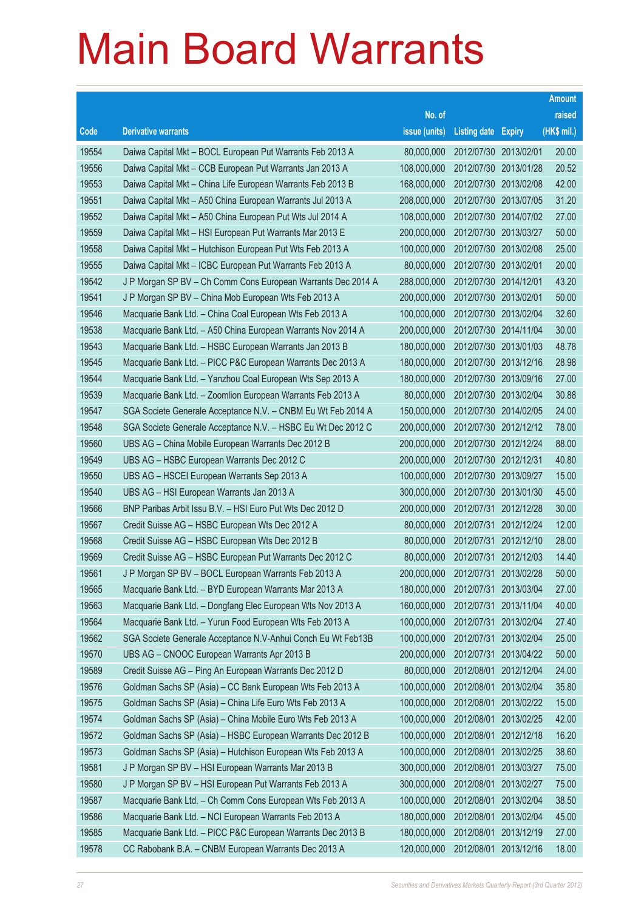# Main Board Warrants

| Code | Derivative warrants | No. of issue (units) | Listing date | Expiry | Amount raised (HK$ mil.) |
|---|---|---|---|---|---|
| 19554 | Daiwa Capital Mkt – BOCL European Put Warrants Feb 2013 A | 80,000,000 | 2012/07/30 | 2013/02/01 | 20.00 |
| 19556 | Daiwa Capital Mkt – CCB European Put Warrants Jan 2013 A | 108,000,000 | 2012/07/30 | 2013/01/28 | 20.52 |
| 19553 | Daiwa Capital Mkt – China Life European Warrants Feb 2013 B | 168,000,000 | 2012/07/30 | 2013/02/08 | 42.00 |
| 19551 | Daiwa Capital Mkt – A50 China European Warrants Jul 2013 A | 208,000,000 | 2012/07/30 | 2013/07/05 | 31.20 |
| 19552 | Daiwa Capital Mkt – A50 China European Put Wts Jul 2014 A | 108,000,000 | 2012/07/30 | 2014/07/02 | 27.00 |
| 19559 | Daiwa Capital Mkt – HSI European Put Warrants Mar 2013 E | 200,000,000 | 2012/07/30 | 2013/03/27 | 50.00 |
| 19558 | Daiwa Capital Mkt – Hutchison European Put Wts Feb 2013 A | 100,000,000 | 2012/07/30 | 2013/02/08 | 25.00 |
| 19555 | Daiwa Capital Mkt – ICBC European Put Warrants Feb 2013 A | 80,000,000 | 2012/07/30 | 2013/02/01 | 20.00 |
| 19542 | J P Morgan SP BV – Ch Comm Cons European Warrants Dec 2014 A | 288,000,000 | 2012/07/30 | 2014/12/01 | 43.20 |
| 19541 | J P Morgan SP BV – China Mob European Wts Feb 2013 A | 200,000,000 | 2012/07/30 | 2013/02/01 | 50.00 |
| 19546 | Macquarie Bank Ltd. – China Coal European Wts Feb 2013 A | 100,000,000 | 2012/07/30 | 2013/02/04 | 32.60 |
| 19538 | Macquarie Bank Ltd. – A50 China European Warrants Nov 2014 A | 200,000,000 | 2012/07/30 | 2014/11/04 | 30.00 |
| 19543 | Macquarie Bank Ltd. – HSBC European Warrants Jan 2013 B | 180,000,000 | 2012/07/30 | 2013/01/03 | 48.78 |
| 19545 | Macquarie Bank Ltd. – PICC P&C European Warrants Dec 2013 A | 180,000,000 | 2012/07/30 | 2013/12/16 | 28.98 |
| 19544 | Macquarie Bank Ltd. – Yanzhou Coal European Wts Sep 2013 A | 180,000,000 | 2012/07/30 | 2013/09/16 | 27.00 |
| 19539 | Macquarie Bank Ltd. – Zoomlion European Warrants Feb 2013 A | 80,000,000 | 2012/07/30 | 2013/02/04 | 30.88 |
| 19547 | SGA Societe Generale Acceptance N.V. – CNBM Eu Wt Feb 2014 A | 150,000,000 | 2012/07/30 | 2014/02/05 | 24.00 |
| 19548 | SGA Societe Generale Acceptance N.V. – HSBC Eu Wt Dec 2012 C | 200,000,000 | 2012/07/30 | 2012/12/12 | 78.00 |
| 19560 | UBS AG – China Mobile European Warrants Dec 2012 B | 200,000,000 | 2012/07/30 | 2012/12/24 | 88.00 |
| 19549 | UBS AG – HSBC European Warrants Dec 2012 C | 200,000,000 | 2012/07/30 | 2012/12/31 | 40.80 |
| 19550 | UBS AG – HSCEI European Warrants Sep 2013 A | 100,000,000 | 2012/07/30 | 2013/09/27 | 15.00 |
| 19540 | UBS AG – HSI European Warrants Jan 2013 A | 300,000,000 | 2012/07/30 | 2013/01/30 | 45.00 |
| 19566 | BNP Paribas Arbit Issu B.V. – HSI Euro Put Wts Dec 2012 D | 200,000,000 | 2012/07/31 | 2012/12/28 | 30.00 |
| 19567 | Credit Suisse AG – HSBC European Wts Dec 2012 A | 80,000,000 | 2012/07/31 | 2012/12/24 | 12.00 |
| 19568 | Credit Suisse AG – HSBC European Wts Dec 2012 B | 80,000,000 | 2012/07/31 | 2012/12/10 | 28.00 |
| 19569 | Credit Suisse AG – HSBC European Put Warrants Dec 2012 C | 80,000,000 | 2012/07/31 | 2012/12/03 | 14.40 |
| 19561 | J P Morgan SP BV – BOCL European Warrants Feb 2013 A | 200,000,000 | 2012/07/31 | 2013/02/28 | 50.00 |
| 19565 | Macquarie Bank Ltd. – BYD European Warrants Mar 2013 A | 180,000,000 | 2012/07/31 | 2013/03/04 | 27.00 |
| 19563 | Macquarie Bank Ltd. – Dongfang Elec European Wts Nov 2013 A | 160,000,000 | 2012/07/31 | 2013/11/04 | 40.00 |
| 19564 | Macquarie Bank Ltd. – Yurun Food European Wts Feb 2013 A | 100,000,000 | 2012/07/31 | 2013/02/04 | 27.40 |
| 19562 | SGA Societe Generale Acceptance N.V-Anhui Conch Eu Wt Feb13B | 100,000,000 | 2012/07/31 | 2013/02/04 | 25.00 |
| 19570 | UBS AG – CNOOC European Warrants Apr 2013 B | 200,000,000 | 2012/07/31 | 2013/04/22 | 50.00 |
| 19589 | Credit Suisse AG – Ping An European Warrants Dec 2012 D | 80,000,000 | 2012/08/01 | 2012/12/04 | 24.00 |
| 19576 | Goldman Sachs SP (Asia) – CC Bank European Wts Feb 2013 A | 100,000,000 | 2012/08/01 | 2013/02/04 | 35.80 |
| 19575 | Goldman Sachs SP (Asia) – China Life Euro Wts Feb 2013 A | 100,000,000 | 2012/08/01 | 2013/02/22 | 15.00 |
| 19574 | Goldman Sachs SP (Asia) – China Mobile Euro Wts Feb 2013 A | 100,000,000 | 2012/08/01 | 2013/02/25 | 42.00 |
| 19572 | Goldman Sachs SP (Asia) – HSBC European Warrants Dec 2012 B | 100,000,000 | 2012/08/01 | 2012/12/18 | 16.20 |
| 19573 | Goldman Sachs SP (Asia) – Hutchison European Wts Feb 2013 A | 100,000,000 | 2012/08/01 | 2013/02/25 | 38.60 |
| 19581 | J P Morgan SP BV – HSI European Warrants Mar 2013 B | 300,000,000 | 2012/08/01 | 2013/03/27 | 75.00 |
| 19580 | J P Morgan SP BV – HSI European Put Warrants Feb 2013 A | 300,000,000 | 2012/08/01 | 2013/02/27 | 75.00 |
| 19587 | Macquarie Bank Ltd. – Ch Comm Cons European Wts Feb 2013 A | 100,000,000 | 2012/08/01 | 2013/02/04 | 38.50 |
| 19586 | Macquarie Bank Ltd. – NCI European Warrants Feb 2013 A | 180,000,000 | 2012/08/01 | 2013/02/04 | 45.00 |
| 19585 | Macquarie Bank Ltd. – PICC P&C European Warrants Dec 2013 B | 180,000,000 | 2012/08/01 | 2013/12/19 | 27.00 |
| 19578 | CC Rabobank B.A. – CNBM European Warrants Dec 2013 A | 120,000,000 | 2012/08/01 | 2013/12/16 | 18.00 |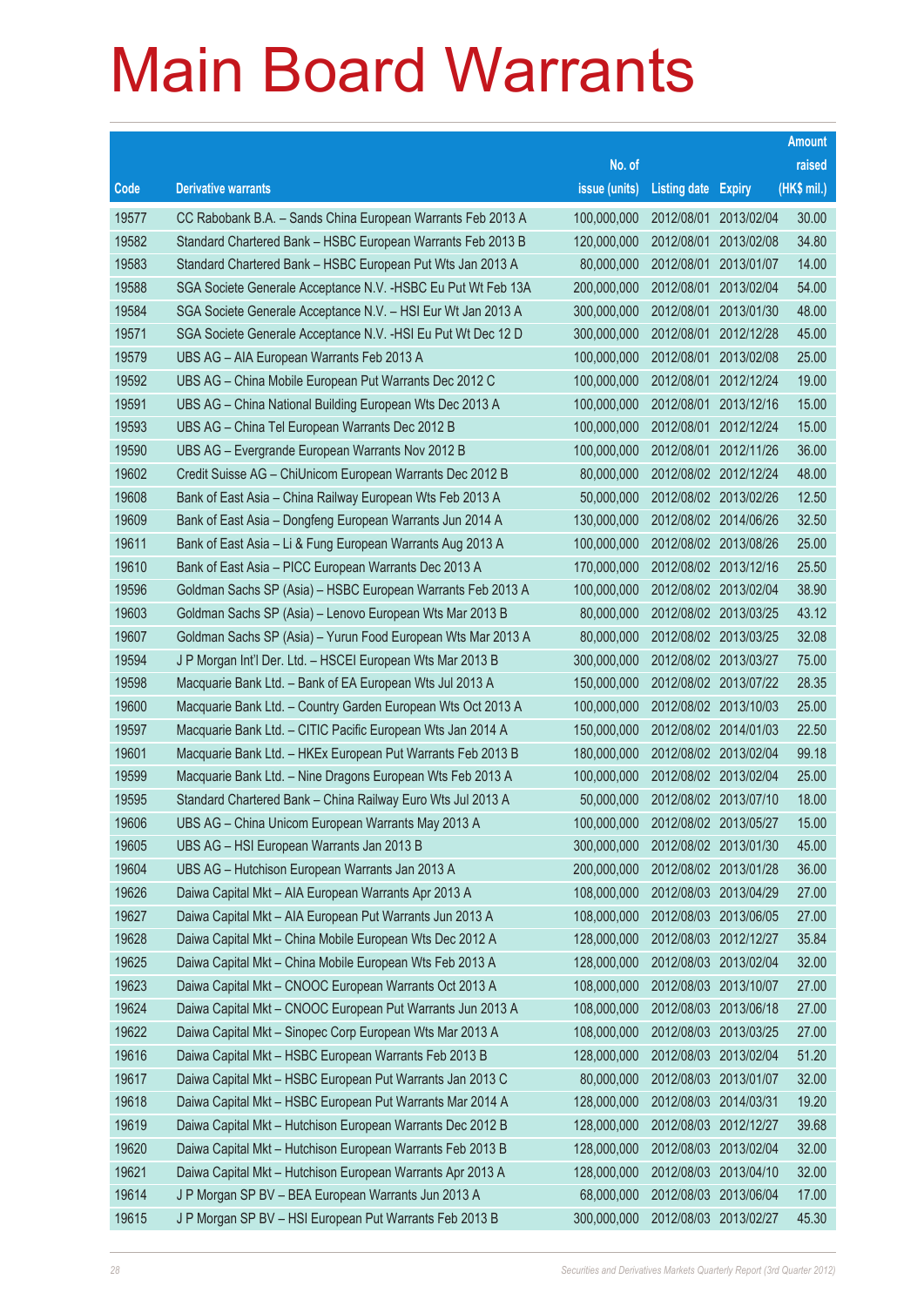# Main Board Warrants

| Code | Derivative warrants | No. of issue (units) | Listing date | Expiry | Amount raised (HK$ mil.) |
|---|---|---|---|---|---|
| 19577 | CC Rabobank B.A. – Sands China European Warrants Feb 2013 A | 100,000,000 | 2012/08/01 | 2013/02/04 | 30.00 |
| 19582 | Standard Chartered Bank – HSBC European Warrants Feb 2013 B | 120,000,000 | 2012/08/01 | 2013/02/08 | 34.80 |
| 19583 | Standard Chartered Bank – HSBC European Put Wts Jan 2013 A | 80,000,000 | 2012/08/01 | 2013/01/07 | 14.00 |
| 19588 | SGA Societe Generale Acceptance N.V. -HSBC Eu Put Wt Feb 13A | 200,000,000 | 2012/08/01 | 2013/02/04 | 54.00 |
| 19584 | SGA Societe Generale Acceptance N.V. – HSI Eur Wt Jan 2013 A | 300,000,000 | 2012/08/01 | 2013/01/30 | 48.00 |
| 19571 | SGA Societe Generale Acceptance N.V. -HSI Eu Put Wt Dec 12 D | 300,000,000 | 2012/08/01 | 2012/12/28 | 45.00 |
| 19579 | UBS AG – AIA European Warrants Feb 2013 A | 100,000,000 | 2012/08/01 | 2013/02/08 | 25.00 |
| 19592 | UBS AG – China Mobile European Put Warrants Dec 2012 C | 100,000,000 | 2012/08/01 | 2012/12/24 | 19.00 |
| 19591 | UBS AG – China National Building European Wts Dec 2013 A | 100,000,000 | 2012/08/01 | 2013/12/16 | 15.00 |
| 19593 | UBS AG – China Tel European Warrants Dec 2012 B | 100,000,000 | 2012/08/01 | 2012/12/24 | 15.00 |
| 19590 | UBS AG – Evergrande European Warrants Nov 2012 B | 100,000,000 | 2012/08/01 | 2012/11/26 | 36.00 |
| 19602 | Credit Suisse AG – ChiUnicom European Warrants Dec 2012 B | 80,000,000 | 2012/08/02 | 2012/12/24 | 48.00 |
| 19608 | Bank of East Asia – China Railway European Wts Feb 2013 A | 50,000,000 | 2012/08/02 | 2013/02/26 | 12.50 |
| 19609 | Bank of East Asia – Dongfeng European Warrants Jun 2014 A | 130,000,000 | 2012/08/02 | 2014/06/26 | 32.50 |
| 19611 | Bank of East Asia – Li & Fung European Warrants Aug 2013 A | 100,000,000 | 2012/08/02 | 2013/08/26 | 25.00 |
| 19610 | Bank of East Asia – PICC European Warrants Dec 2013 A | 170,000,000 | 2012/08/02 | 2013/12/16 | 25.50 |
| 19596 | Goldman Sachs SP (Asia) – HSBC European Warrants Feb 2013 A | 100,000,000 | 2012/08/02 | 2013/02/04 | 38.90 |
| 19603 | Goldman Sachs SP (Asia) – Lenovo European Wts Mar 2013 B | 80,000,000 | 2012/08/02 | 2013/03/25 | 43.12 |
| 19607 | Goldman Sachs SP (Asia) – Yurun Food European Wts Mar 2013 A | 80,000,000 | 2012/08/02 | 2013/03/25 | 32.08 |
| 19594 | J P Morgan Int'l Der. Ltd. – HSCEI European Wts Mar 2013 B | 300,000,000 | 2012/08/02 | 2013/03/27 | 75.00 |
| 19598 | Macquarie Bank Ltd. – Bank of EA European Wts Jul 2013 A | 150,000,000 | 2012/08/02 | 2013/07/22 | 28.35 |
| 19600 | Macquarie Bank Ltd. – Country Garden European Wts Oct 2013 A | 100,000,000 | 2012/08/02 | 2013/10/03 | 25.00 |
| 19597 | Macquarie Bank Ltd. – CITIC Pacific European Wts Jan 2014 A | 150,000,000 | 2012/08/02 | 2014/01/03 | 22.50 |
| 19601 | Macquarie Bank Ltd. – HKEx European Put Warrants Feb 2013 B | 180,000,000 | 2012/08/02 | 2013/02/04 | 99.18 |
| 19599 | Macquarie Bank Ltd. – Nine Dragons European Wts Feb 2013 A | 100,000,000 | 2012/08/02 | 2013/02/04 | 25.00 |
| 19595 | Standard Chartered Bank – China Railway Euro Wts Jul 2013 A | 50,000,000 | 2012/08/02 | 2013/07/10 | 18.00 |
| 19606 | UBS AG – China Unicom European Warrants May 2013 A | 100,000,000 | 2012/08/02 | 2013/05/27 | 15.00 |
| 19605 | UBS AG – HSI European Warrants Jan 2013 B | 300,000,000 | 2012/08/02 | 2013/01/30 | 45.00 |
| 19604 | UBS AG – Hutchison European Warrants Jan 2013 A | 200,000,000 | 2012/08/02 | 2013/01/28 | 36.00 |
| 19626 | Daiwa Capital Mkt – AIA European Warrants Apr 2013 A | 108,000,000 | 2012/08/03 | 2013/04/29 | 27.00 |
| 19627 | Daiwa Capital Mkt – AIA European Put Warrants Jun 2013 A | 108,000,000 | 2012/08/03 | 2013/06/05 | 27.00 |
| 19628 | Daiwa Capital Mkt – China Mobile European Wts Dec 2012 A | 128,000,000 | 2012/08/03 | 2012/12/27 | 35.84 |
| 19625 | Daiwa Capital Mkt – China Mobile European Wts Feb 2013 A | 128,000,000 | 2012/08/03 | 2013/02/04 | 32.00 |
| 19623 | Daiwa Capital Mkt – CNOOC European Warrants Oct 2013 A | 108,000,000 | 2012/08/03 | 2013/10/07 | 27.00 |
| 19624 | Daiwa Capital Mkt – CNOOC European Put Warrants Jun 2013 A | 108,000,000 | 2012/08/03 | 2013/06/18 | 27.00 |
| 19622 | Daiwa Capital Mkt – Sinopec Corp European Wts Mar 2013 A | 108,000,000 | 2012/08/03 | 2013/03/25 | 27.00 |
| 19616 | Daiwa Capital Mkt – HSBC European Warrants Feb 2013 B | 128,000,000 | 2012/08/03 | 2013/02/04 | 51.20 |
| 19617 | Daiwa Capital Mkt – HSBC European Put Warrants Jan 2013 C | 80,000,000 | 2012/08/03 | 2013/01/07 | 32.00 |
| 19618 | Daiwa Capital Mkt – HSBC European Put Warrants Mar 2014 A | 128,000,000 | 2012/08/03 | 2014/03/31 | 19.20 |
| 19619 | Daiwa Capital Mkt – Hutchison European Warrants Dec 2012 B | 128,000,000 | 2012/08/03 | 2012/12/27 | 39.68 |
| 19620 | Daiwa Capital Mkt – Hutchison European Warrants Feb 2013 B | 128,000,000 | 2012/08/03 | 2013/02/04 | 32.00 |
| 19621 | Daiwa Capital Mkt – Hutchison European Warrants Apr 2013 A | 128,000,000 | 2012/08/03 | 2013/04/10 | 32.00 |
| 19614 | J P Morgan SP BV – BEA European Warrants Jun 2013 A | 68,000,000 | 2012/08/03 | 2013/06/04 | 17.00 |
| 19615 | J P Morgan SP BV – HSI European Put Warrants Feb 2013 B | 300,000,000 | 2012/08/03 | 2013/02/27 | 45.30 |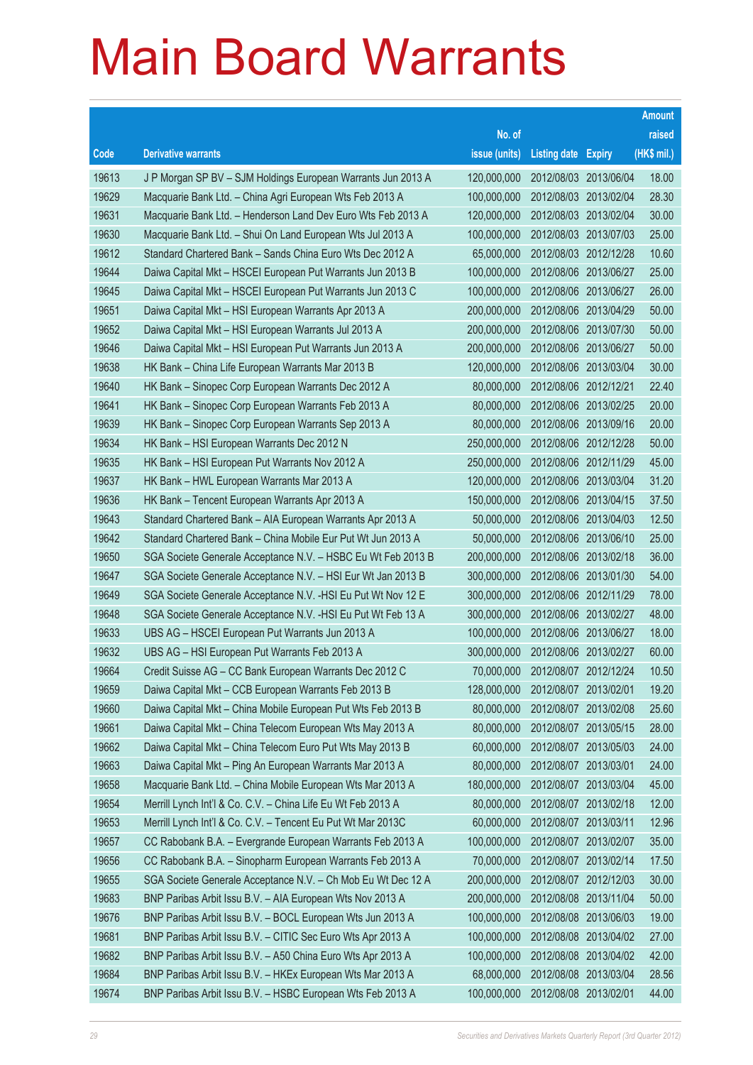# Main Board Warrants

| Code | Derivative warrants | No. of issue (units) | Listing date | Expiry | Amount raised (HK$ mil.) |
|---|---|---|---|---|---|
| 19613 | J P Morgan SP BV – SJM Holdings European Warrants Jun 2013 A | 120,000,000 | 2012/08/03 | 2013/06/04 | 18.00 |
| 19629 | Macquarie Bank Ltd. – China Agri European Wts Feb 2013 A | 100,000,000 | 2012/08/03 | 2013/02/04 | 28.30 |
| 19631 | Macquarie Bank Ltd. – Henderson Land Dev Euro Wts Feb 2013 A | 120,000,000 | 2012/08/03 | 2013/02/04 | 30.00 |
| 19630 | Macquarie Bank Ltd. – Shui On Land European Wts Jul 2013 A | 100,000,000 | 2012/08/03 | 2013/07/03 | 25.00 |
| 19612 | Standard Chartered Bank – Sands China Euro Wts Dec 2012 A | 65,000,000 | 2012/08/03 | 2012/12/28 | 10.60 |
| 19644 | Daiwa Capital Mkt – HSCEI European Put Warrants Jun 2013 B | 100,000,000 | 2012/08/06 | 2013/06/27 | 25.00 |
| 19645 | Daiwa Capital Mkt – HSCEI European Put Warrants Jun 2013 C | 100,000,000 | 2012/08/06 | 2013/06/27 | 26.00 |
| 19651 | Daiwa Capital Mkt – HSI European Warrants Apr 2013 A | 200,000,000 | 2012/08/06 | 2013/04/29 | 50.00 |
| 19652 | Daiwa Capital Mkt – HSI European Warrants Jul 2013 A | 200,000,000 | 2012/08/06 | 2013/07/30 | 50.00 |
| 19646 | Daiwa Capital Mkt – HSI European Put Warrants Jun 2013 A | 200,000,000 | 2012/08/06 | 2013/06/27 | 50.00 |
| 19638 | HK Bank – China Life European Warrants Mar 2013 B | 120,000,000 | 2012/08/06 | 2013/03/04 | 30.00 |
| 19640 | HK Bank – Sinopec Corp European Warrants Dec 2012 A | 80,000,000 | 2012/08/06 | 2012/12/21 | 22.40 |
| 19641 | HK Bank – Sinopec Corp European Warrants Feb 2013 A | 80,000,000 | 2012/08/06 | 2013/02/25 | 20.00 |
| 19639 | HK Bank – Sinopec Corp European Warrants Sep 2013 A | 80,000,000 | 2012/08/06 | 2013/09/16 | 20.00 |
| 19634 | HK Bank – HSI European Warrants Dec 2012 N | 250,000,000 | 2012/08/06 | 2012/12/28 | 50.00 |
| 19635 | HK Bank – HSI European Put Warrants Nov 2012 A | 250,000,000 | 2012/08/06 | 2012/11/29 | 45.00 |
| 19637 | HK Bank – HWL European Warrants Mar 2013 A | 120,000,000 | 2012/08/06 | 2013/03/04 | 31.20 |
| 19636 | HK Bank – Tencent European Warrants Apr 2013 A | 150,000,000 | 2012/08/06 | 2013/04/15 | 37.50 |
| 19643 | Standard Chartered Bank – AIA European Warrants Apr 2013 A | 50,000,000 | 2012/08/06 | 2013/04/03 | 12.50 |
| 19642 | Standard Chartered Bank – China Mobile Eur Put Wt Jun 2013 A | 50,000,000 | 2012/08/06 | 2013/06/10 | 25.00 |
| 19650 | SGA Societe Generale Acceptance N.V. – HSBC Eu Wt Feb 2013 B | 200,000,000 | 2012/08/06 | 2013/02/18 | 36.00 |
| 19647 | SGA Societe Generale Acceptance N.V. – HSI Eur Wt Jan 2013 B | 300,000,000 | 2012/08/06 | 2013/01/30 | 54.00 |
| 19649 | SGA Societe Generale Acceptance N.V. -HSI Eu Put Wt Nov 12 E | 300,000,000 | 2012/08/06 | 2012/11/29 | 78.00 |
| 19648 | SGA Societe Generale Acceptance N.V. -HSI Eu Put Wt Feb 13 A | 300,000,000 | 2012/08/06 | 2013/02/27 | 48.00 |
| 19633 | UBS AG – HSCEI European Put Warrants Jun 2013 A | 100,000,000 | 2012/08/06 | 2013/06/27 | 18.00 |
| 19632 | UBS AG – HSI European Put Warrants Feb 2013 A | 300,000,000 | 2012/08/06 | 2013/02/27 | 60.00 |
| 19664 | Credit Suisse AG – CC Bank European Warrants Dec 2012 C | 70,000,000 | 2012/08/07 | 2012/12/24 | 10.50 |
| 19659 | Daiwa Capital Mkt – CCB European Warrants Feb 2013 B | 128,000,000 | 2012/08/07 | 2013/02/01 | 19.20 |
| 19660 | Daiwa Capital Mkt – China Mobile European Put Wts Feb 2013 B | 80,000,000 | 2012/08/07 | 2013/02/08 | 25.60 |
| 19661 | Daiwa Capital Mkt – China Telecom European Wts May 2013 A | 80,000,000 | 2012/08/07 | 2013/05/15 | 28.00 |
| 19662 | Daiwa Capital Mkt – China Telecom Euro Put Wts May 2013 B | 60,000,000 | 2012/08/07 | 2013/05/03 | 24.00 |
| 19663 | Daiwa Capital Mkt – Ping An European Warrants Mar 2013 A | 80,000,000 | 2012/08/07 | 2013/03/01 | 24.00 |
| 19658 | Macquarie Bank Ltd. – China Mobile European Wts Mar 2013 A | 180,000,000 | 2012/08/07 | 2013/03/04 | 45.00 |
| 19654 | Merrill Lynch Int'l & Co. C.V. – China Life Eu Wt Feb 2013 A | 80,000,000 | 2012/08/07 | 2013/02/18 | 12.00 |
| 19653 | Merrill Lynch Int'l & Co. C.V. – Tencent Eu Put Wt Mar 2013C | 60,000,000 | 2012/08/07 | 2013/03/11 | 12.96 |
| 19657 | CC Rabobank B.A. – Evergrande European Warrants Feb 2013 A | 100,000,000 | 2012/08/07 | 2013/02/07 | 35.00 |
| 19656 | CC Rabobank B.A. – Sinopharm European Warrants Feb 2013 A | 70,000,000 | 2012/08/07 | 2013/02/14 | 17.50 |
| 19655 | SGA Societe Generale Acceptance N.V. – Ch Mob Eu Wt Dec 12 A | 200,000,000 | 2012/08/07 | 2012/12/03 | 30.00 |
| 19683 | BNP Paribas Arbit Issu B.V. – AIA European Wts Nov 2013 A | 200,000,000 | 2012/08/08 | 2013/11/04 | 50.00 |
| 19676 | BNP Paribas Arbit Issu B.V. – BOCL European Wts Jun 2013 A | 100,000,000 | 2012/08/08 | 2013/06/03 | 19.00 |
| 19681 | BNP Paribas Arbit Issu B.V. – CITIC Sec Euro Wts Apr 2013 A | 100,000,000 | 2012/08/08 | 2013/04/02 | 27.00 |
| 19682 | BNP Paribas Arbit Issu B.V. – A50 China Euro Wts Apr 2013 A | 100,000,000 | 2012/08/08 | 2013/04/02 | 42.00 |
| 19684 | BNP Paribas Arbit Issu B.V. – HKEx European Wts Mar 2013 A | 68,000,000 | 2012/08/08 | 2013/03/04 | 28.56 |
| 19674 | BNP Paribas Arbit Issu B.V. – HSBC European Wts Feb 2013 A | 100,000,000 | 2012/08/08 | 2013/02/01 | 44.00 |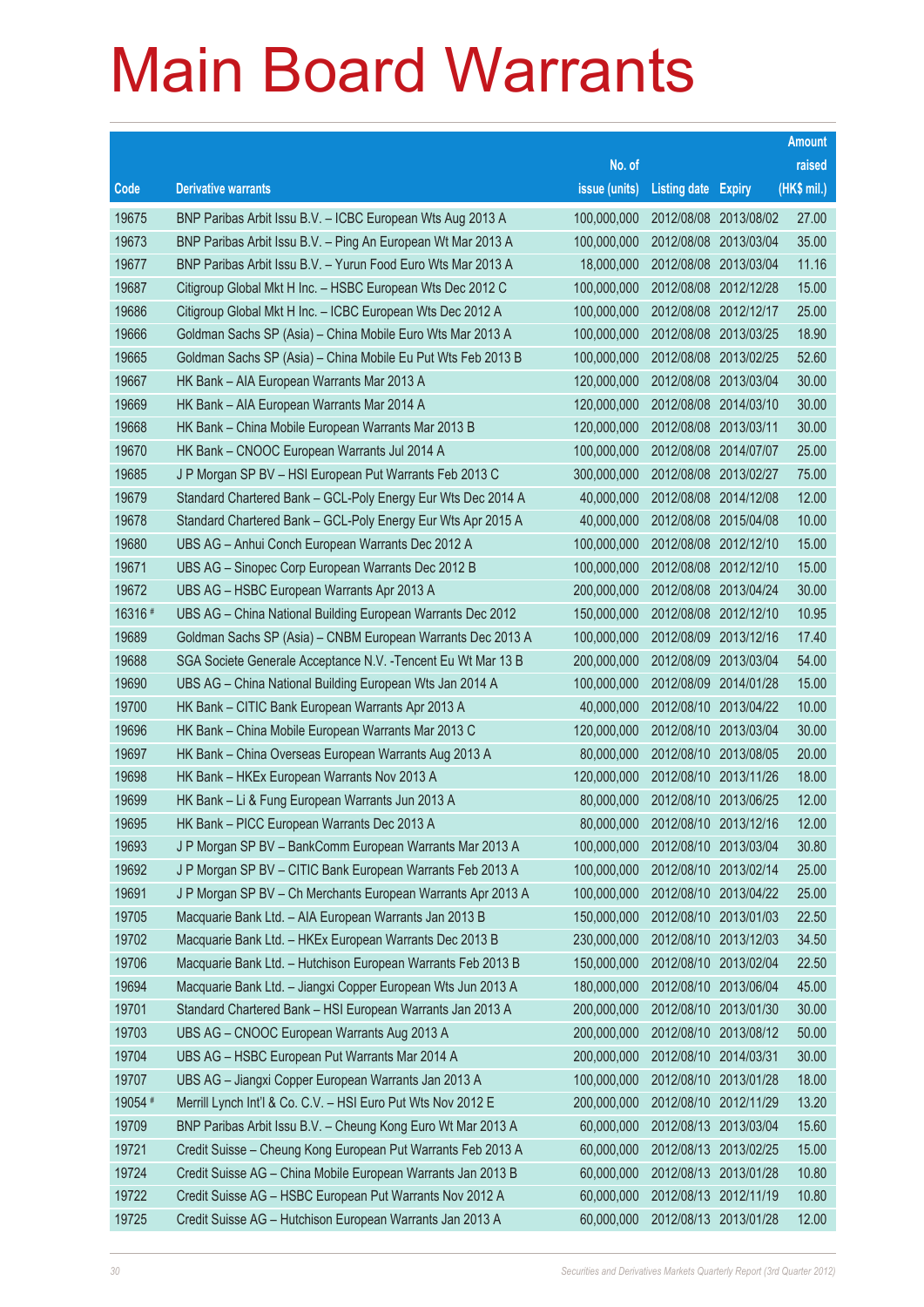# Main Board Warrants

| Code | Derivative warrants | No. of issue (units) | Listing date | Expiry | Amount raised (HK$ mil.) |
|---|---|---|---|---|---|
| 19675 | BNP Paribas Arbit Issu B.V. – ICBC European Wts Aug 2013 A | 100,000,000 | 2012/08/08 | 2013/08/02 | 27.00 |
| 19673 | BNP Paribas Arbit Issu B.V. – Ping An European Wt Mar 2013 A | 100,000,000 | 2012/08/08 | 2013/03/04 | 35.00 |
| 19677 | BNP Paribas Arbit Issu B.V. – Yurun Food Euro Wts Mar 2013 A | 18,000,000 | 2012/08/08 | 2013/03/04 | 11.16 |
| 19687 | Citigroup Global Mkt H Inc. – HSBC European Wts Dec 2012 C | 100,000,000 | 2012/08/08 | 2012/12/28 | 15.00 |
| 19686 | Citigroup Global Mkt H Inc. – ICBC European Wts Dec 2012 A | 100,000,000 | 2012/08/08 | 2012/12/17 | 25.00 |
| 19666 | Goldman Sachs SP (Asia) – China Mobile Euro Wts Mar 2013 A | 100,000,000 | 2012/08/08 | 2013/03/25 | 18.90 |
| 19665 | Goldman Sachs SP (Asia) – China Mobile Eu Put Wts Feb 2013 B | 100,000,000 | 2012/08/08 | 2013/02/25 | 52.60 |
| 19667 | HK Bank – AIA European Warrants Mar 2013 A | 120,000,000 | 2012/08/08 | 2013/03/04 | 30.00 |
| 19669 | HK Bank – AIA European Warrants Mar 2014 A | 120,000,000 | 2012/08/08 | 2014/03/10 | 30.00 |
| 19668 | HK Bank – China Mobile European Warrants Mar 2013 B | 120,000,000 | 2012/08/08 | 2013/03/11 | 30.00 |
| 19670 | HK Bank – CNOOC European Warrants Jul 2014 A | 100,000,000 | 2012/08/08 | 2014/07/07 | 25.00 |
| 19685 | J P Morgan SP BV – HSI European Put Warrants Feb 2013 C | 300,000,000 | 2012/08/08 | 2013/02/27 | 75.00 |
| 19679 | Standard Chartered Bank – GCL-Poly Energy Eur Wts Dec 2014 A | 40,000,000 | 2012/08/08 | 2014/12/08 | 12.00 |
| 19678 | Standard Chartered Bank – GCL-Poly Energy Eur Wts Apr 2015 A | 40,000,000 | 2012/08/08 | 2015/04/08 | 10.00 |
| 19680 | UBS AG – Anhui Conch European Warrants Dec 2012 A | 100,000,000 | 2012/08/08 | 2012/12/10 | 15.00 |
| 19671 | UBS AG – Sinopec Corp European Warrants Dec 2012 B | 100,000,000 | 2012/08/08 | 2012/12/10 | 15.00 |
| 19672 | UBS AG – HSBC European Warrants Apr 2013 A | 200,000,000 | 2012/08/08 | 2013/04/24 | 30.00 |
| 16316 # | UBS AG – China National Building European Warrants Dec 2012 | 150,000,000 | 2012/08/08 | 2012/12/10 | 10.95 |
| 19689 | Goldman Sachs SP (Asia) – CNBM European Warrants Dec 2013 A | 100,000,000 | 2012/08/09 | 2013/12/16 | 17.40 |
| 19688 | SGA Societe Generale Acceptance N.V. -Tencent Eu Wt Mar 13 B | 200,000,000 | 2012/08/09 | 2013/03/04 | 54.00 |
| 19690 | UBS AG – China National Building European Wts Jan 2014 A | 100,000,000 | 2012/08/09 | 2014/01/28 | 15.00 |
| 19700 | HK Bank – CITIC Bank European Warrants Apr 2013 A | 40,000,000 | 2012/08/10 | 2013/04/22 | 10.00 |
| 19696 | HK Bank – China Mobile European Warrants Mar 2013 C | 120,000,000 | 2012/08/10 | 2013/03/04 | 30.00 |
| 19697 | HK Bank – China Overseas European Warrants Aug 2013 A | 80,000,000 | 2012/08/10 | 2013/08/05 | 20.00 |
| 19698 | HK Bank – HKEx European Warrants Nov 2013 A | 120,000,000 | 2012/08/10 | 2013/11/26 | 18.00 |
| 19699 | HK Bank – Li & Fung European Warrants Jun 2013 A | 80,000,000 | 2012/08/10 | 2013/06/25 | 12.00 |
| 19695 | HK Bank – PICC European Warrants Dec 2013 A | 80,000,000 | 2012/08/10 | 2013/12/16 | 12.00 |
| 19693 | J P Morgan SP BV – BankComm European Warrants Mar 2013 A | 100,000,000 | 2012/08/10 | 2013/03/04 | 30.80 |
| 19692 | J P Morgan SP BV – CITIC Bank European Warrants Feb 2013 A | 100,000,000 | 2012/08/10 | 2013/02/14 | 25.00 |
| 19691 | J P Morgan SP BV – Ch Merchants European Warrants Apr 2013 A | 100,000,000 | 2012/08/10 | 2013/04/22 | 25.00 |
| 19705 | Macquarie Bank Ltd. – AIA European Warrants Jan 2013 B | 150,000,000 | 2012/08/10 | 2013/01/03 | 22.50 |
| 19702 | Macquarie Bank Ltd. – HKEx European Warrants Dec 2013 B | 230,000,000 | 2012/08/10 | 2013/12/03 | 34.50 |
| 19706 | Macquarie Bank Ltd. – Hutchison European Warrants Feb 2013 B | 150,000,000 | 2012/08/10 | 2013/02/04 | 22.50 |
| 19694 | Macquarie Bank Ltd. – Jiangxi Copper European Wts Jun 2013 A | 180,000,000 | 2012/08/10 | 2013/06/04 | 45.00 |
| 19701 | Standard Chartered Bank – HSI European Warrants Jan 2013 A | 200,000,000 | 2012/08/10 | 2013/01/30 | 30.00 |
| 19703 | UBS AG – CNOOC European Warrants Aug 2013 A | 200,000,000 | 2012/08/10 | 2013/08/12 | 50.00 |
| 19704 | UBS AG – HSBC European Put Warrants Mar 2014 A | 200,000,000 | 2012/08/10 | 2014/03/31 | 30.00 |
| 19707 | UBS AG – Jiangxi Copper European Warrants Jan 2013 A | 100,000,000 | 2012/08/10 | 2013/01/28 | 18.00 |
| 19054 # | Merrill Lynch Int'l & Co. C.V. – HSI Euro Put Wts Nov 2012 E | 200,000,000 | 2012/08/10 | 2012/11/29 | 13.20 |
| 19709 | BNP Paribas Arbit Issu B.V. – Cheung Kong Euro Wt Mar 2013 A | 60,000,000 | 2012/08/13 | 2013/03/04 | 15.60 |
| 19721 | Credit Suisse – Cheung Kong European Put Warrants Feb 2013 A | 60,000,000 | 2012/08/13 | 2013/02/25 | 15.00 |
| 19724 | Credit Suisse AG – China Mobile European Warrants Jan 2013 B | 60,000,000 | 2012/08/13 | 2013/01/28 | 10.80 |
| 19722 | Credit Suisse AG – HSBC European Put Warrants Nov 2012 A | 60,000,000 | 2012/08/13 | 2012/11/19 | 10.80 |
| 19725 | Credit Suisse AG – Hutchison European Warrants Jan 2013 A | 60,000,000 | 2012/08/13 | 2013/01/28 | 12.00 |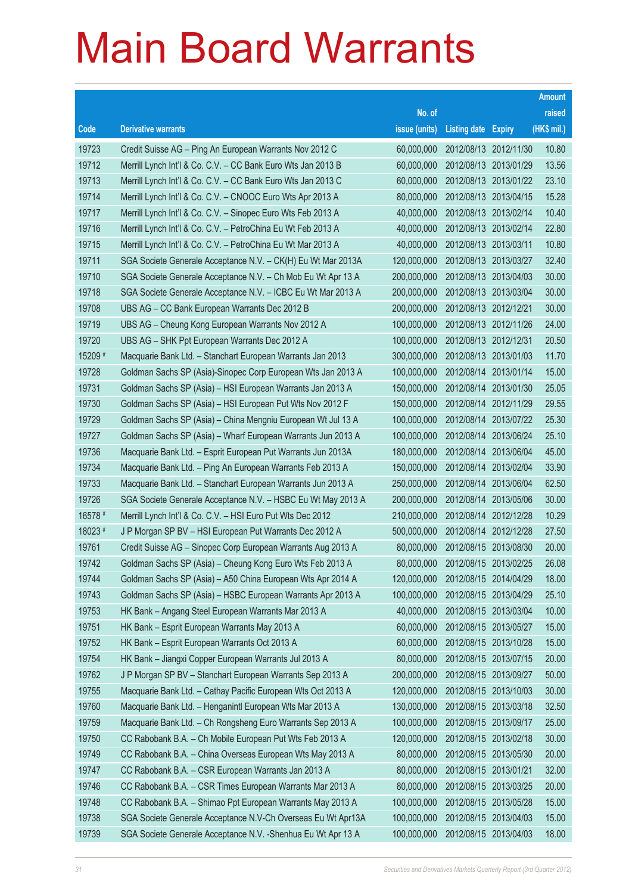# Main Board Warrants

| Code | Derivative warrants | No. of issue (units) | Listing date | Expiry | Amount raised (HK$ mil.) |
|---|---|---|---|---|---|
| 19723 | Credit Suisse AG – Ping An European Warrants Nov 2012 C | 60,000,000 | 2012/08/13 | 2012/11/30 | 10.80 |
| 19712 | Merrill Lynch Int'l & Co. C.V. – CC Bank Euro Wts Jan 2013 B | 60,000,000 | 2012/08/13 | 2013/01/29 | 13.56 |
| 19713 | Merrill Lynch Int'l & Co. C.V. – CC Bank Euro Wts Jan 2013 C | 60,000,000 | 2012/08/13 | 2013/01/22 | 23.10 |
| 19714 | Merrill Lynch Int'l & Co. C.V. – CNOOC Euro Wts Apr 2013 A | 80,000,000 | 2012/08/13 | 2013/04/15 | 15.28 |
| 19717 | Merrill Lynch Int'l & Co. C.V. – Sinopec Euro Wts Feb 2013 A | 40,000,000 | 2012/08/13 | 2013/02/14 | 10.40 |
| 19716 | Merrill Lynch Int'l & Co. C.V. – PetroChina Eu Wt Feb 2013 A | 40,000,000 | 2012/08/13 | 2013/02/14 | 22.80 |
| 19715 | Merrill Lynch Int'l & Co. C.V. – PetroChina Eu Wt Mar 2013 A | 40,000,000 | 2012/08/13 | 2013/03/11 | 10.80 |
| 19711 | SGA Societe Generale Acceptance N.V. – CK(H) Eu Wt Mar 2013A | 120,000,000 | 2012/08/13 | 2013/03/27 | 32.40 |
| 19710 | SGA Societe Generale Acceptance N.V. – Ch Mob Eu Wt Apr 13 A | 200,000,000 | 2012/08/13 | 2013/04/03 | 30.00 |
| 19718 | SGA Societe Generale Acceptance N.V. – ICBC Eu Wt Mar 2013 A | 200,000,000 | 2012/08/13 | 2013/03/04 | 30.00 |
| 19708 | UBS AG – CC Bank European Warrants Dec 2012 B | 200,000,000 | 2012/08/13 | 2012/12/21 | 30.00 |
| 19719 | UBS AG – Cheung Kong European Warrants Nov 2012 A | 100,000,000 | 2012/08/13 | 2012/11/26 | 24.00 |
| 19720 | UBS AG – SHK Ppt European Warrants Dec 2012 A | 100,000,000 | 2012/08/13 | 2012/12/31 | 20.50 |
| 15209 # | Macquarie Bank Ltd. – Stanchart European Warrants Jan 2013 | 300,000,000 | 2012/08/13 | 2013/01/03 | 11.70 |
| 19728 | Goldman Sachs SP (Asia)-Sinopec Corp European Wts Jan 2013 A | 100,000,000 | 2012/08/14 | 2013/01/14 | 15.00 |
| 19731 | Goldman Sachs SP (Asia) – HSI European Warrants Jan 2013 A | 150,000,000 | 2012/08/14 | 2013/01/30 | 25.05 |
| 19730 | Goldman Sachs SP (Asia) – HSI European Put Wts Nov 2012 F | 150,000,000 | 2012/08/14 | 2012/11/29 | 29.55 |
| 19729 | Goldman Sachs SP (Asia) – China Mengniu European Wt Jul 13 A | 100,000,000 | 2012/08/14 | 2013/07/22 | 25.30 |
| 19727 | Goldman Sachs SP (Asia) – Wharf European Warrants Jun 2013 A | 100,000,000 | 2012/08/14 | 2013/06/24 | 25.10 |
| 19736 | Macquarie Bank Ltd. – Esprit European Put Warrants Jun 2013A | 180,000,000 | 2012/08/14 | 2013/06/04 | 45.00 |
| 19734 | Macquarie Bank Ltd. – Ping An European Warrants Feb 2013 A | 150,000,000 | 2012/08/14 | 2013/02/04 | 33.90 |
| 19733 | Macquarie Bank Ltd. – Stanchart European Warrants Jun 2013 A | 250,000,000 | 2012/08/14 | 2013/06/04 | 62.50 |
| 19726 | SGA Societe Generale Acceptance N.V. – HSBC Eu Wt May 2013 A | 200,000,000 | 2012/08/14 | 2013/05/06 | 30.00 |
| 16578 # | Merrill Lynch Int'l & Co. C.V. – HSI Euro Put Wts Dec 2012 | 210,000,000 | 2012/08/14 | 2012/12/28 | 10.29 |
| 18023 # | J P Morgan SP BV – HSI European Put Warrants Dec 2012 A | 500,000,000 | 2012/08/14 | 2012/12/28 | 27.50 |
| 19761 | Credit Suisse AG – Sinopec Corp European Warrants Aug 2013 A | 80,000,000 | 2012/08/15 | 2013/08/30 | 20.00 |
| 19742 | Goldman Sachs SP (Asia) – Cheung Kong Euro Wts Feb 2013 A | 80,000,000 | 2012/08/15 | 2013/02/25 | 26.08 |
| 19744 | Goldman Sachs SP (Asia) – A50 China European Wts Apr 2014 A | 120,000,000 | 2012/08/15 | 2014/04/29 | 18.00 |
| 19743 | Goldman Sachs SP (Asia) – HSBC European Warrants Apr 2013 A | 100,000,000 | 2012/08/15 | 2013/04/29 | 25.10 |
| 19753 | HK Bank – Angang Steel European Warrants Mar 2013 A | 40,000,000 | 2012/08/15 | 2013/03/04 | 10.00 |
| 19751 | HK Bank – Esprit European Warrants May 2013 A | 60,000,000 | 2012/08/15 | 2013/05/27 | 15.00 |
| 19752 | HK Bank – Esprit European Warrants Oct 2013 A | 60,000,000 | 2012/08/15 | 2013/10/28 | 15.00 |
| 19754 | HK Bank – Jiangxi Copper European Warrants Jul 2013 A | 80,000,000 | 2012/08/15 | 2013/07/15 | 20.00 |
| 19762 | J P Morgan SP BV – Stanchart European Warrants Sep 2013 A | 200,000,000 | 2012/08/15 | 2013/09/27 | 50.00 |
| 19755 | Macquarie Bank Ltd. – Cathay Pacific European Wts Oct 2013 A | 120,000,000 | 2012/08/15 | 2013/10/03 | 30.00 |
| 19760 | Macquarie Bank Ltd. – Henganintl European Wts Mar 2013 A | 130,000,000 | 2012/08/15 | 2013/03/18 | 32.50 |
| 19759 | Macquarie Bank Ltd. – Ch Rongsheng Euro Warrants Sep 2013 A | 100,000,000 | 2012/08/15 | 2013/09/17 | 25.00 |
| 19750 | CC Rabobank B.A. – Ch Mobile European Put Wts Feb 2013 A | 120,000,000 | 2012/08/15 | 2013/02/18 | 30.00 |
| 19749 | CC Rabobank B.A. – China Overseas European Wts May 2013 A | 80,000,000 | 2012/08/15 | 2013/05/30 | 20.00 |
| 19747 | CC Rabobank B.A. – CSR European Warrants Jan 2013 A | 80,000,000 | 2012/08/15 | 2013/01/21 | 32.00 |
| 19746 | CC Rabobank B.A. – CSR Times European Warrants Mar 2013 A | 80,000,000 | 2012/08/15 | 2013/03/25 | 20.00 |
| 19748 | CC Rabobank B.A. – Shimao Ppt European Warrants May 2013 A | 100,000,000 | 2012/08/15 | 2013/05/28 | 15.00 |
| 19738 | SGA Societe Generale Acceptance N.V-Ch Overseas Eu Wt Apr13A | 100,000,000 | 2012/08/15 | 2013/04/03 | 15.00 |
| 19739 | SGA Societe Generale Acceptance N.V. -Shenhua Eu Wt Apr 13 A | 100,000,000 | 2012/08/15 | 2013/04/03 | 18.00 |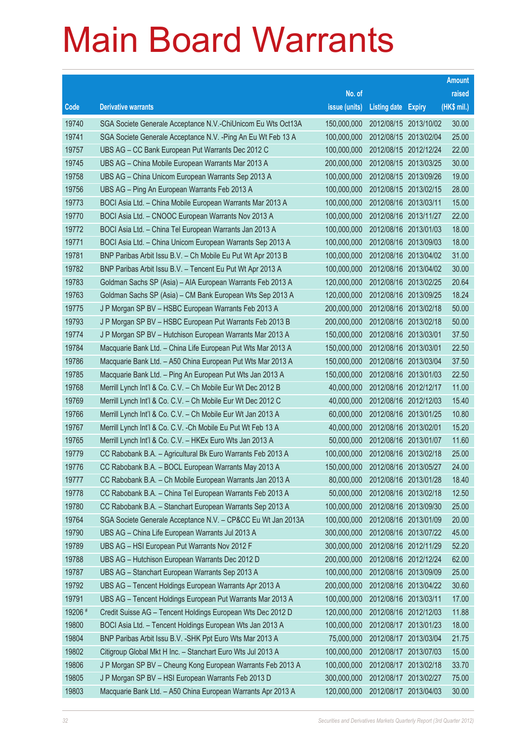# Main Board Warrants

| Code | Derivative warrants | No. of issue (units) | Listing date | Expiry | Amount raised (HK$ mil.) |
|---|---|---|---|---|---|
| 19740 | SGA Societe Generale Acceptance N.V.-ChiUnicom Eu Wts Oct13A | 150,000,000 | 2012/08/15 | 2013/10/02 | 30.00 |
| 19741 | SGA Societe Generale Acceptance N.V. -Ping An Eu Wt Feb 13 A | 100,000,000 | 2012/08/15 | 2013/02/04 | 25.00 |
| 19757 | UBS AG – CC Bank European Put Warrants Dec 2012 C | 100,000,000 | 2012/08/15 | 2012/12/24 | 22.00 |
| 19745 | UBS AG – China Mobile European Warrants Mar 2013 A | 200,000,000 | 2012/08/15 | 2013/03/25 | 30.00 |
| 19758 | UBS AG – China Unicom European Warrants Sep 2013 A | 100,000,000 | 2012/08/15 | 2013/09/26 | 19.00 |
| 19756 | UBS AG – Ping An European Warrants Feb 2013 A | 100,000,000 | 2012/08/15 | 2013/02/15 | 28.00 |
| 19773 | BOCI Asia Ltd. – China Mobile European Warrants Mar 2013 A | 100,000,000 | 2012/08/16 | 2013/03/11 | 15.00 |
| 19770 | BOCI Asia Ltd. – CNOOC European Warrants Nov 2013 A | 100,000,000 | 2012/08/16 | 2013/11/27 | 22.00 |
| 19772 | BOCI Asia Ltd. – China Tel European Warrants Jan 2013 A | 100,000,000 | 2012/08/16 | 2013/01/03 | 18.00 |
| 19771 | BOCI Asia Ltd. – China Unicom European Warrants Sep 2013 A | 100,000,000 | 2012/08/16 | 2013/09/03 | 18.00 |
| 19781 | BNP Paribas Arbit Issu B.V. – Ch Mobile Eu Put Wt Apr 2013 B | 100,000,000 | 2012/08/16 | 2013/04/02 | 31.00 |
| 19782 | BNP Paribas Arbit Issu B.V. – Tencent Eu Put Wt Apr 2013 A | 100,000,000 | 2012/08/16 | 2013/04/02 | 30.00 |
| 19783 | Goldman Sachs SP (Asia) – AIA European Warrants Feb 2013 A | 120,000,000 | 2012/08/16 | 2013/02/25 | 20.64 |
| 19763 | Goldman Sachs SP (Asia) – CM Bank European Wts Sep 2013 A | 120,000,000 | 2012/08/16 | 2013/09/25 | 18.24 |
| 19775 | J P Morgan SP BV – HSBC European Warrants Feb 2013 A | 200,000,000 | 2012/08/16 | 2013/02/18 | 50.00 |
| 19793 | J P Morgan SP BV – HSBC European Put Warrants Feb 2013 B | 200,000,000 | 2012/08/16 | 2013/02/18 | 50.00 |
| 19774 | J P Morgan SP BV – Hutchison European Warrants Mar 2013 A | 150,000,000 | 2012/08/16 | 2013/03/01 | 37.50 |
| 19784 | Macquarie Bank Ltd. – China Life European Put Wts Mar 2013 A | 150,000,000 | 2012/08/16 | 2013/03/01 | 22.50 |
| 19786 | Macquarie Bank Ltd. – A50 China European Put Wts Mar 2013 A | 150,000,000 | 2012/08/16 | 2013/03/04 | 37.50 |
| 19785 | Macquarie Bank Ltd. – Ping An European Put Wts Jan 2013 A | 150,000,000 | 2012/08/16 | 2013/01/03 | 22.50 |
| 19768 | Merrill Lynch Int'l & Co. C.V. – Ch Mobile Eur Wt Dec 2012 B | 40,000,000 | 2012/08/16 | 2012/12/17 | 11.00 |
| 19769 | Merrill Lynch Int'l & Co. C.V. – Ch Mobile Eur Wt Dec 2012 C | 40,000,000 | 2012/08/16 | 2012/12/03 | 15.40 |
| 19766 | Merrill Lynch Int'l & Co. C.V. – Ch Mobile Eur Wt Jan 2013 A | 60,000,000 | 2012/08/16 | 2013/01/25 | 10.80 |
| 19767 | Merrill Lynch Int'l & Co. C.V. -Ch Mobile Eu Put Wt Feb 13 A | 40,000,000 | 2012/08/16 | 2013/02/01 | 15.20 |
| 19765 | Merrill Lynch Int'l & Co. C.V. – HKEx Euro Wts Jan 2013 A | 50,000,000 | 2012/08/16 | 2013/01/07 | 11.60 |
| 19779 | CC Rabobank B.A. – Agricultural Bk Euro Warrants Feb 2013 A | 100,000,000 | 2012/08/16 | 2013/02/18 | 25.00 |
| 19776 | CC Rabobank B.A. – BOCL European Warrants May 2013 A | 150,000,000 | 2012/08/16 | 2013/05/27 | 24.00 |
| 19777 | CC Rabobank B.A. – Ch Mobile European Warrants Jan 2013 A | 80,000,000 | 2012/08/16 | 2013/01/28 | 18.40 |
| 19778 | CC Rabobank B.A. – China Tel European Warrants Feb 2013 A | 50,000,000 | 2012/08/16 | 2013/02/18 | 12.50 |
| 19780 | CC Rabobank B.A. – Stanchart European Warrants Sep 2013 A | 100,000,000 | 2012/08/16 | 2013/09/30 | 25.00 |
| 19764 | SGA Societe Generale Acceptance N.V. – CP&CC Eu Wt Jan 2013A | 100,000,000 | 2012/08/16 | 2013/01/09 | 20.00 |
| 19790 | UBS AG – China Life European Warrants Jul 2013 A | 300,000,000 | 2012/08/16 | 2013/07/22 | 45.00 |
| 19789 | UBS AG – HSI European Put Warrants Nov 2012 F | 300,000,000 | 2012/08/16 | 2012/11/29 | 52.20 |
| 19788 | UBS AG – Hutchison European Warrants Dec 2012 D | 200,000,000 | 2012/08/16 | 2012/12/24 | 62.00 |
| 19787 | UBS AG – Stanchart European Warrants Sep 2013 A | 100,000,000 | 2012/08/16 | 2013/09/09 | 25.00 |
| 19792 | UBS AG – Tencent Holdings European Warrants Apr 2013 A | 200,000,000 | 2012/08/16 | 2013/04/22 | 30.60 |
| 19791 | UBS AG – Tencent Holdings European Put Warrants Mar 2013 A | 100,000,000 | 2012/08/16 | 2013/03/11 | 17.00 |
| 19206 # | Credit Suisse AG – Tencent Holdings European Wts Dec 2012 D | 120,000,000 | 2012/08/16 | 2012/12/03 | 11.88 |
| 19800 | BOCI Asia Ltd. – Tencent Holdings European Wts Jan 2013 A | 100,000,000 | 2012/08/17 | 2013/01/23 | 18.00 |
| 19804 | BNP Paribas Arbit Issu B.V. -SHK Ppt Euro Wts Mar 2013 A | 75,000,000 | 2012/08/17 | 2013/03/04 | 21.75 |
| 19802 | Citigroup Global Mkt H Inc. – Stanchart Euro Wts Jul 2013 A | 100,000,000 | 2012/08/17 | 2013/07/03 | 15.00 |
| 19806 | J P Morgan SP BV – Cheung Kong European Warrants Feb 2013 A | 100,000,000 | 2012/08/17 | 2013/02/18 | 33.70 |
| 19805 | J P Morgan SP BV – HSI European Warrants Feb 2013 D | 300,000,000 | 2012/08/17 | 2013/02/27 | 75.00 |
| 19803 | Macquarie Bank Ltd. – A50 China European Warrants Apr 2013 A | 120,000,000 | 2012/08/17 | 2013/04/03 | 30.00 |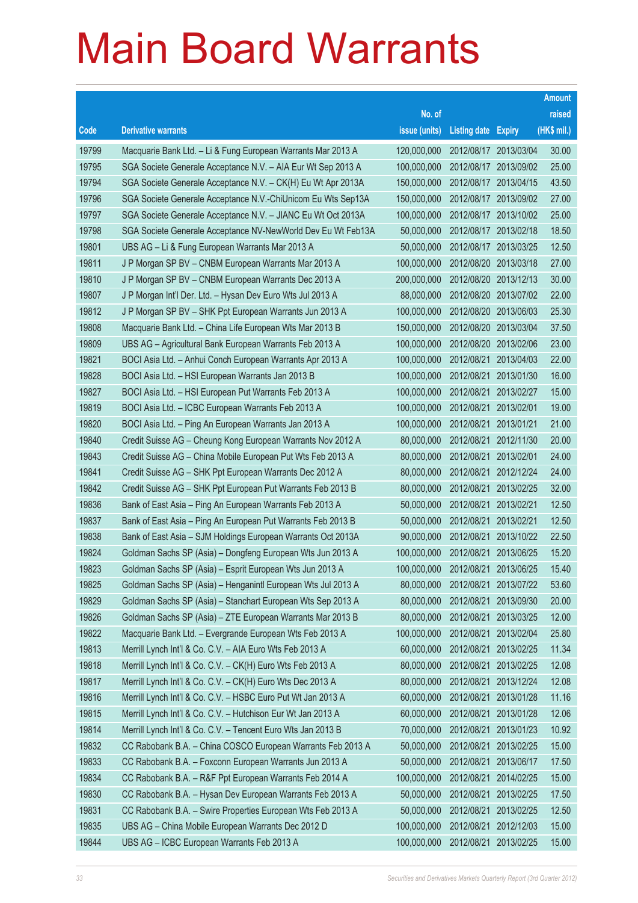# Main Board Warrants

| Code | Derivative warrants | No. of issue (units) | Listing date | Expiry | Amount raised (HK$ mil.) |
|---|---|---|---|---|---|
| 19799 | Macquarie Bank Ltd. – Li & Fung European Warrants Mar 2013 A | 120,000,000 | 2012/08/17 | 2013/03/04 | 30.00 |
| 19795 | SGA Societe Generale Acceptance N.V. – AIA Eur Wt Sep 2013 A | 100,000,000 | 2012/08/17 | 2013/09/02 | 25.00 |
| 19794 | SGA Societe Generale Acceptance N.V. – CK(H) Eu Wt Apr 2013A | 150,000,000 | 2012/08/17 | 2013/04/15 | 43.50 |
| 19796 | SGA Societe Generale Acceptance N.V.-ChiUnicom Eu Wts Sep13A | 150,000,000 | 2012/08/17 | 2013/09/02 | 27.00 |
| 19797 | SGA Societe Generale Acceptance N.V. – JIANC Eu Wt Oct 2013A | 100,000,000 | 2012/08/17 | 2013/10/02 | 25.00 |
| 19798 | SGA Societe Generale Acceptance NV-NewWorld Dev Eu Wt Feb13A | 50,000,000 | 2012/08/17 | 2013/02/18 | 18.50 |
| 19801 | UBS AG – Li & Fung European Warrants Mar 2013 A | 50,000,000 | 2012/08/17 | 2013/03/25 | 12.50 |
| 19811 | J P Morgan SP BV – CNBM European Warrants Mar 2013 A | 100,000,000 | 2012/08/20 | 2013/03/18 | 27.00 |
| 19810 | J P Morgan SP BV – CNBM European Warrants Dec 2013 A | 200,000,000 | 2012/08/20 | 2013/12/13 | 30.00 |
| 19807 | J P Morgan Int'l Der. Ltd. – Hysan Dev Euro Wts Jul 2013 A | 88,000,000 | 2012/08/20 | 2013/07/02 | 22.00 |
| 19812 | J P Morgan SP BV – SHK Ppt European Warrants Jun 2013 A | 100,000,000 | 2012/08/20 | 2013/06/03 | 25.30 |
| 19808 | Macquarie Bank Ltd. – China Life European Wts Mar 2013 B | 150,000,000 | 2012/08/20 | 2013/03/04 | 37.50 |
| 19809 | UBS AG – Agricultural Bank European Warrants Feb 2013 A | 100,000,000 | 2012/08/20 | 2013/02/06 | 23.00 |
| 19821 | BOCI Asia Ltd. – Anhui Conch European Warrants Apr 2013 A | 100,000,000 | 2012/08/21 | 2013/04/03 | 22.00 |
| 19828 | BOCI Asia Ltd. – HSI European Warrants Jan 2013 B | 100,000,000 | 2012/08/21 | 2013/01/30 | 16.00 |
| 19827 | BOCI Asia Ltd. – HSI European Put Warrants Feb 2013 A | 100,000,000 | 2012/08/21 | 2013/02/27 | 15.00 |
| 19819 | BOCI Asia Ltd. – ICBC European Warrants Feb 2013 A | 100,000,000 | 2012/08/21 | 2013/02/01 | 19.00 |
| 19820 | BOCI Asia Ltd. – Ping An European Warrants Jan 2013 A | 100,000,000 | 2012/08/21 | 2013/01/21 | 21.00 |
| 19840 | Credit Suisse AG – Cheung Kong European Warrants Nov 2012 A | 80,000,000 | 2012/08/21 | 2012/11/30 | 20.00 |
| 19843 | Credit Suisse AG – China Mobile European Put Wts Feb 2013 A | 80,000,000 | 2012/08/21 | 2013/02/01 | 24.00 |
| 19841 | Credit Suisse AG – SHK Ppt European Warrants Dec 2012 A | 80,000,000 | 2012/08/21 | 2012/12/24 | 24.00 |
| 19842 | Credit Suisse AG – SHK Ppt European Put Warrants Feb 2013 B | 80,000,000 | 2012/08/21 | 2013/02/25 | 32.00 |
| 19836 | Bank of East Asia – Ping An European Warrants Feb 2013 A | 50,000,000 | 2012/08/21 | 2013/02/21 | 12.50 |
| 19837 | Bank of East Asia – Ping An European Put Warrants Feb 2013 B | 50,000,000 | 2012/08/21 | 2013/02/21 | 12.50 |
| 19838 | Bank of East Asia – SJM Holdings European Warrants Oct 2013A | 90,000,000 | 2012/08/21 | 2013/10/22 | 22.50 |
| 19824 | Goldman Sachs SP (Asia) – Dongfeng European Wts Jun 2013 A | 100,000,000 | 2012/08/21 | 2013/06/25 | 15.20 |
| 19823 | Goldman Sachs SP (Asia) – Esprit European Wts Jun 2013 A | 100,000,000 | 2012/08/21 | 2013/06/25 | 15.40 |
| 19825 | Goldman Sachs SP (Asia) – Hengantintl European Wts Jul 2013 A | 80,000,000 | 2012/08/21 | 2013/07/22 | 53.60 |
| 19829 | Goldman Sachs SP (Asia) – Stanchart European Wts Sep 2013 A | 80,000,000 | 2012/08/21 | 2013/09/30 | 20.00 |
| 19826 | Goldman Sachs SP (Asia) – ZTE European Warrants Mar 2013 B | 80,000,000 | 2012/08/21 | 2013/03/25 | 12.00 |
| 19822 | Macquarie Bank Ltd. – Evergrande European Wts Feb 2013 A | 100,000,000 | 2012/08/21 | 2013/02/04 | 25.80 |
| 19813 | Merrill Lynch Int'l & Co. C.V. – AIA Euro Wts Feb 2013 A | 60,000,000 | 2012/08/21 | 2013/02/25 | 11.34 |
| 19818 | Merrill Lynch Int'l & Co. C.V. – CK(H) Euro Wts Feb 2013 A | 80,000,000 | 2012/08/21 | 2013/02/25 | 12.08 |
| 19817 | Merrill Lynch Int'l & Co. C.V. – CK(H) Euro Wts Dec 2013 A | 80,000,000 | 2012/08/21 | 2013/12/24 | 12.08 |
| 19816 | Merrill Lynch Int'l & Co. C.V. – HSBC Euro Put Wt Jan 2013 A | 60,000,000 | 2012/08/21 | 2013/01/28 | 11.16 |
| 19815 | Merrill Lynch Int'l & Co. C.V. – Hutchison Eur Wt Jan 2013 A | 60,000,000 | 2012/08/21 | 2013/01/28 | 12.06 |
| 19814 | Merrill Lynch Int'l & Co. C.V. – Tencent Euro Wts Jan 2013 B | 70,000,000 | 2012/08/21 | 2013/01/23 | 10.92 |
| 19832 | CC Rabobank B.A. – China COSCO European Warrants Feb 2013 A | 50,000,000 | 2012/08/21 | 2013/02/25 | 15.00 |
| 19833 | CC Rabobank B.A. – Foxconn European Warrants Jun 2013 A | 50,000,000 | 2012/08/21 | 2013/06/17 | 17.50 |
| 19834 | CC Rabobank B.A. – R&F Ppt European Warrants Feb 2014 A | 100,000,000 | 2012/08/21 | 2014/02/25 | 15.00 |
| 19830 | CC Rabobank B.A. – Hysan Dev European Warrants Feb 2013 A | 50,000,000 | 2012/08/21 | 2013/02/25 | 17.50 |
| 19831 | CC Rabobank B.A. – Swire Properties European Wts Feb 2013 A | 50,000,000 | 2012/08/21 | 2013/02/25 | 12.50 |
| 19835 | UBS AG – China Mobile European Warrants Dec 2012 D | 100,000,000 | 2012/08/21 | 2012/12/03 | 15.00 |
| 19844 | UBS AG – ICBC European Warrants Feb 2013 A | 100,000,000 | 2012/08/21 | 2013/02/25 | 15.00 |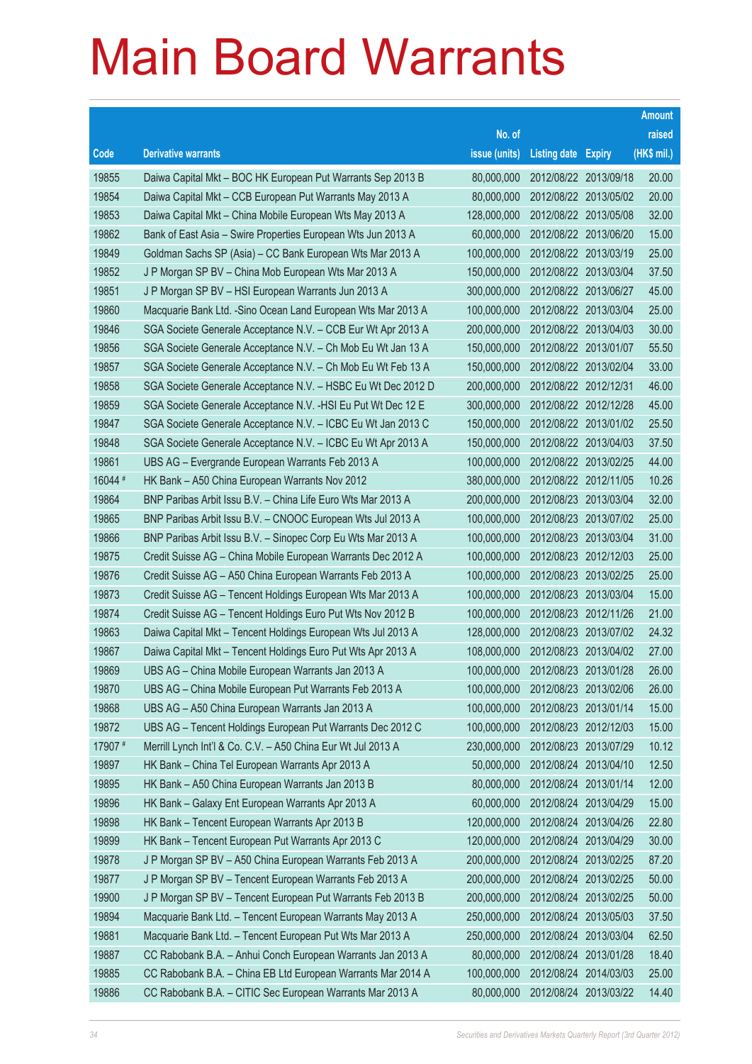# Main Board Warrants

| Code | Derivative warrants | No. of issue (units) | Listing date | Expiry | Amount raised (HK$ mil.) |
|---|---|---|---|---|---|
| 19855 | Daiwa Capital Mkt – BOC HK European Put Warrants Sep 2013 B | 80,000,000 | 2012/08/22 | 2013/09/18 | 20.00 |
| 19854 | Daiwa Capital Mkt – CCB European Put Warrants May 2013 A | 80,000,000 | 2012/08/22 | 2013/05/02 | 20.00 |
| 19853 | Daiwa Capital Mkt – China Mobile European Wts May 2013 A | 128,000,000 | 2012/08/22 | 2013/05/08 | 32.00 |
| 19862 | Bank of East Asia – Swire Properties European Wts Jun 2013 A | 60,000,000 | 2012/08/22 | 2013/06/20 | 15.00 |
| 19849 | Goldman Sachs SP (Asia) – CC Bank European Wts Mar 2013 A | 100,000,000 | 2012/08/22 | 2013/03/19 | 25.00 |
| 19852 | J P Morgan SP BV – China Mob European Wts Mar 2013 A | 150,000,000 | 2012/08/22 | 2013/03/04 | 37.50 |
| 19851 | J P Morgan SP BV – HSI European Warrants Jun 2013 A | 300,000,000 | 2012/08/22 | 2013/06/27 | 45.00 |
| 19860 | Macquarie Bank Ltd. -Sino Ocean Land European Wts Mar 2013 A | 100,000,000 | 2012/08/22 | 2013/03/04 | 25.00 |
| 19846 | SGA Societe Generale Acceptance N.V. – CCB Eur Wt Apr 2013 A | 200,000,000 | 2012/08/22 | 2013/04/03 | 30.00 |
| 19856 | SGA Societe Generale Acceptance N.V. – Ch Mob Eu Wt Jan 13 A | 150,000,000 | 2012/08/22 | 2013/01/07 | 55.50 |
| 19857 | SGA Societe Generale Acceptance N.V. – Ch Mob Eu Wt Feb 13 A | 150,000,000 | 2012/08/22 | 2013/02/04 | 33.00 |
| 19858 | SGA Societe Generale Acceptance N.V. – HSBC Eu Wt Dec 2012 D | 200,000,000 | 2012/08/22 | 2012/12/31 | 46.00 |
| 19859 | SGA Societe Generale Acceptance N.V. -HSI Eu Put Wt Dec 12 E | 300,000,000 | 2012/08/22 | 2012/12/28 | 45.00 |
| 19847 | SGA Societe Generale Acceptance N.V. – ICBC Eu Wt Jan 2013 C | 150,000,000 | 2012/08/22 | 2013/01/02 | 25.50 |
| 19848 | SGA Societe Generale Acceptance N.V. – ICBC Eu Wt Apr 2013 A | 150,000,000 | 2012/08/22 | 2013/04/03 | 37.50 |
| 19861 | UBS AG – Evergrande European Warrants Feb 2013 A | 100,000,000 | 2012/08/22 | 2013/02/25 | 44.00 |
| 16044 # | HK Bank – A50 China European Warrants Nov 2012 | 380,000,000 | 2012/08/22 | 2012/11/05 | 10.26 |
| 19864 | BNP Paribas Arbit Issu B.V. – China Life Euro Wts Mar 2013 A | 200,000,000 | 2012/08/23 | 2013/03/04 | 32.00 |
| 19865 | BNP Paribas Arbit Issu B.V. – CNOOC European Wts Jul 2013 A | 100,000,000 | 2012/08/23 | 2013/07/02 | 25.00 |
| 19866 | BNP Paribas Arbit Issu B.V. – Sinopec Corp Eu Wts Mar 2013 A | 100,000,000 | 2012/08/23 | 2013/03/04 | 31.00 |
| 19875 | Credit Suisse AG – China Mobile European Warrants Dec 2012 A | 100,000,000 | 2012/08/23 | 2012/12/03 | 25.00 |
| 19876 | Credit Suisse AG – A50 China European Warrants Feb 2013 A | 100,000,000 | 2012/08/23 | 2013/02/25 | 25.00 |
| 19873 | Credit Suisse AG – Tencent Holdings European Wts Mar 2013 A | 100,000,000 | 2012/08/23 | 2013/03/04 | 15.00 |
| 19874 | Credit Suisse AG – Tencent Holdings Euro Put Wts Nov 2012 B | 100,000,000 | 2012/08/23 | 2012/11/26 | 21.00 |
| 19863 | Daiwa Capital Mkt – Tencent Holdings European Wts Jul 2013 A | 128,000,000 | 2012/08/23 | 2013/07/02 | 24.32 |
| 19867 | Daiwa Capital Mkt – Tencent Holdings Euro Put Wts Apr 2013 A | 108,000,000 | 2012/08/23 | 2013/04/02 | 27.00 |
| 19869 | UBS AG – China Mobile European Warrants Jan 2013 A | 100,000,000 | 2012/08/23 | 2013/01/28 | 26.00 |
| 19870 | UBS AG – China Mobile European Put Warrants Feb 2013 A | 100,000,000 | 2012/08/23 | 2013/02/06 | 26.00 |
| 19868 | UBS AG – A50 China European Warrants Jan 2013 A | 100,000,000 | 2012/08/23 | 2013/01/14 | 15.00 |
| 19872 | UBS AG – Tencent Holdings European Put Warrants Dec 2012 C | 100,000,000 | 2012/08/23 | 2012/12/03 | 15.00 |
| 17907 # | Merrill Lynch Int'l & Co. C.V. – A50 China Eur Wt Jul 2013 A | 230,000,000 | 2012/08/23 | 2013/07/29 | 10.12 |
| 19897 | HK Bank – China Tel European Warrants Apr 2013 A | 50,000,000 | 2012/08/24 | 2013/04/10 | 12.50 |
| 19895 | HK Bank – A50 China European Warrants Jan 2013 B | 80,000,000 | 2012/08/24 | 2013/01/14 | 12.00 |
| 19896 | HK Bank – Galaxy Ent European Warrants Apr 2013 A | 60,000,000 | 2012/08/24 | 2013/04/29 | 15.00 |
| 19898 | HK Bank – Tencent European Warrants Apr 2013 B | 120,000,000 | 2012/08/24 | 2013/04/26 | 22.80 |
| 19899 | HK Bank – Tencent European Put Warrants Apr 2013 C | 120,000,000 | 2012/08/24 | 2013/04/29 | 30.00 |
| 19878 | J P Morgan SP BV – A50 China European Warrants Feb 2013 A | 200,000,000 | 2012/08/24 | 2013/02/25 | 87.20 |
| 19877 | J P Morgan SP BV – Tencent European Warrants Feb 2013 A | 200,000,000 | 2012/08/24 | 2013/02/25 | 50.00 |
| 19900 | J P Morgan SP BV – Tencent European Put Warrants Feb 2013 B | 200,000,000 | 2012/08/24 | 2013/02/25 | 50.00 |
| 19894 | Macquarie Bank Ltd. – Tencent European Warrants May 2013 A | 250,000,000 | 2012/08/24 | 2013/05/03 | 37.50 |
| 19881 | Macquarie Bank Ltd. – Tencent European Put Wts Mar 2013 A | 250,000,000 | 2012/08/24 | 2013/03/04 | 62.50 |
| 19887 | CC Rabobank B.A. – Anhui Conch European Warrants Jan 2013 A | 80,000,000 | 2012/08/24 | 2013/01/28 | 18.40 |
| 19885 | CC Rabobank B.A. – China EB Ltd European Warrants Mar 2014 A | 100,000,000 | 2012/08/24 | 2014/03/03 | 25.00 |
| 19886 | CC Rabobank B.A. – CITIC Sec European Warrants Mar 2013 A | 80,000,000 | 2012/08/24 | 2013/03/22 | 14.40 |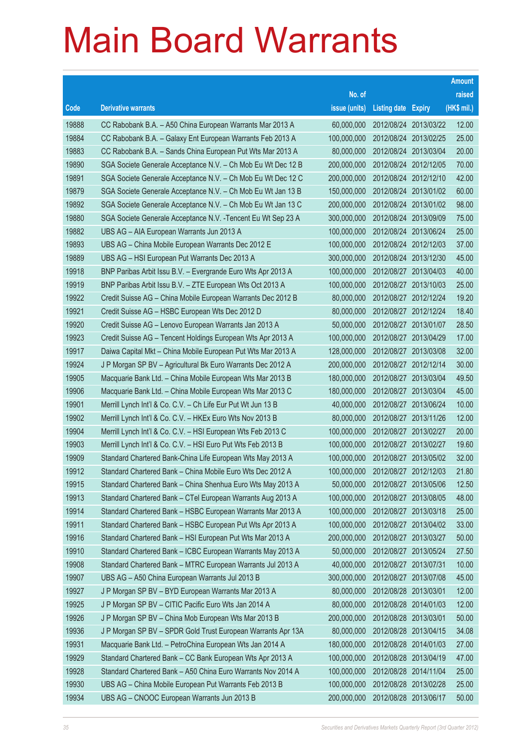# Main Board Warrants

| Code | Derivative warrants | No. of issue (units) | Listing date | Expiry | Amount raised (HK$ mil.) |
|---|---|---|---|---|---|
| 19888 | CC Rabobank B.A. – A50 China European Warrants Mar 2013 A | 60,000,000 | 2012/08/24 | 2013/03/22 | 12.00 |
| 19884 | CC Rabobank B.A. – Galaxy Ent European Warrants Feb 2013 A | 100,000,000 | 2012/08/24 | 2013/02/25 | 25.00 |
| 19883 | CC Rabobank B.A. – Sands China European Put Wts Mar 2013 A | 80,000,000 | 2012/08/24 | 2013/03/04 | 20.00 |
| 19890 | SGA Societe Generale Acceptance N.V. – Ch Mob Eu Wt Dec 12 B | 200,000,000 | 2012/08/24 | 2012/12/05 | 70.00 |
| 19891 | SGA Societe Generale Acceptance N.V. – Ch Mob Eu Wt Dec 12 C | 200,000,000 | 2012/08/24 | 2012/12/10 | 42.00 |
| 19879 | SGA Societe Generale Acceptance N.V. – Ch Mob Eu Wt Jan 13 B | 150,000,000 | 2012/08/24 | 2013/01/02 | 60.00 |
| 19892 | SGA Societe Generale Acceptance N.V. – Ch Mob Eu Wt Jan 13 C | 200,000,000 | 2012/08/24 | 2013/01/02 | 98.00 |
| 19880 | SGA Societe Generale Acceptance N.V. -Tencent Eu Wt Sep 23 A | 300,000,000 | 2012/08/24 | 2013/09/09 | 75.00 |
| 19882 | UBS AG – AIA European Warrants Jun 2013 A | 100,000,000 | 2012/08/24 | 2013/06/24 | 25.00 |
| 19893 | UBS AG – China Mobile European Warrants Dec 2012 E | 100,000,000 | 2012/08/24 | 2012/12/03 | 37.00 |
| 19889 | UBS AG – HSI European Put Warrants Dec 2013 A | 300,000,000 | 2012/08/24 | 2013/12/30 | 45.00 |
| 19918 | BNP Paribas Arbit Issu B.V. – Evergrande Euro Wts Apr 2013 A | 100,000,000 | 2012/08/27 | 2013/04/03 | 40.00 |
| 19919 | BNP Paribas Arbit Issu B.V. – ZTE European Wts Oct 2013 A | 100,000,000 | 2012/08/27 | 2013/10/03 | 25.00 |
| 19922 | Credit Suisse AG – China Mobile European Warrants Dec 2012 B | 80,000,000 | 2012/08/27 | 2012/12/24 | 19.20 |
| 19921 | Credit Suisse AG – HSBC European Wts Dec 2012 D | 80,000,000 | 2012/08/27 | 2012/12/24 | 18.40 |
| 19920 | Credit Suisse AG – Lenovo European Warrants Jan 2013 A | 50,000,000 | 2012/08/27 | 2013/01/07 | 28.50 |
| 19923 | Credit Suisse AG – Tencent Holdings European Wts Apr 2013 A | 100,000,000 | 2012/08/27 | 2013/04/29 | 17.00 |
| 19917 | Daiwa Capital Mkt – China Mobile European Put Wts Mar 2013 A | 128,000,000 | 2012/08/27 | 2013/03/08 | 32.00 |
| 19924 | J P Morgan SP BV – Agricultural Bk Euro Warrants Dec 2012 A | 200,000,000 | 2012/08/27 | 2012/12/14 | 30.00 |
| 19905 | Macquarie Bank Ltd. – China Mobile European Wts Mar 2013 B | 180,000,000 | 2012/08/27 | 2013/03/04 | 49.50 |
| 19906 | Macquarie Bank Ltd. – China Mobile European Wts Mar 2013 C | 180,000,000 | 2012/08/27 | 2013/03/04 | 45.00 |
| 19901 | Merrill Lynch Int'l & Co. C.V. – Ch Life Eur Put Wt Jun 13 B | 40,000,000 | 2012/08/27 | 2013/06/24 | 10.00 |
| 19902 | Merrill Lynch Int'l & Co. C.V. – HKEx Euro Wts Nov 2013 B | 80,000,000 | 2012/08/27 | 2013/11/26 | 12.00 |
| 19904 | Merrill Lynch Int'l & Co. C.V. – HSI European Wts Feb 2013 C | 100,000,000 | 2012/08/27 | 2013/02/27 | 20.00 |
| 19903 | Merrill Lynch Int'l & Co. C.V. – HSI Euro Put Wts Feb 2013 B | 100,000,000 | 2012/08/27 | 2013/02/27 | 19.60 |
| 19909 | Standard Chartered Bank-China Life European Wts May 2013 A | 100,000,000 | 2012/08/27 | 2013/05/02 | 32.00 |
| 19912 | Standard Chartered Bank – China Mobile Euro Wts Dec 2012 A | 100,000,000 | 2012/08/27 | 2012/12/03 | 21.80 |
| 19915 | Standard Chartered Bank – China Shenhua Euro Wts May 2013 A | 50,000,000 | 2012/08/27 | 2013/05/06 | 12.50 |
| 19913 | Standard Chartered Bank – CTel European Warrants Aug 2013 A | 100,000,000 | 2012/08/27 | 2013/08/05 | 48.00 |
| 19914 | Standard Chartered Bank – HSBC European Warrants Mar 2013 A | 100,000,000 | 2012/08/27 | 2013/03/18 | 25.00 |
| 19911 | Standard Chartered Bank – HSBC European Put Wts Apr 2013 A | 100,000,000 | 2012/08/27 | 2013/04/02 | 33.00 |
| 19916 | Standard Chartered Bank – HSI European Put Wts Mar 2013 A | 200,000,000 | 2012/08/27 | 2013/03/27 | 50.00 |
| 19910 | Standard Chartered Bank – ICBC European Warrants May 2013 A | 50,000,000 | 2012/08/27 | 2013/05/24 | 27.50 |
| 19908 | Standard Chartered Bank – MTRC European Warrants Jul 2013 A | 40,000,000 | 2012/08/27 | 2013/07/31 | 10.00 |
| 19907 | UBS AG – A50 China European Warrants Jul 2013 B | 300,000,000 | 2012/08/27 | 2013/07/08 | 45.00 |
| 19927 | J P Morgan SP BV – BYD European Warrants Mar 2013 A | 80,000,000 | 2012/08/28 | 2013/03/01 | 12.00 |
| 19925 | J P Morgan SP BV – CITIC Pacific Euro Wts Jan 2014 A | 80,000,000 | 2012/08/28 | 2014/01/03 | 12.00 |
| 19926 | J P Morgan SP BV – China Mob European Wts Mar 2013 B | 200,000,000 | 2012/08/28 | 2013/03/01 | 50.00 |
| 19936 | J P Morgan SP BV – SPDR Gold Trust European Warrants Apr 13A | 80,000,000 | 2012/08/28 | 2013/04/15 | 34.08 |
| 19931 | Macquarie Bank Ltd. – PetroChina European Wts Jan 2014 A | 180,000,000 | 2012/08/28 | 2014/01/03 | 27.00 |
| 19929 | Standard Chartered Bank – CC Bank European Wts Apr 2013 A | 100,000,000 | 2012/08/28 | 2013/04/19 | 47.00 |
| 19928 | Standard Chartered Bank – A50 China Euro Warrants Nov 2014 A | 100,000,000 | 2012/08/28 | 2014/11/04 | 25.00 |
| 19930 | UBS AG – China Mobile European Put Warrants Feb 2013 B | 100,000,000 | 2012/08/28 | 2013/02/28 | 25.00 |
| 19934 | UBS AG – CNOOC European Warrants Jun 2013 B | 200,000,000 | 2012/08/28 | 2013/06/17 | 50.00 |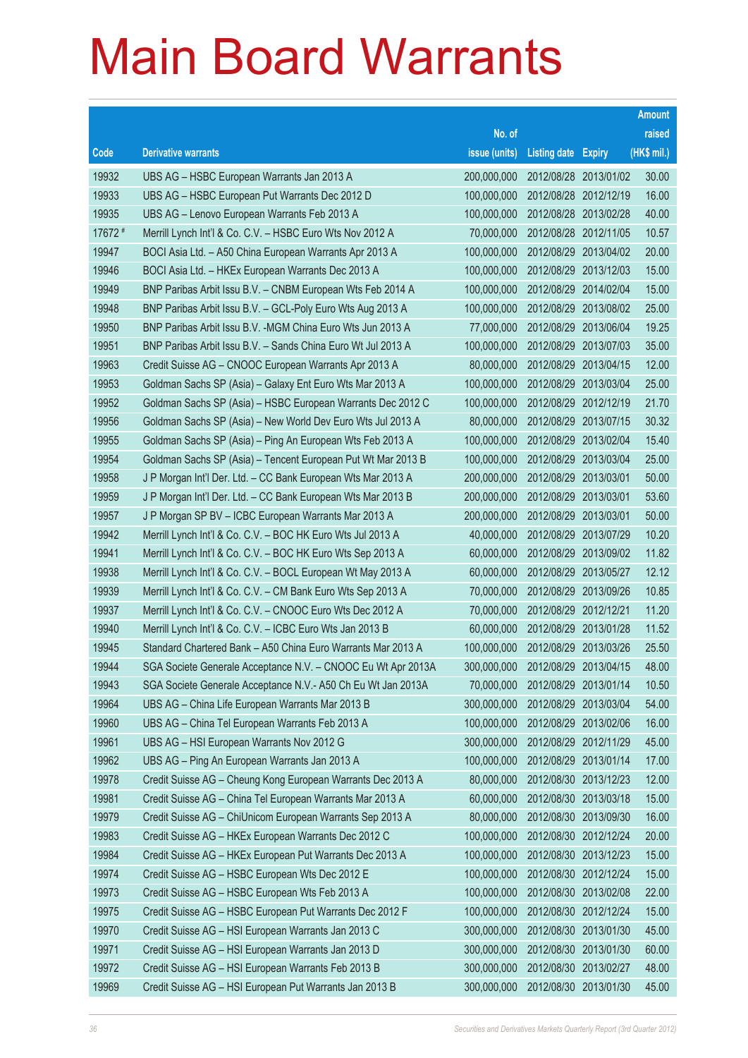# Main Board Warrants

| Code | Derivative warrants | No. of issue (units) | Listing date | Expiry | Amount raised (HK$ mil.) |
|---|---|---|---|---|---|
| 19932 | UBS AG – HSBC European Warrants Jan 2013 A | 200,000,000 | 2012/08/28 | 2013/01/02 | 30.00 |
| 19933 | UBS AG – HSBC European Put Warrants Dec 2012 D | 100,000,000 | 2012/08/28 | 2012/12/19 | 16.00 |
| 19935 | UBS AG – Lenovo European Warrants Feb 2013 A | 100,000,000 | 2012/08/28 | 2013/02/28 | 40.00 |
| 17672 # | Merrill Lynch Int'l & Co. C.V. – HSBC Euro Wts Nov 2012 A | 70,000,000 | 2012/08/28 | 2012/11/05 | 10.57 |
| 19947 | BOCI Asia Ltd. – A50 China European Warrants Apr 2013 A | 100,000,000 | 2012/08/29 | 2013/04/02 | 20.00 |
| 19946 | BOCI Asia Ltd. – HKEx European Warrants Dec 2013 A | 100,000,000 | 2012/08/29 | 2013/12/03 | 15.00 |
| 19949 | BNP Paribas Arbit Issu B.V. – CNBM European Wts Feb 2014 A | 100,000,000 | 2012/08/29 | 2014/02/04 | 15.00 |
| 19948 | BNP Paribas Arbit Issu B.V. – GCL-Poly Euro Wts Aug 2013 A | 100,000,000 | 2012/08/29 | 2013/08/02 | 25.00 |
| 19950 | BNP Paribas Arbit Issu B.V. -MGM China Euro Wts Jun 2013 A | 77,000,000 | 2012/08/29 | 2013/06/04 | 19.25 |
| 19951 | BNP Paribas Arbit Issu B.V. – Sands China Euro Wt Jul 2013 A | 100,000,000 | 2012/08/29 | 2013/07/03 | 35.00 |
| 19963 | Credit Suisse AG – CNOOC European Warrants Apr 2013 A | 80,000,000 | 2012/08/29 | 2013/04/15 | 12.00 |
| 19953 | Goldman Sachs SP (Asia) – Galaxy Ent Euro Wts Mar 2013 A | 100,000,000 | 2012/08/29 | 2013/03/04 | 25.00 |
| 19952 | Goldman Sachs SP (Asia) – HSBC European Warrants Dec 2012 C | 100,000,000 | 2012/08/29 | 2012/12/19 | 21.70 |
| 19956 | Goldman Sachs SP (Asia) – New World Dev Euro Wts Jul 2013 A | 80,000,000 | 2012/08/29 | 2013/07/15 | 30.32 |
| 19955 | Goldman Sachs SP (Asia) – Ping An European Wts Feb 2013 A | 100,000,000 | 2012/08/29 | 2013/02/04 | 15.40 |
| 19954 | Goldman Sachs SP (Asia) – Tencent European Put Wt Mar 2013 B | 100,000,000 | 2012/08/29 | 2013/03/04 | 25.00 |
| 19958 | J P Morgan Int'l Der. Ltd. – CC Bank European Wts Mar 2013 A | 200,000,000 | 2012/08/29 | 2013/03/01 | 50.00 |
| 19959 | J P Morgan Int'l Der. Ltd. – CC Bank European Wts Mar 2013 B | 200,000,000 | 2012/08/29 | 2013/03/01 | 53.60 |
| 19957 | J P Morgan SP BV – ICBC European Warrants Mar 2013 A | 200,000,000 | 2012/08/29 | 2013/03/01 | 50.00 |
| 19942 | Merrill Lynch Int'l & Co. C.V. – BOC HK Euro Wts Jul 2013 A | 40,000,000 | 2012/08/29 | 2013/07/29 | 10.20 |
| 19941 | Merrill Lynch Int'l & Co. C.V. – BOC HK Euro Wts Sep 2013 A | 60,000,000 | 2012/08/29 | 2013/09/02 | 11.82 |
| 19938 | Merrill Lynch Int'l & Co. C.V. – BOCL European Wt May 2013 A | 60,000,000 | 2012/08/29 | 2013/05/27 | 12.12 |
| 19939 | Merrill Lynch Int'l & Co. C.V. – CM Bank Euro Wts Sep 2013 A | 70,000,000 | 2012/08/29 | 2013/09/26 | 10.85 |
| 19937 | Merrill Lynch Int'l & Co. C.V. – CNOOC Euro Wts Dec 2012 A | 70,000,000 | 2012/08/29 | 2012/12/21 | 11.20 |
| 19940 | Merrill Lynch Int'l & Co. C.V. – ICBC Euro Wts Jan 2013 B | 60,000,000 | 2012/08/29 | 2013/01/28 | 11.52 |
| 19945 | Standard Chartered Bank – A50 China Euro Warrants Mar 2013 A | 100,000,000 | 2012/08/29 | 2013/03/26 | 25.50 |
| 19944 | SGA Societe Generale Acceptance N.V. – CNOOC Eu Wt Apr 2013A | 300,000,000 | 2012/08/29 | 2013/04/15 | 48.00 |
| 19943 | SGA Societe Generale Acceptance N.V.- A50 Ch Eu Wt Jan 2013A | 70,000,000 | 2012/08/29 | 2013/01/14 | 10.50 |
| 19964 | UBS AG – China Life European Warrants Mar 2013 B | 300,000,000 | 2012/08/29 | 2013/03/04 | 54.00 |
| 19960 | UBS AG – China Tel European Warrants Feb 2013 A | 100,000,000 | 2012/08/29 | 2013/02/06 | 16.00 |
| 19961 | UBS AG – HSI European Warrants Nov 2012 G | 300,000,000 | 2012/08/29 | 2012/11/29 | 45.00 |
| 19962 | UBS AG – Ping An European Warrants Jan 2013 A | 100,000,000 | 2012/08/29 | 2013/01/14 | 17.00 |
| 19978 | Credit Suisse AG – Cheung Kong European Warrants Dec 2013 A | 80,000,000 | 2012/08/30 | 2013/12/23 | 12.00 |
| 19981 | Credit Suisse AG – China Tel European Warrants Mar 2013 A | 60,000,000 | 2012/08/30 | 2013/03/18 | 15.00 |
| 19979 | Credit Suisse AG – ChiUnicom European Warrants Sep 2013 A | 80,000,000 | 2012/08/30 | 2013/09/30 | 16.00 |
| 19983 | Credit Suisse AG – HKEx European Warrants Dec 2012 C | 100,000,000 | 2012/08/30 | 2012/12/24 | 20.00 |
| 19984 | Credit Suisse AG – HKEx European Put Warrants Dec 2013 A | 100,000,000 | 2012/08/30 | 2013/12/23 | 15.00 |
| 19974 | Credit Suisse AG – HSBC European Wts Dec 2012 E | 100,000,000 | 2012/08/30 | 2012/12/24 | 15.00 |
| 19973 | Credit Suisse AG – HSBC European Wts Feb 2013 A | 100,000,000 | 2012/08/30 | 2013/02/08 | 22.00 |
| 19975 | Credit Suisse AG – HSBC European Put Warrants Dec 2012 F | 100,000,000 | 2012/08/30 | 2012/12/24 | 15.00 |
| 19970 | Credit Suisse AG – HSI European Warrants Jan 2013 C | 300,000,000 | 2012/08/30 | 2013/01/30 | 45.00 |
| 19971 | Credit Suisse AG – HSI European Warrants Jan 2013 D | 300,000,000 | 2012/08/30 | 2013/01/30 | 60.00 |
| 19972 | Credit Suisse AG – HSI European Warrants Feb 2013 B | 300,000,000 | 2012/08/30 | 2013/02/27 | 48.00 |
| 19969 | Credit Suisse AG – HSI European Put Warrants Jan 2013 B | 300,000,000 | 2012/08/30 | 2013/01/30 | 45.00 |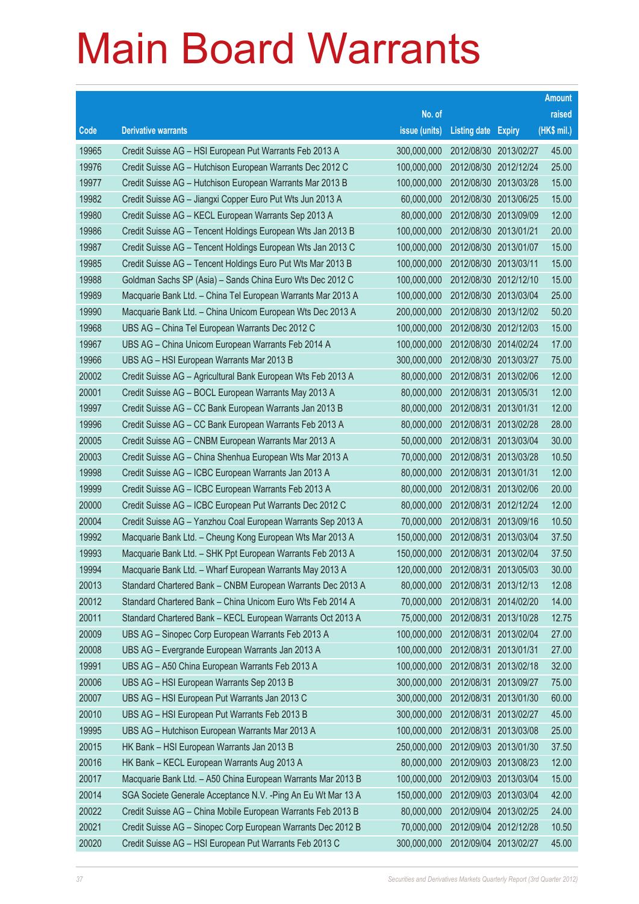# Main Board Warrants

| Code | Derivative warrants | No. of issue (units) | Listing date | Expiry | Amount raised (HK$ mil.) |
|---|---|---|---|---|---|
| 19965 | Credit Suisse AG – HSI European Put Warrants Feb 2013 A | 300,000,000 | 2012/08/30 | 2013/02/27 | 45.00 |
| 19976 | Credit Suisse AG – Hutchison European Warrants Dec 2012 C | 100,000,000 | 2012/08/30 | 2012/12/24 | 25.00 |
| 19977 | Credit Suisse AG – Hutchison European Warrants Mar 2013 B | 100,000,000 | 2012/08/30 | 2013/03/28 | 15.00 |
| 19982 | Credit Suisse AG – Jiangxi Copper Euro Put Wts Jun 2013 A | 60,000,000 | 2012/08/30 | 2013/06/25 | 15.00 |
| 19980 | Credit Suisse AG – KECL European Warrants Sep 2013 A | 80,000,000 | 2012/08/30 | 2013/09/09 | 12.00 |
| 19986 | Credit Suisse AG – Tencent Holdings European Wts Jan 2013 B | 100,000,000 | 2012/08/30 | 2013/01/21 | 20.00 |
| 19987 | Credit Suisse AG – Tencent Holdings European Wts Jan 2013 C | 100,000,000 | 2012/08/30 | 2013/01/07 | 15.00 |
| 19985 | Credit Suisse AG – Tencent Holdings Euro Put Wts Mar 2013 B | 100,000,000 | 2012/08/30 | 2013/03/11 | 15.00 |
| 19988 | Goldman Sachs SP (Asia) – Sands China Euro Wts Dec 2012 C | 100,000,000 | 2012/08/30 | 2012/12/10 | 15.00 |
| 19989 | Macquarie Bank Ltd. – China Tel European Warrants Mar 2013 A | 100,000,000 | 2012/08/30 | 2013/03/04 | 25.00 |
| 19990 | Macquarie Bank Ltd. – China Unicom European Wts Dec 2013 A | 200,000,000 | 2012/08/30 | 2013/12/02 | 50.20 |
| 19968 | UBS AG – China Tel European Warrants Dec 2012 C | 100,000,000 | 2012/08/30 | 2012/12/03 | 15.00 |
| 19967 | UBS AG – China Unicom European Warrants Feb 2014 A | 100,000,000 | 2012/08/30 | 2014/02/24 | 17.00 |
| 19966 | UBS AG – HSI European Warrants Mar 2013 B | 300,000,000 | 2012/08/30 | 2013/03/27 | 75.00 |
| 20002 | Credit Suisse AG – Agricultural Bank European Wts Feb 2013 A | 80,000,000 | 2012/08/31 | 2013/02/06 | 12.00 |
| 20001 | Credit Suisse AG – BOCL European Warrants May 2013 A | 80,000,000 | 2012/08/31 | 2013/05/31 | 12.00 |
| 19997 | Credit Suisse AG – CC Bank European Warrants Jan 2013 B | 80,000,000 | 2012/08/31 | 2013/01/31 | 12.00 |
| 19996 | Credit Suisse AG – CC Bank European Warrants Feb 2013 A | 80,000,000 | 2012/08/31 | 2013/02/28 | 28.00 |
| 20005 | Credit Suisse AG – CNBM European Warrants Mar 2013 A | 50,000,000 | 2012/08/31 | 2013/03/04 | 30.00 |
| 20003 | Credit Suisse AG – China Shenhua European Wts Mar 2013 A | 70,000,000 | 2012/08/31 | 2013/03/28 | 10.50 |
| 19998 | Credit Suisse AG – ICBC European Warrants Jan 2013 A | 80,000,000 | 2012/08/31 | 2013/01/31 | 12.00 |
| 19999 | Credit Suisse AG – ICBC European Warrants Feb 2013 A | 80,000,000 | 2012/08/31 | 2013/02/06 | 20.00 |
| 20000 | Credit Suisse AG – ICBC European Put Warrants Dec 2012 C | 80,000,000 | 2012/08/31 | 2012/12/24 | 12.00 |
| 20004 | Credit Suisse AG – Yanzhou Coal European Warrants Sep 2013 A | 70,000,000 | 2012/08/31 | 2013/09/16 | 10.50 |
| 19992 | Macquarie Bank Ltd. – Cheung Kong European Wts Mar 2013 A | 150,000,000 | 2012/08/31 | 2013/03/04 | 37.50 |
| 19993 | Macquarie Bank Ltd. – SHK Ppt European Warrants Feb 2013 A | 150,000,000 | 2012/08/31 | 2013/02/04 | 37.50 |
| 19994 | Macquarie Bank Ltd. – Wharf European Warrants May 2013 A | 120,000,000 | 2012/08/31 | 2013/05/03 | 30.00 |
| 20013 | Standard Chartered Bank – CNBM European Warrants Dec 2013 A | 80,000,000 | 2012/08/31 | 2013/12/13 | 12.08 |
| 20012 | Standard Chartered Bank – China Unicom Euro Wts Feb 2014 A | 70,000,000 | 2012/08/31 | 2014/02/20 | 14.00 |
| 20011 | Standard Chartered Bank – KECL European Warrants Oct 2013 A | 75,000,000 | 2012/08/31 | 2013/10/28 | 12.75 |
| 20009 | UBS AG – Sinopec Corp European Warrants Feb 2013 A | 100,000,000 | 2012/08/31 | 2013/02/04 | 27.00 |
| 20008 | UBS AG – Evergrande European Warrants Jan 2013 A | 100,000,000 | 2012/08/31 | 2013/01/31 | 27.00 |
| 19991 | UBS AG – A50 China European Warrants Feb 2013 A | 100,000,000 | 2012/08/31 | 2013/02/18 | 32.00 |
| 20006 | UBS AG – HSI European Warrants Sep 2013 B | 300,000,000 | 2012/08/31 | 2013/09/27 | 75.00 |
| 20007 | UBS AG – HSI European Put Warrants Jan 2013 C | 300,000,000 | 2012/08/31 | 2013/01/30 | 60.00 |
| 20010 | UBS AG – HSI European Put Warrants Feb 2013 B | 300,000,000 | 2012/08/31 | 2013/02/27 | 45.00 |
| 19995 | UBS AG – Hutchison European Warrants Mar 2013 A | 100,000,000 | 2012/08/31 | 2013/03/08 | 25.00 |
| 20015 | HK Bank – HSI European Warrants Jan 2013 B | 250,000,000 | 2012/09/03 | 2013/01/30 | 37.50 |
| 20016 | HK Bank – KECL European Warrants Aug 2013 A | 80,000,000 | 2012/09/03 | 2013/08/23 | 12.00 |
| 20017 | Macquarie Bank Ltd. – A50 China European Warrants Mar 2013 B | 100,000,000 | 2012/09/03 | 2013/03/04 | 15.00 |
| 20014 | SGA Societe Generale Acceptance N.V. -Ping An Eu Wt Mar 13 A | 150,000,000 | 2012/09/03 | 2013/03/04 | 42.00 |
| 20022 | Credit Suisse AG – China Mobile European Warrants Feb 2013 B | 80,000,000 | 2012/09/04 | 2013/02/25 | 24.00 |
| 20021 | Credit Suisse AG – Sinopec Corp European Warrants Dec 2012 B | 70,000,000 | 2012/09/04 | 2012/12/28 | 10.50 |
| 20020 | Credit Suisse AG – HSI European Put Warrants Feb 2013 C | 300,000,000 | 2012/09/04 | 2013/02/27 | 45.00 |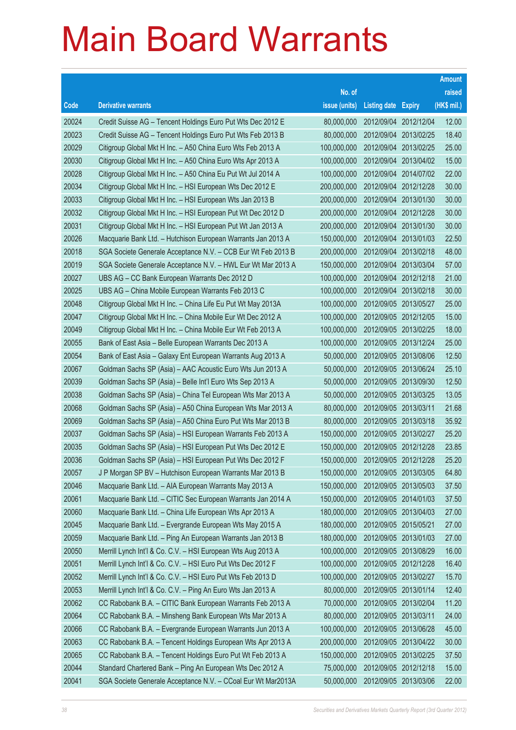# Main Board Warrants

| Code | Derivative warrants | No. of issue (units) | Listing date | Expiry | Amount raised (HK$ mil.) |
|---|---|---|---|---|---|
| 20024 | Credit Suisse AG – Tencent Holdings Euro Put Wts Dec 2012 E | 80,000,000 | 2012/09/04 | 2012/12/04 | 12.00 |
| 20023 | Credit Suisse AG – Tencent Holdings Euro Put Wts Feb 2013 B | 80,000,000 | 2012/09/04 | 2013/02/25 | 18.40 |
| 20029 | Citigroup Global Mkt H Inc. – A50 China Euro Wts Feb 2013 A | 100,000,000 | 2012/09/04 | 2013/02/25 | 25.00 |
| 20030 | Citigroup Global Mkt H Inc. – A50 China Euro Wts Apr 2013 A | 100,000,000 | 2012/09/04 | 2013/04/02 | 15.00 |
| 20028 | Citigroup Global Mkt H Inc. – A50 China Eu Put Wt Jul 2014 A | 100,000,000 | 2012/09/04 | 2014/07/02 | 22.00 |
| 20034 | Citigroup Global Mkt H Inc. – HSI European Wts Dec 2012 E | 200,000,000 | 2012/09/04 | 2012/12/28 | 30.00 |
| 20033 | Citigroup Global Mkt H Inc. – HSI European Wts Jan 2013 B | 200,000,000 | 2012/09/04 | 2013/01/30 | 30.00 |
| 20032 | Citigroup Global Mkt H Inc. – HSI European Put Wt Dec 2012 D | 200,000,000 | 2012/09/04 | 2012/12/28 | 30.00 |
| 20031 | Citigroup Global Mkt H Inc. – HSI European Put Wt Jan 2013 A | 200,000,000 | 2012/09/04 | 2013/01/30 | 30.00 |
| 20026 | Macquarie Bank Ltd. – Hutchison European Warrants Jan 2013 A | 150,000,000 | 2012/09/04 | 2013/01/03 | 22.50 |
| 20018 | SGA Societe Generale Acceptance N.V. – CCB Eur Wt Feb 2013 B | 200,000,000 | 2012/09/04 | 2013/02/18 | 48.00 |
| 20019 | SGA Societe Generale Acceptance N.V. – HWL Eur Wt Mar 2013 A | 150,000,000 | 2012/09/04 | 2013/03/04 | 57.00 |
| 20027 | UBS AG – CC Bank European Warrants Dec 2012 D | 100,000,000 | 2012/09/04 | 2012/12/18 | 21.00 |
| 20025 | UBS AG – China Mobile European Warrants Feb 2013 C | 100,000,000 | 2012/09/04 | 2013/02/18 | 30.00 |
| 20048 | Citigroup Global Mkt H Inc. – China Life Eu Put Wt May 2013A | 100,000,000 | 2012/09/05 | 2013/05/27 | 25.00 |
| 20047 | Citigroup Global Mkt H Inc. – China Mobile Eur Wt Dec 2012 A | 100,000,000 | 2012/09/05 | 2012/12/05 | 15.00 |
| 20049 | Citigroup Global Mkt H Inc. – China Mobile Eur Wt Feb 2013 A | 100,000,000 | 2012/09/05 | 2013/02/25 | 18.00 |
| 20055 | Bank of East Asia – Belle European Warrants Dec 2013 A | 100,000,000 | 2012/09/05 | 2013/12/24 | 25.00 |
| 20054 | Bank of East Asia – Galaxy Ent European Warrants Aug 2013 A | 50,000,000 | 2012/09/05 | 2013/08/06 | 12.50 |
| 20067 | Goldman Sachs SP (Asia) – AAC Acoustic Euro Wts Jun 2013 A | 50,000,000 | 2012/09/05 | 2013/06/24 | 25.10 |
| 20039 | Goldman Sachs SP (Asia) – Belle Int'l Euro Wts Sep 2013 A | 50,000,000 | 2012/09/05 | 2013/09/30 | 12.50 |
| 20038 | Goldman Sachs SP (Asia) – China Tel European Wts Mar 2013 A | 50,000,000 | 2012/09/05 | 2013/03/25 | 13.05 |
| 20068 | Goldman Sachs SP (Asia) – A50 China European Wts Mar 2013 A | 80,000,000 | 2012/09/05 | 2013/03/11 | 21.68 |
| 20069 | Goldman Sachs SP (Asia) – A50 China Euro Put Wts Mar 2013 B | 80,000,000 | 2012/09/05 | 2013/03/18 | 35.92 |
| 20037 | Goldman Sachs SP (Asia) – HSI European Warrants Feb 2013 A | 150,000,000 | 2012/09/05 | 2013/02/27 | 25.20 |
| 20035 | Goldman Sachs SP (Asia) – HSI European Put Wts Dec 2012 E | 150,000,000 | 2012/09/05 | 2012/12/28 | 23.85 |
| 20036 | Goldman Sachs SP (Asia) – HSI European Put Wts Dec 2012 F | 150,000,000 | 2012/09/05 | 2012/12/28 | 25.20 |
| 20057 | J P Morgan SP BV – Hutchison European Warrants Mar 2013 B | 150,000,000 | 2012/09/05 | 2013/03/05 | 64.80 |
| 20046 | Macquarie Bank Ltd. – AIA European Warrants May 2013 A | 150,000,000 | 2012/09/05 | 2013/05/03 | 37.50 |
| 20061 | Macquarie Bank Ltd. – CITIC Sec European Warrants Jan 2014 A | 150,000,000 | 2012/09/05 | 2014/01/03 | 37.50 |
| 20060 | Macquarie Bank Ltd. – China Life European Wts Apr 2013 A | 180,000,000 | 2012/09/05 | 2013/04/03 | 27.00 |
| 20045 | Macquarie Bank Ltd. – Evergrande European Wts May 2015 A | 180,000,000 | 2012/09/05 | 2015/05/21 | 27.00 |
| 20059 | Macquarie Bank Ltd. – Ping An European Warrants Jan 2013 B | 180,000,000 | 2012/09/05 | 2013/01/03 | 27.00 |
| 20050 | Merrill Lynch Int'l & Co. C.V. – HSI European Wts Aug 2013 A | 100,000,000 | 2012/09/05 | 2013/08/29 | 16.00 |
| 20051 | Merrill Lynch Int'l & Co. C.V. – HSI Euro Put Wts Dec 2012 F | 100,000,000 | 2012/09/05 | 2012/12/28 | 16.40 |
| 20052 | Merrill Lynch Int'l & Co. C.V. – HSI Euro Put Wts Feb 2013 D | 100,000,000 | 2012/09/05 | 2013/02/27 | 15.70 |
| 20053 | Merrill Lynch Int'l & Co. C.V. – Ping An Euro Wts Jan 2013 A | 80,000,000 | 2012/09/05 | 2013/01/14 | 12.40 |
| 20062 | CC Rabobank B.A. – CITIC Bank European Warrants Feb 2013 A | 70,000,000 | 2012/09/05 | 2013/02/04 | 11.20 |
| 20064 | CC Rabobank B.A. – Minsheng Bank European Wts Mar 2013 A | 80,000,000 | 2012/09/05 | 2013/03/11 | 24.00 |
| 20066 | CC Rabobank B.A. – Evergrande European Warrants Jun 2013 A | 100,000,000 | 2012/09/05 | 2013/06/28 | 45.00 |
| 20063 | CC Rabobank B.A. – Tencent Holdings European Wts Apr 2013 A | 200,000,000 | 2012/09/05 | 2013/04/22 | 30.00 |
| 20065 | CC Rabobank B.A. – Tencent Holdings Euro Put Wt Feb 2013 A | 150,000,000 | 2012/09/05 | 2013/02/25 | 37.50 |
| 20044 | Standard Chartered Bank – Ping An European Wts Dec 2012 A | 75,000,000 | 2012/09/05 | 2012/12/18 | 15.00 |
| 20041 | SGA Societe Generale Acceptance N.V. – CCoal Eur Wt Mar2013A | 50,000,000 | 2012/09/05 | 2013/03/06 | 22.00 |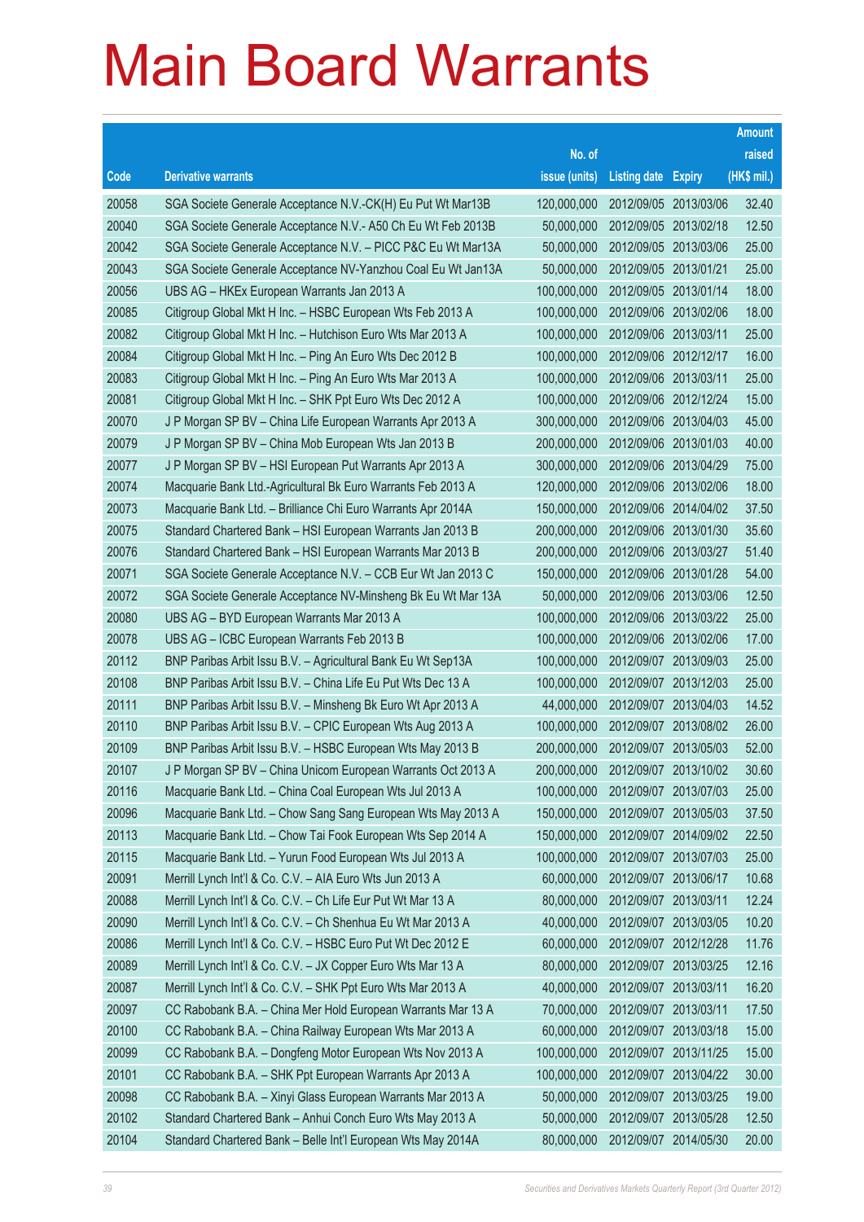# Main Board Warrants

| Code | Derivative warrants | No. of issue (units) | Listing date | Expiry | Amount raised (HK$ mil.) |
|---|---|---|---|---|---|
| 20058 | SGA Societe Generale Acceptance N.V.-CK(H) Eu Put Wt Mar13B | 120,000,000 | 2012/09/05 | 2013/03/06 | 32.40 |
| 20040 | SGA Societe Generale Acceptance N.V.- A50 Ch Eu Wt Feb 2013B | 50,000,000 | 2012/09/05 | 2013/02/18 | 12.50 |
| 20042 | SGA Societe Generale Acceptance N.V. – PICC P&C Eu Wt Mar13A | 50,000,000 | 2012/09/05 | 2013/03/06 | 25.00 |
| 20043 | SGA Societe Generale Acceptance NV-Yanzhou Coal Eu Wt Jan13A | 50,000,000 | 2012/09/05 | 2013/01/21 | 25.00 |
| 20056 | UBS AG – HKEx European Warrants Jan 2013 A | 100,000,000 | 2012/09/05 | 2013/01/14 | 18.00 |
| 20085 | Citigroup Global Mkt H Inc. – HSBC European Wts Feb 2013 A | 100,000,000 | 2012/09/06 | 2013/02/06 | 18.00 |
| 20082 | Citigroup Global Mkt H Inc. – Hutchison Euro Wts Mar 2013 A | 100,000,000 | 2012/09/06 | 2013/03/11 | 25.00 |
| 20084 | Citigroup Global Mkt H Inc. – Ping An Euro Wts Dec 2012 B | 100,000,000 | 2012/09/06 | 2012/12/17 | 16.00 |
| 20083 | Citigroup Global Mkt H Inc. – Ping An Euro Wts Mar 2013 A | 100,000,000 | 2012/09/06 | 2013/03/11 | 25.00 |
| 20081 | Citigroup Global Mkt H Inc. – SHK Ppt Euro Wts Dec 2012 A | 100,000,000 | 2012/09/06 | 2012/12/24 | 15.00 |
| 20070 | J P Morgan SP BV – China Life European Warrants Apr 2013 A | 300,000,000 | 2012/09/06 | 2013/04/03 | 45.00 |
| 20079 | J P Morgan SP BV – China Mob European Wts Jan 2013 B | 200,000,000 | 2012/09/06 | 2013/01/03 | 40.00 |
| 20077 | J P Morgan SP BV – HSI European Put Warrants Apr 2013 A | 300,000,000 | 2012/09/06 | 2013/04/29 | 75.00 |
| 20074 | Macquarie Bank Ltd.-Agricultural Bk Euro Warrants Feb 2013 A | 120,000,000 | 2012/09/06 | 2013/02/06 | 18.00 |
| 20073 | Macquarie Bank Ltd. – Brilliance Chi Euro Warrants Apr 2014A | 150,000,000 | 2012/09/06 | 2014/04/02 | 37.50 |
| 20075 | Standard Chartered Bank – HSI European Warrants Jan 2013 B | 200,000,000 | 2012/09/06 | 2013/01/30 | 35.60 |
| 20076 | Standard Chartered Bank – HSI European Warrants Mar 2013 B | 200,000,000 | 2012/09/06 | 2013/03/27 | 51.40 |
| 20071 | SGA Societe Generale Acceptance N.V. – CCB Eur Wt Jan 2013 C | 150,000,000 | 2012/09/06 | 2013/01/28 | 54.00 |
| 20072 | SGA Societe Generale Acceptance NV-Minsheng Bk Eu Wt Mar 13A | 50,000,000 | 2012/09/06 | 2013/03/06 | 12.50 |
| 20080 | UBS AG – BYD European Warrants Mar 2013 A | 100,000,000 | 2012/09/06 | 2013/03/22 | 25.00 |
| 20078 | UBS AG – ICBC European Warrants Feb 2013 B | 100,000,000 | 2012/09/06 | 2013/02/06 | 17.00 |
| 20112 | BNP Paribas Arbit Issu B.V. – Agricultural Bank Eu Wt Sep13A | 100,000,000 | 2012/09/07 | 2013/09/03 | 25.00 |
| 20108 | BNP Paribas Arbit Issu B.V. – China Life Eu Put Wts Dec 13 A | 100,000,000 | 2012/09/07 | 2013/12/03 | 25.00 |
| 20111 | BNP Paribas Arbit Issu B.V. – Minsheng Bk Euro Wt Apr 2013 A | 44,000,000 | 2012/09/07 | 2013/04/03 | 14.52 |
| 20110 | BNP Paribas Arbit Issu B.V. – CPIC European Wts Aug 2013 A | 100,000,000 | 2012/09/07 | 2013/08/02 | 26.00 |
| 20109 | BNP Paribas Arbit Issu B.V. – HSBC European Wts May 2013 B | 200,000,000 | 2012/09/07 | 2013/05/03 | 52.00 |
| 20107 | J P Morgan SP BV – China Unicom European Warrants Oct 2013 A | 200,000,000 | 2012/09/07 | 2013/10/02 | 30.60 |
| 20116 | Macquarie Bank Ltd. – China Coal European Wts Jul 2013 A | 100,000,000 | 2012/09/07 | 2013/07/03 | 25.00 |
| 20096 | Macquarie Bank Ltd. – Chow Sang Sang European Wts May 2013 A | 150,000,000 | 2012/09/07 | 2013/05/03 | 37.50 |
| 20113 | Macquarie Bank Ltd. – Chow Tai Fook European Wts Sep 2014 A | 150,000,000 | 2012/09/07 | 2014/09/02 | 22.50 |
| 20115 | Macquarie Bank Ltd. – Yurun Food European Wts Jul 2013 A | 100,000,000 | 2012/09/07 | 2013/07/03 | 25.00 |
| 20091 | Merrill Lynch Int'l & Co. C.V. – AIA Euro Wts Jun 2013 A | 60,000,000 | 2012/09/07 | 2013/06/17 | 10.68 |
| 20088 | Merrill Lynch Int'l & Co. C.V. – Ch Life Eur Put Wt Mar 13 A | 80,000,000 | 2012/09/07 | 2013/03/11 | 12.24 |
| 20090 | Merrill Lynch Int'l & Co. C.V. – Ch Shenhua Eu Wt Mar 2013 A | 40,000,000 | 2012/09/07 | 2013/03/05 | 10.20 |
| 20086 | Merrill Lynch Int'l & Co. C.V. – HSBC Euro Put Wt Dec 2012 E | 60,000,000 | 2012/09/07 | 2012/12/28 | 11.76 |
| 20089 | Merrill Lynch Int'l & Co. C.V. – JX Copper Euro Wts Mar 13 A | 80,000,000 | 2012/09/07 | 2013/03/25 | 12.16 |
| 20087 | Merrill Lynch Int'l & Co. C.V. – SHK Ppt Euro Wts Mar 2013 A | 40,000,000 | 2012/09/07 | 2013/03/11 | 16.20 |
| 20097 | CC Rabobank B.A. – China Mer Hold European Warrants Mar 13 A | 70,000,000 | 2012/09/07 | 2013/03/11 | 17.50 |
| 20100 | CC Rabobank B.A. – China Railway European Wts Mar 2013 A | 60,000,000 | 2012/09/07 | 2013/03/18 | 15.00 |
| 20099 | CC Rabobank B.A. – Dongfeng Motor European Wts Nov 2013 A | 100,000,000 | 2012/09/07 | 2013/11/25 | 15.00 |
| 20101 | CC Rabobank B.A. – SHK Ppt European Warrants Apr 2013 A | 100,000,000 | 2012/09/07 | 2013/04/22 | 30.00 |
| 20098 | CC Rabobank B.A. – Xinyi Glass European Warrants Mar 2013 A | 50,000,000 | 2012/09/07 | 2013/03/25 | 19.00 |
| 20102 | Standard Chartered Bank – Anhui Conch Euro Wts May 2013 A | 50,000,000 | 2012/09/07 | 2013/05/28 | 12.50 |
| 20104 | Standard Chartered Bank – Belle Int'l European Wts May 2014A | 80,000,000 | 2012/09/07 | 2014/05/30 | 20.00 |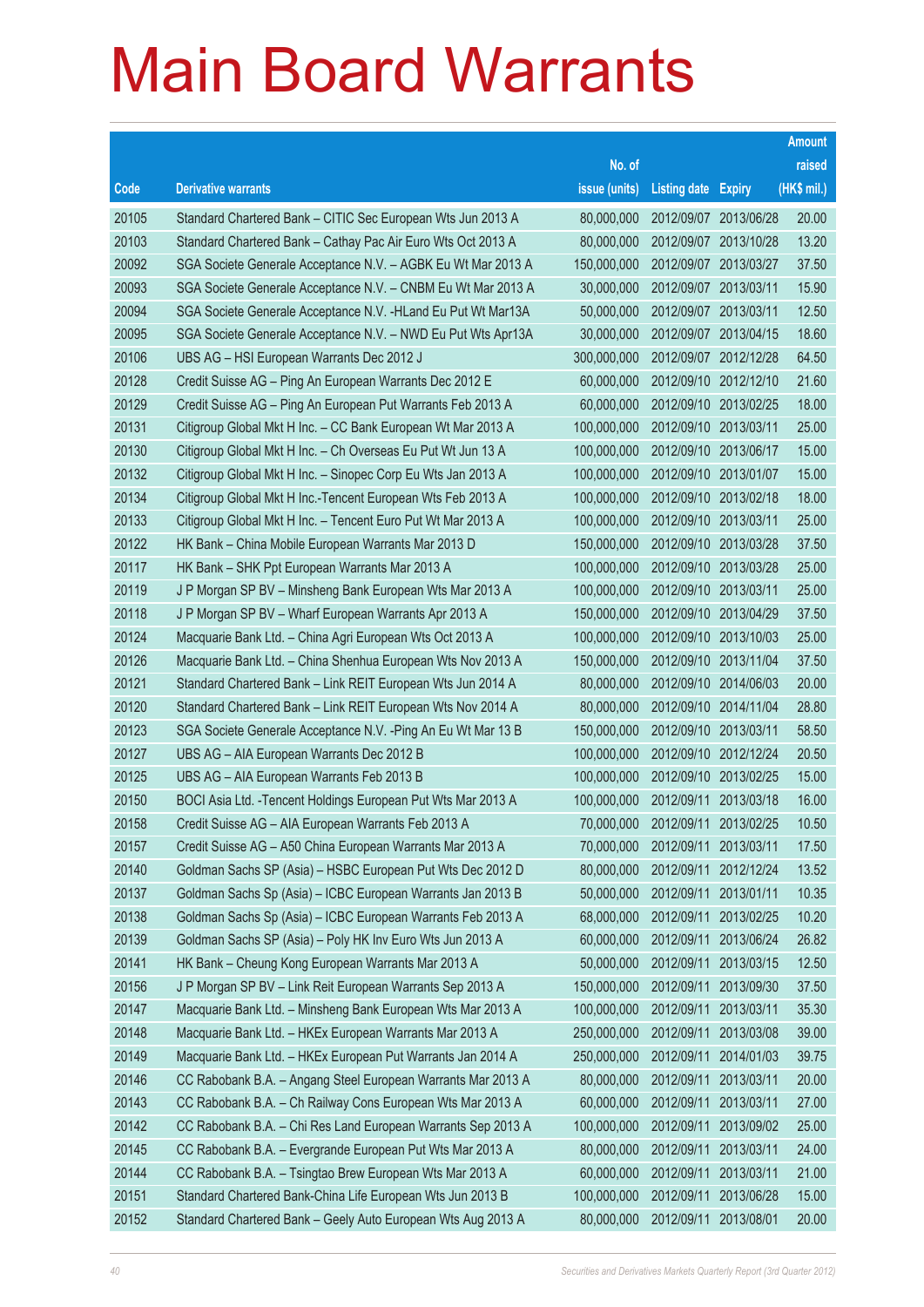# Main Board Warrants

| Code | Derivative warrants | No. of issue (units) | Listing date | Expiry | Amount raised (HK$ mil.) |
|---|---|---|---|---|---|
| 20105 | Standard Chartered Bank – CITIC Sec European Wts Jun 2013 A | 80,000,000 | 2012/09/07 | 2013/06/28 | 20.00 |
| 20103 | Standard Chartered Bank – Cathay Pac Air Euro Wts Oct 2013 A | 80,000,000 | 2012/09/07 | 2013/10/28 | 13.20 |
| 20092 | SGA Societe Generale Acceptance N.V. – AGBK Eu Wt Mar 2013 A | 150,000,000 | 2012/09/07 | 2013/03/27 | 37.50 |
| 20093 | SGA Societe Generale Acceptance N.V. – CNBM Eu Wt Mar 2013 A | 30,000,000 | 2012/09/07 | 2013/03/11 | 15.90 |
| 20094 | SGA Societe Generale Acceptance N.V. -HLand Eu Put Wt Mar13A | 50,000,000 | 2012/09/07 | 2013/03/11 | 12.50 |
| 20095 | SGA Societe Generale Acceptance N.V. – NWD Eu Put Wts Apr13A | 30,000,000 | 2012/09/07 | 2013/04/15 | 18.60 |
| 20106 | UBS AG – HSI European Warrants Dec 2012 J | 300,000,000 | 2012/09/07 | 2012/12/28 | 64.50 |
| 20128 | Credit Suisse AG – Ping An European Warrants Dec 2012 E | 60,000,000 | 2012/09/10 | 2012/12/10 | 21.60 |
| 20129 | Credit Suisse AG – Ping An European Put Warrants Feb 2013 A | 60,000,000 | 2012/09/10 | 2013/02/25 | 18.00 |
| 20131 | Citigroup Global Mkt H Inc. – CC Bank European Wt Mar 2013 A | 100,000,000 | 2012/09/10 | 2013/03/11 | 25.00 |
| 20130 | Citigroup Global Mkt H Inc. – Ch Overseas Eu Put Wt Jun 13 A | 100,000,000 | 2012/09/10 | 2013/06/17 | 15.00 |
| 20132 | Citigroup Global Mkt H Inc. – Sinopec Corp Eu Wts Jan 2013 A | 100,000,000 | 2012/09/10 | 2013/01/07 | 15.00 |
| 20134 | Citigroup Global Mkt H Inc.-Tencent European Wts Feb 2013 A | 100,000,000 | 2012/09/10 | 2013/02/18 | 18.00 |
| 20133 | Citigroup Global Mkt H Inc. – Tencent Euro Put Wt Mar 2013 A | 100,000,000 | 2012/09/10 | 2013/03/11 | 25.00 |
| 20122 | HK Bank – China Mobile European Warrants Mar 2013 D | 150,000,000 | 2012/09/10 | 2013/03/28 | 37.50 |
| 20117 | HK Bank – SHK Ppt European Warrants Mar 2013 A | 100,000,000 | 2012/09/10 | 2013/03/28 | 25.00 |
| 20119 | J P Morgan SP BV – Minsheng Bank European Wts Mar 2013 A | 100,000,000 | 2012/09/10 | 2013/03/11 | 25.00 |
| 20118 | J P Morgan SP BV – Wharf European Warrants Apr 2013 A | 150,000,000 | 2012/09/10 | 2013/04/29 | 37.50 |
| 20124 | Macquarie Bank Ltd. – China Agri European Wts Oct 2013 A | 100,000,000 | 2012/09/10 | 2013/10/03 | 25.00 |
| 20126 | Macquarie Bank Ltd. – China Shenhua European Wts Nov 2013 A | 150,000,000 | 2012/09/10 | 2013/11/04 | 37.50 |
| 20121 | Standard Chartered Bank – Link REIT European Wts Jun 2014 A | 80,000,000 | 2012/09/10 | 2014/06/03 | 20.00 |
| 20120 | Standard Chartered Bank – Link REIT European Wts Nov 2014 A | 80,000,000 | 2012/09/10 | 2014/11/04 | 28.80 |
| 20123 | SGA Societe Generale Acceptance N.V. -Ping An Eu Wt Mar 13 B | 150,000,000 | 2012/09/10 | 2013/03/11 | 58.50 |
| 20127 | UBS AG – AIA European Warrants Dec 2012 B | 100,000,000 | 2012/09/10 | 2012/12/24 | 20.50 |
| 20125 | UBS AG – AIA European Warrants Feb 2013 B | 100,000,000 | 2012/09/10 | 2013/02/25 | 15.00 |
| 20150 | BOCI Asia Ltd. -Tencent Holdings European Put Wts Mar 2013 A | 100,000,000 | 2012/09/11 | 2013/03/18 | 16.00 |
| 20158 | Credit Suisse AG – AIA European Warrants Feb 2013 A | 70,000,000 | 2012/09/11 | 2013/02/25 | 10.50 |
| 20157 | Credit Suisse AG – A50 China European Warrants Mar 2013 A | 70,000,000 | 2012/09/11 | 2013/03/11 | 17.50 |
| 20140 | Goldman Sachs SP (Asia) – HSBC European Put Wts Dec 2012 D | 80,000,000 | 2012/09/11 | 2012/12/24 | 13.52 |
| 20137 | Goldman Sachs Sp (Asia) – ICBC European Warrants Jan 2013 B | 50,000,000 | 2012/09/11 | 2013/01/11 | 10.35 |
| 20138 | Goldman Sachs Sp (Asia) – ICBC European Warrants Feb 2013 A | 68,000,000 | 2012/09/11 | 2013/02/25 | 10.20 |
| 20139 | Goldman Sachs SP (Asia) – Poly HK Inv Euro Wts Jun 2013 A | 60,000,000 | 2012/09/11 | 2013/06/24 | 26.82 |
| 20141 | HK Bank – Cheung Kong European Warrants Mar 2013 A | 50,000,000 | 2012/09/11 | 2013/03/15 | 12.50 |
| 20156 | J P Morgan SP BV – Link Reit European Warrants Sep 2013 A | 150,000,000 | 2012/09/11 | 2013/09/30 | 37.50 |
| 20147 | Macquarie Bank Ltd. – Minsheng Bank European Wts Mar 2013 A | 100,000,000 | 2012/09/11 | 2013/03/11 | 35.30 |
| 20148 | Macquarie Bank Ltd. – HKEx European Warrants Mar 2013 A | 250,000,000 | 2012/09/11 | 2013/03/08 | 39.00 |
| 20149 | Macquarie Bank Ltd. – HKEx European Put Warrants Jan 2014 A | 250,000,000 | 2012/09/11 | 2014/01/03 | 39.75 |
| 20146 | CC Rabobank B.A. – Angang Steel European Warrants Mar 2013 A | 80,000,000 | 2012/09/11 | 2013/03/11 | 20.00 |
| 20143 | CC Rabobank B.A. – Ch Railway Cons European Wts Mar 2013 A | 60,000,000 | 2012/09/11 | 2013/03/11 | 27.00 |
| 20142 | CC Rabobank B.A. – Chi Res Land European Warrants Sep 2013 A | 100,000,000 | 2012/09/11 | 2013/09/02 | 25.00 |
| 20145 | CC Rabobank B.A. – Evergrande European Put Wts Mar 2013 A | 80,000,000 | 2012/09/11 | 2013/03/11 | 24.00 |
| 20144 | CC Rabobank B.A. – Tsingtao Brew European Wts Mar 2013 A | 60,000,000 | 2012/09/11 | 2013/03/11 | 21.00 |
| 20151 | Standard Chartered Bank-China Life European Wts Jun 2013 B | 100,000,000 | 2012/09/11 | 2013/06/28 | 15.00 |
| 20152 | Standard Chartered Bank – Geely Auto European Wts Aug 2013 A | 80,000,000 | 2012/09/11 | 2013/08/01 | 20.00 |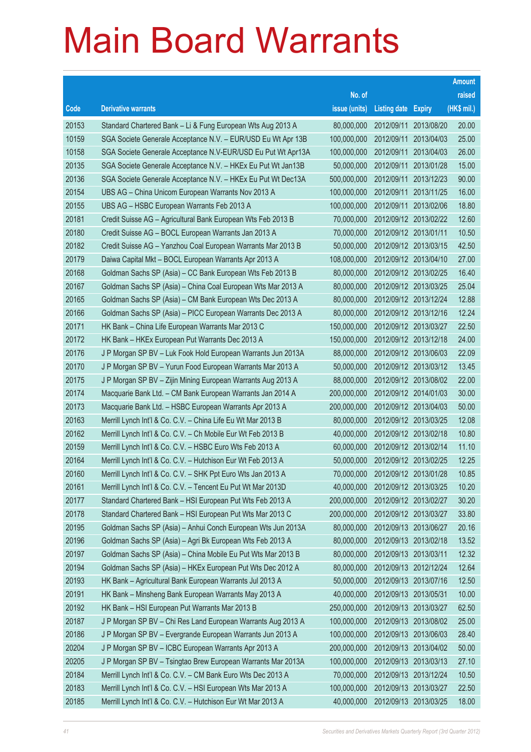# Main Board Warrants

| Code | Derivative warrants | No. of issue (units) | Listing date | Expiry | Amount raised (HK$ mil.) |
|---|---|---|---|---|---|
| 20153 | Standard Chartered Bank – Li & Fung European Wts Aug 2013 A | 80,000,000 | 2012/09/11 | 2013/08/20 | 20.00 |
| 10159 | SGA Societe Generale Acceptance N.V. – EUR/USD Eu Wt Apr 13B | 100,000,000 | 2012/09/11 | 2013/04/03 | 25.00 |
| 10158 | SGA Societe Generale Acceptance N.V-EUR/USD Eu Put Wt Apr13A | 100,000,000 | 2012/09/11 | 2013/04/03 | 26.00 |
| 20135 | SGA Societe Generale Acceptance N.V. – HKEx Eu Put Wt Jan13B | 50,000,000 | 2012/09/11 | 2013/01/28 | 15.00 |
| 20136 | SGA Societe Generale Acceptance N.V. – HKEx Eu Put Wt Dec13A | 500,000,000 | 2012/09/11 | 2013/12/23 | 90.00 |
| 20154 | UBS AG – China Unicom European Warrants Nov 2013 A | 100,000,000 | 2012/09/11 | 2013/11/25 | 16.00 |
| 20155 | UBS AG – HSBC European Warrants Feb 2013 A | 100,000,000 | 2012/09/11 | 2013/02/06 | 18.80 |
| 20181 | Credit Suisse AG – Agricultural Bank European Wts Feb 2013 B | 70,000,000 | 2012/09/12 | 2013/02/22 | 12.60 |
| 20180 | Credit Suisse AG – BOCL European Warrants Jan 2013 A | 70,000,000 | 2012/09/12 | 2013/01/11 | 10.50 |
| 20182 | Credit Suisse AG – Yanzhou Coal European Warrants Mar 2013 B | 50,000,000 | 2012/09/12 | 2013/03/15 | 42.50 |
| 20179 | Daiwa Capital Mkt – BOCL European Warrants Apr 2013 A | 108,000,000 | 2012/09/12 | 2013/04/10 | 27.00 |
| 20168 | Goldman Sachs SP (Asia) – CC Bank European Wts Feb 2013 B | 80,000,000 | 2012/09/12 | 2013/02/25 | 16.40 |
| 20167 | Goldman Sachs SP (Asia) – China Coal European Wts Mar 2013 A | 80,000,000 | 2012/09/12 | 2013/03/25 | 25.04 |
| 20165 | Goldman Sachs SP (Asia) – CM Bank European Wts Dec 2013 A | 80,000,000 | 2012/09/12 | 2013/12/24 | 12.88 |
| 20166 | Goldman Sachs SP (Asia) – PICC European Warrants Dec 2013 A | 80,000,000 | 2012/09/12 | 2013/12/16 | 12.24 |
| 20171 | HK Bank – China Life European Warrants Mar 2013 C | 150,000,000 | 2012/09/12 | 2013/03/27 | 22.50 |
| 20172 | HK Bank – HKEx European Put Warrants Dec 2013 A | 150,000,000 | 2012/09/12 | 2013/12/18 | 24.00 |
| 20176 | J P Morgan SP BV – Luk Fook Hold European Warrants Jun 2013A | 88,000,000 | 2012/09/12 | 2013/06/03 | 22.09 |
| 20170 | J P Morgan SP BV – Yurun Food European Warrants Mar 2013 A | 50,000,000 | 2012/09/12 | 2013/03/12 | 13.45 |
| 20175 | J P Morgan SP BV – Zijin Mining European Warrants Aug 2013 A | 88,000,000 | 2012/09/12 | 2013/08/02 | 22.00 |
| 20174 | Macquarie Bank Ltd. – CM Bank European Warrants Jan 2014 A | 200,000,000 | 2012/09/12 | 2014/01/03 | 30.00 |
| 20173 | Macquarie Bank Ltd. – HSBC European Warrants Apr 2013 A | 200,000,000 | 2012/09/12 | 2013/04/03 | 50.00 |
| 20163 | Merrill Lynch Int'l & Co. C.V. – China Life Eu Wt Mar 2013 B | 80,000,000 | 2012/09/12 | 2013/03/25 | 12.08 |
| 20162 | Merrill Lynch Int'l & Co. C.V. – Ch Mobile Eur Wt Feb 2013 B | 40,000,000 | 2012/09/12 | 2013/02/18 | 10.80 |
| 20159 | Merrill Lynch Int'l & Co. C.V. – HSBC Euro Wts Feb 2013 A | 60,000,000 | 2012/09/12 | 2013/02/14 | 11.10 |
| 20164 | Merrill Lynch Int'l & Co. C.V. – Hutchison Eur Wt Feb 2013 A | 50,000,000 | 2012/09/12 | 2013/02/25 | 12.25 |
| 20160 | Merrill Lynch Int'l & Co. C.V. – SHK Ppt Euro Wts Jan 2013 A | 70,000,000 | 2012/09/12 | 2013/01/28 | 10.85 |
| 20161 | Merrill Lynch Int'l & Co. C.V. – Tencent Eu Put Wt Mar 2013D | 40,000,000 | 2012/09/12 | 2013/03/25 | 10.20 |
| 20177 | Standard Chartered Bank – HSI European Put Wts Feb 2013 A | 200,000,000 | 2012/09/12 | 2013/02/27 | 30.20 |
| 20178 | Standard Chartered Bank – HSI European Put Wts Mar 2013 C | 200,000,000 | 2012/09/12 | 2013/03/27 | 33.80 |
| 20195 | Goldman Sachs SP (Asia) – Anhui Conch European Wts Jun 2013A | 80,000,000 | 2012/09/13 | 2013/06/27 | 20.16 |
| 20196 | Goldman Sachs SP (Asia) – Agri Bk European Wts Feb 2013 A | 80,000,000 | 2012/09/13 | 2013/02/18 | 13.52 |
| 20197 | Goldman Sachs SP (Asia) – China Mobile Eu Put Wts Mar 2013 B | 80,000,000 | 2012/09/13 | 2013/03/11 | 12.32 |
| 20194 | Goldman Sachs SP (Asia) – HKEx European Put Wts Dec 2012 A | 80,000,000 | 2012/09/13 | 2012/12/24 | 12.64 |
| 20193 | HK Bank – Agricultural Bank European Warrants Jul 2013 A | 50,000,000 | 2012/09/13 | 2013/07/16 | 12.50 |
| 20191 | HK Bank – Minsheng Bank European Warrants May 2013 A | 40,000,000 | 2012/09/13 | 2013/05/31 | 10.00 |
| 20192 | HK Bank – HSI European Put Warrants Mar 2013 B | 250,000,000 | 2012/09/13 | 2013/03/27 | 62.50 |
| 20187 | J P Morgan SP BV – Chi Res Land European Warrants Aug 2013 A | 100,000,000 | 2012/09/13 | 2013/08/02 | 25.00 |
| 20186 | J P Morgan SP BV – Evergrande European Warrants Jun 2013 A | 100,000,000 | 2012/09/13 | 2013/06/03 | 28.40 |
| 20204 | J P Morgan SP BV – ICBC European Warrants Apr 2013 A | 200,000,000 | 2012/09/13 | 2013/04/02 | 50.00 |
| 20205 | J P Morgan SP BV – Tsingtao Brew European Warrants Mar 2013A | 100,000,000 | 2012/09/13 | 2013/03/13 | 27.10 |
| 20184 | Merrill Lynch Int'l & Co. C.V. – CM Bank Euro Wts Dec 2013 A | 70,000,000 | 2012/09/13 | 2013/12/24 | 10.50 |
| 20183 | Merrill Lynch Int'l & Co. C.V. – HSI European Wts Mar 2013 A | 100,000,000 | 2012/09/13 | 2013/03/27 | 22.50 |
| 20185 | Merrill Lynch Int'l & Co. C.V. – Hutchison Eur Wt Mar 2013 A | 40,000,000 | 2012/09/13 | 2013/03/25 | 18.00 |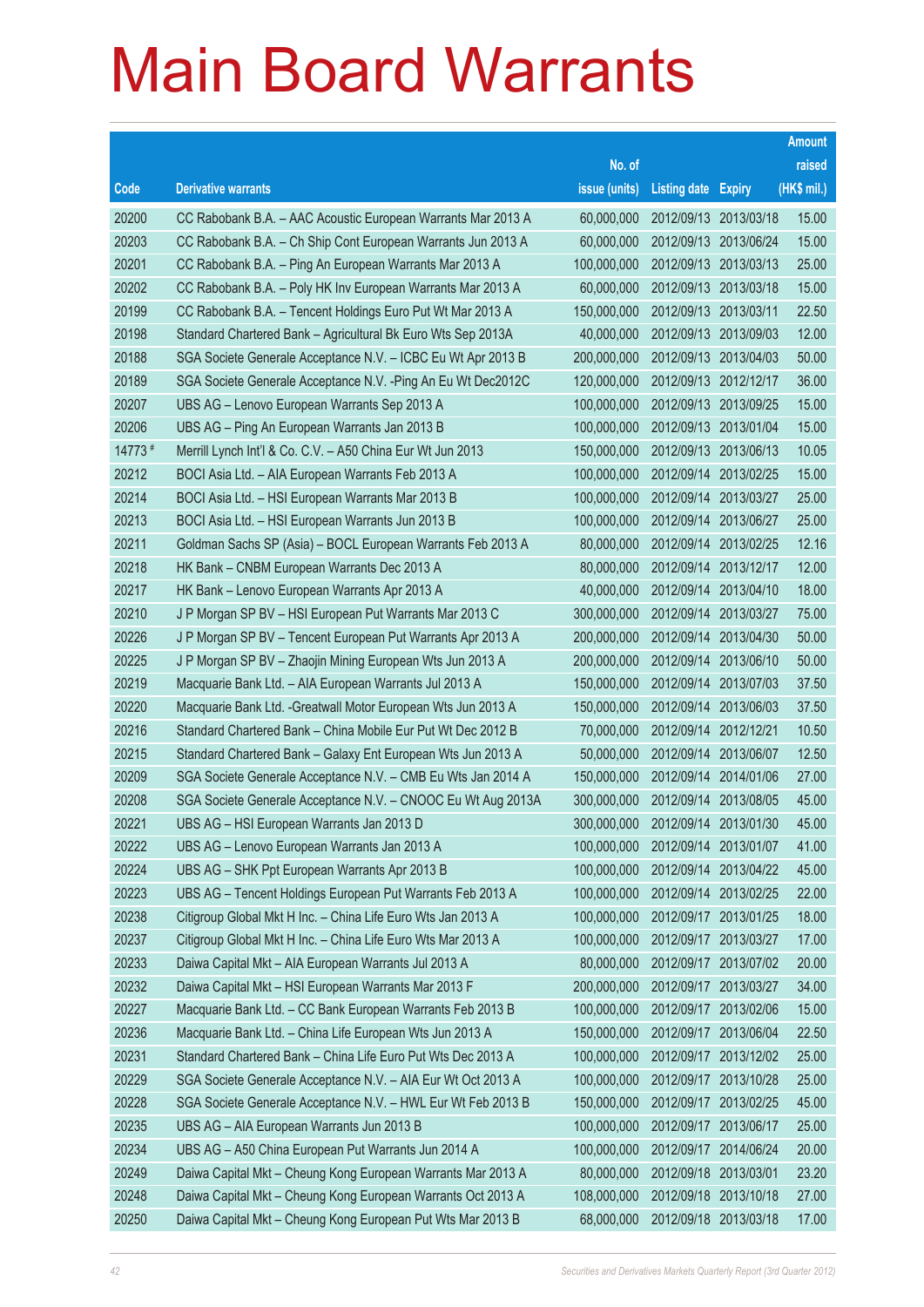# Main Board Warrants

| Code | Derivative warrants | No. of issue (units) | Listing date | Expiry | Amount raised (HK$ mil.) |
|---|---|---|---|---|---|
| 20200 | CC Rabobank B.A. – AAC Acoustic European Warrants Mar 2013 A | 60,000,000 | 2012/09/13 | 2013/03/18 | 15.00 |
| 20203 | CC Rabobank B.A. – Ch Ship Cont European Warrants Jun 2013 A | 60,000,000 | 2012/09/13 | 2013/06/24 | 15.00 |
| 20201 | CC Rabobank B.A. – Ping An European Warrants Mar 2013 A | 100,000,000 | 2012/09/13 | 2013/03/13 | 25.00 |
| 20202 | CC Rabobank B.A. – Poly HK Inv European Warrants Mar 2013 A | 60,000,000 | 2012/09/13 | 2013/03/18 | 15.00 |
| 20199 | CC Rabobank B.A. – Tencent Holdings Euro Put Wt Mar 2013 A | 150,000,000 | 2012/09/13 | 2013/03/11 | 22.50 |
| 20198 | Standard Chartered Bank – Agricultural Bk Euro Wts Sep 2013A | 40,000,000 | 2012/09/13 | 2013/09/03 | 12.00 |
| 20188 | SGA Societe Generale Acceptance N.V. – ICBC Eu Wt Apr 2013 B | 200,000,000 | 2012/09/13 | 2013/04/03 | 50.00 |
| 20189 | SGA Societe Generale Acceptance N.V. -Ping An Eu Wt Dec2012C | 120,000,000 | 2012/09/13 | 2012/12/17 | 36.00 |
| 20207 | UBS AG – Lenovo European Warrants Sep 2013 A | 100,000,000 | 2012/09/13 | 2013/09/25 | 15.00 |
| 20206 | UBS AG – Ping An European Warrants Jan 2013 B | 100,000,000 | 2012/09/13 | 2013/01/04 | 15.00 |
| 14773 # | Merrill Lynch Int'l & Co. C.V. – A50 China Eur Wt Jun 2013 | 150,000,000 | 2012/09/13 | 2013/06/13 | 10.05 |
| 20212 | BOCI Asia Ltd. – AIA European Warrants Feb 2013 A | 100,000,000 | 2012/09/14 | 2013/02/25 | 15.00 |
| 20214 | BOCI Asia Ltd. – HSI European Warrants Mar 2013 B | 100,000,000 | 2012/09/14 | 2013/03/27 | 25.00 |
| 20213 | BOCI Asia Ltd. – HSI European Warrants Jun 2013 B | 100,000,000 | 2012/09/14 | 2013/06/27 | 25.00 |
| 20211 | Goldman Sachs SP (Asia) – BOCL European Warrants Feb 2013 A | 80,000,000 | 2012/09/14 | 2013/02/25 | 12.16 |
| 20218 | HK Bank – CNBM European Warrants Dec 2013 A | 80,000,000 | 2012/09/14 | 2013/12/17 | 12.00 |
| 20217 | HK Bank – Lenovo European Warrants Apr 2013 A | 40,000,000 | 2012/09/14 | 2013/04/10 | 18.00 |
| 20210 | J P Morgan SP BV – HSI European Put Warrants Mar 2013 C | 300,000,000 | 2012/09/14 | 2013/03/27 | 75.00 |
| 20226 | J P Morgan SP BV – Tencent European Put Warrants Apr 2013 A | 200,000,000 | 2012/09/14 | 2013/04/30 | 50.00 |
| 20225 | J P Morgan SP BV – Zhaojin Mining European Wts Jun 2013 A | 200,000,000 | 2012/09/14 | 2013/06/10 | 50.00 |
| 20219 | Macquarie Bank Ltd. – AIA European Warrants Jul 2013 A | 150,000,000 | 2012/09/14 | 2013/07/03 | 37.50 |
| 20220 | Macquarie Bank Ltd. -Greatwall Motor European Wts Jun 2013 A | 150,000,000 | 2012/09/14 | 2013/06/03 | 37.50 |
| 20216 | Standard Chartered Bank – China Mobile Eur Put Wt Dec 2012 B | 70,000,000 | 2012/09/14 | 2012/12/21 | 10.50 |
| 20215 | Standard Chartered Bank – Galaxy Ent European Wts Jun 2013 A | 50,000,000 | 2012/09/14 | 2013/06/07 | 12.50 |
| 20209 | SGA Societe Generale Acceptance N.V. – CMB Eu Wts Jan 2014 A | 150,000,000 | 2012/09/14 | 2014/01/06 | 27.00 |
| 20208 | SGA Societe Generale Acceptance N.V. – CNOOC Eu Wt Aug 2013A | 300,000,000 | 2012/09/14 | 2013/08/05 | 45.00 |
| 20221 | UBS AG – HSI European Warrants Jan 2013 D | 300,000,000 | 2012/09/14 | 2013/01/30 | 45.00 |
| 20222 | UBS AG – Lenovo European Warrants Jan 2013 A | 100,000,000 | 2012/09/14 | 2013/01/07 | 41.00 |
| 20224 | UBS AG – SHK Ppt European Warrants Apr 2013 B | 100,000,000 | 2012/09/14 | 2013/04/22 | 45.00 |
| 20223 | UBS AG – Tencent Holdings European Put Warrants Feb 2013 A | 100,000,000 | 2012/09/14 | 2013/02/25 | 22.00 |
| 20238 | Citigroup Global Mkt H Inc. – China Life Euro Wts Jan 2013 A | 100,000,000 | 2012/09/17 | 2013/01/25 | 18.00 |
| 20237 | Citigroup Global Mkt H Inc. – China Life Euro Wts Mar 2013 A | 100,000,000 | 2012/09/17 | 2013/03/27 | 17.00 |
| 20233 | Daiwa Capital Mkt – AIA European Warrants Jul 2013 A | 80,000,000 | 2012/09/17 | 2013/07/02 | 20.00 |
| 20232 | Daiwa Capital Mkt – HSI European Warrants Mar 2013 F | 200,000,000 | 2012/09/17 | 2013/03/27 | 34.00 |
| 20227 | Macquarie Bank Ltd. – CC Bank European Warrants Feb 2013 B | 100,000,000 | 2012/09/17 | 2013/02/06 | 15.00 |
| 20236 | Macquarie Bank Ltd. – China Life European Wts Jun 2013 A | 150,000,000 | 2012/09/17 | 2013/06/04 | 22.50 |
| 20231 | Standard Chartered Bank – China Life Euro Put Wts Dec 2013 A | 100,000,000 | 2012/09/17 | 2013/12/02 | 25.00 |
| 20229 | SGA Societe Generale Acceptance N.V. – AIA Eur Wt Oct 2013 A | 100,000,000 | 2012/09/17 | 2013/10/28 | 25.00 |
| 20228 | SGA Societe Generale Acceptance N.V. – HWL Eur Wt Feb 2013 B | 150,000,000 | 2012/09/17 | 2013/02/25 | 45.00 |
| 20235 | UBS AG – AIA European Warrants Jun 2013 B | 100,000,000 | 2012/09/17 | 2013/06/17 | 25.00 |
| 20234 | UBS AG – A50 China European Put Warrants Jun 2014 A | 100,000,000 | 2012/09/17 | 2014/06/24 | 20.00 |
| 20249 | Daiwa Capital Mkt – Cheung Kong European Warrants Mar 2013 A | 80,000,000 | 2012/09/18 | 2013/03/01 | 23.20 |
| 20248 | Daiwa Capital Mkt – Cheung Kong European Warrants Oct 2013 A | 108,000,000 | 2012/09/18 | 2013/10/18 | 27.00 |
| 20250 | Daiwa Capital Mkt – Cheung Kong European Put Wts Mar 2013 B | 68,000,000 | 2012/09/18 | 2013/03/18 | 17.00 |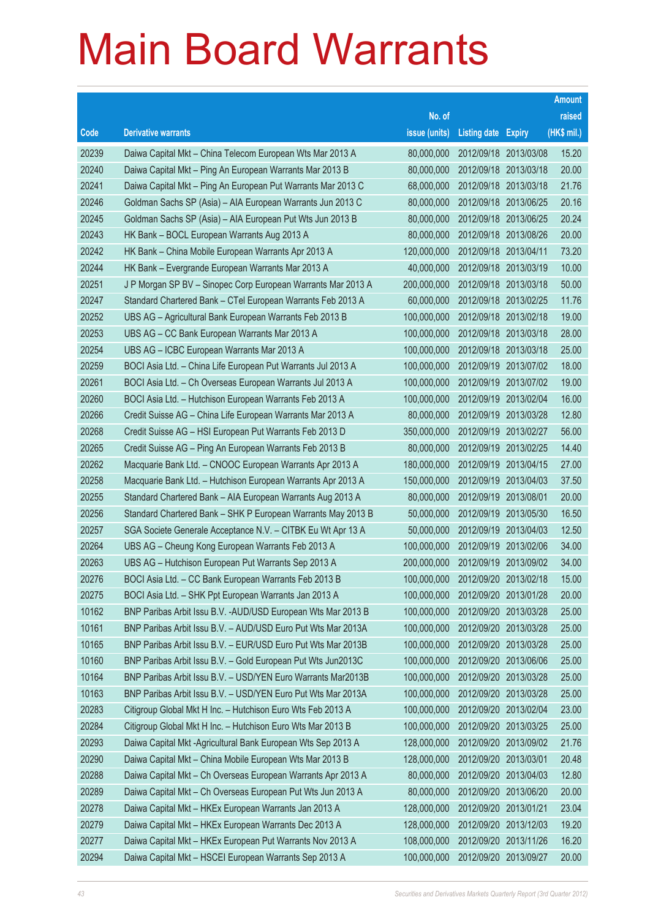# Main Board Warrants

| Code | Derivative warrants | No. of issue (units) | Listing date | Expiry | Amount raised (HK$ mil.) |
|---|---|---|---|---|---|
| 20239 | Daiwa Capital Mkt – China Telecom European Wts Mar 2013 A | 80,000,000 | 2012/09/18 | 2013/03/08 | 15.20 |
| 20240 | Daiwa Capital Mkt – Ping An European Warrants Mar 2013 B | 80,000,000 | 2012/09/18 | 2013/03/18 | 20.00 |
| 20241 | Daiwa Capital Mkt – Ping An European Put Warrants Mar 2013 C | 68,000,000 | 2012/09/18 | 2013/03/18 | 21.76 |
| 20246 | Goldman Sachs SP (Asia) – AIA European Warrants Jun 2013 C | 80,000,000 | 2012/09/18 | 2013/06/25 | 20.16 |
| 20245 | Goldman Sachs SP (Asia) – AIA European Put Wts Jun 2013 B | 80,000,000 | 2012/09/18 | 2013/06/25 | 20.24 |
| 20243 | HK Bank – BOCL European Warrants Aug 2013 A | 80,000,000 | 2012/09/18 | 2013/08/26 | 20.00 |
| 20242 | HK Bank – China Mobile European Warrants Apr 2013 A | 120,000,000 | 2012/09/18 | 2013/04/11 | 73.20 |
| 20244 | HK Bank – Evergrande European Warrants Mar 2013 A | 40,000,000 | 2012/09/18 | 2013/03/19 | 10.00 |
| 20251 | J P Morgan SP BV – Sinopec Corp European Warrants Mar 2013 A | 200,000,000 | 2012/09/18 | 2013/03/18 | 50.00 |
| 20247 | Standard Chartered Bank – CTel European Warrants Feb 2013 A | 60,000,000 | 2012/09/18 | 2013/02/25 | 11.76 |
| 20252 | UBS AG – Agricultural Bank European Warrants Feb 2013 B | 100,000,000 | 2012/09/18 | 2013/02/18 | 19.00 |
| 20253 | UBS AG – CC Bank European Warrants Mar 2013 A | 100,000,000 | 2012/09/18 | 2013/03/18 | 28.00 |
| 20254 | UBS AG – ICBC European Warrants Mar 2013 A | 100,000,000 | 2012/09/18 | 2013/03/18 | 25.00 |
| 20259 | BOCI Asia Ltd. – China Life European Put Warrants Jul 2013 A | 100,000,000 | 2012/09/19 | 2013/07/02 | 18.00 |
| 20261 | BOCI Asia Ltd. – Ch Overseas European Warrants Jul 2013 A | 100,000,000 | 2012/09/19 | 2013/07/02 | 19.00 |
| 20260 | BOCI Asia Ltd. – Hutchison European Warrants Feb 2013 A | 100,000,000 | 2012/09/19 | 2013/02/04 | 16.00 |
| 20266 | Credit Suisse AG – China Life European Warrants Mar 2013 A | 80,000,000 | 2012/09/19 | 2013/03/28 | 12.80 |
| 20268 | Credit Suisse AG – HSI European Put Warrants Feb 2013 D | 350,000,000 | 2012/09/19 | 2013/02/27 | 56.00 |
| 20265 | Credit Suisse AG – Ping An European Warrants Feb 2013 B | 80,000,000 | 2012/09/19 | 2013/02/25 | 14.40 |
| 20262 | Macquarie Bank Ltd. – CNOOC European Warrants Apr 2013 A | 180,000,000 | 2012/09/19 | 2013/04/15 | 27.00 |
| 20258 | Macquarie Bank Ltd. – Hutchison European Warrants Apr 2013 A | 150,000,000 | 2012/09/19 | 2013/04/03 | 37.50 |
| 20255 | Standard Chartered Bank – AIA European Warrants Aug 2013 A | 80,000,000 | 2012/09/19 | 2013/08/01 | 20.00 |
| 20256 | Standard Chartered Bank – SHK P European Warrants May 2013 B | 50,000,000 | 2012/09/19 | 2013/05/30 | 16.50 |
| 20257 | SGA Societe Generale Acceptance N.V. – CITBK Eu Wt Apr 13 A | 50,000,000 | 2012/09/19 | 2013/04/03 | 12.50 |
| 20264 | UBS AG – Cheung Kong European Warrants Feb 2013 A | 100,000,000 | 2012/09/19 | 2013/02/06 | 34.00 |
| 20263 | UBS AG – Hutchison European Put Warrants Sep 2013 A | 200,000,000 | 2012/09/19 | 2013/09/02 | 34.00 |
| 20276 | BOCI Asia Ltd. – CC Bank European Warrants Feb 2013 B | 100,000,000 | 2012/09/20 | 2013/02/18 | 15.00 |
| 20275 | BOCI Asia Ltd. – SHK Ppt European Warrants Jan 2013 A | 100,000,000 | 2012/09/20 | 2013/01/28 | 20.00 |
| 10162 | BNP Paribas Arbit Issu B.V. -AUD/USD European Wts Mar 2013 B | 100,000,000 | 2012/09/20 | 2013/03/28 | 25.00 |
| 10161 | BNP Paribas Arbit Issu B.V. – AUD/USD Euro Put Wts Mar 2013A | 100,000,000 | 2012/09/20 | 2013/03/28 | 25.00 |
| 10165 | BNP Paribas Arbit Issu B.V. – EUR/USD Euro Put Wts Mar 2013B | 100,000,000 | 2012/09/20 | 2013/03/28 | 25.00 |
| 10160 | BNP Paribas Arbit Issu B.V. – Gold European Put Wts Jun2013C | 100,000,000 | 2012/09/20 | 2013/06/06 | 25.00 |
| 10164 | BNP Paribas Arbit Issu B.V. – USD/YEN Euro Warrants Mar2013B | 100,000,000 | 2012/09/20 | 2013/03/28 | 25.00 |
| 10163 | BNP Paribas Arbit Issu B.V. – USD/YEN Euro Put Wts Mar 2013A | 100,000,000 | 2012/09/20 | 2013/03/28 | 25.00 |
| 20283 | Citigroup Global Mkt H Inc. – Hutchison Euro Wts Feb 2013 A | 100,000,000 | 2012/09/20 | 2013/02/04 | 23.00 |
| 20284 | Citigroup Global Mkt H Inc. – Hutchison Euro Wts Mar 2013 B | 100,000,000 | 2012/09/20 | 2013/03/25 | 25.00 |
| 20293 | Daiwa Capital Mkt -Agricultural Bank European Wts Sep 2013 A | 128,000,000 | 2012/09/20 | 2013/09/02 | 21.76 |
| 20290 | Daiwa Capital Mkt – China Mobile European Wts Mar 2013 B | 128,000,000 | 2012/09/20 | 2013/03/01 | 20.48 |
| 20288 | Daiwa Capital Mkt – Ch Overseas European Warrants Apr 2013 A | 80,000,000 | 2012/09/20 | 2013/04/03 | 12.80 |
| 20289 | Daiwa Capital Mkt – Ch Overseas European Put Wts Jun 2013 A | 80,000,000 | 2012/09/20 | 2013/06/20 | 20.00 |
| 20278 | Daiwa Capital Mkt – HKEx European Warrants Jan 2013 A | 128,000,000 | 2012/09/20 | 2013/01/21 | 23.04 |
| 20279 | Daiwa Capital Mkt – HKEx European Warrants Dec 2013 A | 128,000,000 | 2012/09/20 | 2013/12/03 | 19.20 |
| 20277 | Daiwa Capital Mkt – HKEx European Put Warrants Nov 2013 A | 108,000,000 | 2012/09/20 | 2013/11/26 | 16.20 |
| 20294 | Daiwa Capital Mkt – HSCEI European Warrants Sep 2013 A | 100,000,000 | 2012/09/20 | 2013/09/27 | 20.00 |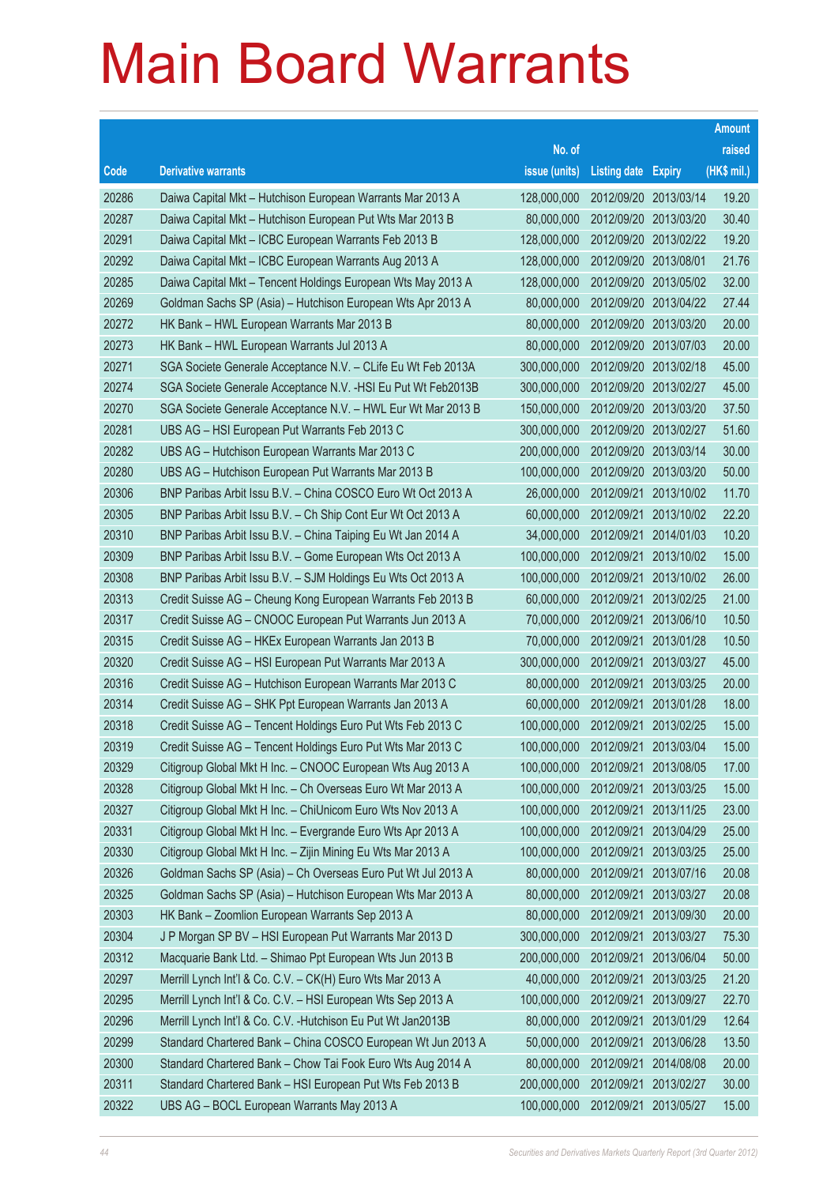# Main Board Warrants

| Code | Derivative warrants | No. of issue (units) | Listing date | Expiry | Amount raised (HK$ mil.) |
|---|---|---|---|---|---|
| 20286 | Daiwa Capital Mkt – Hutchison European Warrants Mar 2013 A | 128,000,000 | 2012/09/20 | 2013/03/14 | 19.20 |
| 20287 | Daiwa Capital Mkt – Hutchison European Put Wts Mar 2013 B | 80,000,000 | 2012/09/20 | 2013/03/20 | 30.40 |
| 20291 | Daiwa Capital Mkt – ICBC European Warrants Feb 2013 B | 128,000,000 | 2012/09/20 | 2013/02/22 | 19.20 |
| 20292 | Daiwa Capital Mkt – ICBC European Warrants Aug 2013 A | 128,000,000 | 2012/09/20 | 2013/08/01 | 21.76 |
| 20285 | Daiwa Capital Mkt – Tencent Holdings European Wts May 2013 A | 128,000,000 | 2012/09/20 | 2013/05/02 | 32.00 |
| 20269 | Goldman Sachs SP (Asia) – Hutchison European Wts Apr 2013 A | 80,000,000 | 2012/09/20 | 2013/04/22 | 27.44 |
| 20272 | HK Bank – HWL European Warrants Mar 2013 B | 80,000,000 | 2012/09/20 | 2013/03/20 | 20.00 |
| 20273 | HK Bank – HWL European Warrants Jul 2013 A | 80,000,000 | 2012/09/20 | 2013/07/03 | 20.00 |
| 20271 | SGA Societe Generale Acceptance N.V. – CLife Eu Wt Feb 2013A | 300,000,000 | 2012/09/20 | 2013/02/18 | 45.00 |
| 20274 | SGA Societe Generale Acceptance N.V. -HSI Eu Put Wt Feb2013B | 300,000,000 | 2012/09/20 | 2013/02/27 | 45.00 |
| 20270 | SGA Societe Generale Acceptance N.V. – HWL Eur Wt Mar 2013 B | 150,000,000 | 2012/09/20 | 2013/03/20 | 37.50 |
| 20281 | UBS AG – HSI European Put Warrants Feb 2013 C | 300,000,000 | 2012/09/20 | 2013/02/27 | 51.60 |
| 20282 | UBS AG – Hutchison European Warrants Mar 2013 C | 200,000,000 | 2012/09/20 | 2013/03/14 | 30.00 |
| 20280 | UBS AG – Hutchison European Put Warrants Mar 2013 B | 100,000,000 | 2012/09/20 | 2013/03/20 | 50.00 |
| 20306 | BNP Paribas Arbit Issu B.V. – China COSCO Euro Wt Oct 2013 A | 26,000,000 | 2012/09/21 | 2013/10/02 | 11.70 |
| 20305 | BNP Paribas Arbit Issu B.V. – Ch Ship Cont Eur Wt Oct 2013 A | 60,000,000 | 2012/09/21 | 2013/10/02 | 22.20 |
| 20310 | BNP Paribas Arbit Issu B.V. – China Taiping Eu Wt Jan 2014 A | 34,000,000 | 2012/09/21 | 2014/01/03 | 10.20 |
| 20309 | BNP Paribas Arbit Issu B.V. – Gome European Wts Oct 2013 A | 100,000,000 | 2012/09/21 | 2013/10/02 | 15.00 |
| 20308 | BNP Paribas Arbit Issu B.V. – SJM Holdings Eu Wts Oct 2013 A | 100,000,000 | 2012/09/21 | 2013/10/02 | 26.00 |
| 20313 | Credit Suisse AG – Cheung Kong European Warrants Feb 2013 B | 60,000,000 | 2012/09/21 | 2013/02/25 | 21.00 |
| 20317 | Credit Suisse AG – CNOOC European Put Warrants Jun 2013 A | 70,000,000 | 2012/09/21 | 2013/06/10 | 10.50 |
| 20315 | Credit Suisse AG – HKEx European Warrants Jan 2013 B | 70,000,000 | 2012/09/21 | 2013/01/28 | 10.50 |
| 20320 | Credit Suisse AG – HSI European Put Warrants Mar 2013 A | 300,000,000 | 2012/09/21 | 2013/03/27 | 45.00 |
| 20316 | Credit Suisse AG – Hutchison European Warrants Mar 2013 C | 80,000,000 | 2012/09/21 | 2013/03/25 | 20.00 |
| 20314 | Credit Suisse AG – SHK Ppt European Warrants Jan 2013 A | 60,000,000 | 2012/09/21 | 2013/01/28 | 18.00 |
| 20318 | Credit Suisse AG – Tencent Holdings Euro Put Wts Feb 2013 C | 100,000,000 | 2012/09/21 | 2013/02/25 | 15.00 |
| 20319 | Credit Suisse AG – Tencent Holdings Euro Put Wts Mar 2013 C | 100,000,000 | 2012/09/21 | 2013/03/04 | 15.00 |
| 20329 | Citigroup Global Mkt H Inc. – CNOOC European Wts Aug 2013 A | 100,000,000 | 2012/09/21 | 2013/08/05 | 17.00 |
| 20328 | Citigroup Global Mkt H Inc. – Ch Overseas Euro Wt Mar 2013 A | 100,000,000 | 2012/09/21 | 2013/03/25 | 15.00 |
| 20327 | Citigroup Global Mkt H Inc. – ChiUnicom Euro Wts Nov 2013 A | 100,000,000 | 2012/09/21 | 2013/11/25 | 23.00 |
| 20331 | Citigroup Global Mkt H Inc. – Evergrande Euro Wts Apr 2013 A | 100,000,000 | 2012/09/21 | 2013/04/29 | 25.00 |
| 20330 | Citigroup Global Mkt H Inc. – Zijin Mining Eu Wts Mar 2013 A | 100,000,000 | 2012/09/21 | 2013/03/25 | 25.00 |
| 20326 | Goldman Sachs SP (Asia) – Ch Overseas Euro Put Wt Jul 2013 A | 80,000,000 | 2012/09/21 | 2013/07/16 | 20.08 |
| 20325 | Goldman Sachs SP (Asia) – Hutchison European Wts Mar 2013 A | 80,000,000 | 2012/09/21 | 2013/03/27 | 20.08 |
| 20303 | HK Bank – Zoomlion European Warrants Sep 2013 A | 80,000,000 | 2012/09/21 | 2013/09/30 | 20.00 |
| 20304 | J P Morgan SP BV – HSI European Put Warrants Mar 2013 D | 300,000,000 | 2012/09/21 | 2013/03/27 | 75.30 |
| 20312 | Macquarie Bank Ltd. – Shimao Ppt European Wts Jun 2013 B | 200,000,000 | 2012/09/21 | 2013/06/04 | 50.00 |
| 20297 | Merrill Lynch Int'l & Co. C.V. – CK(H) Euro Wts Mar 2013 A | 40,000,000 | 2012/09/21 | 2013/03/25 | 21.20 |
| 20295 | Merrill Lynch Int'l & Co. C.V. – HSI European Wts Sep 2013 A | 100,000,000 | 2012/09/21 | 2013/09/27 | 22.70 |
| 20296 | Merrill Lynch Int'l & Co. C.V. -Hutchison Eu Put Wt Jan2013B | 80,000,000 | 2012/09/21 | 2013/01/29 | 12.64 |
| 20299 | Standard Chartered Bank – China COSCO European Wt Jun 2013 A | 50,000,000 | 2012/09/21 | 2013/06/28 | 13.50 |
| 20300 | Standard Chartered Bank – Chow Tai Fook Euro Wts Aug 2014 A | 80,000,000 | 2012/09/21 | 2014/08/08 | 20.00 |
| 20311 | Standard Chartered Bank – HSI European Put Wts Feb 2013 B | 200,000,000 | 2012/09/21 | 2013/02/27 | 30.00 |
| 20322 | UBS AG – BOCL European Warrants May 2013 A | 100,000,000 | 2012/09/21 | 2013/05/27 | 15.00 |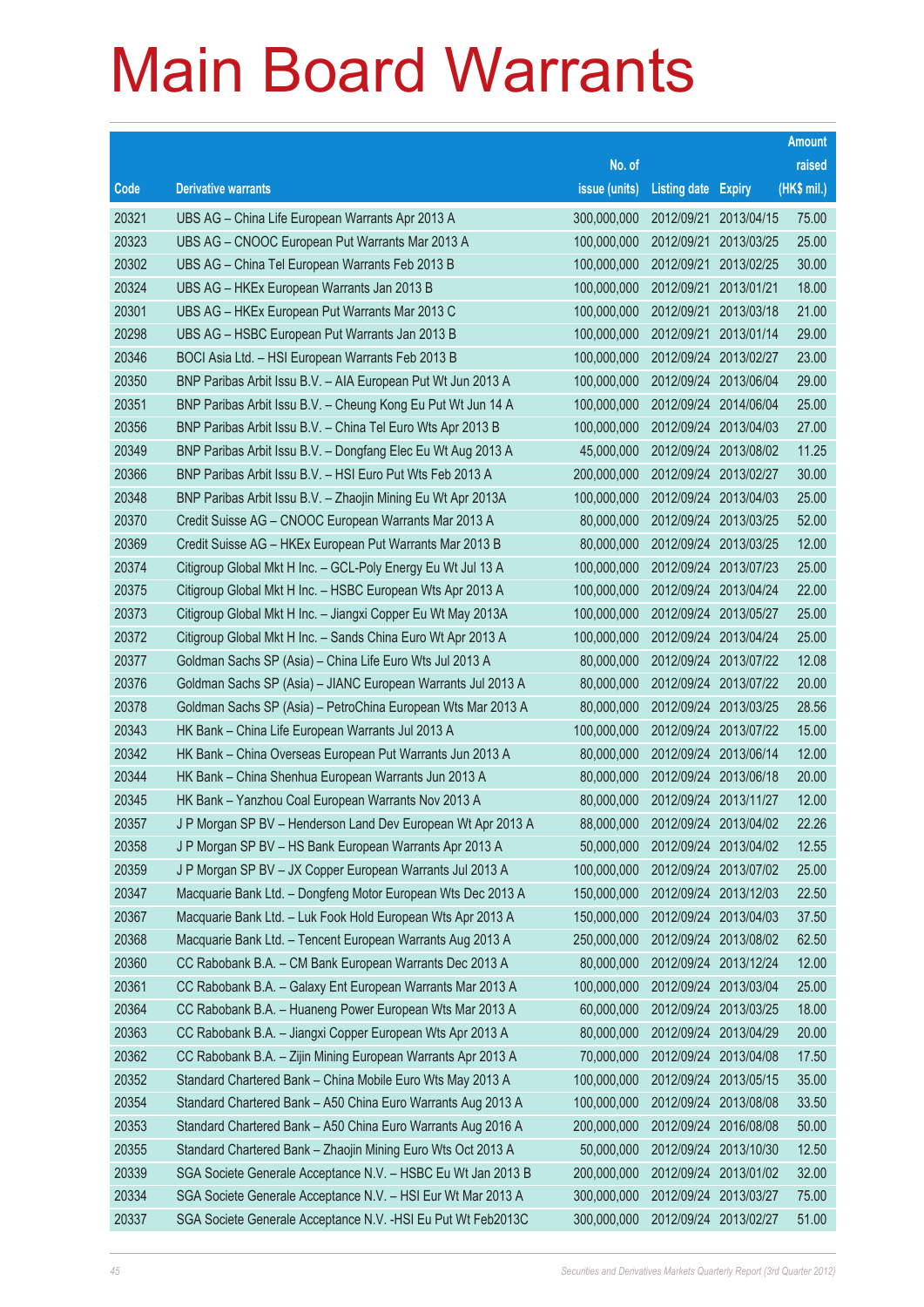# Main Board Warrants

| Code | Derivative warrants | No. of issue (units) | Listing date | Expiry | Amount raised (HK$ mil.) |
|---|---|---|---|---|---|
| 20321 | UBS AG – China Life European Warrants Apr 2013 A | 300,000,000 | 2012/09/21 | 2013/04/15 | 75.00 |
| 20323 | UBS AG – CNOOC European Put Warrants Mar 2013 A | 100,000,000 | 2012/09/21 | 2013/03/25 | 25.00 |
| 20302 | UBS AG – China Tel European Warrants Feb 2013 B | 100,000,000 | 2012/09/21 | 2013/02/25 | 30.00 |
| 20324 | UBS AG – HKEx European Warrants Jan 2013 B | 100,000,000 | 2012/09/21 | 2013/01/21 | 18.00 |
| 20301 | UBS AG – HKEx European Put Warrants Mar 2013 C | 100,000,000 | 2012/09/21 | 2013/03/18 | 21.00 |
| 20298 | UBS AG – HSBC European Put Warrants Jan 2013 B | 100,000,000 | 2012/09/21 | 2013/01/14 | 29.00 |
| 20346 | BOCI Asia Ltd. – HSI European Warrants Feb 2013 B | 100,000,000 | 2012/09/24 | 2013/02/27 | 23.00 |
| 20350 | BNP Paribas Arbit Issu B.V. – AIA European Put Wt Jun 2013 A | 100,000,000 | 2012/09/24 | 2013/06/04 | 29.00 |
| 20351 | BNP Paribas Arbit Issu B.V. – Cheung Kong Eu Put Wt Jun 14 A | 100,000,000 | 2012/09/24 | 2014/06/04 | 25.00 |
| 20356 | BNP Paribas Arbit Issu B.V. – China Tel Euro Wts Apr 2013 B | 100,000,000 | 2012/09/24 | 2013/04/03 | 27.00 |
| 20349 | BNP Paribas Arbit Issu B.V. – Dongfang Elec Eu Wt Aug 2013 A | 45,000,000 | 2012/09/24 | 2013/08/02 | 11.25 |
| 20366 | BNP Paribas Arbit Issu B.V. – HSI Euro Put Wts Feb 2013 A | 200,000,000 | 2012/09/24 | 2013/02/27 | 30.00 |
| 20348 | BNP Paribas Arbit Issu B.V. – Zhaojin Mining Eu Wt Apr 2013A | 100,000,000 | 2012/09/24 | 2013/04/03 | 25.00 |
| 20370 | Credit Suisse AG – CNOOC European Warrants Mar 2013 A | 80,000,000 | 2012/09/24 | 2013/03/25 | 52.00 |
| 20369 | Credit Suisse AG – HKEx European Put Warrants Mar 2013 B | 80,000,000 | 2012/09/24 | 2013/03/25 | 12.00 |
| 20374 | Citigroup Global Mkt H Inc. – GCL-Poly Energy Eu Wt Jul 13 A | 100,000,000 | 2012/09/24 | 2013/07/23 | 25.00 |
| 20375 | Citigroup Global Mkt H Inc. – HSBC European Wts Apr 2013 A | 100,000,000 | 2012/09/24 | 2013/04/24 | 22.00 |
| 20373 | Citigroup Global Mkt H Inc. – Jiangxi Copper Eu Wt May 2013A | 100,000,000 | 2012/09/24 | 2013/05/27 | 25.00 |
| 20372 | Citigroup Global Mkt H Inc. – Sands China Euro Wt Apr 2013 A | 100,000,000 | 2012/09/24 | 2013/04/24 | 25.00 |
| 20377 | Goldman Sachs SP (Asia) – China Life Euro Wts Jul 2013 A | 80,000,000 | 2012/09/24 | 2013/07/22 | 12.08 |
| 20376 | Goldman Sachs SP (Asia) – JIANC European Warrants Jul 2013 A | 80,000,000 | 2012/09/24 | 2013/07/22 | 20.00 |
| 20378 | Goldman Sachs SP (Asia) – PetroChina European Wts Mar 2013 A | 80,000,000 | 2012/09/24 | 2013/03/25 | 28.56 |
| 20343 | HK Bank – China Life European Warrants Jul 2013 A | 100,000,000 | 2012/09/24 | 2013/07/22 | 15.00 |
| 20342 | HK Bank – China Overseas European Put Warrants Jun 2013 A | 80,000,000 | 2012/09/24 | 2013/06/14 | 12.00 |
| 20344 | HK Bank – China Shenhua European Warrants Jun 2013 A | 80,000,000 | 2012/09/24 | 2013/06/18 | 20.00 |
| 20345 | HK Bank – Yanzhou Coal European Warrants Nov 2013 A | 80,000,000 | 2012/09/24 | 2013/11/27 | 12.00 |
| 20357 | J P Morgan SP BV – Henderson Land Dev European Wt Apr 2013 A | 88,000,000 | 2012/09/24 | 2013/04/02 | 22.26 |
| 20358 | J P Morgan SP BV – HS Bank European Warrants Apr 2013 A | 50,000,000 | 2012/09/24 | 2013/04/02 | 12.55 |
| 20359 | J P Morgan SP BV – JX Copper European Warrants Jul 2013 A | 100,000,000 | 2012/09/24 | 2013/07/02 | 25.00 |
| 20347 | Macquarie Bank Ltd. – Dongfeng Motor European Wts Dec 2013 A | 150,000,000 | 2012/09/24 | 2013/12/03 | 22.50 |
| 20367 | Macquarie Bank Ltd. – Luk Fook Hold European Wts Apr 2013 A | 150,000,000 | 2012/09/24 | 2013/04/03 | 37.50 |
| 20368 | Macquarie Bank Ltd. – Tencent European Warrants Aug 2013 A | 250,000,000 | 2012/09/24 | 2013/08/02 | 62.50 |
| 20360 | CC Rabobank B.A. – CM Bank European Warrants Dec 2013 A | 80,000,000 | 2012/09/24 | 2013/12/24 | 12.00 |
| 20361 | CC Rabobank B.A. – Galaxy Ent European Warrants Mar 2013 A | 100,000,000 | 2012/09/24 | 2013/03/04 | 25.00 |
| 20364 | CC Rabobank B.A. – Huaneng Power European Wts Mar 2013 A | 60,000,000 | 2012/09/24 | 2013/03/25 | 18.00 |
| 20363 | CC Rabobank B.A. – Jiangxi Copper European Wts Apr 2013 A | 80,000,000 | 2012/09/24 | 2013/04/29 | 20.00 |
| 20362 | CC Rabobank B.A. – Zijin Mining European Warrants Apr 2013 A | 70,000,000 | 2012/09/24 | 2013/04/08 | 17.50 |
| 20352 | Standard Chartered Bank – China Mobile Euro Wts May 2013 A | 100,000,000 | 2012/09/24 | 2013/05/15 | 35.00 |
| 20354 | Standard Chartered Bank – A50 China Euro Warrants Aug 2013 A | 100,000,000 | 2012/09/24 | 2013/08/08 | 33.50 |
| 20353 | Standard Chartered Bank – A50 China Euro Warrants Aug 2016 A | 200,000,000 | 2012/09/24 | 2016/08/08 | 50.00 |
| 20355 | Standard Chartered Bank – Zhaojin Mining Euro Wts Oct 2013 A | 50,000,000 | 2012/09/24 | 2013/10/30 | 12.50 |
| 20339 | SGA Societe Generale Acceptance N.V. – HSBC Eu Wt Jan 2013 B | 200,000,000 | 2012/09/24 | 2013/01/02 | 32.00 |
| 20334 | SGA Societe Generale Acceptance N.V. – HSI Eur Wt Mar 2013 A | 300,000,000 | 2012/09/24 | 2013/03/27 | 75.00 |
| 20337 | SGA Societe Generale Acceptance N.V. -HSI Eu Put Wt Feb2013C | 300,000,000 | 2012/09/24 | 2013/02/27 | 51.00 |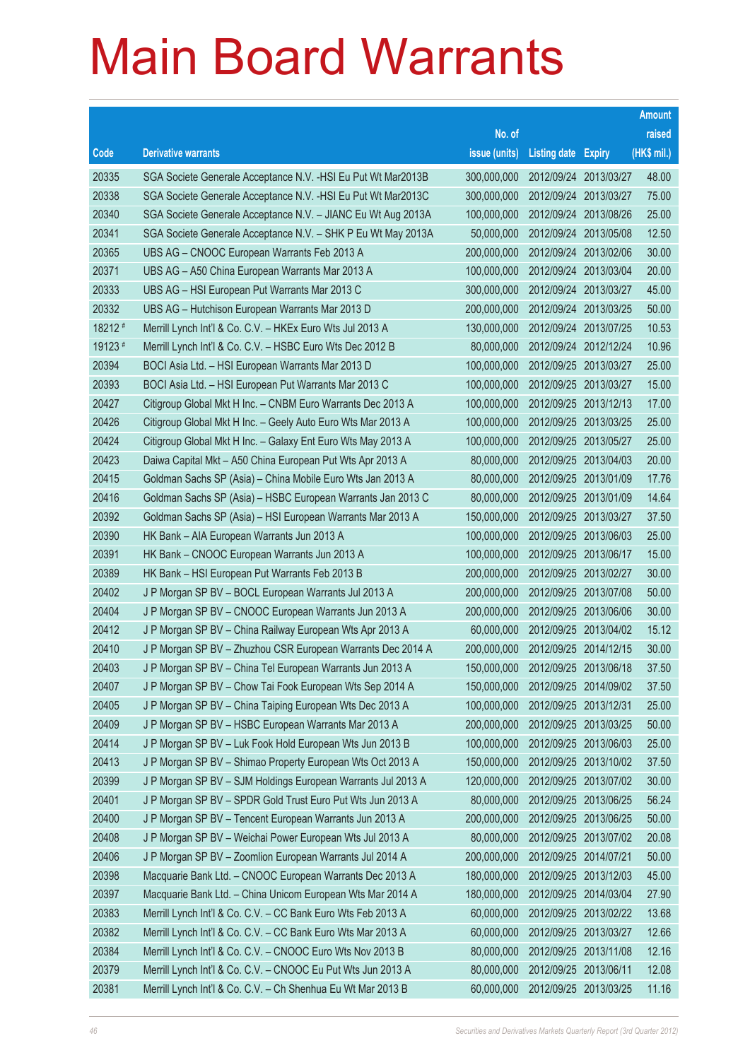# Main Board Warrants

| Code | Derivative warrants | No. of issue (units) | Listing date | Expiry | Amount raised (HK$ mil.) |
|---|---|---|---|---|---|
| 20335 | SGA Societe Generale Acceptance N.V. -HSI Eu Put Wt Mar2013B | 300,000,000 | 2012/09/24 | 2013/03/27 | 48.00 |
| 20338 | SGA Societe Generale Acceptance N.V. -HSI Eu Put Wt Mar2013C | 300,000,000 | 2012/09/24 | 2013/03/27 | 75.00 |
| 20340 | SGA Societe Generale Acceptance N.V. – JIANC Eu Wt Aug 2013A | 100,000,000 | 2012/09/24 | 2013/08/26 | 25.00 |
| 20341 | SGA Societe Generale Acceptance N.V. – SHK P Eu Wt May 2013A | 50,000,000 | 2012/09/24 | 2013/05/08 | 12.50 |
| 20365 | UBS AG – CNOOC European Warrants Feb 2013 A | 200,000,000 | 2012/09/24 | 2013/02/06 | 30.00 |
| 20371 | UBS AG – A50 China European Warrants Mar 2013 A | 100,000,000 | 2012/09/24 | 2013/03/04 | 20.00 |
| 20333 | UBS AG – HSI European Put Warrants Mar 2013 C | 300,000,000 | 2012/09/24 | 2013/03/27 | 45.00 |
| 20332 | UBS AG – Hutchison European Warrants Mar 2013 D | 200,000,000 | 2012/09/24 | 2013/03/25 | 50.00 |
| 18212 # | Merrill Lynch Int'l & Co. C.V. – HKEx Euro Wts Jul 2013 A | 130,000,000 | 2012/09/24 | 2013/07/25 | 10.53 |
| 19123 # | Merrill Lynch Int'l & Co. C.V. – HSBC Euro Wts Dec 2012 B | 80,000,000 | 2012/09/24 | 2012/12/24 | 10.96 |
| 20394 | BOCI Asia Ltd. – HSI European Warrants Mar 2013 D | 100,000,000 | 2012/09/25 | 2013/03/27 | 25.00 |
| 20393 | BOCI Asia Ltd. – HSI European Put Warrants Mar 2013 C | 100,000,000 | 2012/09/25 | 2013/03/27 | 15.00 |
| 20427 | Citigroup Global Mkt H Inc. – CNBM Euro Warrants Dec 2013 A | 100,000,000 | 2012/09/25 | 2013/12/13 | 17.00 |
| 20426 | Citigroup Global Mkt H Inc. – Geely Auto Euro Wts Mar 2013 A | 100,000,000 | 2012/09/25 | 2013/03/25 | 25.00 |
| 20424 | Citigroup Global Mkt H Inc. – Galaxy Ent Euro Wts May 2013 A | 100,000,000 | 2012/09/25 | 2013/05/27 | 25.00 |
| 20423 | Daiwa Capital Mkt – A50 China European Put Wts Apr 2013 A | 80,000,000 | 2012/09/25 | 2013/04/03 | 20.00 |
| 20415 | Goldman Sachs SP (Asia) – China Mobile Euro Wts Jan 2013 A | 80,000,000 | 2012/09/25 | 2013/01/09 | 17.76 |
| 20416 | Goldman Sachs SP (Asia) – HSBC European Warrants Jan 2013 C | 80,000,000 | 2012/09/25 | 2013/01/09 | 14.64 |
| 20392 | Goldman Sachs SP (Asia) – HSI European Warrants Mar 2013 A | 150,000,000 | 2012/09/25 | 2013/03/27 | 37.50 |
| 20390 | HK Bank – AIA European Warrants Jun 2013 A | 100,000,000 | 2012/09/25 | 2013/06/03 | 25.00 |
| 20391 | HK Bank – CNOOC European Warrants Jun 2013 A | 100,000,000 | 2012/09/25 | 2013/06/17 | 15.00 |
| 20389 | HK Bank – HSI European Put Warrants Feb 2013 B | 200,000,000 | 2012/09/25 | 2013/02/27 | 30.00 |
| 20402 | J P Morgan SP BV – BOCL European Warrants Jul 2013 A | 200,000,000 | 2012/09/25 | 2013/07/08 | 50.00 |
| 20404 | J P Morgan SP BV – CNOOC European Warrants Jun 2013 A | 200,000,000 | 2012/09/25 | 2013/06/06 | 30.00 |
| 20412 | J P Morgan SP BV – China Railway European Wts Apr 2013 A | 60,000,000 | 2012/09/25 | 2013/04/02 | 15.12 |
| 20410 | J P Morgan SP BV – Zhuzhou CSR European Warrants Dec 2014 A | 200,000,000 | 2012/09/25 | 2014/12/15 | 30.00 |
| 20403 | J P Morgan SP BV – China Tel European Warrants Jun 2013 A | 150,000,000 | 2012/09/25 | 2013/06/18 | 37.50 |
| 20407 | J P Morgan SP BV – Chow Tai Fook European Wts Sep 2014 A | 150,000,000 | 2012/09/25 | 2014/09/02 | 37.50 |
| 20405 | J P Morgan SP BV – China Taiping European Wts Dec 2013 A | 100,000,000 | 2012/09/25 | 2013/12/31 | 25.00 |
| 20409 | J P Morgan SP BV – HSBC European Warrants Mar 2013 A | 200,000,000 | 2012/09/25 | 2013/03/25 | 50.00 |
| 20414 | J P Morgan SP BV – Luk Fook Hold European Wts Jun 2013 B | 100,000,000 | 2012/09/25 | 2013/06/03 | 25.00 |
| 20413 | J P Morgan SP BV – Shimao Property European Wts Oct 2013 A | 150,000,000 | 2012/09/25 | 2013/10/02 | 37.50 |
| 20399 | J P Morgan SP BV – SJM Holdings European Warrants Jul 2013 A | 120,000,000 | 2012/09/25 | 2013/07/02 | 30.00 |
| 20401 | J P Morgan SP BV – SPDR Gold Trust Euro Put Wts Jun 2013 A | 80,000,000 | 2012/09/25 | 2013/06/25 | 56.24 |
| 20400 | J P Morgan SP BV – Tencent European Warrants Jun 2013 A | 200,000,000 | 2012/09/25 | 2013/06/25 | 50.00 |
| 20408 | J P Morgan SP BV – Weichai Power European Wts Jul 2013 A | 80,000,000 | 2012/09/25 | 2013/07/02 | 20.08 |
| 20406 | J P Morgan SP BV – Zoomlion European Warrants Jul 2014 A | 200,000,000 | 2012/09/25 | 2014/07/21 | 50.00 |
| 20398 | Macquarie Bank Ltd. – CNOOC European Warrants Dec 2013 A | 180,000,000 | 2012/09/25 | 2013/12/03 | 45.00 |
| 20397 | Macquarie Bank Ltd. – China Unicom European Wts Mar 2014 A | 180,000,000 | 2012/09/25 | 2014/03/04 | 27.90 |
| 20383 | Merrill Lynch Int'l & Co. C.V. – CC Bank Euro Wts Feb 2013 A | 60,000,000 | 2012/09/25 | 2013/02/22 | 13.68 |
| 20382 | Merrill Lynch Int'l & Co. C.V. – CC Bank Euro Wts Mar 2013 A | 60,000,000 | 2012/09/25 | 2013/03/27 | 12.66 |
| 20384 | Merrill Lynch Int'l & Co. C.V. – CNOOC Euro Wts Nov 2013 B | 80,000,000 | 2012/09/25 | 2013/11/08 | 12.16 |
| 20379 | Merrill Lynch Int'l & Co. C.V. – CNOOC Eu Put Wts Jun 2013 A | 80,000,000 | 2012/09/25 | 2013/06/11 | 12.08 |
| 20381 | Merrill Lynch Int'l & Co. C.V. – Ch Shenhua Eu Wt Mar 2013 B | 60,000,000 | 2012/09/25 | 2013/03/25 | 11.16 |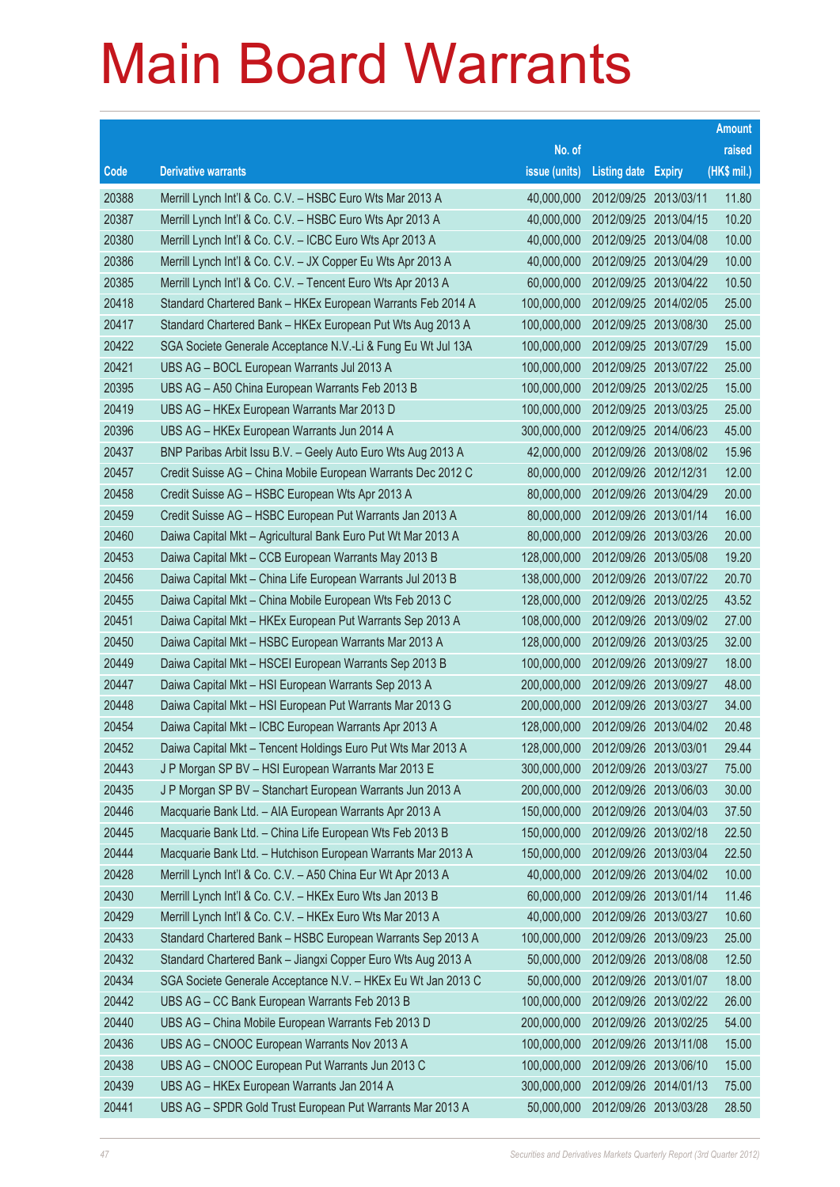# Main Board Warrants

| Code | Derivative warrants | No. of issue (units) | Listing date | Expiry | Amount raised (HK$ mil.) |
|---|---|---|---|---|---|
| 20388 | Merrill Lynch Int'l & Co. C.V. – HSBC Euro Wts Mar 2013 A | 40,000,000 | 2012/09/25 | 2013/03/11 | 11.80 |
| 20387 | Merrill Lynch Int'l & Co. C.V. – HSBC Euro Wts Apr 2013 A | 40,000,000 | 2012/09/25 | 2013/04/15 | 10.20 |
| 20380 | Merrill Lynch Int'l & Co. C.V. – ICBC Euro Wts Apr 2013 A | 40,000,000 | 2012/09/25 | 2013/04/08 | 10.00 |
| 20386 | Merrill Lynch Int'l & Co. C.V. – JX Copper Eu Wts Apr 2013 A | 40,000,000 | 2012/09/25 | 2013/04/29 | 10.00 |
| 20385 | Merrill Lynch Int'l & Co. C.V. – Tencent Euro Wts Apr 2013 A | 60,000,000 | 2012/09/25 | 2013/04/22 | 10.50 |
| 20418 | Standard Chartered Bank – HKEx European Warrants Feb 2014 A | 100,000,000 | 2012/09/25 | 2014/02/05 | 25.00 |
| 20417 | Standard Chartered Bank – HKEx European Put Wts Aug 2013 A | 100,000,000 | 2012/09/25 | 2013/08/30 | 25.00 |
| 20422 | SGA Societe Generale Acceptance N.V.-Li & Fung Eu Wt Jul 13A | 100,000,000 | 2012/09/25 | 2013/07/29 | 15.00 |
| 20421 | UBS AG – BOCL European Warrants Jul 2013 A | 100,000,000 | 2012/09/25 | 2013/07/22 | 25.00 |
| 20395 | UBS AG – A50 China European Warrants Feb 2013 B | 100,000,000 | 2012/09/25 | 2013/02/25 | 15.00 |
| 20419 | UBS AG – HKEx European Warrants Mar 2013 D | 100,000,000 | 2012/09/25 | 2013/03/25 | 25.00 |
| 20396 | UBS AG – HKEx European Warrants Jun 2014 A | 300,000,000 | 2012/09/25 | 2014/06/23 | 45.00 |
| 20437 | BNP Paribas Arbit Issu B.V. – Geely Auto Euro Wts Aug 2013 A | 42,000,000 | 2012/09/26 | 2013/08/02 | 15.96 |
| 20457 | Credit Suisse AG – China Mobile European Warrants Dec 2012 C | 80,000,000 | 2012/09/26 | 2012/12/31 | 12.00 |
| 20458 | Credit Suisse AG – HSBC European Wts Apr 2013 A | 80,000,000 | 2012/09/26 | 2013/04/29 | 20.00 |
| 20459 | Credit Suisse AG – HSBC European Put Warrants Jan 2013 A | 80,000,000 | 2012/09/26 | 2013/01/14 | 16.00 |
| 20460 | Daiwa Capital Mkt – Agricultural Bank Euro Put Wt Mar 2013 A | 80,000,000 | 2012/09/26 | 2013/03/26 | 20.00 |
| 20453 | Daiwa Capital Mkt – CCB European Warrants May 2013 B | 128,000,000 | 2012/09/26 | 2013/05/08 | 19.20 |
| 20456 | Daiwa Capital Mkt – China Life European Warrants Jul 2013 B | 138,000,000 | 2012/09/26 | 2013/07/22 | 20.70 |
| 20455 | Daiwa Capital Mkt – China Mobile European Wts Feb 2013 C | 128,000,000 | 2012/09/26 | 2013/02/25 | 43.52 |
| 20451 | Daiwa Capital Mkt – HKEx European Put Warrants Sep 2013 A | 108,000,000 | 2012/09/26 | 2013/09/02 | 27.00 |
| 20450 | Daiwa Capital Mkt – HSBC European Warrants Mar 2013 A | 128,000,000 | 2012/09/26 | 2013/03/25 | 32.00 |
| 20449 | Daiwa Capital Mkt – HSCEI European Warrants Sep 2013 B | 100,000,000 | 2012/09/26 | 2013/09/27 | 18.00 |
| 20447 | Daiwa Capital Mkt – HSI European Warrants Sep 2013 A | 200,000,000 | 2012/09/26 | 2013/09/27 | 48.00 |
| 20448 | Daiwa Capital Mkt – HSI European Put Warrants Mar 2013 G | 200,000,000 | 2012/09/26 | 2013/03/27 | 34.00 |
| 20454 | Daiwa Capital Mkt – ICBC European Warrants Apr 2013 A | 128,000,000 | 2012/09/26 | 2013/04/02 | 20.48 |
| 20452 | Daiwa Capital Mkt – Tencent Holdings Euro Put Wts Mar 2013 A | 128,000,000 | 2012/09/26 | 2013/03/01 | 29.44 |
| 20443 | J P Morgan SP BV – HSI European Warrants Mar 2013 E | 300,000,000 | 2012/09/26 | 2013/03/27 | 75.00 |
| 20435 | J P Morgan SP BV – Stanchart European Warrants Jun 2013 A | 200,000,000 | 2012/09/26 | 2013/06/03 | 30.00 |
| 20446 | Macquarie Bank Ltd. – AIA European Warrants Apr 2013 A | 150,000,000 | 2012/09/26 | 2013/04/03 | 37.50 |
| 20445 | Macquarie Bank Ltd. – China Life European Wts Feb 2013 B | 150,000,000 | 2012/09/26 | 2013/02/18 | 22.50 |
| 20444 | Macquarie Bank Ltd. – Hutchison European Warrants Mar 2013 A | 150,000,000 | 2012/09/26 | 2013/03/04 | 22.50 |
| 20428 | Merrill Lynch Int'l & Co. C.V. – A50 China Eur Wt Apr 2013 A | 40,000,000 | 2012/09/26 | 2013/04/02 | 10.00 |
| 20430 | Merrill Lynch Int'l & Co. C.V. – HKEx Euro Wts Jan 2013 B | 60,000,000 | 2012/09/26 | 2013/01/14 | 11.46 |
| 20429 | Merrill Lynch Int'l & Co. C.V. – HKEx Euro Wts Mar 2013 A | 40,000,000 | 2012/09/26 | 2013/03/27 | 10.60 |
| 20433 | Standard Chartered Bank – HSBC European Warrants Sep 2013 A | 100,000,000 | 2012/09/26 | 2013/09/23 | 25.00 |
| 20432 | Standard Chartered Bank – Jiangxi Copper Euro Wts Aug 2013 A | 50,000,000 | 2012/09/26 | 2013/08/08 | 12.50 |
| 20434 | SGA Societe Generale Acceptance N.V. – HKEx Eu Wt Jan 2013 C | 50,000,000 | 2012/09/26 | 2013/01/07 | 18.00 |
| 20442 | UBS AG – CC Bank European Warrants Feb 2013 B | 100,000,000 | 2012/09/26 | 2013/02/22 | 26.00 |
| 20440 | UBS AG – China Mobile European Warrants Feb 2013 D | 200,000,000 | 2012/09/26 | 2013/02/25 | 54.00 |
| 20436 | UBS AG – CNOOC European Warrants Nov 2013 A | 100,000,000 | 2012/09/26 | 2013/11/08 | 15.00 |
| 20438 | UBS AG – CNOOC European Put Warrants Jun 2013 C | 100,000,000 | 2012/09/26 | 2013/06/10 | 15.00 |
| 20439 | UBS AG – HKEx European Warrants Jan 2014 A | 300,000,000 | 2012/09/26 | 2014/01/13 | 75.00 |
| 20441 | UBS AG – SPDR Gold Trust European Put Warrants Mar 2013 A | 50,000,000 | 2012/09/26 | 2013/03/28 | 28.50 |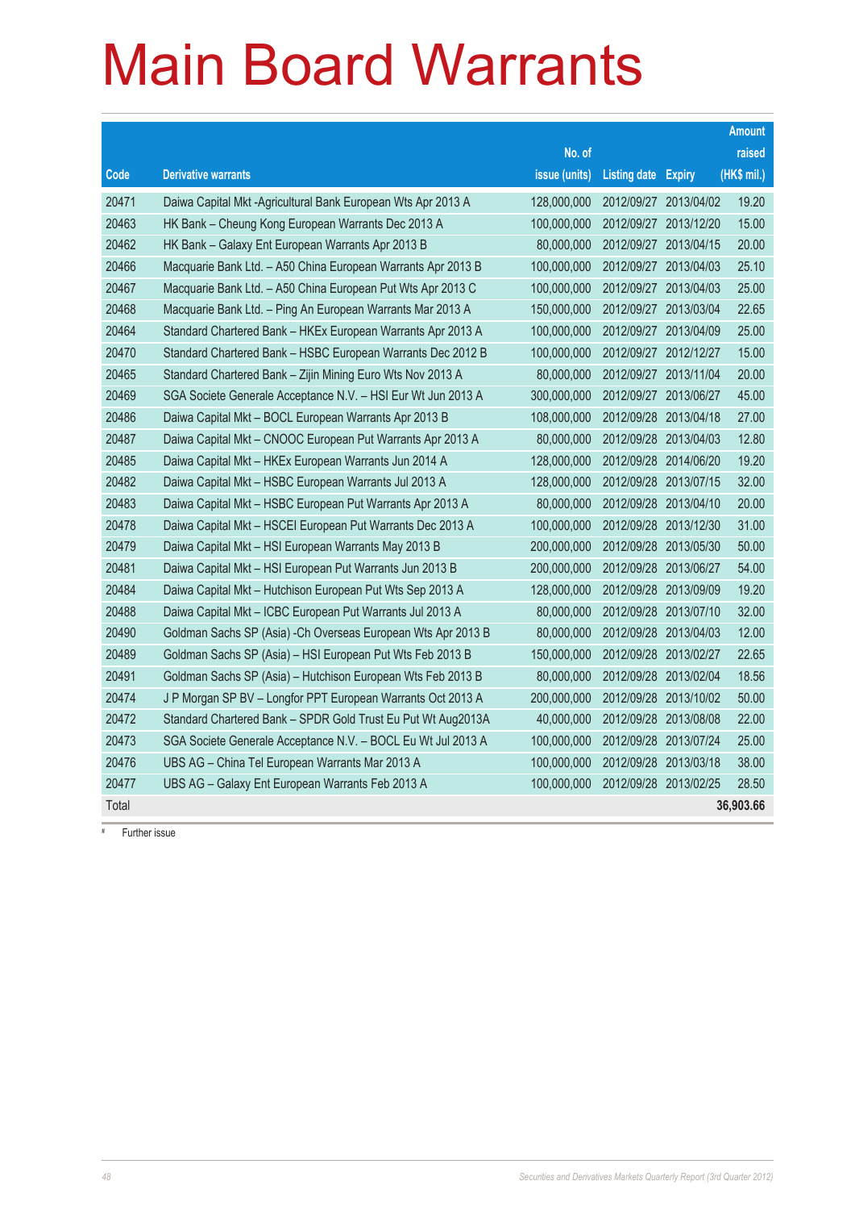# Main Board Warrants

| Code | Derivative warrants | No. of issue (units) | Listing date | Expiry | Amount raised (HK$ mil.) |
|---|---|---|---|---|---|
| 20471 | Daiwa Capital Mkt -Agricultural Bank European Wts Apr 2013 A | 128,000,000 | 2012/09/27 | 2013/04/02 | 19.20 |
| 20463 | HK Bank – Cheung Kong European Warrants Dec 2013 A | 100,000,000 | 2012/09/27 | 2013/12/20 | 15.00 |
| 20462 | HK Bank – Galaxy Ent European Warrants Apr 2013 B | 80,000,000 | 2012/09/27 | 2013/04/15 | 20.00 |
| 20466 | Macquarie Bank Ltd. – A50 China European Warrants Apr 2013 B | 100,000,000 | 2012/09/27 | 2013/04/03 | 25.10 |
| 20467 | Macquarie Bank Ltd. – A50 China European Put Wts Apr 2013 C | 100,000,000 | 2012/09/27 | 2013/04/03 | 25.00 |
| 20468 | Macquarie Bank Ltd. – Ping An European Warrants Mar 2013 A | 150,000,000 | 2012/09/27 | 2013/03/04 | 22.65 |
| 20464 | Standard Chartered Bank – HKEx European Warrants Apr 2013 A | 100,000,000 | 2012/09/27 | 2013/04/09 | 25.00 |
| 20470 | Standard Chartered Bank – HSBC European Warrants Dec 2012 B | 100,000,000 | 2012/09/27 | 2012/12/27 | 15.00 |
| 20465 | Standard Chartered Bank – Zijin Mining Euro Wts Nov 2013 A | 80,000,000 | 2012/09/27 | 2013/11/04 | 20.00 |
| 20469 | SGA Societe Generale Acceptance N.V. – HSI Eur Wt Jun 2013 A | 300,000,000 | 2012/09/27 | 2013/06/27 | 45.00 |
| 20486 | Daiwa Capital Mkt – BOCL European Warrants Apr 2013 B | 108,000,000 | 2012/09/28 | 2013/04/18 | 27.00 |
| 20487 | Daiwa Capital Mkt – CNOOC European Put Warrants Apr 2013 A | 80,000,000 | 2012/09/28 | 2013/04/03 | 12.80 |
| 20485 | Daiwa Capital Mkt – HKEx European Warrants Jun 2014 A | 128,000,000 | 2012/09/28 | 2014/06/20 | 19.20 |
| 20482 | Daiwa Capital Mkt – HSBC European Warrants Jul 2013 A | 128,000,000 | 2012/09/28 | 2013/07/15 | 32.00 |
| 20483 | Daiwa Capital Mkt – HSBC European Put Warrants Apr 2013 A | 80,000,000 | 2012/09/28 | 2013/04/10 | 20.00 |
| 20478 | Daiwa Capital Mkt – HSCEI European Put Warrants Dec 2013 A | 100,000,000 | 2012/09/28 | 2013/12/30 | 31.00 |
| 20479 | Daiwa Capital Mkt – HSI European Warrants May 2013 B | 200,000,000 | 2012/09/28 | 2013/05/30 | 50.00 |
| 20481 | Daiwa Capital Mkt – HSI European Put Warrants Jun 2013 B | 200,000,000 | 2012/09/28 | 2013/06/27 | 54.00 |
| 20484 | Daiwa Capital Mkt – Hutchison European Put Wts Sep 2013 A | 128,000,000 | 2012/09/28 | 2013/09/09 | 19.20 |
| 20488 | Daiwa Capital Mkt – ICBC European Put Warrants Jul 2013 A | 80,000,000 | 2012/09/28 | 2013/07/10 | 32.00 |
| 20490 | Goldman Sachs SP (Asia) -Ch Overseas European Wts Apr 2013 B | 80,000,000 | 2012/09/28 | 2013/04/03 | 12.00 |
| 20489 | Goldman Sachs SP (Asia) – HSI European Put Wts Feb 2013 B | 150,000,000 | 2012/09/28 | 2013/02/27 | 22.65 |
| 20491 | Goldman Sachs SP (Asia) – Hutchison European Wts Feb 2013 B | 80,000,000 | 2012/09/28 | 2013/02/04 | 18.56 |
| 20474 | J P Morgan SP BV – Longfor PPT European Warrants Oct 2013 A | 200,000,000 | 2012/09/28 | 2013/10/02 | 50.00 |
| 20472 | Standard Chartered Bank – SPDR Gold Trust Eu Put Wt Aug2013A | 40,000,000 | 2012/09/28 | 2013/08/08 | 22.00 |
| 20473 | SGA Societe Generale Acceptance N.V. – BOCL Eu Wt Jul 2013 A | 100,000,000 | 2012/09/28 | 2013/07/24 | 25.00 |
| 20476 | UBS AG – China Tel European Warrants Mar 2013 A | 100,000,000 | 2012/09/28 | 2013/03/18 | 38.00 |
| 20477 | UBS AG – Galaxy Ent European Warrants Feb 2013 A | 100,000,000 | 2012/09/28 | 2013/02/25 | 28.50 |
| Total | | | | | **36,903.66** |

# Further issue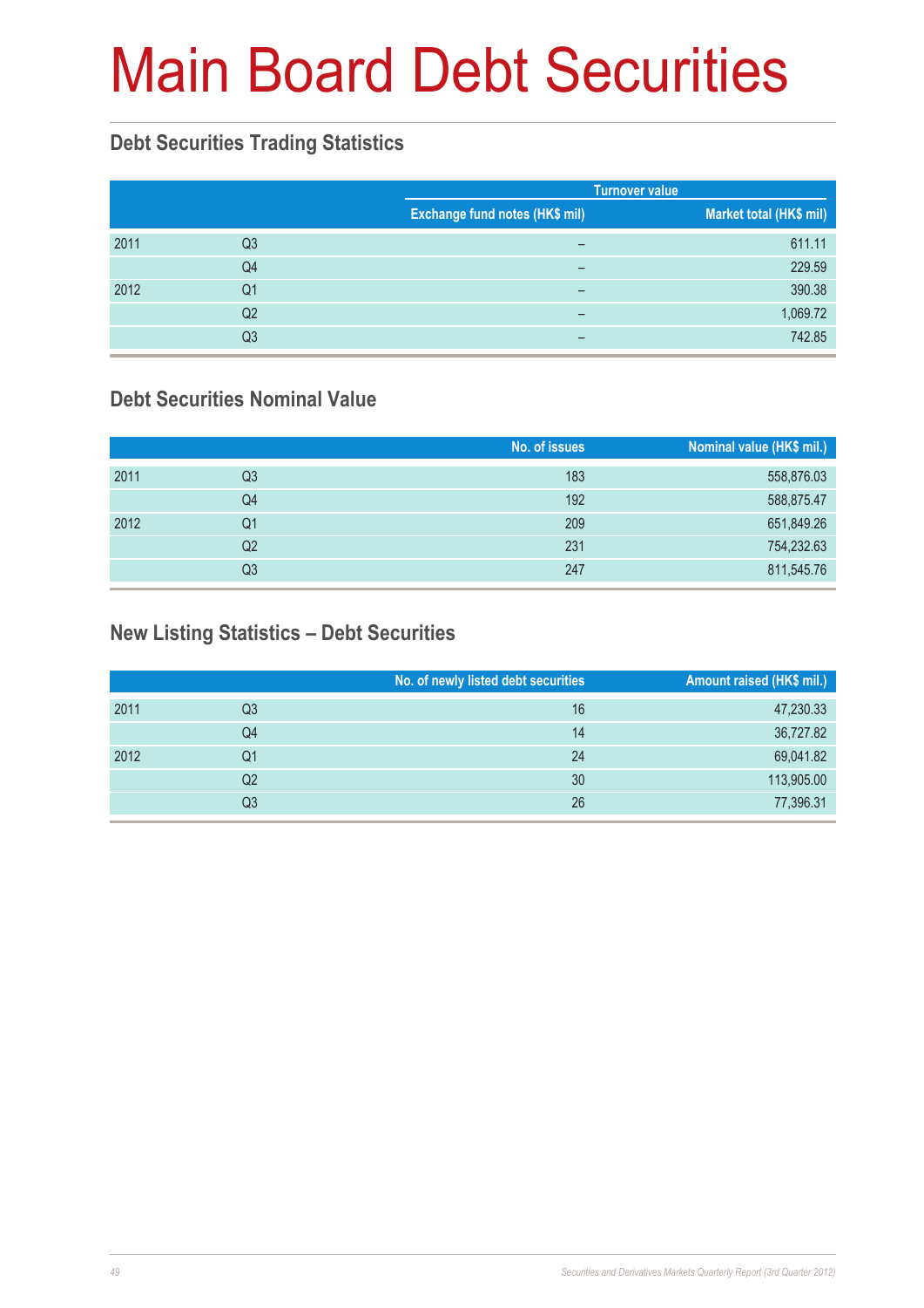# Main Board Debt Securities

## Debt Securities Trading Statistics

| | | Turnover value | |
|---|---|---|---|
| | | Exchange fund notes (HK$ mil) | Market total (HK$ mil) |
| 2011 | Q3 | – | 611.11 |
| | Q4 | – | 229.59 |
| 2012 | Q1 | – | 390.38 |
| | Q2 | – | 1,069.72 |
| | Q3 | – | 742.85 |

## Debt Securities Nominal Value

| | | No. of issues | Nominal value (HK$ mil.) |
|---|---|---|---|
| 2011 | Q3 | 183 | 558,876.03 |
| | Q4 | 192 | 588,875.47 |
| 2012 | Q1 | 209 | 651,849.26 |
| | Q2 | 231 | 754,232.63 |
| | Q3 | 247 | 811,545.76 |

## New Listing Statistics – Debt Securities

| | | No. of newly listed debt securities | Amount raised (HK$ mil.) |
|---|---|---|---|
| 2011 | Q3 | 16 | 47,230.33 |
| | Q4 | 14 | 36,727.82 |
| 2012 | Q1 | 24 | 69,041.82 |
| | Q2 | 30 | 113,905.00 |
| | Q3 | 26 | 77,396.31 |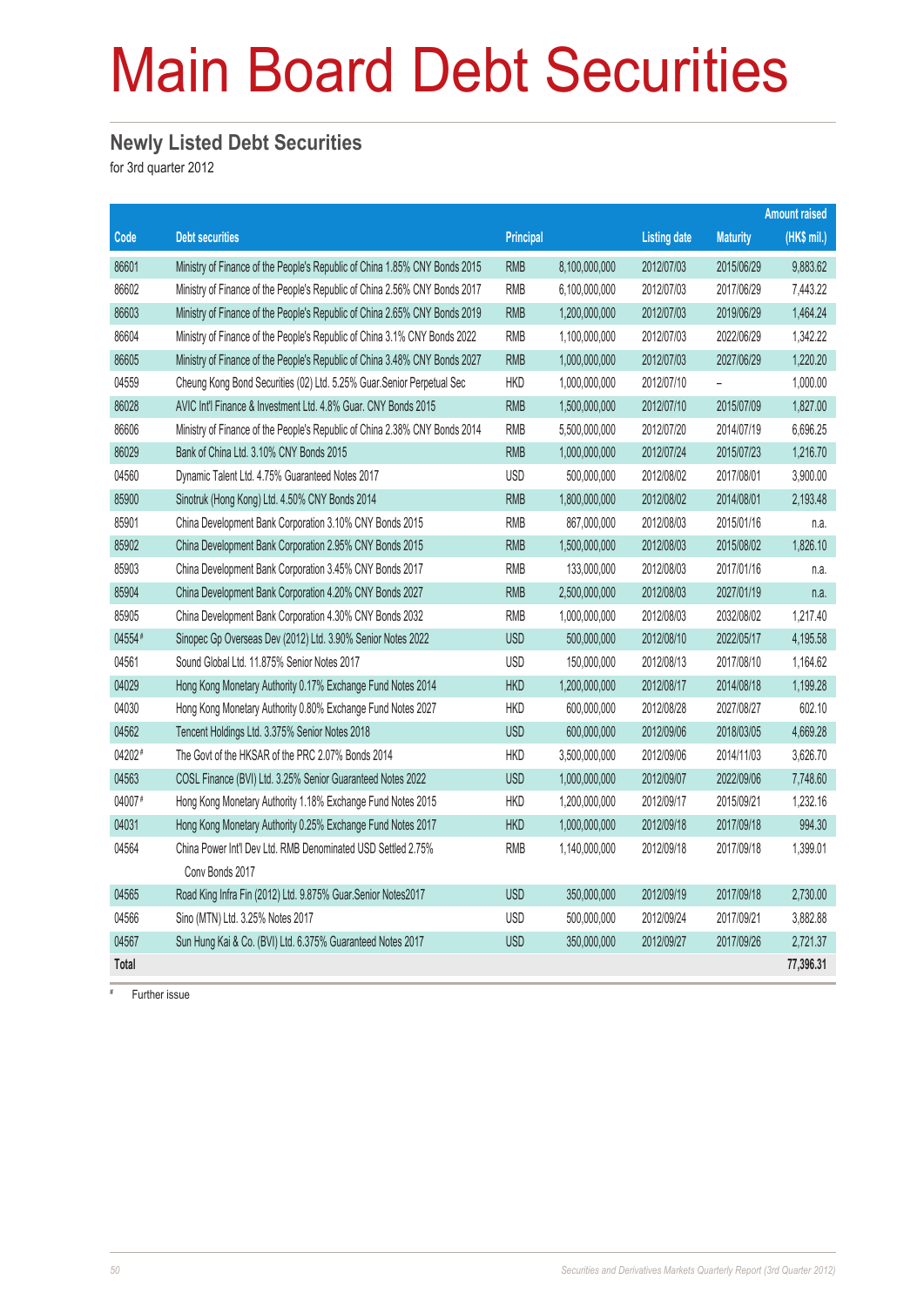# Main Board Debt Securities

## Newly Listed Debt Securities

for 3rd quarter 2012

| Code | Debt securities | Principal | | Listing date | Maturity | Amount raised (HK$ mil.) |
|---|---|---|---|---|---|---|
| 86601 | Ministry of Finance of the People's Republic of China 1.85% CNY Bonds 2015 | RMB | 8,100,000,000 | 2012/07/03 | 2015/06/29 | 9,883.62 |
| 86602 | Ministry of Finance of the People's Republic of China 2.56% CNY Bonds 2017 | RMB | 6,100,000,000 | 2012/07/03 | 2017/06/29 | 7,443.22 |
| 86603 | Ministry of Finance of the People's Republic of China 2.65% CNY Bonds 2019 | RMB | 1,200,000,000 | 2012/07/03 | 2019/06/29 | 1,464.24 |
| 86604 | Ministry of Finance of the People's Republic of China 3.1% CNY Bonds 2022 | RMB | 1,100,000,000 | 2012/07/03 | 2022/06/29 | 1,342.22 |
| 86605 | Ministry of Finance of the People's Republic of China 3.48% CNY Bonds 2027 | RMB | 1,000,000,000 | 2012/07/03 | 2027/06/29 | 1,220.20 |
| 04559 | Cheung Kong Bond Securities (02) Ltd. 5.25% Guar.Senior Perpetual Sec | HKD | 1,000,000,000 | 2012/07/10 | – | 1,000.00 |
| 86028 | AVIC Int'l Finance & Investment Ltd. 4.8% Guar. CNY Bonds 2015 | RMB | 1,500,000,000 | 2012/07/10 | 2015/07/09 | 1,827.00 |
| 86606 | Ministry of Finance of the People's Republic of China 2.38% CNY Bonds 2014 | RMB | 5,500,000,000 | 2012/07/20 | 2014/07/19 | 6,696.25 |
| 86029 | Bank of China Ltd. 3.10% CNY Bonds 2015 | RMB | 1,000,000,000 | 2012/07/24 | 2015/07/23 | 1,216.70 |
| 04560 | Dynamic Talent Ltd. 4.75% Guaranteed Notes 2017 | USD | 500,000,000 | 2012/08/02 | 2017/08/01 | 3,900.00 |
| 85900 | Sinotruk (Hong Kong) Ltd. 4.50% CNY Bonds 2014 | RMB | 1,800,000,000 | 2012/08/02 | 2014/08/01 | 2,193.48 |
| 85901 | China Development Bank Corporation 3.10% CNY Bonds 2015 | RMB | 867,000,000 | 2012/08/03 | 2015/01/16 | n.a. |
| 85902 | China Development Bank Corporation 2.95% CNY Bonds 2015 | RMB | 1,500,000,000 | 2012/08/03 | 2015/08/02 | 1,826.10 |
| 85903 | China Development Bank Corporation 3.45% CNY Bonds 2017 | RMB | 133,000,000 | 2012/08/03 | 2017/01/16 | n.a. |
| 85904 | China Development Bank Corporation 4.20% CNY Bonds 2027 | RMB | 2,500,000,000 | 2012/08/03 | 2027/01/19 | n.a. |
| 85905 | China Development Bank Corporation 4.30% CNY Bonds 2032 | RMB | 1,000,000,000 | 2012/08/03 | 2032/08/02 | 1,217.40 |
| 04554# | Sinopec Gp Overseas Dev (2012) Ltd. 3.90% Senior Notes 2022 | USD | 500,000,000 | 2012/08/10 | 2022/05/17 | 4,195.58 |
| 04561 | Sound Global Ltd. 11.875% Senior Notes 2017 | USD | 150,000,000 | 2012/08/13 | 2017/08/10 | 1,164.62 |
| 04029 | Hong Kong Monetary Authority 0.17% Exchange Fund Notes 2014 | HKD | 1,200,000,000 | 2012/08/17 | 2014/08/18 | 1,199.28 |
| 04030 | Hong Kong Monetary Authority 0.80% Exchange Fund Notes 2027 | HKD | 600,000,000 | 2012/08/28 | 2027/08/27 | 602.10 |
| 04562 | Tencent Holdings Ltd. 3.375% Senior Notes 2018 | USD | 600,000,000 | 2012/09/06 | 2018/03/05 | 4,669.28 |
| 04202# | The Govt of the HKSAR of the PRC 2.07% Bonds 2014 | HKD | 3,500,000,000 | 2012/09/06 | 2014/11/03 | 3,626.70 |
| 04563 | COSL Finance (BVI) Ltd. 3.25% Senior Guaranteed Notes 2022 | USD | 1,000,000,000 | 2012/09/07 | 2022/09/06 | 7,748.60 |
| 04007# | Hong Kong Monetary Authority 1.18% Exchange Fund Notes 2015 | HKD | 1,200,000,000 | 2012/09/17 | 2015/09/21 | 1,232.16 |
| 04031 | Hong Kong Monetary Authority 0.25% Exchange Fund Notes 2017 | HKD | 1,000,000,000 | 2012/09/18 | 2017/09/18 | 994.30 |
| 04564 | China Power Int'l Dev Ltd. RMB Denominated USD Settled 2.75% Conv Bonds 2017 | RMB | 1,140,000,000 | 2012/09/18 | 2017/09/18 | 1,399.01 |
| 04565 | Road King Infra Fin (2012) Ltd. 9.875% Guar.Senior Notes2017 | USD | 350,000,000 | 2012/09/19 | 2017/09/18 | 2,730.00 |
| 04566 | Sino (MTN) Ltd. 3.25% Notes 2017 | USD | 500,000,000 | 2012/09/24 | 2017/09/21 | 3,882.88 |
| 04567 | Sun Hung Kai & Co. (BVI) Ltd. 6.375% Guaranteed Notes 2017 | USD | 350,000,000 | 2012/09/27 | 2017/09/26 | 2,721.37 |
| **Total** | | | | | | **77,396.31** |

# Further issue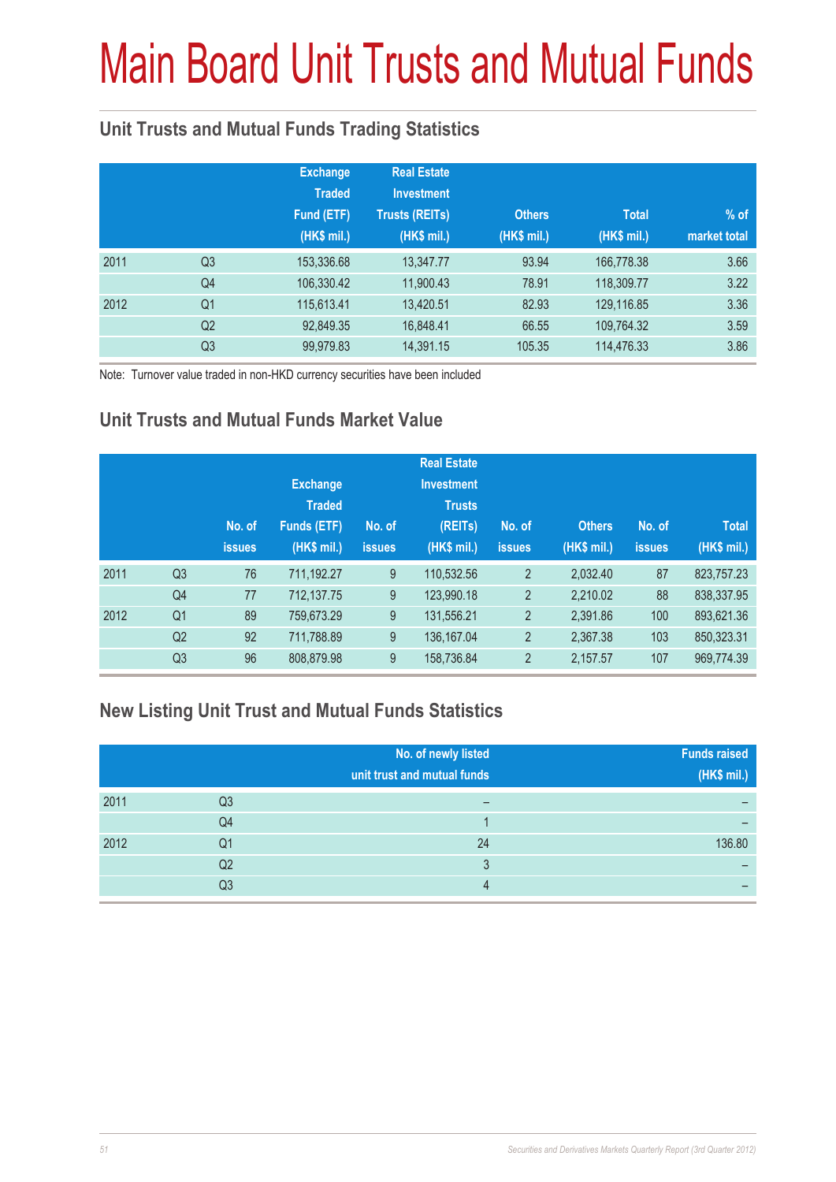# Main Board Unit Trusts and Mutual Funds

## Unit Trusts and Mutual Funds Trading Statistics

| | | Exchange Traded Fund (ETF) (HK$ mil.) | Real Estate Investment Trusts (REITs) (HK$ mil.) | Others (HK$ mil.) | Total (HK$ mil.) | % of market total |
|---|---|---|---|---|---|---|
| 2011 | Q3 | 153,336.68 | 13,347.77 | 93.94 | 166,778.38 | 3.66 |
| | Q4 | 106,330.42 | 11,900.43 | 78.91 | 118,309.77 | 3.22 |
| 2012 | Q1 | 115,613.41 | 13,420.51 | 82.93 | 129,116.85 | 3.36 |
| | Q2 | 92,849.35 | 16,848.41 | 66.55 | 109,764.32 | 3.59 |
| | Q3 | 99,979.83 | 14,391.15 | 105.35 | 114,476.33 | 3.86 |

Note: Turnover value traded in non-HKD currency securities have been included

## Unit Trusts and Mutual Funds Market Value

| | | No. of issues | Exchange Traded Funds (ETF) (HK$ mil.) | No. of issues | Real Estate Investment Trusts (REITs) (HK$ mil.) | No. of issues | Others (HK$ mil.) | No. of issues | Total (HK$ mil.) |
|---|---|---|---|---|---|---|---|---|---|
| 2011 | Q3 | 76 | 711,192.27 | 9 | 110,532.56 | 2 | 2,032.40 | 87 | 823,757.23 |
| | Q4 | 77 | 712,137.75 | 9 | 123,990.18 | 2 | 2,210.02 | 88 | 838,337.95 |
| 2012 | Q1 | 89 | 759,673.29 | 9 | 131,556.21 | 2 | 2,391.86 | 100 | 893,621.36 |
| | Q2 | 92 | 711,788.89 | 9 | 136,167.04 | 2 | 2,367.38 | 103 | 850,323.31 |
| | Q3 | 96 | 808,879.98 | 9 | 158,736.84 | 2 | 2,157.57 | 107 | 969,774.39 |

## New Listing Unit Trust and Mutual Funds Statistics

| | | No. of newly listed unit trust and mutual funds | Funds raised (HK$ mil.) |
|---|---|---|---|
| 2011 | Q3 | – | – |
| | Q4 | 1 | – |
| 2012 | Q1 | 24 | 136.80 |
| | Q2 | 3 | – |
| | Q3 | 4 | – |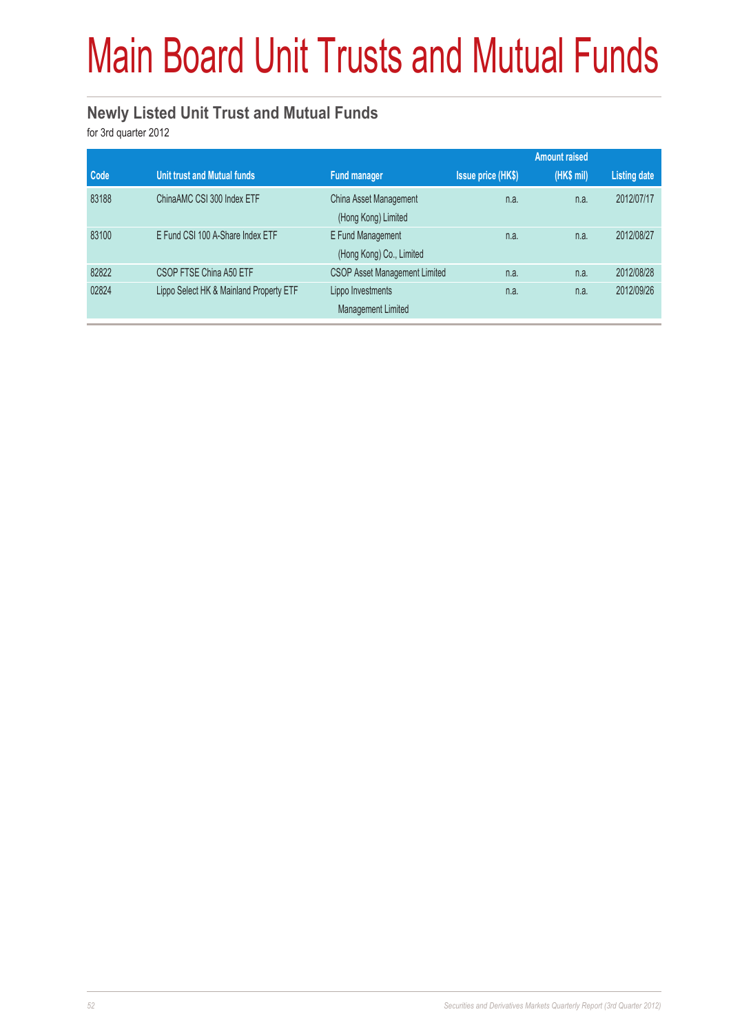# Main Board Unit Trusts and Mutual Funds

## Newly Listed Unit Trust and Mutual Funds

for 3rd quarter 2012

| Code | Unit trust and Mutual funds | Fund manager | Issue price (HK$) | Amount raised (HK$ mil) | Listing date |
|---|---|---|---|---|---|
| 83188 | ChinaAMC CSI 300 Index ETF | China Asset Management (Hong Kong) Limited | n.a. | n.a. | 2012/07/17 |
| 83100 | E Fund CSI 100 A-Share Index ETF | E Fund Management (Hong Kong) Co., Limited | n.a. | n.a. | 2012/08/27 |
| 82822 | CSOP FTSE China A50 ETF | CSOP Asset Management Limited | n.a. | n.a. | 2012/08/28 |
| 02824 | Lippo Select HK & Mainland Property ETF | Lippo Investments Management Limited | n.a. | n.a. | 2012/09/26 |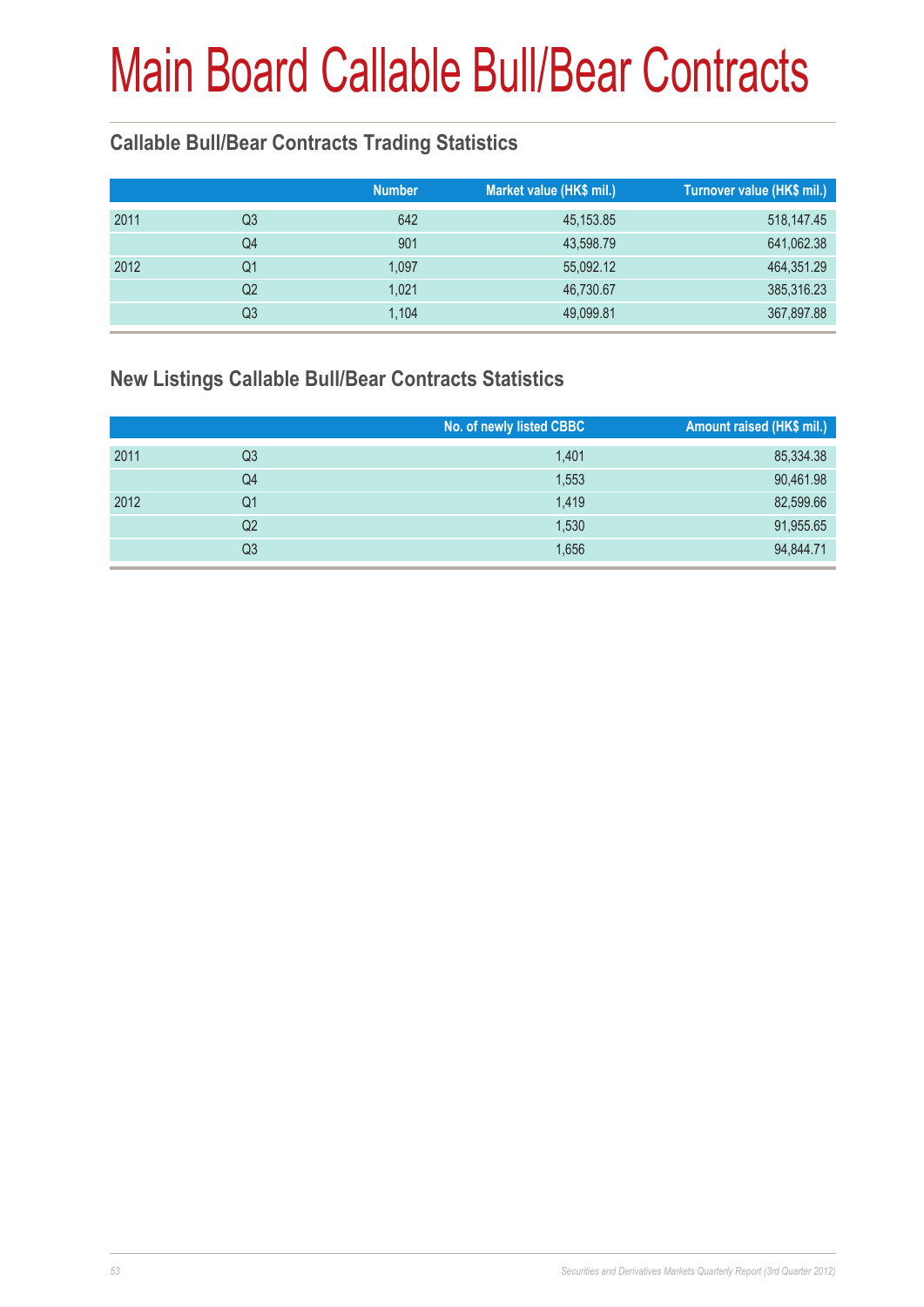# Main Board Callable Bull/Bear Contracts

## Callable Bull/Bear Contracts Trading Statistics

| | | Number | Market value (HK$ mil.) | Turnover value (HK$ mil.) |
|---|---|---|---|---|
| 2011 | Q3 | 642 | 45,153.85 | 518,147.45 |
| | Q4 | 901 | 43,598.79 | 641,062.38 |
| 2012 | Q1 | 1,097 | 55,092.12 | 464,351.29 |
| | Q2 | 1,021 | 46,730.67 | 385,316.23 |
| | Q3 | 1,104 | 49,099.81 | 367,897.88 |

## New Listings Callable Bull/Bear Contracts Statistics

| | | No. of newly listed CBBC | Amount raised (HK$ mil.) |
|---|---|---|---|
| 2011 | Q3 | 1,401 | 85,334.38 |
| | Q4 | 1,553 | 90,461.98 |
| 2012 | Q1 | 1,419 | 82,599.66 |
| | Q2 | 1,530 | 91,955.65 |
| | Q3 | 1,656 | 94,844.71 |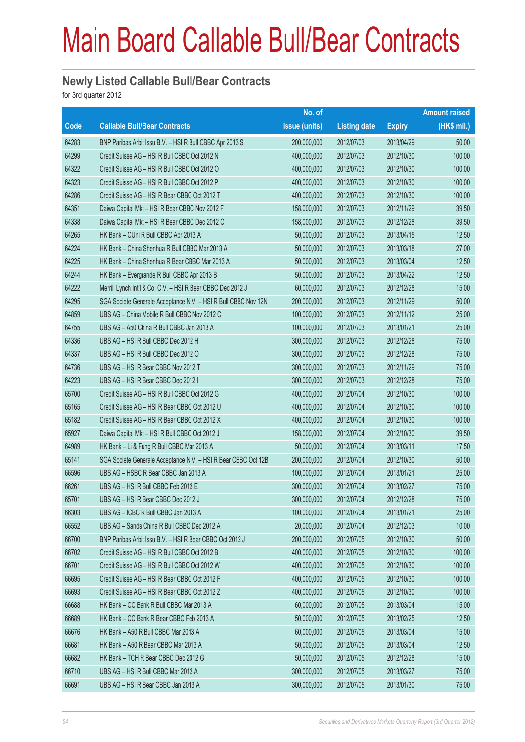# Main Board Callable Bull/Bear Contracts

## Newly Listed Callable Bull/Bear Contracts

for 3rd quarter 2012

| Code | Callable Bull/Bear Contracts | No. of issue (units) | Listing date | Expiry | Amount raised (HK$ mil.) |
|---|---|---|---|---|---|
| 64283 | BNP Paribas Arbit Issu B.V. – HSI R Bull CBBC Apr 2013 S | 200,000,000 | 2012/07/03 | 2013/04/29 | 50.00 |
| 64299 | Credit Suisse AG – HSI R Bull CBBC Oct 2012 N | 400,000,000 | 2012/07/03 | 2012/10/30 | 100.00 |
| 64322 | Credit Suisse AG – HSI R Bull CBBC Oct 2012 O | 400,000,000 | 2012/07/03 | 2012/10/30 | 100.00 |
| 64323 | Credit Suisse AG – HSI R Bull CBBC Oct 2012 P | 400,000,000 | 2012/07/03 | 2012/10/30 | 100.00 |
| 64286 | Credit Suisse AG – HSI R Bear CBBC Oct 2012 T | 400,000,000 | 2012/07/03 | 2012/10/30 | 100.00 |
| 64351 | Daiwa Capital Mkt – HSI R Bear CBBC Nov 2012 F | 158,000,000 | 2012/07/03 | 2012/11/29 | 39.50 |
| 64338 | Daiwa Capital Mkt – HSI R Bear CBBC Dec 2012 C | 158,000,000 | 2012/07/03 | 2012/12/28 | 39.50 |
| 64265 | HK Bank – CUni R Bull CBBC Apr 2013 A | 50,000,000 | 2012/07/03 | 2013/04/15 | 12.50 |
| 64224 | HK Bank – China Shenhua R Bull CBBC Mar 2013 A | 50,000,000 | 2012/07/03 | 2013/03/18 | 27.00 |
| 64225 | HK Bank – China Shenhua R Bear CBBC Mar 2013 A | 50,000,000 | 2012/07/03 | 2013/03/04 | 12.50 |
| 64244 | HK Bank – Evergrande R Bull CBBC Apr 2013 B | 50,000,000 | 2012/07/03 | 2013/04/22 | 12.50 |
| 64222 | Merrill Lynch Int'l & Co. C.V. – HSI R Bear CBBC Dec 2012 J | 60,000,000 | 2012/07/03 | 2012/12/28 | 15.00 |
| 64295 | SGA Societe Generale Acceptance N.V. – HSI R Bull CBBC Nov 12N | 200,000,000 | 2012/07/03 | 2012/11/29 | 50.00 |
| 64859 | UBS AG – China Mobile R Bull CBBC Nov 2012 C | 100,000,000 | 2012/07/03 | 2012/11/12 | 25.00 |
| 64755 | UBS AG – A50 China R Bull CBBC Jan 2013 A | 100,000,000 | 2012/07/03 | 2013/01/21 | 25.00 |
| 64336 | UBS AG – HSI R Bull CBBC Dec 2012 H | 300,000,000 | 2012/07/03 | 2012/12/28 | 75.00 |
| 64337 | UBS AG – HSI R Bull CBBC Dec 2012 O | 300,000,000 | 2012/07/03 | 2012/12/28 | 75.00 |
| 64736 | UBS AG – HSI R Bear CBBC Nov 2012 T | 300,000,000 | 2012/07/03 | 2012/11/29 | 75.00 |
| 64223 | UBS AG – HSI R Bear CBBC Dec 2012 I | 300,000,000 | 2012/07/03 | 2012/12/28 | 75.00 |
| 65700 | Credit Suisse AG – HSI R Bull CBBC Oct 2012 G | 400,000,000 | 2012/07/04 | 2012/10/30 | 100.00 |
| 65165 | Credit Suisse AG – HSI R Bear CBBC Oct 2012 U | 400,000,000 | 2012/07/04 | 2012/10/30 | 100.00 |
| 65182 | Credit Suisse AG – HSI R Bear CBBC Oct 2012 X | 400,000,000 | 2012/07/04 | 2012/10/30 | 100.00 |
| 65927 | Daiwa Capital Mkt – HSI R Bull CBBC Oct 2012 J | 158,000,000 | 2012/07/04 | 2012/10/30 | 39.50 |
| 64989 | HK Bank – Li & Fung R Bull CBBC Mar 2013 A | 50,000,000 | 2012/07/04 | 2013/03/11 | 17.50 |
| 65141 | SGA Societe Generale Acceptance N.V. – HSI R Bear CBBC Oct 12B | 200,000,000 | 2012/07/04 | 2012/10/30 | 50.00 |
| 66596 | UBS AG – HSBC R Bear CBBC Jan 2013 A | 100,000,000 | 2012/07/04 | 2013/01/21 | 25.00 |
| 66261 | UBS AG – HSI R Bull CBBC Feb 2013 E | 300,000,000 | 2012/07/04 | 2013/02/27 | 75.00 |
| 65701 | UBS AG – HSI R Bear CBBC Dec 2012 J | 300,000,000 | 2012/07/04 | 2012/12/28 | 75.00 |
| 66303 | UBS AG – ICBC R Bull CBBC Jan 2013 A | 100,000,000 | 2012/07/04 | 2013/01/21 | 25.00 |
| 66552 | UBS AG – Sands China R Bull CBBC Dec 2012 A | 20,000,000 | 2012/07/04 | 2012/12/03 | 10.00 |
| 66700 | BNP Paribas Arbit Issu B.V. – HSI R Bear CBBC Oct 2012 J | 200,000,000 | 2012/07/05 | 2012/10/30 | 50.00 |
| 66702 | Credit Suisse AG – HSI R Bull CBBC Oct 2012 B | 400,000,000 | 2012/07/05 | 2012/10/30 | 100.00 |
| 66701 | Credit Suisse AG – HSI R Bull CBBC Oct 2012 W | 400,000,000 | 2012/07/05 | 2012/10/30 | 100.00 |
| 66695 | Credit Suisse AG – HSI R Bear CBBC Oct 2012 F | 400,000,000 | 2012/07/05 | 2012/10/30 | 100.00 |
| 66693 | Credit Suisse AG – HSI R Bear CBBC Oct 2012 Z | 400,000,000 | 2012/07/05 | 2012/10/30 | 100.00 |
| 66688 | HK Bank – CC Bank R Bull CBBC Mar 2013 A | 60,000,000 | 2012/07/05 | 2013/03/04 | 15.00 |
| 66689 | HK Bank – CC Bank R Bear CBBC Feb 2013 A | 50,000,000 | 2012/07/05 | 2013/02/25 | 12.50 |
| 66676 | HK Bank – A50 R Bull CBBC Mar 2013 A | 60,000,000 | 2012/07/05 | 2013/03/04 | 15.00 |
| 66681 | HK Bank – A50 R Bear CBBC Mar 2013 A | 50,000,000 | 2012/07/05 | 2013/03/04 | 12.50 |
| 66682 | HK Bank – TCH R Bear CBBC Dec 2012 G | 50,000,000 | 2012/07/05 | 2012/12/28 | 15.00 |
| 66710 | UBS AG – HSI R Bull CBBC Mar 2013 A | 300,000,000 | 2012/07/05 | 2013/03/27 | 75.00 |
| 66691 | UBS AG – HSI R Bear CBBC Jan 2013 A | 300,000,000 | 2012/07/05 | 2013/01/30 | 75.00 |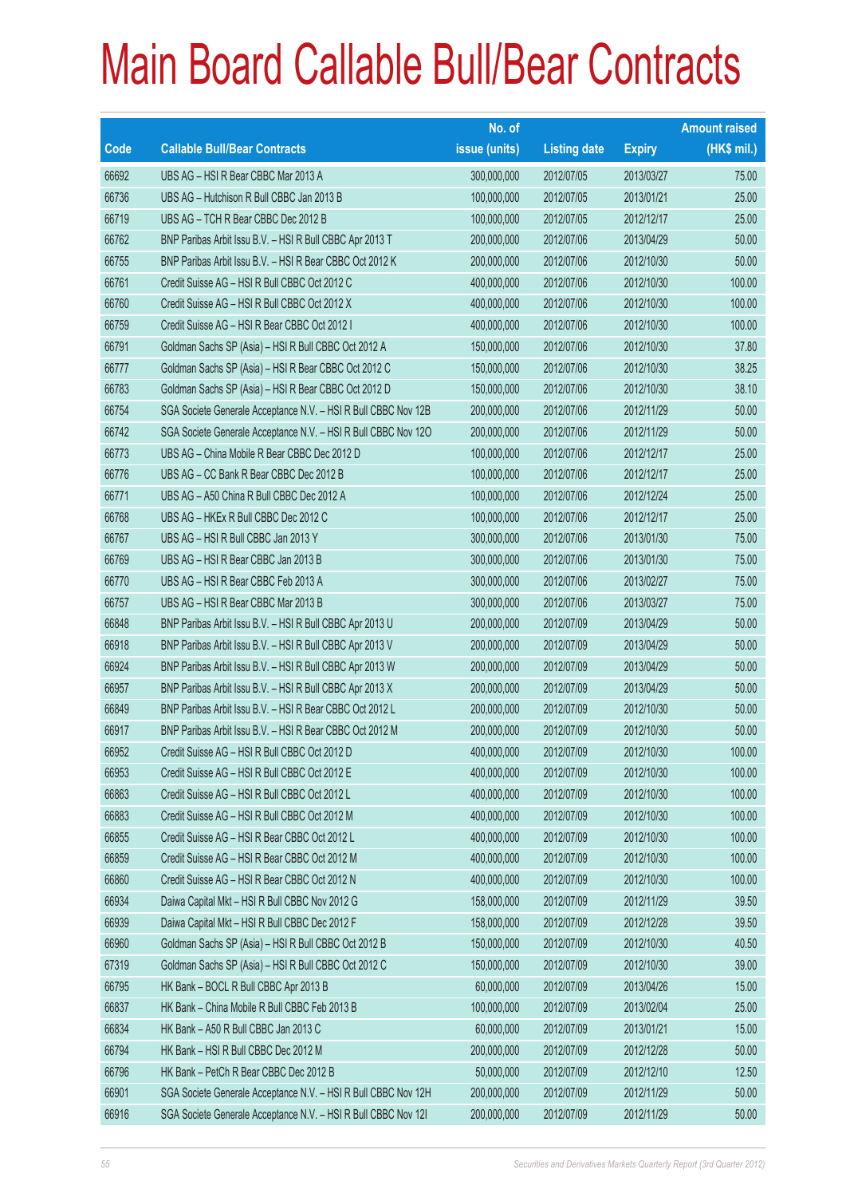# Main Board Callable Bull/Bear Contracts

| Code | Callable Bull/Bear Contracts | No. of issue (units) | Listing date | Expiry | Amount raised (HK$ mil.) |
|---|---|---|---|---|---|
| 66692 | UBS AG – HSI R Bear CBBC Mar 2013 A | 300,000,000 | 2012/07/05 | 2013/03/27 | 75.00 |
| 66736 | UBS AG – Hutchison R Bull CBBC Jan 2013 B | 100,000,000 | 2012/07/05 | 2013/01/21 | 25.00 |
| 66719 | UBS AG – TCH R Bear CBBC Dec 2012 B | 100,000,000 | 2012/07/05 | 2012/12/17 | 25.00 |
| 66762 | BNP Paribas Arbit Issu B.V. – HSI R Bull CBBC Apr 2013 T | 200,000,000 | 2012/07/06 | 2013/04/29 | 50.00 |
| 66755 | BNP Paribas Arbit Issu B.V. – HSI R Bear CBBC Oct 2012 K | 200,000,000 | 2012/07/06 | 2012/10/30 | 50.00 |
| 66761 | Credit Suisse AG – HSI R Bull CBBC Oct 2012 C | 400,000,000 | 2012/07/06 | 2012/10/30 | 100.00 |
| 66760 | Credit Suisse AG – HSI R Bull CBBC Oct 2012 X | 400,000,000 | 2012/07/06 | 2012/10/30 | 100.00 |
| 66759 | Credit Suisse AG – HSI R Bear CBBC Oct 2012 I | 400,000,000 | 2012/07/06 | 2012/10/30 | 100.00 |
| 66791 | Goldman Sachs SP (Asia) – HSI R Bull CBBC Oct 2012 A | 150,000,000 | 2012/07/06 | 2012/10/30 | 37.80 |
| 66777 | Goldman Sachs SP (Asia) – HSI R Bear CBBC Oct 2012 C | 150,000,000 | 2012/07/06 | 2012/10/30 | 38.25 |
| 66783 | Goldman Sachs SP (Asia) – HSI R Bear CBBC Oct 2012 D | 150,000,000 | 2012/07/06 | 2012/10/30 | 38.10 |
| 66754 | SGA Societe Generale Acceptance N.V. – HSI R Bull CBBC Nov 12B | 200,000,000 | 2012/07/06 | 2012/11/29 | 50.00 |
| 66742 | SGA Societe Generale Acceptance N.V. – HSI R Bull CBBC Nov 12O | 200,000,000 | 2012/07/06 | 2012/11/29 | 50.00 |
| 66773 | UBS AG – China Mobile R Bear CBBC Dec 2012 D | 100,000,000 | 2012/07/06 | 2012/12/17 | 25.00 |
| 66776 | UBS AG – CC Bank R Bear CBBC Dec 2012 B | 100,000,000 | 2012/07/06 | 2012/12/17 | 25.00 |
| 66771 | UBS AG – A50 China R Bull CBBC Dec 2012 A | 100,000,000 | 2012/07/06 | 2012/12/24 | 25.00 |
| 66768 | UBS AG – HKEx R Bull CBBC Dec 2012 C | 100,000,000 | 2012/07/06 | 2012/12/17 | 25.00 |
| 66767 | UBS AG – HSI R Bull CBBC Jan 2013 Y | 300,000,000 | 2012/07/06 | 2013/01/30 | 75.00 |
| 66769 | UBS AG – HSI R Bear CBBC Jan 2013 B | 300,000,000 | 2012/07/06 | 2013/01/30 | 75.00 |
| 66770 | UBS AG – HSI R Bear CBBC Feb 2013 A | 300,000,000 | 2012/07/06 | 2013/02/27 | 75.00 |
| 66757 | UBS AG – HSI R Bear CBBC Mar 2013 B | 300,000,000 | 2012/07/06 | 2013/03/27 | 75.00 |
| 66848 | BNP Paribas Arbit Issu B.V. – HSI R Bull CBBC Apr 2013 U | 200,000,000 | 2012/07/09 | 2013/04/29 | 50.00 |
| 66918 | BNP Paribas Arbit Issu B.V. – HSI R Bull CBBC Apr 2013 V | 200,000,000 | 2012/07/09 | 2013/04/29 | 50.00 |
| 66924 | BNP Paribas Arbit Issu B.V. – HSI R Bull CBBC Apr 2013 W | 200,000,000 | 2012/07/09 | 2013/04/29 | 50.00 |
| 66957 | BNP Paribas Arbit Issu B.V. – HSI R Bull CBBC Apr 2013 X | 200,000,000 | 2012/07/09 | 2013/04/29 | 50.00 |
| 66849 | BNP Paribas Arbit Issu B.V. – HSI R Bear CBBC Oct 2012 L | 200,000,000 | 2012/07/09 | 2012/10/30 | 50.00 |
| 66917 | BNP Paribas Arbit Issu B.V. – HSI R Bear CBBC Oct 2012 M | 200,000,000 | 2012/07/09 | 2012/10/30 | 50.00 |
| 66952 | Credit Suisse AG – HSI R Bull CBBC Oct 2012 D | 400,000,000 | 2012/07/09 | 2012/10/30 | 100.00 |
| 66953 | Credit Suisse AG – HSI R Bull CBBC Oct 2012 E | 400,000,000 | 2012/07/09 | 2012/10/30 | 100.00 |
| 66863 | Credit Suisse AG – HSI R Bull CBBC Oct 2012 L | 400,000,000 | 2012/07/09 | 2012/10/30 | 100.00 |
| 66883 | Credit Suisse AG – HSI R Bull CBBC Oct 2012 M | 400,000,000 | 2012/07/09 | 2012/10/30 | 100.00 |
| 66855 | Credit Suisse AG – HSI R Bear CBBC Oct 2012 L | 400,000,000 | 2012/07/09 | 2012/10/30 | 100.00 |
| 66859 | Credit Suisse AG – HSI R Bear CBBC Oct 2012 M | 400,000,000 | 2012/07/09 | 2012/10/30 | 100.00 |
| 66860 | Credit Suisse AG – HSI R Bear CBBC Oct 2012 N | 400,000,000 | 2012/07/09 | 2012/10/30 | 100.00 |
| 66934 | Daiwa Capital Mkt – HSI R Bull CBBC Nov 2012 G | 158,000,000 | 2012/07/09 | 2012/11/29 | 39.50 |
| 66939 | Daiwa Capital Mkt – HSI R Bull CBBC Dec 2012 F | 158,000,000 | 2012/07/09 | 2012/12/28 | 39.50 |
| 66960 | Goldman Sachs SP (Asia) – HSI R Bull CBBC Oct 2012 B | 150,000,000 | 2012/07/09 | 2012/10/30 | 40.50 |
| 67319 | Goldman Sachs SP (Asia) – HSI R Bull CBBC Oct 2012 C | 150,000,000 | 2012/07/09 | 2012/10/30 | 39.00 |
| 66795 | HK Bank – BOCL R Bull CBBC Apr 2013 B | 60,000,000 | 2012/07/09 | 2013/04/26 | 15.00 |
| 66837 | HK Bank – China Mobile R Bull CBBC Feb 2013 B | 100,000,000 | 2012/07/09 | 2013/02/04 | 25.00 |
| 66834 | HK Bank – A50 R Bull CBBC Jan 2013 C | 60,000,000 | 2012/07/09 | 2013/01/21 | 15.00 |
| 66794 | HK Bank – HSI R Bull CBBC Dec 2012 M | 200,000,000 | 2012/07/09 | 2012/12/28 | 50.00 |
| 66796 | HK Bank – PetCh R Bear CBBC Dec 2012 B | 50,000,000 | 2012/07/09 | 2012/12/10 | 12.50 |
| 66901 | SGA Societe Generale Acceptance N.V. – HSI R Bull CBBC Nov 12H | 200,000,000 | 2012/07/09 | 2012/11/29 | 50.00 |
| 66916 | SGA Societe Generale Acceptance N.V. – HSI R Bull CBBC Nov 12I | 200,000,000 | 2012/07/09 | 2012/11/29 | 50.00 |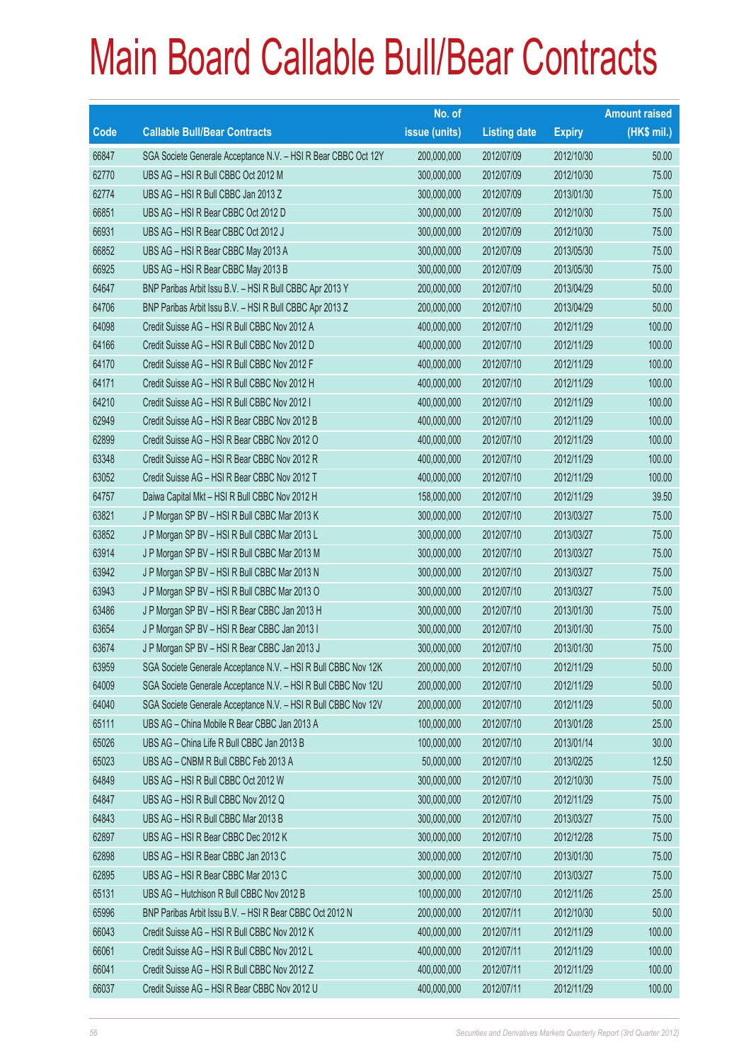# Main Board Callable Bull/Bear Contracts

| Code | Callable Bull/Bear Contracts | No. of issue (units) | Listing date | Expiry | Amount raised (HK$ mil.) |
|---|---|---|---|---|---|
| 66847 | SGA Societe Generale Acceptance N.V. – HSI R Bear CBBC Oct 12Y | 200,000,000 | 2012/07/09 | 2012/10/30 | 50.00 |
| 62770 | UBS AG – HSI R Bull CBBC Oct 2012 M | 300,000,000 | 2012/07/09 | 2012/10/30 | 75.00 |
| 62774 | UBS AG – HSI R Bull CBBC Jan 2013 Z | 300,000,000 | 2012/07/09 | 2013/01/30 | 75.00 |
| 66851 | UBS AG – HSI R Bear CBBC Oct 2012 D | 300,000,000 | 2012/07/09 | 2012/10/30 | 75.00 |
| 66931 | UBS AG – HSI R Bear CBBC Oct 2012 J | 300,000,000 | 2012/07/09 | 2012/10/30 | 75.00 |
| 66852 | UBS AG – HSI R Bear CBBC May 2013 A | 300,000,000 | 2012/07/09 | 2013/05/30 | 75.00 |
| 66925 | UBS AG – HSI R Bear CBBC May 2013 B | 300,000,000 | 2012/07/09 | 2013/05/30 | 75.00 |
| 64647 | BNP Paribas Arbit Issu B.V. – HSI R Bull CBBC Apr 2013 Y | 200,000,000 | 2012/07/10 | 2013/04/29 | 50.00 |
| 64706 | BNP Paribas Arbit Issu B.V. – HSI R Bull CBBC Apr 2013 Z | 200,000,000 | 2012/07/10 | 2013/04/29 | 50.00 |
| 64098 | Credit Suisse AG – HSI R Bull CBBC Nov 2012 A | 400,000,000 | 2012/07/10 | 2012/11/29 | 100.00 |
| 64166 | Credit Suisse AG – HSI R Bull CBBC Nov 2012 D | 400,000,000 | 2012/07/10 | 2012/11/29 | 100.00 |
| 64170 | Credit Suisse AG – HSI R Bull CBBC Nov 2012 F | 400,000,000 | 2012/07/10 | 2012/11/29 | 100.00 |
| 64171 | Credit Suisse AG – HSI R Bull CBBC Nov 2012 H | 400,000,000 | 2012/07/10 | 2012/11/29 | 100.00 |
| 64210 | Credit Suisse AG – HSI R Bull CBBC Nov 2012 I | 400,000,000 | 2012/07/10 | 2012/11/29 | 100.00 |
| 62949 | Credit Suisse AG – HSI R Bear CBBC Nov 2012 B | 400,000,000 | 2012/07/10 | 2012/11/29 | 100.00 |
| 62899 | Credit Suisse AG – HSI R Bear CBBC Nov 2012 O | 400,000,000 | 2012/07/10 | 2012/11/29 | 100.00 |
| 63348 | Credit Suisse AG – HSI R Bear CBBC Nov 2012 R | 400,000,000 | 2012/07/10 | 2012/11/29 | 100.00 |
| 63052 | Credit Suisse AG – HSI R Bear CBBC Nov 2012 T | 400,000,000 | 2012/07/10 | 2012/11/29 | 100.00 |
| 64757 | Daiwa Capital Mkt – HSI R Bull CBBC Nov 2012 H | 158,000,000 | 2012/07/10 | 2012/11/29 | 39.50 |
| 63821 | J P Morgan SP BV – HSI R Bull CBBC Mar 2013 K | 300,000,000 | 2012/07/10 | 2013/03/27 | 75.00 |
| 63852 | J P Morgan SP BV – HSI R Bull CBBC Mar 2013 L | 300,000,000 | 2012/07/10 | 2013/03/27 | 75.00 |
| 63914 | J P Morgan SP BV – HSI R Bull CBBC Mar 2013 M | 300,000,000 | 2012/07/10 | 2013/03/27 | 75.00 |
| 63942 | J P Morgan SP BV – HSI R Bull CBBC Mar 2013 N | 300,000,000 | 2012/07/10 | 2013/03/27 | 75.00 |
| 63943 | J P Morgan SP BV – HSI R Bull CBBC Mar 2013 O | 300,000,000 | 2012/07/10 | 2013/03/27 | 75.00 |
| 63486 | J P Morgan SP BV – HSI R Bear CBBC Jan 2013 H | 300,000,000 | 2012/07/10 | 2013/01/30 | 75.00 |
| 63654 | J P Morgan SP BV – HSI R Bear CBBC Jan 2013 I | 300,000,000 | 2012/07/10 | 2013/01/30 | 75.00 |
| 63674 | J P Morgan SP BV – HSI R Bear CBBC Jan 2013 J | 300,000,000 | 2012/07/10 | 2013/01/30 | 75.00 |
| 63959 | SGA Societe Generale Acceptance N.V. – HSI R Bull CBBC Nov 12K | 200,000,000 | 2012/07/10 | 2012/11/29 | 50.00 |
| 64009 | SGA Societe Generale Acceptance N.V. – HSI R Bull CBBC Nov 12U | 200,000,000 | 2012/07/10 | 2012/11/29 | 50.00 |
| 64040 | SGA Societe Generale Acceptance N.V. – HSI R Bull CBBC Nov 12V | 200,000,000 | 2012/07/10 | 2012/11/29 | 50.00 |
| 65111 | UBS AG – China Mobile R Bear CBBC Jan 2013 A | 100,000,000 | 2012/07/10 | 2013/01/28 | 25.00 |
| 65026 | UBS AG – China Life R Bull CBBC Jan 2013 B | 100,000,000 | 2012/07/10 | 2013/01/14 | 30.00 |
| 65023 | UBS AG – CNBM R Bull CBBC Feb 2013 A | 50,000,000 | 2012/07/10 | 2013/02/25 | 12.50 |
| 64849 | UBS AG – HSI R Bull CBBC Oct 2012 W | 300,000,000 | 2012/07/10 | 2012/10/30 | 75.00 |
| 64847 | UBS AG – HSI R Bull CBBC Nov 2012 Q | 300,000,000 | 2012/07/10 | 2012/11/29 | 75.00 |
| 64843 | UBS AG – HSI R Bull CBBC Mar 2013 B | 300,000,000 | 2012/07/10 | 2013/03/27 | 75.00 |
| 62897 | UBS AG – HSI R Bear CBBC Dec 2012 K | 300,000,000 | 2012/07/10 | 2012/12/28 | 75.00 |
| 62898 | UBS AG – HSI R Bear CBBC Jan 2013 C | 300,000,000 | 2012/07/10 | 2013/01/30 | 75.00 |
| 62895 | UBS AG – HSI R Bear CBBC Mar 2013 C | 300,000,000 | 2012/07/10 | 2013/03/27 | 75.00 |
| 65131 | UBS AG – Hutchison R Bull CBBC Nov 2012 B | 100,000,000 | 2012/07/10 | 2012/11/26 | 25.00 |
| 65996 | BNP Paribas Arbit Issu B.V. – HSI R Bear CBBC Oct 2012 N | 200,000,000 | 2012/07/11 | 2012/10/30 | 50.00 |
| 66043 | Credit Suisse AG – HSI R Bull CBBC Nov 2012 K | 400,000,000 | 2012/07/11 | 2012/11/29 | 100.00 |
| 66061 | Credit Suisse AG – HSI R Bull CBBC Nov 2012 L | 400,000,000 | 2012/07/11 | 2012/11/29 | 100.00 |
| 66041 | Credit Suisse AG – HSI R Bull CBBC Nov 2012 Z | 400,000,000 | 2012/07/11 | 2012/11/29 | 100.00 |
| 66037 | Credit Suisse AG – HSI R Bear CBBC Nov 2012 U | 400,000,000 | 2012/07/11 | 2012/11/29 | 100.00 |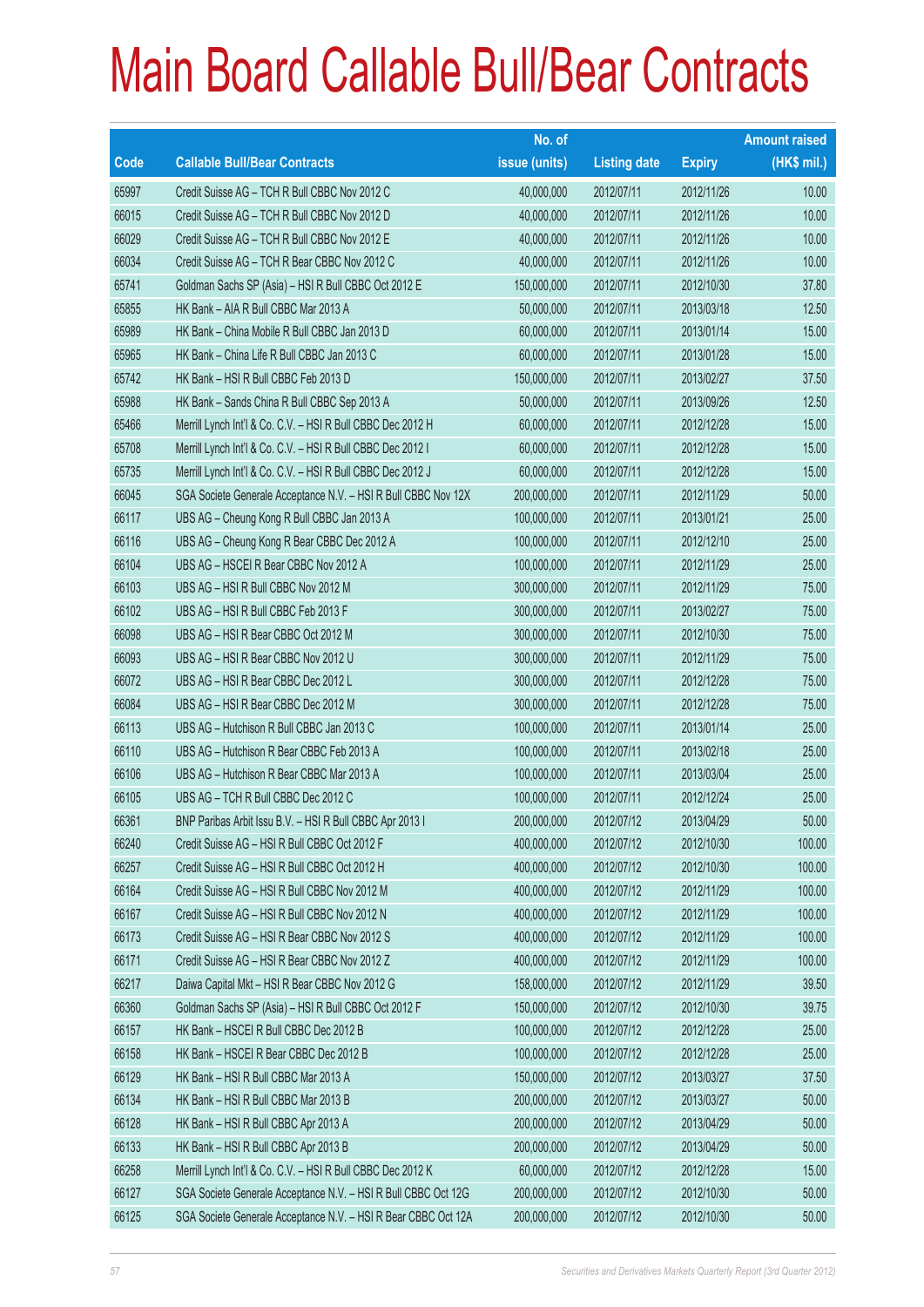# Main Board Callable Bull/Bear Contracts

| Code | Callable Bull/Bear Contracts | No. of issue (units) | Listing date | Expiry | Amount raised (HK$ mil.) |
|---|---|---|---|---|---|
| 65997 | Credit Suisse AG – TCH R Bull CBBC Nov 2012 C | 40,000,000 | 2012/07/11 | 2012/11/26 | 10.00 |
| 66015 | Credit Suisse AG – TCH R Bull CBBC Nov 2012 D | 40,000,000 | 2012/07/11 | 2012/11/26 | 10.00 |
| 66029 | Credit Suisse AG – TCH R Bull CBBC Nov 2012 E | 40,000,000 | 2012/07/11 | 2012/11/26 | 10.00 |
| 66034 | Credit Suisse AG – TCH R Bear CBBC Nov 2012 C | 40,000,000 | 2012/07/11 | 2012/11/26 | 10.00 |
| 65741 | Goldman Sachs SP (Asia) – HSI R Bull CBBC Oct 2012 E | 150,000,000 | 2012/07/11 | 2012/10/30 | 37.80 |
| 65855 | HK Bank – AIA R Bull CBBC Mar 2013 A | 50,000,000 | 2012/07/11 | 2013/03/18 | 12.50 |
| 65989 | HK Bank – China Mobile R Bull CBBC Jan 2013 D | 60,000,000 | 2012/07/11 | 2013/01/14 | 15.00 |
| 65965 | HK Bank – China Life R Bull CBBC Jan 2013 C | 60,000,000 | 2012/07/11 | 2013/01/28 | 15.00 |
| 65742 | HK Bank – HSI R Bull CBBC Feb 2013 D | 150,000,000 | 2012/07/11 | 2013/02/27 | 37.50 |
| 65988 | HK Bank – Sands China R Bull CBBC Sep 2013 A | 50,000,000 | 2012/07/11 | 2013/09/26 | 12.50 |
| 65466 | Merrill Lynch Int'l & Co. C.V. – HSI R Bull CBBC Dec 2012 H | 60,000,000 | 2012/07/11 | 2012/12/28 | 15.00 |
| 65708 | Merrill Lynch Int'l & Co. C.V. – HSI R Bull CBBC Dec 2012 I | 60,000,000 | 2012/07/11 | 2012/12/28 | 15.00 |
| 65735 | Merrill Lynch Int'l & Co. C.V. – HSI R Bull CBBC Dec 2012 J | 60,000,000 | 2012/07/11 | 2012/12/28 | 15.00 |
| 66045 | SGA Societe Generale Acceptance N.V. – HSI R Bull CBBC Nov 12X | 200,000,000 | 2012/07/11 | 2012/11/29 | 50.00 |
| 66117 | UBS AG – Cheung Kong R Bull CBBC Jan 2013 A | 100,000,000 | 2012/07/11 | 2013/01/21 | 25.00 |
| 66116 | UBS AG – Cheung Kong R Bear CBBC Dec 2012 A | 100,000,000 | 2012/07/11 | 2012/12/10 | 25.00 |
| 66104 | UBS AG – HSCEI R Bear CBBC Nov 2012 A | 100,000,000 | 2012/07/11 | 2012/11/29 | 25.00 |
| 66103 | UBS AG – HSI R Bull CBBC Nov 2012 M | 300,000,000 | 2012/07/11 | 2012/11/29 | 75.00 |
| 66102 | UBS AG – HSI R Bull CBBC Feb 2013 F | 300,000,000 | 2012/07/11 | 2013/02/27 | 75.00 |
| 66098 | UBS AG – HSI R Bear CBBC Oct 2012 M | 300,000,000 | 2012/07/11 | 2012/10/30 | 75.00 |
| 66093 | UBS AG – HSI R Bear CBBC Nov 2012 U | 300,000,000 | 2012/07/11 | 2012/11/29 | 75.00 |
| 66072 | UBS AG – HSI R Bear CBBC Dec 2012 L | 300,000,000 | 2012/07/11 | 2012/12/28 | 75.00 |
| 66084 | UBS AG – HSI R Bear CBBC Dec 2012 M | 300,000,000 | 2012/07/11 | 2012/12/28 | 75.00 |
| 66113 | UBS AG – Hutchison R Bull CBBC Jan 2013 C | 100,000,000 | 2012/07/11 | 2013/01/14 | 25.00 |
| 66110 | UBS AG – Hutchison R Bear CBBC Feb 2013 A | 100,000,000 | 2012/07/11 | 2013/02/18 | 25.00 |
| 66106 | UBS AG – Hutchison R Bear CBBC Mar 2013 A | 100,000,000 | 2012/07/11 | 2013/03/04 | 25.00 |
| 66105 | UBS AG – TCH R Bull CBBC Dec 2012 C | 100,000,000 | 2012/07/11 | 2012/12/24 | 25.00 |
| 66361 | BNP Paribas Arbit Issu B.V. – HSI R Bull CBBC Apr 2013 I | 200,000,000 | 2012/07/12 | 2013/04/29 | 50.00 |
| 66240 | Credit Suisse AG – HSI R Bull CBBC Oct 2012 F | 400,000,000 | 2012/07/12 | 2012/10/30 | 100.00 |
| 66257 | Credit Suisse AG – HSI R Bull CBBC Oct 2012 H | 400,000,000 | 2012/07/12 | 2012/10/30 | 100.00 |
| 66164 | Credit Suisse AG – HSI R Bull CBBC Nov 2012 M | 400,000,000 | 2012/07/12 | 2012/11/29 | 100.00 |
| 66167 | Credit Suisse AG – HSI R Bull CBBC Nov 2012 N | 400,000,000 | 2012/07/12 | 2012/11/29 | 100.00 |
| 66173 | Credit Suisse AG – HSI R Bear CBBC Nov 2012 S | 400,000,000 | 2012/07/12 | 2012/11/29 | 100.00 |
| 66171 | Credit Suisse AG – HSI R Bear CBBC Nov 2012 Z | 400,000,000 | 2012/07/12 | 2012/11/29 | 100.00 |
| 66217 | Daiwa Capital Mkt – HSI R Bear CBBC Nov 2012 G | 158,000,000 | 2012/07/12 | 2012/11/29 | 39.50 |
| 66360 | Goldman Sachs SP (Asia) – HSI R Bull CBBC Oct 2012 F | 150,000,000 | 2012/07/12 | 2012/10/30 | 39.75 |
| 66157 | HK Bank – HSCEI R Bull CBBC Dec 2012 B | 100,000,000 | 2012/07/12 | 2012/12/28 | 25.00 |
| 66158 | HK Bank – HSCEI R Bear CBBC Dec 2012 B | 100,000,000 | 2012/07/12 | 2012/12/28 | 25.00 |
| 66129 | HK Bank – HSI R Bull CBBC Mar 2013 A | 150,000,000 | 2012/07/12 | 2013/03/27 | 37.50 |
| 66134 | HK Bank – HSI R Bull CBBC Mar 2013 B | 200,000,000 | 2012/07/12 | 2013/03/27 | 50.00 |
| 66128 | HK Bank – HSI R Bull CBBC Apr 2013 A | 200,000,000 | 2012/07/12 | 2013/04/29 | 50.00 |
| 66133 | HK Bank – HSI R Bull CBBC Apr 2013 B | 200,000,000 | 2012/07/12 | 2013/04/29 | 50.00 |
| 66258 | Merrill Lynch Int'l & Co. C.V. – HSI R Bull CBBC Dec 2012 K | 60,000,000 | 2012/07/12 | 2012/12/28 | 15.00 |
| 66127 | SGA Societe Generale Acceptance N.V. – HSI R Bull CBBC Oct 12G | 200,000,000 | 2012/07/12 | 2012/10/30 | 50.00 |
| 66125 | SGA Societe Generale Acceptance N.V. – HSI R Bear CBBC Oct 12A | 200,000,000 | 2012/07/12 | 2012/10/30 | 50.00 |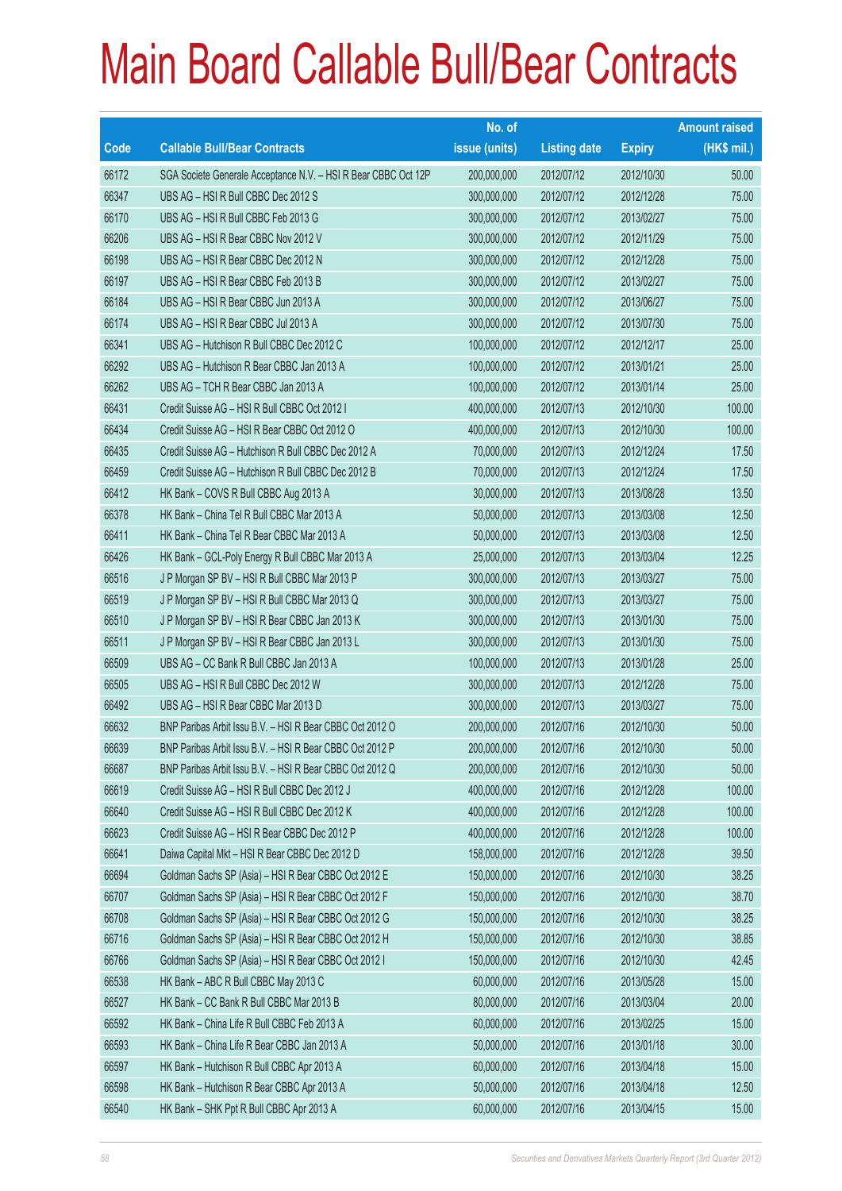# Main Board Callable Bull/Bear Contracts

| Code | Callable Bull/Bear Contracts | No. of issue (units) | Listing date | Expiry | Amount raised (HK$ mil.) |
|---|---|---|---|---|---|
| 66172 | SGA Societe Generale Acceptance N.V. – HSI R Bear CBBC Oct 12P | 200,000,000 | 2012/07/12 | 2012/10/30 | 50.00 |
| 66347 | UBS AG – HSI R Bull CBBC Dec 2012 S | 300,000,000 | 2012/07/12 | 2012/12/28 | 75.00 |
| 66170 | UBS AG – HSI R Bull CBBC Feb 2013 G | 300,000,000 | 2012/07/12 | 2013/02/27 | 75.00 |
| 66206 | UBS AG – HSI R Bear CBBC Nov 2012 V | 300,000,000 | 2012/07/12 | 2012/11/29 | 75.00 |
| 66198 | UBS AG – HSI R Bear CBBC Dec 2012 N | 300,000,000 | 2012/07/12 | 2012/12/28 | 75.00 |
| 66197 | UBS AG – HSI R Bear CBBC Feb 2013 B | 300,000,000 | 2012/07/12 | 2013/02/27 | 75.00 |
| 66184 | UBS AG – HSI R Bear CBBC Jun 2013 A | 300,000,000 | 2012/07/12 | 2013/06/27 | 75.00 |
| 66174 | UBS AG – HSI R Bear CBBC Jul 2013 A | 300,000,000 | 2012/07/12 | 2013/07/30 | 75.00 |
| 66341 | UBS AG – Hutchison R Bull CBBC Dec 2012 C | 100,000,000 | 2012/07/12 | 2012/12/17 | 25.00 |
| 66292 | UBS AG – Hutchison R Bear CBBC Jan 2013 A | 100,000,000 | 2012/07/12 | 2013/01/21 | 25.00 |
| 66262 | UBS AG – TCH R Bear CBBC Jan 2013 A | 100,000,000 | 2012/07/12 | 2013/01/14 | 25.00 |
| 66431 | Credit Suisse AG – HSI R Bull CBBC Oct 2012 I | 400,000,000 | 2012/07/13 | 2012/10/30 | 100.00 |
| 66434 | Credit Suisse AG – HSI R Bear CBBC Oct 2012 O | 400,000,000 | 2012/07/13 | 2012/10/30 | 100.00 |
| 66435 | Credit Suisse AG – Hutchison R Bull CBBC Dec 2012 A | 70,000,000 | 2012/07/13 | 2012/12/24 | 17.50 |
| 66459 | Credit Suisse AG – Hutchison R Bull CBBC Dec 2012 B | 70,000,000 | 2012/07/13 | 2012/12/24 | 17.50 |
| 66412 | HK Bank – COVS R Bull CBBC Aug 2013 A | 30,000,000 | 2012/07/13 | 2013/08/28 | 13.50 |
| 66378 | HK Bank – China Tel R Bull CBBC Mar 2013 A | 50,000,000 | 2012/07/13 | 2013/03/08 | 12.50 |
| 66411 | HK Bank – China Tel R Bear CBBC Mar 2013 A | 50,000,000 | 2012/07/13 | 2013/03/08 | 12.50 |
| 66426 | HK Bank – GCL-Poly Energy R Bull CBBC Mar 2013 A | 25,000,000 | 2012/07/13 | 2013/03/04 | 12.25 |
| 66516 | J P Morgan SP BV – HSI R Bull CBBC Mar 2013 P | 300,000,000 | 2012/07/13 | 2013/03/27 | 75.00 |
| 66519 | J P Morgan SP BV – HSI R Bull CBBC Mar 2013 Q | 300,000,000 | 2012/07/13 | 2013/03/27 | 75.00 |
| 66510 | J P Morgan SP BV – HSI R Bear CBBC Jan 2013 K | 300,000,000 | 2012/07/13 | 2013/01/30 | 75.00 |
| 66511 | J P Morgan SP BV – HSI R Bear CBBC Jan 2013 L | 300,000,000 | 2012/07/13 | 2013/01/30 | 75.00 |
| 66509 | UBS AG – CC Bank R Bull CBBC Jan 2013 A | 100,000,000 | 2012/07/13 | 2013/01/28 | 25.00 |
| 66505 | UBS AG – HSI R Bull CBBC Dec 2012 W | 300,000,000 | 2012/07/13 | 2012/12/28 | 75.00 |
| 66492 | UBS AG – HSI R Bear CBBC Mar 2013 D | 300,000,000 | 2012/07/13 | 2013/03/27 | 75.00 |
| 66632 | BNP Paribas Arbit Issu B.V. – HSI R Bear CBBC Oct 2012 O | 200,000,000 | 2012/07/16 | 2012/10/30 | 50.00 |
| 66639 | BNP Paribas Arbit Issu B.V. – HSI R Bear CBBC Oct 2012 P | 200,000,000 | 2012/07/16 | 2012/10/30 | 50.00 |
| 66687 | BNP Paribas Arbit Issu B.V. – HSI R Bear CBBC Oct 2012 Q | 200,000,000 | 2012/07/16 | 2012/10/30 | 50.00 |
| 66619 | Credit Suisse AG – HSI R Bull CBBC Dec 2012 J | 400,000,000 | 2012/07/16 | 2012/12/28 | 100.00 |
| 66640 | Credit Suisse AG – HSI R Bull CBBC Dec 2012 K | 400,000,000 | 2012/07/16 | 2012/12/28 | 100.00 |
| 66623 | Credit Suisse AG – HSI R Bear CBBC Dec 2012 P | 400,000,000 | 2012/07/16 | 2012/12/28 | 100.00 |
| 66641 | Daiwa Capital Mkt – HSI R Bear CBBC Dec 2012 D | 158,000,000 | 2012/07/16 | 2012/12/28 | 39.50 |
| 66694 | Goldman Sachs SP (Asia) – HSI R Bear CBBC Oct 2012 E | 150,000,000 | 2012/07/16 | 2012/10/30 | 38.25 |
| 66707 | Goldman Sachs SP (Asia) – HSI R Bear CBBC Oct 2012 F | 150,000,000 | 2012/07/16 | 2012/10/30 | 38.70 |
| 66708 | Goldman Sachs SP (Asia) – HSI R Bear CBBC Oct 2012 G | 150,000,000 | 2012/07/16 | 2012/10/30 | 38.25 |
| 66716 | Goldman Sachs SP (Asia) – HSI R Bear CBBC Oct 2012 H | 150,000,000 | 2012/07/16 | 2012/10/30 | 38.85 |
| 66766 | Goldman Sachs SP (Asia) – HSI R Bear CBBC Oct 2012 I | 150,000,000 | 2012/07/16 | 2012/10/30 | 42.45 |
| 66538 | HK Bank – ABC R Bull CBBC May 2013 C | 60,000,000 | 2012/07/16 | 2013/05/28 | 15.00 |
| 66527 | HK Bank – CC Bank R Bull CBBC Mar 2013 B | 80,000,000 | 2012/07/16 | 2013/03/04 | 20.00 |
| 66592 | HK Bank – China Life R Bull CBBC Feb 2013 A | 60,000,000 | 2012/07/16 | 2013/02/25 | 15.00 |
| 66593 | HK Bank – China Life R Bear CBBC Jan 2013 A | 50,000,000 | 2012/07/16 | 2013/01/18 | 30.00 |
| 66597 | HK Bank – Hutchison R Bull CBBC Apr 2013 A | 60,000,000 | 2012/07/16 | 2013/04/18 | 15.00 |
| 66598 | HK Bank – Hutchison R Bear CBBC Apr 2013 A | 50,000,000 | 2012/07/16 | 2013/04/18 | 12.50 |
| 66540 | HK Bank – SHK Ppt R Bull CBBC Apr 2013 A | 60,000,000 | 2012/07/16 | 2013/04/15 | 15.00 |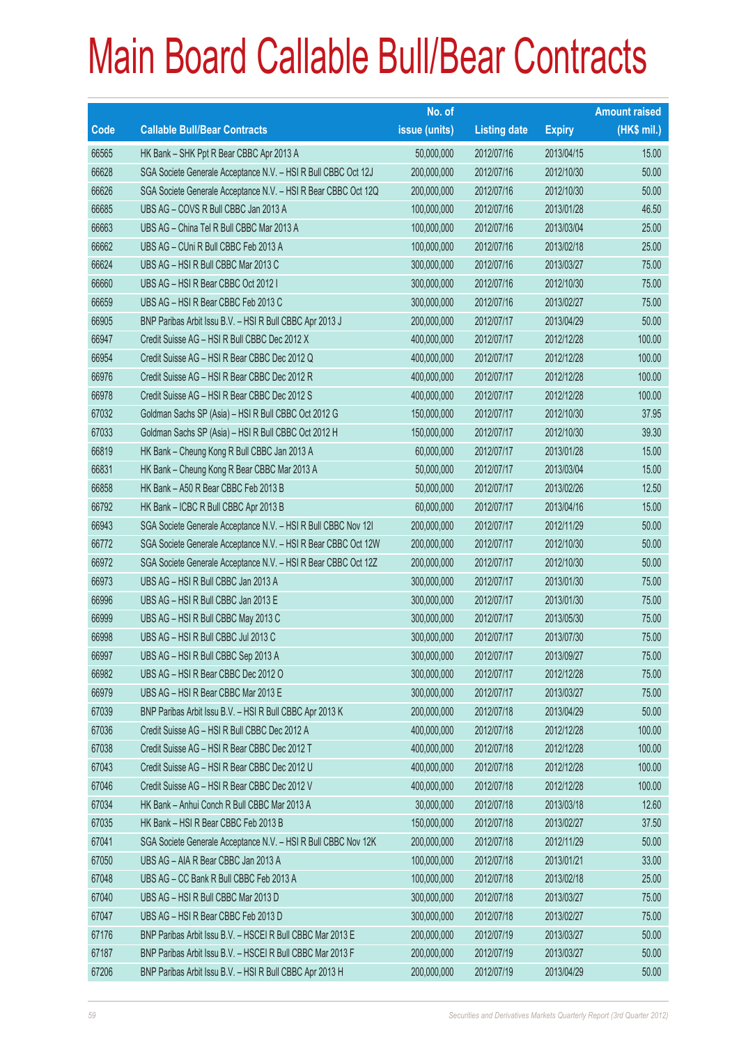# Main Board Callable Bull/Bear Contracts

| Code | Callable Bull/Bear Contracts | No. of issue (units) | Listing date | Expiry | Amount raised (HK$ mil.) |
|---|---|---|---|---|---|
| 66565 | HK Bank – SHK Ppt R Bear CBBC Apr 2013 A | 50,000,000 | 2012/07/16 | 2013/04/15 | 15.00 |
| 66628 | SGA Societe Generale Acceptance N.V. – HSI R Bull CBBC Oct 12J | 200,000,000 | 2012/07/16 | 2012/10/30 | 50.00 |
| 66626 | SGA Societe Generale Acceptance N.V. – HSI R Bear CBBC Oct 12Q | 200,000,000 | 2012/07/16 | 2012/10/30 | 50.00 |
| 66685 | UBS AG – COVS R Bull CBBC Jan 2013 A | 100,000,000 | 2012/07/16 | 2013/01/28 | 46.50 |
| 66663 | UBS AG – China Tel R Bull CBBC Mar 2013 A | 100,000,000 | 2012/07/16 | 2013/03/04 | 25.00 |
| 66662 | UBS AG – CUni R Bull CBBC Feb 2013 A | 100,000,000 | 2012/07/16 | 2013/02/18 | 25.00 |
| 66624 | UBS AG – HSI R Bull CBBC Mar 2013 C | 300,000,000 | 2012/07/16 | 2013/03/27 | 75.00 |
| 66660 | UBS AG – HSI R Bear CBBC Oct 2012 I | 300,000,000 | 2012/07/16 | 2012/10/30 | 75.00 |
| 66659 | UBS AG – HSI R Bear CBBC Feb 2013 C | 300,000,000 | 2012/07/16 | 2013/02/27 | 75.00 |
| 66905 | BNP Paribas Arbit Issu B.V. – HSI R Bull CBBC Apr 2013 J | 200,000,000 | 2012/07/17 | 2013/04/29 | 50.00 |
| 66947 | Credit Suisse AG – HSI R Bull CBBC Dec 2012 X | 400,000,000 | 2012/07/17 | 2012/12/28 | 100.00 |
| 66954 | Credit Suisse AG – HSI R Bear CBBC Dec 2012 Q | 400,000,000 | 2012/07/17 | 2012/12/28 | 100.00 |
| 66976 | Credit Suisse AG – HSI R Bear CBBC Dec 2012 R | 400,000,000 | 2012/07/17 | 2012/12/28 | 100.00 |
| 66978 | Credit Suisse AG – HSI R Bear CBBC Dec 2012 S | 400,000,000 | 2012/07/17 | 2012/12/28 | 100.00 |
| 67032 | Goldman Sachs SP (Asia) – HSI R Bull CBBC Oct 2012 G | 150,000,000 | 2012/07/17 | 2012/10/30 | 37.95 |
| 67033 | Goldman Sachs SP (Asia) – HSI R Bull CBBC Oct 2012 H | 150,000,000 | 2012/07/17 | 2012/10/30 | 39.30 |
| 66819 | HK Bank – Cheung Kong R Bull CBBC Jan 2013 A | 60,000,000 | 2012/07/17 | 2013/01/28 | 15.00 |
| 66831 | HK Bank – Cheung Kong R Bear CBBC Mar 2013 A | 50,000,000 | 2012/07/17 | 2013/03/04 | 15.00 |
| 66858 | HK Bank – A50 R Bear CBBC Feb 2013 B | 50,000,000 | 2012/07/17 | 2013/02/26 | 12.50 |
| 66792 | HK Bank – ICBC R Bull CBBC Apr 2013 B | 60,000,000 | 2012/07/17 | 2013/04/16 | 15.00 |
| 66943 | SGA Societe Generale Acceptance N.V. – HSI R Bull CBBC Nov 12I | 200,000,000 | 2012/07/17 | 2012/11/29 | 50.00 |
| 66772 | SGA Societe Generale Acceptance N.V. – HSI R Bear CBBC Oct 12W | 200,000,000 | 2012/07/17 | 2012/10/30 | 50.00 |
| 66972 | SGA Societe Generale Acceptance N.V. – HSI R Bear CBBC Oct 12Z | 200,000,000 | 2012/07/17 | 2012/10/30 | 50.00 |
| 66973 | UBS AG – HSI R Bull CBBC Jan 2013 A | 300,000,000 | 2012/07/17 | 2013/01/30 | 75.00 |
| 66996 | UBS AG – HSI R Bull CBBC Jan 2013 E | 300,000,000 | 2012/07/17 | 2013/01/30 | 75.00 |
| 66999 | UBS AG – HSI R Bull CBBC May 2013 C | 300,000,000 | 2012/07/17 | 2013/05/30 | 75.00 |
| 66998 | UBS AG – HSI R Bull CBBC Jul 2013 C | 300,000,000 | 2012/07/17 | 2013/07/30 | 75.00 |
| 66997 | UBS AG – HSI R Bull CBBC Sep 2013 A | 300,000,000 | 2012/07/17 | 2013/09/27 | 75.00 |
| 66982 | UBS AG – HSI R Bear CBBC Dec 2012 O | 300,000,000 | 2012/07/17 | 2012/12/28 | 75.00 |
| 66979 | UBS AG – HSI R Bear CBBC Mar 2013 E | 300,000,000 | 2012/07/17 | 2013/03/27 | 75.00 |
| 67039 | BNP Paribas Arbit Issu B.V. – HSI R Bull CBBC Apr 2013 K | 200,000,000 | 2012/07/18 | 2013/04/29 | 50.00 |
| 67036 | Credit Suisse AG – HSI R Bull CBBC Dec 2012 A | 400,000,000 | 2012/07/18 | 2012/12/28 | 100.00 |
| 67038 | Credit Suisse AG – HSI R Bear CBBC Dec 2012 T | 400,000,000 | 2012/07/18 | 2012/12/28 | 100.00 |
| 67043 | Credit Suisse AG – HSI R Bear CBBC Dec 2012 U | 400,000,000 | 2012/07/18 | 2012/12/28 | 100.00 |
| 67046 | Credit Suisse AG – HSI R Bear CBBC Dec 2012 V | 400,000,000 | 2012/07/18 | 2012/12/28 | 100.00 |
| 67034 | HK Bank – Anhui Conch R Bull CBBC Mar 2013 A | 30,000,000 | 2012/07/18 | 2013/03/18 | 12.60 |
| 67035 | HK Bank – HSI R Bear CBBC Feb 2013 B | 150,000,000 | 2012/07/18 | 2013/02/27 | 37.50 |
| 67041 | SGA Societe Generale Acceptance N.V. – HSI R Bull CBBC Nov 12K | 200,000,000 | 2012/07/18 | 2012/11/29 | 50.00 |
| 67050 | UBS AG – AIA R Bear CBBC Jan 2013 A | 100,000,000 | 2012/07/18 | 2013/01/21 | 33.00 |
| 67048 | UBS AG – CC Bank R Bull CBBC Feb 2013 A | 100,000,000 | 2012/07/18 | 2013/02/18 | 25.00 |
| 67040 | UBS AG – HSI R Bull CBBC Mar 2013 D | 300,000,000 | 2012/07/18 | 2013/03/27 | 75.00 |
| 67047 | UBS AG – HSI R Bear CBBC Feb 2013 D | 300,000,000 | 2012/07/18 | 2013/02/27 | 75.00 |
| 67176 | BNP Paribas Arbit Issu B.V. – HSCEI R Bull CBBC Mar 2013 E | 200,000,000 | 2012/07/19 | 2013/03/27 | 50.00 |
| 67187 | BNP Paribas Arbit Issu B.V. – HSCEI R Bull CBBC Mar 2013 F | 200,000,000 | 2012/07/19 | 2013/03/27 | 50.00 |
| 67206 | BNP Paribas Arbit Issu B.V. – HSI R Bull CBBC Apr 2013 H | 200,000,000 | 2012/07/19 | 2013/04/29 | 50.00 |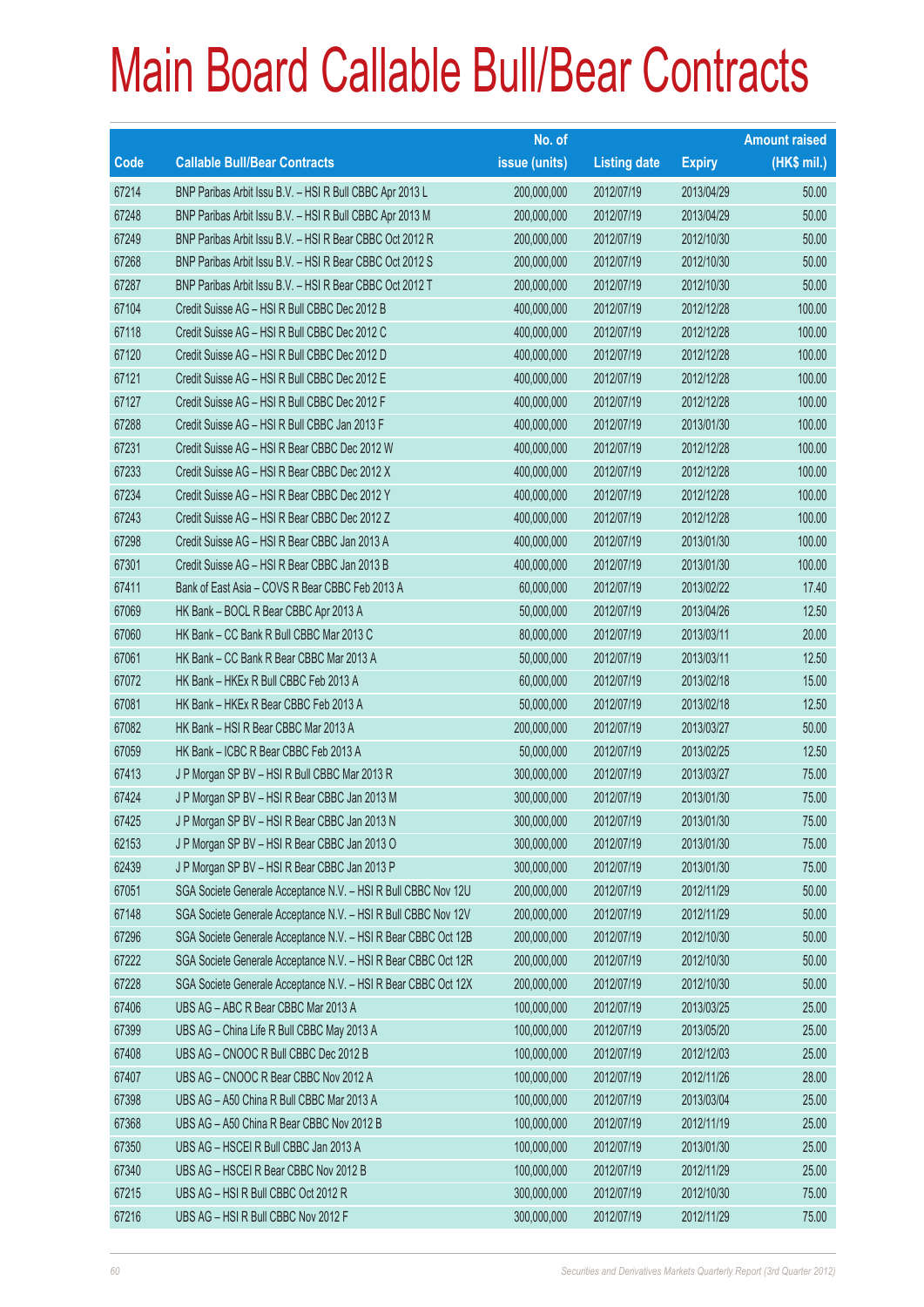# Main Board Callable Bull/Bear Contracts

| Code | Callable Bull/Bear Contracts | No. of issue (units) | Listing date | Expiry | Amount raised (HK$ mil.) |
|---|---|---|---|---|---|
| 67214 | BNP Paribas Arbit Issu B.V. – HSI R Bull CBBC Apr 2013 L | 200,000,000 | 2012/07/19 | 2013/04/29 | 50.00 |
| 67248 | BNP Paribas Arbit Issu B.V. – HSI R Bull CBBC Apr 2013 M | 200,000,000 | 2012/07/19 | 2013/04/29 | 50.00 |
| 67249 | BNP Paribas Arbit Issu B.V. – HSI R Bear CBBC Oct 2012 R | 200,000,000 | 2012/07/19 | 2012/10/30 | 50.00 |
| 67268 | BNP Paribas Arbit Issu B.V. – HSI R Bear CBBC Oct 2012 S | 200,000,000 | 2012/07/19 | 2012/10/30 | 50.00 |
| 67287 | BNP Paribas Arbit Issu B.V. – HSI R Bear CBBC Oct 2012 T | 200,000,000 | 2012/07/19 | 2012/10/30 | 50.00 |
| 67104 | Credit Suisse AG – HSI R Bull CBBC Dec 2012 B | 400,000,000 | 2012/07/19 | 2012/12/28 | 100.00 |
| 67118 | Credit Suisse AG – HSI R Bull CBBC Dec 2012 C | 400,000,000 | 2012/07/19 | 2012/12/28 | 100.00 |
| 67120 | Credit Suisse AG – HSI R Bull CBBC Dec 2012 D | 400,000,000 | 2012/07/19 | 2012/12/28 | 100.00 |
| 67121 | Credit Suisse AG – HSI R Bull CBBC Dec 2012 E | 400,000,000 | 2012/07/19 | 2012/12/28 | 100.00 |
| 67127 | Credit Suisse AG – HSI R Bull CBBC Dec 2012 F | 400,000,000 | 2012/07/19 | 2012/12/28 | 100.00 |
| 67288 | Credit Suisse AG – HSI R Bull CBBC Jan 2013 F | 400,000,000 | 2012/07/19 | 2013/01/30 | 100.00 |
| 67231 | Credit Suisse AG – HSI R Bear CBBC Dec 2012 W | 400,000,000 | 2012/07/19 | 2012/12/28 | 100.00 |
| 67233 | Credit Suisse AG – HSI R Bear CBBC Dec 2012 X | 400,000,000 | 2012/07/19 | 2012/12/28 | 100.00 |
| 67234 | Credit Suisse AG – HSI R Bear CBBC Dec 2012 Y | 400,000,000 | 2012/07/19 | 2012/12/28 | 100.00 |
| 67243 | Credit Suisse AG – HSI R Bear CBBC Dec 2012 Z | 400,000,000 | 2012/07/19 | 2012/12/28 | 100.00 |
| 67298 | Credit Suisse AG – HSI R Bear CBBC Jan 2013 A | 400,000,000 | 2012/07/19 | 2013/01/30 | 100.00 |
| 67301 | Credit Suisse AG – HSI R Bear CBBC Jan 2013 B | 400,000,000 | 2012/07/19 | 2013/01/30 | 100.00 |
| 67411 | Bank of East Asia – COVS R Bear CBBC Feb 2013 A | 60,000,000 | 2012/07/19 | 2013/02/22 | 17.40 |
| 67069 | HK Bank – BOCL R Bear CBBC Apr 2013 A | 50,000,000 | 2012/07/19 | 2013/04/26 | 12.50 |
| 67060 | HK Bank – CC Bank R Bull CBBC Mar 2013 C | 80,000,000 | 2012/07/19 | 2013/03/11 | 20.00 |
| 67061 | HK Bank – CC Bank R Bear CBBC Mar 2013 A | 50,000,000 | 2012/07/19 | 2013/03/11 | 12.50 |
| 67072 | HK Bank – HKEx R Bull CBBC Feb 2013 A | 60,000,000 | 2012/07/19 | 2013/02/18 | 15.00 |
| 67081 | HK Bank – HKEx R Bear CBBC Feb 2013 A | 50,000,000 | 2012/07/19 | 2013/02/18 | 12.50 |
| 67082 | HK Bank – HSI R Bear CBBC Mar 2013 A | 200,000,000 | 2012/07/19 | 2013/03/27 | 50.00 |
| 67059 | HK Bank – ICBC R Bear CBBC Feb 2013 A | 50,000,000 | 2012/07/19 | 2013/02/25 | 12.50 |
| 67413 | J P Morgan SP BV – HSI R Bull CBBC Mar 2013 R | 300,000,000 | 2012/07/19 | 2013/03/27 | 75.00 |
| 67424 | J P Morgan SP BV – HSI R Bear CBBC Jan 2013 M | 300,000,000 | 2012/07/19 | 2013/01/30 | 75.00 |
| 67425 | J P Morgan SP BV – HSI R Bear CBBC Jan 2013 N | 300,000,000 | 2012/07/19 | 2013/01/30 | 75.00 |
| 62153 | J P Morgan SP BV – HSI R Bear CBBC Jan 2013 O | 300,000,000 | 2012/07/19 | 2013/01/30 | 75.00 |
| 62439 | J P Morgan SP BV – HSI R Bear CBBC Jan 2013 P | 300,000,000 | 2012/07/19 | 2013/01/30 | 75.00 |
| 67051 | SGA Societe Generale Acceptance N.V. – HSI R Bull CBBC Nov 12U | 200,000,000 | 2012/07/19 | 2012/11/29 | 50.00 |
| 67148 | SGA Societe Generale Acceptance N.V. – HSI R Bull CBBC Nov 12V | 200,000,000 | 2012/07/19 | 2012/11/29 | 50.00 |
| 67296 | SGA Societe Generale Acceptance N.V. – HSI R Bear CBBC Oct 12B | 200,000,000 | 2012/07/19 | 2012/10/30 | 50.00 |
| 67222 | SGA Societe Generale Acceptance N.V. – HSI R Bear CBBC Oct 12R | 200,000,000 | 2012/07/19 | 2012/10/30 | 50.00 |
| 67228 | SGA Societe Generale Acceptance N.V. – HSI R Bear CBBC Oct 12X | 200,000,000 | 2012/07/19 | 2012/10/30 | 50.00 |
| 67406 | UBS AG – ABC R Bear CBBC Mar 2013 A | 100,000,000 | 2012/07/19 | 2013/03/25 | 25.00 |
| 67399 | UBS AG – China Life R Bull CBBC May 2013 A | 100,000,000 | 2012/07/19 | 2013/05/20 | 25.00 |
| 67408 | UBS AG – CNOOC R Bull CBBC Dec 2012 B | 100,000,000 | 2012/07/19 | 2012/12/03 | 25.00 |
| 67407 | UBS AG – CNOOC R Bear CBBC Nov 2012 A | 100,000,000 | 2012/07/19 | 2012/11/26 | 28.00 |
| 67398 | UBS AG – A50 China R Bull CBBC Mar 2013 A | 100,000,000 | 2012/07/19 | 2013/03/04 | 25.00 |
| 67368 | UBS AG – A50 China R Bear CBBC Nov 2012 B | 100,000,000 | 2012/07/19 | 2012/11/19 | 25.00 |
| 67350 | UBS AG – HSCEI R Bull CBBC Jan 2013 A | 100,000,000 | 2012/07/19 | 2013/01/30 | 25.00 |
| 67340 | UBS AG – HSCEI R Bear CBBC Nov 2012 B | 100,000,000 | 2012/07/19 | 2012/11/29 | 25.00 |
| 67215 | UBS AG – HSI R Bull CBBC Oct 2012 R | 300,000,000 | 2012/07/19 | 2012/10/30 | 75.00 |
| 67216 | UBS AG – HSI R Bull CBBC Nov 2012 F | 300,000,000 | 2012/07/19 | 2012/11/29 | 75.00 |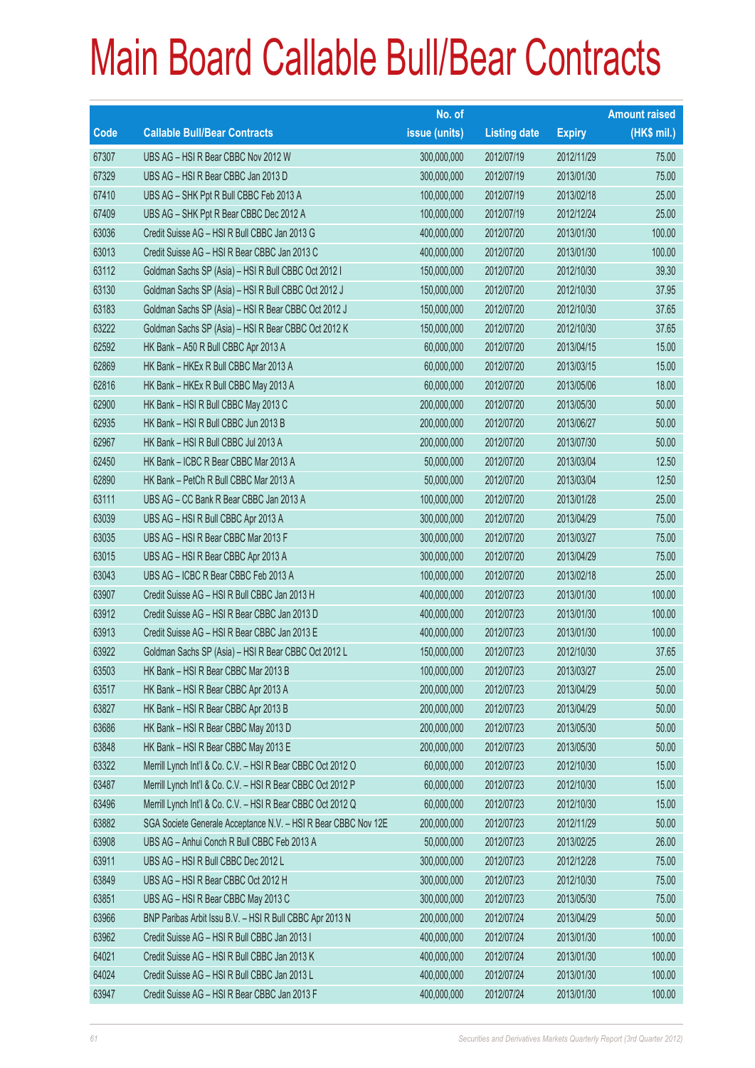# Main Board Callable Bull/Bear Contracts

| Code | Callable Bull/Bear Contracts | No. of issue (units) | Listing date | Expiry | Amount raised (HK$ mil.) |
|---|---|---|---|---|---|
| 67307 | UBS AG – HSI R Bear CBBC Nov 2012 W | 300,000,000 | 2012/07/19 | 2012/11/29 | 75.00 |
| 67329 | UBS AG – HSI R Bear CBBC Jan 2013 D | 300,000,000 | 2012/07/19 | 2013/01/30 | 75.00 |
| 67410 | UBS AG – SHK Ppt R Bull CBBC Feb 2013 A | 100,000,000 | 2012/07/19 | 2013/02/18 | 25.00 |
| 67409 | UBS AG – SHK Ppt R Bear CBBC Dec 2012 A | 100,000,000 | 2012/07/19 | 2012/12/24 | 25.00 |
| 63036 | Credit Suisse AG – HSI R Bull CBBC Jan 2013 G | 400,000,000 | 2012/07/20 | 2013/01/30 | 100.00 |
| 63013 | Credit Suisse AG – HSI R Bear CBBC Jan 2013 C | 400,000,000 | 2012/07/20 | 2013/01/30 | 100.00 |
| 63112 | Goldman Sachs SP (Asia) – HSI R Bull CBBC Oct 2012 I | 150,000,000 | 2012/07/20 | 2012/10/30 | 39.30 |
| 63130 | Goldman Sachs SP (Asia) – HSI R Bull CBBC Oct 2012 J | 150,000,000 | 2012/07/20 | 2012/10/30 | 37.95 |
| 63183 | Goldman Sachs SP (Asia) – HSI R Bear CBBC Oct 2012 J | 150,000,000 | 2012/07/20 | 2012/10/30 | 37.65 |
| 63222 | Goldman Sachs SP (Asia) – HSI R Bear CBBC Oct 2012 K | 150,000,000 | 2012/07/20 | 2012/10/30 | 37.65 |
| 62592 | HK Bank – A50 R Bull CBBC Apr 2013 A | 60,000,000 | 2012/07/20 | 2013/04/15 | 15.00 |
| 62869 | HK Bank – HKEx R Bull CBBC Mar 2013 A | 60,000,000 | 2012/07/20 | 2013/03/15 | 15.00 |
| 62816 | HK Bank – HKEx R Bull CBBC May 2013 A | 60,000,000 | 2012/07/20 | 2013/05/06 | 18.00 |
| 62900 | HK Bank – HSI R Bull CBBC May 2013 C | 200,000,000 | 2012/07/20 | 2013/05/30 | 50.00 |
| 62935 | HK Bank – HSI R Bull CBBC Jun 2013 B | 200,000,000 | 2012/07/20 | 2013/06/27 | 50.00 |
| 62967 | HK Bank – HSI R Bull CBBC Jul 2013 A | 200,000,000 | 2012/07/20 | 2013/07/30 | 50.00 |
| 62450 | HK Bank – ICBC R Bear CBBC Mar 2013 A | 50,000,000 | 2012/07/20 | 2013/03/04 | 12.50 |
| 62890 | HK Bank – PetCh R Bull CBBC Mar 2013 A | 50,000,000 | 2012/07/20 | 2013/03/04 | 12.50 |
| 63111 | UBS AG – CC Bank R Bear CBBC Jan 2013 A | 100,000,000 | 2012/07/20 | 2013/01/28 | 25.00 |
| 63039 | UBS AG – HSI R Bull CBBC Apr 2013 A | 300,000,000 | 2012/07/20 | 2013/04/29 | 75.00 |
| 63035 | UBS AG – HSI R Bear CBBC Mar 2013 F | 300,000,000 | 2012/07/20 | 2013/03/27 | 75.00 |
| 63015 | UBS AG – HSI R Bear CBBC Apr 2013 A | 300,000,000 | 2012/07/20 | 2013/04/29 | 75.00 |
| 63043 | UBS AG – ICBC R Bear CBBC Feb 2013 A | 100,000,000 | 2012/07/20 | 2013/02/18 | 25.00 |
| 63907 | Credit Suisse AG – HSI R Bull CBBC Jan 2013 H | 400,000,000 | 2012/07/23 | 2013/01/30 | 100.00 |
| 63912 | Credit Suisse AG – HSI R Bear CBBC Jan 2013 D | 400,000,000 | 2012/07/23 | 2013/01/30 | 100.00 |
| 63913 | Credit Suisse AG – HSI R Bear CBBC Jan 2013 E | 400,000,000 | 2012/07/23 | 2013/01/30 | 100.00 |
| 63922 | Goldman Sachs SP (Asia) – HSI R Bear CBBC Oct 2012 L | 150,000,000 | 2012/07/23 | 2012/10/30 | 37.65 |
| 63503 | HK Bank – HSI R Bear CBBC Mar 2013 B | 100,000,000 | 2012/07/23 | 2013/03/27 | 25.00 |
| 63517 | HK Bank – HSI R Bear CBBC Apr 2013 A | 200,000,000 | 2012/07/23 | 2013/04/29 | 50.00 |
| 63827 | HK Bank – HSI R Bear CBBC Apr 2013 B | 200,000,000 | 2012/07/23 | 2013/04/29 | 50.00 |
| 63686 | HK Bank – HSI R Bear CBBC May 2013 D | 200,000,000 | 2012/07/23 | 2013/05/30 | 50.00 |
| 63848 | HK Bank – HSI R Bear CBBC May 2013 E | 200,000,000 | 2012/07/23 | 2013/05/30 | 50.00 |
| 63322 | Merrill Lynch Int'l & Co. C.V. – HSI R Bear CBBC Oct 2012 O | 60,000,000 | 2012/07/23 | 2012/10/30 | 15.00 |
| 63487 | Merrill Lynch Int'l & Co. C.V. – HSI R Bear CBBC Oct 2012 P | 60,000,000 | 2012/07/23 | 2012/10/30 | 15.00 |
| 63496 | Merrill Lynch Int'l & Co. C.V. – HSI R Bear CBBC Oct 2012 Q | 60,000,000 | 2012/07/23 | 2012/10/30 | 15.00 |
| 63882 | SGA Societe Generale Acceptance N.V. – HSI R Bear CBBC Nov 12E | 200,000,000 | 2012/07/23 | 2012/11/29 | 50.00 |
| 63908 | UBS AG – Anhui Conch R Bull CBBC Feb 2013 A | 50,000,000 | 2012/07/23 | 2013/02/25 | 26.00 |
| 63911 | UBS AG – HSI R Bull CBBC Dec 2012 L | 300,000,000 | 2012/07/23 | 2012/12/28 | 75.00 |
| 63849 | UBS AG – HSI R Bear CBBC Oct 2012 H | 300,000,000 | 2012/07/23 | 2012/10/30 | 75.00 |
| 63851 | UBS AG – HSI R Bear CBBC May 2013 C | 300,000,000 | 2012/07/23 | 2013/05/30 | 75.00 |
| 63966 | BNP Paribas Arbit Issu B.V. – HSI R Bull CBBC Apr 2013 N | 200,000,000 | 2012/07/24 | 2013/04/29 | 50.00 |
| 63962 | Credit Suisse AG – HSI R Bull CBBC Jan 2013 I | 400,000,000 | 2012/07/24 | 2013/01/30 | 100.00 |
| 64021 | Credit Suisse AG – HSI R Bull CBBC Jan 2013 K | 400,000,000 | 2012/07/24 | 2013/01/30 | 100.00 |
| 64024 | Credit Suisse AG – HSI R Bull CBBC Jan 2013 L | 400,000,000 | 2012/07/24 | 2013/01/30 | 100.00 |
| 63947 | Credit Suisse AG – HSI R Bear CBBC Jan 2013 F | 400,000,000 | 2012/07/24 | 2013/01/30 | 100.00 |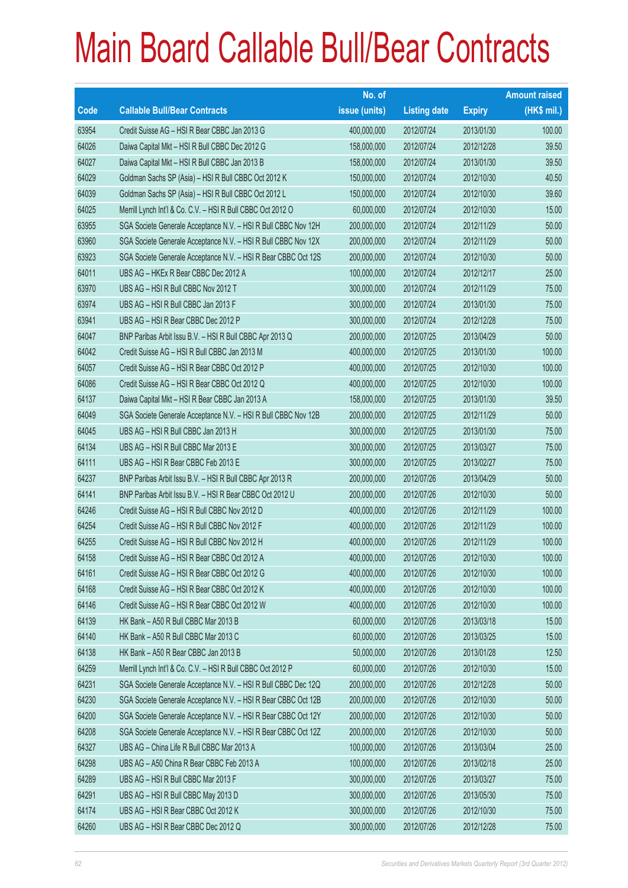# Main Board Callable Bull/Bear Contracts

| Code | Callable Bull/Bear Contracts | No. of issue (units) | Listing date | Expiry | Amount raised (HK$ mil.) |
|---|---|---|---|---|---|
| 63954 | Credit Suisse AG – HSI R Bear CBBC Jan 2013 G | 400,000,000 | 2012/07/24 | 2013/01/30 | 100.00 |
| 64026 | Daiwa Capital Mkt – HSI R Bull CBBC Dec 2012 G | 158,000,000 | 2012/07/24 | 2012/12/28 | 39.50 |
| 64027 | Daiwa Capital Mkt – HSI R Bull CBBC Jan 2013 B | 158,000,000 | 2012/07/24 | 2013/01/30 | 39.50 |
| 64029 | Goldman Sachs SP (Asia) – HSI R Bull CBBC Oct 2012 K | 150,000,000 | 2012/07/24 | 2012/10/30 | 40.50 |
| 64039 | Goldman Sachs SP (Asia) – HSI R Bull CBBC Oct 2012 L | 150,000,000 | 2012/07/24 | 2012/10/30 | 39.60 |
| 64025 | Merrill Lynch Int'l & Co. C.V. – HSI R Bull CBBC Oct 2012 O | 60,000,000 | 2012/07/24 | 2012/10/30 | 15.00 |
| 63955 | SGA Societe Generale Acceptance N.V. – HSI R Bull CBBC Nov 12H | 200,000,000 | 2012/07/24 | 2012/11/29 | 50.00 |
| 63960 | SGA Societe Generale Acceptance N.V. – HSI R Bull CBBC Nov 12X | 200,000,000 | 2012/07/24 | 2012/11/29 | 50.00 |
| 63923 | SGA Societe Generale Acceptance N.V. – HSI R Bear CBBC Oct 12S | 200,000,000 | 2012/07/24 | 2012/10/30 | 50.00 |
| 64011 | UBS AG – HKEx R Bear CBBC Dec 2012 A | 100,000,000 | 2012/07/24 | 2012/12/17 | 25.00 |
| 63970 | UBS AG – HSI R Bull CBBC Nov 2012 T | 300,000,000 | 2012/07/24 | 2012/11/29 | 75.00 |
| 63974 | UBS AG – HSI R Bull CBBC Jan 2013 F | 300,000,000 | 2012/07/24 | 2013/01/30 | 75.00 |
| 63941 | UBS AG – HSI R Bear CBBC Dec 2012 P | 300,000,000 | 2012/07/24 | 2012/12/28 | 75.00 |
| 64047 | BNP Paribas Arbit Issu B.V. – HSI R Bull CBBC Apr 2013 Q | 200,000,000 | 2012/07/25 | 2013/04/29 | 50.00 |
| 64042 | Credit Suisse AG – HSI R Bull CBBC Jan 2013 M | 400,000,000 | 2012/07/25 | 2013/01/30 | 100.00 |
| 64057 | Credit Suisse AG – HSI R Bear CBBC Oct 2012 P | 400,000,000 | 2012/07/25 | 2012/10/30 | 100.00 |
| 64086 | Credit Suisse AG – HSI R Bear CBBC Oct 2012 Q | 400,000,000 | 2012/07/25 | 2012/10/30 | 100.00 |
| 64137 | Daiwa Capital Mkt – HSI R Bear CBBC Jan 2013 A | 158,000,000 | 2012/07/25 | 2013/01/30 | 39.50 |
| 64049 | SGA Societe Generale Acceptance N.V. – HSI R Bull CBBC Nov 12B | 200,000,000 | 2012/07/25 | 2012/11/29 | 50.00 |
| 64045 | UBS AG – HSI R Bull CBBC Jan 2013 H | 300,000,000 | 2012/07/25 | 2013/01/30 | 75.00 |
| 64134 | UBS AG – HSI R Bull CBBC Mar 2013 E | 300,000,000 | 2012/07/25 | 2013/03/27 | 75.00 |
| 64111 | UBS AG – HSI R Bear CBBC Feb 2013 E | 300,000,000 | 2012/07/25 | 2013/02/27 | 75.00 |
| 64237 | BNP Paribas Arbit Issu B.V. – HSI R Bull CBBC Apr 2013 R | 200,000,000 | 2012/07/26 | 2013/04/29 | 50.00 |
| 64141 | BNP Paribas Arbit Issu B.V. – HSI R Bear CBBC Oct 2012 U | 200,000,000 | 2012/07/26 | 2012/10/30 | 50.00 |
| 64246 | Credit Suisse AG – HSI R Bull CBBC Nov 2012 D | 400,000,000 | 2012/07/26 | 2012/11/29 | 100.00 |
| 64254 | Credit Suisse AG – HSI R Bull CBBC Nov 2012 F | 400,000,000 | 2012/07/26 | 2012/11/29 | 100.00 |
| 64255 | Credit Suisse AG – HSI R Bull CBBC Nov 2012 H | 400,000,000 | 2012/07/26 | 2012/11/29 | 100.00 |
| 64158 | Credit Suisse AG – HSI R Bear CBBC Oct 2012 A | 400,000,000 | 2012/07/26 | 2012/10/30 | 100.00 |
| 64161 | Credit Suisse AG – HSI R Bear CBBC Oct 2012 G | 400,000,000 | 2012/07/26 | 2012/10/30 | 100.00 |
| 64168 | Credit Suisse AG – HSI R Bear CBBC Oct 2012 K | 400,000,000 | 2012/07/26 | 2012/10/30 | 100.00 |
| 64146 | Credit Suisse AG – HSI R Bear CBBC Oct 2012 W | 400,000,000 | 2012/07/26 | 2012/10/30 | 100.00 |
| 64139 | HK Bank – A50 R Bull CBBC Mar 2013 B | 60,000,000 | 2012/07/26 | 2013/03/18 | 15.00 |
| 64140 | HK Bank – A50 R Bull CBBC Mar 2013 C | 60,000,000 | 2012/07/26 | 2013/03/25 | 15.00 |
| 64138 | HK Bank – A50 R Bear CBBC Jan 2013 B | 50,000,000 | 2012/07/26 | 2013/01/28 | 12.50 |
| 64259 | Merrill Lynch Int'l & Co. C.V. – HSI R Bull CBBC Oct 2012 P | 60,000,000 | 2012/07/26 | 2012/10/30 | 15.00 |
| 64231 | SGA Societe Generale Acceptance N.V. – HSI R Bull CBBC Dec 12Q | 200,000,000 | 2012/07/26 | 2012/12/28 | 50.00 |
| 64230 | SGA Societe Generale Acceptance N.V. – HSI R Bear CBBC Oct 12B | 200,000,000 | 2012/07/26 | 2012/10/30 | 50.00 |
| 64200 | SGA Societe Generale Acceptance N.V. – HSI R Bear CBBC Oct 12Y | 200,000,000 | 2012/07/26 | 2012/10/30 | 50.00 |
| 64208 | SGA Societe Generale Acceptance N.V. – HSI R Bear CBBC Oct 12Z | 200,000,000 | 2012/07/26 | 2012/10/30 | 50.00 |
| 64327 | UBS AG – China Life R Bull CBBC Mar 2013 A | 100,000,000 | 2012/07/26 | 2013/03/04 | 25.00 |
| 64298 | UBS AG – A50 China R Bear CBBC Feb 2013 A | 100,000,000 | 2012/07/26 | 2013/02/18 | 25.00 |
| 64289 | UBS AG – HSI R Bull CBBC Mar 2013 F | 300,000,000 | 2012/07/26 | 2013/03/27 | 75.00 |
| 64291 | UBS AG – HSI R Bull CBBC May 2013 D | 300,000,000 | 2012/07/26 | 2013/05/30 | 75.00 |
| 64174 | UBS AG – HSI R Bear CBBC Oct 2012 K | 300,000,000 | 2012/07/26 | 2012/10/30 | 75.00 |
| 64260 | UBS AG – HSI R Bear CBBC Dec 2012 Q | 300,000,000 | 2012/07/26 | 2012/12/28 | 75.00 |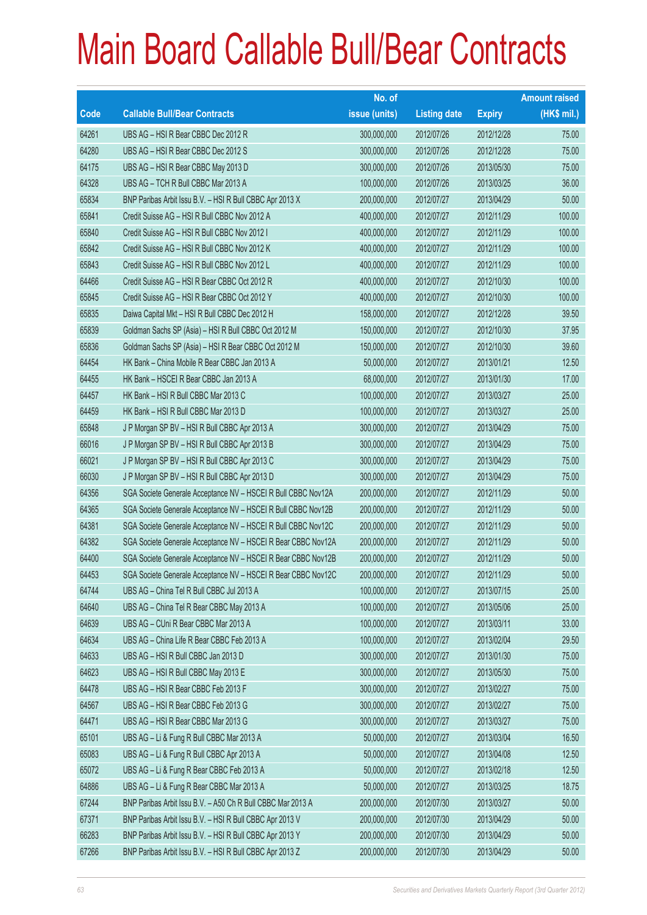# Main Board Callable Bull/Bear Contracts

| Code | Callable Bull/Bear Contracts | No. of issue (units) | Listing date | Expiry | Amount raised (HK$ mil.) |
|---|---|---|---|---|---|
| 64261 | UBS AG – HSI R Bear CBBC Dec 2012 R | 300,000,000 | 2012/07/26 | 2012/12/28 | 75.00 |
| 64280 | UBS AG – HSI R Bear CBBC Dec 2012 S | 300,000,000 | 2012/07/26 | 2012/12/28 | 75.00 |
| 64175 | UBS AG – HSI R Bear CBBC May 2013 D | 300,000,000 | 2012/07/26 | 2013/05/30 | 75.00 |
| 64328 | UBS AG – TCH R Bull CBBC Mar 2013 A | 100,000,000 | 2012/07/26 | 2013/03/25 | 36.00 |
| 65834 | BNP Paribas Arbit Issu B.V. – HSI R Bull CBBC Apr 2013 X | 200,000,000 | 2012/07/27 | 2013/04/29 | 50.00 |
| 65841 | Credit Suisse AG – HSI R Bull CBBC Nov 2012 A | 400,000,000 | 2012/07/27 | 2012/11/29 | 100.00 |
| 65840 | Credit Suisse AG – HSI R Bull CBBC Nov 2012 I | 400,000,000 | 2012/07/27 | 2012/11/29 | 100.00 |
| 65842 | Credit Suisse AG – HSI R Bull CBBC Nov 2012 K | 400,000,000 | 2012/07/27 | 2012/11/29 | 100.00 |
| 65843 | Credit Suisse AG – HSI R Bull CBBC Nov 2012 L | 400,000,000 | 2012/07/27 | 2012/11/29 | 100.00 |
| 64466 | Credit Suisse AG – HSI R Bear CBBC Oct 2012 R | 400,000,000 | 2012/07/27 | 2012/10/30 | 100.00 |
| 65845 | Credit Suisse AG – HSI R Bear CBBC Oct 2012 Y | 400,000,000 | 2012/07/27 | 2012/10/30 | 100.00 |
| 65835 | Daiwa Capital Mkt – HSI R Bull CBBC Dec 2012 H | 158,000,000 | 2012/07/27 | 2012/12/28 | 39.50 |
| 65839 | Goldman Sachs SP (Asia) – HSI R Bull CBBC Oct 2012 M | 150,000,000 | 2012/07/27 | 2012/10/30 | 37.95 |
| 65836 | Goldman Sachs SP (Asia) – HSI R Bear CBBC Oct 2012 M | 150,000,000 | 2012/07/27 | 2012/10/30 | 39.60 |
| 64454 | HK Bank – China Mobile R Bear CBBC Jan 2013 A | 50,000,000 | 2012/07/27 | 2013/01/21 | 12.50 |
| 64455 | HK Bank – HSCEI R Bear CBBC Jan 2013 A | 68,000,000 | 2012/07/27 | 2013/01/30 | 17.00 |
| 64457 | HK Bank – HSI R Bull CBBC Mar 2013 C | 100,000,000 | 2012/07/27 | 2013/03/27 | 25.00 |
| 64459 | HK Bank – HSI R Bull CBBC Mar 2013 D | 100,000,000 | 2012/07/27 | 2013/03/27 | 25.00 |
| 65848 | J P Morgan SP BV – HSI R Bull CBBC Apr 2013 A | 300,000,000 | 2012/07/27 | 2013/04/29 | 75.00 |
| 66016 | J P Morgan SP BV – HSI R Bull CBBC Apr 2013 B | 300,000,000 | 2012/07/27 | 2013/04/29 | 75.00 |
| 66021 | J P Morgan SP BV – HSI R Bull CBBC Apr 2013 C | 300,000,000 | 2012/07/27 | 2013/04/29 | 75.00 |
| 66030 | J P Morgan SP BV – HSI R Bull CBBC Apr 2013 D | 300,000,000 | 2012/07/27 | 2013/04/29 | 75.00 |
| 64356 | SGA Societe Generale Acceptance NV – HSCEI R Bull CBBC Nov12A | 200,000,000 | 2012/07/27 | 2012/11/29 | 50.00 |
| 64365 | SGA Societe Generale Acceptance NV – HSCEI R Bull CBBC Nov12B | 200,000,000 | 2012/07/27 | 2012/11/29 | 50.00 |
| 64381 | SGA Societe Generale Acceptance NV – HSCEI R Bull CBBC Nov12C | 200,000,000 | 2012/07/27 | 2012/11/29 | 50.00 |
| 64382 | SGA Societe Generale Acceptance NV – HSCEI R Bear CBBC Nov12A | 200,000,000 | 2012/07/27 | 2012/11/29 | 50.00 |
| 64400 | SGA Societe Generale Acceptance NV – HSCEI R Bear CBBC Nov12B | 200,000,000 | 2012/07/27 | 2012/11/29 | 50.00 |
| 64453 | SGA Societe Generale Acceptance NV – HSCEI R Bear CBBC Nov12C | 200,000,000 | 2012/07/27 | 2012/11/29 | 50.00 |
| 64744 | UBS AG – China Tel R Bull CBBC Jul 2013 A | 100,000,000 | 2012/07/27 | 2013/07/15 | 25.00 |
| 64640 | UBS AG – China Tel R Bear CBBC May 2013 A | 100,000,000 | 2012/07/27 | 2013/05/06 | 25.00 |
| 64639 | UBS AG – CUni R Bear CBBC Mar 2013 A | 100,000,000 | 2012/07/27 | 2013/03/11 | 33.00 |
| 64634 | UBS AG – China Life R Bear CBBC Feb 2013 A | 100,000,000 | 2012/07/27 | 2013/02/04 | 29.50 |
| 64633 | UBS AG – HSI R Bull CBBC Jan 2013 D | 300,000,000 | 2012/07/27 | 2013/01/30 | 75.00 |
| 64623 | UBS AG – HSI R Bull CBBC May 2013 E | 300,000,000 | 2012/07/27 | 2013/05/30 | 75.00 |
| 64478 | UBS AG – HSI R Bear CBBC Feb 2013 F | 300,000,000 | 2012/07/27 | 2013/02/27 | 75.00 |
| 64567 | UBS AG – HSI R Bear CBBC Feb 2013 G | 300,000,000 | 2012/07/27 | 2013/02/27 | 75.00 |
| 64471 | UBS AG – HSI R Bear CBBC Mar 2013 G | 300,000,000 | 2012/07/27 | 2013/03/27 | 75.00 |
| 65101 | UBS AG – Li & Fung R Bull CBBC Mar 2013 A | 50,000,000 | 2012/07/27 | 2013/03/04 | 16.50 |
| 65083 | UBS AG – Li & Fung R Bull CBBC Apr 2013 A | 50,000,000 | 2012/07/27 | 2013/04/08 | 12.50 |
| 65072 | UBS AG – Li & Fung R Bear CBBC Feb 2013 A | 50,000,000 | 2012/07/27 | 2013/02/18 | 12.50 |
| 64886 | UBS AG – Li & Fung R Bear CBBC Mar 2013 A | 50,000,000 | 2012/07/27 | 2013/03/25 | 18.75 |
| 67244 | BNP Paribas Arbit Issu B.V. – A50 Ch R Bull CBBC Mar 2013 A | 200,000,000 | 2012/07/30 | 2013/03/27 | 50.00 |
| 67371 | BNP Paribas Arbit Issu B.V. – HSI R Bull CBBC Apr 2013 V | 200,000,000 | 2012/07/30 | 2013/04/29 | 50.00 |
| 66283 | BNP Paribas Arbit Issu B.V. – HSI R Bull CBBC Apr 2013 Y | 200,000,000 | 2012/07/30 | 2013/04/29 | 50.00 |
| 67266 | BNP Paribas Arbit Issu B.V. – HSI R Bull CBBC Apr 2013 Z | 200,000,000 | 2012/07/30 | 2013/04/29 | 50.00 |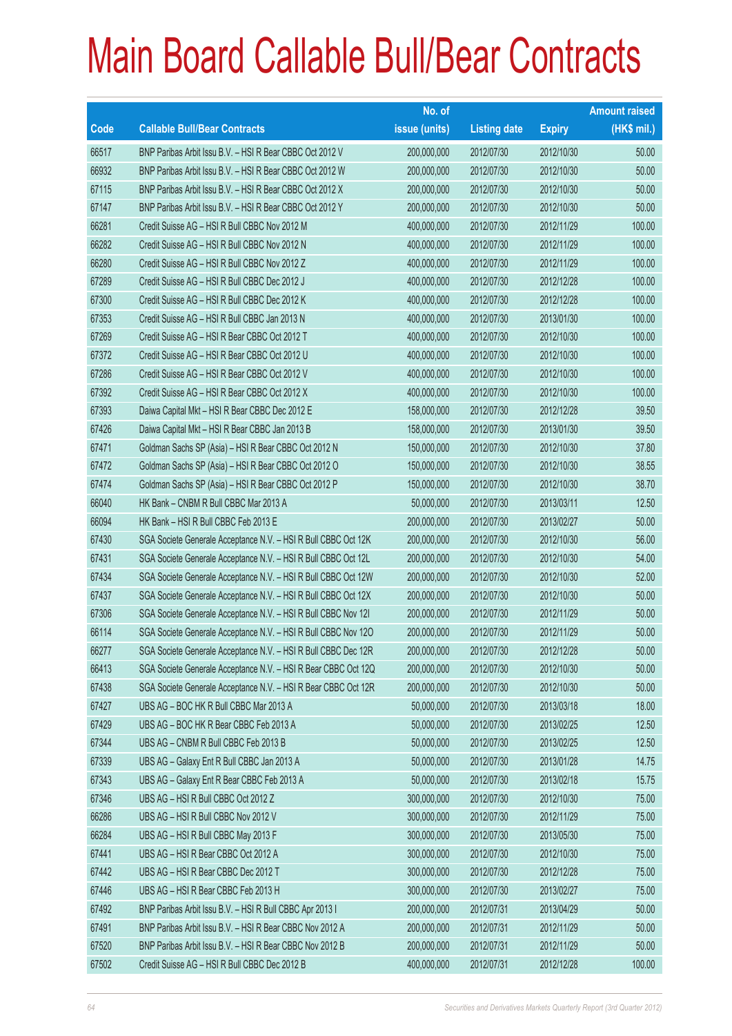# Main Board Callable Bull/Bear Contracts

| Code | Callable Bull/Bear Contracts | No. of issue (units) | Listing date | Expiry | Amount raised (HK$ mil.) |
|---|---|---|---|---|---|
| 66517 | BNP Paribas Arbit Issu B.V. – HSI R Bear CBBC Oct 2012 V | 200,000,000 | 2012/07/30 | 2012/10/30 | 50.00 |
| 66932 | BNP Paribas Arbit Issu B.V. – HSI R Bear CBBC Oct 2012 W | 200,000,000 | 2012/07/30 | 2012/10/30 | 50.00 |
| 67115 | BNP Paribas Arbit Issu B.V. – HSI R Bear CBBC Oct 2012 X | 200,000,000 | 2012/07/30 | 2012/10/30 | 50.00 |
| 67147 | BNP Paribas Arbit Issu B.V. – HSI R Bear CBBC Oct 2012 Y | 200,000,000 | 2012/07/30 | 2012/10/30 | 50.00 |
| 66281 | Credit Suisse AG – HSI R Bull CBBC Nov 2012 M | 400,000,000 | 2012/07/30 | 2012/11/29 | 100.00 |
| 66282 | Credit Suisse AG – HSI R Bull CBBC Nov 2012 N | 400,000,000 | 2012/07/30 | 2012/11/29 | 100.00 |
| 66280 | Credit Suisse AG – HSI R Bull CBBC Nov 2012 Z | 400,000,000 | 2012/07/30 | 2012/11/29 | 100.00 |
| 67289 | Credit Suisse AG – HSI R Bull CBBC Dec 2012 J | 400,000,000 | 2012/07/30 | 2012/12/28 | 100.00 |
| 67300 | Credit Suisse AG – HSI R Bull CBBC Dec 2012 K | 400,000,000 | 2012/07/30 | 2012/12/28 | 100.00 |
| 67353 | Credit Suisse AG – HSI R Bull CBBC Jan 2013 N | 400,000,000 | 2012/07/30 | 2013/01/30 | 100.00 |
| 67269 | Credit Suisse AG – HSI R Bear CBBC Oct 2012 T | 400,000,000 | 2012/07/30 | 2012/10/30 | 100.00 |
| 67372 | Credit Suisse AG – HSI R Bear CBBC Oct 2012 U | 400,000,000 | 2012/07/30 | 2012/10/30 | 100.00 |
| 67286 | Credit Suisse AG – HSI R Bear CBBC Oct 2012 V | 400,000,000 | 2012/07/30 | 2012/10/30 | 100.00 |
| 67392 | Credit Suisse AG – HSI R Bear CBBC Oct 2012 X | 400,000,000 | 2012/07/30 | 2012/10/30 | 100.00 |
| 67393 | Daiwa Capital Mkt – HSI R Bear CBBC Dec 2012 E | 158,000,000 | 2012/07/30 | 2012/12/28 | 39.50 |
| 67426 | Daiwa Capital Mkt – HSI R Bear CBBC Jan 2013 B | 158,000,000 | 2012/07/30 | 2013/01/30 | 39.50 |
| 67471 | Goldman Sachs SP (Asia) – HSI R Bear CBBC Oct 2012 N | 150,000,000 | 2012/07/30 | 2012/10/30 | 37.80 |
| 67472 | Goldman Sachs SP (Asia) – HSI R Bear CBBC Oct 2012 O | 150,000,000 | 2012/07/30 | 2012/10/30 | 38.55 |
| 67474 | Goldman Sachs SP (Asia) – HSI R Bear CBBC Oct 2012 P | 150,000,000 | 2012/07/30 | 2012/10/30 | 38.70 |
| 66040 | HK Bank – CNBM R Bull CBBC Mar 2013 A | 50,000,000 | 2012/07/30 | 2013/03/11 | 12.50 |
| 66094 | HK Bank – HSI R Bull CBBC Feb 2013 E | 200,000,000 | 2012/07/30 | 2013/02/27 | 50.00 |
| 67430 | SGA Societe Generale Acceptance N.V. – HSI R Bull CBBC Oct 12K | 200,000,000 | 2012/07/30 | 2012/10/30 | 56.00 |
| 67431 | SGA Societe Generale Acceptance N.V. – HSI R Bull CBBC Oct 12L | 200,000,000 | 2012/07/30 | 2012/10/30 | 54.00 |
| 67434 | SGA Societe Generale Acceptance N.V. – HSI R Bull CBBC Oct 12W | 200,000,000 | 2012/07/30 | 2012/10/30 | 52.00 |
| 67437 | SGA Societe Generale Acceptance N.V. – HSI R Bull CBBC Oct 12X | 200,000,000 | 2012/07/30 | 2012/10/30 | 50.00 |
| 67306 | SGA Societe Generale Acceptance N.V. – HSI R Bull CBBC Nov 12I | 200,000,000 | 2012/07/30 | 2012/11/29 | 50.00 |
| 66114 | SGA Societe Generale Acceptance N.V. – HSI R Bull CBBC Nov 12O | 200,000,000 | 2012/07/30 | 2012/11/29 | 50.00 |
| 66277 | SGA Societe Generale Acceptance N.V. – HSI R Bull CBBC Dec 12R | 200,000,000 | 2012/07/30 | 2012/12/28 | 50.00 |
| 66413 | SGA Societe Generale Acceptance N.V. – HSI R Bear CBBC Oct 12Q | 200,000,000 | 2012/07/30 | 2012/10/30 | 50.00 |
| 67438 | SGA Societe Generale Acceptance N.V. – HSI R Bear CBBC Oct 12R | 200,000,000 | 2012/07/30 | 2012/10/30 | 50.00 |
| 67427 | UBS AG – BOC HK R Bull CBBC Mar 2013 A | 50,000,000 | 2012/07/30 | 2013/03/18 | 18.00 |
| 67429 | UBS AG – BOC HK R Bear CBBC Feb 2013 A | 50,000,000 | 2012/07/30 | 2013/02/25 | 12.50 |
| 67344 | UBS AG – CNBM R Bull CBBC Feb 2013 B | 50,000,000 | 2012/07/30 | 2013/02/25 | 12.50 |
| 67339 | UBS AG – Galaxy Ent R Bull CBBC Jan 2013 A | 50,000,000 | 2012/07/30 | 2013/01/28 | 14.75 |
| 67343 | UBS AG – Galaxy Ent R Bear CBBC Feb 2013 A | 50,000,000 | 2012/07/30 | 2013/02/18 | 15.75 |
| 67346 | UBS AG – HSI R Bull CBBC Oct 2012 Z | 300,000,000 | 2012/07/30 | 2012/10/30 | 75.00 |
| 66286 | UBS AG – HSI R Bull CBBC Nov 2012 V | 300,000,000 | 2012/07/30 | 2012/11/29 | 75.00 |
| 66284 | UBS AG – HSI R Bull CBBC May 2013 F | 300,000,000 | 2012/07/30 | 2013/05/30 | 75.00 |
| 67441 | UBS AG – HSI R Bear CBBC Oct 2012 A | 300,000,000 | 2012/07/30 | 2012/10/30 | 75.00 |
| 67442 | UBS AG – HSI R Bear CBBC Dec 2012 T | 300,000,000 | 2012/07/30 | 2012/12/28 | 75.00 |
| 67446 | UBS AG – HSI R Bear CBBC Feb 2013 H | 300,000,000 | 2012/07/30 | 2013/02/27 | 75.00 |
| 67492 | BNP Paribas Arbit Issu B.V. – HSI R Bull CBBC Apr 2013 I | 200,000,000 | 2012/07/31 | 2013/04/29 | 50.00 |
| 67491 | BNP Paribas Arbit Issu B.V. – HSI R Bear CBBC Nov 2012 A | 200,000,000 | 2012/07/31 | 2012/11/29 | 50.00 |
| 67520 | BNP Paribas Arbit Issu B.V. – HSI R Bear CBBC Nov 2012 B | 200,000,000 | 2012/07/31 | 2012/11/29 | 50.00 |
| 67502 | Credit Suisse AG – HSI R Bull CBBC Dec 2012 B | 400,000,000 | 2012/07/31 | 2012/12/28 | 100.00 |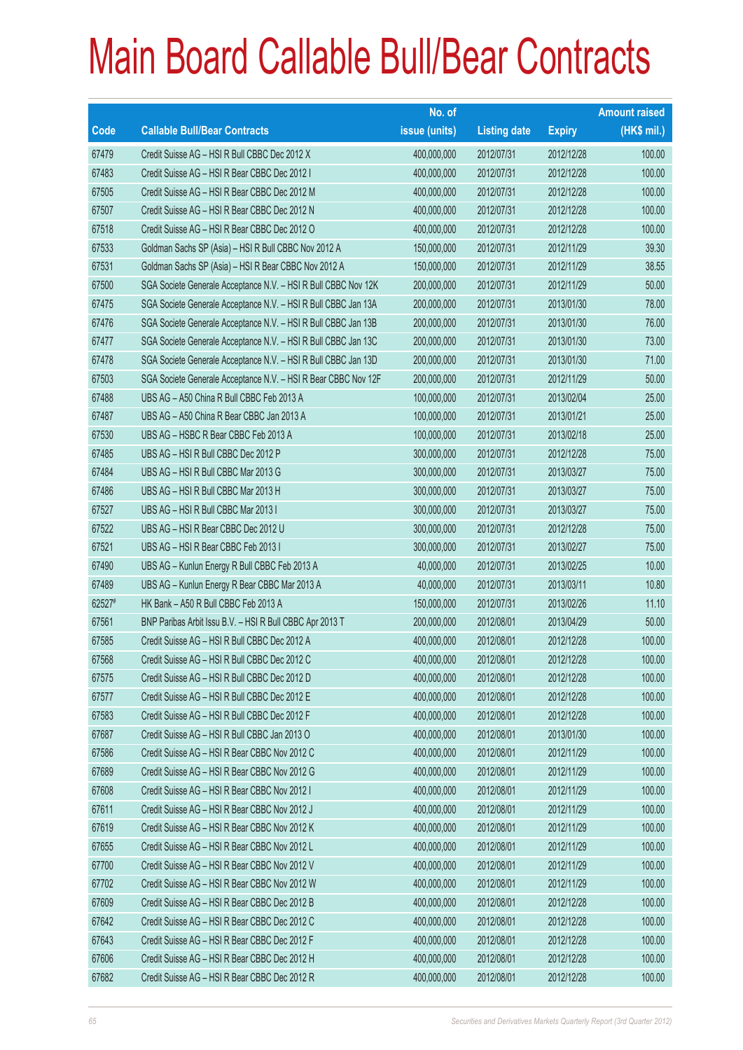# Main Board Callable Bull/Bear Contracts

| Code | Callable Bull/Bear Contracts | No. of issue (units) | Listing date | Expiry | Amount raised (HK$ mil.) |
|---|---|---|---|---|---|
| 67479 | Credit Suisse AG – HSI R Bull CBBC Dec 2012 X | 400,000,000 | 2012/07/31 | 2012/12/28 | 100.00 |
| 67483 | Credit Suisse AG – HSI R Bear CBBC Dec 2012 I | 400,000,000 | 2012/07/31 | 2012/12/28 | 100.00 |
| 67505 | Credit Suisse AG – HSI R Bear CBBC Dec 2012 M | 400,000,000 | 2012/07/31 | 2012/12/28 | 100.00 |
| 67507 | Credit Suisse AG – HSI R Bear CBBC Dec 2012 N | 400,000,000 | 2012/07/31 | 2012/12/28 | 100.00 |
| 67518 | Credit Suisse AG – HSI R Bear CBBC Dec 2012 O | 400,000,000 | 2012/07/31 | 2012/12/28 | 100.00 |
| 67533 | Goldman Sachs SP (Asia) – HSI R Bull CBBC Nov 2012 A | 150,000,000 | 2012/07/31 | 2012/11/29 | 39.30 |
| 67531 | Goldman Sachs SP (Asia) – HSI R Bear CBBC Nov 2012 A | 150,000,000 | 2012/07/31 | 2012/11/29 | 38.55 |
| 67500 | SGA Societe Generale Acceptance N.V. – HSI R Bull CBBC Nov 12K | 200,000,000 | 2012/07/31 | 2012/11/29 | 50.00 |
| 67475 | SGA Societe Generale Acceptance N.V. – HSI R Bull CBBC Jan 13A | 200,000,000 | 2012/07/31 | 2013/01/30 | 78.00 |
| 67476 | SGA Societe Generale Acceptance N.V. – HSI R Bull CBBC Jan 13B | 200,000,000 | 2012/07/31 | 2013/01/30 | 76.00 |
| 67477 | SGA Societe Generale Acceptance N.V. – HSI R Bull CBBC Jan 13C | 200,000,000 | 2012/07/31 | 2013/01/30 | 73.00 |
| 67478 | SGA Societe Generale Acceptance N.V. – HSI R Bull CBBC Jan 13D | 200,000,000 | 2012/07/31 | 2013/01/30 | 71.00 |
| 67503 | SGA Societe Generale Acceptance N.V. – HSI R Bear CBBC Nov 12F | 200,000,000 | 2012/07/31 | 2012/11/29 | 50.00 |
| 67488 | UBS AG – A50 China R Bull CBBC Feb 2013 A | 100,000,000 | 2012/07/31 | 2013/02/04 | 25.00 |
| 67487 | UBS AG – A50 China R Bear CBBC Jan 2013 A | 100,000,000 | 2012/07/31 | 2013/01/21 | 25.00 |
| 67530 | UBS AG – HSBC R Bear CBBC Feb 2013 A | 100,000,000 | 2012/07/31 | 2013/02/18 | 25.00 |
| 67485 | UBS AG – HSI R Bull CBBC Dec 2012 P | 300,000,000 | 2012/07/31 | 2012/12/28 | 75.00 |
| 67484 | UBS AG – HSI R Bull CBBC Mar 2013 G | 300,000,000 | 2012/07/31 | 2013/03/27 | 75.00 |
| 67486 | UBS AG – HSI R Bull CBBC Mar 2013 H | 300,000,000 | 2012/07/31 | 2013/03/27 | 75.00 |
| 67527 | UBS AG – HSI R Bull CBBC Mar 2013 I | 300,000,000 | 2012/07/31 | 2013/03/27 | 75.00 |
| 67522 | UBS AG – HSI R Bear CBBC Dec 2012 U | 300,000,000 | 2012/07/31 | 2012/12/28 | 75.00 |
| 67521 | UBS AG – HSI R Bear CBBC Feb 2013 I | 300,000,000 | 2012/07/31 | 2013/02/27 | 75.00 |
| 67490 | UBS AG – Kunlun Energy R Bull CBBC Feb 2013 A | 40,000,000 | 2012/07/31 | 2013/02/25 | 10.00 |
| 67489 | UBS AG – Kunlun Energy R Bear CBBC Mar 2013 A | 40,000,000 | 2012/07/31 | 2013/03/11 | 10.80 |
| 62527# | HK Bank – A50 R Bull CBBC Feb 2013 A | 150,000,000 | 2012/07/31 | 2013/02/26 | 11.10 |
| 67561 | BNP Paribas Arbit Issu B.V. – HSI R Bull CBBC Apr 2013 T | 200,000,000 | 2012/08/01 | 2013/04/29 | 50.00 |
| 67585 | Credit Suisse AG – HSI R Bull CBBC Dec 2012 A | 400,000,000 | 2012/08/01 | 2012/12/28 | 100.00 |
| 67568 | Credit Suisse AG – HSI R Bull CBBC Dec 2012 C | 400,000,000 | 2012/08/01 | 2012/12/28 | 100.00 |
| 67575 | Credit Suisse AG – HSI R Bull CBBC Dec 2012 D | 400,000,000 | 2012/08/01 | 2012/12/28 | 100.00 |
| 67577 | Credit Suisse AG – HSI R Bull CBBC Dec 2012 E | 400,000,000 | 2012/08/01 | 2012/12/28 | 100.00 |
| 67583 | Credit Suisse AG – HSI R Bull CBBC Dec 2012 F | 400,000,000 | 2012/08/01 | 2012/12/28 | 100.00 |
| 67687 | Credit Suisse AG – HSI R Bull CBBC Jan 2013 O | 400,000,000 | 2012/08/01 | 2013/01/30 | 100.00 |
| 67586 | Credit Suisse AG – HSI R Bear CBBC Nov 2012 C | 400,000,000 | 2012/08/01 | 2012/11/29 | 100.00 |
| 67689 | Credit Suisse AG – HSI R Bear CBBC Nov 2012 G | 400,000,000 | 2012/08/01 | 2012/11/29 | 100.00 |
| 67608 | Credit Suisse AG – HSI R Bear CBBC Nov 2012 I | 400,000,000 | 2012/08/01 | 2012/11/29 | 100.00 |
| 67611 | Credit Suisse AG – HSI R Bear CBBC Nov 2012 J | 400,000,000 | 2012/08/01 | 2012/11/29 | 100.00 |
| 67619 | Credit Suisse AG – HSI R Bear CBBC Nov 2012 K | 400,000,000 | 2012/08/01 | 2012/11/29 | 100.00 |
| 67655 | Credit Suisse AG – HSI R Bear CBBC Nov 2012 L | 400,000,000 | 2012/08/01 | 2012/11/29 | 100.00 |
| 67700 | Credit Suisse AG – HSI R Bear CBBC Nov 2012 V | 400,000,000 | 2012/08/01 | 2012/11/29 | 100.00 |
| 67702 | Credit Suisse AG – HSI R Bear CBBC Nov 2012 W | 400,000,000 | 2012/08/01 | 2012/11/29 | 100.00 |
| 67609 | Credit Suisse AG – HSI R Bear CBBC Dec 2012 B | 400,000,000 | 2012/08/01 | 2012/12/28 | 100.00 |
| 67642 | Credit Suisse AG – HSI R Bear CBBC Dec 2012 C | 400,000,000 | 2012/08/01 | 2012/12/28 | 100.00 |
| 67643 | Credit Suisse AG – HSI R Bear CBBC Dec 2012 F | 400,000,000 | 2012/08/01 | 2012/12/28 | 100.00 |
| 67606 | Credit Suisse AG – HSI R Bear CBBC Dec 2012 H | 400,000,000 | 2012/08/01 | 2012/12/28 | 100.00 |
| 67682 | Credit Suisse AG – HSI R Bear CBBC Dec 2012 R | 400,000,000 | 2012/08/01 | 2012/12/28 | 100.00 |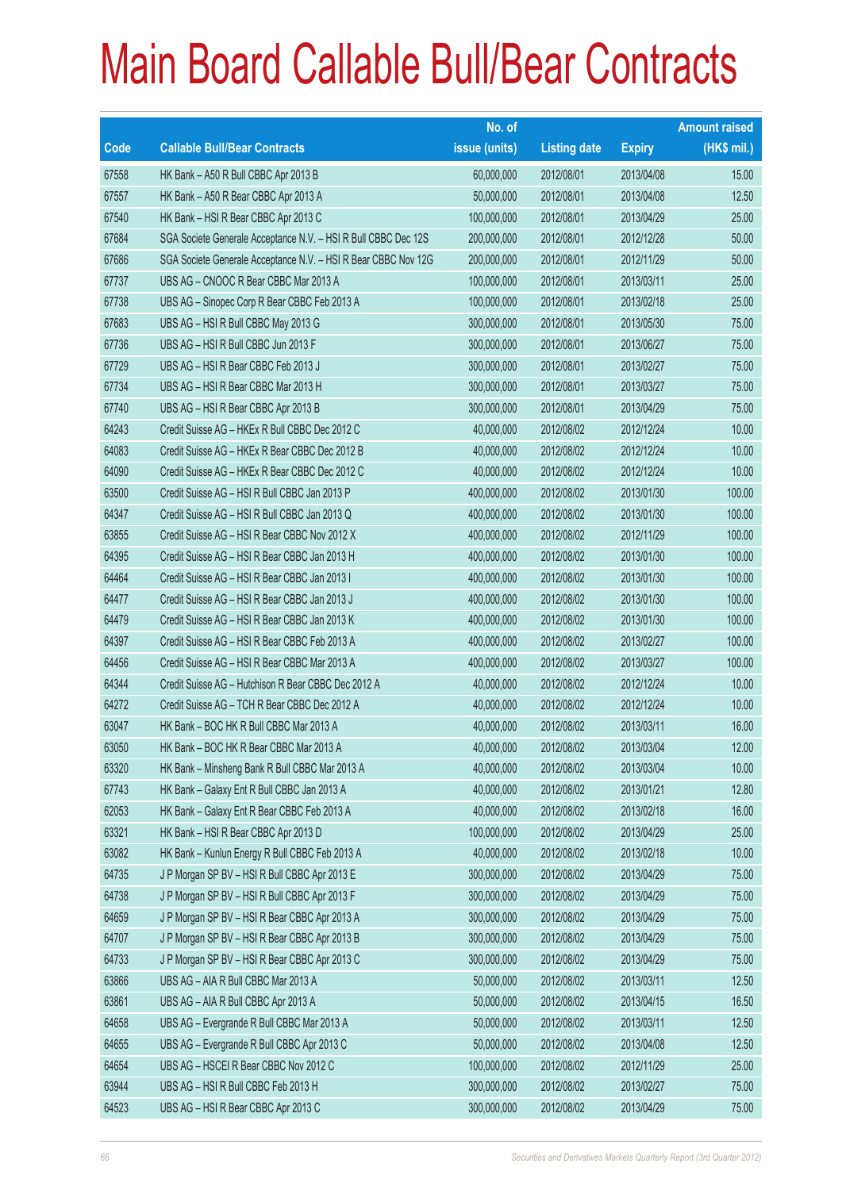# Main Board Callable Bull/Bear Contracts

| Code | Callable Bull/Bear Contracts | No. of issue (units) | Listing date | Expiry | Amount raised (HK$ mil.) |
|---|---|---|---|---|---|
| 67558 | HK Bank – A50 R Bull CBBC Apr 2013 B | 60,000,000 | 2012/08/01 | 2013/04/08 | 15.00 |
| 67557 | HK Bank – A50 R Bear CBBC Apr 2013 A | 50,000,000 | 2012/08/01 | 2013/04/08 | 12.50 |
| 67540 | HK Bank – HSI R Bear CBBC Apr 2013 C | 100,000,000 | 2012/08/01 | 2013/04/29 | 25.00 |
| 67684 | SGA Societe Generale Acceptance N.V. – HSI R Bull CBBC Dec 12S | 200,000,000 | 2012/08/01 | 2012/12/28 | 50.00 |
| 67686 | SGA Societe Generale Acceptance N.V. – HSI R Bear CBBC Nov 12G | 200,000,000 | 2012/08/01 | 2012/11/29 | 50.00 |
| 67737 | UBS AG – CNOOC R Bear CBBC Mar 2013 A | 100,000,000 | 2012/08/01 | 2013/03/11 | 25.00 |
| 67738 | UBS AG – Sinopec Corp R Bear CBBC Feb 2013 A | 100,000,000 | 2012/08/01 | 2013/02/18 | 25.00 |
| 67683 | UBS AG – HSI R Bull CBBC May 2013 G | 300,000,000 | 2012/08/01 | 2013/05/30 | 75.00 |
| 67736 | UBS AG – HSI R Bull CBBC Jun 2013 F | 300,000,000 | 2012/08/01 | 2013/06/27 | 75.00 |
| 67729 | UBS AG – HSI R Bear CBBC Feb 2013 J | 300,000,000 | 2012/08/01 | 2013/02/27 | 75.00 |
| 67734 | UBS AG – HSI R Bear CBBC Mar 2013 H | 300,000,000 | 2012/08/01 | 2013/03/27 | 75.00 |
| 67740 | UBS AG – HSI R Bear CBBC Apr 2013 B | 300,000,000 | 2012/08/01 | 2013/04/29 | 75.00 |
| 64243 | Credit Suisse AG – HKEx R Bull CBBC Dec 2012 C | 40,000,000 | 2012/08/02 | 2012/12/24 | 10.00 |
| 64083 | Credit Suisse AG – HKEx R Bear CBBC Dec 2012 B | 40,000,000 | 2012/08/02 | 2012/12/24 | 10.00 |
| 64090 | Credit Suisse AG – HKEx R Bear CBBC Dec 2012 C | 40,000,000 | 2012/08/02 | 2012/12/24 | 10.00 |
| 63500 | Credit Suisse AG – HSI R Bull CBBC Jan 2013 P | 400,000,000 | 2012/08/02 | 2013/01/30 | 100.00 |
| 64347 | Credit Suisse AG – HSI R Bull CBBC Jan 2013 Q | 400,000,000 | 2012/08/02 | 2013/01/30 | 100.00 |
| 63855 | Credit Suisse AG – HSI R Bear CBBC Nov 2012 X | 400,000,000 | 2012/08/02 | 2012/11/29 | 100.00 |
| 64395 | Credit Suisse AG – HSI R Bear CBBC Jan 2013 H | 400,000,000 | 2012/08/02 | 2013/01/30 | 100.00 |
| 64464 | Credit Suisse AG – HSI R Bear CBBC Jan 2013 I | 400,000,000 | 2012/08/02 | 2013/01/30 | 100.00 |
| 64477 | Credit Suisse AG – HSI R Bear CBBC Jan 2013 J | 400,000,000 | 2012/08/02 | 2013/01/30 | 100.00 |
| 64479 | Credit Suisse AG – HSI R Bear CBBC Jan 2013 K | 400,000,000 | 2012/08/02 | 2013/01/30 | 100.00 |
| 64397 | Credit Suisse AG – HSI R Bear CBBC Feb 2013 A | 400,000,000 | 2012/08/02 | 2013/02/27 | 100.00 |
| 64456 | Credit Suisse AG – HSI R Bear CBBC Mar 2013 A | 400,000,000 | 2012/08/02 | 2013/03/27 | 100.00 |
| 64344 | Credit Suisse AG – Hutchison R Bear CBBC Dec 2012 A | 40,000,000 | 2012/08/02 | 2012/12/24 | 10.00 |
| 64272 | Credit Suisse AG – TCH R Bear CBBC Dec 2012 A | 40,000,000 | 2012/08/02 | 2012/12/24 | 10.00 |
| 63047 | HK Bank – BOC HK R Bull CBBC Mar 2013 A | 40,000,000 | 2012/08/02 | 2013/03/11 | 16.00 |
| 63050 | HK Bank – BOC HK R Bear CBBC Mar 2013 A | 40,000,000 | 2012/08/02 | 2013/03/04 | 12.00 |
| 63320 | HK Bank – Minsheng Bank R Bull CBBC Mar 2013 A | 40,000,000 | 2012/08/02 | 2013/03/04 | 10.00 |
| 67743 | HK Bank – Galaxy Ent R Bull CBBC Jan 2013 A | 40,000,000 | 2012/08/02 | 2013/01/21 | 12.80 |
| 62053 | HK Bank – Galaxy Ent R Bear CBBC Feb 2013 A | 40,000,000 | 2012/08/02 | 2013/02/18 | 16.00 |
| 63321 | HK Bank – HSI R Bear CBBC Apr 2013 D | 100,000,000 | 2012/08/02 | 2013/04/29 | 25.00 |
| 63082 | HK Bank – Kunlun Energy R Bull CBBC Feb 2013 A | 40,000,000 | 2012/08/02 | 2013/02/18 | 10.00 |
| 64735 | J P Morgan SP BV – HSI R Bull CBBC Apr 2013 E | 300,000,000 | 2012/08/02 | 2013/04/29 | 75.00 |
| 64738 | J P Morgan SP BV – HSI R Bull CBBC Apr 2013 F | 300,000,000 | 2012/08/02 | 2013/04/29 | 75.00 |
| 64659 | J P Morgan SP BV – HSI R Bear CBBC Apr 2013 A | 300,000,000 | 2012/08/02 | 2013/04/29 | 75.00 |
| 64707 | J P Morgan SP BV – HSI R Bear CBBC Apr 2013 B | 300,000,000 | 2012/08/02 | 2013/04/29 | 75.00 |
| 64733 | J P Morgan SP BV – HSI R Bear CBBC Apr 2013 C | 300,000,000 | 2012/08/02 | 2013/04/29 | 75.00 |
| 63866 | UBS AG – AIA R Bull CBBC Mar 2013 A | 50,000,000 | 2012/08/02 | 2013/03/11 | 12.50 |
| 63861 | UBS AG – AIA R Bull CBBC Apr 2013 A | 50,000,000 | 2012/08/02 | 2013/04/15 | 16.50 |
| 64658 | UBS AG – Evergrande R Bull CBBC Mar 2013 A | 50,000,000 | 2012/08/02 | 2013/03/11 | 12.50 |
| 64655 | UBS AG – Evergrande R Bull CBBC Apr 2013 C | 50,000,000 | 2012/08/02 | 2013/04/08 | 12.50 |
| 64654 | UBS AG – HSCEI R Bear CBBC Nov 2012 C | 100,000,000 | 2012/08/02 | 2012/11/29 | 25.00 |
| 63944 | UBS AG – HSI R Bull CBBC Feb 2013 H | 300,000,000 | 2012/08/02 | 2013/02/27 | 75.00 |
| 64523 | UBS AG – HSI R Bear CBBC Apr 2013 C | 300,000,000 | 2012/08/02 | 2013/04/29 | 75.00 |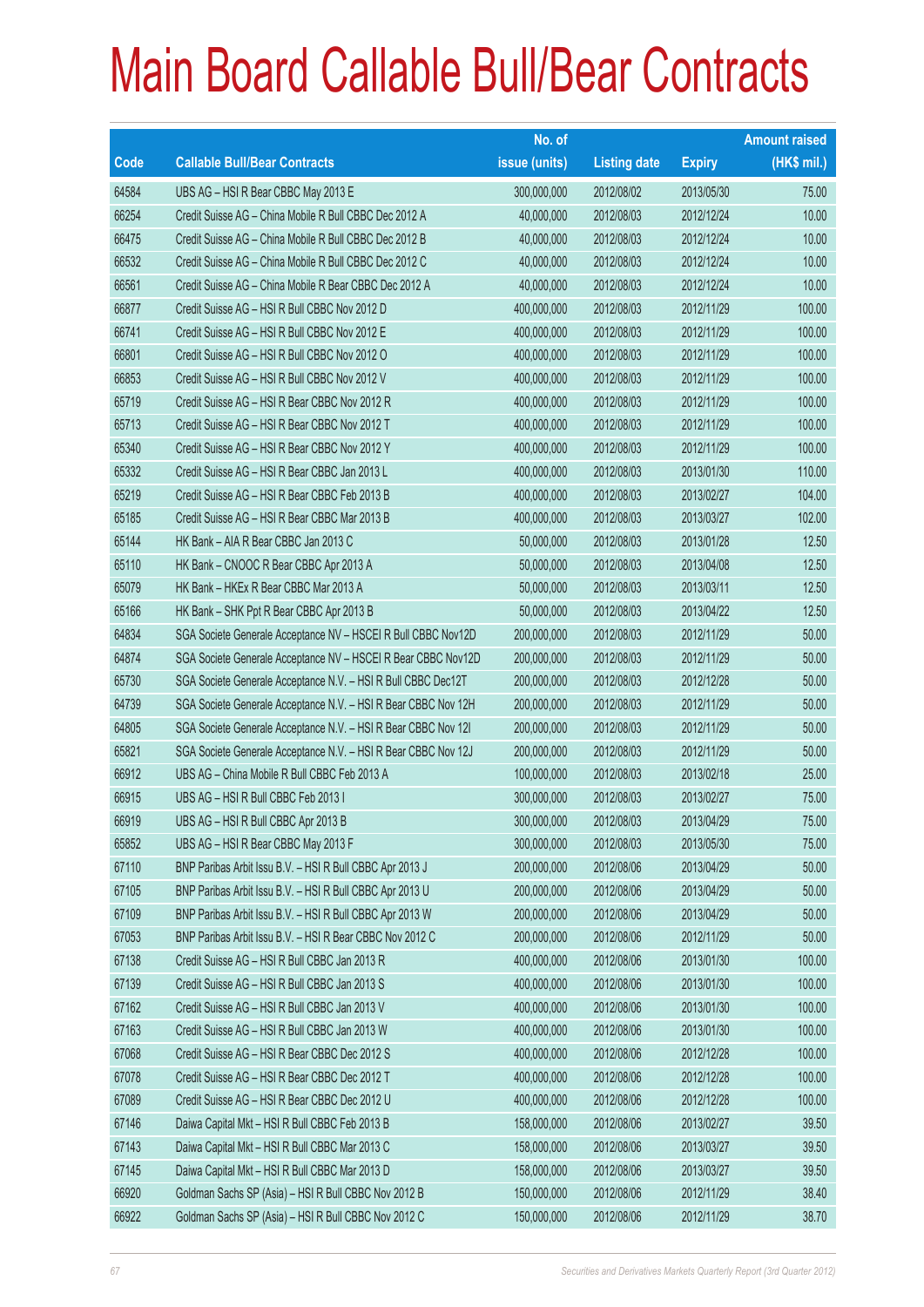# Main Board Callable Bull/Bear Contracts

| Code | Callable Bull/Bear Contracts | No. of issue (units) | Listing date | Expiry | Amount raised (HK$ mil.) |
|---|---|---|---|---|---|
| 64584 | UBS AG – HSI R Bear CBBC May 2013 E | 300,000,000 | 2012/08/02 | 2013/05/30 | 75.00 |
| 66254 | Credit Suisse AG – China Mobile R Bull CBBC Dec 2012 A | 40,000,000 | 2012/08/03 | 2012/12/24 | 10.00 |
| 66475 | Credit Suisse AG – China Mobile R Bull CBBC Dec 2012 B | 40,000,000 | 2012/08/03 | 2012/12/24 | 10.00 |
| 66532 | Credit Suisse AG – China Mobile R Bull CBBC Dec 2012 C | 40,000,000 | 2012/08/03 | 2012/12/24 | 10.00 |
| 66561 | Credit Suisse AG – China Mobile R Bear CBBC Dec 2012 A | 40,000,000 | 2012/08/03 | 2012/12/24 | 10.00 |
| 66877 | Credit Suisse AG – HSI R Bull CBBC Nov 2012 D | 400,000,000 | 2012/08/03 | 2012/11/29 | 100.00 |
| 66741 | Credit Suisse AG – HSI R Bull CBBC Nov 2012 E | 400,000,000 | 2012/08/03 | 2012/11/29 | 100.00 |
| 66801 | Credit Suisse AG – HSI R Bull CBBC Nov 2012 O | 400,000,000 | 2012/08/03 | 2012/11/29 | 100.00 |
| 66853 | Credit Suisse AG – HSI R Bull CBBC Nov 2012 V | 400,000,000 | 2012/08/03 | 2012/11/29 | 100.00 |
| 65719 | Credit Suisse AG – HSI R Bear CBBC Nov 2012 R | 400,000,000 | 2012/08/03 | 2012/11/29 | 100.00 |
| 65713 | Credit Suisse AG – HSI R Bear CBBC Nov 2012 T | 400,000,000 | 2012/08/03 | 2012/11/29 | 100.00 |
| 65340 | Credit Suisse AG – HSI R Bear CBBC Nov 2012 Y | 400,000,000 | 2012/08/03 | 2012/11/29 | 100.00 |
| 65332 | Credit Suisse AG – HSI R Bear CBBC Jan 2013 L | 400,000,000 | 2012/08/03 | 2013/01/30 | 110.00 |
| 65219 | Credit Suisse AG – HSI R Bear CBBC Feb 2013 B | 400,000,000 | 2012/08/03 | 2013/02/27 | 104.00 |
| 65185 | Credit Suisse AG – HSI R Bear CBBC Mar 2013 B | 400,000,000 | 2012/08/03 | 2013/03/27 | 102.00 |
| 65144 | HK Bank – AIA R Bear CBBC Jan 2013 C | 50,000,000 | 2012/08/03 | 2013/01/28 | 12.50 |
| 65110 | HK Bank – CNOOC R Bear CBBC Apr 2013 A | 50,000,000 | 2012/08/03 | 2013/04/08 | 12.50 |
| 65079 | HK Bank – HKEx R Bear CBBC Mar 2013 A | 50,000,000 | 2012/08/03 | 2013/03/11 | 12.50 |
| 65166 | HK Bank – SHK Ppt R Bear CBBC Apr 2013 B | 50,000,000 | 2012/08/03 | 2013/04/22 | 12.50 |
| 64834 | SGA Societe Generale Acceptance NV – HSCEI R Bull CBBC Nov12D | 200,000,000 | 2012/08/03 | 2012/11/29 | 50.00 |
| 64874 | SGA Societe Generale Acceptance NV – HSCEI R Bear CBBC Nov12D | 200,000,000 | 2012/08/03 | 2012/11/29 | 50.00 |
| 65730 | SGA Societe Generale Acceptance N.V. – HSI R Bull CBBC Dec12T | 200,000,000 | 2012/08/03 | 2012/12/28 | 50.00 |
| 64739 | SGA Societe Generale Acceptance N.V. – HSI R Bear CBBC Nov 12H | 200,000,000 | 2012/08/03 | 2012/11/29 | 50.00 |
| 64805 | SGA Societe Generale Acceptance N.V. – HSI R Bear CBBC Nov 12I | 200,000,000 | 2012/08/03 | 2012/11/29 | 50.00 |
| 65821 | SGA Societe Generale Acceptance N.V. – HSI R Bear CBBC Nov 12J | 200,000,000 | 2012/08/03 | 2012/11/29 | 50.00 |
| 66912 | UBS AG – China Mobile R Bull CBBC Feb 2013 A | 100,000,000 | 2012/08/03 | 2013/02/18 | 25.00 |
| 66915 | UBS AG – HSI R Bull CBBC Feb 2013 I | 300,000,000 | 2012/08/03 | 2013/02/27 | 75.00 |
| 66919 | UBS AG – HSI R Bull CBBC Apr 2013 B | 300,000,000 | 2012/08/03 | 2013/04/29 | 75.00 |
| 65852 | UBS AG – HSI R Bear CBBC May 2013 F | 300,000,000 | 2012/08/03 | 2013/05/30 | 75.00 |
| 67110 | BNP Paribas Arbit Issu B.V. – HSI R Bull CBBC Apr 2013 J | 200,000,000 | 2012/08/06 | 2013/04/29 | 50.00 |
| 67105 | BNP Paribas Arbit Issu B.V. – HSI R Bull CBBC Apr 2013 U | 200,000,000 | 2012/08/06 | 2013/04/29 | 50.00 |
| 67109 | BNP Paribas Arbit Issu B.V. – HSI R Bull CBBC Apr 2013 W | 200,000,000 | 2012/08/06 | 2013/04/29 | 50.00 |
| 67053 | BNP Paribas Arbit Issu B.V. – HSI R Bear CBBC Nov 2012 C | 200,000,000 | 2012/08/06 | 2012/11/29 | 50.00 |
| 67138 | Credit Suisse AG – HSI R Bull CBBC Jan 2013 R | 400,000,000 | 2012/08/06 | 2013/01/30 | 100.00 |
| 67139 | Credit Suisse AG – HSI R Bull CBBC Jan 2013 S | 400,000,000 | 2012/08/06 | 2013/01/30 | 100.00 |
| 67162 | Credit Suisse AG – HSI R Bull CBBC Jan 2013 V | 400,000,000 | 2012/08/06 | 2013/01/30 | 100.00 |
| 67163 | Credit Suisse AG – HSI R Bull CBBC Jan 2013 W | 400,000,000 | 2012/08/06 | 2013/01/30 | 100.00 |
| 67068 | Credit Suisse AG – HSI R Bear CBBC Dec 2012 S | 400,000,000 | 2012/08/06 | 2012/12/28 | 100.00 |
| 67078 | Credit Suisse AG – HSI R Bear CBBC Dec 2012 T | 400,000,000 | 2012/08/06 | 2012/12/28 | 100.00 |
| 67089 | Credit Suisse AG – HSI R Bear CBBC Dec 2012 U | 400,000,000 | 2012/08/06 | 2012/12/28 | 100.00 |
| 67146 | Daiwa Capital Mkt – HSI R Bull CBBC Feb 2013 B | 158,000,000 | 2012/08/06 | 2013/02/27 | 39.50 |
| 67143 | Daiwa Capital Mkt – HSI R Bull CBBC Mar 2013 C | 158,000,000 | 2012/08/06 | 2013/03/27 | 39.50 |
| 67145 | Daiwa Capital Mkt – HSI R Bull CBBC Mar 2013 D | 158,000,000 | 2012/08/06 | 2013/03/27 | 39.50 |
| 66920 | Goldman Sachs SP (Asia) – HSI R Bull CBBC Nov 2012 B | 150,000,000 | 2012/08/06 | 2012/11/29 | 38.40 |
| 66922 | Goldman Sachs SP (Asia) – HSI R Bull CBBC Nov 2012 C | 150,000,000 | 2012/08/06 | 2012/11/29 | 38.70 |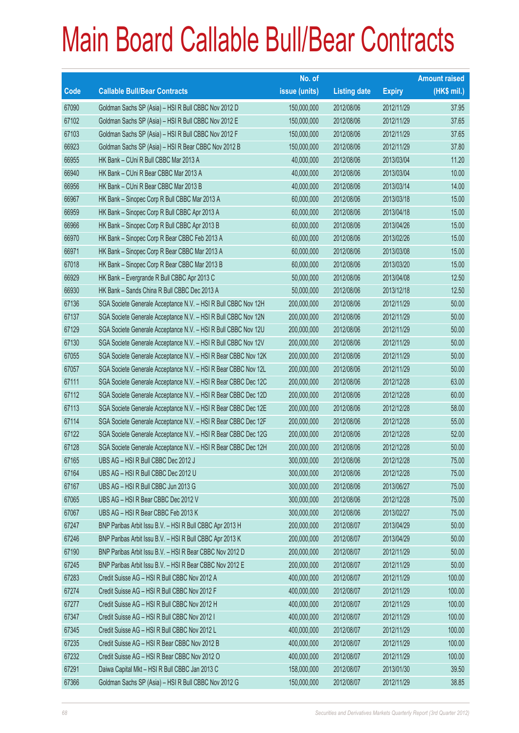# Main Board Callable Bull/Bear Contracts

| Code | Callable Bull/Bear Contracts | No. of issue (units) | Listing date | Expiry | Amount raised (HK$ mil.) |
|---|---|---|---|---|---|
| 67090 | Goldman Sachs SP (Asia) – HSI R Bull CBBC Nov 2012 D | 150,000,000 | 2012/08/06 | 2012/11/29 | 37.95 |
| 67102 | Goldman Sachs SP (Asia) – HSI R Bull CBBC Nov 2012 E | 150,000,000 | 2012/08/06 | 2012/11/29 | 37.65 |
| 67103 | Goldman Sachs SP (Asia) – HSI R Bull CBBC Nov 2012 F | 150,000,000 | 2012/08/06 | 2012/11/29 | 37.65 |
| 66923 | Goldman Sachs SP (Asia) – HSI R Bear CBBC Nov 2012 B | 150,000,000 | 2012/08/06 | 2012/11/29 | 37.80 |
| 66955 | HK Bank – CUni R Bull CBBC Mar 2013 A | 40,000,000 | 2012/08/06 | 2013/03/04 | 11.20 |
| 66940 | HK Bank – CUni R Bear CBBC Mar 2013 A | 40,000,000 | 2012/08/06 | 2013/03/04 | 10.00 |
| 66956 | HK Bank – CUni R Bear CBBC Mar 2013 B | 40,000,000 | 2012/08/06 | 2013/03/14 | 14.00 |
| 66967 | HK Bank – Sinopec Corp R Bull CBBC Mar 2013 A | 60,000,000 | 2012/08/06 | 2013/03/18 | 15.00 |
| 66959 | HK Bank – Sinopec Corp R Bull CBBC Apr 2013 A | 60,000,000 | 2012/08/06 | 2013/04/18 | 15.00 |
| 66966 | HK Bank – Sinopec Corp R Bull CBBC Apr 2013 B | 60,000,000 | 2012/08/06 | 2013/04/26 | 15.00 |
| 66970 | HK Bank – Sinopec Corp R Bear CBBC Feb 2013 A | 60,000,000 | 2012/08/06 | 2013/02/26 | 15.00 |
| 66971 | HK Bank – Sinopec Corp R Bear CBBC Mar 2013 A | 60,000,000 | 2012/08/06 | 2013/03/08 | 15.00 |
| 67018 | HK Bank – Sinopec Corp R Bear CBBC Mar 2013 B | 60,000,000 | 2012/08/06 | 2013/03/20 | 15.00 |
| 66929 | HK Bank – Evergrande R Bull CBBC Apr 2013 C | 50,000,000 | 2012/08/06 | 2013/04/08 | 12.50 |
| 66930 | HK Bank – Sands China R Bull CBBC Dec 2013 A | 50,000,000 | 2012/08/06 | 2013/12/18 | 12.50 |
| 67136 | SGA Societe Generale Acceptance N.V. – HSI R Bull CBBC Nov 12H | 200,000,000 | 2012/08/06 | 2012/11/29 | 50.00 |
| 67137 | SGA Societe Generale Acceptance N.V. – HSI R Bull CBBC Nov 12N | 200,000,000 | 2012/08/06 | 2012/11/29 | 50.00 |
| 67129 | SGA Societe Generale Acceptance N.V. – HSI R Bull CBBC Nov 12U | 200,000,000 | 2012/08/06 | 2012/11/29 | 50.00 |
| 67130 | SGA Societe Generale Acceptance N.V. – HSI R Bull CBBC Nov 12V | 200,000,000 | 2012/08/06 | 2012/11/29 | 50.00 |
| 67055 | SGA Societe Generale Acceptance N.V. – HSI R Bear CBBC Nov 12K | 200,000,000 | 2012/08/06 | 2012/11/29 | 50.00 |
| 67057 | SGA Societe Generale Acceptance N.V. – HSI R Bear CBBC Nov 12L | 200,000,000 | 2012/08/06 | 2012/11/29 | 50.00 |
| 67111 | SGA Societe Generale Acceptance N.V. – HSI R Bear CBBC Dec 12C | 200,000,000 | 2012/08/06 | 2012/12/28 | 63.00 |
| 67112 | SGA Societe Generale Acceptance N.V. – HSI R Bear CBBC Dec 12D | 200,000,000 | 2012/08/06 | 2012/12/28 | 60.00 |
| 67113 | SGA Societe Generale Acceptance N.V. – HSI R Bear CBBC Dec 12E | 200,000,000 | 2012/08/06 | 2012/12/28 | 58.00 |
| 67114 | SGA Societe Generale Acceptance N.V. – HSI R Bear CBBC Dec 12F | 200,000,000 | 2012/08/06 | 2012/12/28 | 55.00 |
| 67122 | SGA Societe Generale Acceptance N.V. – HSI R Bear CBBC Dec 12G | 200,000,000 | 2012/08/06 | 2012/12/28 | 52.00 |
| 67128 | SGA Societe Generale Acceptance N.V. – HSI R Bear CBBC Dec 12H | 200,000,000 | 2012/08/06 | 2012/12/28 | 50.00 |
| 67165 | UBS AG – HSI R Bull CBBC Dec 2012 J | 300,000,000 | 2012/08/06 | 2012/12/28 | 75.00 |
| 67164 | UBS AG – HSI R Bull CBBC Dec 2012 U | 300,000,000 | 2012/08/06 | 2012/12/28 | 75.00 |
| 67167 | UBS AG – HSI R Bull CBBC Jun 2013 G | 300,000,000 | 2012/08/06 | 2013/06/27 | 75.00 |
| 67065 | UBS AG – HSI R Bear CBBC Dec 2012 V | 300,000,000 | 2012/08/06 | 2012/12/28 | 75.00 |
| 67067 | UBS AG – HSI R Bear CBBC Feb 2013 K | 300,000,000 | 2012/08/06 | 2013/02/27 | 75.00 |
| 67247 | BNP Paribas Arbit Issu B.V. – HSI R Bull CBBC Apr 2013 H | 200,000,000 | 2012/08/07 | 2013/04/29 | 50.00 |
| 67246 | BNP Paribas Arbit Issu B.V. – HSI R Bull CBBC Apr 2013 K | 200,000,000 | 2012/08/07 | 2013/04/29 | 50.00 |
| 67190 | BNP Paribas Arbit Issu B.V. – HSI R Bear CBBC Nov 2012 D | 200,000,000 | 2012/08/07 | 2012/11/29 | 50.00 |
| 67245 | BNP Paribas Arbit Issu B.V. – HSI R Bear CBBC Nov 2012 E | 200,000,000 | 2012/08/07 | 2012/11/29 | 50.00 |
| 67283 | Credit Suisse AG – HSI R Bull CBBC Nov 2012 A | 400,000,000 | 2012/08/07 | 2012/11/29 | 100.00 |
| 67274 | Credit Suisse AG – HSI R Bull CBBC Nov 2012 F | 400,000,000 | 2012/08/07 | 2012/11/29 | 100.00 |
| 67277 | Credit Suisse AG – HSI R Bull CBBC Nov 2012 H | 400,000,000 | 2012/08/07 | 2012/11/29 | 100.00 |
| 67347 | Credit Suisse AG – HSI R Bull CBBC Nov 2012 I | 400,000,000 | 2012/08/07 | 2012/11/29 | 100.00 |
| 67345 | Credit Suisse AG – HSI R Bull CBBC Nov 2012 L | 400,000,000 | 2012/08/07 | 2012/11/29 | 100.00 |
| 67235 | Credit Suisse AG – HSI R Bear CBBC Nov 2012 B | 400,000,000 | 2012/08/07 | 2012/11/29 | 100.00 |
| 67232 | Credit Suisse AG – HSI R Bear CBBC Nov 2012 O | 400,000,000 | 2012/08/07 | 2012/11/29 | 100.00 |
| 67291 | Daiwa Capital Mkt – HSI R Bull CBBC Jan 2013 C | 158,000,000 | 2012/08/07 | 2013/01/30 | 39.50 |
| 67366 | Goldman Sachs SP (Asia) – HSI R Bull CBBC Nov 2012 G | 150,000,000 | 2012/08/07 | 2012/11/29 | 38.85 |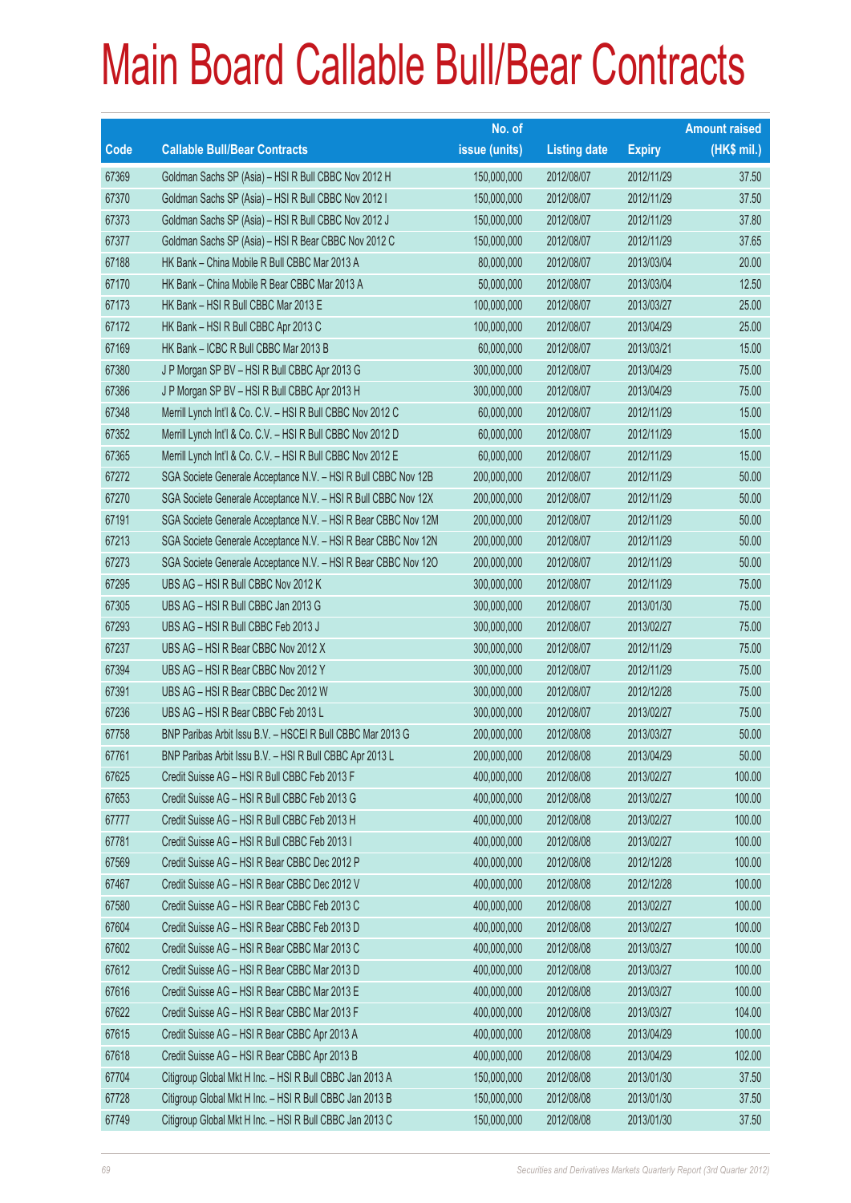# Main Board Callable Bull/Bear Contracts

| Code | Callable Bull/Bear Contracts | No. of issue (units) | Listing date | Expiry | Amount raised (HK$ mil.) |
|---|---|---|---|---|---|
| 67369 | Goldman Sachs SP (Asia) – HSI R Bull CBBC Nov 2012 H | 150,000,000 | 2012/08/07 | 2012/11/29 | 37.50 |
| 67370 | Goldman Sachs SP (Asia) – HSI R Bull CBBC Nov 2012 I | 150,000,000 | 2012/08/07 | 2012/11/29 | 37.50 |
| 67373 | Goldman Sachs SP (Asia) – HSI R Bull CBBC Nov 2012 J | 150,000,000 | 2012/08/07 | 2012/11/29 | 37.80 |
| 67377 | Goldman Sachs SP (Asia) – HSI R Bear CBBC Nov 2012 C | 150,000,000 | 2012/08/07 | 2012/11/29 | 37.65 |
| 67188 | HK Bank – China Mobile R Bull CBBC Mar 2013 A | 80,000,000 | 2012/08/07 | 2013/03/04 | 20.00 |
| 67170 | HK Bank – China Mobile R Bear CBBC Mar 2013 A | 50,000,000 | 2012/08/07 | 2013/03/04 | 12.50 |
| 67173 | HK Bank – HSI R Bull CBBC Mar 2013 E | 100,000,000 | 2012/08/07 | 2013/03/27 | 25.00 |
| 67172 | HK Bank – HSI R Bull CBBC Apr 2013 C | 100,000,000 | 2012/08/07 | 2013/04/29 | 25.00 |
| 67169 | HK Bank – ICBC R Bull CBBC Mar 2013 B | 60,000,000 | 2012/08/07 | 2013/03/21 | 15.00 |
| 67380 | J P Morgan SP BV – HSI R Bull CBBC Apr 2013 G | 300,000,000 | 2012/08/07 | 2013/04/29 | 75.00 |
| 67386 | J P Morgan SP BV – HSI R Bull CBBC Apr 2013 H | 300,000,000 | 2012/08/07 | 2013/04/29 | 75.00 |
| 67348 | Merrill Lynch Int'l & Co. C.V. – HSI R Bull CBBC Nov 2012 C | 60,000,000 | 2012/08/07 | 2012/11/29 | 15.00 |
| 67352 | Merrill Lynch Int'l & Co. C.V. – HSI R Bull CBBC Nov 2012 D | 60,000,000 | 2012/08/07 | 2012/11/29 | 15.00 |
| 67365 | Merrill Lynch Int'l & Co. C.V. – HSI R Bull CBBC Nov 2012 E | 60,000,000 | 2012/08/07 | 2012/11/29 | 15.00 |
| 67272 | SGA Societe Generale Acceptance N.V. – HSI R Bull CBBC Nov 12B | 200,000,000 | 2012/08/07 | 2012/11/29 | 50.00 |
| 67270 | SGA Societe Generale Acceptance N.V. – HSI R Bull CBBC Nov 12X | 200,000,000 | 2012/08/07 | 2012/11/29 | 50.00 |
| 67191 | SGA Societe Generale Acceptance N.V. – HSI R Bear CBBC Nov 12M | 200,000,000 | 2012/08/07 | 2012/11/29 | 50.00 |
| 67213 | SGA Societe Generale Acceptance N.V. – HSI R Bear CBBC Nov 12N | 200,000,000 | 2012/08/07 | 2012/11/29 | 50.00 |
| 67273 | SGA Societe Generale Acceptance N.V. – HSI R Bear CBBC Nov 12O | 200,000,000 | 2012/08/07 | 2012/11/29 | 50.00 |
| 67295 | UBS AG – HSI R Bull CBBC Nov 2012 K | 300,000,000 | 2012/08/07 | 2012/11/29 | 75.00 |
| 67305 | UBS AG – HSI R Bull CBBC Jan 2013 G | 300,000,000 | 2012/08/07 | 2013/01/30 | 75.00 |
| 67293 | UBS AG – HSI R Bull CBBC Feb 2013 J | 300,000,000 | 2012/08/07 | 2013/02/27 | 75.00 |
| 67237 | UBS AG – HSI R Bear CBBC Nov 2012 X | 300,000,000 | 2012/08/07 | 2012/11/29 | 75.00 |
| 67394 | UBS AG – HSI R Bear CBBC Nov 2012 Y | 300,000,000 | 2012/08/07 | 2012/11/29 | 75.00 |
| 67391 | UBS AG – HSI R Bear CBBC Dec 2012 W | 300,000,000 | 2012/08/07 | 2012/12/28 | 75.00 |
| 67236 | UBS AG – HSI R Bear CBBC Feb 2013 L | 300,000,000 | 2012/08/07 | 2013/02/27 | 75.00 |
| 67758 | BNP Paribas Arbit Issu B.V. – HSCEI R Bull CBBC Mar 2013 G | 200,000,000 | 2012/08/08 | 2013/03/27 | 50.00 |
| 67761 | BNP Paribas Arbit Issu B.V. – HSI R Bull CBBC Apr 2013 L | 200,000,000 | 2012/08/08 | 2013/04/29 | 50.00 |
| 67625 | Credit Suisse AG – HSI R Bull CBBC Feb 2013 F | 400,000,000 | 2012/08/08 | 2013/02/27 | 100.00 |
| 67653 | Credit Suisse AG – HSI R Bull CBBC Feb 2013 G | 400,000,000 | 2012/08/08 | 2013/02/27 | 100.00 |
| 67777 | Credit Suisse AG – HSI R Bull CBBC Feb 2013 H | 400,000,000 | 2012/08/08 | 2013/02/27 | 100.00 |
| 67781 | Credit Suisse AG – HSI R Bull CBBC Feb 2013 I | 400,000,000 | 2012/08/08 | 2013/02/27 | 100.00 |
| 67569 | Credit Suisse AG – HSI R Bear CBBC Dec 2012 P | 400,000,000 | 2012/08/08 | 2012/12/28 | 100.00 |
| 67467 | Credit Suisse AG – HSI R Bear CBBC Dec 2012 V | 400,000,000 | 2012/08/08 | 2012/12/28 | 100.00 |
| 67580 | Credit Suisse AG – HSI R Bear CBBC Feb 2013 C | 400,000,000 | 2012/08/08 | 2013/02/27 | 100.00 |
| 67604 | Credit Suisse AG – HSI R Bear CBBC Feb 2013 D | 400,000,000 | 2012/08/08 | 2013/02/27 | 100.00 |
| 67602 | Credit Suisse AG – HSI R Bear CBBC Mar 2013 C | 400,000,000 | 2012/08/08 | 2013/03/27 | 100.00 |
| 67612 | Credit Suisse AG – HSI R Bear CBBC Mar 2013 D | 400,000,000 | 2012/08/08 | 2013/03/27 | 100.00 |
| 67616 | Credit Suisse AG – HSI R Bear CBBC Mar 2013 E | 400,000,000 | 2012/08/08 | 2013/03/27 | 100.00 |
| 67622 | Credit Suisse AG – HSI R Bear CBBC Mar 2013 F | 400,000,000 | 2012/08/08 | 2013/03/27 | 104.00 |
| 67615 | Credit Suisse AG – HSI R Bear CBBC Apr 2013 A | 400,000,000 | 2012/08/08 | 2013/04/29 | 100.00 |
| 67618 | Credit Suisse AG – HSI R Bear CBBC Apr 2013 B | 400,000,000 | 2012/08/08 | 2013/04/29 | 102.00 |
| 67704 | Citigroup Global Mkt H Inc. – HSI R Bull CBBC Jan 2013 A | 150,000,000 | 2012/08/08 | 2013/01/30 | 37.50 |
| 67728 | Citigroup Global Mkt H Inc. – HSI R Bull CBBC Jan 2013 B | 150,000,000 | 2012/08/08 | 2013/01/30 | 37.50 |
| 67749 | Citigroup Global Mkt H Inc. – HSI R Bull CBBC Jan 2013 C | 150,000,000 | 2012/08/08 | 2013/01/30 | 37.50 |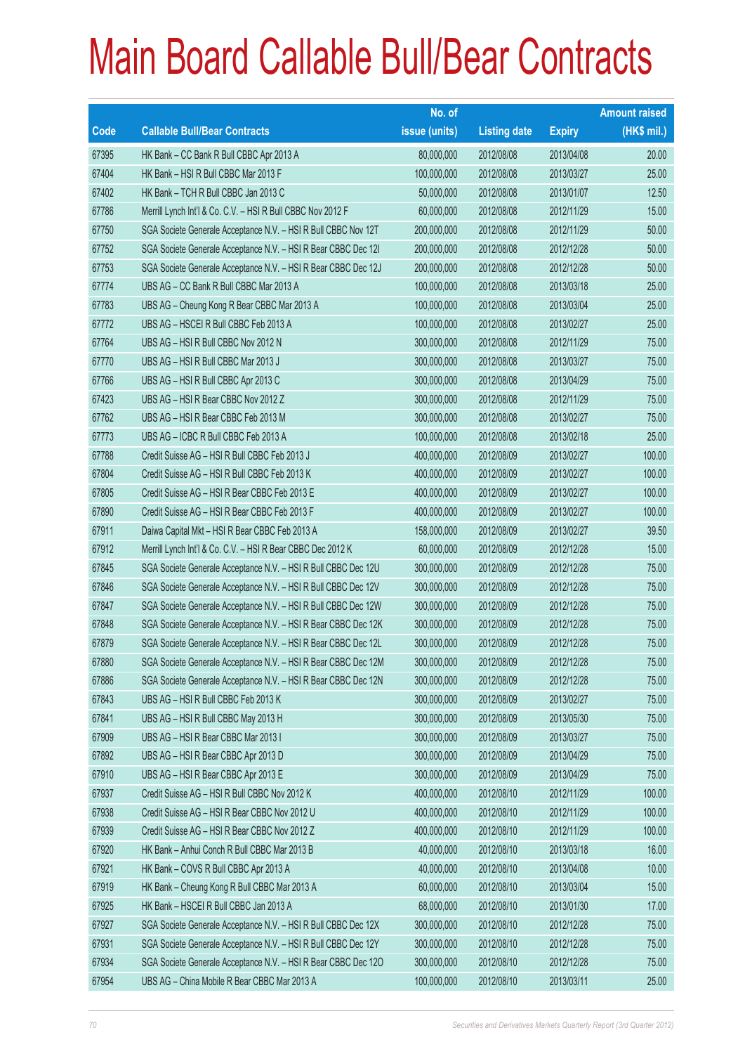# Main Board Callable Bull/Bear Contracts

| Code | Callable Bull/Bear Contracts | No. of issue (units) | Listing date | Expiry | Amount raised (HK$ mil.) |
|---|---|---|---|---|---|
| 67395 | HK Bank – CC Bank R Bull CBBC Apr 2013 A | 80,000,000 | 2012/08/08 | 2013/04/08 | 20.00 |
| 67404 | HK Bank – HSI R Bull CBBC Mar 2013 F | 100,000,000 | 2012/08/08 | 2013/03/27 | 25.00 |
| 67402 | HK Bank – TCH R Bull CBBC Jan 2013 C | 50,000,000 | 2012/08/08 | 2013/01/07 | 12.50 |
| 67786 | Merrill Lynch Int'l & Co. C.V. – HSI R Bull CBBC Nov 2012 F | 60,000,000 | 2012/08/08 | 2012/11/29 | 15.00 |
| 67750 | SGA Societe Generale Acceptance N.V. – HSI R Bull CBBC Nov 12T | 200,000,000 | 2012/08/08 | 2012/11/29 | 50.00 |
| 67752 | SGA Societe Generale Acceptance N.V. – HSI R Bear CBBC Dec 12I | 200,000,000 | 2012/08/08 | 2012/12/28 | 50.00 |
| 67753 | SGA Societe Generale Acceptance N.V. – HSI R Bear CBBC Dec 12J | 200,000,000 | 2012/08/08 | 2012/12/28 | 50.00 |
| 67774 | UBS AG – CC Bank R Bull CBBC Mar 2013 A | 100,000,000 | 2012/08/08 | 2013/03/18 | 25.00 |
| 67783 | UBS AG – Cheung Kong R Bear CBBC Mar 2013 A | 100,000,000 | 2012/08/08 | 2013/03/04 | 25.00 |
| 67772 | UBS AG – HSCEI R Bull CBBC Feb 2013 A | 100,000,000 | 2012/08/08 | 2013/02/27 | 25.00 |
| 67764 | UBS AG – HSI R Bull CBBC Nov 2012 N | 300,000,000 | 2012/08/08 | 2012/11/29 | 75.00 |
| 67770 | UBS AG – HSI R Bull CBBC Mar 2013 J | 300,000,000 | 2012/08/08 | 2013/03/27 | 75.00 |
| 67766 | UBS AG – HSI R Bull CBBC Apr 2013 C | 300,000,000 | 2012/08/08 | 2013/04/29 | 75.00 |
| 67423 | UBS AG – HSI R Bear CBBC Nov 2012 Z | 300,000,000 | 2012/08/08 | 2012/11/29 | 75.00 |
| 67762 | UBS AG – HSI R Bear CBBC Feb 2013 M | 300,000,000 | 2012/08/08 | 2013/02/27 | 75.00 |
| 67773 | UBS AG – ICBC R Bull CBBC Feb 2013 A | 100,000,000 | 2012/08/08 | 2013/02/18 | 25.00 |
| 67788 | Credit Suisse AG – HSI R Bull CBBC Feb 2013 J | 400,000,000 | 2012/08/09 | 2013/02/27 | 100.00 |
| 67804 | Credit Suisse AG – HSI R Bull CBBC Feb 2013 K | 400,000,000 | 2012/08/09 | 2013/02/27 | 100.00 |
| 67805 | Credit Suisse AG – HSI R Bear CBBC Feb 2013 E | 400,000,000 | 2012/08/09 | 2013/02/27 | 100.00 |
| 67890 | Credit Suisse AG – HSI R Bear CBBC Feb 2013 F | 400,000,000 | 2012/08/09 | 2013/02/27 | 100.00 |
| 67911 | Daiwa Capital Mkt – HSI R Bear CBBC Feb 2013 A | 158,000,000 | 2012/08/09 | 2013/02/27 | 39.50 |
| 67912 | Merrill Lynch Int'l & Co. C.V. – HSI R Bear CBBC Dec 2012 K | 60,000,000 | 2012/08/09 | 2012/12/28 | 15.00 |
| 67845 | SGA Societe Generale Acceptance N.V. – HSI R Bull CBBC Dec 12U | 300,000,000 | 2012/08/09 | 2012/12/28 | 75.00 |
| 67846 | SGA Societe Generale Acceptance N.V. – HSI R Bull CBBC Dec 12V | 300,000,000 | 2012/08/09 | 2012/12/28 | 75.00 |
| 67847 | SGA Societe Generale Acceptance N.V. – HSI R Bull CBBC Dec 12W | 300,000,000 | 2012/08/09 | 2012/12/28 | 75.00 |
| 67848 | SGA Societe Generale Acceptance N.V. – HSI R Bear CBBC Dec 12K | 300,000,000 | 2012/08/09 | 2012/12/28 | 75.00 |
| 67879 | SGA Societe Generale Acceptance N.V. – HSI R Bear CBBC Dec 12L | 300,000,000 | 2012/08/09 | 2012/12/28 | 75.00 |
| 67880 | SGA Societe Generale Acceptance N.V. – HSI R Bear CBBC Dec 12M | 300,000,000 | 2012/08/09 | 2012/12/28 | 75.00 |
| 67886 | SGA Societe Generale Acceptance N.V. – HSI R Bear CBBC Dec 12N | 300,000,000 | 2012/08/09 | 2012/12/28 | 75.00 |
| 67843 | UBS AG – HSI R Bull CBBC Feb 2013 K | 300,000,000 | 2012/08/09 | 2013/02/27 | 75.00 |
| 67841 | UBS AG – HSI R Bull CBBC May 2013 H | 300,000,000 | 2012/08/09 | 2013/05/30 | 75.00 |
| 67909 | UBS AG – HSI R Bear CBBC Mar 2013 I | 300,000,000 | 2012/08/09 | 2013/03/27 | 75.00 |
| 67892 | UBS AG – HSI R Bear CBBC Apr 2013 D | 300,000,000 | 2012/08/09 | 2013/04/29 | 75.00 |
| 67910 | UBS AG – HSI R Bear CBBC Apr 2013 E | 300,000,000 | 2012/08/09 | 2013/04/29 | 75.00 |
| 67937 | Credit Suisse AG – HSI R Bull CBBC Nov 2012 K | 400,000,000 | 2012/08/10 | 2012/11/29 | 100.00 |
| 67938 | Credit Suisse AG – HSI R Bear CBBC Nov 2012 U | 400,000,000 | 2012/08/10 | 2012/11/29 | 100.00 |
| 67939 | Credit Suisse AG – HSI R Bear CBBC Nov 2012 Z | 400,000,000 | 2012/08/10 | 2012/11/29 | 100.00 |
| 67920 | HK Bank – Anhui Conch R Bull CBBC Mar 2013 B | 40,000,000 | 2012/08/10 | 2013/03/18 | 16.00 |
| 67921 | HK Bank – COVS R Bull CBBC Apr 2013 A | 40,000,000 | 2012/08/10 | 2013/04/08 | 10.00 |
| 67919 | HK Bank – Cheung Kong R Bull CBBC Mar 2013 A | 60,000,000 | 2012/08/10 | 2013/03/04 | 15.00 |
| 67925 | HK Bank – HSCEI R Bull CBBC Jan 2013 A | 68,000,000 | 2012/08/10 | 2013/01/30 | 17.00 |
| 67927 | SGA Societe Generale Acceptance N.V. – HSI R Bull CBBC Dec 12X | 300,000,000 | 2012/08/10 | 2012/12/28 | 75.00 |
| 67931 | SGA Societe Generale Acceptance N.V. – HSI R Bull CBBC Dec 12Y | 300,000,000 | 2012/08/10 | 2012/12/28 | 75.00 |
| 67934 | SGA Societe Generale Acceptance N.V. – HSI R Bear CBBC Dec 12O | 300,000,000 | 2012/08/10 | 2012/12/28 | 75.00 |
| 67954 | UBS AG – China Mobile R Bear CBBC Mar 2013 A | 100,000,000 | 2012/08/10 | 2013/03/11 | 25.00 |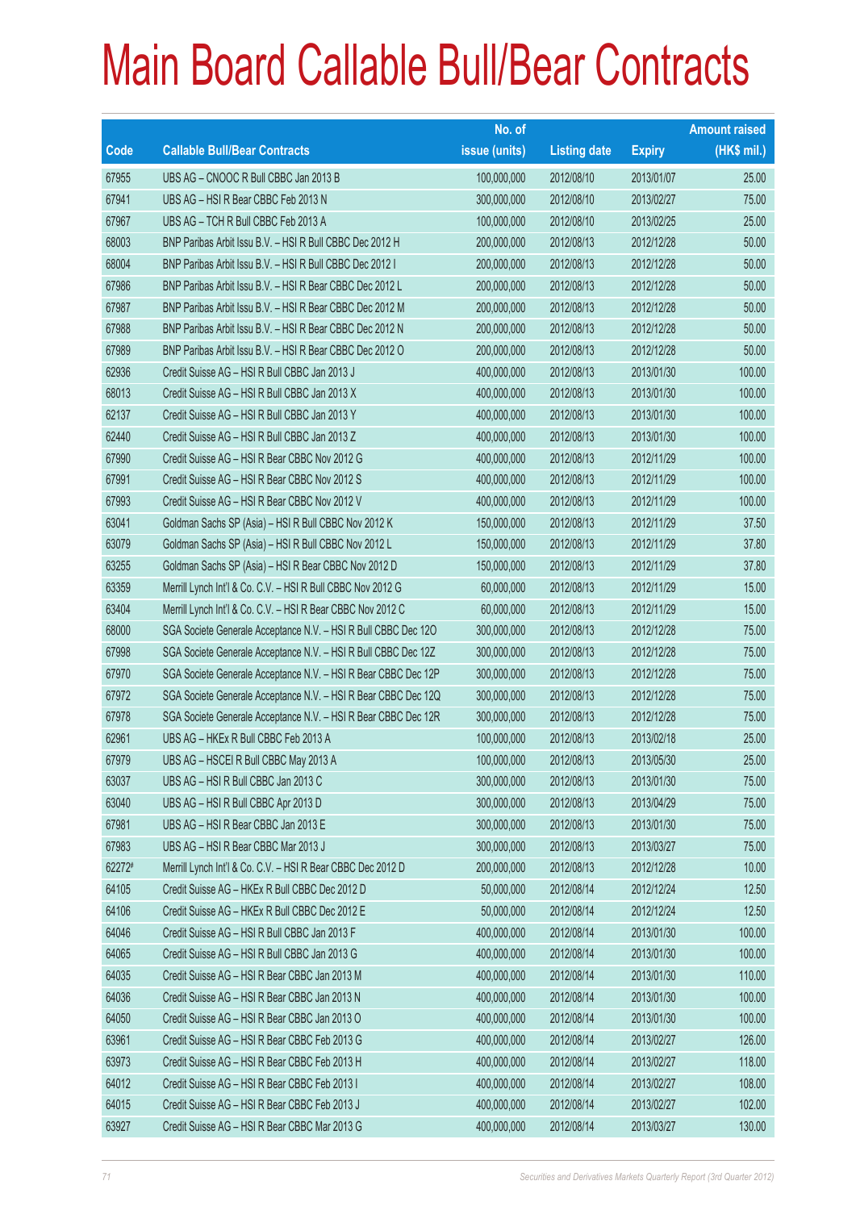# Main Board Callable Bull/Bear Contracts

| Code | Callable Bull/Bear Contracts | No. of issue (units) | Listing date | Expiry | Amount raised (HK$ mil.) |
|---|---|---|---|---|---|
| 67955 | UBS AG – CNOOC R Bull CBBC Jan 2013 B | 100,000,000 | 2012/08/10 | 2013/01/07 | 25.00 |
| 67941 | UBS AG – HSI R Bear CBBC Feb 2013 N | 300,000,000 | 2012/08/10 | 2013/02/27 | 75.00 |
| 67967 | UBS AG – TCH R Bull CBBC Feb 2013 A | 100,000,000 | 2012/08/10 | 2013/02/25 | 25.00 |
| 68003 | BNP Paribas Arbit Issu B.V. – HSI R Bull CBBC Dec 2012 H | 200,000,000 | 2012/08/13 | 2012/12/28 | 50.00 |
| 68004 | BNP Paribas Arbit Issu B.V. – HSI R Bull CBBC Dec 2012 I | 200,000,000 | 2012/08/13 | 2012/12/28 | 50.00 |
| 67986 | BNP Paribas Arbit Issu B.V. – HSI R Bear CBBC Dec 2012 L | 200,000,000 | 2012/08/13 | 2012/12/28 | 50.00 |
| 67987 | BNP Paribas Arbit Issu B.V. – HSI R Bear CBBC Dec 2012 M | 200,000,000 | 2012/08/13 | 2012/12/28 | 50.00 |
| 67988 | BNP Paribas Arbit Issu B.V. – HSI R Bear CBBC Dec 2012 N | 200,000,000 | 2012/08/13 | 2012/12/28 | 50.00 |
| 67989 | BNP Paribas Arbit Issu B.V. – HSI R Bear CBBC Dec 2012 O | 200,000,000 | 2012/08/13 | 2012/12/28 | 50.00 |
| 62936 | Credit Suisse AG – HSI R Bull CBBC Jan 2013 J | 400,000,000 | 2012/08/13 | 2013/01/30 | 100.00 |
| 68013 | Credit Suisse AG – HSI R Bull CBBC Jan 2013 X | 400,000,000 | 2012/08/13 | 2013/01/30 | 100.00 |
| 62137 | Credit Suisse AG – HSI R Bull CBBC Jan 2013 Y | 400,000,000 | 2012/08/13 | 2013/01/30 | 100.00 |
| 62440 | Credit Suisse AG – HSI R Bull CBBC Jan 2013 Z | 400,000,000 | 2012/08/13 | 2013/01/30 | 100.00 |
| 67990 | Credit Suisse AG – HSI R Bear CBBC Nov 2012 G | 400,000,000 | 2012/08/13 | 2012/11/29 | 100.00 |
| 67991 | Credit Suisse AG – HSI R Bear CBBC Nov 2012 S | 400,000,000 | 2012/08/13 | 2012/11/29 | 100.00 |
| 67993 | Credit Suisse AG – HSI R Bear CBBC Nov 2012 V | 400,000,000 | 2012/08/13 | 2012/11/29 | 100.00 |
| 63041 | Goldman Sachs SP (Asia) – HSI R Bull CBBC Nov 2012 K | 150,000,000 | 2012/08/13 | 2012/11/29 | 37.50 |
| 63079 | Goldman Sachs SP (Asia) – HSI R Bull CBBC Nov 2012 L | 150,000,000 | 2012/08/13 | 2012/11/29 | 37.80 |
| 63255 | Goldman Sachs SP (Asia) – HSI R Bear CBBC Nov 2012 D | 150,000,000 | 2012/08/13 | 2012/11/29 | 37.80 |
| 63359 | Merrill Lynch Int'l & Co. C.V. – HSI R Bull CBBC Nov 2012 G | 60,000,000 | 2012/08/13 | 2012/11/29 | 15.00 |
| 63404 | Merrill Lynch Int'l & Co. C.V. – HSI R Bear CBBC Nov 2012 C | 60,000,000 | 2012/08/13 | 2012/11/29 | 15.00 |
| 68000 | SGA Societe Generale Acceptance N.V. – HSI R Bull CBBC Dec 12O | 300,000,000 | 2012/08/13 | 2012/12/28 | 75.00 |
| 67998 | SGA Societe Generale Acceptance N.V. – HSI R Bull CBBC Dec 12Z | 300,000,000 | 2012/08/13 | 2012/12/28 | 75.00 |
| 67970 | SGA Societe Generale Acceptance N.V. – HSI R Bear CBBC Dec 12P | 300,000,000 | 2012/08/13 | 2012/12/28 | 75.00 |
| 67972 | SGA Societe Generale Acceptance N.V. – HSI R Bear CBBC Dec 12Q | 300,000,000 | 2012/08/13 | 2012/12/28 | 75.00 |
| 67978 | SGA Societe Generale Acceptance N.V. – HSI R Bear CBBC Dec 12R | 300,000,000 | 2012/08/13 | 2012/12/28 | 75.00 |
| 62961 | UBS AG – HKEx R Bull CBBC Feb 2013 A | 100,000,000 | 2012/08/13 | 2013/02/18 | 25.00 |
| 67979 | UBS AG – HSCEI R Bull CBBC May 2013 A | 100,000,000 | 2012/08/13 | 2013/05/30 | 25.00 |
| 63037 | UBS AG – HSI R Bull CBBC Jan 2013 C | 300,000,000 | 2012/08/13 | 2013/01/30 | 75.00 |
| 63040 | UBS AG – HSI R Bull CBBC Apr 2013 D | 300,000,000 | 2012/08/13 | 2013/04/29 | 75.00 |
| 67981 | UBS AG – HSI R Bear CBBC Jan 2013 E | 300,000,000 | 2012/08/13 | 2013/01/30 | 75.00 |
| 67983 | UBS AG – HSI R Bear CBBC Mar 2013 J | 300,000,000 | 2012/08/13 | 2013/03/27 | 75.00 |
| 62272# | Merrill Lynch Int'l & Co. C.V. – HSI R Bear CBBC Dec 2012 D | 200,000,000 | 2012/08/13 | 2012/12/28 | 10.00 |
| 64105 | Credit Suisse AG – HKEx R Bull CBBC Dec 2012 D | 50,000,000 | 2012/08/14 | 2012/12/24 | 12.50 |
| 64106 | Credit Suisse AG – HKEx R Bull CBBC Dec 2012 E | 50,000,000 | 2012/08/14 | 2012/12/24 | 12.50 |
| 64046 | Credit Suisse AG – HSI R Bull CBBC Jan 2013 F | 400,000,000 | 2012/08/14 | 2013/01/30 | 100.00 |
| 64065 | Credit Suisse AG – HSI R Bull CBBC Jan 2013 G | 400,000,000 | 2012/08/14 | 2013/01/30 | 100.00 |
| 64035 | Credit Suisse AG – HSI R Bear CBBC Jan 2013 M | 400,000,000 | 2012/08/14 | 2013/01/30 | 110.00 |
| 64036 | Credit Suisse AG – HSI R Bear CBBC Jan 2013 N | 400,000,000 | 2012/08/14 | 2013/01/30 | 100.00 |
| 64050 | Credit Suisse AG – HSI R Bear CBBC Jan 2013 O | 400,000,000 | 2012/08/14 | 2013/01/30 | 100.00 |
| 63961 | Credit Suisse AG – HSI R Bear CBBC Feb 2013 G | 400,000,000 | 2012/08/14 | 2013/02/27 | 126.00 |
| 63973 | Credit Suisse AG – HSI R Bear CBBC Feb 2013 H | 400,000,000 | 2012/08/14 | 2013/02/27 | 118.00 |
| 64012 | Credit Suisse AG – HSI R Bear CBBC Feb 2013 I | 400,000,000 | 2012/08/14 | 2013/02/27 | 108.00 |
| 64015 | Credit Suisse AG – HSI R Bear CBBC Feb 2013 J | 400,000,000 | 2012/08/14 | 2013/02/27 | 102.00 |
| 63927 | Credit Suisse AG – HSI R Bear CBBC Mar 2013 G | 400,000,000 | 2012/08/14 | 2013/03/27 | 130.00 |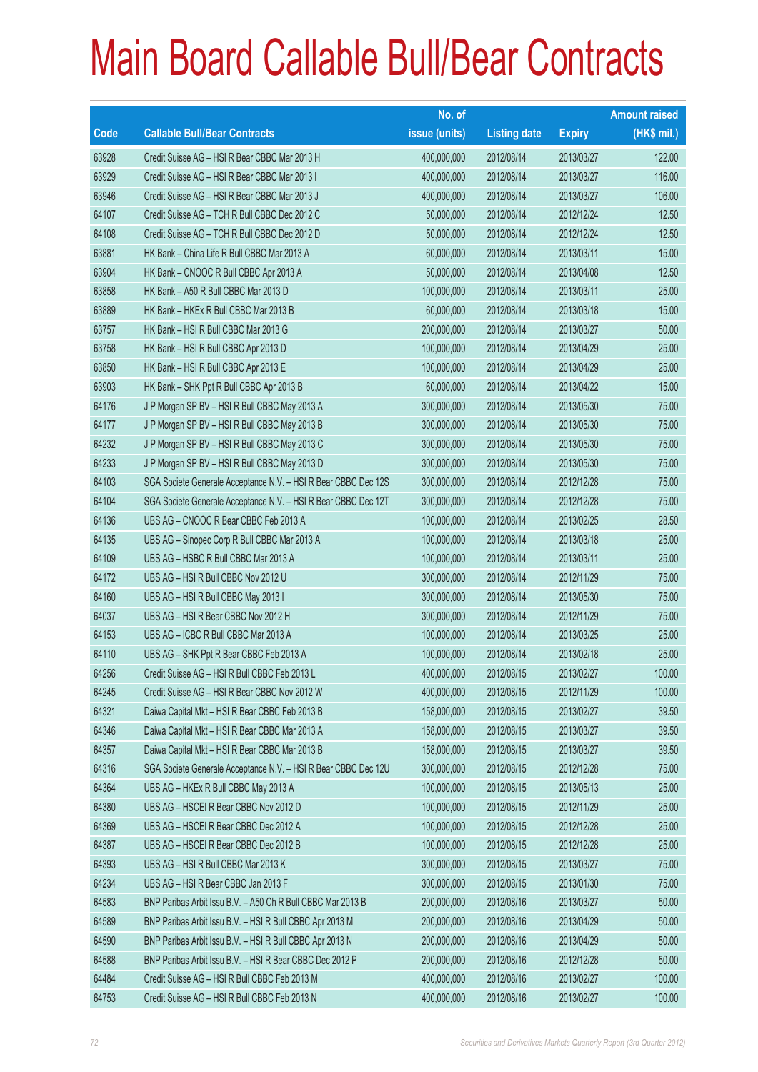# Main Board Callable Bull/Bear Contracts

| Code | Callable Bull/Bear Contracts | No. of issue (units) | Listing date | Expiry | Amount raised (HK$ mil.) |
|---|---|---|---|---|---|
| 63928 | Credit Suisse AG – HSI R Bear CBBC Mar 2013 H | 400,000,000 | 2012/08/14 | 2013/03/27 | 122.00 |
| 63929 | Credit Suisse AG – HSI R Bear CBBC Mar 2013 I | 400,000,000 | 2012/08/14 | 2013/03/27 | 116.00 |
| 63946 | Credit Suisse AG – HSI R Bear CBBC Mar 2013 J | 400,000,000 | 2012/08/14 | 2013/03/27 | 106.00 |
| 64107 | Credit Suisse AG – TCH R Bull CBBC Dec 2012 C | 50,000,000 | 2012/08/14 | 2012/12/24 | 12.50 |
| 64108 | Credit Suisse AG – TCH R Bull CBBC Dec 2012 D | 50,000,000 | 2012/08/14 | 2012/12/24 | 12.50 |
| 63881 | HK Bank – China Life R Bull CBBC Mar 2013 A | 60,000,000 | 2012/08/14 | 2013/03/11 | 15.00 |
| 63904 | HK Bank – CNOOC R Bull CBBC Apr 2013 A | 50,000,000 | 2012/08/14 | 2013/04/08 | 12.50 |
| 63858 | HK Bank – A50 R Bull CBBC Mar 2013 D | 100,000,000 | 2012/08/14 | 2013/03/11 | 25.00 |
| 63889 | HK Bank – HKEx R Bull CBBC Mar 2013 B | 60,000,000 | 2012/08/14 | 2013/03/18 | 15.00 |
| 63757 | HK Bank – HSI R Bull CBBC Mar 2013 G | 200,000,000 | 2012/08/14 | 2013/03/27 | 50.00 |
| 63758 | HK Bank – HSI R Bull CBBC Apr 2013 D | 100,000,000 | 2012/08/14 | 2013/04/29 | 25.00 |
| 63850 | HK Bank – HSI R Bull CBBC Apr 2013 E | 100,000,000 | 2012/08/14 | 2013/04/29 | 25.00 |
| 63903 | HK Bank – SHK Ppt R Bull CBBC Apr 2013 B | 60,000,000 | 2012/08/14 | 2013/04/22 | 15.00 |
| 64176 | J P Morgan SP BV – HSI R Bull CBBC May 2013 A | 300,000,000 | 2012/08/14 | 2013/05/30 | 75.00 |
| 64177 | J P Morgan SP BV – HSI R Bull CBBC May 2013 B | 300,000,000 | 2012/08/14 | 2013/05/30 | 75.00 |
| 64232 | J P Morgan SP BV – HSI R Bull CBBC May 2013 C | 300,000,000 | 2012/08/14 | 2013/05/30 | 75.00 |
| 64233 | J P Morgan SP BV – HSI R Bull CBBC May 2013 D | 300,000,000 | 2012/08/14 | 2013/05/30 | 75.00 |
| 64103 | SGA Societe Generale Acceptance N.V. – HSI R Bear CBBC Dec 12S | 300,000,000 | 2012/08/14 | 2012/12/28 | 75.00 |
| 64104 | SGA Societe Generale Acceptance N.V. – HSI R Bear CBBC Dec 12T | 300,000,000 | 2012/08/14 | 2012/12/28 | 75.00 |
| 64136 | UBS AG – CNOOC R Bear CBBC Feb 2013 A | 100,000,000 | 2012/08/14 | 2013/02/25 | 28.50 |
| 64135 | UBS AG – Sinopec Corp R Bull CBBC Mar 2013 A | 100,000,000 | 2012/08/14 | 2013/03/18 | 25.00 |
| 64109 | UBS AG – HSBC R Bull CBBC Mar 2013 A | 100,000,000 | 2012/08/14 | 2013/03/11 | 25.00 |
| 64172 | UBS AG – HSI R Bull CBBC Nov 2012 U | 300,000,000 | 2012/08/14 | 2012/11/29 | 75.00 |
| 64160 | UBS AG – HSI R Bull CBBC May 2013 I | 300,000,000 | 2012/08/14 | 2013/05/30 | 75.00 |
| 64037 | UBS AG – HSI R Bear CBBC Nov 2012 H | 300,000,000 | 2012/08/14 | 2012/11/29 | 75.00 |
| 64153 | UBS AG – ICBC R Bull CBBC Mar 2013 A | 100,000,000 | 2012/08/14 | 2013/03/25 | 25.00 |
| 64110 | UBS AG – SHK Ppt R Bear CBBC Feb 2013 A | 100,000,000 | 2012/08/14 | 2013/02/18 | 25.00 |
| 64256 | Credit Suisse AG – HSI R Bull CBBC Feb 2013 L | 400,000,000 | 2012/08/15 | 2013/02/27 | 100.00 |
| 64245 | Credit Suisse AG – HSI R Bear CBBC Nov 2012 W | 400,000,000 | 2012/08/15 | 2012/11/29 | 100.00 |
| 64321 | Daiwa Capital Mkt – HSI R Bear CBBC Feb 2013 B | 158,000,000 | 2012/08/15 | 2013/02/27 | 39.50 |
| 64346 | Daiwa Capital Mkt – HSI R Bear CBBC Mar 2013 A | 158,000,000 | 2012/08/15 | 2013/03/27 | 39.50 |
| 64357 | Daiwa Capital Mkt – HSI R Bear CBBC Mar 2013 B | 158,000,000 | 2012/08/15 | 2013/03/27 | 39.50 |
| 64316 | SGA Societe Generale Acceptance N.V. – HSI R Bear CBBC Dec 12U | 300,000,000 | 2012/08/15 | 2012/12/28 | 75.00 |
| 64364 | UBS AG – HKEx R Bull CBBC May 2013 A | 100,000,000 | 2012/08/15 | 2013/05/13 | 25.00 |
| 64380 | UBS AG – HSCEI R Bear CBBC Nov 2012 D | 100,000,000 | 2012/08/15 | 2012/11/29 | 25.00 |
| 64369 | UBS AG – HSCEI R Bear CBBC Dec 2012 A | 100,000,000 | 2012/08/15 | 2012/12/28 | 25.00 |
| 64387 | UBS AG – HSCEI R Bear CBBC Dec 2012 B | 100,000,000 | 2012/08/15 | 2012/12/28 | 25.00 |
| 64393 | UBS AG – HSI R Bull CBBC Mar 2013 K | 300,000,000 | 2012/08/15 | 2013/03/27 | 75.00 |
| 64234 | UBS AG – HSI R Bear CBBC Jan 2013 F | 300,000,000 | 2012/08/15 | 2013/01/30 | 75.00 |
| 64583 | BNP Paribas Arbit Issu B.V. – A50 Ch R Bull CBBC Mar 2013 B | 200,000,000 | 2012/08/16 | 2013/03/27 | 50.00 |
| 64589 | BNP Paribas Arbit Issu B.V. – HSI R Bull CBBC Apr 2013 M | 200,000,000 | 2012/08/16 | 2013/04/29 | 50.00 |
| 64590 | BNP Paribas Arbit Issu B.V. – HSI R Bull CBBC Apr 2013 N | 200,000,000 | 2012/08/16 | 2013/04/29 | 50.00 |
| 64588 | BNP Paribas Arbit Issu B.V. – HSI R Bear CBBC Dec 2012 P | 200,000,000 | 2012/08/16 | 2012/12/28 | 50.00 |
| 64484 | Credit Suisse AG – HSI R Bull CBBC Feb 2013 M | 400,000,000 | 2012/08/16 | 2013/02/27 | 100.00 |
| 64753 | Credit Suisse AG – HSI R Bull CBBC Feb 2013 N | 400,000,000 | 2012/08/16 | 2013/02/27 | 100.00 |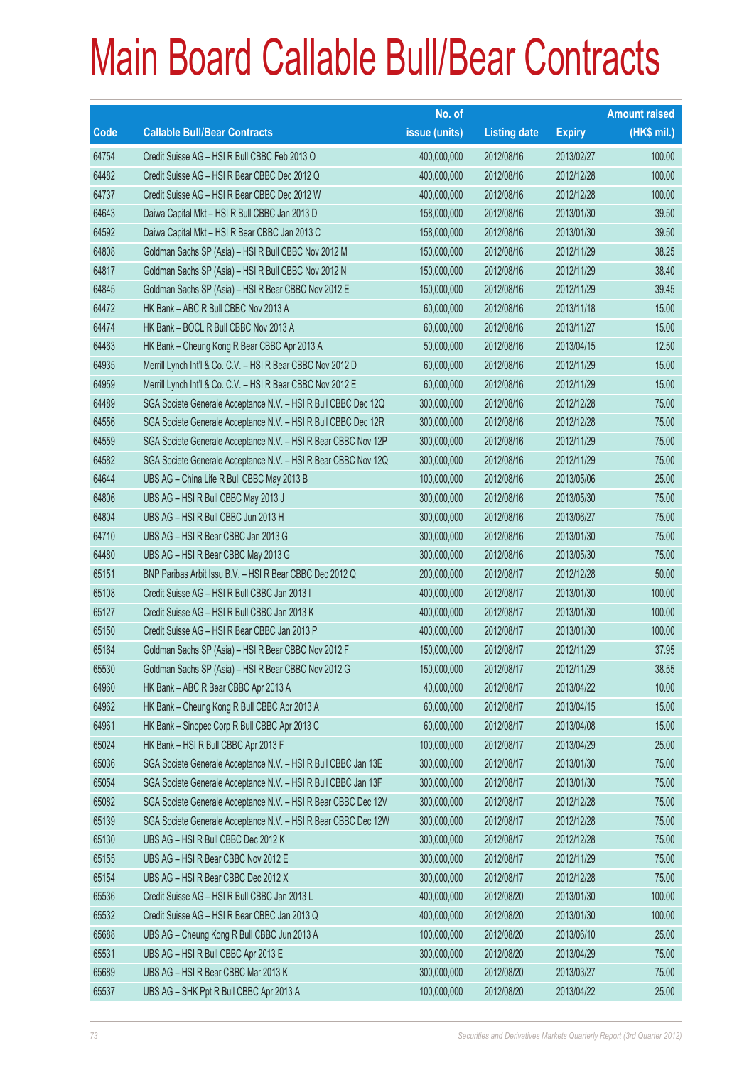# Main Board Callable Bull/Bear Contracts

| Code | Callable Bull/Bear Contracts | No. of issue (units) | Listing date | Expiry | Amount raised (HK$ mil.) |
|---|---|---|---|---|---|
| 64754 | Credit Suisse AG – HSI R Bull CBBC Feb 2013 O | 400,000,000 | 2012/08/16 | 2013/02/27 | 100.00 |
| 64482 | Credit Suisse AG – HSI R Bear CBBC Dec 2012 Q | 400,000,000 | 2012/08/16 | 2012/12/28 | 100.00 |
| 64737 | Credit Suisse AG – HSI R Bear CBBC Dec 2012 W | 400,000,000 | 2012/08/16 | 2012/12/28 | 100.00 |
| 64643 | Daiwa Capital Mkt – HSI R Bull CBBC Jan 2013 D | 158,000,000 | 2012/08/16 | 2013/01/30 | 39.50 |
| 64592 | Daiwa Capital Mkt – HSI R Bear CBBC Jan 2013 C | 158,000,000 | 2012/08/16 | 2013/01/30 | 39.50 |
| 64808 | Goldman Sachs SP (Asia) – HSI R Bull CBBC Nov 2012 M | 150,000,000 | 2012/08/16 | 2012/11/29 | 38.25 |
| 64817 | Goldman Sachs SP (Asia) – HSI R Bull CBBC Nov 2012 N | 150,000,000 | 2012/08/16 | 2012/11/29 | 38.40 |
| 64845 | Goldman Sachs SP (Asia) – HSI R Bear CBBC Nov 2012 E | 150,000,000 | 2012/08/16 | 2012/11/29 | 39.45 |
| 64472 | HK Bank – ABC R Bull CBBC Nov 2013 A | 60,000,000 | 2012/08/16 | 2013/11/18 | 15.00 |
| 64474 | HK Bank – BOCL R Bull CBBC Nov 2013 A | 60,000,000 | 2012/08/16 | 2013/11/27 | 15.00 |
| 64463 | HK Bank – Cheung Kong R Bear CBBC Apr 2013 A | 50,000,000 | 2012/08/16 | 2013/04/15 | 12.50 |
| 64935 | Merrill Lynch Int'l & Co. C.V. – HSI R Bear CBBC Nov 2012 D | 60,000,000 | 2012/08/16 | 2012/11/29 | 15.00 |
| 64959 | Merrill Lynch Int'l & Co. C.V. – HSI R Bear CBBC Nov 2012 E | 60,000,000 | 2012/08/16 | 2012/11/29 | 15.00 |
| 64489 | SGA Societe Generale Acceptance N.V. – HSI R Bull CBBC Dec 12Q | 300,000,000 | 2012/08/16 | 2012/12/28 | 75.00 |
| 64556 | SGA Societe Generale Acceptance N.V. – HSI R Bull CBBC Dec 12R | 300,000,000 | 2012/08/16 | 2012/12/28 | 75.00 |
| 64559 | SGA Societe Generale Acceptance N.V. – HSI R Bear CBBC Nov 12P | 300,000,000 | 2012/08/16 | 2012/11/29 | 75.00 |
| 64582 | SGA Societe Generale Acceptance N.V. – HSI R Bear CBBC Nov 12Q | 300,000,000 | 2012/08/16 | 2012/11/29 | 75.00 |
| 64644 | UBS AG – China Life R Bull CBBC May 2013 B | 100,000,000 | 2012/08/16 | 2013/05/06 | 25.00 |
| 64806 | UBS AG – HSI R Bull CBBC May 2013 J | 300,000,000 | 2012/08/16 | 2013/05/30 | 75.00 |
| 64804 | UBS AG – HSI R Bull CBBC Jun 2013 H | 300,000,000 | 2012/08/16 | 2013/06/27 | 75.00 |
| 64710 | UBS AG – HSI R Bear CBBC Jan 2013 G | 300,000,000 | 2012/08/16 | 2013/01/30 | 75.00 |
| 64480 | UBS AG – HSI R Bear CBBC May 2013 G | 300,000,000 | 2012/08/16 | 2013/05/30 | 75.00 |
| 65151 | BNP Paribas Arbit Issu B.V. – HSI R Bear CBBC Dec 2012 Q | 200,000,000 | 2012/08/17 | 2012/12/28 | 50.00 |
| 65108 | Credit Suisse AG – HSI R Bull CBBC Jan 2013 I | 400,000,000 | 2012/08/17 | 2013/01/30 | 100.00 |
| 65127 | Credit Suisse AG – HSI R Bull CBBC Jan 2013 K | 400,000,000 | 2012/08/17 | 2013/01/30 | 100.00 |
| 65150 | Credit Suisse AG – HSI R Bear CBBC Jan 2013 P | 400,000,000 | 2012/08/17 | 2013/01/30 | 100.00 |
| 65164 | Goldman Sachs SP (Asia) – HSI R Bear CBBC Nov 2012 F | 150,000,000 | 2012/08/17 | 2012/11/29 | 37.95 |
| 65530 | Goldman Sachs SP (Asia) – HSI R Bear CBBC Nov 2012 G | 150,000,000 | 2012/08/17 | 2012/11/29 | 38.55 |
| 64960 | HK Bank – ABC R Bear CBBC Apr 2013 A | 40,000,000 | 2012/08/17 | 2013/04/22 | 10.00 |
| 64962 | HK Bank – Cheung Kong R Bull CBBC Apr 2013 A | 60,000,000 | 2012/08/17 | 2013/04/15 | 15.00 |
| 64961 | HK Bank – Sinopec Corp R Bull CBBC Apr 2013 C | 60,000,000 | 2012/08/17 | 2013/04/08 | 15.00 |
| 65024 | HK Bank – HSI R Bull CBBC Apr 2013 F | 100,000,000 | 2012/08/17 | 2013/04/29 | 25.00 |
| 65036 | SGA Societe Generale Acceptance N.V. – HSI R Bull CBBC Jan 13E | 300,000,000 | 2012/08/17 | 2013/01/30 | 75.00 |
| 65054 | SGA Societe Generale Acceptance N.V. – HSI R Bull CBBC Jan 13F | 300,000,000 | 2012/08/17 | 2013/01/30 | 75.00 |
| 65082 | SGA Societe Generale Acceptance N.V. – HSI R Bear CBBC Dec 12V | 300,000,000 | 2012/08/17 | 2012/12/28 | 75.00 |
| 65139 | SGA Societe Generale Acceptance N.V. – HSI R Bear CBBC Dec 12W | 300,000,000 | 2012/08/17 | 2012/12/28 | 75.00 |
| 65130 | UBS AG – HSI R Bull CBBC Dec 2012 K | 300,000,000 | 2012/08/17 | 2012/12/28 | 75.00 |
| 65155 | UBS AG – HSI R Bear CBBC Nov 2012 E | 300,000,000 | 2012/08/17 | 2012/11/29 | 75.00 |
| 65154 | UBS AG – HSI R Bear CBBC Dec 2012 X | 300,000,000 | 2012/08/17 | 2012/12/28 | 75.00 |
| 65536 | Credit Suisse AG – HSI R Bull CBBC Jan 2013 L | 400,000,000 | 2012/08/20 | 2013/01/30 | 100.00 |
| 65532 | Credit Suisse AG – HSI R Bear CBBC Jan 2013 Q | 400,000,000 | 2012/08/20 | 2013/01/30 | 100.00 |
| 65688 | UBS AG – Cheung Kong R Bull CBBC Jun 2013 A | 100,000,000 | 2012/08/20 | 2013/06/10 | 25.00 |
| 65531 | UBS AG – HSI R Bull CBBC Apr 2013 E | 300,000,000 | 2012/08/20 | 2013/04/29 | 75.00 |
| 65689 | UBS AG – HSI R Bear CBBC Mar 2013 K | 300,000,000 | 2012/08/20 | 2013/03/27 | 75.00 |
| 65537 | UBS AG – SHK Ppt R Bull CBBC Apr 2013 A | 100,000,000 | 2012/08/20 | 2013/04/22 | 25.00 |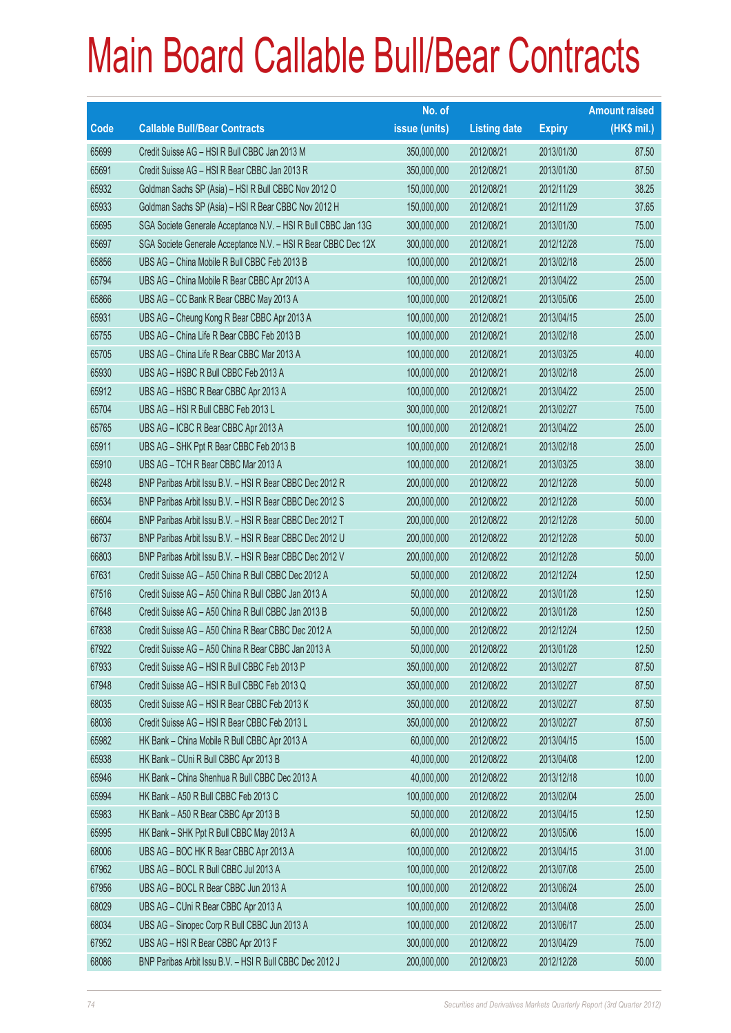# Main Board Callable Bull/Bear Contracts

| Code | Callable Bull/Bear Contracts | No. of issue (units) | Listing date | Expiry | Amount raised (HK$ mil.) |
|---|---|---|---|---|---|
| 65699 | Credit Suisse AG – HSI R Bull CBBC Jan 2013 M | 350,000,000 | 2012/08/21 | 2013/01/30 | 87.50 |
| 65691 | Credit Suisse AG – HSI R Bear CBBC Jan 2013 R | 350,000,000 | 2012/08/21 | 2013/01/30 | 87.50 |
| 65932 | Goldman Sachs SP (Asia) – HSI R Bull CBBC Nov 2012 O | 150,000,000 | 2012/08/21 | 2012/11/29 | 38.25 |
| 65933 | Goldman Sachs SP (Asia) – HSI R Bear CBBC Nov 2012 H | 150,000,000 | 2012/08/21 | 2012/11/29 | 37.65 |
| 65695 | SGA Societe Generale Acceptance N.V. – HSI R Bull CBBC Jan 13G | 300,000,000 | 2012/08/21 | 2013/01/30 | 75.00 |
| 65697 | SGA Societe Generale Acceptance N.V. – HSI R Bear CBBC Dec 12X | 300,000,000 | 2012/08/21 | 2012/12/28 | 75.00 |
| 65856 | UBS AG – China Mobile R Bull CBBC Feb 2013 B | 100,000,000 | 2012/08/21 | 2013/02/18 | 25.00 |
| 65794 | UBS AG – China Mobile R Bear CBBC Apr 2013 A | 100,000,000 | 2012/08/21 | 2013/04/22 | 25.00 |
| 65866 | UBS AG – CC Bank R Bear CBBC May 2013 A | 100,000,000 | 2012/08/21 | 2013/05/06 | 25.00 |
| 65931 | UBS AG – Cheung Kong R Bear CBBC Apr 2013 A | 100,000,000 | 2012/08/21 | 2013/04/15 | 25.00 |
| 65755 | UBS AG – China Life R Bear CBBC Feb 2013 B | 100,000,000 | 2012/08/21 | 2013/02/18 | 25.00 |
| 65705 | UBS AG – China Life R Bear CBBC Mar 2013 A | 100,000,000 | 2012/08/21 | 2013/03/25 | 40.00 |
| 65930 | UBS AG – HSBC R Bull CBBC Feb 2013 A | 100,000,000 | 2012/08/21 | 2013/02/18 | 25.00 |
| 65912 | UBS AG – HSBC R Bear CBBC Apr 2013 A | 100,000,000 | 2012/08/21 | 2013/04/22 | 25.00 |
| 65704 | UBS AG – HSI R Bull CBBC Feb 2013 L | 300,000,000 | 2012/08/21 | 2013/02/27 | 75.00 |
| 65765 | UBS AG – ICBC R Bear CBBC Apr 2013 A | 100,000,000 | 2012/08/21 | 2013/04/22 | 25.00 |
| 65911 | UBS AG – SHK Ppt R Bear CBBC Feb 2013 B | 100,000,000 | 2012/08/21 | 2013/02/18 | 25.00 |
| 65910 | UBS AG – TCH R Bear CBBC Mar 2013 A | 100,000,000 | 2012/08/21 | 2013/03/25 | 38.00 |
| 66248 | BNP Paribas Arbit Issu B.V. – HSI R Bear CBBC Dec 2012 R | 200,000,000 | 2012/08/22 | 2012/12/28 | 50.00 |
| 66534 | BNP Paribas Arbit Issu B.V. – HSI R Bear CBBC Dec 2012 S | 200,000,000 | 2012/08/22 | 2012/12/28 | 50.00 |
| 66604 | BNP Paribas Arbit Issu B.V. – HSI R Bear CBBC Dec 2012 T | 200,000,000 | 2012/08/22 | 2012/12/28 | 50.00 |
| 66737 | BNP Paribas Arbit Issu B.V. – HSI R Bear CBBC Dec 2012 U | 200,000,000 | 2012/08/22 | 2012/12/28 | 50.00 |
| 66803 | BNP Paribas Arbit Issu B.V. – HSI R Bear CBBC Dec 2012 V | 200,000,000 | 2012/08/22 | 2012/12/28 | 50.00 |
| 67631 | Credit Suisse AG – A50 China R Bull CBBC Dec 2012 A | 50,000,000 | 2012/08/22 | 2012/12/24 | 12.50 |
| 67516 | Credit Suisse AG – A50 China R Bull CBBC Jan 2013 A | 50,000,000 | 2012/08/22 | 2013/01/28 | 12.50 |
| 67648 | Credit Suisse AG – A50 China R Bull CBBC Jan 2013 B | 50,000,000 | 2012/08/22 | 2013/01/28 | 12.50 |
| 67838 | Credit Suisse AG – A50 China R Bear CBBC Dec 2012 A | 50,000,000 | 2012/08/22 | 2012/12/24 | 12.50 |
| 67922 | Credit Suisse AG – A50 China R Bear CBBC Jan 2013 A | 50,000,000 | 2012/08/22 | 2013/01/28 | 12.50 |
| 67933 | Credit Suisse AG – HSI R Bull CBBC Feb 2013 P | 350,000,000 | 2012/08/22 | 2013/02/27 | 87.50 |
| 67948 | Credit Suisse AG – HSI R Bull CBBC Feb 2013 Q | 350,000,000 | 2012/08/22 | 2013/02/27 | 87.50 |
| 68035 | Credit Suisse AG – HSI R Bear CBBC Feb 2013 K | 350,000,000 | 2012/08/22 | 2013/02/27 | 87.50 |
| 68036 | Credit Suisse AG – HSI R Bear CBBC Feb 2013 L | 350,000,000 | 2012/08/22 | 2013/02/27 | 87.50 |
| 65982 | HK Bank – China Mobile R Bull CBBC Apr 2013 A | 60,000,000 | 2012/08/22 | 2013/04/15 | 15.00 |
| 65938 | HK Bank – CUni R Bull CBBC Apr 2013 B | 40,000,000 | 2012/08/22 | 2013/04/08 | 12.00 |
| 65946 | HK Bank – China Shenhua R Bull CBBC Dec 2013 A | 40,000,000 | 2012/08/22 | 2013/12/18 | 10.00 |
| 65994 | HK Bank – A50 R Bull CBBC Feb 2013 C | 100,000,000 | 2012/08/22 | 2013/02/04 | 25.00 |
| 65983 | HK Bank – A50 R Bear CBBC Apr 2013 B | 50,000,000 | 2012/08/22 | 2013/04/15 | 12.50 |
| 65995 | HK Bank – SHK Ppt R Bull CBBC May 2013 A | 60,000,000 | 2012/08/22 | 2013/05/06 | 15.00 |
| 68006 | UBS AG – BOC HK R Bear CBBC Apr 2013 A | 100,000,000 | 2012/08/22 | 2013/04/15 | 31.00 |
| 67962 | UBS AG – BOCL R Bull CBBC Jul 2013 A | 100,000,000 | 2012/08/22 | 2013/07/08 | 25.00 |
| 67956 | UBS AG – BOCL R Bear CBBC Jun 2013 A | 100,000,000 | 2012/08/22 | 2013/06/24 | 25.00 |
| 68029 | UBS AG – CUni R Bear CBBC Apr 2013 A | 100,000,000 | 2012/08/22 | 2013/04/08 | 25.00 |
| 68034 | UBS AG – Sinopec Corp R Bull CBBC Jun 2013 A | 100,000,000 | 2012/08/22 | 2013/06/17 | 25.00 |
| 67952 | UBS AG – HSI R Bear CBBC Apr 2013 F | 300,000,000 | 2012/08/22 | 2013/04/29 | 75.00 |
| 68086 | BNP Paribas Arbit Issu B.V. – HSI R Bull CBBC Dec 2012 J | 200,000,000 | 2012/08/23 | 2012/12/28 | 50.00 |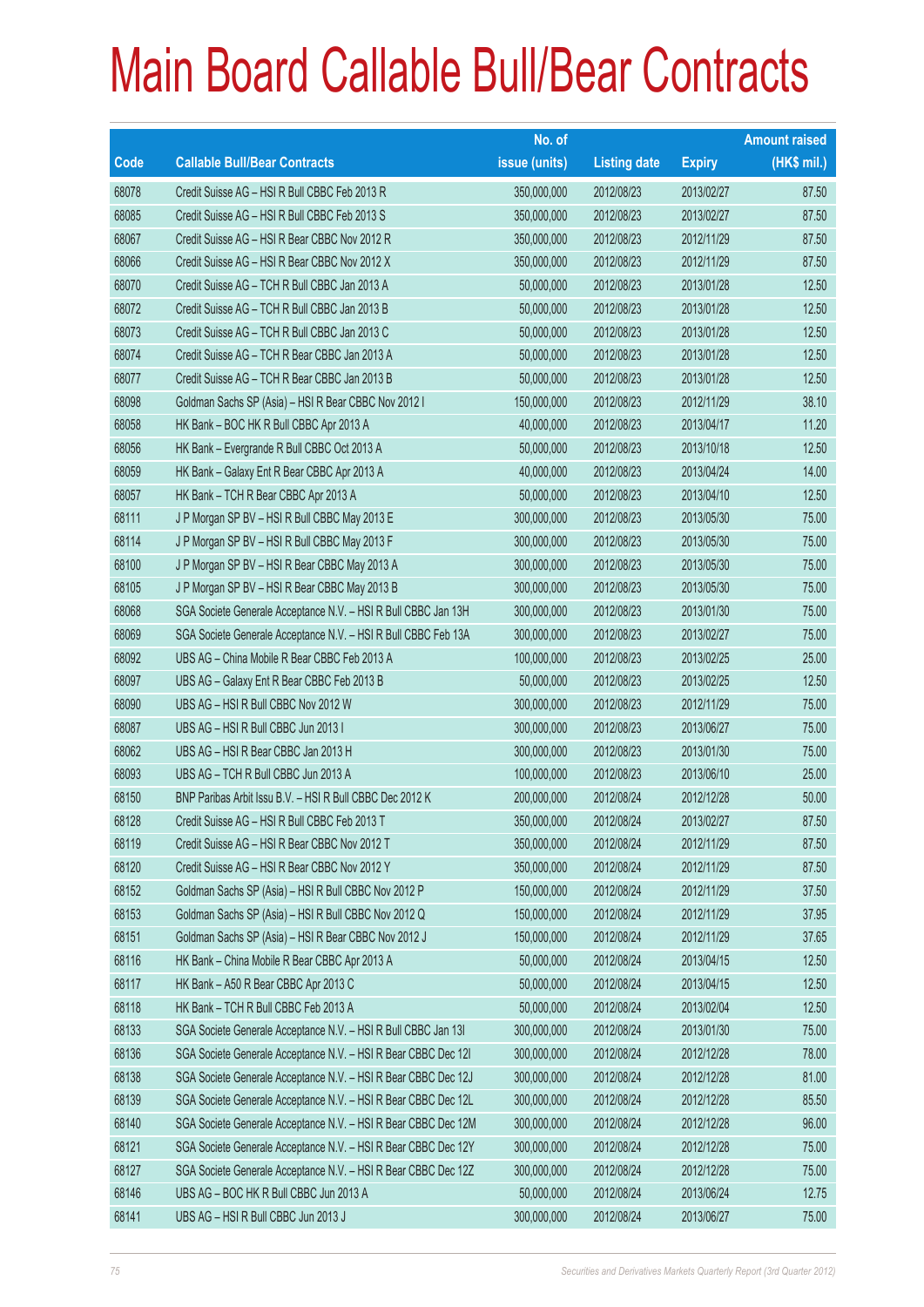# Main Board Callable Bull/Bear Contracts

| Code | Callable Bull/Bear Contracts | No. of issue (units) | Listing date | Expiry | Amount raised (HK$ mil.) |
|---|---|---|---|---|---|
| 68078 | Credit Suisse AG – HSI R Bull CBBC Feb 2013 R | 350,000,000 | 2012/08/23 | 2013/02/27 | 87.50 |
| 68085 | Credit Suisse AG – HSI R Bull CBBC Feb 2013 S | 350,000,000 | 2012/08/23 | 2013/02/27 | 87.50 |
| 68067 | Credit Suisse AG – HSI R Bear CBBC Nov 2012 R | 350,000,000 | 2012/08/23 | 2012/11/29 | 87.50 |
| 68066 | Credit Suisse AG – HSI R Bear CBBC Nov 2012 X | 350,000,000 | 2012/08/23 | 2012/11/29 | 87.50 |
| 68070 | Credit Suisse AG – TCH R Bull CBBC Jan 2013 A | 50,000,000 | 2012/08/23 | 2013/01/28 | 12.50 |
| 68072 | Credit Suisse AG – TCH R Bull CBBC Jan 2013 B | 50,000,000 | 2012/08/23 | 2013/01/28 | 12.50 |
| 68073 | Credit Suisse AG – TCH R Bull CBBC Jan 2013 C | 50,000,000 | 2012/08/23 | 2013/01/28 | 12.50 |
| 68074 | Credit Suisse AG – TCH R Bear CBBC Jan 2013 A | 50,000,000 | 2012/08/23 | 2013/01/28 | 12.50 |
| 68077 | Credit Suisse AG – TCH R Bear CBBC Jan 2013 B | 50,000,000 | 2012/08/23 | 2013/01/28 | 12.50 |
| 68098 | Goldman Sachs SP (Asia) – HSI R Bear CBBC Nov 2012 I | 150,000,000 | 2012/08/23 | 2012/11/29 | 38.10 |
| 68058 | HK Bank – BOC HK R Bull CBBC Apr 2013 A | 40,000,000 | 2012/08/23 | 2013/04/17 | 11.20 |
| 68056 | HK Bank – Evergrande R Bull CBBC Oct 2013 A | 50,000,000 | 2012/08/23 | 2013/10/18 | 12.50 |
| 68059 | HK Bank – Galaxy Ent R Bear CBBC Apr 2013 A | 40,000,000 | 2012/08/23 | 2013/04/24 | 14.00 |
| 68057 | HK Bank – TCH R Bear CBBC Apr 2013 A | 50,000,000 | 2012/08/23 | 2013/04/10 | 12.50 |
| 68111 | J P Morgan SP BV – HSI R Bull CBBC May 2013 E | 300,000,000 | 2012/08/23 | 2013/05/30 | 75.00 |
| 68114 | J P Morgan SP BV – HSI R Bull CBBC May 2013 F | 300,000,000 | 2012/08/23 | 2013/05/30 | 75.00 |
| 68100 | J P Morgan SP BV – HSI R Bear CBBC May 2013 A | 300,000,000 | 2012/08/23 | 2013/05/30 | 75.00 |
| 68105 | J P Morgan SP BV – HSI R Bear CBBC May 2013 B | 300,000,000 | 2012/08/23 | 2013/05/30 | 75.00 |
| 68068 | SGA Societe Generale Acceptance N.V. – HSI R Bull CBBC Jan 13H | 300,000,000 | 2012/08/23 | 2013/01/30 | 75.00 |
| 68069 | SGA Societe Generale Acceptance N.V. – HSI R Bull CBBC Feb 13A | 300,000,000 | 2012/08/23 | 2013/02/27 | 75.00 |
| 68092 | UBS AG – China Mobile R Bear CBBC Feb 2013 A | 100,000,000 | 2012/08/23 | 2013/02/25 | 25.00 |
| 68097 | UBS AG – Galaxy Ent R Bear CBBC Feb 2013 B | 50,000,000 | 2012/08/23 | 2013/02/25 | 12.50 |
| 68090 | UBS AG – HSI R Bull CBBC Nov 2012 W | 300,000,000 | 2012/08/23 | 2012/11/29 | 75.00 |
| 68087 | UBS AG – HSI R Bull CBBC Jun 2013 I | 300,000,000 | 2012/08/23 | 2013/06/27 | 75.00 |
| 68062 | UBS AG – HSI R Bear CBBC Jan 2013 H | 300,000,000 | 2012/08/23 | 2013/01/30 | 75.00 |
| 68093 | UBS AG – TCH R Bull CBBC Jun 2013 A | 100,000,000 | 2012/08/23 | 2013/06/10 | 25.00 |
| 68150 | BNP Paribas Arbit Issu B.V. – HSI R Bull CBBC Dec 2012 K | 200,000,000 | 2012/08/24 | 2012/12/28 | 50.00 |
| 68128 | Credit Suisse AG – HSI R Bull CBBC Feb 2013 T | 350,000,000 | 2012/08/24 | 2013/02/27 | 87.50 |
| 68119 | Credit Suisse AG – HSI R Bear CBBC Nov 2012 T | 350,000,000 | 2012/08/24 | 2012/11/29 | 87.50 |
| 68120 | Credit Suisse AG – HSI R Bear CBBC Nov 2012 Y | 350,000,000 | 2012/08/24 | 2012/11/29 | 87.50 |
| 68152 | Goldman Sachs SP (Asia) – HSI R Bull CBBC Nov 2012 P | 150,000,000 | 2012/08/24 | 2012/11/29 | 37.50 |
| 68153 | Goldman Sachs SP (Asia) – HSI R Bull CBBC Nov 2012 Q | 150,000,000 | 2012/08/24 | 2012/11/29 | 37.95 |
| 68151 | Goldman Sachs SP (Asia) – HSI R Bear CBBC Nov 2012 J | 150,000,000 | 2012/08/24 | 2012/11/29 | 37.65 |
| 68116 | HK Bank – China Mobile R Bear CBBC Apr 2013 A | 50,000,000 | 2012/08/24 | 2013/04/15 | 12.50 |
| 68117 | HK Bank – A50 R Bear CBBC Apr 2013 C | 50,000,000 | 2012/08/24 | 2013/04/15 | 12.50 |
| 68118 | HK Bank – TCH R Bull CBBC Feb 2013 A | 50,000,000 | 2012/08/24 | 2013/02/04 | 12.50 |
| 68133 | SGA Societe Generale Acceptance N.V. – HSI R Bull CBBC Jan 13I | 300,000,000 | 2012/08/24 | 2013/01/30 | 75.00 |
| 68136 | SGA Societe Generale Acceptance N.V. – HSI R Bear CBBC Dec 12I | 300,000,000 | 2012/08/24 | 2012/12/28 | 78.00 |
| 68138 | SGA Societe Generale Acceptance N.V. – HSI R Bear CBBC Dec 12J | 300,000,000 | 2012/08/24 | 2012/12/28 | 81.00 |
| 68139 | SGA Societe Generale Acceptance N.V. – HSI R Bear CBBC Dec 12L | 300,000,000 | 2012/08/24 | 2012/12/28 | 85.50 |
| 68140 | SGA Societe Generale Acceptance N.V. – HSI R Bear CBBC Dec 12M | 300,000,000 | 2012/08/24 | 2012/12/28 | 96.00 |
| 68121 | SGA Societe Generale Acceptance N.V. – HSI R Bear CBBC Dec 12Y | 300,000,000 | 2012/08/24 | 2012/12/28 | 75.00 |
| 68127 | SGA Societe Generale Acceptance N.V. – HSI R Bear CBBC Dec 12Z | 300,000,000 | 2012/08/24 | 2012/12/28 | 75.00 |
| 68146 | UBS AG – BOC HK R Bull CBBC Jun 2013 A | 50,000,000 | 2012/08/24 | 2013/06/24 | 12.75 |
| 68141 | UBS AG – HSI R Bull CBBC Jun 2013 J | 300,000,000 | 2012/08/24 | 2013/06/27 | 75.00 |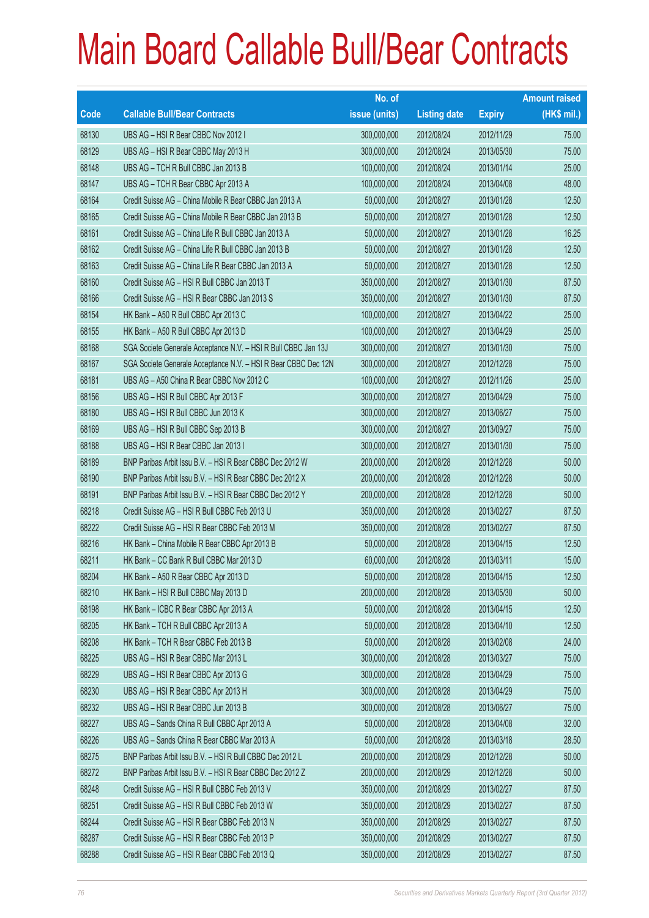# Main Board Callable Bull/Bear Contracts

| Code | Callable Bull/Bear Contracts | No. of issue (units) | Listing date | Expiry | Amount raised (HK$ mil.) |
|---|---|---|---|---|---|
| 68130 | UBS AG – HSI R Bear CBBC Nov 2012 I | 300,000,000 | 2012/08/24 | 2012/11/29 | 75.00 |
| 68129 | UBS AG – HSI R Bear CBBC May 2013 H | 300,000,000 | 2012/08/24 | 2013/05/30 | 75.00 |
| 68148 | UBS AG – TCH R Bull CBBC Jan 2013 B | 100,000,000 | 2012/08/24 | 2013/01/14 | 25.00 |
| 68147 | UBS AG – TCH R Bear CBBC Apr 2013 A | 100,000,000 | 2012/08/24 | 2013/04/08 | 48.00 |
| 68164 | Credit Suisse AG – China Mobile R Bear CBBC Jan 2013 A | 50,000,000 | 2012/08/27 | 2013/01/28 | 12.50 |
| 68165 | Credit Suisse AG – China Mobile R Bear CBBC Jan 2013 B | 50,000,000 | 2012/08/27 | 2013/01/28 | 12.50 |
| 68161 | Credit Suisse AG – China Life R Bull CBBC Jan 2013 A | 50,000,000 | 2012/08/27 | 2013/01/28 | 16.25 |
| 68162 | Credit Suisse AG – China Life R Bull CBBC Jan 2013 B | 50,000,000 | 2012/08/27 | 2013/01/28 | 12.50 |
| 68163 | Credit Suisse AG – China Life R Bear CBBC Jan 2013 A | 50,000,000 | 2012/08/27 | 2013/01/28 | 12.50 |
| 68160 | Credit Suisse AG – HSI R Bull CBBC Jan 2013 T | 350,000,000 | 2012/08/27 | 2013/01/30 | 87.50 |
| 68166 | Credit Suisse AG – HSI R Bear CBBC Jan 2013 S | 350,000,000 | 2012/08/27 | 2013/01/30 | 87.50 |
| 68154 | HK Bank – A50 R Bull CBBC Apr 2013 C | 100,000,000 | 2012/08/27 | 2013/04/22 | 25.00 |
| 68155 | HK Bank – A50 R Bull CBBC Apr 2013 D | 100,000,000 | 2012/08/27 | 2013/04/29 | 25.00 |
| 68168 | SGA Societe Generale Acceptance N.V. – HSI R Bull CBBC Jan 13J | 300,000,000 | 2012/08/27 | 2013/01/30 | 75.00 |
| 68167 | SGA Societe Generale Acceptance N.V. – HSI R Bear CBBC Dec 12N | 300,000,000 | 2012/08/27 | 2012/12/28 | 75.00 |
| 68181 | UBS AG – A50 China R Bear CBBC Nov 2012 C | 100,000,000 | 2012/08/27 | 2012/11/26 | 25.00 |
| 68156 | UBS AG – HSI R Bull CBBC Apr 2013 F | 300,000,000 | 2012/08/27 | 2013/04/29 | 75.00 |
| 68180 | UBS AG – HSI R Bull CBBC Jun 2013 K | 300,000,000 | 2012/08/27 | 2013/06/27 | 75.00 |
| 68169 | UBS AG – HSI R Bull CBBC Sep 2013 B | 300,000,000 | 2012/08/27 | 2013/09/27 | 75.00 |
| 68188 | UBS AG – HSI R Bear CBBC Jan 2013 I | 300,000,000 | 2012/08/27 | 2013/01/30 | 75.00 |
| 68189 | BNP Paribas Arbit Issu B.V. – HSI R Bear CBBC Dec 2012 W | 200,000,000 | 2012/08/28 | 2012/12/28 | 50.00 |
| 68190 | BNP Paribas Arbit Issu B.V. – HSI R Bear CBBC Dec 2012 X | 200,000,000 | 2012/08/28 | 2012/12/28 | 50.00 |
| 68191 | BNP Paribas Arbit Issu B.V. – HSI R Bear CBBC Dec 2012 Y | 200,000,000 | 2012/08/28 | 2012/12/28 | 50.00 |
| 68218 | Credit Suisse AG – HSI R Bull CBBC Feb 2013 U | 350,000,000 | 2012/08/28 | 2013/02/27 | 87.50 |
| 68222 | Credit Suisse AG – HSI R Bear CBBC Feb 2013 M | 350,000,000 | 2012/08/28 | 2013/02/27 | 87.50 |
| 68216 | HK Bank – China Mobile R Bear CBBC Apr 2013 B | 50,000,000 | 2012/08/28 | 2013/04/15 | 12.50 |
| 68211 | HK Bank – CC Bank R Bull CBBC Mar 2013 D | 60,000,000 | 2012/08/28 | 2013/03/11 | 15.00 |
| 68204 | HK Bank – A50 R Bear CBBC Apr 2013 D | 50,000,000 | 2012/08/28 | 2013/04/15 | 12.50 |
| 68210 | HK Bank – HSI R Bull CBBC May 2013 D | 200,000,000 | 2012/08/28 | 2013/05/30 | 50.00 |
| 68198 | HK Bank – ICBC R Bear CBBC Apr 2013 A | 50,000,000 | 2012/08/28 | 2013/04/15 | 12.50 |
| 68205 | HK Bank – TCH R Bull CBBC Apr 2013 A | 50,000,000 | 2012/08/28 | 2013/04/10 | 12.50 |
| 68208 | HK Bank – TCH R Bear CBBC Feb 2013 B | 50,000,000 | 2012/08/28 | 2013/02/08 | 24.00 |
| 68225 | UBS AG – HSI R Bear CBBC Mar 2013 L | 300,000,000 | 2012/08/28 | 2013/03/27 | 75.00 |
| 68229 | UBS AG – HSI R Bear CBBC Apr 2013 G | 300,000,000 | 2012/08/28 | 2013/04/29 | 75.00 |
| 68230 | UBS AG – HSI R Bear CBBC Apr 2013 H | 300,000,000 | 2012/08/28 | 2013/04/29 | 75.00 |
| 68232 | UBS AG – HSI R Bear CBBC Jun 2013 B | 300,000,000 | 2012/08/28 | 2013/06/27 | 75.00 |
| 68227 | UBS AG – Sands China R Bull CBBC Apr 2013 A | 50,000,000 | 2012/08/28 | 2013/04/08 | 32.00 |
| 68226 | UBS AG – Sands China R Bear CBBC Mar 2013 A | 50,000,000 | 2012/08/28 | 2013/03/18 | 28.50 |
| 68275 | BNP Paribas Arbit Issu B.V. – HSI R Bull CBBC Dec 2012 L | 200,000,000 | 2012/08/29 | 2012/12/28 | 50.00 |
| 68272 | BNP Paribas Arbit Issu B.V. – HSI R Bear CBBC Dec 2012 Z | 200,000,000 | 2012/08/29 | 2012/12/28 | 50.00 |
| 68248 | Credit Suisse AG – HSI R Bull CBBC Feb 2013 V | 350,000,000 | 2012/08/29 | 2013/02/27 | 87.50 |
| 68251 | Credit Suisse AG – HSI R Bull CBBC Feb 2013 W | 350,000,000 | 2012/08/29 | 2013/02/27 | 87.50 |
| 68244 | Credit Suisse AG – HSI R Bear CBBC Feb 2013 N | 350,000,000 | 2012/08/29 | 2013/02/27 | 87.50 |
| 68287 | Credit Suisse AG – HSI R Bear CBBC Feb 2013 P | 350,000,000 | 2012/08/29 | 2013/02/27 | 87.50 |
| 68288 | Credit Suisse AG – HSI R Bear CBBC Feb 2013 Q | 350,000,000 | 2012/08/29 | 2013/02/27 | 87.50 |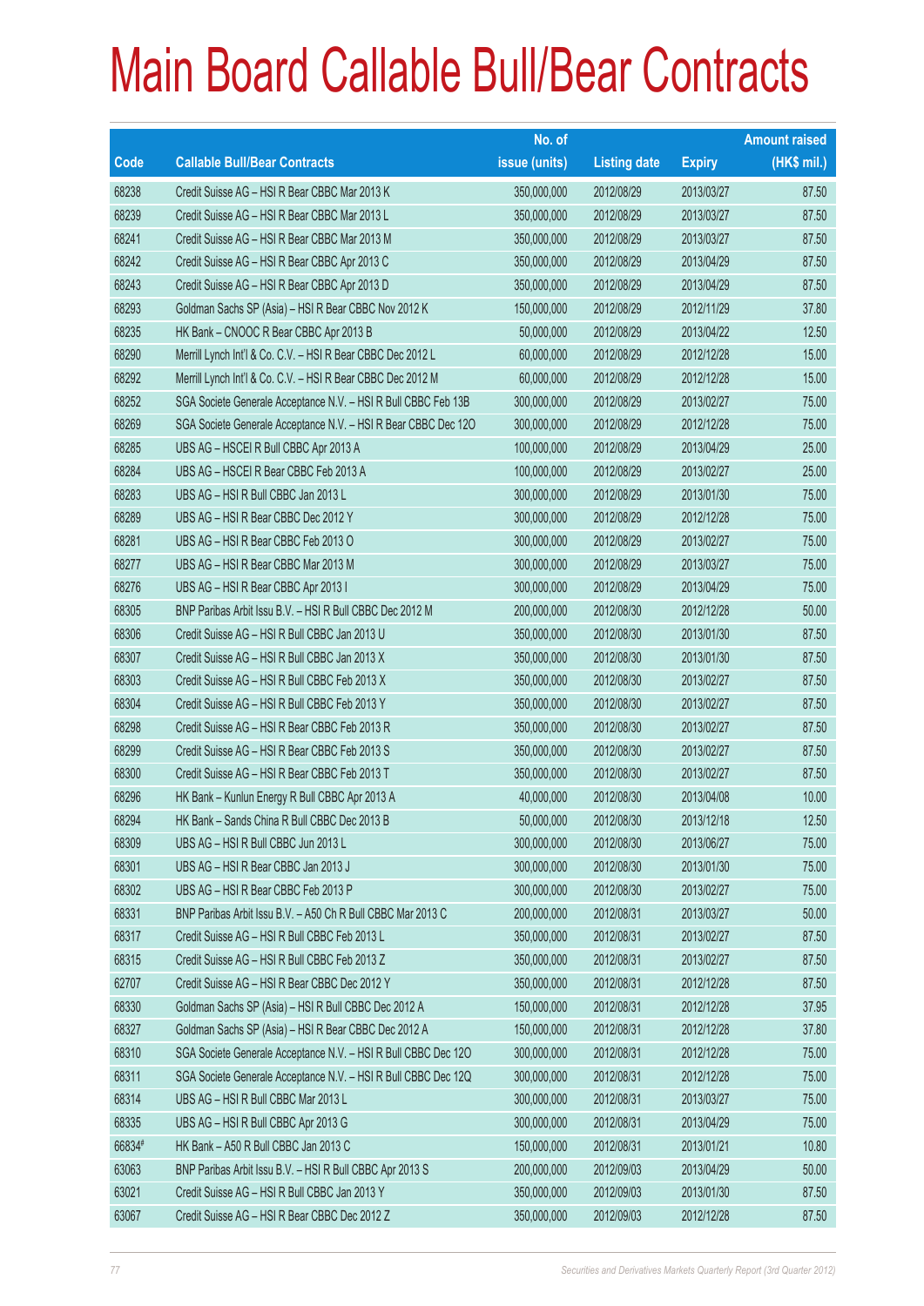# Main Board Callable Bull/Bear Contracts

| Code | Callable Bull/Bear Contracts | No. of issue (units) | Listing date | Expiry | Amount raised (HK$ mil.) |
|---|---|---|---|---|---|
| 68238 | Credit Suisse AG – HSI R Bear CBBC Mar 2013 K | 350,000,000 | 2012/08/29 | 2013/03/27 | 87.50 |
| 68239 | Credit Suisse AG – HSI R Bear CBBC Mar 2013 L | 350,000,000 | 2012/08/29 | 2013/03/27 | 87.50 |
| 68241 | Credit Suisse AG – HSI R Bear CBBC Mar 2013 M | 350,000,000 | 2012/08/29 | 2013/03/27 | 87.50 |
| 68242 | Credit Suisse AG – HSI R Bear CBBC Apr 2013 C | 350,000,000 | 2012/08/29 | 2013/04/29 | 87.50 |
| 68243 | Credit Suisse AG – HSI R Bear CBBC Apr 2013 D | 350,000,000 | 2012/08/29 | 2013/04/29 | 87.50 |
| 68293 | Goldman Sachs SP (Asia) – HSI R Bear CBBC Nov 2012 K | 150,000,000 | 2012/08/29 | 2012/11/29 | 37.80 |
| 68235 | HK Bank – CNOOC R Bear CBBC Apr 2013 B | 50,000,000 | 2012/08/29 | 2013/04/22 | 12.50 |
| 68290 | Merrill Lynch Int'l & Co. C.V. – HSI R Bear CBBC Dec 2012 L | 60,000,000 | 2012/08/29 | 2012/12/28 | 15.00 |
| 68292 | Merrill Lynch Int'l & Co. C.V. – HSI R Bear CBBC Dec 2012 M | 60,000,000 | 2012/08/29 | 2012/12/28 | 15.00 |
| 68252 | SGA Societe Generale Acceptance N.V. – HSI R Bull CBBC Feb 13B | 300,000,000 | 2012/08/29 | 2013/02/27 | 75.00 |
| 68269 | SGA Societe Generale Acceptance N.V. – HSI R Bear CBBC Dec 12O | 300,000,000 | 2012/08/29 | 2012/12/28 | 75.00 |
| 68285 | UBS AG – HSCEI R Bull CBBC Apr 2013 A | 100,000,000 | 2012/08/29 | 2013/04/29 | 25.00 |
| 68284 | UBS AG – HSCEI R Bear CBBC Feb 2013 A | 100,000,000 | 2012/08/29 | 2013/02/27 | 25.00 |
| 68283 | UBS AG – HSI R Bull CBBC Jan 2013 L | 300,000,000 | 2012/08/29 | 2013/01/30 | 75.00 |
| 68289 | UBS AG – HSI R Bear CBBC Dec 2012 Y | 300,000,000 | 2012/08/29 | 2012/12/28 | 75.00 |
| 68281 | UBS AG – HSI R Bear CBBC Feb 2013 O | 300,000,000 | 2012/08/29 | 2013/02/27 | 75.00 |
| 68277 | UBS AG – HSI R Bear CBBC Mar 2013 M | 300,000,000 | 2012/08/29 | 2013/03/27 | 75.00 |
| 68276 | UBS AG – HSI R Bear CBBC Apr 2013 I | 300,000,000 | 2012/08/29 | 2013/04/29 | 75.00 |
| 68305 | BNP Paribas Arbit Issu B.V. – HSI R Bull CBBC Dec 2012 M | 200,000,000 | 2012/08/30 | 2012/12/28 | 50.00 |
| 68306 | Credit Suisse AG – HSI R Bull CBBC Jan 2013 U | 350,000,000 | 2012/08/30 | 2013/01/30 | 87.50 |
| 68307 | Credit Suisse AG – HSI R Bull CBBC Jan 2013 X | 350,000,000 | 2012/08/30 | 2013/01/30 | 87.50 |
| 68303 | Credit Suisse AG – HSI R Bull CBBC Feb 2013 X | 350,000,000 | 2012/08/30 | 2013/02/27 | 87.50 |
| 68304 | Credit Suisse AG – HSI R Bull CBBC Feb 2013 Y | 350,000,000 | 2012/08/30 | 2013/02/27 | 87.50 |
| 68298 | Credit Suisse AG – HSI R Bear CBBC Feb 2013 R | 350,000,000 | 2012/08/30 | 2013/02/27 | 87.50 |
| 68299 | Credit Suisse AG – HSI R Bear CBBC Feb 2013 S | 350,000,000 | 2012/08/30 | 2013/02/27 | 87.50 |
| 68300 | Credit Suisse AG – HSI R Bear CBBC Feb 2013 T | 350,000,000 | 2012/08/30 | 2013/02/27 | 87.50 |
| 68296 | HK Bank – Kunlun Energy R Bull CBBC Apr 2013 A | 40,000,000 | 2012/08/30 | 2013/04/08 | 10.00 |
| 68294 | HK Bank – Sands China R Bull CBBC Dec 2013 B | 50,000,000 | 2012/08/30 | 2013/12/18 | 12.50 |
| 68309 | UBS AG – HSI R Bull CBBC Jun 2013 L | 300,000,000 | 2012/08/30 | 2013/06/27 | 75.00 |
| 68301 | UBS AG – HSI R Bear CBBC Jan 2013 J | 300,000,000 | 2012/08/30 | 2013/01/30 | 75.00 |
| 68302 | UBS AG – HSI R Bear CBBC Feb 2013 P | 300,000,000 | 2012/08/30 | 2013/02/27 | 75.00 |
| 68331 | BNP Paribas Arbit Issu B.V. – A50 Ch R Bull CBBC Mar 2013 C | 200,000,000 | 2012/08/31 | 2013/03/27 | 50.00 |
| 68317 | Credit Suisse AG – HSI R Bull CBBC Feb 2013 L | 350,000,000 | 2012/08/31 | 2013/02/27 | 87.50 |
| 68315 | Credit Suisse AG – HSI R Bull CBBC Feb 2013 Z | 350,000,000 | 2012/08/31 | 2013/02/27 | 87.50 |
| 62707 | Credit Suisse AG – HSI R Bear CBBC Dec 2012 Y | 350,000,000 | 2012/08/31 | 2012/12/28 | 87.50 |
| 68330 | Goldman Sachs SP (Asia) – HSI R Bull CBBC Dec 2012 A | 150,000,000 | 2012/08/31 | 2012/12/28 | 37.95 |
| 68327 | Goldman Sachs SP (Asia) – HSI R Bear CBBC Dec 2012 A | 150,000,000 | 2012/08/31 | 2012/12/28 | 37.80 |
| 68310 | SGA Societe Generale Acceptance N.V. – HSI R Bull CBBC Dec 12O | 300,000,000 | 2012/08/31 | 2012/12/28 | 75.00 |
| 68311 | SGA Societe Generale Acceptance N.V. – HSI R Bull CBBC Dec 12Q | 300,000,000 | 2012/08/31 | 2012/12/28 | 75.00 |
| 68314 | UBS AG – HSI R Bull CBBC Mar 2013 L | 300,000,000 | 2012/08/31 | 2013/03/27 | 75.00 |
| 68335 | UBS AG – HSI R Bull CBBC Apr 2013 G | 300,000,000 | 2012/08/31 | 2013/04/29 | 75.00 |
| 66834# | HK Bank – A50 R Bull CBBC Jan 2013 C | 150,000,000 | 2012/08/31 | 2013/01/21 | 10.80 |
| 63063 | BNP Paribas Arbit Issu B.V. – HSI R Bull CBBC Apr 2013 S | 200,000,000 | 2012/09/03 | 2013/04/29 | 50.00 |
| 63021 | Credit Suisse AG – HSI R Bull CBBC Jan 2013 Y | 350,000,000 | 2012/09/03 | 2013/01/30 | 87.50 |
| 63067 | Credit Suisse AG – HSI R Bear CBBC Dec 2012 Z | 350,000,000 | 2012/09/03 | 2012/12/28 | 87.50 |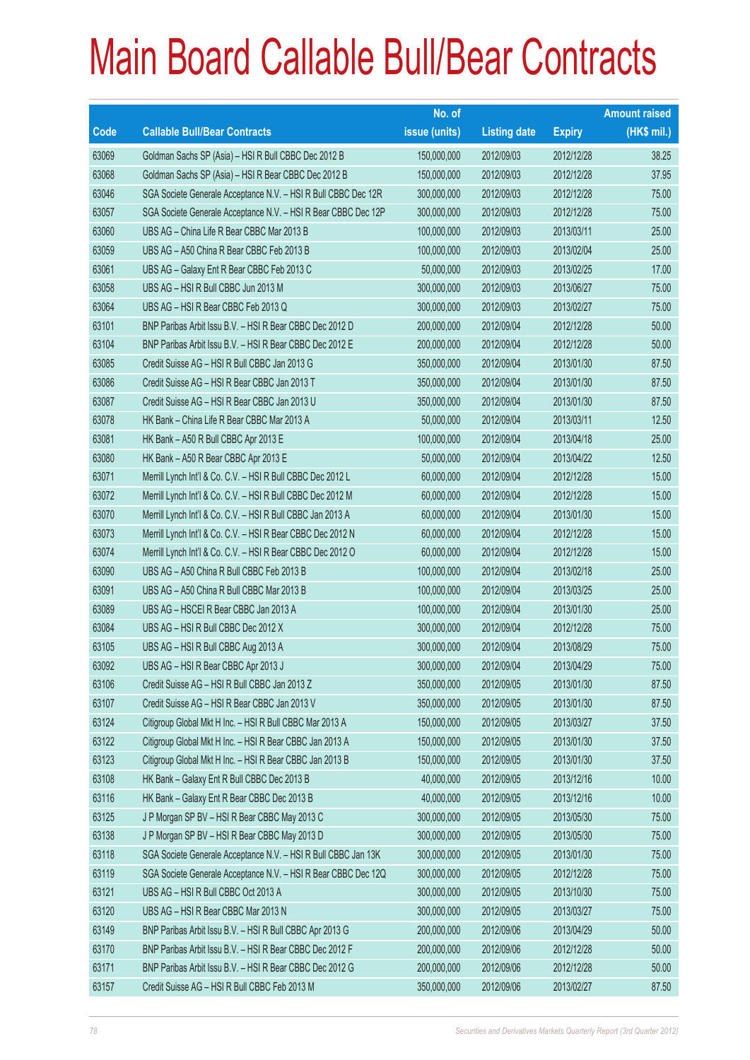# Main Board Callable Bull/Bear Contracts

| Code | Callable Bull/Bear Contracts | No. of issue (units) | Listing date | Expiry | Amount raised (HK$ mil.) |
|---|---|---|---|---|---|
| 63069 | Goldman Sachs SP (Asia) – HSI R Bull CBBC Dec 2012 B | 150,000,000 | 2012/09/03 | 2012/12/28 | 38.25 |
| 63068 | Goldman Sachs SP (Asia) – HSI R Bear CBBC Dec 2012 B | 150,000,000 | 2012/09/03 | 2012/12/28 | 37.95 |
| 63046 | SGA Societe Generale Acceptance N.V. – HSI R Bull CBBC Dec 12R | 300,000,000 | 2012/09/03 | 2012/12/28 | 75.00 |
| 63057 | SGA Societe Generale Acceptance N.V. – HSI R Bear CBBC Dec 12P | 300,000,000 | 2012/09/03 | 2012/12/28 | 75.00 |
| 63060 | UBS AG – China Life R Bear CBBC Mar 2013 B | 100,000,000 | 2012/09/03 | 2013/03/11 | 25.00 |
| 63059 | UBS AG – A50 China R Bear CBBC Feb 2013 B | 100,000,000 | 2012/09/03 | 2013/02/04 | 25.00 |
| 63061 | UBS AG – Galaxy Ent R Bear CBBC Feb 2013 C | 50,000,000 | 2012/09/03 | 2013/02/25 | 17.00 |
| 63058 | UBS AG – HSI R Bull CBBC Jun 2013 M | 300,000,000 | 2012/09/03 | 2013/06/27 | 75.00 |
| 63064 | UBS AG – HSI R Bear CBBC Feb 2013 Q | 300,000,000 | 2012/09/03 | 2013/02/27 | 75.00 |
| 63101 | BNP Paribas Arbit Issu B.V. – HSI R Bear CBBC Dec 2012 D | 200,000,000 | 2012/09/04 | 2012/12/28 | 50.00 |
| 63104 | BNP Paribas Arbit Issu B.V. – HSI R Bear CBBC Dec 2012 E | 200,000,000 | 2012/09/04 | 2012/12/28 | 50.00 |
| 63085 | Credit Suisse AG – HSI R Bull CBBC Jan 2013 G | 350,000,000 | 2012/09/04 | 2013/01/30 | 87.50 |
| 63086 | Credit Suisse AG – HSI R Bear CBBC Jan 2013 T | 350,000,000 | 2012/09/04 | 2013/01/30 | 87.50 |
| 63087 | Credit Suisse AG – HSI R Bear CBBC Jan 2013 U | 350,000,000 | 2012/09/04 | 2013/01/30 | 87.50 |
| 63078 | HK Bank – China Life R Bear CBBC Mar 2013 A | 50,000,000 | 2012/09/04 | 2013/03/11 | 12.50 |
| 63081 | HK Bank – A50 R Bull CBBC Apr 2013 E | 100,000,000 | 2012/09/04 | 2013/04/18 | 25.00 |
| 63080 | HK Bank – A50 R Bear CBBC Apr 2013 E | 50,000,000 | 2012/09/04 | 2013/04/22 | 12.50 |
| 63071 | Merrill Lynch Int'l & Co. C.V. – HSI R Bull CBBC Dec 2012 L | 60,000,000 | 2012/09/04 | 2012/12/28 | 15.00 |
| 63072 | Merrill Lynch Int'l & Co. C.V. – HSI R Bull CBBC Dec 2012 M | 60,000,000 | 2012/09/04 | 2012/12/28 | 15.00 |
| 63070 | Merrill Lynch Int'l & Co. C.V. – HSI R Bull CBBC Jan 2013 A | 60,000,000 | 2012/09/04 | 2013/01/30 | 15.00 |
| 63073 | Merrill Lynch Int'l & Co. C.V. – HSI R Bear CBBC Dec 2012 N | 60,000,000 | 2012/09/04 | 2012/12/28 | 15.00 |
| 63074 | Merrill Lynch Int'l & Co. C.V. – HSI R Bear CBBC Dec 2012 O | 60,000,000 | 2012/09/04 | 2012/12/28 | 15.00 |
| 63090 | UBS AG – A50 China R Bull CBBC Feb 2013 B | 100,000,000 | 2012/09/04 | 2013/02/18 | 25.00 |
| 63091 | UBS AG – A50 China R Bull CBBC Mar 2013 B | 100,000,000 | 2012/09/04 | 2013/03/25 | 25.00 |
| 63089 | UBS AG – HSCEI R Bear CBBC Jan 2013 A | 100,000,000 | 2012/09/04 | 2013/01/30 | 25.00 |
| 63084 | UBS AG – HSI R Bull CBBC Dec 2012 X | 300,000,000 | 2012/09/04 | 2012/12/28 | 75.00 |
| 63105 | UBS AG – HSI R Bull CBBC Aug 2013 A | 300,000,000 | 2012/09/04 | 2013/08/29 | 75.00 |
| 63092 | UBS AG – HSI R Bear CBBC Apr 2013 J | 300,000,000 | 2012/09/04 | 2013/04/29 | 75.00 |
| 63106 | Credit Suisse AG – HSI R Bull CBBC Jan 2013 Z | 350,000,000 | 2012/09/05 | 2013/01/30 | 87.50 |
| 63107 | Credit Suisse AG – HSI R Bear CBBC Jan 2013 V | 350,000,000 | 2012/09/05 | 2013/01/30 | 87.50 |
| 63124 | Citigroup Global Mkt H Inc. – HSI R Bull CBBC Mar 2013 A | 150,000,000 | 2012/09/05 | 2013/03/27 | 37.50 |
| 63122 | Citigroup Global Mkt H Inc. – HSI R Bear CBBC Jan 2013 A | 150,000,000 | 2012/09/05 | 2013/01/30 | 37.50 |
| 63123 | Citigroup Global Mkt H Inc. – HSI R Bear CBBC Jan 2013 B | 150,000,000 | 2012/09/05 | 2013/01/30 | 37.50 |
| 63108 | HK Bank – Galaxy Ent R Bull CBBC Dec 2013 B | 40,000,000 | 2012/09/05 | 2013/12/16 | 10.00 |
| 63116 | HK Bank – Galaxy Ent R Bear CBBC Dec 2013 B | 40,000,000 | 2012/09/05 | 2013/12/16 | 10.00 |
| 63125 | J P Morgan SP BV – HSI R Bear CBBC May 2013 C | 300,000,000 | 2012/09/05 | 2013/05/30 | 75.00 |
| 63138 | J P Morgan SP BV – HSI R Bear CBBC May 2013 D | 300,000,000 | 2012/09/05 | 2013/05/30 | 75.00 |
| 63118 | SGA Societe Generale Acceptance N.V. – HSI R Bull CBBC Jan 13K | 300,000,000 | 2012/09/05 | 2013/01/30 | 75.00 |
| 63119 | SGA Societe Generale Acceptance N.V. – HSI R Bear CBBC Dec 12Q | 300,000,000 | 2012/09/05 | 2012/12/28 | 75.00 |
| 63121 | UBS AG – HSI R Bull CBBC Oct 2013 A | 300,000,000 | 2012/09/05 | 2013/10/30 | 75.00 |
| 63120 | UBS AG – HSI R Bear CBBC Mar 2013 N | 300,000,000 | 2012/09/05 | 2013/03/27 | 75.00 |
| 63149 | BNP Paribas Arbit Issu B.V. – HSI R Bull CBBC Apr 2013 G | 200,000,000 | 2012/09/06 | 2013/04/29 | 50.00 |
| 63170 | BNP Paribas Arbit Issu B.V. – HSI R Bear CBBC Dec 2012 F | 200,000,000 | 2012/09/06 | 2012/12/28 | 50.00 |
| 63171 | BNP Paribas Arbit Issu B.V. – HSI R Bear CBBC Dec 2012 G | 200,000,000 | 2012/09/06 | 2012/12/28 | 50.00 |
| 63157 | Credit Suisse AG – HSI R Bull CBBC Feb 2013 M | 350,000,000 | 2012/09/06 | 2013/02/27 | 87.50 |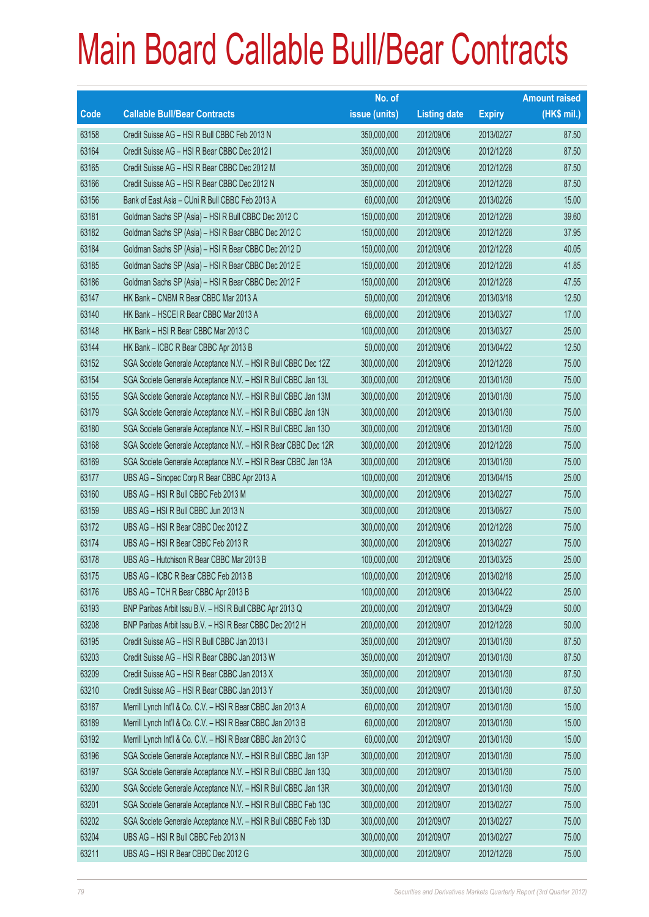# Main Board Callable Bull/Bear Contracts

| Code | Callable Bull/Bear Contracts | No. of issue (units) | Listing date | Expiry | Amount raised (HK$ mil.) |
|---|---|---|---|---|---|
| 63158 | Credit Suisse AG – HSI R Bull CBBC Feb 2013 N | 350,000,000 | 2012/09/06 | 2013/02/27 | 87.50 |
| 63164 | Credit Suisse AG – HSI R Bear CBBC Dec 2012 I | 350,000,000 | 2012/09/06 | 2012/12/28 | 87.50 |
| 63165 | Credit Suisse AG – HSI R Bear CBBC Dec 2012 M | 350,000,000 | 2012/09/06 | 2012/12/28 | 87.50 |
| 63166 | Credit Suisse AG – HSI R Bear CBBC Dec 2012 N | 350,000,000 | 2012/09/06 | 2012/12/28 | 87.50 |
| 63156 | Bank of East Asia – CUni R Bull CBBC Feb 2013 A | 60,000,000 | 2012/09/06 | 2013/02/26 | 15.00 |
| 63181 | Goldman Sachs SP (Asia) – HSI R Bull CBBC Dec 2012 C | 150,000,000 | 2012/09/06 | 2012/12/28 | 39.60 |
| 63182 | Goldman Sachs SP (Asia) – HSI R Bear CBBC Dec 2012 C | 150,000,000 | 2012/09/06 | 2012/12/28 | 37.95 |
| 63184 | Goldman Sachs SP (Asia) – HSI R Bear CBBC Dec 2012 D | 150,000,000 | 2012/09/06 | 2012/12/28 | 40.05 |
| 63185 | Goldman Sachs SP (Asia) – HSI R Bear CBBC Dec 2012 E | 150,000,000 | 2012/09/06 | 2012/12/28 | 41.85 |
| 63186 | Goldman Sachs SP (Asia) – HSI R Bear CBBC Dec 2012 F | 150,000,000 | 2012/09/06 | 2012/12/28 | 47.55 |
| 63147 | HK Bank – CNBM R Bear CBBC Mar 2013 A | 50,000,000 | 2012/09/06 | 2013/03/18 | 12.50 |
| 63140 | HK Bank – HSCEI R Bear CBBC Mar 2013 A | 68,000,000 | 2012/09/06 | 2013/03/27 | 17.00 |
| 63148 | HK Bank – HSI R Bear CBBC Mar 2013 C | 100,000,000 | 2012/09/06 | 2013/03/27 | 25.00 |
| 63144 | HK Bank – ICBC R Bear CBBC Apr 2013 B | 50,000,000 | 2012/09/06 | 2013/04/22 | 12.50 |
| 63152 | SGA Societe Generale Acceptance N.V. – HSI R Bull CBBC Dec 12Z | 300,000,000 | 2012/09/06 | 2012/12/28 | 75.00 |
| 63154 | SGA Societe Generale Acceptance N.V. – HSI R Bull CBBC Jan 13L | 300,000,000 | 2012/09/06 | 2013/01/30 | 75.00 |
| 63155 | SGA Societe Generale Acceptance N.V. – HSI R Bull CBBC Jan 13M | 300,000,000 | 2012/09/06 | 2013/01/30 | 75.00 |
| 63179 | SGA Societe Generale Acceptance N.V. – HSI R Bull CBBC Jan 13N | 300,000,000 | 2012/09/06 | 2013/01/30 | 75.00 |
| 63180 | SGA Societe Generale Acceptance N.V. – HSI R Bull CBBC Jan 13O | 300,000,000 | 2012/09/06 | 2013/01/30 | 75.00 |
| 63168 | SGA Societe Generale Acceptance N.V. – HSI R Bear CBBC Dec 12R | 300,000,000 | 2012/09/06 | 2012/12/28 | 75.00 |
| 63169 | SGA Societe Generale Acceptance N.V. – HSI R Bear CBBC Jan 13A | 300,000,000 | 2012/09/06 | 2013/01/30 | 75.00 |
| 63177 | UBS AG – Sinopec Corp R Bear CBBC Apr 2013 A | 100,000,000 | 2012/09/06 | 2013/04/15 | 25.00 |
| 63160 | UBS AG – HSI R Bull CBBC Feb 2013 M | 300,000,000 | 2012/09/06 | 2013/02/27 | 75.00 |
| 63159 | UBS AG – HSI R Bull CBBC Jun 2013 N | 300,000,000 | 2012/09/06 | 2013/06/27 | 75.00 |
| 63172 | UBS AG – HSI R Bear CBBC Dec 2012 Z | 300,000,000 | 2012/09/06 | 2012/12/28 | 75.00 |
| 63174 | UBS AG – HSI R Bear CBBC Feb 2013 R | 300,000,000 | 2012/09/06 | 2013/02/27 | 75.00 |
| 63178 | UBS AG – Hutchison R Bear CBBC Mar 2013 B | 100,000,000 | 2012/09/06 | 2013/03/25 | 25.00 |
| 63175 | UBS AG – ICBC R Bear CBBC Feb 2013 B | 100,000,000 | 2012/09/06 | 2013/02/18 | 25.00 |
| 63176 | UBS AG – TCH R Bear CBBC Apr 2013 B | 100,000,000 | 2012/09/06 | 2013/04/22 | 25.00 |
| 63193 | BNP Paribas Arbit Issu B.V. – HSI R Bull CBBC Apr 2013 Q | 200,000,000 | 2012/09/07 | 2013/04/29 | 50.00 |
| 63208 | BNP Paribas Arbit Issu B.V. – HSI R Bear CBBC Dec 2012 H | 200,000,000 | 2012/09/07 | 2012/12/28 | 50.00 |
| 63195 | Credit Suisse AG – HSI R Bull CBBC Jan 2013 I | 350,000,000 | 2012/09/07 | 2013/01/30 | 87.50 |
| 63203 | Credit Suisse AG – HSI R Bear CBBC Jan 2013 W | 350,000,000 | 2012/09/07 | 2013/01/30 | 87.50 |
| 63209 | Credit Suisse AG – HSI R Bear CBBC Jan 2013 X | 350,000,000 | 2012/09/07 | 2013/01/30 | 87.50 |
| 63210 | Credit Suisse AG – HSI R Bear CBBC Jan 2013 Y | 350,000,000 | 2012/09/07 | 2013/01/30 | 87.50 |
| 63187 | Merrill Lynch Int'l & Co. C.V. – HSI R Bear CBBC Jan 2013 A | 60,000,000 | 2012/09/07 | 2013/01/30 | 15.00 |
| 63189 | Merrill Lynch Int'l & Co. C.V. – HSI R Bear CBBC Jan 2013 B | 60,000,000 | 2012/09/07 | 2013/01/30 | 15.00 |
| 63192 | Merrill Lynch Int'l & Co. C.V. – HSI R Bear CBBC Jan 2013 C | 60,000,000 | 2012/09/07 | 2013/01/30 | 15.00 |
| 63196 | SGA Societe Generale Acceptance N.V. – HSI R Bull CBBC Jan 13P | 300,000,000 | 2012/09/07 | 2013/01/30 | 75.00 |
| 63197 | SGA Societe Generale Acceptance N.V. – HSI R Bull CBBC Jan 13Q | 300,000,000 | 2012/09/07 | 2013/01/30 | 75.00 |
| 63200 | SGA Societe Generale Acceptance N.V. – HSI R Bull CBBC Jan 13R | 300,000,000 | 2012/09/07 | 2013/01/30 | 75.00 |
| 63201 | SGA Societe Generale Acceptance N.V. – HSI R Bull CBBC Feb 13C | 300,000,000 | 2012/09/07 | 2013/02/27 | 75.00 |
| 63202 | SGA Societe Generale Acceptance N.V. – HSI R Bull CBBC Feb 13D | 300,000,000 | 2012/09/07 | 2013/02/27 | 75.00 |
| 63204 | UBS AG – HSI R Bull CBBC Feb 2013 N | 300,000,000 | 2012/09/07 | 2013/02/27 | 75.00 |
| 63211 | UBS AG – HSI R Bear CBBC Dec 2012 G | 300,000,000 | 2012/09/07 | 2012/12/28 | 75.00 |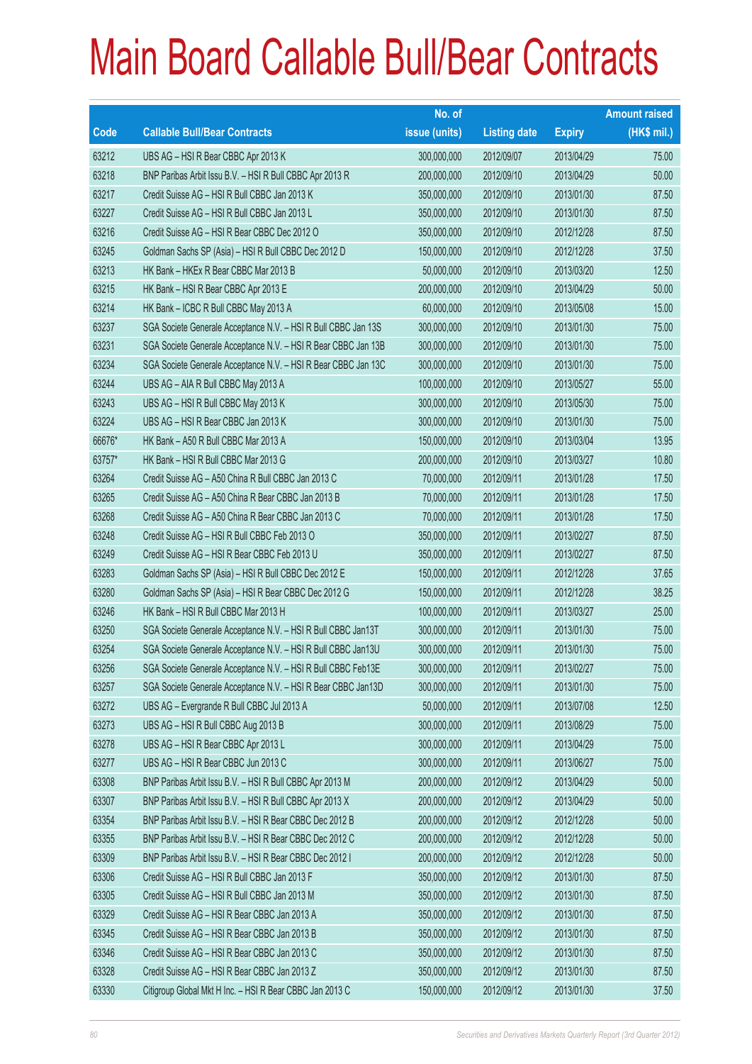# Main Board Callable Bull/Bear Contracts

| Code | Callable Bull/Bear Contracts | No. of issue (units) | Listing date | Expiry | Amount raised (HK$ mil.) |
|---|---|---|---|---|---|
| 63212 | UBS AG – HSI R Bear CBBC Apr 2013 K | 300,000,000 | 2012/09/07 | 2013/04/29 | 75.00 |
| 63218 | BNP Paribas Arbit Issu B.V. – HSI R Bull CBBC Apr 2013 R | 200,000,000 | 2012/09/10 | 2013/04/29 | 50.00 |
| 63217 | Credit Suisse AG – HSI R Bull CBBC Jan 2013 K | 350,000,000 | 2012/09/10 | 2013/01/30 | 87.50 |
| 63227 | Credit Suisse AG – HSI R Bull CBBC Jan 2013 L | 350,000,000 | 2012/09/10 | 2013/01/30 | 87.50 |
| 63216 | Credit Suisse AG – HSI R Bear CBBC Dec 2012 O | 350,000,000 | 2012/09/10 | 2012/12/28 | 87.50 |
| 63245 | Goldman Sachs SP (Asia) – HSI R Bull CBBC Dec 2012 D | 150,000,000 | 2012/09/10 | 2012/12/28 | 37.50 |
| 63213 | HK Bank – HKEx R Bear CBBC Mar 2013 B | 50,000,000 | 2012/09/10 | 2013/03/20 | 12.50 |
| 63215 | HK Bank – HSI R Bear CBBC Apr 2013 E | 200,000,000 | 2012/09/10 | 2013/04/29 | 50.00 |
| 63214 | HK Bank – ICBC R Bull CBBC May 2013 A | 60,000,000 | 2012/09/10 | 2013/05/08 | 15.00 |
| 63237 | SGA Societe Generale Acceptance N.V. – HSI R Bull CBBC Jan 13S | 300,000,000 | 2012/09/10 | 2013/01/30 | 75.00 |
| 63231 | SGA Societe Generale Acceptance N.V. – HSI R Bear CBBC Jan 13B | 300,000,000 | 2012/09/10 | 2013/01/30 | 75.00 |
| 63234 | SGA Societe Generale Acceptance N.V. – HSI R Bear CBBC Jan 13C | 300,000,000 | 2012/09/10 | 2013/01/30 | 75.00 |
| 63244 | UBS AG – AIA R Bull CBBC May 2013 A | 100,000,000 | 2012/09/10 | 2013/05/27 | 55.00 |
| 63243 | UBS AG – HSI R Bull CBBC May 2013 K | 300,000,000 | 2012/09/10 | 2013/05/30 | 75.00 |
| 63224 | UBS AG – HSI R Bear CBBC Jan 2013 K | 300,000,000 | 2012/09/10 | 2013/01/30 | 75.00 |
| 66676* | HK Bank – A50 R Bull CBBC Mar 2013 A | 150,000,000 | 2012/09/10 | 2013/03/04 | 13.95 |
| 63757* | HK Bank – HSI R Bull CBBC Mar 2013 G | 200,000,000 | 2012/09/10 | 2013/03/27 | 10.80 |
| 63264 | Credit Suisse AG – A50 China R Bull CBBC Jan 2013 C | 70,000,000 | 2012/09/11 | 2013/01/28 | 17.50 |
| 63265 | Credit Suisse AG – A50 China R Bear CBBC Jan 2013 B | 70,000,000 | 2012/09/11 | 2013/01/28 | 17.50 |
| 63268 | Credit Suisse AG – A50 China R Bear CBBC Jan 2013 C | 70,000,000 | 2012/09/11 | 2013/01/28 | 17.50 |
| 63248 | Credit Suisse AG – HSI R Bull CBBC Feb 2013 O | 350,000,000 | 2012/09/11 | 2013/02/27 | 87.50 |
| 63249 | Credit Suisse AG – HSI R Bear CBBC Feb 2013 U | 350,000,000 | 2012/09/11 | 2013/02/27 | 87.50 |
| 63283 | Goldman Sachs SP (Asia) – HSI R Bull CBBC Dec 2012 E | 150,000,000 | 2012/09/11 | 2012/12/28 | 37.65 |
| 63280 | Goldman Sachs SP (Asia) – HSI R Bear CBBC Dec 2012 G | 150,000,000 | 2012/09/11 | 2012/12/28 | 38.25 |
| 63246 | HK Bank – HSI R Bull CBBC Mar 2013 H | 100,000,000 | 2012/09/11 | 2013/03/27 | 25.00 |
| 63250 | SGA Societe Generale Acceptance N.V. – HSI R Bull CBBC Jan13T | 300,000,000 | 2012/09/11 | 2013/01/30 | 75.00 |
| 63254 | SGA Societe Generale Acceptance N.V. – HSI R Bull CBBC Jan13U | 300,000,000 | 2012/09/11 | 2013/01/30 | 75.00 |
| 63256 | SGA Societe Generale Acceptance N.V. – HSI R Bull CBBC Feb13E | 300,000,000 | 2012/09/11 | 2013/02/27 | 75.00 |
| 63257 | SGA Societe Generale Acceptance N.V. – HSI R Bear CBBC Jan13D | 300,000,000 | 2012/09/11 | 2013/01/30 | 75.00 |
| 63272 | UBS AG – Evergrande R Bull CBBC Jul 2013 A | 50,000,000 | 2012/09/11 | 2013/07/08 | 12.50 |
| 63273 | UBS AG – HSI R Bull CBBC Aug 2013 B | 300,000,000 | 2012/09/11 | 2013/08/29 | 75.00 |
| 63278 | UBS AG – HSI R Bear CBBC Apr 2013 L | 300,000,000 | 2012/09/11 | 2013/04/29 | 75.00 |
| 63277 | UBS AG – HSI R Bear CBBC Jun 2013 C | 300,000,000 | 2012/09/11 | 2013/06/27 | 75.00 |
| 63308 | BNP Paribas Arbit Issu B.V. – HSI R Bull CBBC Apr 2013 M | 200,000,000 | 2012/09/12 | 2013/04/29 | 50.00 |
| 63307 | BNP Paribas Arbit Issu B.V. – HSI R Bull CBBC Apr 2013 X | 200,000,000 | 2012/09/12 | 2013/04/29 | 50.00 |
| 63354 | BNP Paribas Arbit Issu B.V. – HSI R Bear CBBC Dec 2012 B | 200,000,000 | 2012/09/12 | 2012/12/28 | 50.00 |
| 63355 | BNP Paribas Arbit Issu B.V. – HSI R Bear CBBC Dec 2012 C | 200,000,000 | 2012/09/12 | 2012/12/28 | 50.00 |
| 63309 | BNP Paribas Arbit Issu B.V. – HSI R Bear CBBC Dec 2012 I | 200,000,000 | 2012/09/12 | 2012/12/28 | 50.00 |
| 63306 | Credit Suisse AG – HSI R Bull CBBC Jan 2013 F | 350,000,000 | 2012/09/12 | 2013/01/30 | 87.50 |
| 63305 | Credit Suisse AG – HSI R Bull CBBC Jan 2013 M | 350,000,000 | 2012/09/12 | 2013/01/30 | 87.50 |
| 63329 | Credit Suisse AG – HSI R Bear CBBC Jan 2013 A | 350,000,000 | 2012/09/12 | 2013/01/30 | 87.50 |
| 63345 | Credit Suisse AG – HSI R Bear CBBC Jan 2013 B | 350,000,000 | 2012/09/12 | 2013/01/30 | 87.50 |
| 63346 | Credit Suisse AG – HSI R Bear CBBC Jan 2013 C | 350,000,000 | 2012/09/12 | 2013/01/30 | 87.50 |
| 63328 | Credit Suisse AG – HSI R Bear CBBC Jan 2013 Z | 350,000,000 | 2012/09/12 | 2013/01/30 | 87.50 |
| 63330 | Citigroup Global Mkt H Inc. – HSI R Bear CBBC Jan 2013 C | 150,000,000 | 2012/09/12 | 2013/01/30 | 37.50 |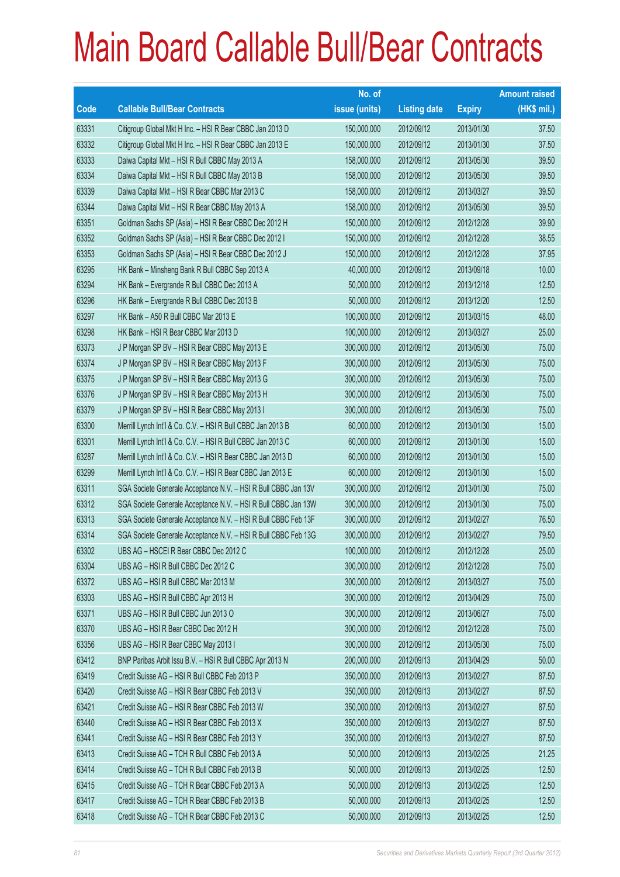# Main Board Callable Bull/Bear Contracts

| Code | Callable Bull/Bear Contracts | No. of issue (units) | Listing date | Expiry | Amount raised (HK$ mil.) |
|---|---|---|---|---|---|
| 63331 | Citigroup Global Mkt H Inc. – HSI R Bear CBBC Jan 2013 D | 150,000,000 | 2012/09/12 | 2013/01/30 | 37.50 |
| 63332 | Citigroup Global Mkt H Inc. – HSI R Bear CBBC Jan 2013 E | 150,000,000 | 2012/09/12 | 2013/01/30 | 37.50 |
| 63333 | Daiwa Capital Mkt – HSI R Bull CBBC May 2013 A | 158,000,000 | 2012/09/12 | 2013/05/30 | 39.50 |
| 63334 | Daiwa Capital Mkt – HSI R Bull CBBC May 2013 B | 158,000,000 | 2012/09/12 | 2013/05/30 | 39.50 |
| 63339 | Daiwa Capital Mkt – HSI R Bear CBBC Mar 2013 C | 158,000,000 | 2012/09/12 | 2013/03/27 | 39.50 |
| 63344 | Daiwa Capital Mkt – HSI R Bear CBBC May 2013 A | 158,000,000 | 2012/09/12 | 2013/05/30 | 39.50 |
| 63351 | Goldman Sachs SP (Asia) – HSI R Bear CBBC Dec 2012 H | 150,000,000 | 2012/09/12 | 2012/12/28 | 39.90 |
| 63352 | Goldman Sachs SP (Asia) – HSI R Bear CBBC Dec 2012 I | 150,000,000 | 2012/09/12 | 2012/12/28 | 38.55 |
| 63353 | Goldman Sachs SP (Asia) – HSI R Bear CBBC Dec 2012 J | 150,000,000 | 2012/09/12 | 2012/12/28 | 37.95 |
| 63295 | HK Bank – Minsheng Bank R Bull CBBC Sep 2013 A | 40,000,000 | 2012/09/12 | 2013/09/18 | 10.00 |
| 63294 | HK Bank – Evergrande R Bull CBBC Dec 2013 A | 50,000,000 | 2012/09/12 | 2013/12/18 | 12.50 |
| 63296 | HK Bank – Evergrande R Bull CBBC Dec 2013 B | 50,000,000 | 2012/09/12 | 2013/12/20 | 12.50 |
| 63297 | HK Bank – A50 R Bull CBBC Mar 2013 E | 100,000,000 | 2012/09/12 | 2013/03/15 | 48.00 |
| 63298 | HK Bank – HSI R Bear CBBC Mar 2013 D | 100,000,000 | 2012/09/12 | 2013/03/27 | 25.00 |
| 63373 | J P Morgan SP BV – HSI R Bear CBBC May 2013 E | 300,000,000 | 2012/09/12 | 2013/05/30 | 75.00 |
| 63374 | J P Morgan SP BV – HSI R Bear CBBC May 2013 F | 300,000,000 | 2012/09/12 | 2013/05/30 | 75.00 |
| 63375 | J P Morgan SP BV – HSI R Bear CBBC May 2013 G | 300,000,000 | 2012/09/12 | 2013/05/30 | 75.00 |
| 63376 | J P Morgan SP BV – HSI R Bear CBBC May 2013 H | 300,000,000 | 2012/09/12 | 2013/05/30 | 75.00 |
| 63379 | J P Morgan SP BV – HSI R Bear CBBC May 2013 I | 300,000,000 | 2012/09/12 | 2013/05/30 | 75.00 |
| 63300 | Merrill Lynch Int'l & Co. C.V. – HSI R Bull CBBC Jan 2013 B | 60,000,000 | 2012/09/12 | 2013/01/30 | 15.00 |
| 63301 | Merrill Lynch Int'l & Co. C.V. – HSI R Bull CBBC Jan 2013 C | 60,000,000 | 2012/09/12 | 2013/01/30 | 15.00 |
| 63287 | Merrill Lynch Int'l & Co. C.V. – HSI R Bear CBBC Jan 2013 D | 60,000,000 | 2012/09/12 | 2013/01/30 | 15.00 |
| 63299 | Merrill Lynch Int'l & Co. C.V. – HSI R Bear CBBC Jan 2013 E | 60,000,000 | 2012/09/12 | 2013/01/30 | 15.00 |
| 63311 | SGA Societe Generale Acceptance N.V. – HSI R Bull CBBC Jan 13V | 300,000,000 | 2012/09/12 | 2013/01/30 | 75.00 |
| 63312 | SGA Societe Generale Acceptance N.V. – HSI R Bull CBBC Jan 13W | 300,000,000 | 2012/09/12 | 2013/01/30 | 75.00 |
| 63313 | SGA Societe Generale Acceptance N.V. – HSI R Bull CBBC Feb 13F | 300,000,000 | 2012/09/12 | 2013/02/27 | 76.50 |
| 63314 | SGA Societe Generale Acceptance N.V. – HSI R Bull CBBC Feb 13G | 300,000,000 | 2012/09/12 | 2013/02/27 | 79.50 |
| 63302 | UBS AG – HSCEI R Bear CBBC Dec 2012 C | 100,000,000 | 2012/09/12 | 2012/12/28 | 25.00 |
| 63304 | UBS AG – HSI R Bull CBBC Dec 2012 C | 300,000,000 | 2012/09/12 | 2012/12/28 | 75.00 |
| 63372 | UBS AG – HSI R Bull CBBC Mar 2013 M | 300,000,000 | 2012/09/12 | 2013/03/27 | 75.00 |
| 63303 | UBS AG – HSI R Bull CBBC Apr 2013 H | 300,000,000 | 2012/09/12 | 2013/04/29 | 75.00 |
| 63371 | UBS AG – HSI R Bull CBBC Jun 2013 O | 300,000,000 | 2012/09/12 | 2013/06/27 | 75.00 |
| 63370 | UBS AG – HSI R Bear CBBC Dec 2012 H | 300,000,000 | 2012/09/12 | 2012/12/28 | 75.00 |
| 63356 | UBS AG – HSI R Bear CBBC May 2013 I | 300,000,000 | 2012/09/12 | 2013/05/30 | 75.00 |
| 63412 | BNP Paribas Arbit Issu B.V. – HSI R Bull CBBC Apr 2013 N | 200,000,000 | 2012/09/13 | 2013/04/29 | 50.00 |
| 63419 | Credit Suisse AG – HSI R Bull CBBC Feb 2013 P | 350,000,000 | 2012/09/13 | 2013/02/27 | 87.50 |
| 63420 | Credit Suisse AG – HSI R Bear CBBC Feb 2013 V | 350,000,000 | 2012/09/13 | 2013/02/27 | 87.50 |
| 63421 | Credit Suisse AG – HSI R Bear CBBC Feb 2013 W | 350,000,000 | 2012/09/13 | 2013/02/27 | 87.50 |
| 63440 | Credit Suisse AG – HSI R Bear CBBC Feb 2013 X | 350,000,000 | 2012/09/13 | 2013/02/27 | 87.50 |
| 63441 | Credit Suisse AG – HSI R Bear CBBC Feb 2013 Y | 350,000,000 | 2012/09/13 | 2013/02/27 | 87.50 |
| 63413 | Credit Suisse AG – TCH R Bull CBBC Feb 2013 A | 50,000,000 | 2012/09/13 | 2013/02/25 | 21.25 |
| 63414 | Credit Suisse AG – TCH R Bull CBBC Feb 2013 B | 50,000,000 | 2012/09/13 | 2013/02/25 | 12.50 |
| 63415 | Credit Suisse AG – TCH R Bear CBBC Feb 2013 A | 50,000,000 | 2012/09/13 | 2013/02/25 | 12.50 |
| 63417 | Credit Suisse AG – TCH R Bear CBBC Feb 2013 B | 50,000,000 | 2012/09/13 | 2013/02/25 | 12.50 |
| 63418 | Credit Suisse AG – TCH R Bear CBBC Feb 2013 C | 50,000,000 | 2012/09/13 | 2013/02/25 | 12.50 |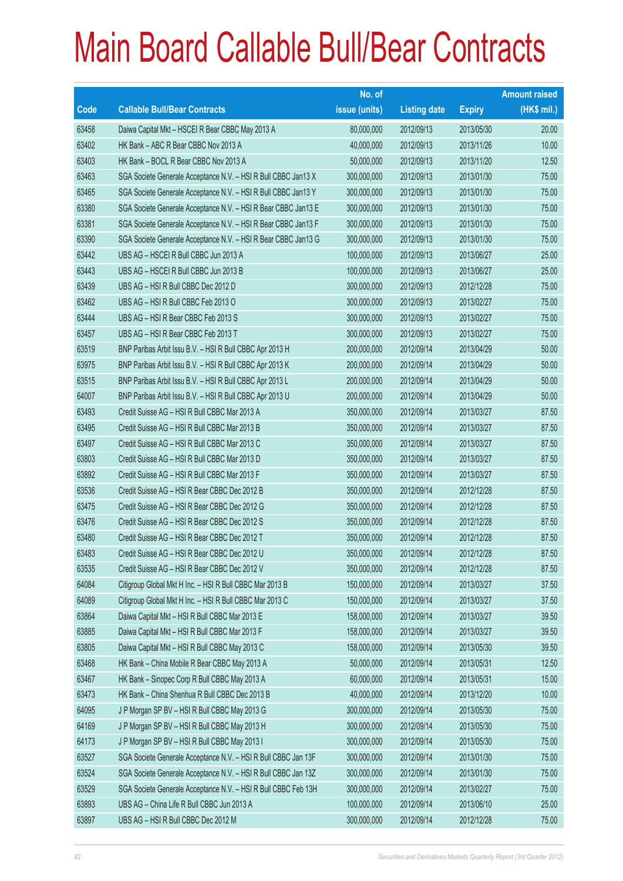# Main Board Callable Bull/Bear Contracts

| Code | Callable Bull/Bear Contracts | No. of issue (units) | Listing date | Expiry | Amount raised (HK$ mil.) |
|---|---|---|---|---|---|
| 63458 | Daiwa Capital Mkt – HSCEI R Bear CBBC May 2013 A | 80,000,000 | 2012/09/13 | 2013/05/30 | 20.00 |
| 63402 | HK Bank – ABC R Bear CBBC Nov 2013 A | 40,000,000 | 2012/09/13 | 2013/11/26 | 10.00 |
| 63403 | HK Bank – BOCL R Bear CBBC Nov 2013 A | 50,000,000 | 2012/09/13 | 2013/11/20 | 12.50 |
| 63463 | SGA Societe Generale Acceptance N.V. – HSI R Bull CBBC Jan13 X | 300,000,000 | 2012/09/13 | 2013/01/30 | 75.00 |
| 63465 | SGA Societe Generale Acceptance N.V. – HSI R Bull CBBC Jan13 Y | 300,000,000 | 2012/09/13 | 2013/01/30 | 75.00 |
| 63380 | SGA Societe Generale Acceptance N.V. – HSI R Bear CBBC Jan13 E | 300,000,000 | 2012/09/13 | 2013/01/30 | 75.00 |
| 63381 | SGA Societe Generale Acceptance N.V. – HSI R Bear CBBC Jan13 F | 300,000,000 | 2012/09/13 | 2013/01/30 | 75.00 |
| 63390 | SGA Societe Generale Acceptance N.V. – HSI R Bear CBBC Jan13 G | 300,000,000 | 2012/09/13 | 2013/01/30 | 75.00 |
| 63442 | UBS AG – HSCEI R Bull CBBC Jun 2013 A | 100,000,000 | 2012/09/13 | 2013/06/27 | 25.00 |
| 63443 | UBS AG – HSCEI R Bull CBBC Jun 2013 B | 100,000,000 | 2012/09/13 | 2013/06/27 | 25.00 |
| 63439 | UBS AG – HSI R Bull CBBC Dec 2012 D | 300,000,000 | 2012/09/13 | 2012/12/28 | 75.00 |
| 63462 | UBS AG – HSI R Bull CBBC Feb 2013 O | 300,000,000 | 2012/09/13 | 2013/02/27 | 75.00 |
| 63444 | UBS AG – HSI R Bear CBBC Feb 2013 S | 300,000,000 | 2012/09/13 | 2013/02/27 | 75.00 |
| 63457 | UBS AG – HSI R Bear CBBC Feb 2013 T | 300,000,000 | 2012/09/13 | 2013/02/27 | 75.00 |
| 63519 | BNP Paribas Arbit Issu B.V. – HSI R Bull CBBC Apr 2013 H | 200,000,000 | 2012/09/14 | 2013/04/29 | 50.00 |
| 63975 | BNP Paribas Arbit Issu B.V. – HSI R Bull CBBC Apr 2013 K | 200,000,000 | 2012/09/14 | 2013/04/29 | 50.00 |
| 63515 | BNP Paribas Arbit Issu B.V. – HSI R Bull CBBC Apr 2013 L | 200,000,000 | 2012/09/14 | 2013/04/29 | 50.00 |
| 64007 | BNP Paribas Arbit Issu B.V. – HSI R Bull CBBC Apr 2013 U | 200,000,000 | 2012/09/14 | 2013/04/29 | 50.00 |
| 63493 | Credit Suisse AG – HSI R Bull CBBC Mar 2013 A | 350,000,000 | 2012/09/14 | 2013/03/27 | 87.50 |
| 63495 | Credit Suisse AG – HSI R Bull CBBC Mar 2013 B | 350,000,000 | 2012/09/14 | 2013/03/27 | 87.50 |
| 63497 | Credit Suisse AG – HSI R Bull CBBC Mar 2013 C | 350,000,000 | 2012/09/14 | 2013/03/27 | 87.50 |
| 63803 | Credit Suisse AG – HSI R Bull CBBC Mar 2013 D | 350,000,000 | 2012/09/14 | 2013/03/27 | 87.50 |
| 63892 | Credit Suisse AG – HSI R Bull CBBC Mar 2013 F | 350,000,000 | 2012/09/14 | 2013/03/27 | 87.50 |
| 63536 | Credit Suisse AG – HSI R Bear CBBC Dec 2012 B | 350,000,000 | 2012/09/14 | 2012/12/28 | 87.50 |
| 63475 | Credit Suisse AG – HSI R Bear CBBC Dec 2012 G | 350,000,000 | 2012/09/14 | 2012/12/28 | 87.50 |
| 63476 | Credit Suisse AG – HSI R Bear CBBC Dec 2012 S | 350,000,000 | 2012/09/14 | 2012/12/28 | 87.50 |
| 63480 | Credit Suisse AG – HSI R Bear CBBC Dec 2012 T | 350,000,000 | 2012/09/14 | 2012/12/28 | 87.50 |
| 63483 | Credit Suisse AG – HSI R Bear CBBC Dec 2012 U | 350,000,000 | 2012/09/14 | 2012/12/28 | 87.50 |
| 63535 | Credit Suisse AG – HSI R Bear CBBC Dec 2012 V | 350,000,000 | 2012/09/14 | 2012/12/28 | 87.50 |
| 64084 | Citigroup Global Mkt H Inc. – HSI R Bull CBBC Mar 2013 B | 150,000,000 | 2012/09/14 | 2013/03/27 | 37.50 |
| 64089 | Citigroup Global Mkt H Inc. – HSI R Bull CBBC Mar 2013 C | 150,000,000 | 2012/09/14 | 2013/03/27 | 37.50 |
| 63864 | Daiwa Capital Mkt – HSI R Bull CBBC Mar 2013 E | 158,000,000 | 2012/09/14 | 2013/03/27 | 39.50 |
| 63885 | Daiwa Capital Mkt – HSI R Bull CBBC Mar 2013 F | 158,000,000 | 2012/09/14 | 2013/03/27 | 39.50 |
| 63805 | Daiwa Capital Mkt – HSI R Bull CBBC May 2013 C | 158,000,000 | 2012/09/14 | 2013/05/30 | 39.50 |
| 63468 | HK Bank – China Mobile R Bear CBBC May 2013 A | 50,000,000 | 2012/09/14 | 2013/05/31 | 12.50 |
| 63467 | HK Bank – Sinopec Corp R Bull CBBC May 2013 A | 60,000,000 | 2012/09/14 | 2013/05/31 | 15.00 |
| 63473 | HK Bank – China Shenhua R Bull CBBC Dec 2013 B | 40,000,000 | 2012/09/14 | 2013/12/20 | 10.00 |
| 64095 | J P Morgan SP BV – HSI R Bull CBBC May 2013 G | 300,000,000 | 2012/09/14 | 2013/05/30 | 75.00 |
| 64169 | J P Morgan SP BV – HSI R Bull CBBC May 2013 H | 300,000,000 | 2012/09/14 | 2013/05/30 | 75.00 |
| 64173 | J P Morgan SP BV – HSI R Bull CBBC May 2013 I | 300,000,000 | 2012/09/14 | 2013/05/30 | 75.00 |
| 63527 | SGA Societe Generale Acceptance N.V. – HSI R Bull CBBC Jan 13F | 300,000,000 | 2012/09/14 | 2013/01/30 | 75.00 |
| 63524 | SGA Societe Generale Acceptance N.V. – HSI R Bull CBBC Jan 13Z | 300,000,000 | 2012/09/14 | 2013/01/30 | 75.00 |
| 63529 | SGA Societe Generale Acceptance N.V. – HSI R Bull CBBC Feb 13H | 300,000,000 | 2012/09/14 | 2013/02/27 | 75.00 |
| 63893 | UBS AG – China Life R Bull CBBC Jun 2013 A | 100,000,000 | 2012/09/14 | 2013/06/10 | 25.00 |
| 63897 | UBS AG – HSI R Bull CBBC Dec 2012 M | 300,000,000 | 2012/09/14 | 2012/12/28 | 75.00 |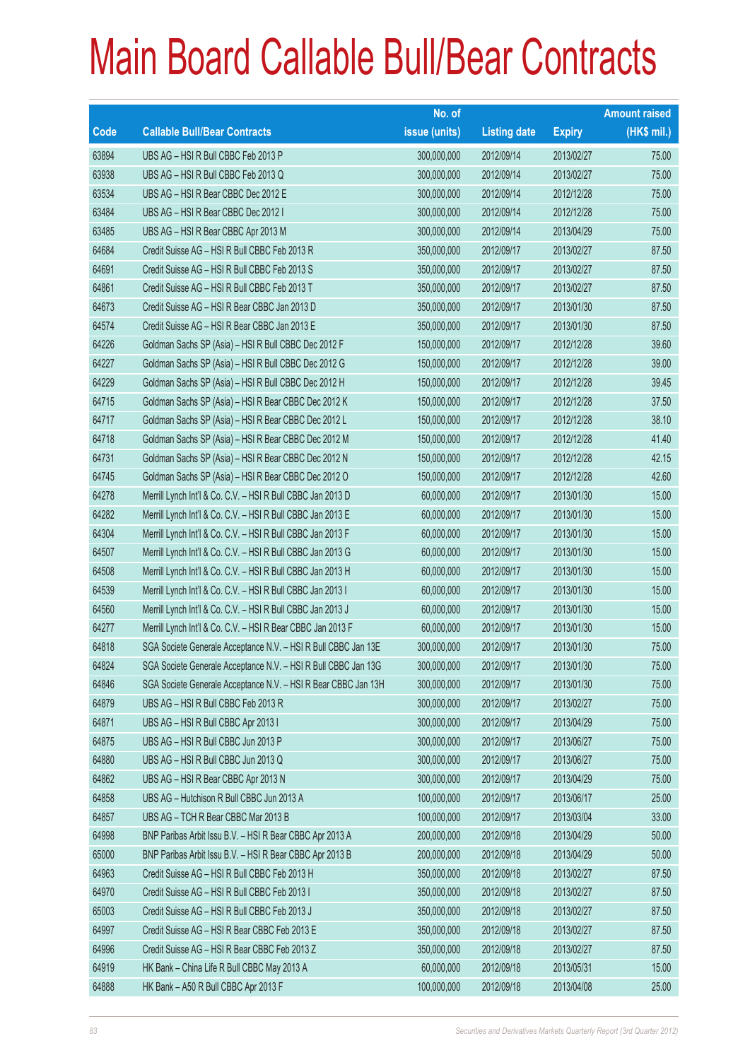# Main Board Callable Bull/Bear Contracts

| Code | Callable Bull/Bear Contracts | No. of issue (units) | Listing date | Expiry | Amount raised (HK$ mil.) |
|---|---|---|---|---|---|
| 63894 | UBS AG – HSI R Bull CBBC Feb 2013 P | 300,000,000 | 2012/09/14 | 2013/02/27 | 75.00 |
| 63938 | UBS AG – HSI R Bull CBBC Feb 2013 Q | 300,000,000 | 2012/09/14 | 2013/02/27 | 75.00 |
| 63534 | UBS AG – HSI R Bear CBBC Dec 2012 E | 300,000,000 | 2012/09/14 | 2012/12/28 | 75.00 |
| 63484 | UBS AG – HSI R Bear CBBC Dec 2012 I | 300,000,000 | 2012/09/14 | 2012/12/28 | 75.00 |
| 63485 | UBS AG – HSI R Bear CBBC Apr 2013 M | 300,000,000 | 2012/09/14 | 2013/04/29 | 75.00 |
| 64684 | Credit Suisse AG – HSI R Bull CBBC Feb 2013 R | 350,000,000 | 2012/09/17 | 2013/02/27 | 87.50 |
| 64691 | Credit Suisse AG – HSI R Bull CBBC Feb 2013 S | 350,000,000 | 2012/09/17 | 2013/02/27 | 87.50 |
| 64861 | Credit Suisse AG – HSI R Bull CBBC Feb 2013 T | 350,000,000 | 2012/09/17 | 2013/02/27 | 87.50 |
| 64673 | Credit Suisse AG – HSI R Bear CBBC Jan 2013 D | 350,000,000 | 2012/09/17 | 2013/01/30 | 87.50 |
| 64574 | Credit Suisse AG – HSI R Bear CBBC Jan 2013 E | 350,000,000 | 2012/09/17 | 2013/01/30 | 87.50 |
| 64226 | Goldman Sachs SP (Asia) – HSI R Bull CBBC Dec 2012 F | 150,000,000 | 2012/09/17 | 2012/12/28 | 39.60 |
| 64227 | Goldman Sachs SP (Asia) – HSI R Bull CBBC Dec 2012 G | 150,000,000 | 2012/09/17 | 2012/12/28 | 39.00 |
| 64229 | Goldman Sachs SP (Asia) – HSI R Bull CBBC Dec 2012 H | 150,000,000 | 2012/09/17 | 2012/12/28 | 39.45 |
| 64715 | Goldman Sachs SP (Asia) – HSI R Bear CBBC Dec 2012 K | 150,000,000 | 2012/09/17 | 2012/12/28 | 37.50 |
| 64717 | Goldman Sachs SP (Asia) – HSI R Bear CBBC Dec 2012 L | 150,000,000 | 2012/09/17 | 2012/12/28 | 38.10 |
| 64718 | Goldman Sachs SP (Asia) – HSI R Bear CBBC Dec 2012 M | 150,000,000 | 2012/09/17 | 2012/12/28 | 41.40 |
| 64731 | Goldman Sachs SP (Asia) – HSI R Bear CBBC Dec 2012 N | 150,000,000 | 2012/09/17 | 2012/12/28 | 42.15 |
| 64745 | Goldman Sachs SP (Asia) – HSI R Bear CBBC Dec 2012 O | 150,000,000 | 2012/09/17 | 2012/12/28 | 42.60 |
| 64278 | Merrill Lynch Int'l & Co. C.V. – HSI R Bull CBBC Jan 2013 D | 60,000,000 | 2012/09/17 | 2013/01/30 | 15.00 |
| 64282 | Merrill Lynch Int'l & Co. C.V. – HSI R Bull CBBC Jan 2013 E | 60,000,000 | 2012/09/17 | 2013/01/30 | 15.00 |
| 64304 | Merrill Lynch Int'l & Co. C.V. – HSI R Bull CBBC Jan 2013 F | 60,000,000 | 2012/09/17 | 2013/01/30 | 15.00 |
| 64507 | Merrill Lynch Int'l & Co. C.V. – HSI R Bull CBBC Jan 2013 G | 60,000,000 | 2012/09/17 | 2013/01/30 | 15.00 |
| 64508 | Merrill Lynch Int'l & Co. C.V. – HSI R Bull CBBC Jan 2013 H | 60,000,000 | 2012/09/17 | 2013/01/30 | 15.00 |
| 64539 | Merrill Lynch Int'l & Co. C.V. – HSI R Bull CBBC Jan 2013 I | 60,000,000 | 2012/09/17 | 2013/01/30 | 15.00 |
| 64560 | Merrill Lynch Int'l & Co. C.V. – HSI R Bull CBBC Jan 2013 J | 60,000,000 | 2012/09/17 | 2013/01/30 | 15.00 |
| 64277 | Merrill Lynch Int'l & Co. C.V. – HSI R Bear CBBC Jan 2013 F | 60,000,000 | 2012/09/17 | 2013/01/30 | 15.00 |
| 64818 | SGA Societe Generale Acceptance N.V. – HSI R Bull CBBC Jan 13E | 300,000,000 | 2012/09/17 | 2013/01/30 | 75.00 |
| 64824 | SGA Societe Generale Acceptance N.V. – HSI R Bull CBBC Jan 13G | 300,000,000 | 2012/09/17 | 2013/01/30 | 75.00 |
| 64846 | SGA Societe Generale Acceptance N.V. – HSI R Bear CBBC Jan 13H | 300,000,000 | 2012/09/17 | 2013/01/30 | 75.00 |
| 64879 | UBS AG – HSI R Bull CBBC Feb 2013 R | 300,000,000 | 2012/09/17 | 2013/02/27 | 75.00 |
| 64871 | UBS AG – HSI R Bull CBBC Apr 2013 I | 300,000,000 | 2012/09/17 | 2013/04/29 | 75.00 |
| 64875 | UBS AG – HSI R Bull CBBC Jun 2013 P | 300,000,000 | 2012/09/17 | 2013/06/27 | 75.00 |
| 64880 | UBS AG – HSI R Bull CBBC Jun 2013 Q | 300,000,000 | 2012/09/17 | 2013/06/27 | 75.00 |
| 64862 | UBS AG – HSI R Bear CBBC Apr 2013 N | 300,000,000 | 2012/09/17 | 2013/04/29 | 75.00 |
| 64858 | UBS AG – Hutchison R Bull CBBC Jun 2013 A | 100,000,000 | 2012/09/17 | 2013/06/17 | 25.00 |
| 64857 | UBS AG – TCH R Bear CBBC Mar 2013 B | 100,000,000 | 2012/09/17 | 2013/03/04 | 33.00 |
| 64998 | BNP Paribas Arbit Issu B.V. – HSI R Bear CBBC Apr 2013 A | 200,000,000 | 2012/09/18 | 2013/04/29 | 50.00 |
| 65000 | BNP Paribas Arbit Issu B.V. – HSI R Bear CBBC Apr 2013 B | 200,000,000 | 2012/09/18 | 2013/04/29 | 50.00 |
| 64963 | Credit Suisse AG – HSI R Bull CBBC Feb 2013 H | 350,000,000 | 2012/09/18 | 2013/02/27 | 87.50 |
| 64970 | Credit Suisse AG – HSI R Bull CBBC Feb 2013 I | 350,000,000 | 2012/09/18 | 2013/02/27 | 87.50 |
| 65003 | Credit Suisse AG – HSI R Bull CBBC Feb 2013 J | 350,000,000 | 2012/09/18 | 2013/02/27 | 87.50 |
| 64997 | Credit Suisse AG – HSI R Bear CBBC Feb 2013 E | 350,000,000 | 2012/09/18 | 2013/02/27 | 87.50 |
| 64996 | Credit Suisse AG – HSI R Bear CBBC Feb 2013 Z | 350,000,000 | 2012/09/18 | 2013/02/27 | 87.50 |
| 64919 | HK Bank – China Life R Bull CBBC May 2013 A | 60,000,000 | 2012/09/18 | 2013/05/31 | 15.00 |
| 64888 | HK Bank – A50 R Bull CBBC Apr 2013 F | 100,000,000 | 2012/09/18 | 2013/04/08 | 25.00 |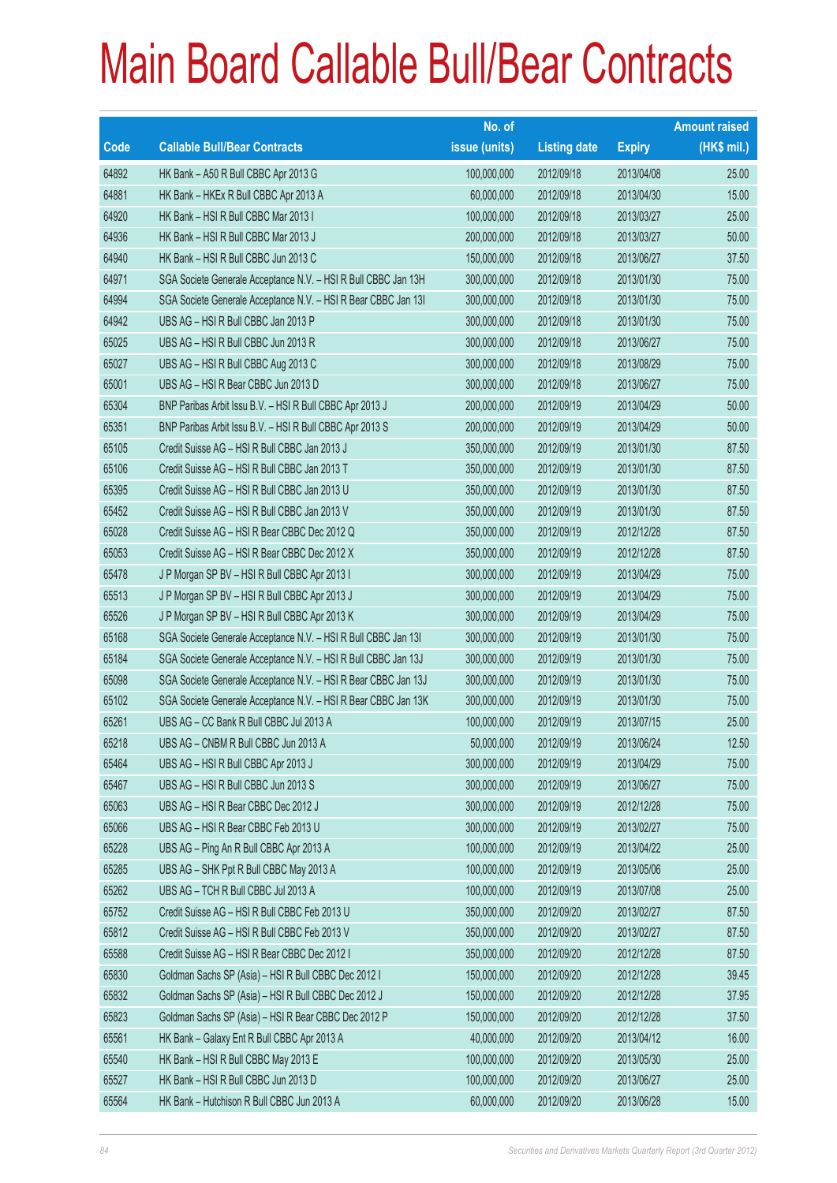# Main Board Callable Bull/Bear Contracts

| Code | Callable Bull/Bear Contracts | No. of issue (units) | Listing date | Expiry | Amount raised (HK$ mil.) |
|---|---|---|---|---|---|
| 64892 | HK Bank – A50 R Bull CBBC Apr 2013 G | 100,000,000 | 2012/09/18 | 2013/04/08 | 25.00 |
| 64881 | HK Bank – HKEx R Bull CBBC Apr 2013 A | 60,000,000 | 2012/09/18 | 2013/04/30 | 15.00 |
| 64920 | HK Bank – HSI R Bull CBBC Mar 2013 I | 100,000,000 | 2012/09/18 | 2013/03/27 | 25.00 |
| 64936 | HK Bank – HSI R Bull CBBC Mar 2013 J | 200,000,000 | 2012/09/18 | 2013/03/27 | 50.00 |
| 64940 | HK Bank – HSI R Bull CBBC Jun 2013 C | 150,000,000 | 2012/09/18 | 2013/06/27 | 37.50 |
| 64971 | SGA Societe Generale Acceptance N.V. – HSI R Bull CBBC Jan 13H | 300,000,000 | 2012/09/18 | 2013/01/30 | 75.00 |
| 64994 | SGA Societe Generale Acceptance N.V. – HSI R Bear CBBC Jan 13I | 300,000,000 | 2012/09/18 | 2013/01/30 | 75.00 |
| 64942 | UBS AG – HSI R Bull CBBC Jan 2013 P | 300,000,000 | 2012/09/18 | 2013/01/30 | 75.00 |
| 65025 | UBS AG – HSI R Bull CBBC Jun 2013 R | 300,000,000 | 2012/09/18 | 2013/06/27 | 75.00 |
| 65027 | UBS AG – HSI R Bull CBBC Aug 2013 C | 300,000,000 | 2012/09/18 | 2013/08/29 | 75.00 |
| 65001 | UBS AG – HSI R Bear CBBC Jun 2013 D | 300,000,000 | 2012/09/18 | 2013/06/27 | 75.00 |
| 65304 | BNP Paribas Arbit Issu B.V. – HSI R Bull CBBC Apr 2013 J | 200,000,000 | 2012/09/19 | 2013/04/29 | 50.00 |
| 65351 | BNP Paribas Arbit Issu B.V. – HSI R Bull CBBC Apr 2013 S | 200,000,000 | 2012/09/19 | 2013/04/29 | 50.00 |
| 65105 | Credit Suisse AG – HSI R Bull CBBC Jan 2013 J | 350,000,000 | 2012/09/19 | 2013/01/30 | 87.50 |
| 65106 | Credit Suisse AG – HSI R Bull CBBC Jan 2013 T | 350,000,000 | 2012/09/19 | 2013/01/30 | 87.50 |
| 65395 | Credit Suisse AG – HSI R Bull CBBC Jan 2013 U | 350,000,000 | 2012/09/19 | 2013/01/30 | 87.50 |
| 65452 | Credit Suisse AG – HSI R Bull CBBC Jan 2013 V | 350,000,000 | 2012/09/19 | 2013/01/30 | 87.50 |
| 65028 | Credit Suisse AG – HSI R Bear CBBC Dec 2012 Q | 350,000,000 | 2012/09/19 | 2012/12/28 | 87.50 |
| 65053 | Credit Suisse AG – HSI R Bear CBBC Dec 2012 X | 350,000,000 | 2012/09/19 | 2012/12/28 | 87.50 |
| 65478 | J P Morgan SP BV – HSI R Bull CBBC Apr 2013 I | 300,000,000 | 2012/09/19 | 2013/04/29 | 75.00 |
| 65513 | J P Morgan SP BV – HSI R Bull CBBC Apr 2013 J | 300,000,000 | 2012/09/19 | 2013/04/29 | 75.00 |
| 65526 | J P Morgan SP BV – HSI R Bull CBBC Apr 2013 K | 300,000,000 | 2012/09/19 | 2013/04/29 | 75.00 |
| 65168 | SGA Societe Generale Acceptance N.V. – HSI R Bull CBBC Jan 13I | 300,000,000 | 2012/09/19 | 2013/01/30 | 75.00 |
| 65184 | SGA Societe Generale Acceptance N.V. – HSI R Bull CBBC Jan 13J | 300,000,000 | 2012/09/19 | 2013/01/30 | 75.00 |
| 65098 | SGA Societe Generale Acceptance N.V. – HSI R Bear CBBC Jan 13J | 300,000,000 | 2012/09/19 | 2013/01/30 | 75.00 |
| 65102 | SGA Societe Generale Acceptance N.V. – HSI R Bear CBBC Jan 13K | 300,000,000 | 2012/09/19 | 2013/01/30 | 75.00 |
| 65261 | UBS AG – CC Bank R Bull CBBC Jul 2013 A | 100,000,000 | 2012/09/19 | 2013/07/15 | 25.00 |
| 65218 | UBS AG – CNBM R Bull CBBC Jun 2013 A | 50,000,000 | 2012/09/19 | 2013/06/24 | 12.50 |
| 65464 | UBS AG – HSI R Bull CBBC Apr 2013 J | 300,000,000 | 2012/09/19 | 2013/04/29 | 75.00 |
| 65467 | UBS AG – HSI R Bull CBBC Jun 2013 S | 300,000,000 | 2012/09/19 | 2013/06/27 | 75.00 |
| 65063 | UBS AG – HSI R Bear CBBC Dec 2012 J | 300,000,000 | 2012/09/19 | 2012/12/28 | 75.00 |
| 65066 | UBS AG – HSI R Bear CBBC Feb 2013 U | 300,000,000 | 2012/09/19 | 2013/02/27 | 75.00 |
| 65228 | UBS AG – Ping An R Bull CBBC Apr 2013 A | 100,000,000 | 2012/09/19 | 2013/04/22 | 25.00 |
| 65285 | UBS AG – SHK Ppt R Bull CBBC May 2013 A | 100,000,000 | 2012/09/19 | 2013/05/06 | 25.00 |
| 65262 | UBS AG – TCH R Bull CBBC Jul 2013 A | 100,000,000 | 2012/09/19 | 2013/07/08 | 25.00 |
| 65752 | Credit Suisse AG – HSI R Bull CBBC Feb 2013 U | 350,000,000 | 2012/09/20 | 2013/02/27 | 87.50 |
| 65812 | Credit Suisse AG – HSI R Bull CBBC Feb 2013 V | 350,000,000 | 2012/09/20 | 2013/02/27 | 87.50 |
| 65588 | Credit Suisse AG – HSI R Bear CBBC Dec 2012 I | 350,000,000 | 2012/09/20 | 2012/12/28 | 87.50 |
| 65830 | Goldman Sachs SP (Asia) – HSI R Bull CBBC Dec 2012 I | 150,000,000 | 2012/09/20 | 2012/12/28 | 39.45 |
| 65832 | Goldman Sachs SP (Asia) – HSI R Bull CBBC Dec 2012 J | 150,000,000 | 2012/09/20 | 2012/12/28 | 37.95 |
| 65823 | Goldman Sachs SP (Asia) – HSI R Bear CBBC Dec 2012 P | 150,000,000 | 2012/09/20 | 2012/12/28 | 37.50 |
| 65561 | HK Bank – Galaxy Ent R Bull CBBC Apr 2013 A | 40,000,000 | 2012/09/20 | 2013/04/12 | 16.00 |
| 65540 | HK Bank – HSI R Bull CBBC May 2013 E | 100,000,000 | 2012/09/20 | 2013/05/30 | 25.00 |
| 65527 | HK Bank – HSI R Bull CBBC Jun 2013 D | 100,000,000 | 2012/09/20 | 2013/06/27 | 25.00 |
| 65564 | HK Bank – Hutchison R Bull CBBC Jun 2013 A | 60,000,000 | 2012/09/20 | 2013/06/28 | 15.00 |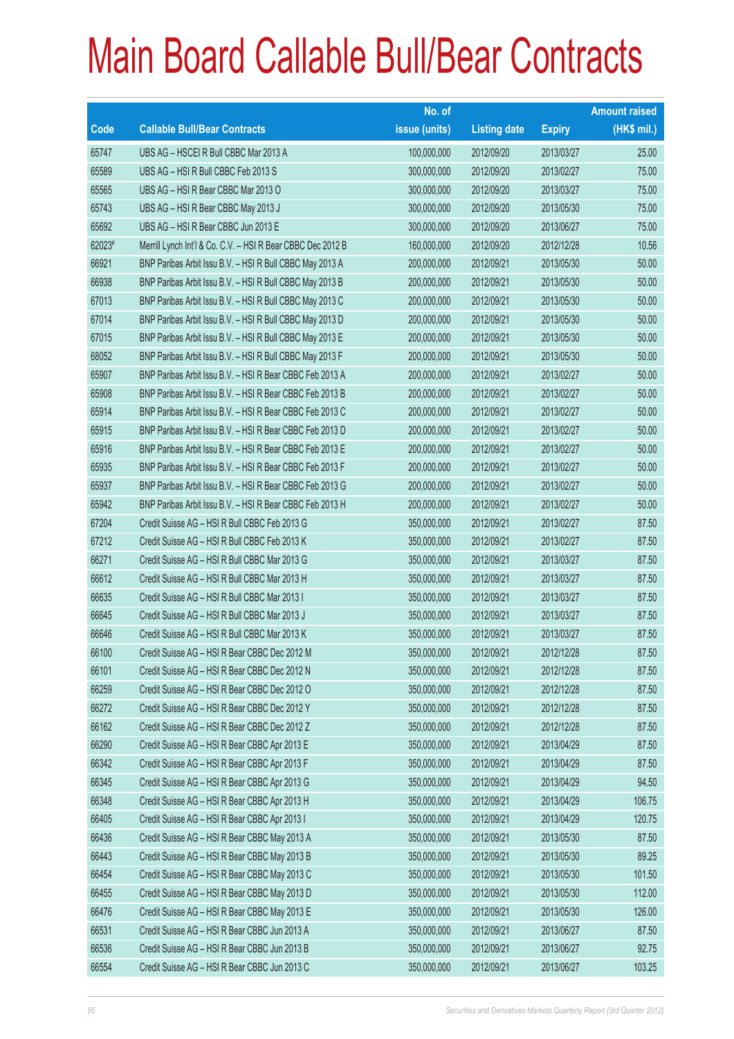# Main Board Callable Bull/Bear Contracts

| Code | Callable Bull/Bear Contracts | No. of issue (units) | Listing date | Expiry | Amount raised (HK$ mil.) |
|---|---|---|---|---|---|
| 65747 | UBS AG – HSCEI R Bull CBBC Mar 2013 A | 100,000,000 | 2012/09/20 | 2013/03/27 | 25.00 |
| 65589 | UBS AG – HSI R Bull CBBC Feb 2013 S | 300,000,000 | 2012/09/20 | 2013/02/27 | 75.00 |
| 65565 | UBS AG – HSI R Bear CBBC Mar 2013 O | 300,000,000 | 2012/09/20 | 2013/03/27 | 75.00 |
| 65743 | UBS AG – HSI R Bear CBBC May 2013 J | 300,000,000 | 2012/09/20 | 2013/05/30 | 75.00 |
| 65692 | UBS AG – HSI R Bear CBBC Jun 2013 E | 300,000,000 | 2012/09/20 | 2013/06/27 | 75.00 |
| 62023# | Merrill Lynch Int'l & Co. C.V. – HSI R Bear CBBC Dec 2012 B | 160,000,000 | 2012/09/20 | 2012/12/28 | 10.56 |
| 66921 | BNP Paribas Arbit Issu B.V. – HSI R Bull CBBC May 2013 A | 200,000,000 | 2012/09/21 | 2013/05/30 | 50.00 |
| 66938 | BNP Paribas Arbit Issu B.V. – HSI R Bull CBBC May 2013 B | 200,000,000 | 2012/09/21 | 2013/05/30 | 50.00 |
| 67013 | BNP Paribas Arbit Issu B.V. – HSI R Bull CBBC May 2013 C | 200,000,000 | 2012/09/21 | 2013/05/30 | 50.00 |
| 67014 | BNP Paribas Arbit Issu B.V. – HSI R Bull CBBC May 2013 D | 200,000,000 | 2012/09/21 | 2013/05/30 | 50.00 |
| 67015 | BNP Paribas Arbit Issu B.V. – HSI R Bull CBBC May 2013 E | 200,000,000 | 2012/09/21 | 2013/05/30 | 50.00 |
| 68052 | BNP Paribas Arbit Issu B.V. – HSI R Bull CBBC May 2013 F | 200,000,000 | 2012/09/21 | 2013/05/30 | 50.00 |
| 65907 | BNP Paribas Arbit Issu B.V. – HSI R Bear CBBC Feb 2013 A | 200,000,000 | 2012/09/21 | 2013/02/27 | 50.00 |
| 65908 | BNP Paribas Arbit Issu B.V. – HSI R Bear CBBC Feb 2013 B | 200,000,000 | 2012/09/21 | 2013/02/27 | 50.00 |
| 65914 | BNP Paribas Arbit Issu B.V. – HSI R Bear CBBC Feb 2013 C | 200,000,000 | 2012/09/21 | 2013/02/27 | 50.00 |
| 65915 | BNP Paribas Arbit Issu B.V. – HSI R Bear CBBC Feb 2013 D | 200,000,000 | 2012/09/21 | 2013/02/27 | 50.00 |
| 65916 | BNP Paribas Arbit Issu B.V. – HSI R Bear CBBC Feb 2013 E | 200,000,000 | 2012/09/21 | 2013/02/27 | 50.00 |
| 65935 | BNP Paribas Arbit Issu B.V. – HSI R Bear CBBC Feb 2013 F | 200,000,000 | 2012/09/21 | 2013/02/27 | 50.00 |
| 65937 | BNP Paribas Arbit Issu B.V. – HSI R Bear CBBC Feb 2013 G | 200,000,000 | 2012/09/21 | 2013/02/27 | 50.00 |
| 65942 | BNP Paribas Arbit Issu B.V. – HSI R Bear CBBC Feb 2013 H | 200,000,000 | 2012/09/21 | 2013/02/27 | 50.00 |
| 67204 | Credit Suisse AG – HSI R Bull CBBC Feb 2013 G | 350,000,000 | 2012/09/21 | 2013/02/27 | 87.50 |
| 67212 | Credit Suisse AG – HSI R Bull CBBC Feb 2013 K | 350,000,000 | 2012/09/21 | 2013/02/27 | 87.50 |
| 66271 | Credit Suisse AG – HSI R Bull CBBC Mar 2013 G | 350,000,000 | 2012/09/21 | 2013/03/27 | 87.50 |
| 66612 | Credit Suisse AG – HSI R Bull CBBC Mar 2013 H | 350,000,000 | 2012/09/21 | 2013/03/27 | 87.50 |
| 66635 | Credit Suisse AG – HSI R Bull CBBC Mar 2013 I | 350,000,000 | 2012/09/21 | 2013/03/27 | 87.50 |
| 66645 | Credit Suisse AG – HSI R Bull CBBC Mar 2013 J | 350,000,000 | 2012/09/21 | 2013/03/27 | 87.50 |
| 66646 | Credit Suisse AG – HSI R Bull CBBC Mar 2013 K | 350,000,000 | 2012/09/21 | 2013/03/27 | 87.50 |
| 66100 | Credit Suisse AG – HSI R Bear CBBC Dec 2012 M | 350,000,000 | 2012/09/21 | 2012/12/28 | 87.50 |
| 66101 | Credit Suisse AG – HSI R Bear CBBC Dec 2012 N | 350,000,000 | 2012/09/21 | 2012/12/28 | 87.50 |
| 66259 | Credit Suisse AG – HSI R Bear CBBC Dec 2012 O | 350,000,000 | 2012/09/21 | 2012/12/28 | 87.50 |
| 66272 | Credit Suisse AG – HSI R Bear CBBC Dec 2012 Y | 350,000,000 | 2012/09/21 | 2012/12/28 | 87.50 |
| 66162 | Credit Suisse AG – HSI R Bear CBBC Dec 2012 Z | 350,000,000 | 2012/09/21 | 2012/12/28 | 87.50 |
| 66290 | Credit Suisse AG – HSI R Bear CBBC Apr 2013 E | 350,000,000 | 2012/09/21 | 2013/04/29 | 87.50 |
| 66342 | Credit Suisse AG – HSI R Bear CBBC Apr 2013 F | 350,000,000 | 2012/09/21 | 2013/04/29 | 87.50 |
| 66345 | Credit Suisse AG – HSI R Bear CBBC Apr 2013 G | 350,000,000 | 2012/09/21 | 2013/04/29 | 94.50 |
| 66348 | Credit Suisse AG – HSI R Bear CBBC Apr 2013 H | 350,000,000 | 2012/09/21 | 2013/04/29 | 106.75 |
| 66405 | Credit Suisse AG – HSI R Bear CBBC Apr 2013 I | 350,000,000 | 2012/09/21 | 2013/04/29 | 120.75 |
| 66436 | Credit Suisse AG – HSI R Bear CBBC May 2013 A | 350,000,000 | 2012/09/21 | 2013/05/30 | 87.50 |
| 66443 | Credit Suisse AG – HSI R Bear CBBC May 2013 B | 350,000,000 | 2012/09/21 | 2013/05/30 | 89.25 |
| 66454 | Credit Suisse AG – HSI R Bear CBBC May 2013 C | 350,000,000 | 2012/09/21 | 2013/05/30 | 101.50 |
| 66455 | Credit Suisse AG – HSI R Bear CBBC May 2013 D | 350,000,000 | 2012/09/21 | 2013/05/30 | 112.00 |
| 66476 | Credit Suisse AG – HSI R Bear CBBC May 2013 E | 350,000,000 | 2012/09/21 | 2013/05/30 | 126.00 |
| 66531 | Credit Suisse AG – HSI R Bear CBBC Jun 2013 A | 350,000,000 | 2012/09/21 | 2013/06/27 | 87.50 |
| 66536 | Credit Suisse AG – HSI R Bear CBBC Jun 2013 B | 350,000,000 | 2012/09/21 | 2013/06/27 | 92.75 |
| 66554 | Credit Suisse AG – HSI R Bear CBBC Jun 2013 C | 350,000,000 | 2012/09/21 | 2013/06/27 | 103.25 |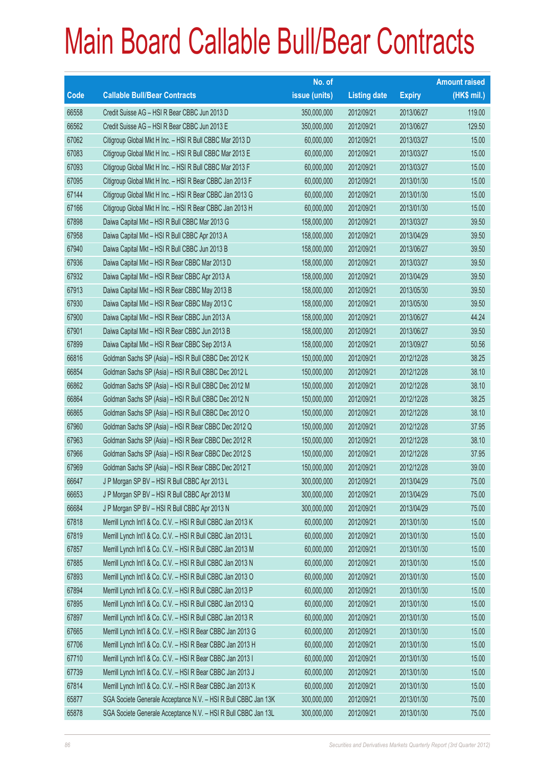# Main Board Callable Bull/Bear Contracts

| Code | Callable Bull/Bear Contracts | No. of issue (units) | Listing date | Expiry | Amount raised (HK$ mil.) |
|---|---|---|---|---|---|
| 66558 | Credit Suisse AG – HSI R Bear CBBC Jun 2013 D | 350,000,000 | 2012/09/21 | 2013/06/27 | 119.00 |
| 66562 | Credit Suisse AG – HSI R Bear CBBC Jun 2013 E | 350,000,000 | 2012/09/21 | 2013/06/27 | 129.50 |
| 67062 | Citigroup Global Mkt H Inc. – HSI R Bull CBBC Mar 2013 D | 60,000,000 | 2012/09/21 | 2013/03/27 | 15.00 |
| 67083 | Citigroup Global Mkt H Inc. – HSI R Bull CBBC Mar 2013 E | 60,000,000 | 2012/09/21 | 2013/03/27 | 15.00 |
| 67093 | Citigroup Global Mkt H Inc. – HSI R Bull CBBC Mar 2013 F | 60,000,000 | 2012/09/21 | 2013/03/27 | 15.00 |
| 67095 | Citigroup Global Mkt H Inc. – HSI R Bear CBBC Jan 2013 F | 60,000,000 | 2012/09/21 | 2013/01/30 | 15.00 |
| 67144 | Citigroup Global Mkt H Inc. – HSI R Bear CBBC Jan 2013 G | 60,000,000 | 2012/09/21 | 2013/01/30 | 15.00 |
| 67166 | Citigroup Global Mkt H Inc. – HSI R Bear CBBC Jan 2013 H | 60,000,000 | 2012/09/21 | 2013/01/30 | 15.00 |
| 67898 | Daiwa Capital Mkt – HSI R Bull CBBC Mar 2013 G | 158,000,000 | 2012/09/21 | 2013/03/27 | 39.50 |
| 67958 | Daiwa Capital Mkt – HSI R Bull CBBC Apr 2013 A | 158,000,000 | 2012/09/21 | 2013/04/29 | 39.50 |
| 67940 | Daiwa Capital Mkt – HSI R Bull CBBC Jun 2013 B | 158,000,000 | 2012/09/21 | 2013/06/27 | 39.50 |
| 67936 | Daiwa Capital Mkt – HSI R Bear CBBC Mar 2013 D | 158,000,000 | 2012/09/21 | 2013/03/27 | 39.50 |
| 67932 | Daiwa Capital Mkt – HSI R Bear CBBC Apr 2013 A | 158,000,000 | 2012/09/21 | 2013/04/29 | 39.50 |
| 67913 | Daiwa Capital Mkt – HSI R Bear CBBC May 2013 B | 158,000,000 | 2012/09/21 | 2013/05/30 | 39.50 |
| 67930 | Daiwa Capital Mkt – HSI R Bear CBBC May 2013 C | 158,000,000 | 2012/09/21 | 2013/05/30 | 39.50 |
| 67900 | Daiwa Capital Mkt – HSI R Bear CBBC Jun 2013 A | 158,000,000 | 2012/09/21 | 2013/06/27 | 44.24 |
| 67901 | Daiwa Capital Mkt – HSI R Bear CBBC Jun 2013 B | 158,000,000 | 2012/09/21 | 2013/06/27 | 39.50 |
| 67899 | Daiwa Capital Mkt – HSI R Bear CBBC Sep 2013 A | 158,000,000 | 2012/09/21 | 2013/09/27 | 50.56 |
| 66816 | Goldman Sachs SP (Asia) – HSI R Bull CBBC Dec 2012 K | 150,000,000 | 2012/09/21 | 2012/12/28 | 38.25 |
| 66854 | Goldman Sachs SP (Asia) – HSI R Bull CBBC Dec 2012 L | 150,000,000 | 2012/09/21 | 2012/12/28 | 38.10 |
| 66862 | Goldman Sachs SP (Asia) – HSI R Bull CBBC Dec 2012 M | 150,000,000 | 2012/09/21 | 2012/12/28 | 38.10 |
| 66864 | Goldman Sachs SP (Asia) – HSI R Bull CBBC Dec 2012 N | 150,000,000 | 2012/09/21 | 2012/12/28 | 38.25 |
| 66865 | Goldman Sachs SP (Asia) – HSI R Bull CBBC Dec 2012 O | 150,000,000 | 2012/09/21 | 2012/12/28 | 38.10 |
| 67960 | Goldman Sachs SP (Asia) – HSI R Bear CBBC Dec 2012 Q | 150,000,000 | 2012/09/21 | 2012/12/28 | 37.95 |
| 67963 | Goldman Sachs SP (Asia) – HSI R Bear CBBC Dec 2012 R | 150,000,000 | 2012/09/21 | 2012/12/28 | 38.10 |
| 67966 | Goldman Sachs SP (Asia) – HSI R Bear CBBC Dec 2012 S | 150,000,000 | 2012/09/21 | 2012/12/28 | 37.95 |
| 67969 | Goldman Sachs SP (Asia) – HSI R Bear CBBC Dec 2012 T | 150,000,000 | 2012/09/21 | 2012/12/28 | 39.00 |
| 66647 | J P Morgan SP BV – HSI R Bull CBBC Apr 2013 L | 300,000,000 | 2012/09/21 | 2013/04/29 | 75.00 |
| 66653 | J P Morgan SP BV – HSI R Bull CBBC Apr 2013 M | 300,000,000 | 2012/09/21 | 2013/04/29 | 75.00 |
| 66684 | J P Morgan SP BV – HSI R Bull CBBC Apr 2013 N | 300,000,000 | 2012/09/21 | 2013/04/29 | 75.00 |
| 67818 | Merrill Lynch Int'l & Co. C.V. – HSI R Bull CBBC Jan 2013 K | 60,000,000 | 2012/09/21 | 2013/01/30 | 15.00 |
| 67819 | Merrill Lynch Int'l & Co. C.V. – HSI R Bull CBBC Jan 2013 L | 60,000,000 | 2012/09/21 | 2013/01/30 | 15.00 |
| 67857 | Merrill Lynch Int'l & Co. C.V. – HSI R Bull CBBC Jan 2013 M | 60,000,000 | 2012/09/21 | 2013/01/30 | 15.00 |
| 67885 | Merrill Lynch Int'l & Co. C.V. – HSI R Bull CBBC Jan 2013 N | 60,000,000 | 2012/09/21 | 2013/01/30 | 15.00 |
| 67893 | Merrill Lynch Int'l & Co. C.V. – HSI R Bull CBBC Jan 2013 O | 60,000,000 | 2012/09/21 | 2013/01/30 | 15.00 |
| 67894 | Merrill Lynch Int'l & Co. C.V. – HSI R Bull CBBC Jan 2013 P | 60,000,000 | 2012/09/21 | 2013/01/30 | 15.00 |
| 67895 | Merrill Lynch Int'l & Co. C.V. – HSI R Bull CBBC Jan 2013 Q | 60,000,000 | 2012/09/21 | 2013/01/30 | 15.00 |
| 67897 | Merrill Lynch Int'l & Co. C.V. – HSI R Bull CBBC Jan 2013 R | 60,000,000 | 2012/09/21 | 2013/01/30 | 15.00 |
| 67665 | Merrill Lynch Int'l & Co. C.V. – HSI R Bear CBBC Jan 2013 G | 60,000,000 | 2012/09/21 | 2013/01/30 | 15.00 |
| 67706 | Merrill Lynch Int'l & Co. C.V. – HSI R Bear CBBC Jan 2013 H | 60,000,000 | 2012/09/21 | 2013/01/30 | 15.00 |
| 67710 | Merrill Lynch Int'l & Co. C.V. – HSI R Bear CBBC Jan 2013 I | 60,000,000 | 2012/09/21 | 2013/01/30 | 15.00 |
| 67739 | Merrill Lynch Int'l & Co. C.V. – HSI R Bear CBBC Jan 2013 J | 60,000,000 | 2012/09/21 | 2013/01/30 | 15.00 |
| 67814 | Merrill Lynch Int'l & Co. C.V. – HSI R Bear CBBC Jan 2013 K | 60,000,000 | 2012/09/21 | 2013/01/30 | 15.00 |
| 65877 | SGA Societe Generale Acceptance N.V. – HSI R Bull CBBC Jan 13K | 300,000,000 | 2012/09/21 | 2013/01/30 | 75.00 |
| 65878 | SGA Societe Generale Acceptance N.V. – HSI R Bull CBBC Jan 13L | 300,000,000 | 2012/09/21 | 2013/01/30 | 75.00 |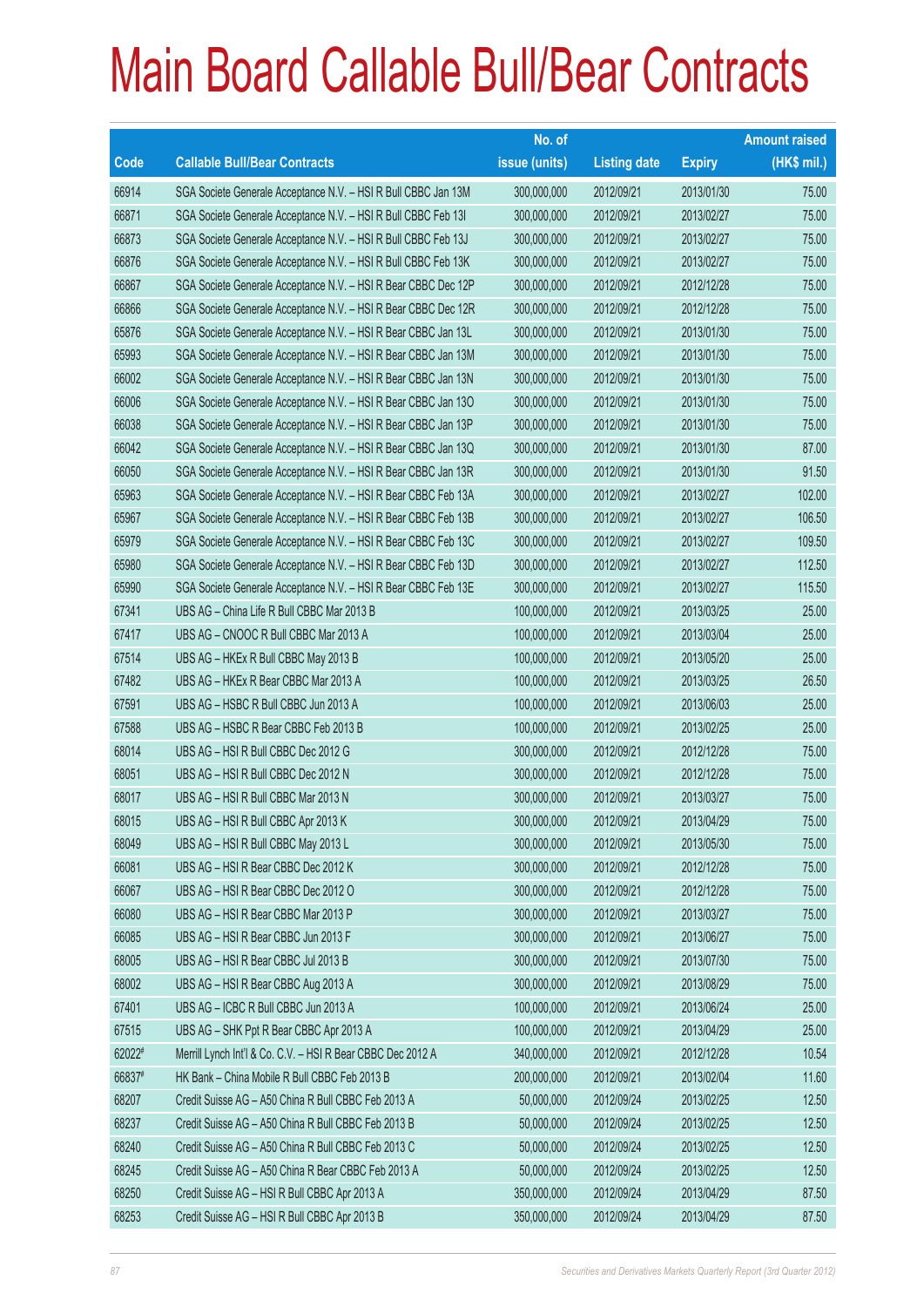# Main Board Callable Bull/Bear Contracts

| Code | Callable Bull/Bear Contracts | No. of issue (units) | Listing date | Expiry | Amount raised (HK$ mil.) |
|---|---|---|---|---|---|
| 66914 | SGA Societe Generale Acceptance N.V. – HSI R Bull CBBC Jan 13M | 300,000,000 | 2012/09/21 | 2013/01/30 | 75.00 |
| 66871 | SGA Societe Generale Acceptance N.V. – HSI R Bull CBBC Feb 13I | 300,000,000 | 2012/09/21 | 2013/02/27 | 75.00 |
| 66873 | SGA Societe Generale Acceptance N.V. – HSI R Bull CBBC Feb 13J | 300,000,000 | 2012/09/21 | 2013/02/27 | 75.00 |
| 66876 | SGA Societe Generale Acceptance N.V. – HSI R Bull CBBC Feb 13K | 300,000,000 | 2012/09/21 | 2013/02/27 | 75.00 |
| 66867 | SGA Societe Generale Acceptance N.V. – HSI R Bear CBBC Dec 12P | 300,000,000 | 2012/09/21 | 2012/12/28 | 75.00 |
| 66866 | SGA Societe Generale Acceptance N.V. – HSI R Bear CBBC Dec 12R | 300,000,000 | 2012/09/21 | 2012/12/28 | 75.00 |
| 65876 | SGA Societe Generale Acceptance N.V. – HSI R Bear CBBC Jan 13L | 300,000,000 | 2012/09/21 | 2013/01/30 | 75.00 |
| 65993 | SGA Societe Generale Acceptance N.V. – HSI R Bear CBBC Jan 13M | 300,000,000 | 2012/09/21 | 2013/01/30 | 75.00 |
| 66002 | SGA Societe Generale Acceptance N.V. – HSI R Bear CBBC Jan 13N | 300,000,000 | 2012/09/21 | 2013/01/30 | 75.00 |
| 66006 | SGA Societe Generale Acceptance N.V. – HSI R Bear CBBC Jan 13O | 300,000,000 | 2012/09/21 | 2013/01/30 | 75.00 |
| 66038 | SGA Societe Generale Acceptance N.V. – HSI R Bear CBBC Jan 13P | 300,000,000 | 2012/09/21 | 2013/01/30 | 75.00 |
| 66042 | SGA Societe Generale Acceptance N.V. – HSI R Bear CBBC Jan 13Q | 300,000,000 | 2012/09/21 | 2013/01/30 | 87.00 |
| 66050 | SGA Societe Generale Acceptance N.V. – HSI R Bear CBBC Jan 13R | 300,000,000 | 2012/09/21 | 2013/01/30 | 91.50 |
| 65963 | SGA Societe Generale Acceptance N.V. – HSI R Bear CBBC Feb 13A | 300,000,000 | 2012/09/21 | 2013/02/27 | 102.00 |
| 65967 | SGA Societe Generale Acceptance N.V. – HSI R Bear CBBC Feb 13B | 300,000,000 | 2012/09/21 | 2013/02/27 | 106.50 |
| 65979 | SGA Societe Generale Acceptance N.V. – HSI R Bear CBBC Feb 13C | 300,000,000 | 2012/09/21 | 2013/02/27 | 109.50 |
| 65980 | SGA Societe Generale Acceptance N.V. – HSI R Bear CBBC Feb 13D | 300,000,000 | 2012/09/21 | 2013/02/27 | 112.50 |
| 65990 | SGA Societe Generale Acceptance N.V. – HSI R Bear CBBC Feb 13E | 300,000,000 | 2012/09/21 | 2013/02/27 | 115.50 |
| 67341 | UBS AG – China Life R Bull CBBC Mar 2013 B | 100,000,000 | 2012/09/21 | 2013/03/25 | 25.00 |
| 67417 | UBS AG – CNOOC R Bull CBBC Mar 2013 A | 100,000,000 | 2012/09/21 | 2013/03/04 | 25.00 |
| 67514 | UBS AG – HKEx R Bull CBBC May 2013 B | 100,000,000 | 2012/09/21 | 2013/05/20 | 25.00 |
| 67482 | UBS AG – HKEx R Bear CBBC Mar 2013 A | 100,000,000 | 2012/09/21 | 2013/03/25 | 26.50 |
| 67591 | UBS AG – HSBC R Bull CBBC Jun 2013 A | 100,000,000 | 2012/09/21 | 2013/06/03 | 25.00 |
| 67588 | UBS AG – HSBC R Bear CBBC Feb 2013 B | 100,000,000 | 2012/09/21 | 2013/02/25 | 25.00 |
| 68014 | UBS AG – HSI R Bull CBBC Dec 2012 G | 300,000,000 | 2012/09/21 | 2012/12/28 | 75.00 |
| 68051 | UBS AG – HSI R Bull CBBC Dec 2012 N | 300,000,000 | 2012/09/21 | 2012/12/28 | 75.00 |
| 68017 | UBS AG – HSI R Bull CBBC Mar 2013 N | 300,000,000 | 2012/09/21 | 2013/03/27 | 75.00 |
| 68015 | UBS AG – HSI R Bull CBBC Apr 2013 K | 300,000,000 | 2012/09/21 | 2013/04/29 | 75.00 |
| 68049 | UBS AG – HSI R Bull CBBC May 2013 L | 300,000,000 | 2012/09/21 | 2013/05/30 | 75.00 |
| 66081 | UBS AG – HSI R Bear CBBC Dec 2012 K | 300,000,000 | 2012/09/21 | 2012/12/28 | 75.00 |
| 66067 | UBS AG – HSI R Bear CBBC Dec 2012 O | 300,000,000 | 2012/09/21 | 2012/12/28 | 75.00 |
| 66080 | UBS AG – HSI R Bear CBBC Mar 2013 P | 300,000,000 | 2012/09/21 | 2013/03/27 | 75.00 |
| 66085 | UBS AG – HSI R Bear CBBC Jun 2013 F | 300,000,000 | 2012/09/21 | 2013/06/27 | 75.00 |
| 68005 | UBS AG – HSI R Bear CBBC Jul 2013 B | 300,000,000 | 2012/09/21 | 2013/07/30 | 75.00 |
| 68002 | UBS AG – HSI R Bear CBBC Aug 2013 A | 300,000,000 | 2012/09/21 | 2013/08/29 | 75.00 |
| 67401 | UBS AG – ICBC R Bull CBBC Jun 2013 A | 100,000,000 | 2012/09/21 | 2013/06/24 | 25.00 |
| 67515 | UBS AG – SHK Ppt R Bear CBBC Apr 2013 A | 100,000,000 | 2012/09/21 | 2013/04/29 | 25.00 |
| 62022# | Merrill Lynch Int'l & Co. C.V. – HSI R Bear CBBC Dec 2012 A | 340,000,000 | 2012/09/21 | 2012/12/28 | 10.54 |
| 66837# | HK Bank – China Mobile R Bull CBBC Feb 2013 B | 200,000,000 | 2012/09/21 | 2013/02/04 | 11.60 |
| 68207 | Credit Suisse AG – A50 China R Bull CBBC Feb 2013 A | 50,000,000 | 2012/09/24 | 2013/02/25 | 12.50 |
| 68237 | Credit Suisse AG – A50 China R Bull CBBC Feb 2013 B | 50,000,000 | 2012/09/24 | 2013/02/25 | 12.50 |
| 68240 | Credit Suisse AG – A50 China R Bull CBBC Feb 2013 C | 50,000,000 | 2012/09/24 | 2013/02/25 | 12.50 |
| 68245 | Credit Suisse AG – A50 China R Bear CBBC Feb 2013 A | 50,000,000 | 2012/09/24 | 2013/02/25 | 12.50 |
| 68250 | Credit Suisse AG – HSI R Bull CBBC Apr 2013 A | 350,000,000 | 2012/09/24 | 2013/04/29 | 87.50 |
| 68253 | Credit Suisse AG – HSI R Bull CBBC Apr 2013 B | 350,000,000 | 2012/09/24 | 2013/04/29 | 87.50 |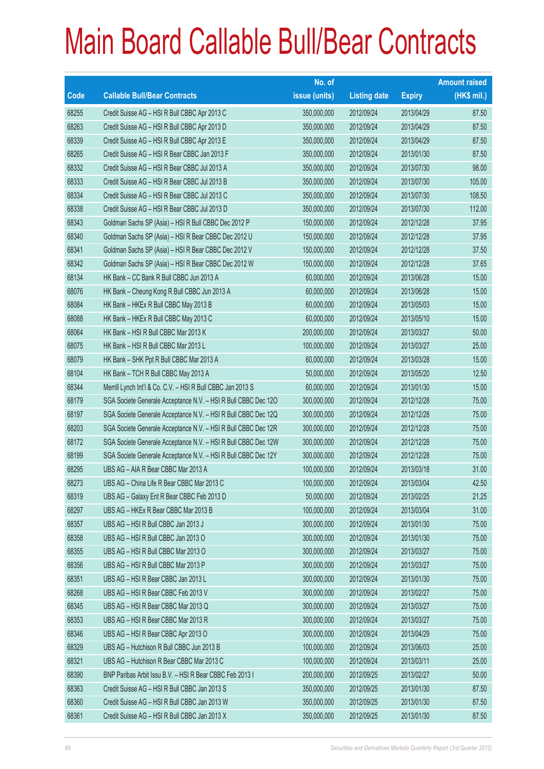# Main Board Callable Bull/Bear Contracts

| Code | Callable Bull/Bear Contracts | No. of issue (units) | Listing date | Expiry | Amount raised (HK$ mil.) |
|---|---|---|---|---|---|
| 68255 | Credit Suisse AG – HSI R Bull CBBC Apr 2013 C | 350,000,000 | 2012/09/24 | 2013/04/29 | 87.50 |
| 68263 | Credit Suisse AG – HSI R Bull CBBC Apr 2013 D | 350,000,000 | 2012/09/24 | 2013/04/29 | 87.50 |
| 68339 | Credit Suisse AG – HSI R Bull CBBC Apr 2013 E | 350,000,000 | 2012/09/24 | 2013/04/29 | 87.50 |
| 68265 | Credit Suisse AG – HSI R Bear CBBC Jan 2013 F | 350,000,000 | 2012/09/24 | 2013/01/30 | 87.50 |
| 68332 | Credit Suisse AG – HSI R Bear CBBC Jul 2013 A | 350,000,000 | 2012/09/24 | 2013/07/30 | 98.00 |
| 68333 | Credit Suisse AG – HSI R Bear CBBC Jul 2013 B | 350,000,000 | 2012/09/24 | 2013/07/30 | 105.00 |
| 68334 | Credit Suisse AG – HSI R Bear CBBC Jul 2013 C | 350,000,000 | 2012/09/24 | 2013/07/30 | 108.50 |
| 68338 | Credit Suisse AG – HSI R Bear CBBC Jul 2013 D | 350,000,000 | 2012/09/24 | 2013/07/30 | 112.00 |
| 68343 | Goldman Sachs SP (Asia) – HSI R Bull CBBC Dec 2012 P | 150,000,000 | 2012/09/24 | 2012/12/28 | 37.95 |
| 68340 | Goldman Sachs SP (Asia) – HSI R Bear CBBC Dec 2012 U | 150,000,000 | 2012/09/24 | 2012/12/28 | 37.95 |
| 68341 | Goldman Sachs SP (Asia) – HSI R Bear CBBC Dec 2012 V | 150,000,000 | 2012/09/24 | 2012/12/28 | 37.50 |
| 68342 | Goldman Sachs SP (Asia) – HSI R Bear CBBC Dec 2012 W | 150,000,000 | 2012/09/24 | 2012/12/28 | 37.65 |
| 68134 | HK Bank – CC Bank R Bull CBBC Jun 2013 A | 60,000,000 | 2012/09/24 | 2013/06/28 | 15.00 |
| 68076 | HK Bank – Cheung Kong R Bull CBBC Jun 2013 A | 60,000,000 | 2012/09/24 | 2013/06/28 | 15.00 |
| 68084 | HK Bank – HKEx R Bull CBBC May 2013 B | 60,000,000 | 2012/09/24 | 2013/05/03 | 15.00 |
| 68088 | HK Bank – HKEx R Bull CBBC May 2013 C | 60,000,000 | 2012/09/24 | 2013/05/10 | 15.00 |
| 68064 | HK Bank – HSI R Bull CBBC Mar 2013 K | 200,000,000 | 2012/09/24 | 2013/03/27 | 50.00 |
| 68075 | HK Bank – HSI R Bull CBBC Mar 2013 L | 100,000,000 | 2012/09/24 | 2013/03/27 | 25.00 |
| 68079 | HK Bank – SHK Ppt R Bull CBBC Mar 2013 A | 60,000,000 | 2012/09/24 | 2013/03/28 | 15.00 |
| 68104 | HK Bank – TCH R Bull CBBC May 2013 A | 50,000,000 | 2012/09/24 | 2013/05/20 | 12.50 |
| 68344 | Merrill Lynch Int'l & Co. C.V. – HSI R Bull CBBC Jan 2013 S | 60,000,000 | 2012/09/24 | 2013/01/30 | 15.00 |
| 68179 | SGA Societe Generale Acceptance N.V. – HSI R Bull CBBC Dec 12O | 300,000,000 | 2012/09/24 | 2012/12/28 | 75.00 |
| 68197 | SGA Societe Generale Acceptance N.V. – HSI R Bull CBBC Dec 12Q | 300,000,000 | 2012/09/24 | 2012/12/28 | 75.00 |
| 68203 | SGA Societe Generale Acceptance N.V. – HSI R Bull CBBC Dec 12R | 300,000,000 | 2012/09/24 | 2012/12/28 | 75.00 |
| 68172 | SGA Societe Generale Acceptance N.V. – HSI R Bull CBBC Dec 12W | 300,000,000 | 2012/09/24 | 2012/12/28 | 75.00 |
| 68199 | SGA Societe Generale Acceptance N.V. – HSI R Bull CBBC Dec 12Y | 300,000,000 | 2012/09/24 | 2012/12/28 | 75.00 |
| 68295 | UBS AG – AIA R Bear CBBC Mar 2013 A | 100,000,000 | 2012/09/24 | 2013/03/18 | 31.00 |
| 68273 | UBS AG – China Life R Bear CBBC Mar 2013 C | 100,000,000 | 2012/09/24 | 2013/03/04 | 42.50 |
| 68319 | UBS AG – Galaxy Ent R Bear CBBC Feb 2013 D | 50,000,000 | 2012/09/24 | 2013/02/25 | 21.25 |
| 68297 | UBS AG – HKEx R Bear CBBC Mar 2013 B | 100,000,000 | 2012/09/24 | 2013/03/04 | 31.00 |
| 68357 | UBS AG – HSI R Bull CBBC Jan 2013 J | 300,000,000 | 2012/09/24 | 2013/01/30 | 75.00 |
| 68358 | UBS AG – HSI R Bull CBBC Jan 2013 O | 300,000,000 | 2012/09/24 | 2013/01/30 | 75.00 |
| 68355 | UBS AG – HSI R Bull CBBC Mar 2013 O | 300,000,000 | 2012/09/24 | 2013/03/27 | 75.00 |
| 68356 | UBS AG – HSI R Bull CBBC Mar 2013 P | 300,000,000 | 2012/09/24 | 2013/03/27 | 75.00 |
| 68351 | UBS AG – HSI R Bear CBBC Jan 2013 L | 300,000,000 | 2012/09/24 | 2013/01/30 | 75.00 |
| 68268 | UBS AG – HSI R Bear CBBC Feb 2013 V | 300,000,000 | 2012/09/24 | 2013/02/27 | 75.00 |
| 68345 | UBS AG – HSI R Bear CBBC Mar 2013 Q | 300,000,000 | 2012/09/24 | 2013/03/27 | 75.00 |
| 68353 | UBS AG – HSI R Bear CBBC Mar 2013 R | 300,000,000 | 2012/09/24 | 2013/03/27 | 75.00 |
| 68346 | UBS AG – HSI R Bear CBBC Apr 2013 O | 300,000,000 | 2012/09/24 | 2013/04/29 | 75.00 |
| 68329 | UBS AG – Hutchison R Bull CBBC Jun 2013 B | 100,000,000 | 2012/09/24 | 2013/06/03 | 25.00 |
| 68321 | UBS AG – Hutchison R Bear CBBC Mar 2013 C | 100,000,000 | 2012/09/24 | 2013/03/11 | 25.00 |
| 68390 | BNP Paribas Arbit Issu B.V. – HSI R Bear CBBC Feb 2013 I | 200,000,000 | 2012/09/25 | 2013/02/27 | 50.00 |
| 68363 | Credit Suisse AG – HSI R Bull CBBC Jan 2013 S | 350,000,000 | 2012/09/25 | 2013/01/30 | 87.50 |
| 68360 | Credit Suisse AG – HSI R Bull CBBC Jan 2013 W | 350,000,000 | 2012/09/25 | 2013/01/30 | 87.50 |
| 68361 | Credit Suisse AG – HSI R Bull CBBC Jan 2013 X | 350,000,000 | 2012/09/25 | 2013/01/30 | 87.50 |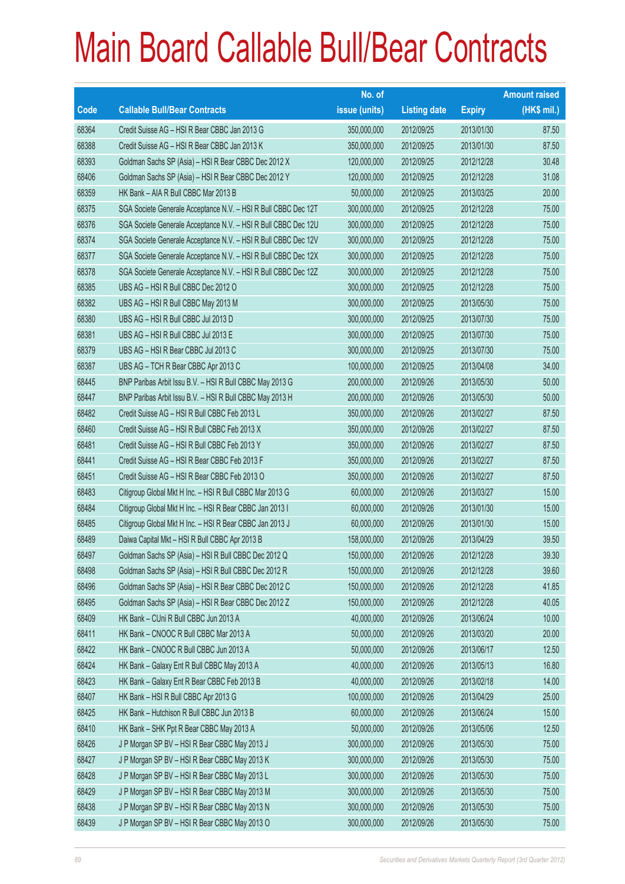# Main Board Callable Bull/Bear Contracts

| Code | Callable Bull/Bear Contracts | No. of issue (units) | Listing date | Expiry | Amount raised (HK$ mil.) |
|---|---|---|---|---|---|
| 68364 | Credit Suisse AG – HSI R Bear CBBC Jan 2013 G | 350,000,000 | 2012/09/25 | 2013/01/30 | 87.50 |
| 68388 | Credit Suisse AG – HSI R Bear CBBC Jan 2013 K | 350,000,000 | 2012/09/25 | 2013/01/30 | 87.50 |
| 68393 | Goldman Sachs SP (Asia) – HSI R Bear CBBC Dec 2012 X | 120,000,000 | 2012/09/25 | 2012/12/28 | 30.48 |
| 68406 | Goldman Sachs SP (Asia) – HSI R Bear CBBC Dec 2012 Y | 120,000,000 | 2012/09/25 | 2012/12/28 | 31.08 |
| 68359 | HK Bank – AIA R Bull CBBC Mar 2013 B | 50,000,000 | 2012/09/25 | 2013/03/25 | 20.00 |
| 68375 | SGA Societe Generale Acceptance N.V. – HSI R Bull CBBC Dec 12T | 300,000,000 | 2012/09/25 | 2012/12/28 | 75.00 |
| 68376 | SGA Societe Generale Acceptance N.V. – HSI R Bull CBBC Dec 12U | 300,000,000 | 2012/09/25 | 2012/12/28 | 75.00 |
| 68374 | SGA Societe Generale Acceptance N.V. – HSI R Bull CBBC Dec 12V | 300,000,000 | 2012/09/25 | 2012/12/28 | 75.00 |
| 68377 | SGA Societe Generale Acceptance N.V. – HSI R Bull CBBC Dec 12X | 300,000,000 | 2012/09/25 | 2012/12/28 | 75.00 |
| 68378 | SGA Societe Generale Acceptance N.V. – HSI R Bull CBBC Dec 12Z | 300,000,000 | 2012/09/25 | 2012/12/28 | 75.00 |
| 68385 | UBS AG – HSI R Bull CBBC Dec 2012 O | 300,000,000 | 2012/09/25 | 2012/12/28 | 75.00 |
| 68382 | UBS AG – HSI R Bull CBBC May 2013 M | 300,000,000 | 2012/09/25 | 2013/05/30 | 75.00 |
| 68380 | UBS AG – HSI R Bull CBBC Jul 2013 D | 300,000,000 | 2012/09/25 | 2013/07/30 | 75.00 |
| 68381 | UBS AG – HSI R Bull CBBC Jul 2013 E | 300,000,000 | 2012/09/25 | 2013/07/30 | 75.00 |
| 68379 | UBS AG – HSI R Bear CBBC Jul 2013 C | 300,000,000 | 2012/09/25 | 2013/07/30 | 75.00 |
| 68387 | UBS AG – TCH R Bear CBBC Apr 2013 C | 100,000,000 | 2012/09/25 | 2013/04/08 | 34.00 |
| 68445 | BNP Paribas Arbit Issu B.V. – HSI R Bull CBBC May 2013 G | 200,000,000 | 2012/09/26 | 2013/05/30 | 50.00 |
| 68447 | BNP Paribas Arbit Issu B.V. – HSI R Bull CBBC May 2013 H | 200,000,000 | 2012/09/26 | 2013/05/30 | 50.00 |
| 68482 | Credit Suisse AG – HSI R Bull CBBC Feb 2013 L | 350,000,000 | 2012/09/26 | 2013/02/27 | 87.50 |
| 68460 | Credit Suisse AG – HSI R Bull CBBC Feb 2013 X | 350,000,000 | 2012/09/26 | 2013/02/27 | 87.50 |
| 68481 | Credit Suisse AG – HSI R Bull CBBC Feb 2013 Y | 350,000,000 | 2012/09/26 | 2013/02/27 | 87.50 |
| 68441 | Credit Suisse AG – HSI R Bear CBBC Feb 2013 F | 350,000,000 | 2012/09/26 | 2013/02/27 | 87.50 |
| 68451 | Credit Suisse AG – HSI R Bear CBBC Feb 2013 O | 350,000,000 | 2012/09/26 | 2013/02/27 | 87.50 |
| 68483 | Citigroup Global Mkt H Inc. – HSI R Bull CBBC Mar 2013 G | 60,000,000 | 2012/09/26 | 2013/03/27 | 15.00 |
| 68484 | Citigroup Global Mkt H Inc. – HSI R Bear CBBC Jan 2013 I | 60,000,000 | 2012/09/26 | 2013/01/30 | 15.00 |
| 68485 | Citigroup Global Mkt H Inc. – HSI R Bear CBBC Jan 2013 J | 60,000,000 | 2012/09/26 | 2013/01/30 | 15.00 |
| 68489 | Daiwa Capital Mkt – HSI R Bull CBBC Apr 2013 B | 158,000,000 | 2012/09/26 | 2013/04/29 | 39.50 |
| 68497 | Goldman Sachs SP (Asia) – HSI R Bull CBBC Dec 2012 Q | 150,000,000 | 2012/09/26 | 2012/12/28 | 39.30 |
| 68498 | Goldman Sachs SP (Asia) – HSI R Bull CBBC Dec 2012 R | 150,000,000 | 2012/09/26 | 2012/12/28 | 39.60 |
| 68496 | Goldman Sachs SP (Asia) – HSI R Bear CBBC Dec 2012 C | 150,000,000 | 2012/09/26 | 2012/12/28 | 41.85 |
| 68495 | Goldman Sachs SP (Asia) – HSI R Bear CBBC Dec 2012 Z | 150,000,000 | 2012/09/26 | 2012/12/28 | 40.05 |
| 68409 | HK Bank – CUni R Bull CBBC Jun 2013 A | 40,000,000 | 2012/09/26 | 2013/06/24 | 10.00 |
| 68411 | HK Bank – CNOOC R Bull CBBC Mar 2013 A | 50,000,000 | 2012/09/26 | 2013/03/20 | 20.00 |
| 68422 | HK Bank – CNOOC R Bull CBBC Jun 2013 A | 50,000,000 | 2012/09/26 | 2013/06/17 | 12.50 |
| 68424 | HK Bank – Galaxy Ent R Bull CBBC May 2013 A | 40,000,000 | 2012/09/26 | 2013/05/13 | 16.80 |
| 68423 | HK Bank – Galaxy Ent R Bear CBBC Feb 2013 B | 40,000,000 | 2012/09/26 | 2013/02/18 | 14.00 |
| 68407 | HK Bank – HSI R Bull CBBC Apr 2013 G | 100,000,000 | 2012/09/26 | 2013/04/29 | 25.00 |
| 68425 | HK Bank – Hutchison R Bull CBBC Jun 2013 B | 60,000,000 | 2012/09/26 | 2013/06/24 | 15.00 |
| 68410 | HK Bank – SHK Ppt R Bear CBBC May 2013 A | 50,000,000 | 2012/09/26 | 2013/05/06 | 12.50 |
| 68426 | J P Morgan SP BV – HSI R Bear CBBC May 2013 J | 300,000,000 | 2012/09/26 | 2013/05/30 | 75.00 |
| 68427 | J P Morgan SP BV – HSI R Bear CBBC May 2013 K | 300,000,000 | 2012/09/26 | 2013/05/30 | 75.00 |
| 68428 | J P Morgan SP BV – HSI R Bear CBBC May 2013 L | 300,000,000 | 2012/09/26 | 2013/05/30 | 75.00 |
| 68429 | J P Morgan SP BV – HSI R Bear CBBC May 2013 M | 300,000,000 | 2012/09/26 | 2013/05/30 | 75.00 |
| 68438 | J P Morgan SP BV – HSI R Bear CBBC May 2013 N | 300,000,000 | 2012/09/26 | 2013/05/30 | 75.00 |
| 68439 | J P Morgan SP BV – HSI R Bear CBBC May 2013 O | 300,000,000 | 2012/09/26 | 2013/05/30 | 75.00 |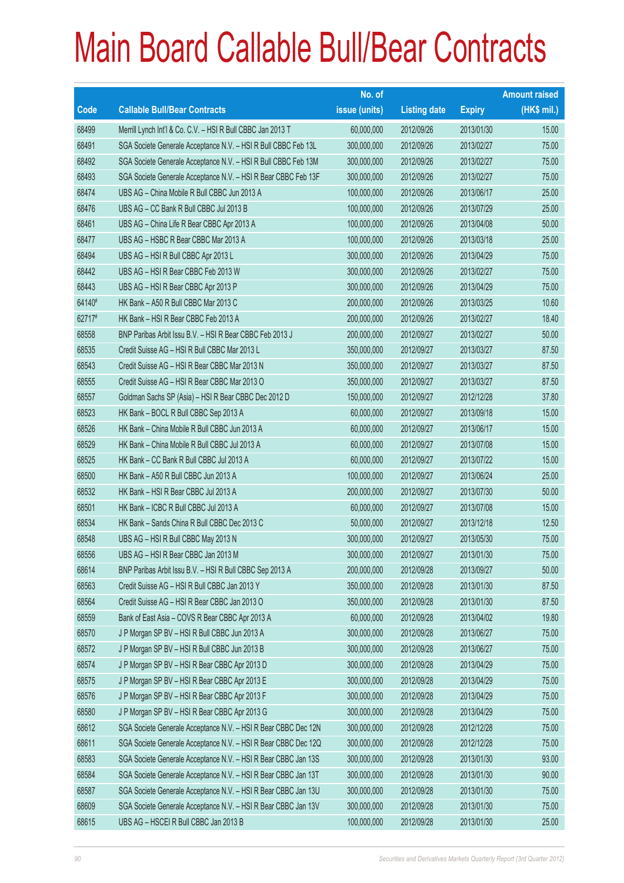# Main Board Callable Bull/Bear Contracts

| Code | Callable Bull/Bear Contracts | No. of issue (units) | Listing date | Expiry | Amount raised (HK$ mil.) |
|---|---|---|---|---|---|
| 68499 | Merrill Lynch Int'l & Co. C.V. – HSI R Bull CBBC Jan 2013 T | 60,000,000 | 2012/09/26 | 2013/01/30 | 15.00 |
| 68491 | SGA Societe Generale Acceptance N.V. – HSI R Bull CBBC Feb 13L | 300,000,000 | 2012/09/26 | 2013/02/27 | 75.00 |
| 68492 | SGA Societe Generale Acceptance N.V. – HSI R Bull CBBC Feb 13M | 300,000,000 | 2012/09/26 | 2013/02/27 | 75.00 |
| 68493 | SGA Societe Generale Acceptance N.V. – HSI R Bear CBBC Feb 13F | 300,000,000 | 2012/09/26 | 2013/02/27 | 75.00 |
| 68474 | UBS AG – China Mobile R Bull CBBC Jun 2013 A | 100,000,000 | 2012/09/26 | 2013/06/17 | 25.00 |
| 68476 | UBS AG – CC Bank R Bull CBBC Jul 2013 B | 100,000,000 | 2012/09/26 | 2013/07/29 | 25.00 |
| 68461 | UBS AG – China Life R Bear CBBC Apr 2013 A | 100,000,000 | 2012/09/26 | 2013/04/08 | 50.00 |
| 68477 | UBS AG – HSBC R Bear CBBC Mar 2013 A | 100,000,000 | 2012/09/26 | 2013/03/18 | 25.00 |
| 68494 | UBS AG – HSI R Bull CBBC Apr 2013 L | 300,000,000 | 2012/09/26 | 2013/04/29 | 75.00 |
| 68442 | UBS AG – HSI R Bear CBBC Feb 2013 W | 300,000,000 | 2012/09/26 | 2013/02/27 | 75.00 |
| 68443 | UBS AG – HSI R Bear CBBC Apr 2013 P | 300,000,000 | 2012/09/26 | 2013/04/29 | 75.00 |
| 64140# | HK Bank – A50 R Bull CBBC Mar 2013 C | 200,000,000 | 2012/09/26 | 2013/03/25 | 10.60 |
| 62717# | HK Bank – HSI R Bear CBBC Feb 2013 A | 200,000,000 | 2012/09/26 | 2013/02/27 | 18.40 |
| 68558 | BNP Paribas Arbit Issu B.V. – HSI R Bear CBBC Feb 2013 J | 200,000,000 | 2012/09/27 | 2013/02/27 | 50.00 |
| 68535 | Credit Suisse AG – HSI R Bull CBBC Mar 2013 L | 350,000,000 | 2012/09/27 | 2013/03/27 | 87.50 |
| 68543 | Credit Suisse AG – HSI R Bear CBBC Mar 2013 N | 350,000,000 | 2012/09/27 | 2013/03/27 | 87.50 |
| 68555 | Credit Suisse AG – HSI R Bear CBBC Mar 2013 O | 350,000,000 | 2012/09/27 | 2013/03/27 | 87.50 |
| 68557 | Goldman Sachs SP (Asia) – HSI R Bear CBBC Dec 2012 D | 150,000,000 | 2012/09/27 | 2012/12/28 | 37.80 |
| 68523 | HK Bank – BOCL R Bull CBBC Sep 2013 A | 60,000,000 | 2012/09/27 | 2013/09/18 | 15.00 |
| 68526 | HK Bank – China Mobile R Bull CBBC Jun 2013 A | 60,000,000 | 2012/09/27 | 2013/06/17 | 15.00 |
| 68529 | HK Bank – China Mobile R Bull CBBC Jul 2013 A | 60,000,000 | 2012/09/27 | 2013/07/08 | 15.00 |
| 68525 | HK Bank – CC Bank R Bull CBBC Jul 2013 A | 60,000,000 | 2012/09/27 | 2013/07/22 | 15.00 |
| 68500 | HK Bank – A50 R Bull CBBC Jun 2013 A | 100,000,000 | 2012/09/27 | 2013/06/24 | 25.00 |
| 68532 | HK Bank – HSI R Bear CBBC Jul 2013 A | 200,000,000 | 2012/09/27 | 2013/07/30 | 50.00 |
| 68501 | HK Bank – ICBC R Bull CBBC Jul 2013 A | 60,000,000 | 2012/09/27 | 2013/07/08 | 15.00 |
| 68534 | HK Bank – Sands China R Bull CBBC Dec 2013 C | 50,000,000 | 2012/09/27 | 2013/12/18 | 12.50 |
| 68548 | UBS AG – HSI R Bull CBBC May 2013 N | 300,000,000 | 2012/09/27 | 2013/05/30 | 75.00 |
| 68556 | UBS AG – HSI R Bear CBBC Jan 2013 M | 300,000,000 | 2012/09/27 | 2013/01/30 | 75.00 |
| 68614 | BNP Paribas Arbit Issu B.V. – HSI R Bull CBBC Sep 2013 A | 200,000,000 | 2012/09/28 | 2013/09/27 | 50.00 |
| 68563 | Credit Suisse AG – HSI R Bull CBBC Jan 2013 Y | 350,000,000 | 2012/09/28 | 2013/01/30 | 87.50 |
| 68564 | Credit Suisse AG – HSI R Bear CBBC Jan 2013 O | 350,000,000 | 2012/09/28 | 2013/01/30 | 87.50 |
| 68559 | Bank of East Asia – COVS R Bear CBBC Apr 2013 A | 60,000,000 | 2012/09/28 | 2013/04/02 | 19.80 |
| 68570 | J P Morgan SP BV – HSI R Bull CBBC Jun 2013 A | 300,000,000 | 2012/09/28 | 2013/06/27 | 75.00 |
| 68572 | J P Morgan SP BV – HSI R Bull CBBC Jun 2013 B | 300,000,000 | 2012/09/28 | 2013/06/27 | 75.00 |
| 68574 | J P Morgan SP BV – HSI R Bear CBBC Apr 2013 D | 300,000,000 | 2012/09/28 | 2013/04/29 | 75.00 |
| 68575 | J P Morgan SP BV – HSI R Bear CBBC Apr 2013 E | 300,000,000 | 2012/09/28 | 2013/04/29 | 75.00 |
| 68576 | J P Morgan SP BV – HSI R Bear CBBC Apr 2013 F | 300,000,000 | 2012/09/28 | 2013/04/29 | 75.00 |
| 68580 | J P Morgan SP BV – HSI R Bear CBBC Apr 2013 G | 300,000,000 | 2012/09/28 | 2013/04/29 | 75.00 |
| 68612 | SGA Societe Generale Acceptance N.V. – HSI R Bear CBBC Dec 12N | 300,000,000 | 2012/09/28 | 2012/12/28 | 75.00 |
| 68611 | SGA Societe Generale Acceptance N.V. – HSI R Bear CBBC Dec 12Q | 300,000,000 | 2012/09/28 | 2012/12/28 | 75.00 |
| 68583 | SGA Societe Generale Acceptance N.V. – HSI R Bear CBBC Jan 13S | 300,000,000 | 2012/09/28 | 2013/01/30 | 93.00 |
| 68584 | SGA Societe Generale Acceptance N.V. – HSI R Bear CBBC Jan 13T | 300,000,000 | 2012/09/28 | 2013/01/30 | 90.00 |
| 68587 | SGA Societe Generale Acceptance N.V. – HSI R Bear CBBC Jan 13U | 300,000,000 | 2012/09/28 | 2013/01/30 | 75.00 |
| 68609 | SGA Societe Generale Acceptance N.V. – HSI R Bear CBBC Jan 13V | 300,000,000 | 2012/09/28 | 2013/01/30 | 75.00 |
| 68615 | UBS AG – HSCEI R Bull CBBC Jan 2013 B | 100,000,000 | 2012/09/28 | 2013/01/30 | 25.00 |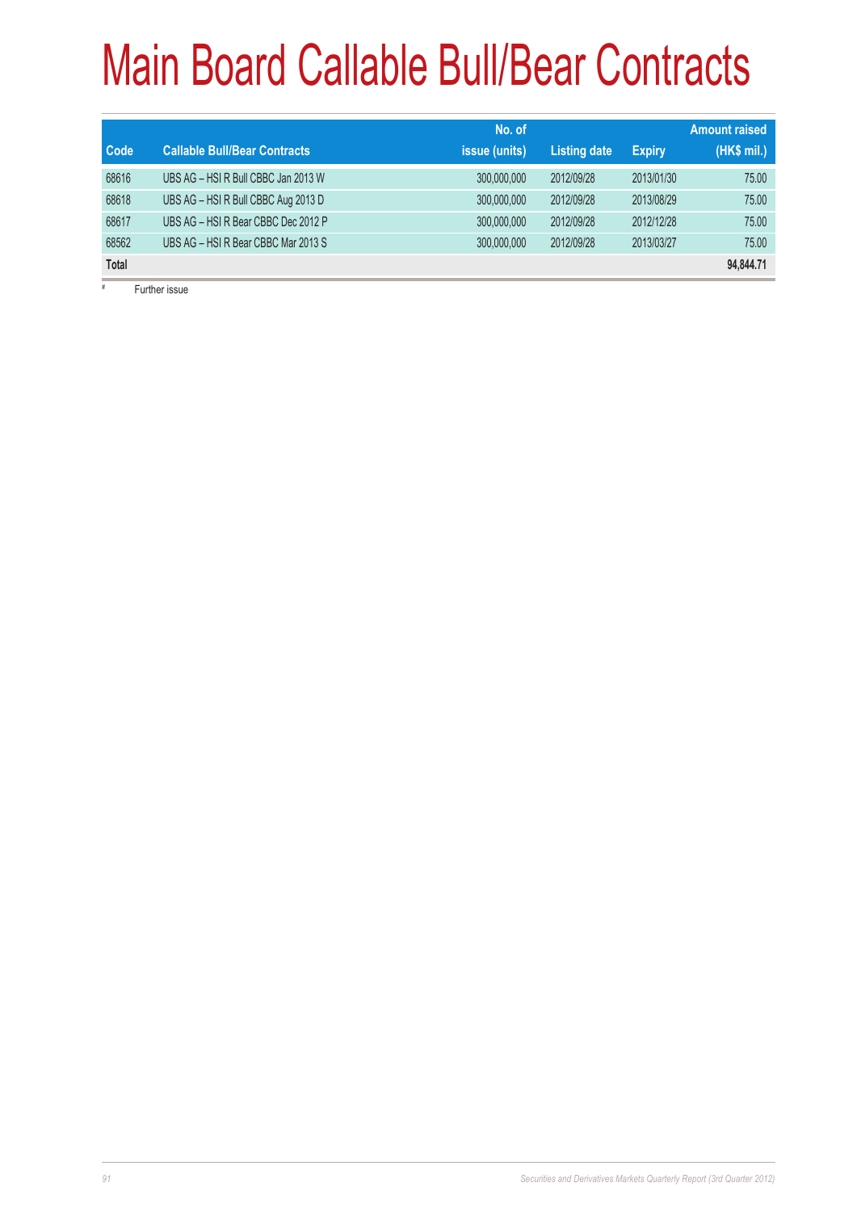# Main Board Callable Bull/Bear Contracts

| Code | Callable Bull/Bear Contracts | No. of issue (units) | Listing date | Expiry | Amount raised (HK$ mil.) |
|---|---|---|---|---|---|
| 68616 | UBS AG – HSI R Bull CBBC Jan 2013 W | 300,000,000 | 2012/09/28 | 2013/01/30 | 75.00 |
| 68618 | UBS AG – HSI R Bull CBBC Aug 2013 D | 300,000,000 | 2012/09/28 | 2013/08/29 | 75.00 |
| 68617 | UBS AG – HSI R Bear CBBC Dec 2012 P | 300,000,000 | 2012/09/28 | 2012/12/28 | 75.00 |
| 68562 | UBS AG – HSI R Bear CBBC Mar 2013 S | 300,000,000 | 2012/09/28 | 2013/03/27 | 75.00 |
| **Total** | | | | | **94,844.71** |

\# Further issue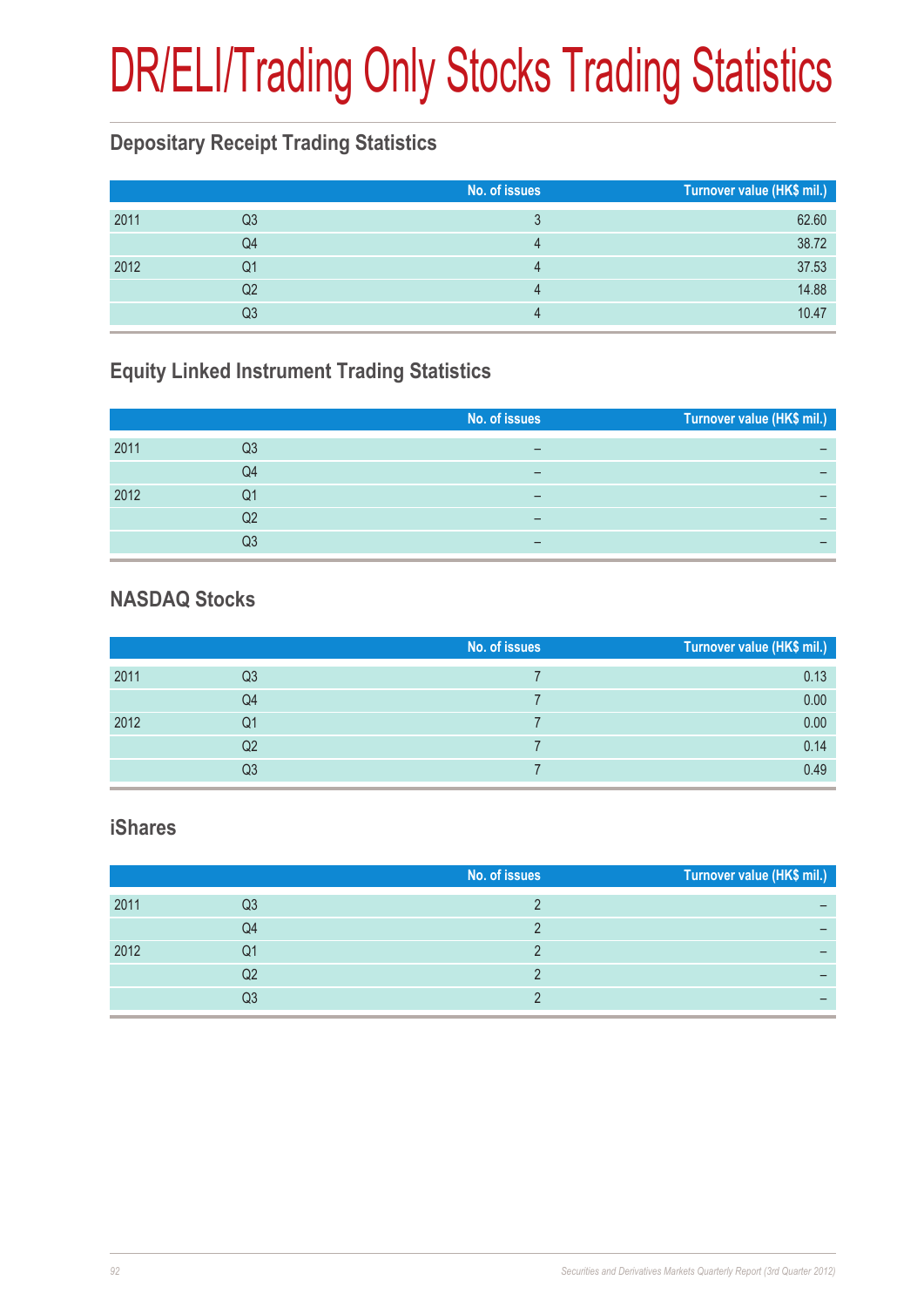# DR/ELI/Trading Only Stocks Trading Statistics

## Depositary Receipt Trading Statistics

| | | No. of issues | Turnover value (HK$ mil.) |
|---|---|---|---|
| 2011 | Q3 | 3 | 62.60 |
| | Q4 | 4 | 38.72 |
| 2012 | Q1 | 4 | 37.53 |
| | Q2 | 4 | 14.88 |
| | Q3 | 4 | 10.47 |

## Equity Linked Instrument Trading Statistics

| | | No. of issues | Turnover value (HK$ mil.) |
|---|---|---|---|
| 2011 | Q3 | – | – |
| | Q4 | – | – |
| 2012 | Q1 | – | – |
| | Q2 | – | – |
| | Q3 | – | – |

## NASDAQ Stocks

| | | No. of issues | Turnover value (HK$ mil.) |
|---|---|---|---|
| 2011 | Q3 | 7 | 0.13 |
| | Q4 | 7 | 0.00 |
| 2012 | Q1 | 7 | 0.00 |
| | Q2 | 7 | 0.14 |
| | Q3 | 7 | 0.49 |

## iShares

| | | No. of issues | Turnover value (HK$ mil.) |
|---|---|---|---|
| 2011 | Q3 | 2 | – |
| | Q4 | 2 | – |
| 2012 | Q1 | 2 | – |
| | Q2 | 2 | – |
| | Q3 | 2 | – |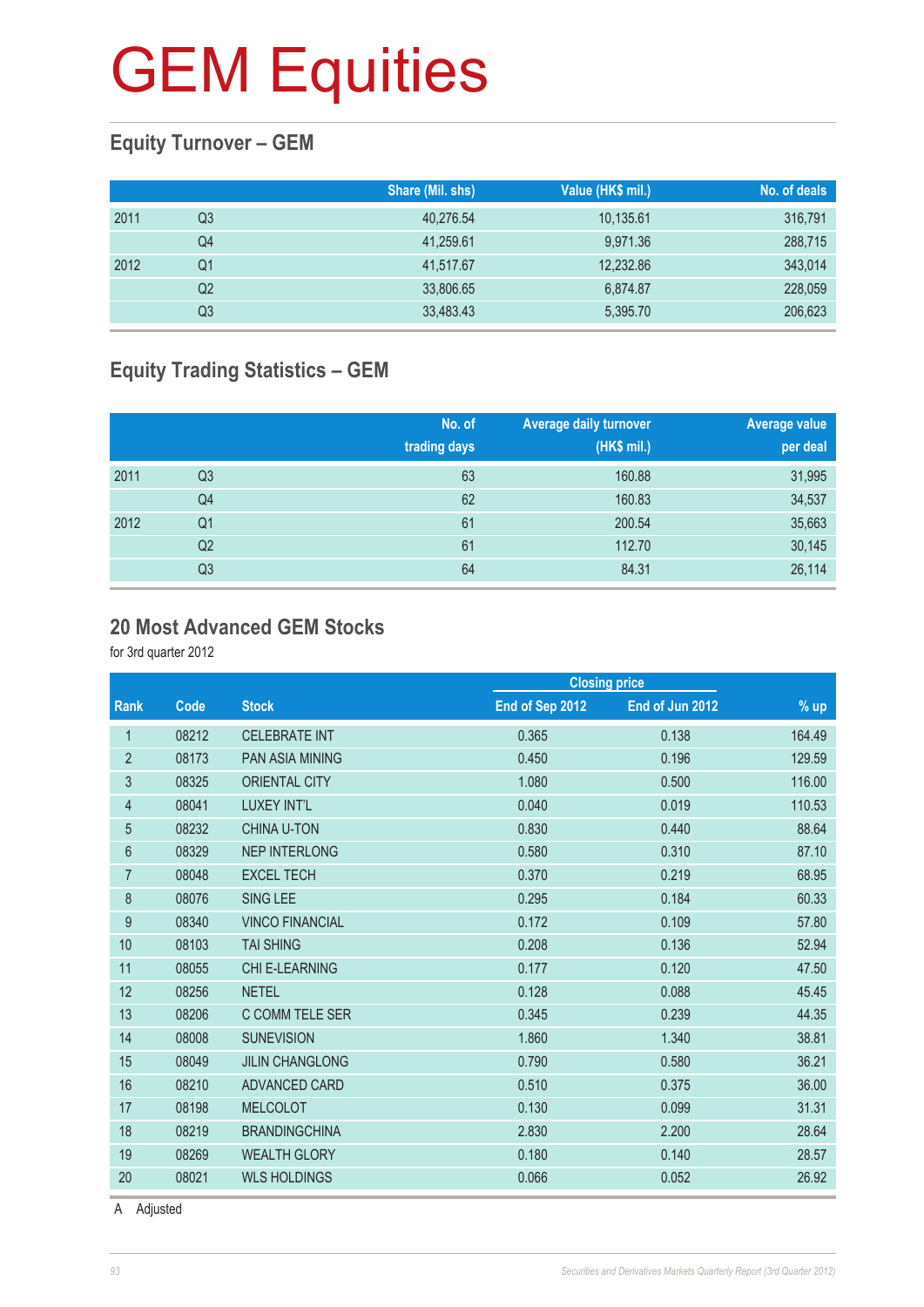# GEM Equities

## Equity Turnover – GEM

| | | Share (Mil. shs) | Value (HK$ mil.) | No. of deals |
|---|---|---|---|---|
| 2011 | Q3 | 40,276.54 | 10,135.61 | 316,791 |
| | Q4 | 41,259.61 | 9,971.36 | 288,715 |
| 2012 | Q1 | 41,517.67 | 12,232.86 | 343,014 |
| | Q2 | 33,806.65 | 6,874.87 | 228,059 |
| | Q3 | 33,483.43 | 5,395.70 | 206,623 |

## Equity Trading Statistics – GEM

| | | No. of trading days | Average daily turnover (HK$ mil.) | Average value per deal |
|---|---|---|---|---|
| 2011 | Q3 | 63 | 160.88 | 31,995 |
| | Q4 | 62 | 160.83 | 34,537 |
| 2012 | Q1 | 61 | 200.54 | 35,663 |
| | Q2 | 61 | 112.70 | 30,145 |
| | Q3 | 64 | 84.31 | 26,114 |

## 20 Most Advanced GEM Stocks

for 3rd quarter 2012

| | | | Closing price | | |
|---|---|---|---|---|---|
| Rank | Code | Stock | End of Sep 2012 | End of Jun 2012 | % up |
| 1 | 08212 | CELEBRATE INT | 0.365 | 0.138 | 164.49 |
| 2 | 08173 | PAN ASIA MINING | 0.450 | 0.196 | 129.59 |
| 3 | 08325 | ORIENTAL CITY | 1.080 | 0.500 | 116.00 |
| 4 | 08041 | LUXEY INT'L | 0.040 | 0.019 | 110.53 |
| 5 | 08232 | CHINA U-TON | 0.830 | 0.440 | 88.64 |
| 6 | 08329 | NEP INTERLONG | 0.580 | 0.310 | 87.10 |
| 7 | 08048 | EXCEL TECH | 0.370 | 0.219 | 68.95 |
| 8 | 08076 | SING LEE | 0.295 | 0.184 | 60.33 |
| 9 | 08340 | VINCO FINANCIAL | 0.172 | 0.109 | 57.80 |
| 10 | 08103 | TAI SHING | 0.208 | 0.136 | 52.94 |
| 11 | 08055 | CHI E-LEARNING | 0.177 | 0.120 | 47.50 |
| 12 | 08256 | NETEL | 0.128 | 0.088 | 45.45 |
| 13 | 08206 | C COMM TELE SER | 0.345 | 0.239 | 44.35 |
| 14 | 08008 | SUNEVISION | 1.860 | 1.340 | 38.81 |
| 15 | 08049 | JILIN CHANGLONG | 0.790 | 0.580 | 36.21 |
| 16 | 08210 | ADVANCED CARD | 0.510 | 0.375 | 36.00 |
| 17 | 08198 | MELCOLOT | 0.130 | 0.099 | 31.31 |
| 18 | 08219 | BRANDINGCHINA | 2.830 | 2.200 | 28.64 |
| 19 | 08269 | WEALTH GLORY | 0.180 | 0.140 | 28.57 |
| 20 | 08021 | WLS HOLDINGS | 0.066 | 0.052 | 26.92 |

A Adjusted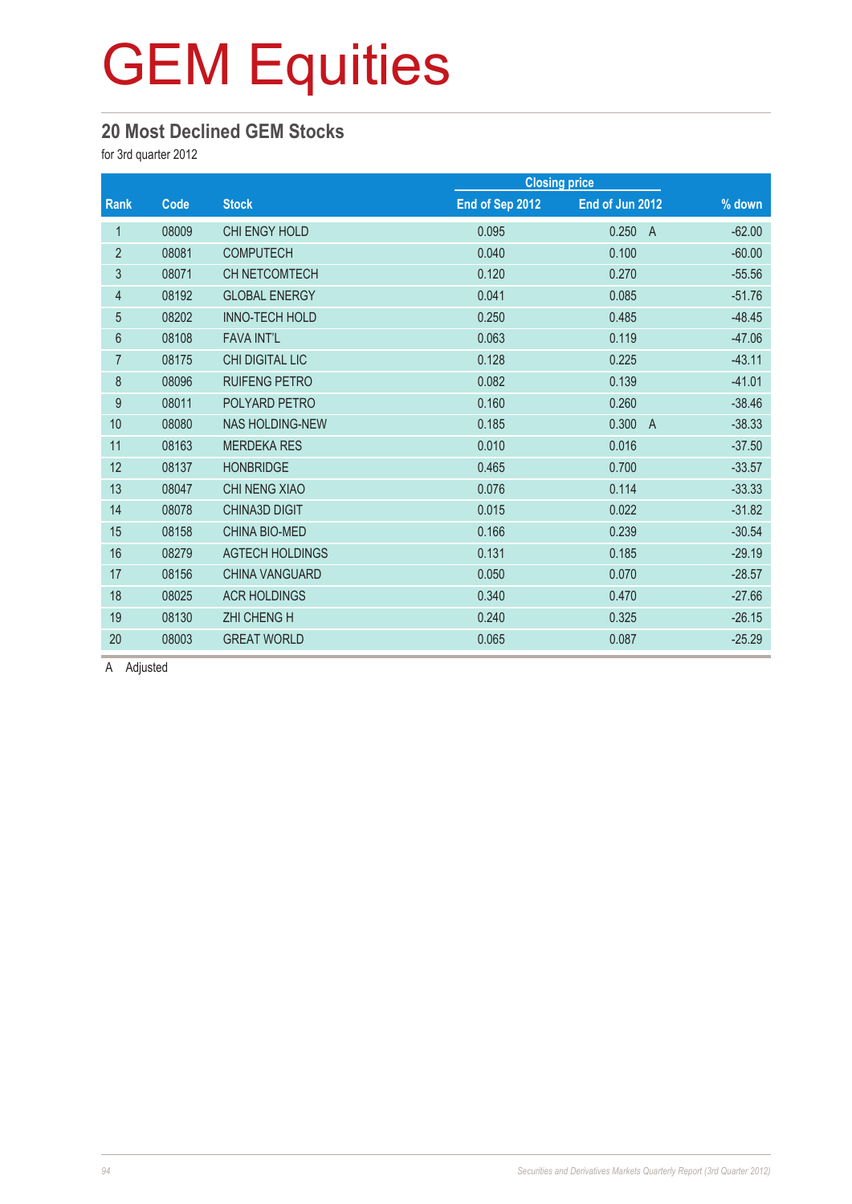# GEM Equities

## 20 Most Declined GEM Stocks

for 3rd quarter 2012

| Rank | Code | Stock | Closing price | | % down |
|---|---|---|---|---|---|
| | | | End of Sep 2012 | End of Jun 2012 | |
| 1 | 08009 | CHI ENGY HOLD | 0.095 | 0.250 A | -62.00 |
| 2 | 08081 | COMPUTECH | 0.040 | 0.100 | -60.00 |
| 3 | 08071 | CH NETCOMTECH | 0.120 | 0.270 | -55.56 |
| 4 | 08192 | GLOBAL ENERGY | 0.041 | 0.085 | -51.76 |
| 5 | 08202 | INNO-TECH HOLD | 0.250 | 0.485 | -48.45 |
| 6 | 08108 | FAVA INT'L | 0.063 | 0.119 | -47.06 |
| 7 | 08175 | CHI DIGITAL LIC | 0.128 | 0.225 | -43.11 |
| 8 | 08096 | RUIFENG PETRO | 0.082 | 0.139 | -41.01 |
| 9 | 08011 | POLYARD PETRO | 0.160 | 0.260 | -38.46 |
| 10 | 08080 | NAS HOLDING-NEW | 0.185 | 0.300 A | -38.33 |
| 11 | 08163 | MERDEKA RES | 0.010 | 0.016 | -37.50 |
| 12 | 08137 | HONBRIDGE | 0.465 | 0.700 | -33.57 |
| 13 | 08047 | CHI NENG XIAO | 0.076 | 0.114 | -33.33 |
| 14 | 08078 | CHINA3D DIGIT | 0.015 | 0.022 | -31.82 |
| 15 | 08158 | CHINA BIO-MED | 0.166 | 0.239 | -30.54 |
| 16 | 08279 | AGTECH HOLDINGS | 0.131 | 0.185 | -29.19 |
| 17 | 08156 | CHINA VANGUARD | 0.050 | 0.070 | -28.57 |
| 18 | 08025 | ACR HOLDINGS | 0.340 | 0.470 | -27.66 |
| 19 | 08130 | ZHI CHENG H | 0.240 | 0.325 | -26.15 |
| 20 | 08003 | GREAT WORLD | 0.065 | 0.087 | -25.29 |

A Adjusted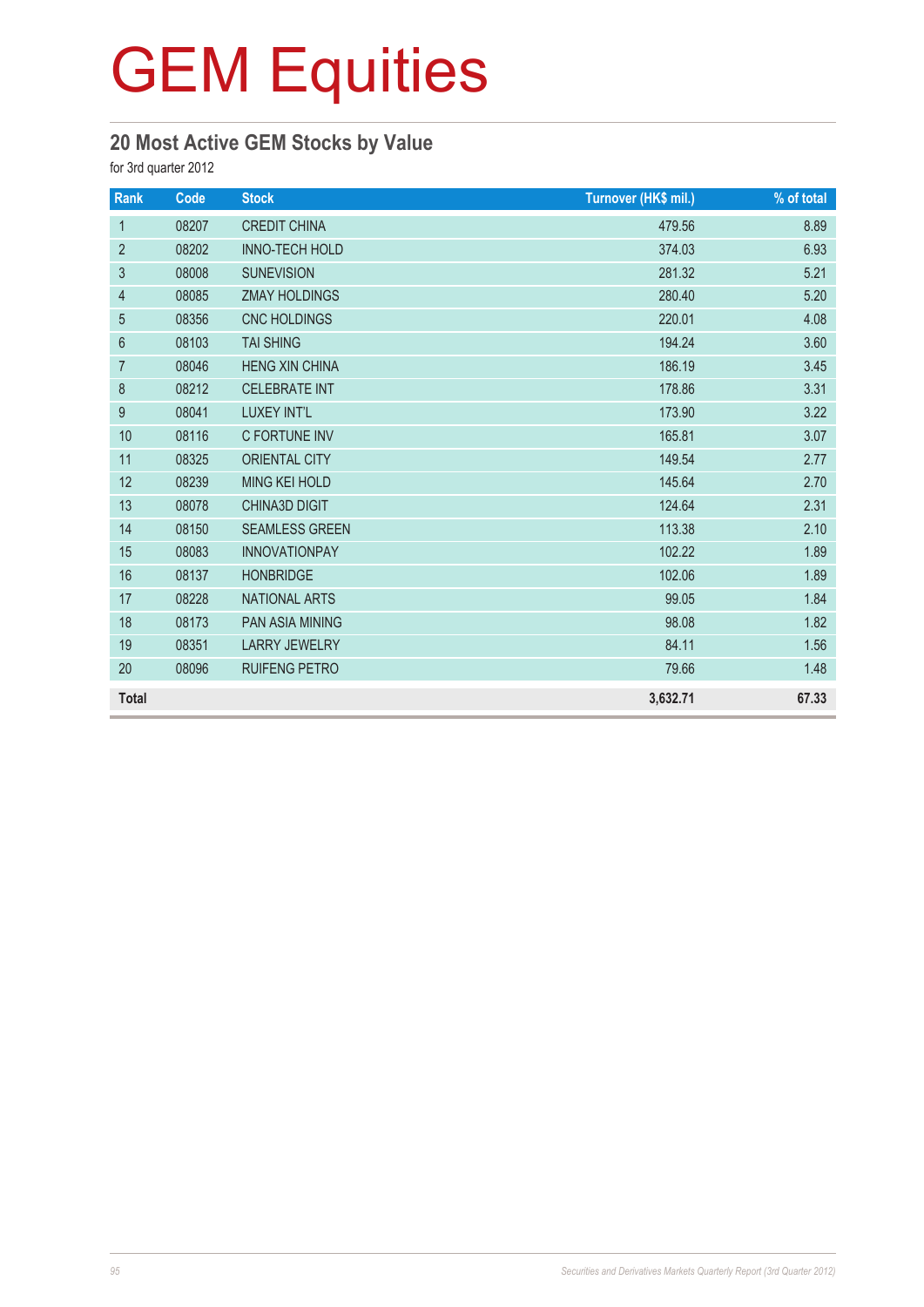# GEM Equities

## 20 Most Active GEM Stocks by Value

for 3rd quarter 2012

| Rank | Code | Stock | Turnover (HK$ mil.) | % of total |
|---|---|---|---|---|
| 1 | 08207 | CREDIT CHINA | 479.56 | 8.89 |
| 2 | 08202 | INNO-TECH HOLD | 374.03 | 6.93 |
| 3 | 08008 | SUNEVISION | 281.32 | 5.21 |
| 4 | 08085 | ZMAY HOLDINGS | 280.40 | 5.20 |
| 5 | 08356 | CNC HOLDINGS | 220.01 | 4.08 |
| 6 | 08103 | TAI SHING | 194.24 | 3.60 |
| 7 | 08046 | HENG XIN CHINA | 186.19 | 3.45 |
| 8 | 08212 | CELEBRATE INT | 178.86 | 3.31 |
| 9 | 08041 | LUXEY INT'L | 173.90 | 3.22 |
| 10 | 08116 | C FORTUNE INV | 165.81 | 3.07 |
| 11 | 08325 | ORIENTAL CITY | 149.54 | 2.77 |
| 12 | 08239 | MING KEI HOLD | 145.64 | 2.70 |
| 13 | 08078 | CHINA3D DIGIT | 124.64 | 2.31 |
| 14 | 08150 | SEAMLESS GREEN | 113.38 | 2.10 |
| 15 | 08083 | INNOVATIONPAY | 102.22 | 1.89 |
| 16 | 08137 | HONBRIDGE | 102.06 | 1.89 |
| 17 | 08228 | NATIONAL ARTS | 99.05 | 1.84 |
| 18 | 08173 | PAN ASIA MINING | 98.08 | 1.82 |
| 19 | 08351 | LARRY JEWELRY | 84.11 | 1.56 |
| 20 | 08096 | RUIFENG PETRO | 79.66 | 1.48 |
| **Total** | | | **3,632.71** | **67.33** |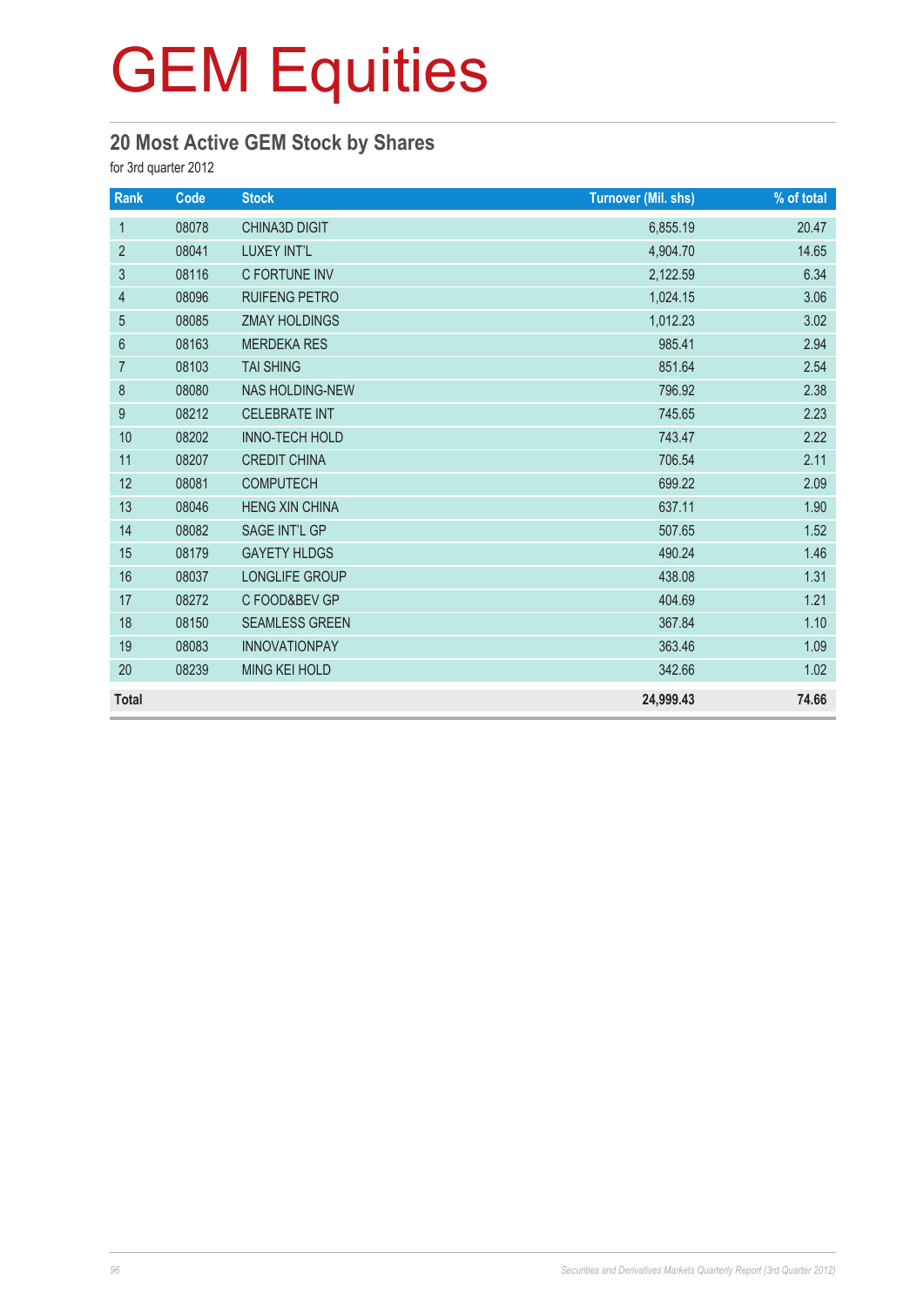# GEM Equities

## 20 Most Active GEM Stock by Shares

for 3rd quarter 2012

| Rank | Code | Stock | Turnover (Mil. shs) | % of total |
|---|---|---|---|---|
| 1 | 08078 | CHINA3D DIGIT | 6,855.19 | 20.47 |
| 2 | 08041 | LUXEY INT'L | 4,904.70 | 14.65 |
| 3 | 08116 | C FORTUNE INV | 2,122.59 | 6.34 |
| 4 | 08096 | RUIFENG PETRO | 1,024.15 | 3.06 |
| 5 | 08085 | ZMAY HOLDINGS | 1,012.23 | 3.02 |
| 6 | 08163 | MERDEKA RES | 985.41 | 2.94 |
| 7 | 08103 | TAI SHING | 851.64 | 2.54 |
| 8 | 08080 | NAS HOLDING-NEW | 796.92 | 2.38 |
| 9 | 08212 | CELEBRATE INT | 745.65 | 2.23 |
| 10 | 08202 | INNO-TECH HOLD | 743.47 | 2.22 |
| 11 | 08207 | CREDIT CHINA | 706.54 | 2.11 |
| 12 | 08081 | COMPUTECH | 699.22 | 2.09 |
| 13 | 08046 | HENG XIN CHINA | 637.11 | 1.90 |
| 14 | 08082 | SAGE INT'L GP | 507.65 | 1.52 |
| 15 | 08179 | GAYETY HLDGS | 490.24 | 1.46 |
| 16 | 08037 | LONGLIFE GROUP | 438.08 | 1.31 |
| 17 | 08272 | C FOOD&BEV GP | 404.69 | 1.21 |
| 18 | 08150 | SEAMLESS GREEN | 367.84 | 1.10 |
| 19 | 08083 | INNOVATIONPAY | 363.46 | 1.09 |
| 20 | 08239 | MING KEI HOLD | 342.66 | 1.02 |
| **Total** | | | **24,999.43** | **74.66** |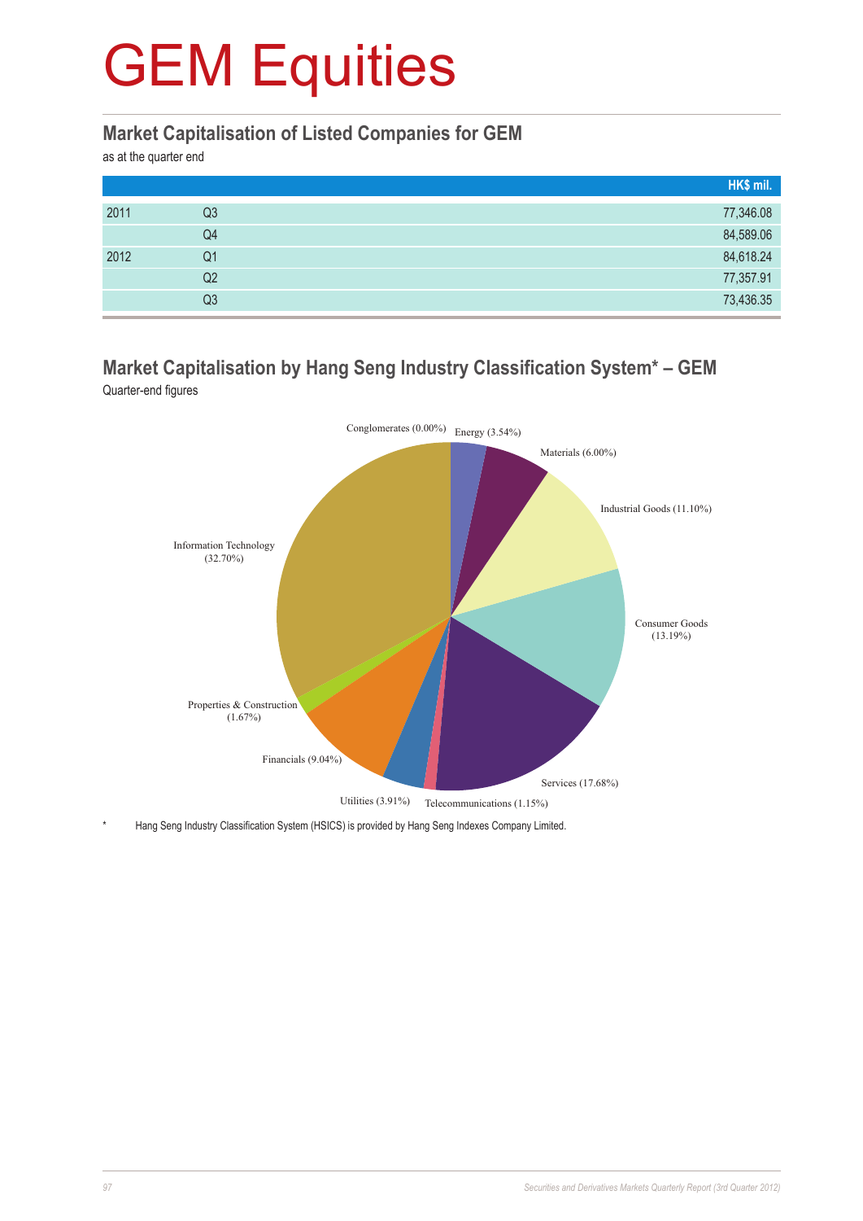# GEM Equities

## Market Capitalisation of Listed Companies for GEM

as at the quarter end

| | | HK$ mil. |
|---|---|---|
| 2011 | Q3 | 77,346.08 |
| | Q4 | 84,589.06 |
| 2012 | Q1 | 84,618.24 |
| | Q2 | 77,357.91 |
| | Q3 | 73,436.35 |

## Market Capitalisation by Hang Seng Industry Classification System* – GEM

Quarter-end figures

| Industry | % |
|---|---|
| Conglomerates | 0.00% |
| Energy | 3.54% |
| Materials | 6.00% |
| Industrial Goods | 11.10% |
| Consumer Goods | 13.19% |
| Services | 17.68% |
| Telecommunications | 1.15% |
| Utilities | 3.91% |
| Financials | 9.04% |
| Properties & Construction | 1.67% |
| Information Technology | 32.70% |

\* Hang Seng Industry Classification System (HSICS) is provided by Hang Seng Indexes Company Limited.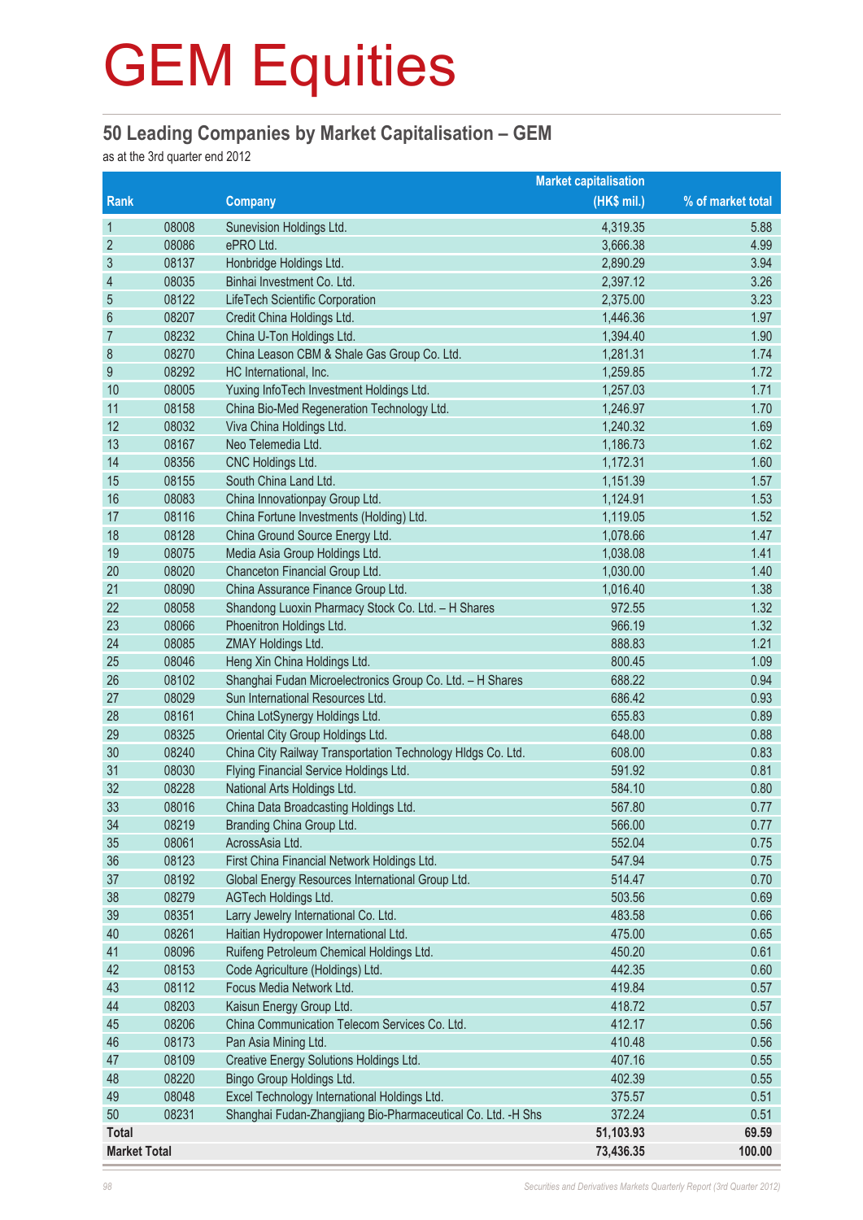# GEM Equities

## 50 Leading Companies by Market Capitalisation – GEM

as at the 3rd quarter end 2012

| Rank | | Company | Market capitalisation (HK$ mil.) | % of market total |
|---|---|---|---|---|
| 1 | 08008 | Sunevision Holdings Ltd. | 4,319.35 | 5.88 |
| 2 | 08086 | ePRO Ltd. | 3,666.38 | 4.99 |
| 3 | 08137 | Honbridge Holdings Ltd. | 2,890.29 | 3.94 |
| 4 | 08035 | Binhai Investment Co. Ltd. | 2,397.12 | 3.26 |
| 5 | 08122 | LifeTech Scientific Corporation | 2,375.00 | 3.23 |
| 6 | 08207 | Credit China Holdings Ltd. | 1,446.36 | 1.97 |
| 7 | 08232 | China U-Ton Holdings Ltd. | 1,394.40 | 1.90 |
| 8 | 08270 | China Leason CBM & Shale Gas Group Co. Ltd. | 1,281.31 | 1.74 |
| 9 | 08292 | HC International, Inc. | 1,259.85 | 1.72 |
| 10 | 08005 | Yuxing InfoTech Investment Holdings Ltd. | 1,257.03 | 1.71 |
| 11 | 08158 | China Bio-Med Regeneration Technology Ltd. | 1,246.97 | 1.70 |
| 12 | 08032 | Viva China Holdings Ltd. | 1,240.32 | 1.69 |
| 13 | 08167 | Neo Telemedia Ltd. | 1,186.73 | 1.62 |
| 14 | 08356 | CNC Holdings Ltd. | 1,172.31 | 1.60 |
| 15 | 08155 | South China Land Ltd. | 1,151.39 | 1.57 |
| 16 | 08083 | China Innovationpay Group Ltd. | 1,124.91 | 1.53 |
| 17 | 08116 | China Fortune Investments (Holding) Ltd. | 1,119.05 | 1.52 |
| 18 | 08128 | China Ground Source Energy Ltd. | 1,078.66 | 1.47 |
| 19 | 08075 | Media Asia Group Holdings Ltd. | 1,038.08 | 1.41 |
| 20 | 08020 | Chanceton Financial Group Ltd. | 1,030.00 | 1.40 |
| 21 | 08090 | China Assurance Finance Group Ltd. | 1,016.40 | 1.38 |
| 22 | 08058 | Shandong Luoxin Pharmacy Stock Co. Ltd. – H Shares | 972.55 | 1.32 |
| 23 | 08066 | Phoenitron Holdings Ltd. | 966.19 | 1.32 |
| 24 | 08085 | ZMAY Holdings Ltd. | 888.83 | 1.21 |
| 25 | 08046 | Heng Xin China Holdings Ltd. | 800.45 | 1.09 |
| 26 | 08102 | Shanghai Fudan Microelectronics Group Co. Ltd. – H Shares | 688.22 | 0.94 |
| 27 | 08029 | Sun International Resources Ltd. | 686.42 | 0.93 |
| 28 | 08161 | China LotSynergy Holdings Ltd. | 655.83 | 0.89 |
| 29 | 08325 | Oriental City Group Holdings Ltd. | 648.00 | 0.88 |
| 30 | 08240 | China City Railway Transportation Technology Hldgs Co. Ltd. | 608.00 | 0.83 |
| 31 | 08030 | Flying Financial Service Holdings Ltd. | 591.92 | 0.81 |
| 32 | 08228 | National Arts Holdings Ltd. | 584.10 | 0.80 |
| 33 | 08016 | China Data Broadcasting Holdings Ltd. | 567.80 | 0.77 |
| 34 | 08219 | Branding China Group Ltd. | 566.00 | 0.77 |
| 35 | 08061 | AcrossAsia Ltd. | 552.04 | 0.75 |
| 36 | 08123 | First China Financial Network Holdings Ltd. | 547.94 | 0.75 |
| 37 | 08192 | Global Energy Resources International Group Ltd. | 514.47 | 0.70 |
| 38 | 08279 | AGTech Holdings Ltd. | 503.56 | 0.69 |
| 39 | 08351 | Larry Jewelry International Co. Ltd. | 483.58 | 0.66 |
| 40 | 08261 | Haitian Hydropower International Ltd. | 475.00 | 0.65 |
| 41 | 08096 | Ruifeng Petroleum Chemical Holdings Ltd. | 450.20 | 0.61 |
| 42 | 08153 | Code Agriculture (Holdings) Ltd. | 442.35 | 0.60 |
| 43 | 08112 | Focus Media Network Ltd. | 419.84 | 0.57 |
| 44 | 08203 | Kaisun Energy Group Ltd. | 418.72 | 0.57 |
| 45 | 08206 | China Communication Telecom Services Co. Ltd. | 412.17 | 0.56 |
| 46 | 08173 | Pan Asia Mining Ltd. | 410.48 | 0.56 |
| 47 | 08109 | Creative Energy Solutions Holdings Ltd. | 407.16 | 0.55 |
| 48 | 08220 | Bingo Group Holdings Ltd. | 402.39 | 0.55 |
| 49 | 08048 | Excel Technology International Holdings Ltd. | 375.57 | 0.51 |
| 50 | 08231 | Shanghai Fudan-Zhangjiang Bio-Pharmaceutical Co. Ltd. -H Shs | 372.24 | 0.51 |
| **Total** | | | **51,103.93** | **69.59** |
| **Market Total** | | | **73,436.35** | **100.00** |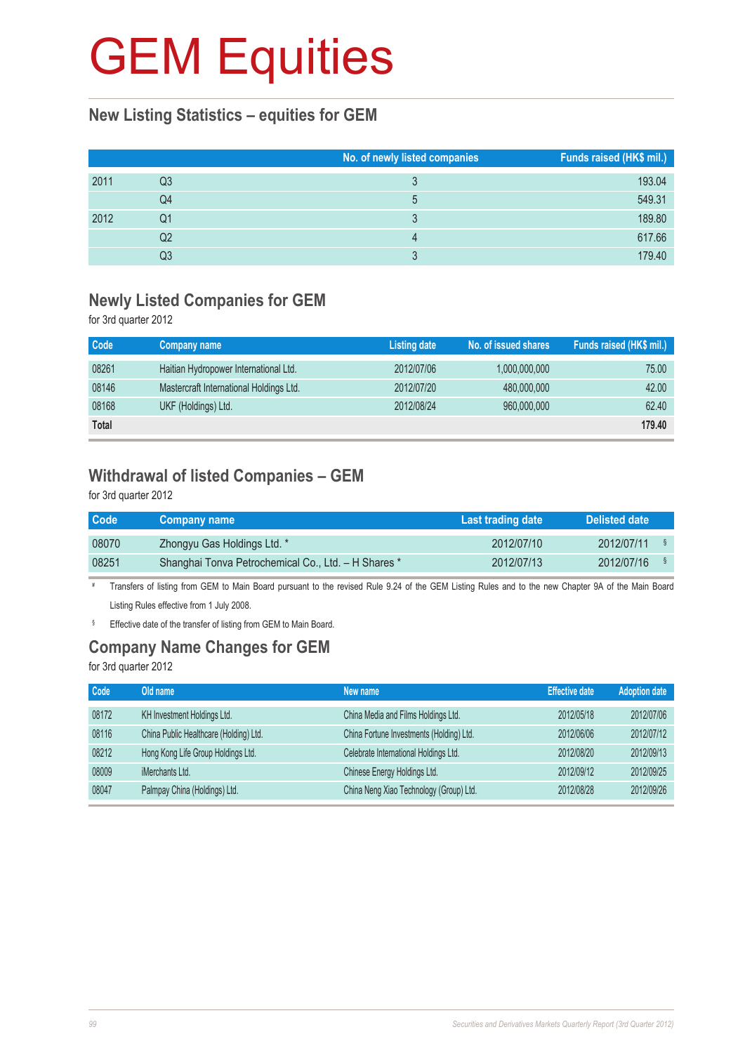# GEM Equities

## New Listing Statistics – equities for GEM

| | | No. of newly listed companies | Funds raised (HK$ mil.) |
|---|---|---|---|
| 2011 | Q3 | 3 | 193.04 |
| | Q4 | 5 | 549.31 |
| 2012 | Q1 | 3 | 189.80 |
| | Q2 | 4 | 617.66 |
| | Q3 | 3 | 179.40 |

## Newly Listed Companies for GEM

for 3rd quarter 2012

| Code | Company name | Listing date | No. of issued shares | Funds raised (HK$ mil.) |
|---|---|---|---|---|
| 08261 | Haitian Hydropower International Ltd. | 2012/07/06 | 1,000,000,000 | 75.00 |
| 08146 | Mastercraft International Holdings Ltd. | 2012/07/20 | 480,000,000 | 42.00 |
| 08168 | UKF (Holdings) Ltd. | 2012/08/24 | 960,000,000 | 62.40 |
| **Total** | | | | **179.40** |

## Withdrawal of listed Companies – GEM

for 3rd quarter 2012

| Code | Company name | Last trading date | Delisted date |
|---|---|---|---|
| 08070 | Zhongyu Gas Holdings Ltd. * | 2012/07/10 | 2012/07/11 § |
| 08251 | Shanghai Tonva Petrochemical Co., Ltd. – H Shares * | 2012/07/13 | 2012/07/16 § |

\# Transfers of listing from GEM to Main Board pursuant to the revised Rule 9.24 of the GEM Listing Rules and to the new Chapter 9A of the Main Board Listing Rules effective from 1 July 2008.

§ Effective date of the transfer of listing from GEM to Main Board.

## Company Name Changes for GEM

for 3rd quarter 2012

| Code | Old name | New name | Effective date | Adoption date |
|---|---|---|---|---|
| 08172 | KH Investment Holdings Ltd. | China Media and Films Holdings Ltd. | 2012/05/18 | 2012/07/06 |
| 08116 | China Public Healthcare (Holding) Ltd. | China Fortune Investments (Holding) Ltd. | 2012/06/06 | 2012/07/12 |
| 08212 | Hong Kong Life Group Holdings Ltd. | Celebrate International Holdings Ltd. | 2012/08/20 | 2012/09/13 |
| 08009 | iMerchants Ltd. | Chinese Energy Holdings Ltd. | 2012/09/12 | 2012/09/25 |
| 08047 | Palmpay China (Holdings) Ltd. | China Neng Xiao Technology (Group) Ltd. | 2012/08/28 | 2012/09/26 |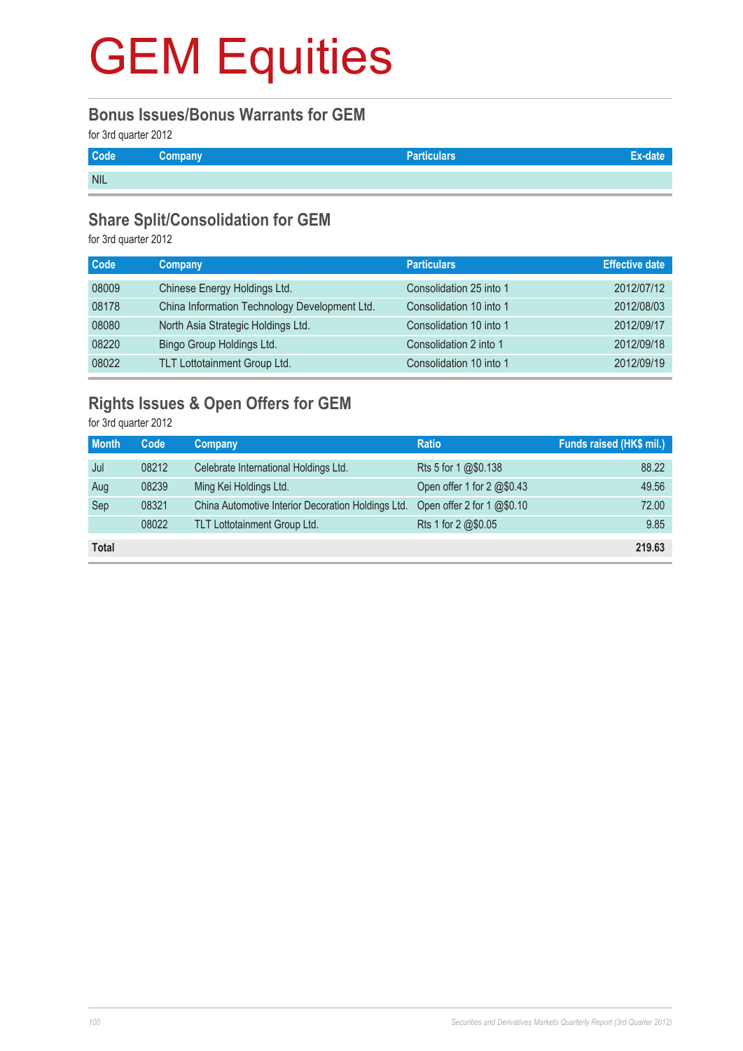# GEM Equities

## Bonus Issues/Bonus Warrants for GEM

for 3rd quarter 2012

| Code | Company | Particulars | Ex-date |
|---|---|---|---|
| NIL | | | |

## Share Split/Consolidation for GEM

for 3rd quarter 2012

| Code | Company | Particulars | Effective date |
|---|---|---|---|
| 08009 | Chinese Energy Holdings Ltd. | Consolidation 25 into 1 | 2012/07/12 |
| 08178 | China Information Technology Development Ltd. | Consolidation 10 into 1 | 2012/08/03 |
| 08080 | North Asia Strategic Holdings Ltd. | Consolidation 10 into 1 | 2012/09/17 |
| 08220 | Bingo Group Holdings Ltd. | Consolidation 2 into 1 | 2012/09/18 |
| 08022 | TLT Lottotainment Group Ltd. | Consolidation 10 into 1 | 2012/09/19 |

## Rights Issues & Open Offers for GEM

for 3rd quarter 2012

| Month | Code | Company | Ratio | Funds raised (HK$ mil.) |
|---|---|---|---|---|
| Jul | 08212 | Celebrate International Holdings Ltd. | Rts 5 for 1 @$0.138 | 88.22 |
| Aug | 08239 | Ming Kei Holdings Ltd. | Open offer 1 for 2 @$0.43 | 49.56 |
| Sep | 08321 | China Automotive Interior Decoration Holdings Ltd. | Open offer 2 for 1 @$0.10 | 72.00 |
| | 08022 | TLT Lottotainment Group Ltd. | Rts 1 for 2 @$0.05 | 9.85 |
| **Total** | | | | **219.63** |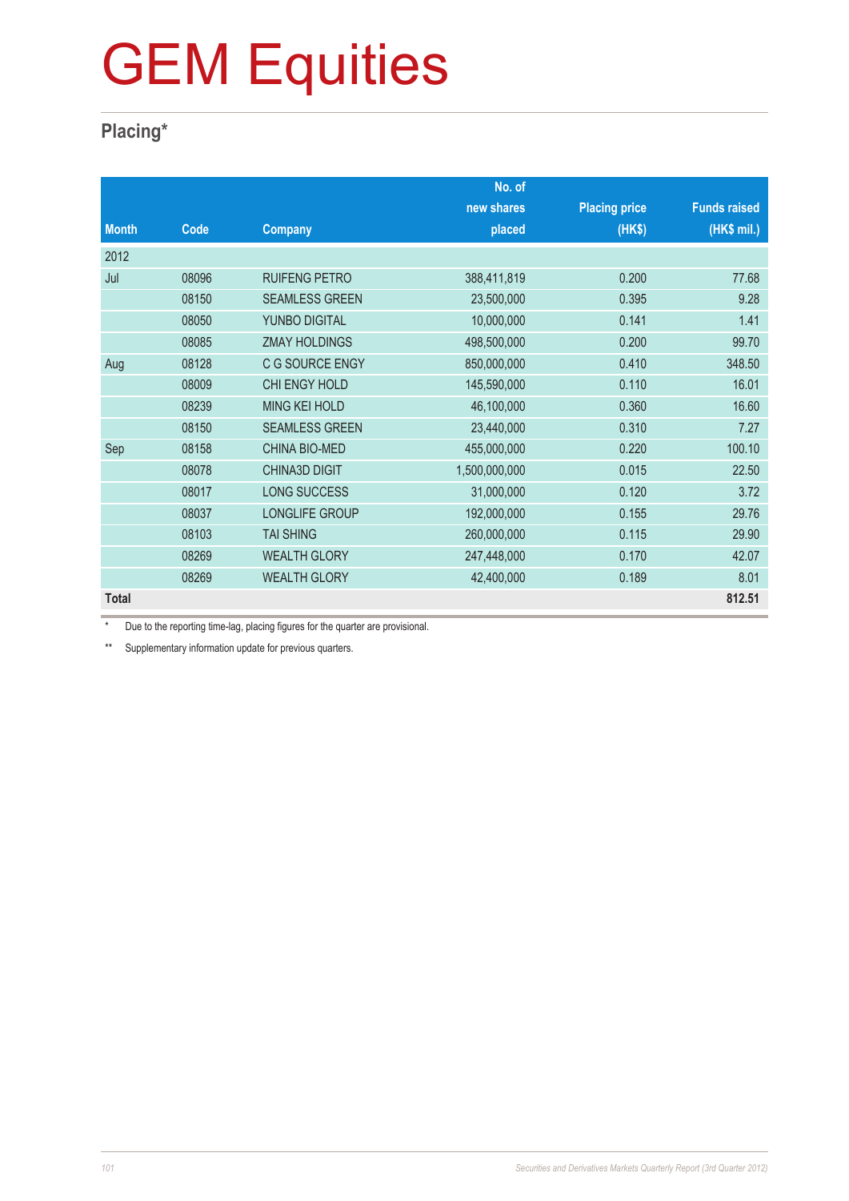# GEM Equities

## Placing*

| Month | Code | Company | No. of new shares placed | Placing price (HK$) | Funds raised (HK$ mil.) |
|---|---|---|---|---|---|
| 2012 | | | | | |
| Jul | 08096 | RUIFENG PETRO | 388,411,819 | 0.200 | 77.68 |
| | 08150 | SEAMLESS GREEN | 23,500,000 | 0.395 | 9.28 |
| | 08050 | YUNBO DIGITAL | 10,000,000 | 0.141 | 1.41 |
| | 08085 | ZMAY HOLDINGS | 498,500,000 | 0.200 | 99.70 |
| Aug | 08128 | C G SOURCE ENGY | 850,000,000 | 0.410 | 348.50 |
| | 08009 | CHI ENGY HOLD | 145,590,000 | 0.110 | 16.01 |
| | 08239 | MING KEI HOLD | 46,100,000 | 0.360 | 16.60 |
| | 08150 | SEAMLESS GREEN | 23,440,000 | 0.310 | 7.27 |
| Sep | 08158 | CHINA BIO-MED | 455,000,000 | 0.220 | 100.10 |
| | 08078 | CHINA3D DIGIT | 1,500,000,000 | 0.015 | 22.50 |
| | 08017 | LONG SUCCESS | 31,000,000 | 0.120 | 3.72 |
| | 08037 | LONGLIFE GROUP | 192,000,000 | 0.155 | 29.76 |
| | 08103 | TAI SHING | 260,000,000 | 0.115 | 29.90 |
| | 08269 | WEALTH GLORY | 247,448,000 | 0.170 | 42.07 |
| | 08269 | WEALTH GLORY | 42,400,000 | 0.189 | 8.01 |
| **Total** | | | | | **812.51** |

\* Due to the reporting time-lag, placing figures for the quarter are provisional.

\*\* Supplementary information update for previous quarters.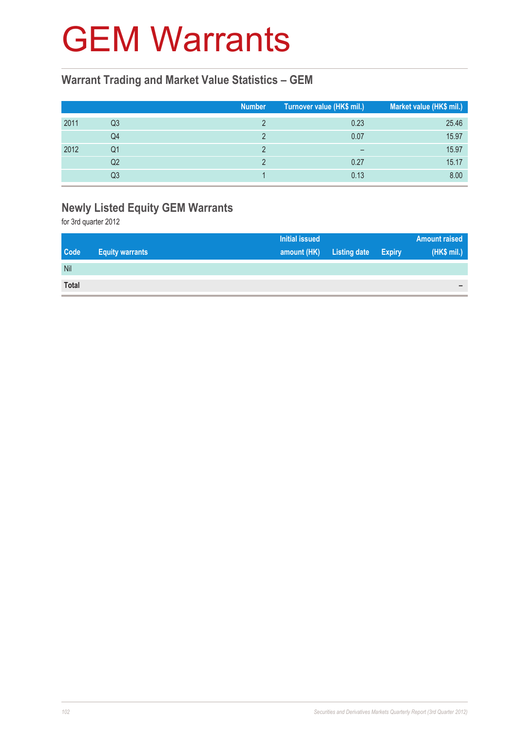# GEM Warrants

## Warrant Trading and Market Value Statistics – GEM

| | | Number | Turnover value (HK$ mil.) | Market value (HK$ mil.) |
|---|---|---|---|---|
| 2011 | Q3 | 2 | 0.23 | 25.46 |
| | Q4 | 2 | 0.07 | 15.97 |
| 2012 | Q1 | 2 | – | 15.97 |
| | Q2 | 2 | 0.27 | 15.17 |
| | Q3 | 1 | 0.13 | 8.00 |

## Newly Listed Equity GEM Warrants

for 3rd quarter 2012

| Code | Equity warrants | Initial issued amount (HK) | Listing date | Expiry | Amount raised (HK$ mil.) |
|---|---|---|---|---|---|
| Nil | | | | | |
| **Total** | | | | | – |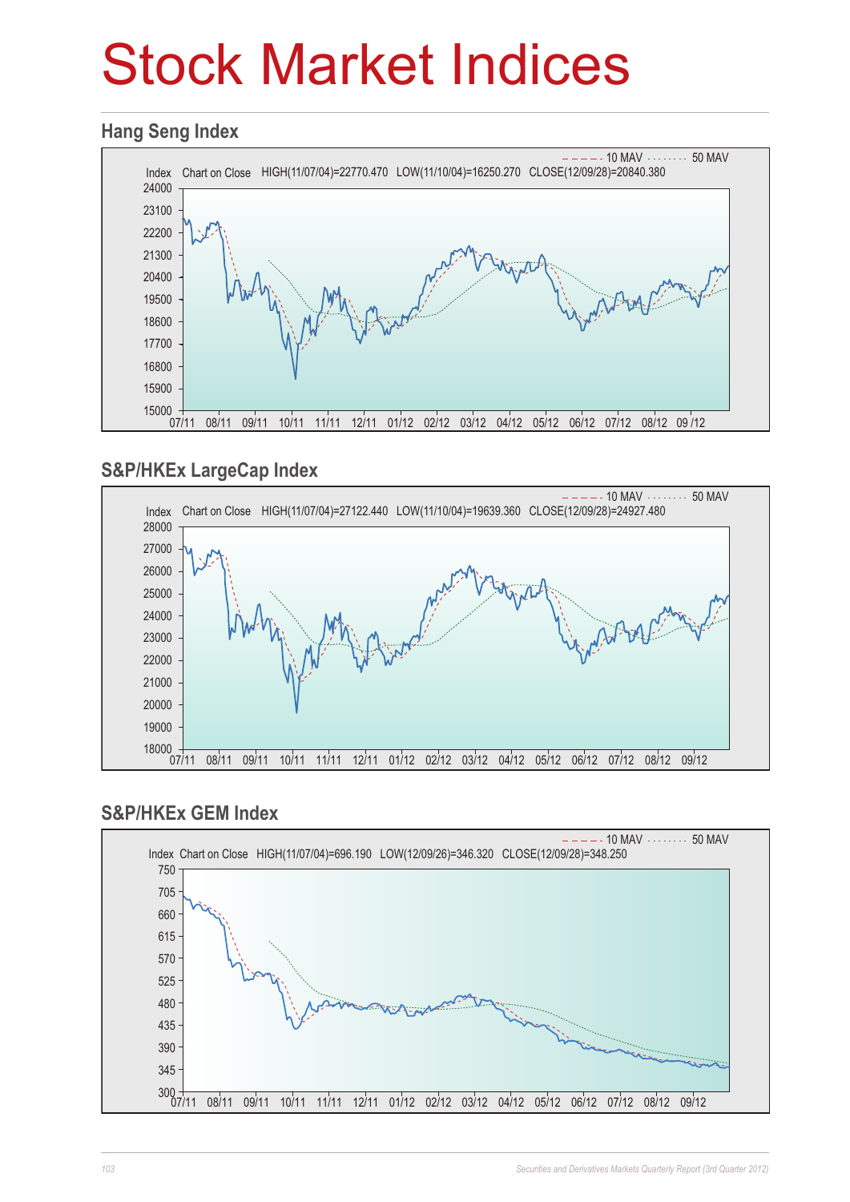# Stock Market Indices

## Hang Seng Index

10 MAV 50 MAV

Index Chart on Close HIGH(11/07/04)=22770.470 LOW(11/10/04)=16250.270 CLOSE(12/09/28)=20840.380

24000
23100
22200
21300
20400
19500
18600
17700
16800
15900
15000

07/11 08/11 09/11 10/11 11/11 12/11 01/12 02/12 03/12 04/12 05/12 06/12 07/12 08/12 09 /12

## S&P/HKEx LargeCap Index

10 MAV 50 MAV

Index Chart on Close HIGH(11/07/04)=27122.440 LOW(11/10/04)=19639.360 CLOSE(12/09/28)=24927.480

28000
27000
26000
25000
24000
23000
22000
21000
20000
19000
18000

07/11 08/11 09/11 10/11 11/11 12/11 01/12 02/12 03/12 04/12 05/12 06/12 07/12 08/12 09/12

## S&P/HKEx GEM Index

10 MAV 50 MAV

Index Chart on Close HIGH(11/07/04)=696.190 LOW(12/09/26)=346.320 CLOSE(12/09/28)=348.250

750
705
660
615
570
525
480
435
390
345
300

07/11 08/11 09/11 10/11 11/11 12/11 01/12 02/12 03/12 04/12 05/12 06/12 07/12 08/12 09/12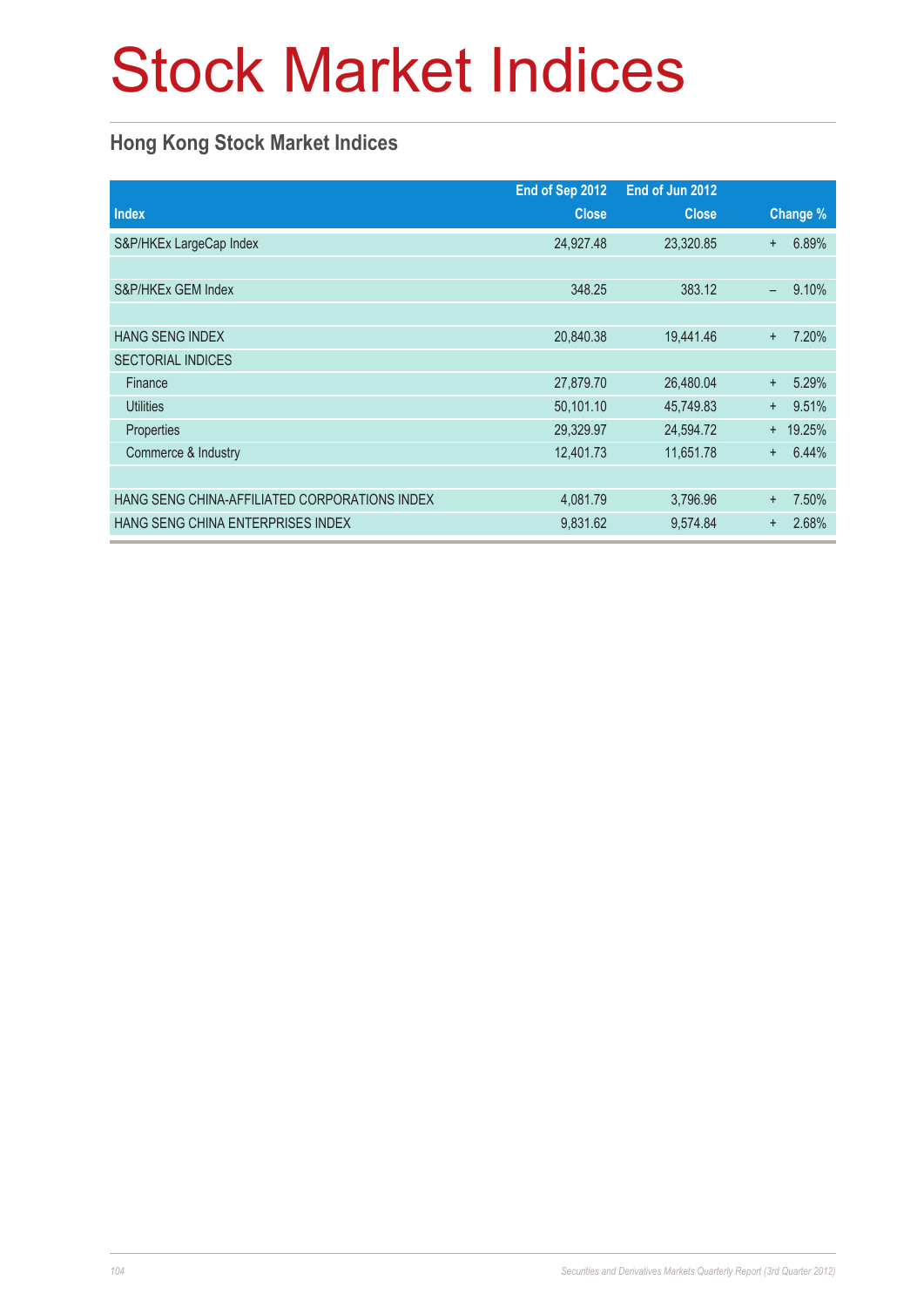# Stock Market Indices

## Hong Kong Stock Market Indices

| Index | End of Sep 2012 Close | End of Jun 2012 Close | Change % |
|---|---|---|---|
| S&P/HKEx LargeCap Index | 24,927.48 | 23,320.85 | + 6.89% |
| | | | |
| S&P/HKEx GEM Index | 348.25 | 383.12 | – 9.10% |
| | | | |
| HANG SENG INDEX | 20,840.38 | 19,441.46 | + 7.20% |
| SECTORIAL INDICES | | | |
| Finance | 27,879.70 | 26,480.04 | + 5.29% |
| Utilities | 50,101.10 | 45,749.83 | + 9.51% |
| Properties | 29,329.97 | 24,594.72 | + 19.25% |
| Commerce & Industry | 12,401.73 | 11,651.78 | + 6.44% |
| | | | |
| HANG SENG CHINA-AFFILIATED CORPORATIONS INDEX | 4,081.79 | 3,796.96 | + 7.50% |
| HANG SENG CHINA ENTERPRISES INDEX | 9,831.62 | 9,574.84 | + 2.68% |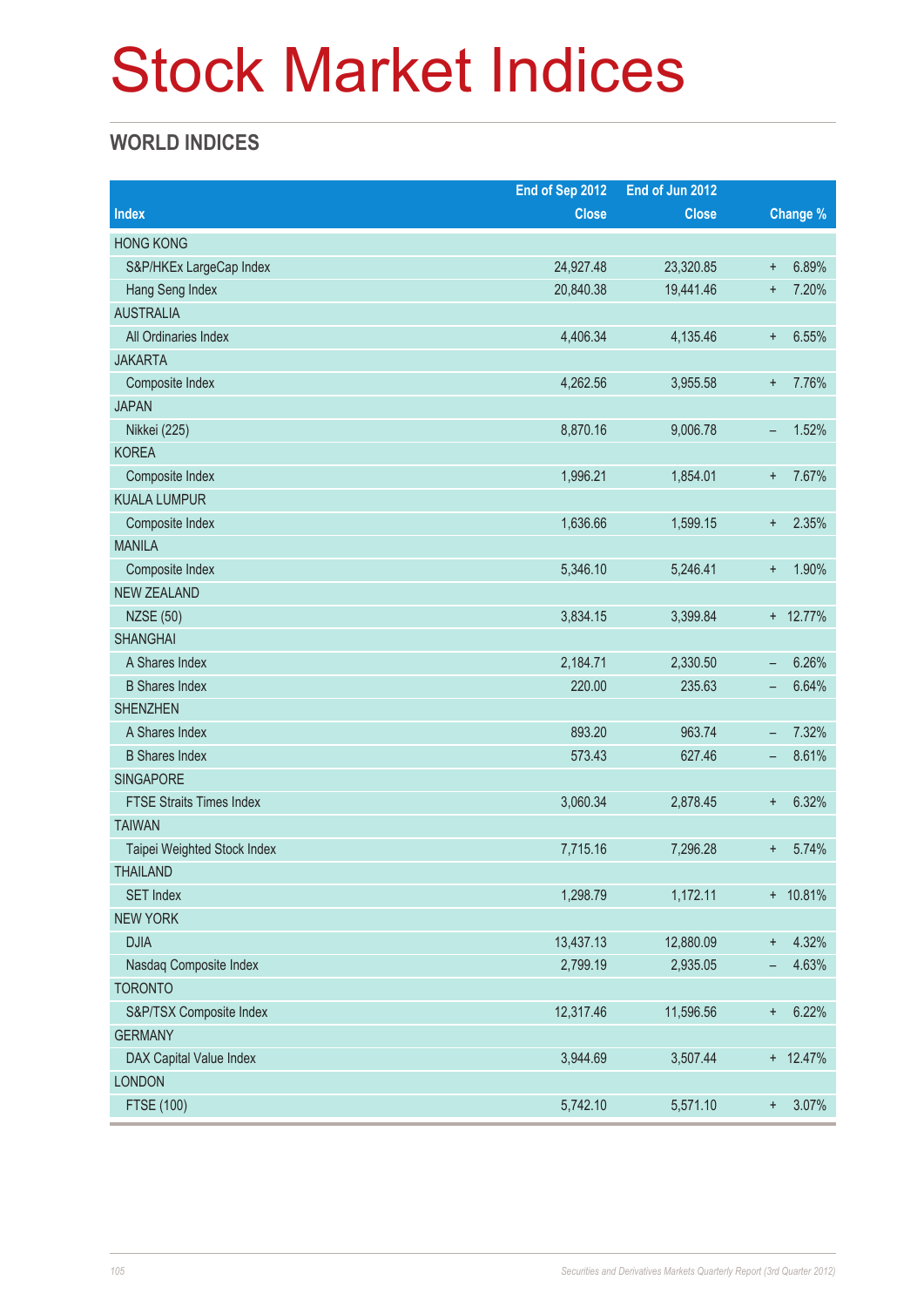# Stock Market Indices

## WORLD INDICES

| Index | End of Sep 2012 Close | End of Jun 2012 Close | Change % |
|---|---|---|---|
| HONG KONG | | | |
| S&P/HKEx LargeCap Index | 24,927.48 | 23,320.85 | + 6.89% |
| Hang Seng Index | 20,840.38 | 19,441.46 | + 7.20% |
| AUSTRALIA | | | |
| All Ordinaries Index | 4,406.34 | 4,135.46 | + 6.55% |
| JAKARTA | | | |
| Composite Index | 4,262.56 | 3,955.58 | + 7.76% |
| JAPAN | | | |
| Nikkei (225) | 8,870.16 | 9,006.78 | – 1.52% |
| KOREA | | | |
| Composite Index | 1,996.21 | 1,854.01 | + 7.67% |
| KUALA LUMPUR | | | |
| Composite Index | 1,636.66 | 1,599.15 | + 2.35% |
| MANILA | | | |
| Composite Index | 5,346.10 | 5,246.41 | + 1.90% |
| NEW ZEALAND | | | |
| NZSE (50) | 3,834.15 | 3,399.84 | + 12.77% |
| SHANGHAI | | | |
| A Shares Index | 2,184.71 | 2,330.50 | – 6.26% |
| B Shares Index | 220.00 | 235.63 | – 6.64% |
| SHENZHEN | | | |
| A Shares Index | 893.20 | 963.74 | – 7.32% |
| B Shares Index | 573.43 | 627.46 | – 8.61% |
| SINGAPORE | | | |
| FTSE Straits Times Index | 3,060.34 | 2,878.45 | + 6.32% |
| TAIWAN | | | |
| Taipei Weighted Stock Index | 7,715.16 | 7,296.28 | + 5.74% |
| THAILAND | | | |
| SET Index | 1,298.79 | 1,172.11 | + 10.81% |
| NEW YORK | | | |
| DJIA | 13,437.13 | 12,880.09 | + 4.32% |
| Nasdaq Composite Index | 2,799.19 | 2,935.05 | – 4.63% |
| TORONTO | | | |
| S&P/TSX Composite Index | 12,317.46 | 11,596.56 | + 6.22% |
| GERMANY | | | |
| DAX Capital Value Index | 3,944.69 | 3,507.44 | + 12.47% |
| LONDON | | | |
| FTSE (100) | 5,742.10 | 5,571.10 | + 3.07% |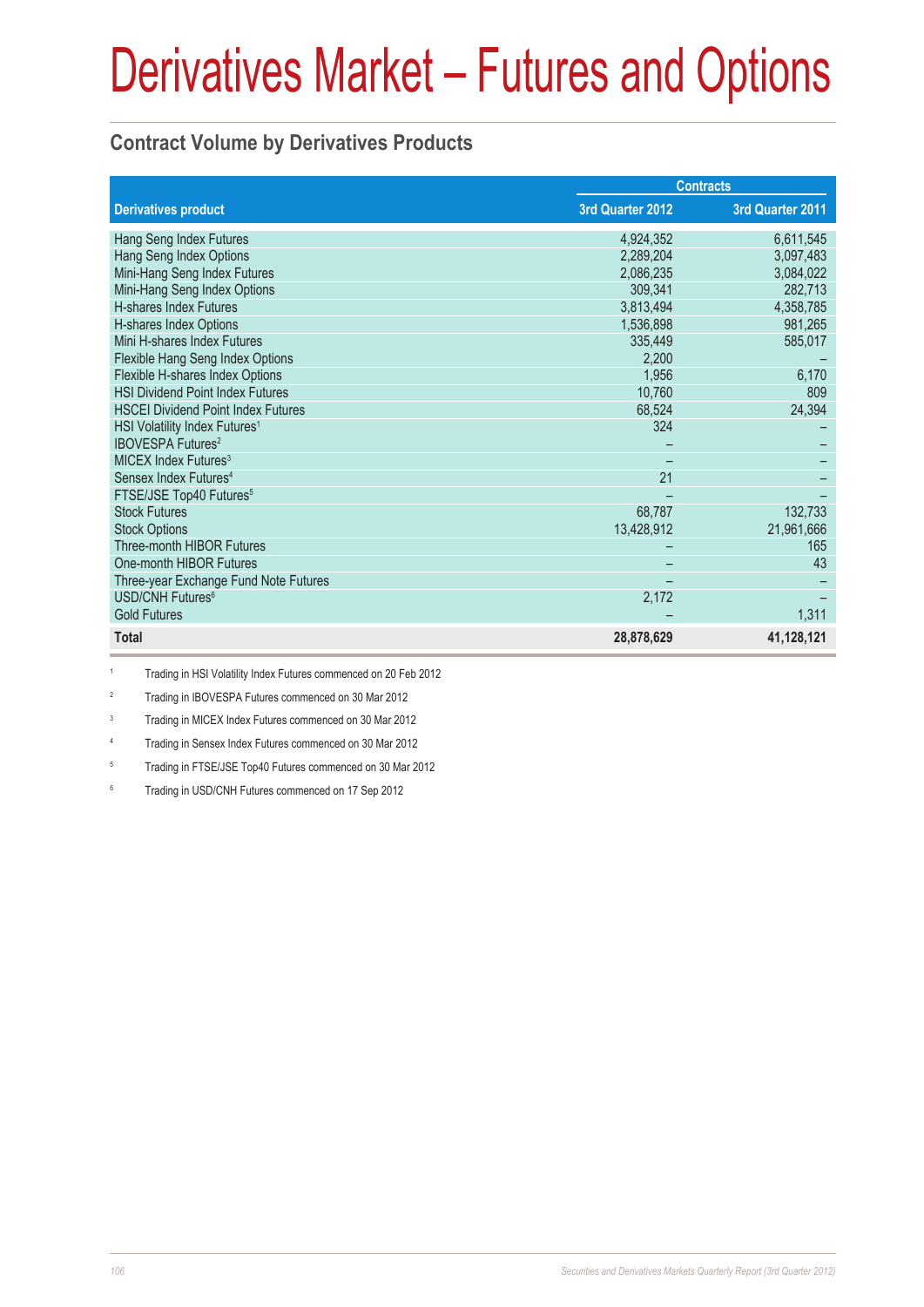# Derivatives Market – Futures and Options

## Contract Volume by Derivatives Products

| Derivatives product | Contracts | |
|---|---|---|
| | 3rd Quarter 2012 | 3rd Quarter 2011 |
| Hang Seng Index Futures | 4,924,352 | 6,611,545 |
| Hang Seng Index Options | 2,289,204 | 3,097,483 |
| Mini-Hang Seng Index Futures | 2,086,235 | 3,084,022 |
| Mini-Hang Seng Index Options | 309,341 | 282,713 |
| H-shares Index Futures | 3,813,494 | 4,358,785 |
| H-shares Index Options | 1,536,898 | 981,265 |
| Mini H-shares Index Futures | 335,449 | 585,017 |
| Flexible Hang Seng Index Options | 2,200 | – |
| Flexible H-shares Index Options | 1,956 | 6,170 |
| HSI Dividend Point Index Futures | 10,760 | 809 |
| HSCEI Dividend Point Index Futures | 68,524 | 24,394 |
| HSI Volatility Index Futures[1] | 324 | – |
| IBOVESPA Futures[2] | – | – |
| MICEX Index Futures[3] | – | – |
| Sensex Index Futures[4] | 21 | – |
| FTSE/JSE Top40 Futures[5] | – | – |
| Stock Futures | 68,787 | 132,733 |
| Stock Options | 13,428,912 | 21,961,666 |
| Three-month HIBOR Futures | – | 165 |
| One-month HIBOR Futures | – | 43 |
| Three-year Exchange Fund Note Futures | – | – |
| USD/CNH Futures[6] | 2,172 | – |
| Gold Futures | – | 1,311 |
| **Total** | **28,878,629** | **41,128,121** |

1 Trading in HSI Volatility Index Futures commenced on 20 Feb 2012

2 Trading in IBOVESPA Futures commenced on 30 Mar 2012

3 Trading in MICEX Index Futures commenced on 30 Mar 2012

4 Trading in Sensex Index Futures commenced on 30 Mar 2012

5 Trading in FTSE/JSE Top40 Futures commenced on 30 Mar 2012

6 Trading in USD/CNH Futures commenced on 17 Sep 2012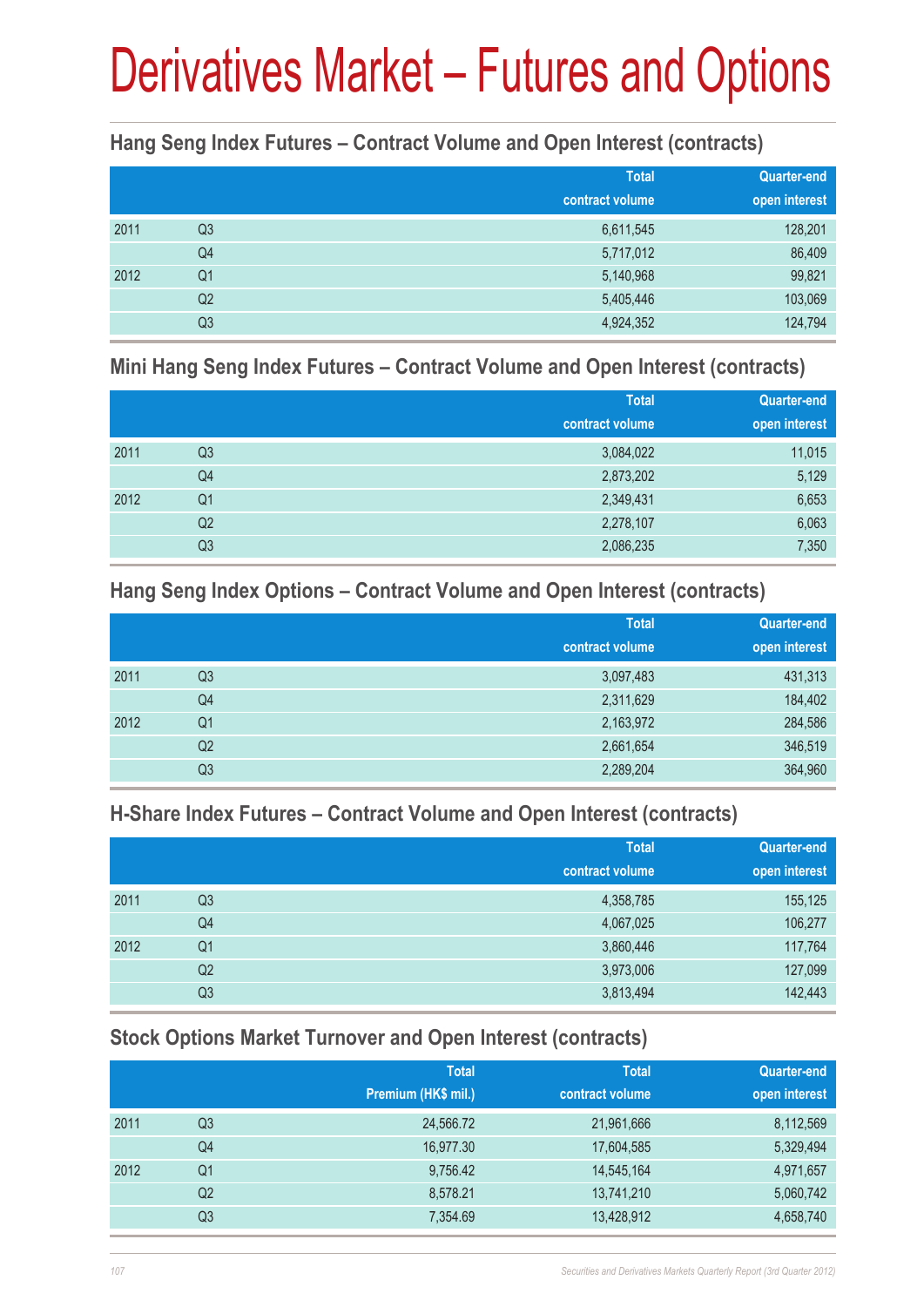# Derivatives Market – Futures and Options

## Hang Seng Index Futures – Contract Volume and Open Interest (contracts)

| | | Total contract volume | Quarter-end open interest |
|---|---|---|---|
| 2011 | Q3 | 6,611,545 | 128,201 |
| | Q4 | 5,717,012 | 86,409 |
| 2012 | Q1 | 5,140,968 | 99,821 |
| | Q2 | 5,405,446 | 103,069 |
| | Q3 | 4,924,352 | 124,794 |

## Mini Hang Seng Index Futures – Contract Volume and Open Interest (contracts)

| | | Total contract volume | Quarter-end open interest |
|---|---|---|---|
| 2011 | Q3 | 3,084,022 | 11,015 |
| | Q4 | 2,873,202 | 5,129 |
| 2012 | Q1 | 2,349,431 | 6,653 |
| | Q2 | 2,278,107 | 6,063 |
| | Q3 | 2,086,235 | 7,350 |

## Hang Seng Index Options – Contract Volume and Open Interest (contracts)

| | | Total contract volume | Quarter-end open interest |
|---|---|---|---|
| 2011 | Q3 | 3,097,483 | 431,313 |
| | Q4 | 2,311,629 | 184,402 |
| 2012 | Q1 | 2,163,972 | 284,586 |
| | Q2 | 2,661,654 | 346,519 |
| | Q3 | 2,289,204 | 364,960 |

## H-Share Index Futures – Contract Volume and Open Interest (contracts)

| | | Total contract volume | Quarter-end open interest |
|---|---|---|---|
| 2011 | Q3 | 4,358,785 | 155,125 |
| | Q4 | 4,067,025 | 106,277 |
| 2012 | Q1 | 3,860,446 | 117,764 |
| | Q2 | 3,973,006 | 127,099 |
| | Q3 | 3,813,494 | 142,443 |

## Stock Options Market Turnover and Open Interest (contracts)

| | | Total Premium (HK$ mil.) | Total contract volume | Quarter-end open interest |
|---|---|---|---|---|
| 2011 | Q3 | 24,566.72 | 21,961,666 | 8,112,569 |
| | Q4 | 16,977.30 | 17,604,585 | 5,329,494 |
| 2012 | Q1 | 9,756.42 | 14,545,164 | 4,971,657 |
| | Q2 | 8,578.21 | 13,741,210 | 5,060,742 |
| | Q3 | 7,354.69 | 13,428,912 | 4,658,740 |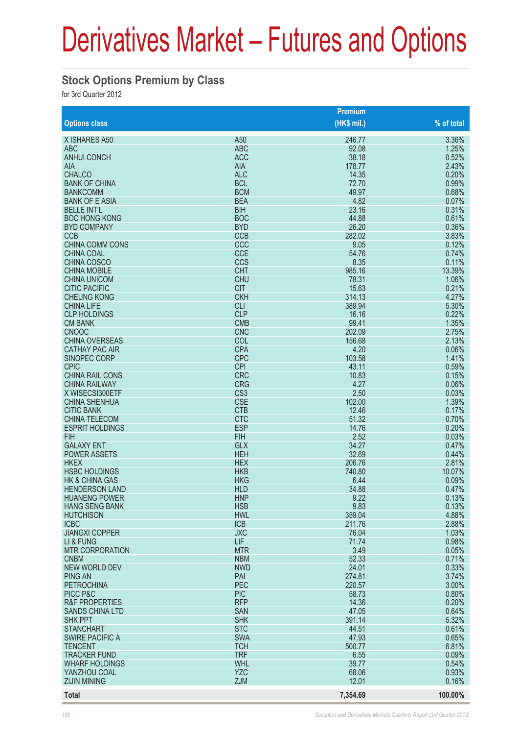# Derivatives Market – Futures and Options

## Stock Options Premium by Class

for 3rd Quarter 2012

| Options class | | Premium (HK$ mil.) | % of total |
|---|---|---|---|
| X ISHARES A50 | A50 | 246.77 | 3.36% |
| ABC | ABC | 92.08 | 1.25% |
| ANHUI CONCH | ACC | 38.18 | 0.52% |
| AIA | AIA | 178.77 | 2.43% |
| CHALCO | ALC | 14.35 | 0.20% |
| BANK OF CHINA | BCL | 72.70 | 0.99% |
| BANKCOMM | BCM | 49.97 | 0.68% |
| BANK OF E ASIA | BEA | 4.82 | 0.07% |
| BELLE INT'L | BIH | 23.16 | 0.31% |
| BOC HONG KONG | BOC | 44.88 | 0.61% |
| BYD COMPANY | BYD | 26.20 | 0.36% |
| CCB | CCB | 282.02 | 3.83% |
| CHINA COMM CONS | CCC | 9.05 | 0.12% |
| CHINA COAL | CCE | 54.76 | 0.74% |
| CHINA COSCO | CCS | 8.35 | 0.11% |
| CHINA MOBILE | CHT | 985.16 | 13.39% |
| CHINA UNICOM | CHU | 78.31 | 1.06% |
| CITIC PACIFIC | CIT | 15.63 | 0.21% |
| CHEUNG KONG | CKH | 314.13 | 4.27% |
| CHINA LIFE | CLI | 389.94 | 5.30% |
| CLP HOLDINGS | CLP | 16.16 | 0.22% |
| CM BANK | CMB | 99.41 | 1.35% |
| CNOOC | CNC | 202.09 | 2.75% |
| CHINA OVERSEAS | COL | 156.68 | 2.13% |
| CATHAY PAC AIR | CPA | 4.20 | 0.06% |
| SINOPEC CORP | CPC | 103.58 | 1.41% |
| CPIC | CPI | 43.11 | 0.59% |
| CHINA RAIL CONS | CRC | 10.83 | 0.15% |
| CHINA RAILWAY | CRG | 4.27 | 0.06% |
| X WISECSI300ETF | CS3 | 2.50 | 0.03% |
| CHINA SHENHUA | CSE | 102.00 | 1.39% |
| CITIC BANK | CTB | 12.46 | 0.17% |
| CHINA TELECOM | CTC | 51.32 | 0.70% |
| ESPRIT HOLDINGS | ESP | 14.76 | 0.20% |
| FIH | FIH | 2.52 | 0.03% |
| GALAXY ENT | GLX | 34.27 | 0.47% |
| POWER ASSETS | HEH | 32.69 | 0.44% |
| HKEX | HEX | 206.76 | 2.81% |
| HSBC HOLDINGS | HKB | 740.80 | 10.07% |
| HK & CHINA GAS | HKG | 6.44 | 0.09% |
| HENDERSON LAND | HLD | 34.88 | 0.47% |
| HUANENG POWER | HNP | 9.22 | 0.13% |
| HANG SENG BANK | HSB | 9.83 | 0.13% |
| HUTCHISON | HWL | 359.04 | 4.88% |
| ICBC | ICB | 211.76 | 2.88% |
| JIANGXI COPPER | JXC | 76.04 | 1.03% |
| LI & FUNG | LIF | 71.74 | 0.98% |
| MTR CORPORATION | MTR | 3.49 | 0.05% |
| CNBM | NBM | 52.33 | 0.71% |
| NEW WORLD DEV | NWD | 24.01 | 0.33% |
| PING AN | PAI | 274.81 | 3.74% |
| PETROCHINA | PEC | 220.57 | 3.00% |
| PICC P&C | PIC | 58.73 | 0.80% |
| R&F PROPERTIES | RFP | 14.36 | 0.20% |
| SANDS CHINA LTD | SAN | 47.05 | 0.64% |
| SHK PPT | SHK | 391.14 | 5.32% |
| STANCHART | STC | 44.51 | 0.61% |
| SWIRE PACIFIC A | SWA | 47.93 | 0.65% |
| TENCENT | TCH | 500.77 | 6.81% |
| TRACKER FUND | TRF | 6.55 | 0.09% |
| WHARF HOLDINGS | WHL | 39.77 | 0.54% |
| YANZHOU COAL | YZC | 68.06 | 0.93% |
| ZIJIN MINING | ZJM | 12.01 | 0.16% |
| **Total** | | **7,354.69** | **100.00%** |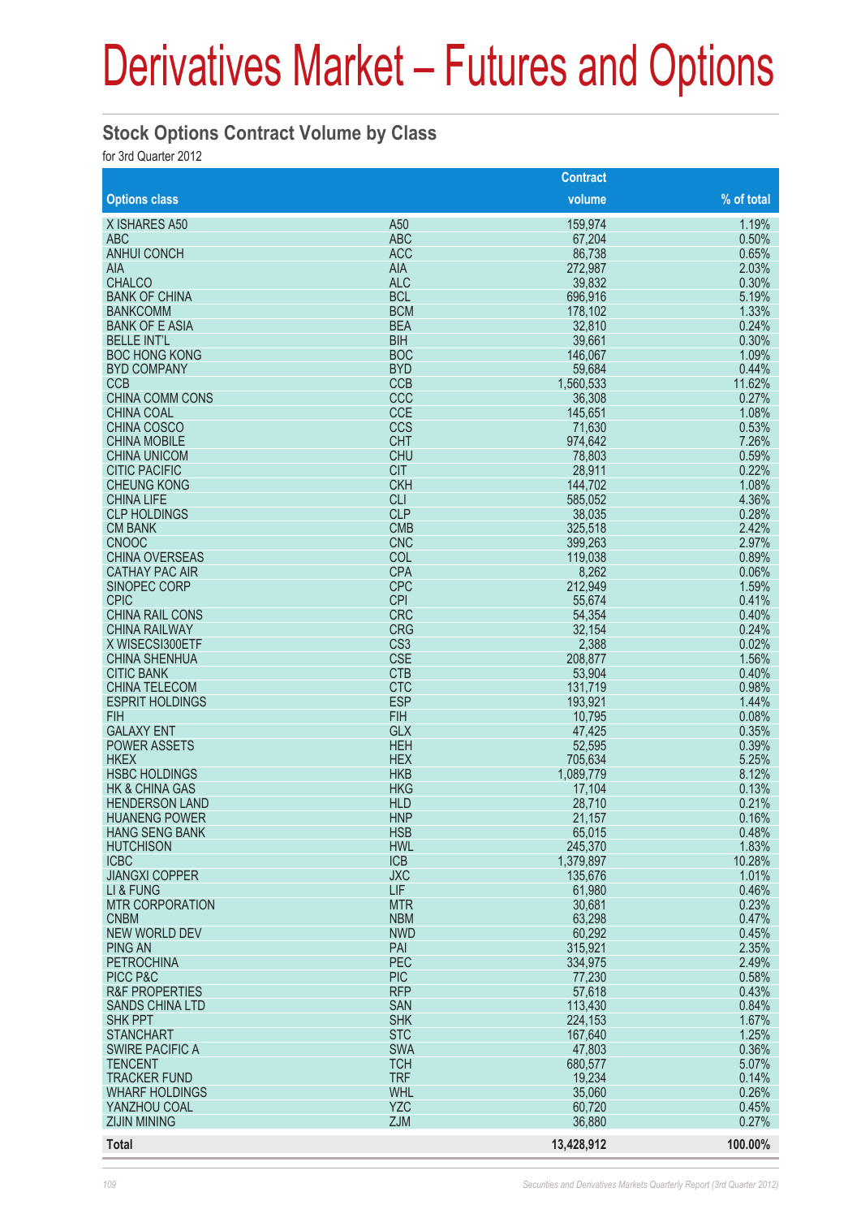# Derivatives Market – Futures and Options

## Stock Options Contract Volume by Class

for 3rd Quarter 2012

| Options class | | Contract volume | % of total |
|---|---|---|---|
| X ISHARES A50 | A50 | 159,974 | 1.19% |
| ABC | ABC | 67,204 | 0.50% |
| ANHUI CONCH | ACC | 86,738 | 0.65% |
| AIA | AIA | 272,987 | 2.03% |
| CHALCO | ALC | 39,832 | 0.30% |
| BANK OF CHINA | BCL | 696,916 | 5.19% |
| BANKCOMM | BCM | 178,102 | 1.33% |
| BANK OF E ASIA | BEA | 32,810 | 0.24% |
| BELLE INT'L | BIH | 39,661 | 0.30% |
| BOC HONG KONG | BOC | 146,067 | 1.09% |
| BYD COMPANY | BYD | 59,684 | 0.44% |
| CCB | CCB | 1,560,533 | 11.62% |
| CHINA COMM CONS | CCC | 36,308 | 0.27% |
| CHINA COAL | CCE | 145,651 | 1.08% |
| CHINA COSCO | CCS | 71,630 | 0.53% |
| CHINA MOBILE | CHT | 974,642 | 7.26% |
| CHINA UNICOM | CHU | 78,803 | 0.59% |
| CITIC PACIFIC | CIT | 28,911 | 0.22% |
| CHEUNG KONG | CKH | 144,702 | 1.08% |
| CHINA LIFE | CLI | 585,052 | 4.36% |
| CLP HOLDINGS | CLP | 38,035 | 0.28% |
| CM BANK | CMB | 325,518 | 2.42% |
| CNOOC | CNC | 399,263 | 2.97% |
| CHINA OVERSEAS | COL | 119,038 | 0.89% |
| CATHAY PAC AIR | CPA | 8,262 | 0.06% |
| SINOPEC CORP | CPC | 212,949 | 1.59% |
| CPIC | CPI | 55,674 | 0.41% |
| CHINA RAIL CONS | CRC | 54,354 | 0.40% |
| CHINA RAILWAY | CRG | 32,154 | 0.24% |
| X WISECSI300ETF | CS3 | 2,388 | 0.02% |
| CHINA SHENHUA | CSE | 208,877 | 1.56% |
| CITIC BANK | CTB | 53,904 | 0.40% |
| CHINA TELECOM | CTC | 131,719 | 0.98% |
| ESPRIT HOLDINGS | ESP | 193,921 | 1.44% |
| FIH | FIH | 10,795 | 0.08% |
| GALAXY ENT | GLX | 47,425 | 0.35% |
| POWER ASSETS | HEH | 52,595 | 0.39% |
| HKEX | HEX | 705,634 | 5.25% |
| HSBC HOLDINGS | HKB | 1,089,779 | 8.12% |
| HK & CHINA GAS | HKG | 17,104 | 0.13% |
| HENDERSON LAND | HLD | 28,710 | 0.21% |
| HUANENG POWER | HNP | 21,157 | 0.16% |
| HANG SENG BANK | HSB | 65,015 | 0.48% |
| HUTCHISON | HWL | 245,370 | 1.83% |
| ICBC | ICB | 1,379,897 | 10.28% |
| JIANGXI COPPER | JXC | 135,676 | 1.01% |
| LI & FUNG | LIF | 61,980 | 0.46% |
| MTR CORPORATION | MTR | 30,681 | 0.23% |
| CNBM | NBM | 63,298 | 0.47% |
| NEW WORLD DEV | NWD | 60,292 | 0.45% |
| PING AN | PAI | 315,921 | 2.35% |
| PETROCHINA | PEC | 334,975 | 2.49% |
| PICC P&C | PIC | 77,230 | 0.58% |
| R&F PROPERTIES | RFP | 57,618 | 0.43% |
| SANDS CHINA LTD | SAN | 113,430 | 0.84% |
| SHK PPT | SHK | 224,153 | 1.67% |
| STANCHART | STC | 167,640 | 1.25% |
| SWIRE PACIFIC A | SWA | 47,803 | 0.36% |
| TENCENT | TCH | 680,577 | 5.07% |
| TRACKER FUND | TRF | 19,234 | 0.14% |
| WHARF HOLDINGS | WHL | 35,060 | 0.26% |
| YANZHOU COAL | YZC | 60,720 | 0.45% |
| ZIJIN MINING | ZJM | 36,880 | 0.27% |
| **Total** | | **13,428,912** | **100.00%** |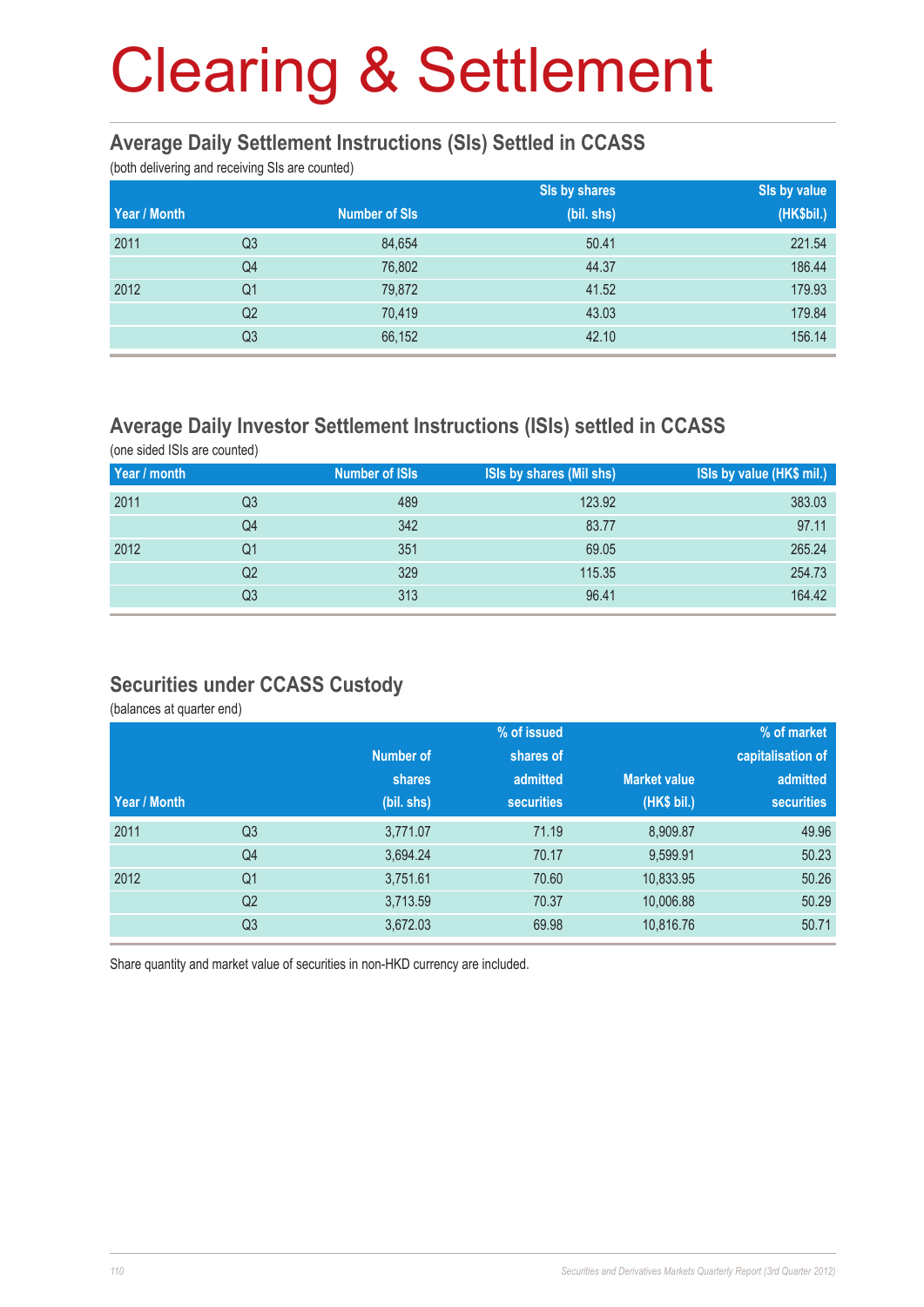# Clearing & Settlement

## Average Daily Settlement Instructions (SIs) Settled in CCASS

(both delivering and receiving SIs are counted)

| Year / Month | | Number of SIs | SIs by shares (bil. shs) | SIs by value (HK$bil.) |
|---|---|---|---|---|
| 2011 | Q3 | 84,654 | 50.41 | 221.54 |
| | Q4 | 76,802 | 44.37 | 186.44 |
| 2012 | Q1 | 79,872 | 41.52 | 179.93 |
| | Q2 | 70,419 | 43.03 | 179.84 |
| | Q3 | 66,152 | 42.10 | 156.14 |

## Average Daily Investor Settlement Instructions (ISIs) settled in CCASS

(one sided ISIs are counted)

| Year / month | | Number of ISIs | ISIs by shares (Mil shs) | ISIs by value (HK$ mil.) |
|---|---|---|---|---|
| 2011 | Q3 | 489 | 123.92 | 383.03 |
| | Q4 | 342 | 83.77 | 97.11 |
| 2012 | Q1 | 351 | 69.05 | 265.24 |
| | Q2 | 329 | 115.35 | 254.73 |
| | Q3 | 313 | 96.41 | 164.42 |

## Securities under CCASS Custody

(balances at quarter end)

| Year / Month | | Number of shares (bil. shs) | % of issued shares of admitted securities | Market value (HK$ bil.) | % of market capitalisation of admitted securities |
|---|---|---|---|---|---|
| 2011 | Q3 | 3,771.07 | 71.19 | 8,909.87 | 49.96 |
| | Q4 | 3,694.24 | 70.17 | 9,599.91 | 50.23 |
| 2012 | Q1 | 3,751.61 | 70.60 | 10,833.95 | 50.26 |
| | Q2 | 3,713.59 | 70.37 | 10,006.88 | 50.29 |
| | Q3 | 3,672.03 | 69.98 | 10,816.76 | 50.71 |

Share quantity and market value of securities in non-HKD currency are included.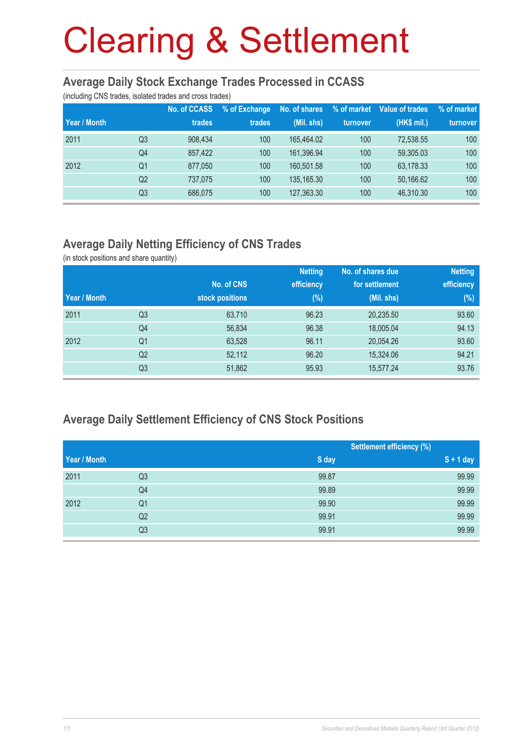# Clearing & Settlement

## Average Daily Stock Exchange Trades Processed in CCASS

(including CNS trades, isolated trades and cross trades)

| Year / Month | | No. of CCASS trades | % of Exchange trades | No. of shares (Mil. shs) | % of market turnover | Value of trades (HK$ mil.) | % of market turnover |
|---|---|---|---|---|---|---|---|
| 2011 | Q3 | 908,434 | 100 | 165,464.02 | 100 | 72,538.55 | 100 |
| | Q4 | 857,422 | 100 | 161,396.94 | 100 | 59,305.03 | 100 |
| 2012 | Q1 | 877,050 | 100 | 160,501.58 | 100 | 63,178.33 | 100 |
| | Q2 | 737,075 | 100 | 135,165.30 | 100 | 50,166.62 | 100 |
| | Q3 | 686,075 | 100 | 127,363.30 | 100 | 46,310.30 | 100 |

## Average Daily Netting Efficiency of CNS Trades

(in stock positions and share quantity)

| Year / Month | | No. of CNS stock positions | Netting efficiency (%) | No. of shares due for settlement (Mil. shs) | Netting efficiency (%) |
|---|---|---|---|---|---|
| 2011 | Q3 | 63,710 | 96.23 | 20,235.50 | 93.60 |
| | Q4 | 56,834 | 96.38 | 18,005.04 | 94.13 |
| 2012 | Q1 | 63,528 | 96.11 | 20,054.26 | 93.60 |
| | Q2 | 52,112 | 96.20 | 15,324.06 | 94.21 |
| | Q3 | 51,862 | 95.93 | 15,577.24 | 93.76 |

## Average Daily Settlement Efficiency of CNS Stock Positions

| Year / Month | | Settlement efficiency (%) | |
|---|---|---|---|
| | | S day | S + 1 day |
| 2011 | Q3 | 99.87 | 99.99 |
| | Q4 | 99.89 | 99.99 |
| 2012 | Q1 | 99.90 | 99.99 |
| | Q2 | 99.91 | 99.99 |
| | Q3 | 99.91 | 99.99 |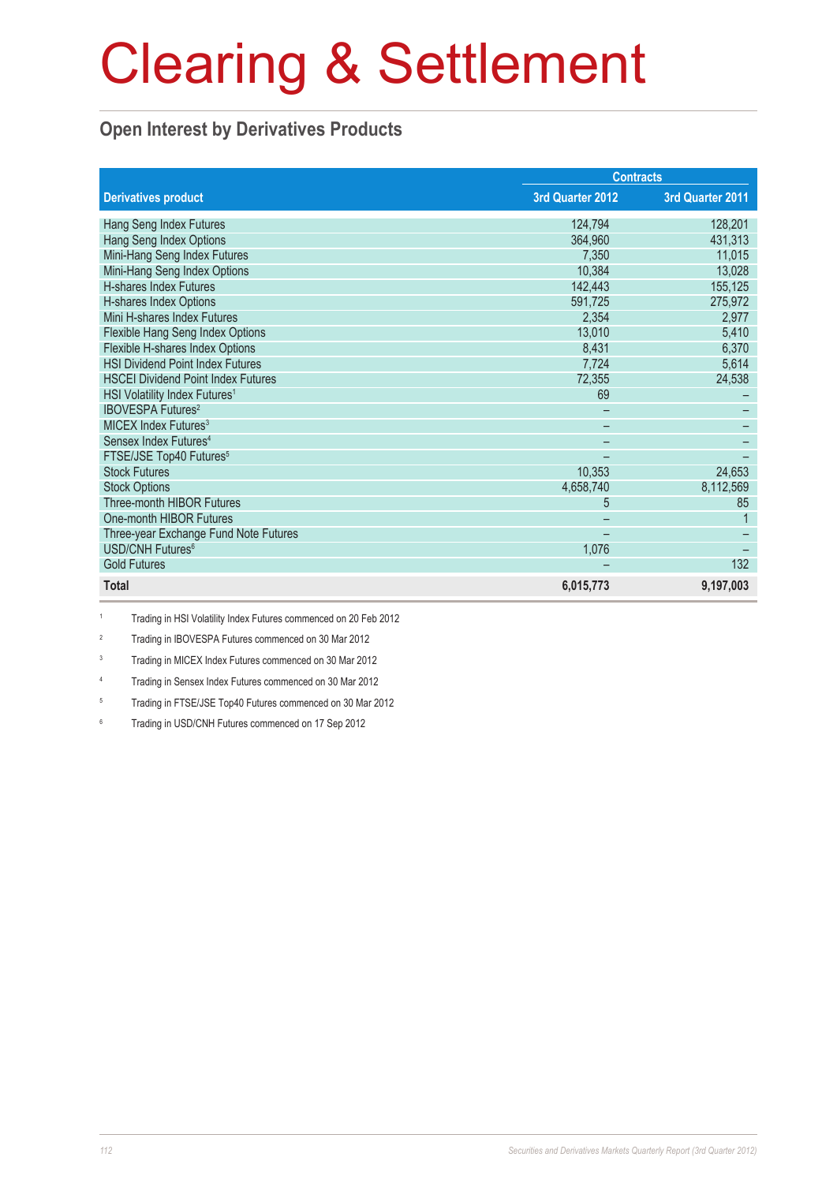# Clearing & Settlement

## Open Interest by Derivatives Products

| Derivatives product | Contracts | |
|---|---|---|
| | 3rd Quarter 2012 | 3rd Quarter 2011 |
| Hang Seng Index Futures | 124,794 | 128,201 |
| Hang Seng Index Options | 364,960 | 431,313 |
| Mini-Hang Seng Index Futures | 7,350 | 11,015 |
| Mini-Hang Seng Index Options | 10,384 | 13,028 |
| H-shares Index Futures | 142,443 | 155,125 |
| H-shares Index Options | 591,725 | 275,972 |
| Mini H-shares Index Futures | 2,354 | 2,977 |
| Flexible Hang Seng Index Options | 13,010 | 5,410 |
| Flexible H-shares Index Options | 8,431 | 6,370 |
| HSI Dividend Point Index Futures | 7,724 | 5,614 |
| HSCEI Dividend Point Index Futures | 72,355 | 24,538 |
| HSI Volatility Index Futures[1] | 69 | – |
| IBOVESPA Futures[2] | – | – |
| MICEX Index Futures[3] | – | – |
| Sensex Index Futures[4] | – | – |
| FTSE/JSE Top40 Futures[5] | – | – |
| Stock Futures | 10,353 | 24,653 |
| Stock Options | 4,658,740 | 8,112,569 |
| Three-month HIBOR Futures | 5 | 85 |
| One-month HIBOR Futures | – | 1 |
| Three-year Exchange Fund Note Futures | – | – |
| USD/CNH Futures[6] | 1,076 | – |
| Gold Futures | – | 132 |
| **Total** | **6,015,773** | **9,197,003** |

[1] Trading in HSI Volatility Index Futures commenced on 20 Feb 2012

[2] Trading in IBOVESPA Futures commenced on 30 Mar 2012

[3] Trading in MICEX Index Futures commenced on 30 Mar 2012

[4] Trading in Sensex Index Futures commenced on 30 Mar 2012

[5] Trading in FTSE/JSE Top40 Futures commenced on 30 Mar 2012

[6] Trading in USD/CNH Futures commenced on 17 Sep 2012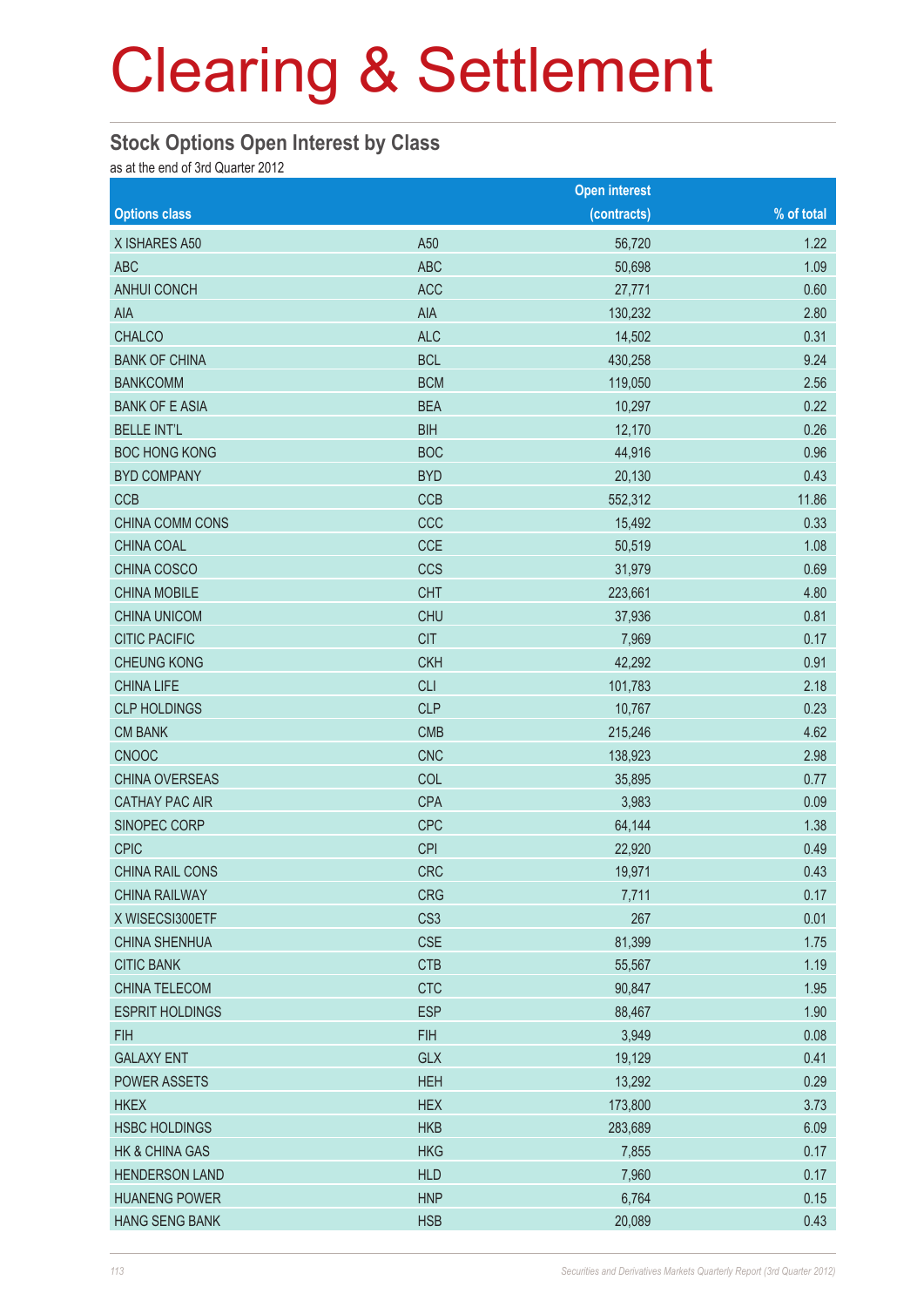# Clearing & Settlement

## Stock Options Open Interest by Class

as at the end of 3rd Quarter 2012

| Options class | | Open interest (contracts) | % of total |
|---|---|---|---|
| X ISHARES A50 | A50 | 56,720 | 1.22 |
| ABC | ABC | 50,698 | 1.09 |
| ANHUI CONCH | ACC | 27,771 | 0.60 |
| AIA | AIA | 130,232 | 2.80 |
| CHALCO | ALC | 14,502 | 0.31 |
| BANK OF CHINA | BCL | 430,258 | 9.24 |
| BANKCOMM | BCM | 119,050 | 2.56 |
| BANK OF E ASIA | BEA | 10,297 | 0.22 |
| BELLE INT'L | BIH | 12,170 | 0.26 |
| BOC HONG KONG | BOC | 44,916 | 0.96 |
| BYD COMPANY | BYD | 20,130 | 0.43 |
| CCB | CCB | 552,312 | 11.86 |
| CHINA COMM CONS | CCC | 15,492 | 0.33 |
| CHINA COAL | CCE | 50,519 | 1.08 |
| CHINA COSCO | CCS | 31,979 | 0.69 |
| CHINA MOBILE | CHT | 223,661 | 4.80 |
| CHINA UNICOM | CHU | 37,936 | 0.81 |
| CITIC PACIFIC | CIT | 7,969 | 0.17 |
| CHEUNG KONG | CKH | 42,292 | 0.91 |
| CHINA LIFE | CLI | 101,783 | 2.18 |
| CLP HOLDINGS | CLP | 10,767 | 0.23 |
| CM BANK | CMB | 215,246 | 4.62 |
| CNOOC | CNC | 138,923 | 2.98 |
| CHINA OVERSEAS | COL | 35,895 | 0.77 |
| CATHAY PAC AIR | CPA | 3,983 | 0.09 |
| SINOPEC CORP | CPC | 64,144 | 1.38 |
| CPIC | CPI | 22,920 | 0.49 |
| CHINA RAIL CONS | CRC | 19,971 | 0.43 |
| CHINA RAILWAY | CRG | 7,711 | 0.17 |
| X WISECSI300ETF | CS3 | 267 | 0.01 |
| CHINA SHENHUA | CSE | 81,399 | 1.75 |
| CITIC BANK | CTB | 55,567 | 1.19 |
| CHINA TELECOM | CTC | 90,847 | 1.95 |
| ESPRIT HOLDINGS | ESP | 88,467 | 1.90 |
| FIH | FIH | 3,949 | 0.08 |
| GALAXY ENT | GLX | 19,129 | 0.41 |
| POWER ASSETS | HEH | 13,292 | 0.29 |
| HKEX | HEX | 173,800 | 3.73 |
| HSBC HOLDINGS | HKB | 283,689 | 6.09 |
| HK & CHINA GAS | HKG | 7,855 | 0.17 |
| HENDERSON LAND | HLD | 7,960 | 0.17 |
| HUANENG POWER | HNP | 6,764 | 0.15 |
| HANG SENG BANK | HSB | 20,089 | 0.43 |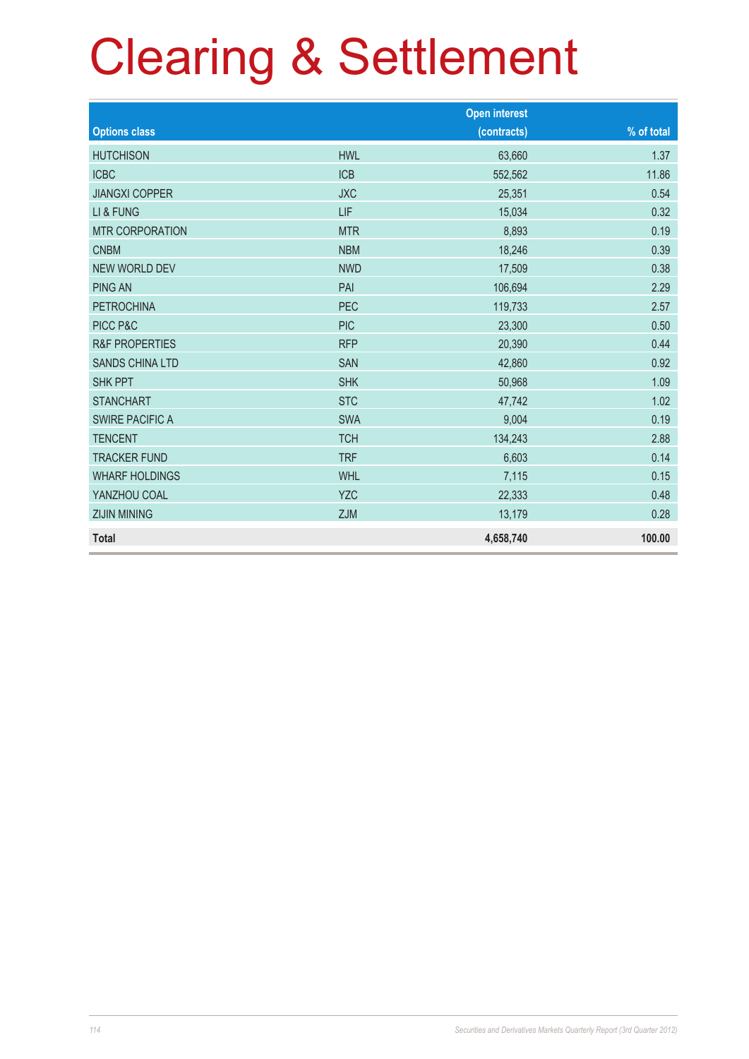# Clearing & Settlement

| Options class | | Open interest (contracts) | % of total |
|---|---|---|---|
| HUTCHISON | HWL | 63,660 | 1.37 |
| ICBC | ICB | 552,562 | 11.86 |
| JIANGXI COPPER | JXC | 25,351 | 0.54 |
| LI & FUNG | LIF | 15,034 | 0.32 |
| MTR CORPORATION | MTR | 8,893 | 0.19 |
| CNBM | NBM | 18,246 | 0.39 |
| NEW WORLD DEV | NWD | 17,509 | 0.38 |
| PING AN | PAI | 106,694 | 2.29 |
| PETROCHINA | PEC | 119,733 | 2.57 |
| PICC P&C | PIC | 23,300 | 0.50 |
| R&F PROPERTIES | RFP | 20,390 | 0.44 |
| SANDS CHINA LTD | SAN | 42,860 | 0.92 |
| SHK PPT | SHK | 50,968 | 1.09 |
| STANCHART | STC | 47,742 | 1.02 |
| SWIRE PACIFIC A | SWA | 9,004 | 0.19 |
| TENCENT | TCH | 134,243 | 2.88 |
| TRACKER FUND | TRF | 6,603 | 0.14 |
| WHARF HOLDINGS | WHL | 7,115 | 0.15 |
| YANZHOU COAL | YZC | 22,333 | 0.48 |
| ZIJIN MINING | ZJM | 13,179 | 0.28 |
| **Total** | | **4,658,740** | **100.00** |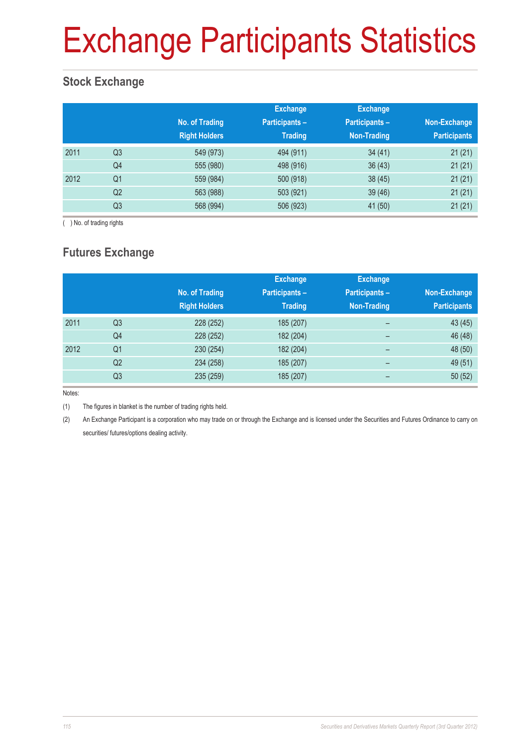# Exchange Participants Statistics

## Stock Exchange

| | | No. of Trading Right Holders | Exchange Participants – Trading | Exchange Participants – Non-Trading | Non-Exchange Participants |
|---|---|---|---|---|---|
| 2011 | Q3 | 549 (973) | 494 (911) | 34 (41) | 21 (21) |
| | Q4 | 555 (980) | 498 (916) | 36 (43) | 21 (21) |
| 2012 | Q1 | 559 (984) | 500 (918) | 38 (45) | 21 (21) |
| | Q2 | 563 (988) | 503 (921) | 39 (46) | 21 (21) |
| | Q3 | 568 (994) | 506 (923) | 41 (50) | 21 (21) |

( ) No. of trading rights

## Futures Exchange

| | | No. of Trading Right Holders | Exchange Participants – Trading | Exchange Participants – Non-Trading | Non-Exchange Participants |
|---|---|---|---|---|---|
| 2011 | Q3 | 228 (252) | 185 (207) | – | 43 (45) |
| | Q4 | 228 (252) | 182 (204) | – | 46 (48) |
| 2012 | Q1 | 230 (254) | 182 (204) | – | 48 (50) |
| | Q2 | 234 (258) | 185 (207) | – | 49 (51) |
| | Q3 | 235 (259) | 185 (207) | – | 50 (52) |

Notes:

(1) The figures in blanket is the number of trading rights held.

(2) An Exchange Participant is a corporation who may trade on or through the Exchange and is licensed under the Securities and Futures Ordinance to carry on securities/ futures/options dealing activity.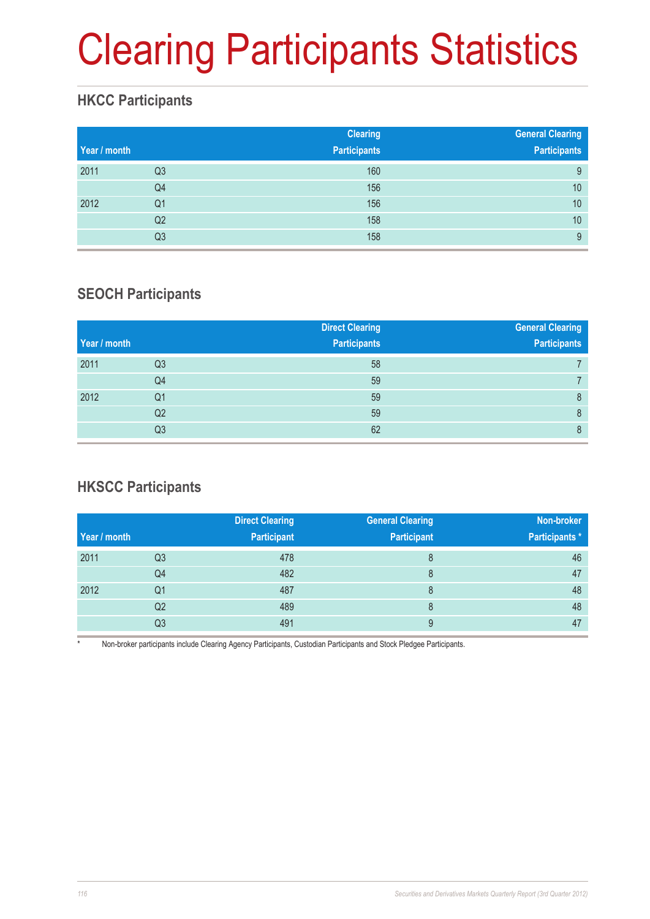# Clearing Participants Statistics

## HKCC Participants

| Year / month | | Clearing Participants | General Clearing Participants |
|---|---|---|---|
| 2011 | Q3 | 160 | 9 |
| | Q4 | 156 | 10 |
| 2012 | Q1 | 156 | 10 |
| | Q2 | 158 | 10 |
| | Q3 | 158 | 9 |

## SEOCH Participants

| Year / month | | Direct Clearing Participants | General Clearing Participants |
|---|---|---|---|
| 2011 | Q3 | 58 | 7 |
| | Q4 | 59 | 7 |
| 2012 | Q1 | 59 | 8 |
| | Q2 | 59 | 8 |
| | Q3 | 62 | 8 |

## HKSCC Participants

| Year / month | | Direct Clearing Participant | General Clearing Participant | Non-broker Participants * |
|---|---|---|---|---|
| 2011 | Q3 | 478 | 8 | 46 |
| | Q4 | 482 | 8 | 47 |
| 2012 | Q1 | 487 | 8 | 48 |
| | Q2 | 489 | 8 | 48 |
| | Q3 | 491 | 9 | 47 |

\* Non-broker participants include Clearing Agency Participants, Custodian Participants and Stock Pledgee Participants.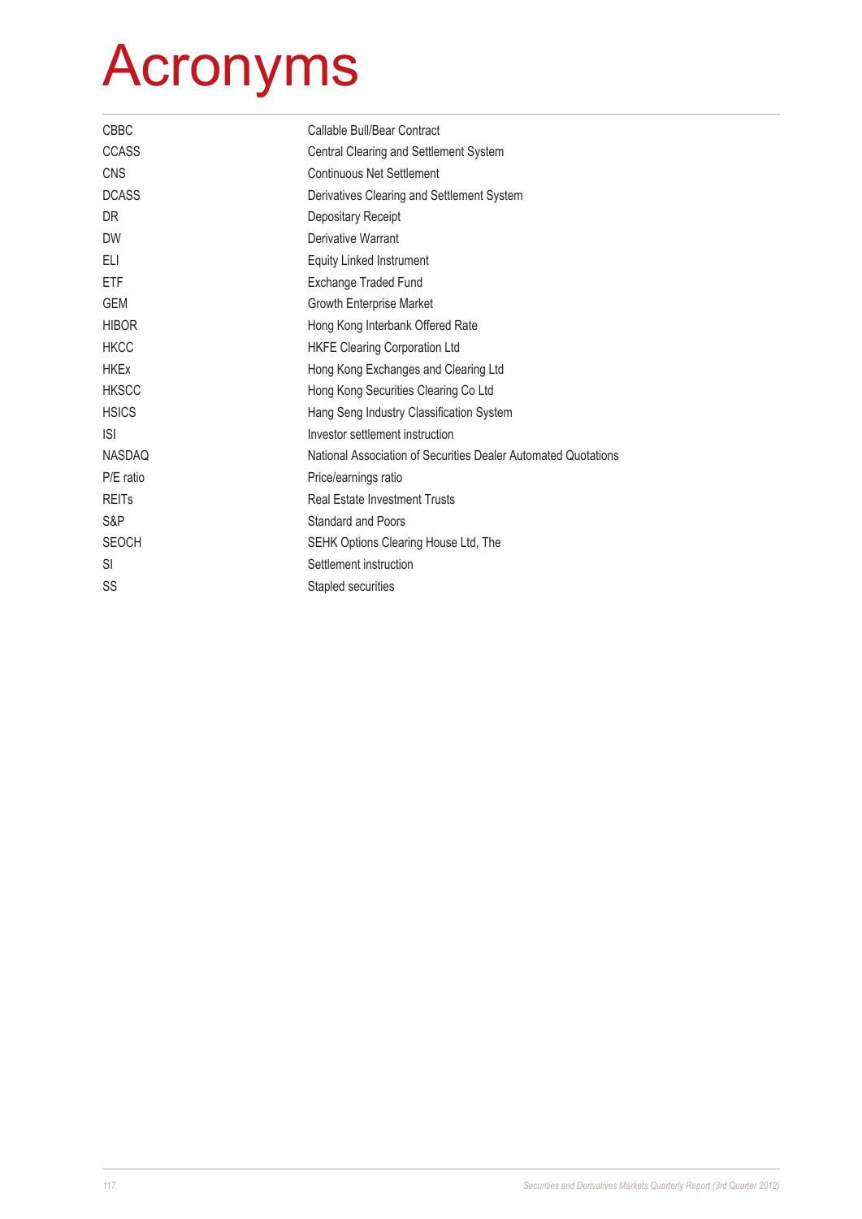# Acronyms

| | |
|---|---|
| CBBC | Callable Bull/Bear Contract |
| CCASS | Central Clearing and Settlement System |
| CNS | Continuous Net Settlement |
| DCASS | Derivatives Clearing and Settlement System |
| DR | Depositary Receipt |
| DW | Derivative Warrant |
| ELI | Equity Linked Instrument |
| ETF | Exchange Traded Fund |
| GEM | Growth Enterprise Market |
| HIBOR | Hong Kong Interbank Offered Rate |
| HKCC | HKFE Clearing Corporation Ltd |
| HKEx | Hong Kong Exchanges and Clearing Ltd |
| HKSCC | Hong Kong Securities Clearing Co Ltd |
| HSICS | Hang Seng Industry Classification System |
| ISI | Investor settlement instruction |
| NASDAQ | National Association of Securities Dealer Automated Quotations |
| P/E ratio | Price/earnings ratio |
| REITs | Real Estate Investment Trusts |
| S&P | Standard and Poors |
| SEOCH | SEHK Options Clearing House Ltd, The |
| SI | Settlement instruction |
| SS | Stapled securities |